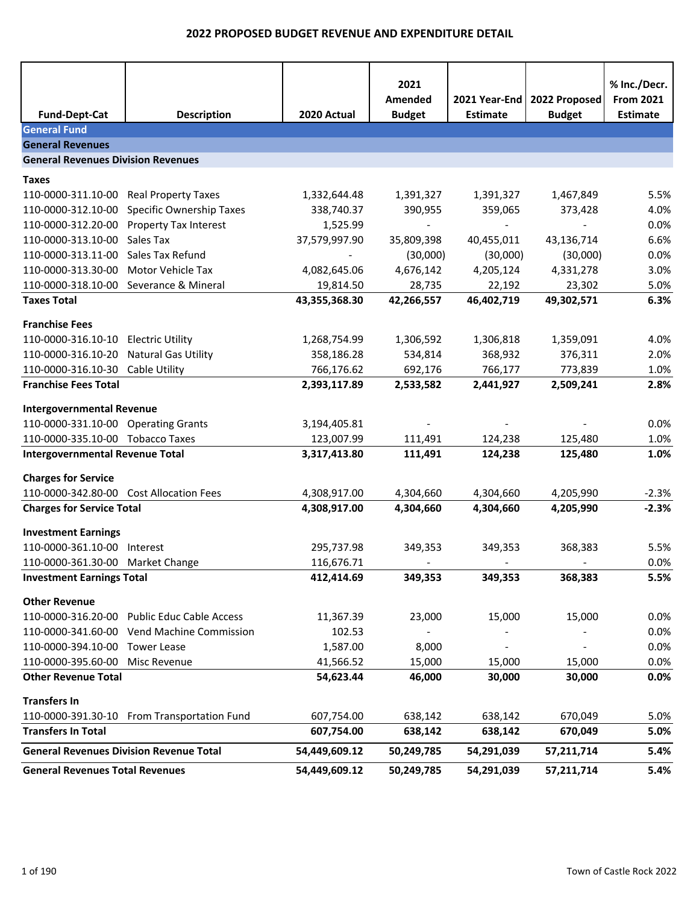# 2022 PROPOSED BUDGET REVENUE AND EXPENDITURE DETAIL

| Fund-Dept-Cat | Description | 2020 Actual | 2021 Amended Budget | 2021 Year-End Estimate | 2022 Proposed Budget | % Inc./Decr. From 2021 Estimate |
|---|---|---|---|---|---|---|
| **General Fund** | | | | | | |
| **General Revenues** | | | | | | |
| **General Revenues Division Revenues** | | | | | | |
| **Taxes** | | | | | | |
| 110-0000-311.10-00 | Real Property Taxes | 1,332,644.48 | 1,391,327 | 1,391,327 | 1,467,849 | 5.5% |
| 110-0000-312.10-00 | Specific Ownership Taxes | 338,740.37 | 390,955 | 359,065 | 373,428 | 4.0% |
| 110-0000-312.20-00 | Property Tax Interest | 1,525.99 | - | - | - | 0.0% |
| 110-0000-313.10-00 | Sales Tax | 37,579,997.90 | 35,809,398 | 40,455,011 | 43,136,714 | 6.6% |
| 110-0000-313.11-00 | Sales Tax Refund | - | (30,000) | (30,000) | (30,000) | 0.0% |
| 110-0000-313.30-00 | Motor Vehicle Tax | 4,082,645.06 | 4,676,142 | 4,205,124 | 4,331,278 | 3.0% |
| 110-0000-318.10-00 | Severance & Mineral | 19,814.50 | 28,735 | 22,192 | 23,302 | 5.0% |
| **Taxes Total** | | **43,355,368.30** | **42,266,557** | **46,402,719** | **49,302,571** | **6.3%** |
| **Franchise Fees** | | | | | | |
| 110-0000-316.10-10 | Electric Utility | 1,268,754.99 | 1,306,592 | 1,306,818 | 1,359,091 | 4.0% |
| 110-0000-316.10-20 | Natural Gas Utility | 358,186.28 | 534,814 | 368,932 | 376,311 | 2.0% |
| 110-0000-316.10-30 | Cable Utility | 766,176.62 | 692,176 | 766,177 | 773,839 | 1.0% |
| **Franchise Fees Total** | | **2,393,117.89** | **2,533,582** | **2,441,927** | **2,509,241** | **2.8%** |
| **Intergovernmental Revenue** | | | | | | |
| 110-0000-331.10-00 | Operating Grants | 3,194,405.81 | - | - | - | 0.0% |
| 110-0000-335.10-00 | Tobacco Taxes | 123,007.99 | 111,491 | 124,238 | 125,480 | 1.0% |
| **Intergovernmental Revenue Total** | | **3,317,413.80** | **111,491** | **124,238** | **125,480** | **1.0%** |
| **Charges for Service** | | | | | | |
| 110-0000-342.80-00 | Cost Allocation Fees | 4,308,917.00 | 4,304,660 | 4,304,660 | 4,205,990 | -2.3% |
| **Charges for Service Total** | | **4,308,917.00** | **4,304,660** | **4,304,660** | **4,205,990** | **-2.3%** |
| **Investment Earnings** | | | | | | |
| 110-0000-361.10-00 | Interest | 295,737.98 | 349,353 | 349,353 | 368,383 | 5.5% |
| 110-0000-361.30-00 | Market Change | 116,676.71 | - | - | - | 0.0% |
| **Investment Earnings Total** | | **412,414.69** | **349,353** | **349,353** | **368,383** | **5.5%** |
| **Other Revenue** | | | | | | |
| 110-0000-316.20-00 | Public Educ Cable Access | 11,367.39 | 23,000 | 15,000 | 15,000 | 0.0% |
| 110-0000-341.60-00 | Vend Machine Commission | 102.53 | - | - | - | 0.0% |
| 110-0000-394.10-00 | Tower Lease | 1,587.00 | 8,000 | - | - | 0.0% |
| 110-0000-395.60-00 | Misc Revenue | 41,566.52 | 15,000 | 15,000 | 15,000 | 0.0% |
| **Other Revenue Total** | | **54,623.44** | **46,000** | **30,000** | **30,000** | **0.0%** |
| **Transfers In** | | | | | | |
| 110-0000-391.30-10 | From Transportation Fund | 607,754.00 | 638,142 | 638,142 | 670,049 | 5.0% |
| **Transfers In Total** | | **607,754.00** | **638,142** | **638,142** | **670,049** | **5.0%** |
| **General Revenues Division Revenue Total** | | **54,449,609.12** | **50,249,785** | **54,291,039** | **57,211,714** | **5.4%** |
| **General Revenues Total Revenues** | | **54,449,609.12** | **50,249,785** | **54,291,039** | **57,211,714** | **5.4%** |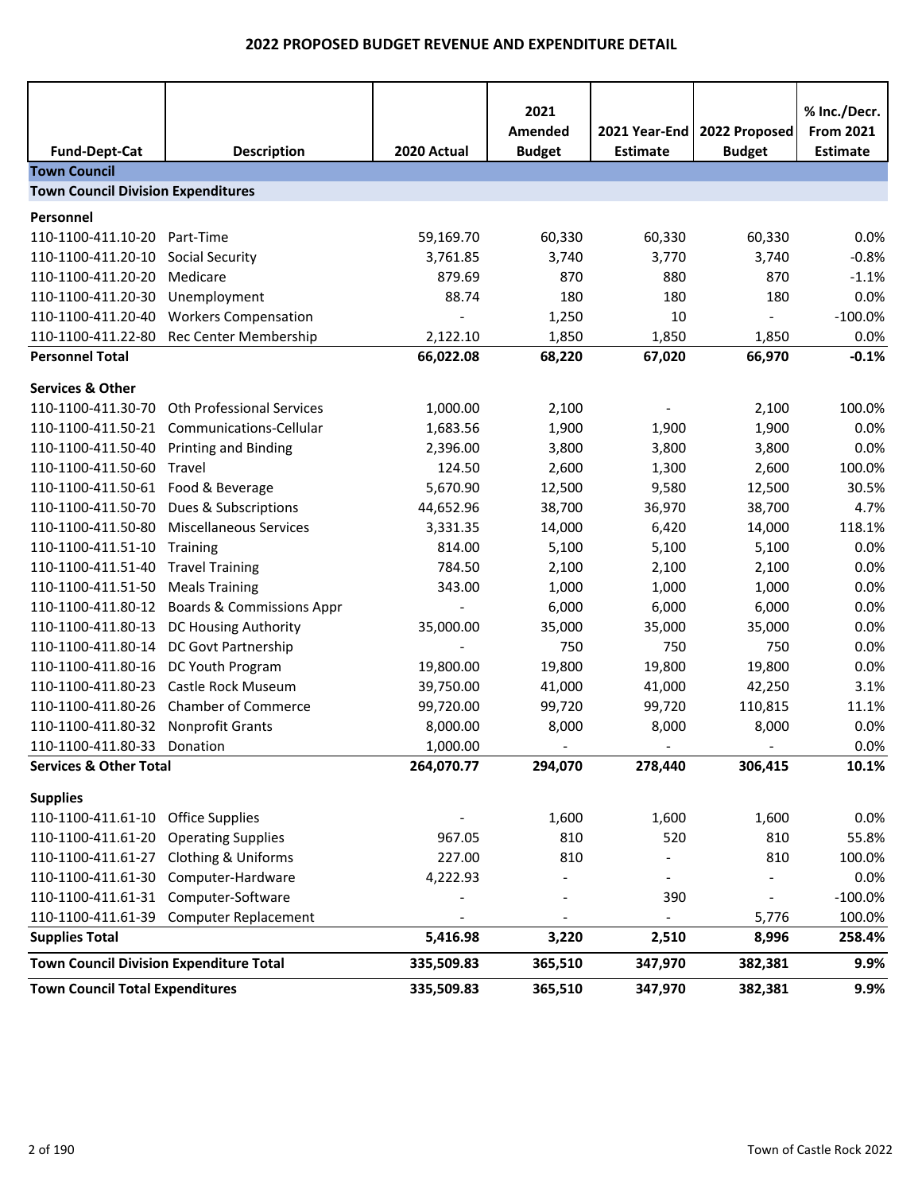# 2022 PROPOSED BUDGET REVENUE AND EXPENDITURE DETAIL

| Fund-Dept-Cat | Description | 2020 Actual | 2021 Amended Budget | 2021 Year-End Estimate | 2022 Proposed Budget | % Inc./Decr. From 2021 Estimate |
|---|---|---|---|---|---|---|
| **Town Council** | | | | | | |
| **Town Council Division Expenditures** | | | | | | |
| **Personnel** | | | | | | |
| 110-1100-411.10-20 | Part-Time | 59,169.70 | 60,330 | 60,330 | 60,330 | 0.0% |
| 110-1100-411.20-10 | Social Security | 3,761.85 | 3,740 | 3,770 | 3,740 | -0.8% |
| 110-1100-411.20-20 | Medicare | 879.69 | 870 | 880 | 870 | -1.1% |
| 110-1100-411.20-30 | Unemployment | 88.74 | 180 | 180 | 180 | 0.0% |
| 110-1100-411.20-40 | Workers Compensation | - | 1,250 | 10 | - | -100.0% |
| 110-1100-411.22-80 | Rec Center Membership | 2,122.10 | 1,850 | 1,850 | 1,850 | 0.0% |
| **Personnel Total** | | **66,022.08** | **68,220** | **67,020** | **66,970** | **-0.1%** |
| **Services & Other** | | | | | | |
| 110-1100-411.30-70 | Oth Professional Services | 1,000.00 | 2,100 | - | 2,100 | 100.0% |
| 110-1100-411.50-21 | Communications-Cellular | 1,683.56 | 1,900 | 1,900 | 1,900 | 0.0% |
| 110-1100-411.50-40 | Printing and Binding | 2,396.00 | 3,800 | 3,800 | 3,800 | 0.0% |
| 110-1100-411.50-60 | Travel | 124.50 | 2,600 | 1,300 | 2,600 | 100.0% |
| 110-1100-411.50-61 | Food & Beverage | 5,670.90 | 12,500 | 9,580 | 12,500 | 30.5% |
| 110-1100-411.50-70 | Dues & Subscriptions | 44,652.96 | 38,700 | 36,970 | 38,700 | 4.7% |
| 110-1100-411.50-80 | Miscellaneous Services | 3,331.35 | 14,000 | 6,420 | 14,000 | 118.1% |
| 110-1100-411.51-10 | Training | 814.00 | 5,100 | 5,100 | 5,100 | 0.0% |
| 110-1100-411.51-40 | Travel Training | 784.50 | 2,100 | 2,100 | 2,100 | 0.0% |
| 110-1100-411.51-50 | Meals Training | 343.00 | 1,000 | 1,000 | 1,000 | 0.0% |
| 110-1100-411.80-12 | Boards & Commissions Appr | - | 6,000 | 6,000 | 6,000 | 0.0% |
| 110-1100-411.80-13 | DC Housing Authority | 35,000.00 | 35,000 | 35,000 | 35,000 | 0.0% |
| 110-1100-411.80-14 | DC Govt Partnership | - | 750 | 750 | 750 | 0.0% |
| 110-1100-411.80-16 | DC Youth Program | 19,800.00 | 19,800 | 19,800 | 19,800 | 0.0% |
| 110-1100-411.80-23 | Castle Rock Museum | 39,750.00 | 41,000 | 41,000 | 42,250 | 3.1% |
| 110-1100-411.80-26 | Chamber of Commerce | 99,720.00 | 99,720 | 99,720 | 110,815 | 11.1% |
| 110-1100-411.80-32 | Nonprofit Grants | 8,000.00 | 8,000 | 8,000 | 8,000 | 0.0% |
| 110-1100-411.80-33 | Donation | 1,000.00 | - | - | - | 0.0% |
| **Services & Other Total** | | **264,070.77** | **294,070** | **278,440** | **306,415** | **10.1%** |
| **Supplies** | | | | | | |
| 110-1100-411.61-10 | Office Supplies | - | 1,600 | 1,600 | 1,600 | 0.0% |
| 110-1100-411.61-20 | Operating Supplies | 967.05 | 810 | 520 | 810 | 55.8% |
| 110-1100-411.61-27 | Clothing & Uniforms | 227.00 | 810 | - | 810 | 100.0% |
| 110-1100-411.61-30 | Computer-Hardware | 4,222.93 | - | - | - | 0.0% |
| 110-1100-411.61-31 | Computer-Software | - | - | 390 | - | -100.0% |
| 110-1100-411.61-39 | Computer Replacement | - | - | - | 5,776 | 100.0% |
| **Supplies Total** | | **5,416.98** | **3,220** | **2,510** | **8,996** | **258.4%** |
| **Town Council Division Expenditure Total** | | **335,509.83** | **365,510** | **347,970** | **382,381** | **9.9%** |
| **Town Council Total Expenditures** | | **335,509.83** | **365,510** | **347,970** | **382,381** | **9.9%** |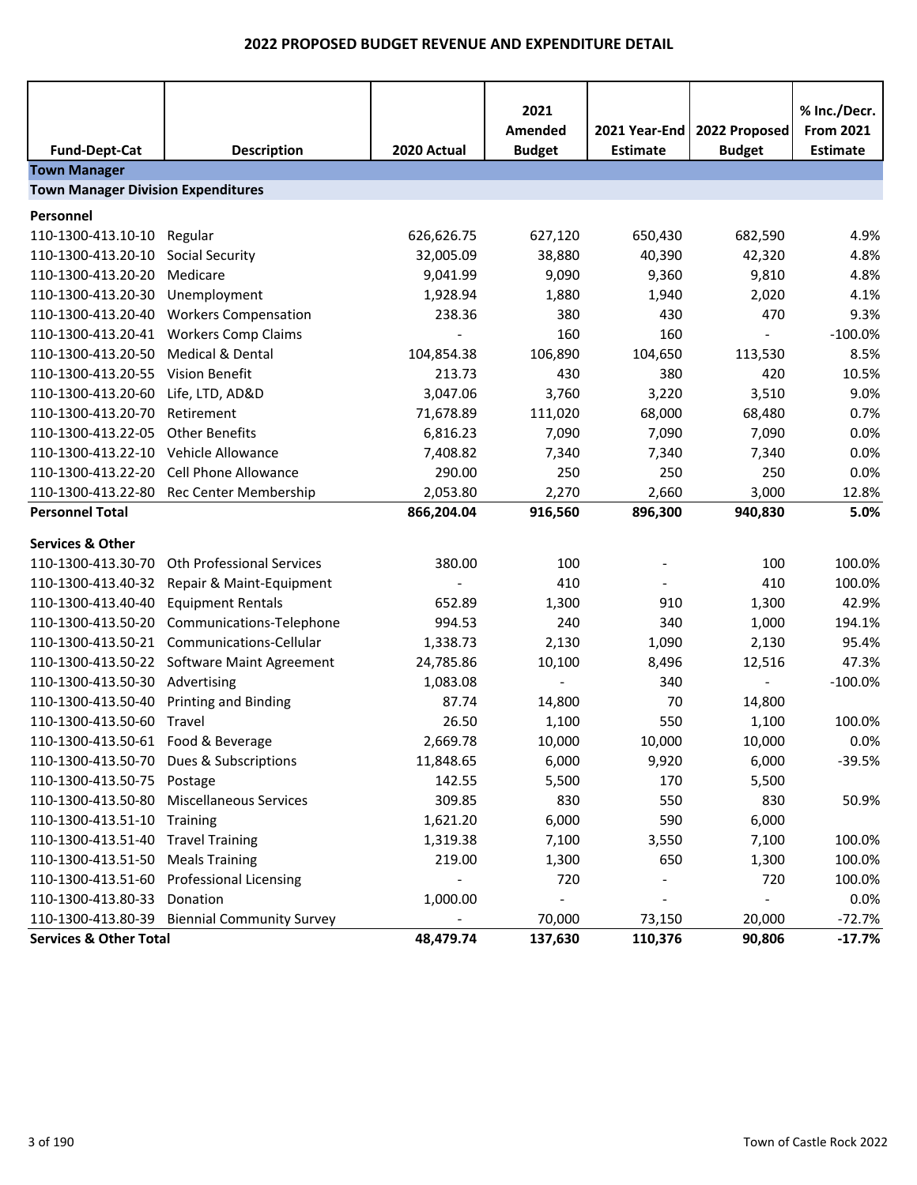# 2022 PROPOSED BUDGET REVENUE AND EXPENDITURE DETAIL

| Fund-Dept-Cat | Description | 2020 Actual | 2021 Amended Budget | 2021 Year-End Estimate | 2022 Proposed Budget | % Inc./Decr. From 2021 Estimate |
|---|---|---|---|---|---|---|
| **Town Manager** | | | | | | |
| **Town Manager Division Expenditures** | | | | | | |
| **Personnel** | | | | | | |
| 110-1300-413.10-10 | Regular | 626,626.75 | 627,120 | 650,430 | 682,590 | 4.9% |
| 110-1300-413.20-10 | Social Security | 32,005.09 | 38,880 | 40,390 | 42,320 | 4.8% |
| 110-1300-413.20-20 | Medicare | 9,041.99 | 9,090 | 9,360 | 9,810 | 4.8% |
| 110-1300-413.20-30 | Unemployment | 1,928.94 | 1,880 | 1,940 | 2,020 | 4.1% |
| 110-1300-413.20-40 | Workers Compensation | 238.36 | 380 | 430 | 470 | 9.3% |
| 110-1300-413.20-41 | Workers Comp Claims | - | 160 | 160 | - | -100.0% |
| 110-1300-413.20-50 | Medical & Dental | 104,854.38 | 106,890 | 104,650 | 113,530 | 8.5% |
| 110-1300-413.20-55 | Vision Benefit | 213.73 | 430 | 380 | 420 | 10.5% |
| 110-1300-413.20-60 | Life, LTD, AD&D | 3,047.06 | 3,760 | 3,220 | 3,510 | 9.0% |
| 110-1300-413.20-70 | Retirement | 71,678.89 | 111,020 | 68,000 | 68,480 | 0.7% |
| 110-1300-413.22-05 | Other Benefits | 6,816.23 | 7,090 | 7,090 | 7,090 | 0.0% |
| 110-1300-413.22-10 | Vehicle Allowance | 7,408.82 | 7,340 | 7,340 | 7,340 | 0.0% |
| 110-1300-413.22-20 | Cell Phone Allowance | 290.00 | 250 | 250 | 250 | 0.0% |
| 110-1300-413.22-80 | Rec Center Membership | 2,053.80 | 2,270 | 2,660 | 3,000 | 12.8% |
| **Personnel Total** | | **866,204.04** | **916,560** | **896,300** | **940,830** | **5.0%** |
| **Services & Other** | | | | | | |
| 110-1300-413.30-70 | Oth Professional Services | 380.00 | 100 | - | 100 | 100.0% |
| 110-1300-413.40-32 | Repair & Maint-Equipment | - | 410 | - | 410 | 100.0% |
| 110-1300-413.40-40 | Equipment Rentals | 652.89 | 1,300 | 910 | 1,300 | 42.9% |
| 110-1300-413.50-20 | Communications-Telephone | 994.53 | 240 | 340 | 1,000 | 194.1% |
| 110-1300-413.50-21 | Communications-Cellular | 1,338.73 | 2,130 | 1,090 | 2,130 | 95.4% |
| 110-1300-413.50-22 | Software Maint Agreement | 24,785.86 | 10,100 | 8,496 | 12,516 | 47.3% |
| 110-1300-413.50-30 | Advertising | 1,083.08 | - | 340 | - | -100.0% |
| 110-1300-413.50-40 | Printing and Binding | 87.74 | 14,800 | 70 | 14,800 | |
| 110-1300-413.50-60 | Travel | 26.50 | 1,100 | 550 | 1,100 | 100.0% |
| 110-1300-413.50-61 | Food & Beverage | 2,669.78 | 10,000 | 10,000 | 10,000 | 0.0% |
| 110-1300-413.50-70 | Dues & Subscriptions | 11,848.65 | 6,000 | 9,920 | 6,000 | -39.5% |
| 110-1300-413.50-75 | Postage | 142.55 | 5,500 | 170 | 5,500 | |
| 110-1300-413.50-80 | Miscellaneous Services | 309.85 | 830 | 550 | 830 | 50.9% |
| 110-1300-413.51-10 | Training | 1,621.20 | 6,000 | 590 | 6,000 | |
| 110-1300-413.51-40 | Travel Training | 1,319.38 | 7,100 | 3,550 | 7,100 | 100.0% |
| 110-1300-413.51-50 | Meals Training | 219.00 | 1,300 | 650 | 1,300 | 100.0% |
| 110-1300-413.51-60 | Professional Licensing | - | 720 | - | 720 | 100.0% |
| 110-1300-413.80-33 | Donation | 1,000.00 | - | - | - | 0.0% |
| 110-1300-413.80-39 | Biennial Community Survey | - | 70,000 | 73,150 | 20,000 | -72.7% |
| **Services & Other Total** | | **48,479.74** | **137,630** | **110,376** | **90,806** | **-17.7%** |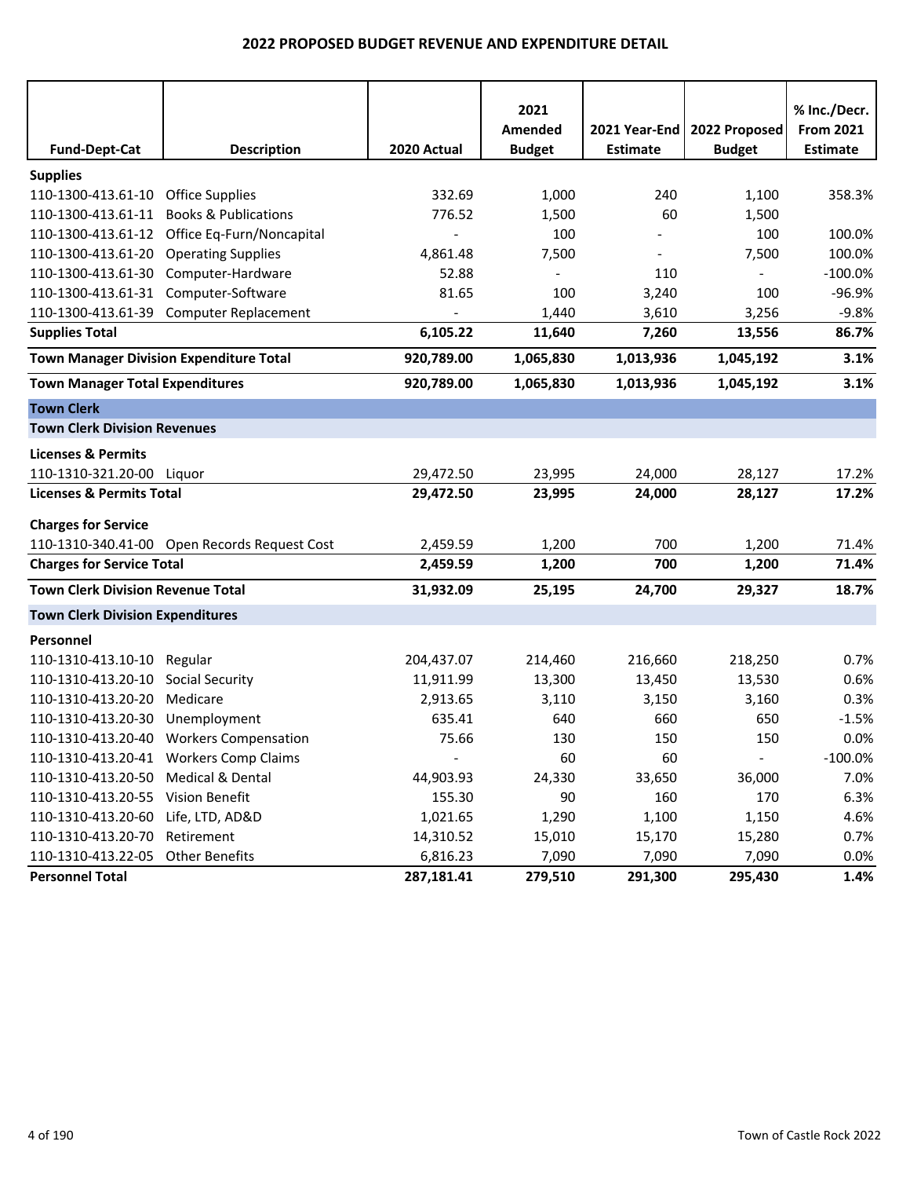# 2022 PROPOSED BUDGET REVENUE AND EXPENDITURE DETAIL

| Fund-Dept-Cat | Description | 2020 Actual | 2021 Amended Budget | 2021 Year-End Estimate | 2022 Proposed Budget | % Inc./Decr. From 2021 Estimate |
|---|---|---|---|---|---|---|
| **Supplies** | | | | | | |
| 110-1300-413.61-10 | Office Supplies | 332.69 | 1,000 | 240 | 1,100 | 358.3% |
| 110-1300-413.61-11 | Books & Publications | 776.52 | 1,500 | 60 | 1,500 | |
| 110-1300-413.61-12 | Office Eq-Furn/Noncapital | - | 100 | - | 100 | 100.0% |
| 110-1300-413.61-20 | Operating Supplies | 4,861.48 | 7,500 | - | 7,500 | 100.0% |
| 110-1300-413.61-30 | Computer-Hardware | 52.88 | - | 110 | - | -100.0% |
| 110-1300-413.61-31 | Computer-Software | 81.65 | 100 | 3,240 | 100 | -96.9% |
| 110-1300-413.61-39 | Computer Replacement | - | 1,440 | 3,610 | 3,256 | -9.8% |
| **Supplies Total** | | **6,105.22** | **11,640** | **7,260** | **13,556** | **86.7%** |
| **Town Manager Division Expenditure Total** | | **920,789.00** | **1,065,830** | **1,013,936** | **1,045,192** | **3.1%** |
| **Town Manager Total Expenditures** | | **920,789.00** | **1,065,830** | **1,013,936** | **1,045,192** | **3.1%** |
| **Town Clerk** | | | | | | |
| **Town Clerk Division Revenues** | | | | | | |
| **Licenses & Permits** | | | | | | |
| 110-1310-321.20-00 | Liquor | 29,472.50 | 23,995 | 24,000 | 28,127 | 17.2% |
| **Licenses & Permits Total** | | **29,472.50** | **23,995** | **24,000** | **28,127** | **17.2%** |
| **Charges for Service** | | | | | | |
| 110-1310-340.41-00 | Open Records Request Cost | 2,459.59 | 1,200 | 700 | 1,200 | 71.4% |
| **Charges for Service Total** | | **2,459.59** | **1,200** | **700** | **1,200** | **71.4%** |
| **Town Clerk Division Revenue Total** | | **31,932.09** | **25,195** | **24,700** | **29,327** | **18.7%** |
| **Town Clerk Division Expenditures** | | | | | | |
| **Personnel** | | | | | | |
| 110-1310-413.10-10 | Regular | 204,437.07 | 214,460 | 216,660 | 218,250 | 0.7% |
| 110-1310-413.20-10 | Social Security | 11,911.99 | 13,300 | 13,450 | 13,530 | 0.6% |
| 110-1310-413.20-20 | Medicare | 2,913.65 | 3,110 | 3,150 | 3,160 | 0.3% |
| 110-1310-413.20-30 | Unemployment | 635.41 | 640 | 660 | 650 | -1.5% |
| 110-1310-413.20-40 | Workers Compensation | 75.66 | 130 | 150 | 150 | 0.0% |
| 110-1310-413.20-41 | Workers Comp Claims | - | 60 | 60 | - | -100.0% |
| 110-1310-413.20-50 | Medical & Dental | 44,903.93 | 24,330 | 33,650 | 36,000 | 7.0% |
| 110-1310-413.20-55 | Vision Benefit | 155.30 | 90 | 160 | 170 | 6.3% |
| 110-1310-413.20-60 | Life, LTD, AD&D | 1,021.65 | 1,290 | 1,100 | 1,150 | 4.6% |
| 110-1310-413.20-70 | Retirement | 14,310.52 | 15,010 | 15,170 | 15,280 | 0.7% |
| 110-1310-413.22-05 | Other Benefits | 6,816.23 | 7,090 | 7,090 | 7,090 | 0.0% |
| **Personnel Total** | | **287,181.41** | **279,510** | **291,300** | **295,430** | **1.4%** |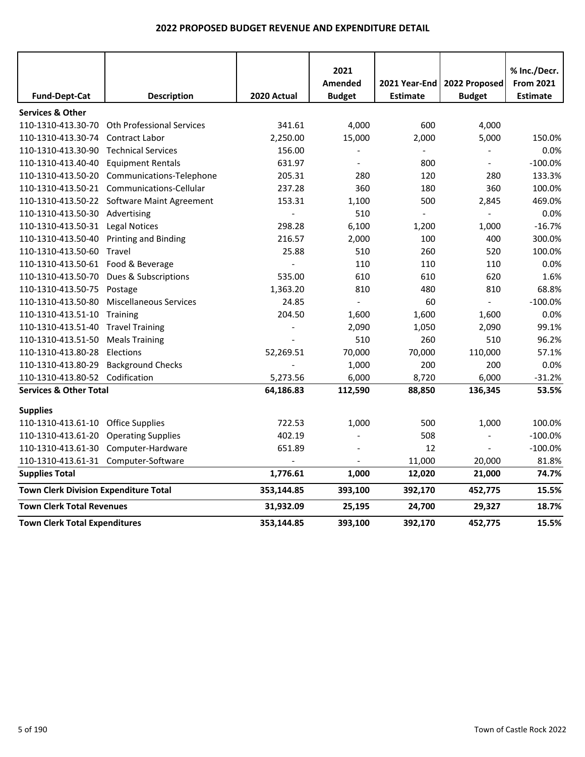## 2022 PROPOSED BUDGET REVENUE AND EXPENDITURE DETAIL

| Fund-Dept-Cat | Description | 2020 Actual | 2021 Amended Budget | 2021 Year-End Estimate | 2022 Proposed Budget | % Inc./Decr. From 2021 Estimate |
|---|---|---|---|---|---|---|
| **Services & Other** | | | | | | |
| 110-1310-413.30-70 | Oth Professional Services | 341.61 | 4,000 | 600 | 4,000 | |
| 110-1310-413.30-74 | Contract Labor | 2,250.00 | 15,000 | 2,000 | 5,000 | 150.0% |
| 110-1310-413.30-90 | Technical Services | 156.00 | - | - | - | 0.0% |
| 110-1310-413.40-40 | Equipment Rentals | 631.97 | - | 800 | - | -100.0% |
| 110-1310-413.50-20 | Communications-Telephone | 205.31 | 280 | 120 | 280 | 133.3% |
| 110-1310-413.50-21 | Communications-Cellular | 237.28 | 360 | 180 | 360 | 100.0% |
| 110-1310-413.50-22 | Software Maint Agreement | 153.31 | 1,100 | 500 | 2,845 | 469.0% |
| 110-1310-413.50-30 | Advertising | - | 510 | - | - | 0.0% |
| 110-1310-413.50-31 | Legal Notices | 298.28 | 6,100 | 1,200 | 1,000 | -16.7% |
| 110-1310-413.50-40 | Printing and Binding | 216.57 | 2,000 | 100 | 400 | 300.0% |
| 110-1310-413.50-60 | Travel | 25.88 | 510 | 260 | 520 | 100.0% |
| 110-1310-413.50-61 | Food & Beverage | - | 110 | 110 | 110 | 0.0% |
| 110-1310-413.50-70 | Dues & Subscriptions | 535.00 | 610 | 610 | 620 | 1.6% |
| 110-1310-413.50-75 | Postage | 1,363.20 | 810 | 480 | 810 | 68.8% |
| 110-1310-413.50-80 | Miscellaneous Services | 24.85 | - | 60 | - | -100.0% |
| 110-1310-413.51-10 | Training | 204.50 | 1,600 | 1,600 | 1,600 | 0.0% |
| 110-1310-413.51-40 | Travel Training | - | 2,090 | 1,050 | 2,090 | 99.1% |
| 110-1310-413.51-50 | Meals Training | - | 510 | 260 | 510 | 96.2% |
| 110-1310-413.80-28 | Elections | 52,269.51 | 70,000 | 70,000 | 110,000 | 57.1% |
| 110-1310-413.80-29 | Background Checks | - | 1,000 | 200 | 200 | 0.0% |
| 110-1310-413.80-52 | Codification | 5,273.56 | 6,000 | 8,720 | 6,000 | -31.2% |
| **Services & Other Total** | | **64,186.83** | **112,590** | **88,850** | **136,345** | **53.5%** |
| **Supplies** | | | | | | |
| 110-1310-413.61-10 | Office Supplies | 722.53 | 1,000 | 500 | 1,000 | 100.0% |
| 110-1310-413.61-20 | Operating Supplies | 402.19 | - | 508 | - | -100.0% |
| 110-1310-413.61-30 | Computer-Hardware | 651.89 | - | 12 | - | -100.0% |
| 110-1310-413.61-31 | Computer-Software | - | - | 11,000 | 20,000 | 81.8% |
| **Supplies Total** | | **1,776.61** | **1,000** | **12,020** | **21,000** | **74.7%** |
| **Town Clerk Division Expenditure Total** | | **353,144.85** | **393,100** | **392,170** | **452,775** | **15.5%** |
| **Town Clerk Total Revenues** | | **31,932.09** | **25,195** | **24,700** | **29,327** | **18.7%** |
| **Town Clerk Total Expenditures** | | **353,144.85** | **393,100** | **392,170** | **452,775** | **15.5%** |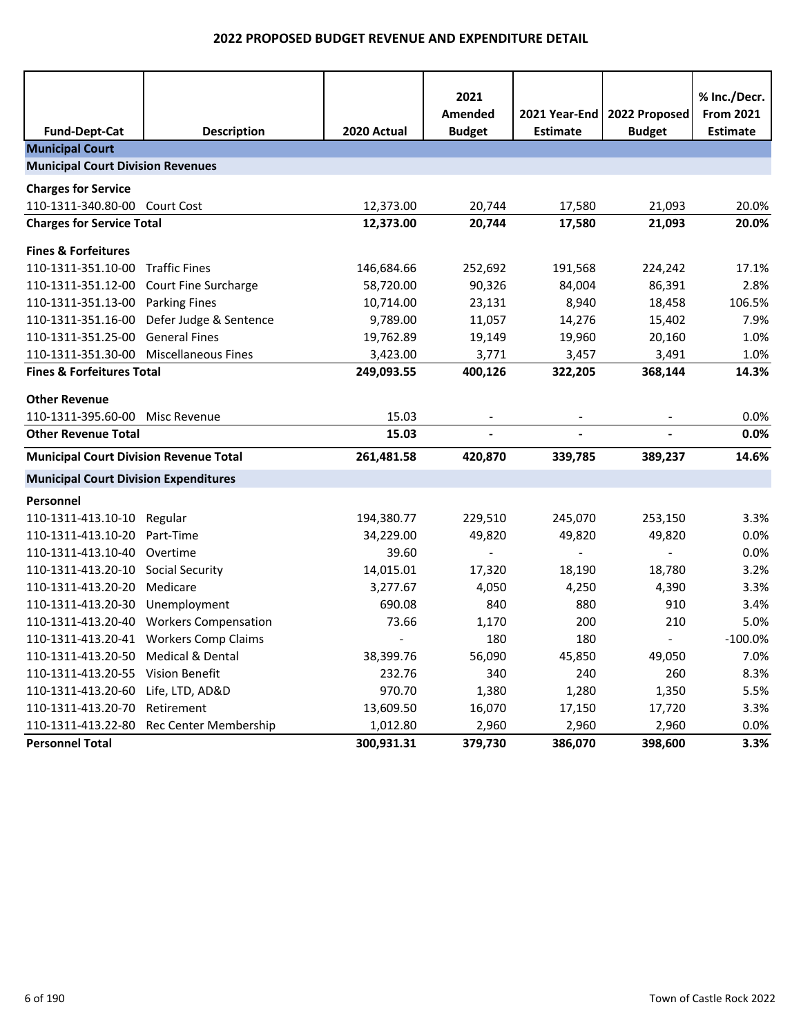# 2022 PROPOSED BUDGET REVENUE AND EXPENDITURE DETAIL

| Fund-Dept-Cat | Description | 2020 Actual | 2021 Amended Budget | 2021 Year-End Estimate | 2022 Proposed Budget | % Inc./Decr. From 2021 Estimate |
|---|---|---|---|---|---|---|
| **Municipal Court** | | | | | | |
| **Municipal Court Division Revenues** | | | | | | |
| **Charges for Service** | | | | | | |
| 110-1311-340.80-00 | Court Cost | 12,373.00 | 20,744 | 17,580 | 21,093 | 20.0% |
| **Charges for Service Total** | | **12,373.00** | **20,744** | **17,580** | **21,093** | **20.0%** |
| **Fines & Forfeitures** | | | | | | |
| 110-1311-351.10-00 | Traffic Fines | 146,684.66 | 252,692 | 191,568 | 224,242 | 17.1% |
| 110-1311-351.12-00 | Court Fine Surcharge | 58,720.00 | 90,326 | 84,004 | 86,391 | 2.8% |
| 110-1311-351.13-00 | Parking Fines | 10,714.00 | 23,131 | 8,940 | 18,458 | 106.5% |
| 110-1311-351.16-00 | Defer Judge & Sentence | 9,789.00 | 11,057 | 14,276 | 15,402 | 7.9% |
| 110-1311-351.25-00 | General Fines | 19,762.89 | 19,149 | 19,960 | 20,160 | 1.0% |
| 110-1311-351.30-00 | Miscellaneous Fines | 3,423.00 | 3,771 | 3,457 | 3,491 | 1.0% |
| **Fines & Forfeitures Total** | | **249,093.55** | **400,126** | **322,205** | **368,144** | **14.3%** |
| **Other Revenue** | | | | | | |
| 110-1311-395.60-00 | Misc Revenue | 15.03 | - | - | - | 0.0% |
| **Other Revenue Total** | | **15.03** | **-** | **-** | **-** | **0.0%** |
| **Municipal Court Division Revenue Total** | | **261,481.58** | **420,870** | **339,785** | **389,237** | **14.6%** |
| **Municipal Court Division Expenditures** | | | | | | |
| **Personnel** | | | | | | |
| 110-1311-413.10-10 | Regular | 194,380.77 | 229,510 | 245,070 | 253,150 | 3.3% |
| 110-1311-413.10-20 | Part-Time | 34,229.00 | 49,820 | 49,820 | 49,820 | 0.0% |
| 110-1311-413.10-40 | Overtime | 39.60 | - | - | - | 0.0% |
| 110-1311-413.20-10 | Social Security | 14,015.01 | 17,320 | 18,190 | 18,780 | 3.2% |
| 110-1311-413.20-20 | Medicare | 3,277.67 | 4,050 | 4,250 | 4,390 | 3.3% |
| 110-1311-413.20-30 | Unemployment | 690.08 | 840 | 880 | 910 | 3.4% |
| 110-1311-413.20-40 | Workers Compensation | 73.66 | 1,170 | 200 | 210 | 5.0% |
| 110-1311-413.20-41 | Workers Comp Claims | - | 180 | 180 | - | -100.0% |
| 110-1311-413.20-50 | Medical & Dental | 38,399.76 | 56,090 | 45,850 | 49,050 | 7.0% |
| 110-1311-413.20-55 | Vision Benefit | 232.76 | 340 | 240 | 260 | 8.3% |
| 110-1311-413.20-60 | Life, LTD, AD&D | 970.70 | 1,380 | 1,280 | 1,350 | 5.5% |
| 110-1311-413.20-70 | Retirement | 13,609.50 | 16,070 | 17,150 | 17,720 | 3.3% |
| 110-1311-413.22-80 | Rec Center Membership | 1,012.80 | 2,960 | 2,960 | 2,960 | 0.0% |
| **Personnel Total** | | **300,931.31** | **379,730** | **386,070** | **398,600** | **3.3%** |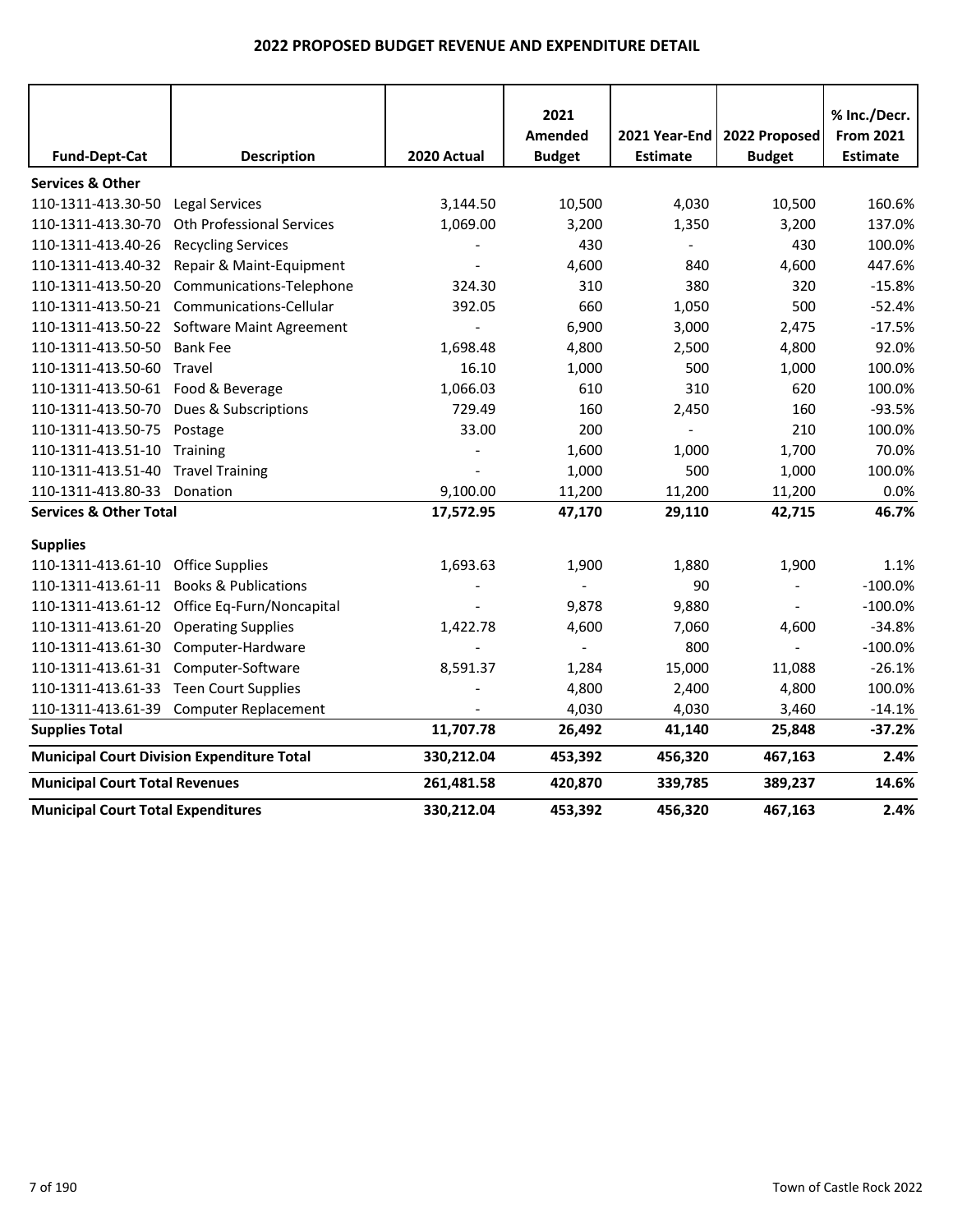# 2022 PROPOSED BUDGET REVENUE AND EXPENDITURE DETAIL

| Fund-Dept-Cat | Description | 2020 Actual | 2021 Amended Budget | 2021 Year-End Estimate | 2022 Proposed Budget | % Inc./Decr. From 2021 Estimate |
|---|---|---|---|---|---|---|
| **Services & Other** | | | | | | |
| 110-1311-413.30-50 | Legal Services | 3,144.50 | 10,500 | 4,030 | 10,500 | 160.6% |
| 110-1311-413.30-70 | Oth Professional Services | 1,069.00 | 3,200 | 1,350 | 3,200 | 137.0% |
| 110-1311-413.40-26 | Recycling Services | - | 430 | - | 430 | 100.0% |
| 110-1311-413.40-32 | Repair & Maint-Equipment | - | 4,600 | 840 | 4,600 | 447.6% |
| 110-1311-413.50-20 | Communications-Telephone | 324.30 | 310 | 380 | 320 | -15.8% |
| 110-1311-413.50-21 | Communications-Cellular | 392.05 | 660 | 1,050 | 500 | -52.4% |
| 110-1311-413.50-22 | Software Maint Agreement | - | 6,900 | 3,000 | 2,475 | -17.5% |
| 110-1311-413.50-50 | Bank Fee | 1,698.48 | 4,800 | 2,500 | 4,800 | 92.0% |
| 110-1311-413.50-60 | Travel | 16.10 | 1,000 | 500 | 1,000 | 100.0% |
| 110-1311-413.50-61 | Food & Beverage | 1,066.03 | 610 | 310 | 620 | 100.0% |
| 110-1311-413.50-70 | Dues & Subscriptions | 729.49 | 160 | 2,450 | 160 | -93.5% |
| 110-1311-413.50-75 | Postage | 33.00 | 200 | - | 210 | 100.0% |
| 110-1311-413.51-10 | Training | - | 1,600 | 1,000 | 1,700 | 70.0% |
| 110-1311-413.51-40 | Travel Training | - | 1,000 | 500 | 1,000 | 100.0% |
| 110-1311-413.80-33 | Donation | 9,100.00 | 11,200 | 11,200 | 11,200 | 0.0% |
| **Services & Other Total** | | **17,572.95** | **47,170** | **29,110** | **42,715** | **46.7%** |
| **Supplies** | | | | | | |
| 110-1311-413.61-10 | Office Supplies | 1,693.63 | 1,900 | 1,880 | 1,900 | 1.1% |
| 110-1311-413.61-11 | Books & Publications | - | - | 90 | - | -100.0% |
| 110-1311-413.61-12 | Office Eq-Furn/Noncapital | - | 9,878 | 9,880 | - | -100.0% |
| 110-1311-413.61-20 | Operating Supplies | 1,422.78 | 4,600 | 7,060 | 4,600 | -34.8% |
| 110-1311-413.61-30 | Computer-Hardware | - | - | 800 | - | -100.0% |
| 110-1311-413.61-31 | Computer-Software | 8,591.37 | 1,284 | 15,000 | 11,088 | -26.1% |
| 110-1311-413.61-33 | Teen Court Supplies | - | 4,800 | 2,400 | 4,800 | 100.0% |
| 110-1311-413.61-39 | Computer Replacement | - | 4,030 | 4,030 | 3,460 | -14.1% |
| **Supplies Total** | | **11,707.78** | **26,492** | **41,140** | **25,848** | **-37.2%** |
| **Municipal Court Division Expenditure Total** | | **330,212.04** | **453,392** | **456,320** | **467,163** | **2.4%** |
| **Municipal Court Total Revenues** | | **261,481.58** | **420,870** | **339,785** | **389,237** | **14.6%** |
| **Municipal Court Total Expenditures** | | **330,212.04** | **453,392** | **456,320** | **467,163** | **2.4%** |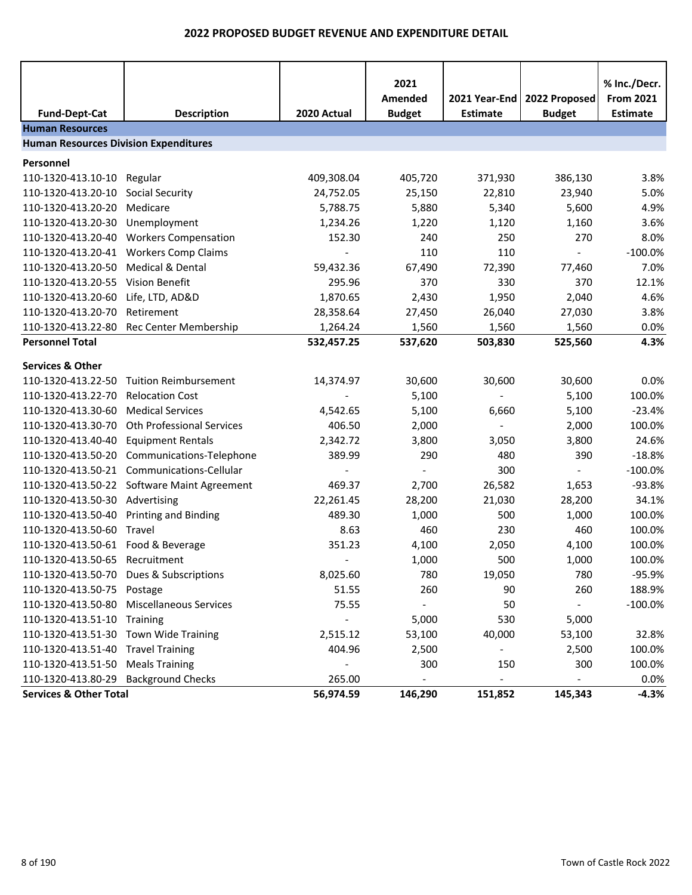# 2022 PROPOSED BUDGET REVENUE AND EXPENDITURE DETAIL

| Fund-Dept-Cat | Description | 2020 Actual | 2021 Amended Budget | 2021 Year-End Estimate | 2022 Proposed Budget | % Inc./Decr. From 2021 Estimate |
|---|---|---|---|---|---|---|
| **Human Resources** | | | | | | |
| **Human Resources Division Expenditures** | | | | | | |
| **Personnel** | | | | | | |
| 110-1320-413.10-10 | Regular | 409,308.04 | 405,720 | 371,930 | 386,130 | 3.8% |
| 110-1320-413.20-10 | Social Security | 24,752.05 | 25,150 | 22,810 | 23,940 | 5.0% |
| 110-1320-413.20-20 | Medicare | 5,788.75 | 5,880 | 5,340 | 5,600 | 4.9% |
| 110-1320-413.20-30 | Unemployment | 1,234.26 | 1,220 | 1,120 | 1,160 | 3.6% |
| 110-1320-413.20-40 | Workers Compensation | 152.30 | 240 | 250 | 270 | 8.0% |
| 110-1320-413.20-41 | Workers Comp Claims | - | 110 | 110 | - | -100.0% |
| 110-1320-413.20-50 | Medical & Dental | 59,432.36 | 67,490 | 72,390 | 77,460 | 7.0% |
| 110-1320-413.20-55 | Vision Benefit | 295.96 | 370 | 330 | 370 | 12.1% |
| 110-1320-413.20-60 | Life, LTD, AD&D | 1,870.65 | 2,430 | 1,950 | 2,040 | 4.6% |
| 110-1320-413.20-70 | Retirement | 28,358.64 | 27,450 | 26,040 | 27,030 | 3.8% |
| 110-1320-413.22-80 | Rec Center Membership | 1,264.24 | 1,560 | 1,560 | 1,560 | 0.0% |
| **Personnel Total** | | **532,457.25** | **537,620** | **503,830** | **525,560** | **4.3%** |
| **Services & Other** | | | | | | |
| 110-1320-413.22-50 | Tuition Reimbursement | 14,374.97 | 30,600 | 30,600 | 30,600 | 0.0% |
| 110-1320-413.22-70 | Relocation Cost | - | 5,100 | - | 5,100 | 100.0% |
| 110-1320-413.30-60 | Medical Services | 4,542.65 | 5,100 | 6,660 | 5,100 | -23.4% |
| 110-1320-413.30-70 | Oth Professional Services | 406.50 | 2,000 | - | 2,000 | 100.0% |
| 110-1320-413.40-40 | Equipment Rentals | 2,342.72 | 3,800 | 3,050 | 3,800 | 24.6% |
| 110-1320-413.50-20 | Communications-Telephone | 389.99 | 290 | 480 | 390 | -18.8% |
| 110-1320-413.50-21 | Communications-Cellular | - | - | 300 | - | -100.0% |
| 110-1320-413.50-22 | Software Maint Agreement | 469.37 | 2,700 | 26,582 | 1,653 | -93.8% |
| 110-1320-413.50-30 | Advertising | 22,261.45 | 28,200 | 21,030 | 28,200 | 34.1% |
| 110-1320-413.50-40 | Printing and Binding | 489.30 | 1,000 | 500 | 1,000 | 100.0% |
| 110-1320-413.50-60 | Travel | 8.63 | 460 | 230 | 460 | 100.0% |
| 110-1320-413.50-61 | Food & Beverage | 351.23 | 4,100 | 2,050 | 4,100 | 100.0% |
| 110-1320-413.50-65 | Recruitment | - | 1,000 | 500 | 1,000 | 100.0% |
| 110-1320-413.50-70 | Dues & Subscriptions | 8,025.60 | 780 | 19,050 | 780 | -95.9% |
| 110-1320-413.50-75 | Postage | 51.55 | 260 | 90 | 260 | 188.9% |
| 110-1320-413.50-80 | Miscellaneous Services | 75.55 | - | 50 | - | -100.0% |
| 110-1320-413.51-10 | Training | - | 5,000 | 530 | 5,000 | |
| 110-1320-413.51-30 | Town Wide Training | 2,515.12 | 53,100 | 40,000 | 53,100 | 32.8% |
| 110-1320-413.51-40 | Travel Training | 404.96 | 2,500 | - | 2,500 | 100.0% |
| 110-1320-413.51-50 | Meals Training | - | 300 | 150 | 300 | 100.0% |
| 110-1320-413.80-29 | Background Checks | 265.00 | - | - | - | 0.0% |
| **Services & Other Total** | | **56,974.59** | **146,290** | **151,852** | **145,343** | **-4.3%** |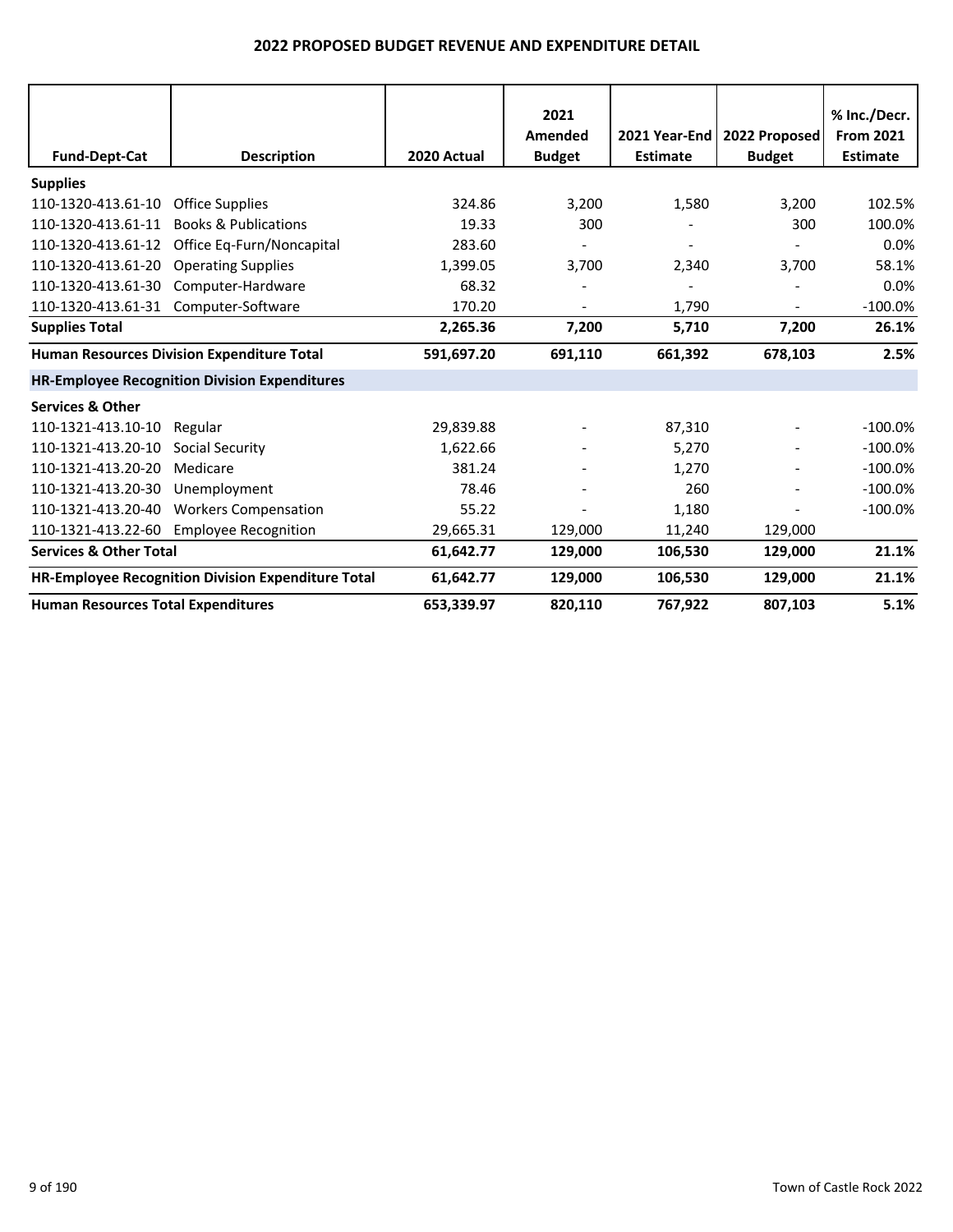## 2022 PROPOSED BUDGET REVENUE AND EXPENDITURE DETAIL

| Fund-Dept-Cat | Description | 2020 Actual | 2021 Amended Budget | 2021 Year-End Estimate | 2022 Proposed Budget | % Inc./Decr. From 2021 Estimate |
|---|---|---|---|---|---|---|
| **Supplies** | | | | | | |
| 110-1320-413.61-10 | Office Supplies | 324.86 | 3,200 | 1,580 | 3,200 | 102.5% |
| 110-1320-413.61-11 | Books & Publications | 19.33 | 300 | - | 300 | 100.0% |
| 110-1320-413.61-12 | Office Eq-Furn/Noncapital | 283.60 | - | - | - | 0.0% |
| 110-1320-413.61-20 | Operating Supplies | 1,399.05 | 3,700 | 2,340 | 3,700 | 58.1% |
| 110-1320-413.61-30 | Computer-Hardware | 68.32 | - | - | - | 0.0% |
| 110-1320-413.61-31 | Computer-Software | 170.20 | - | 1,790 | - | -100.0% |
| **Supplies Total** | | **2,265.36** | **7,200** | **5,710** | **7,200** | **26.1%** |
| **Human Resources Division Expenditure Total** | | **591,697.20** | **691,110** | **661,392** | **678,103** | **2.5%** |
| **HR-Employee Recognition Division Expenditures** | | | | | | |
| **Services & Other** | | | | | | |
| 110-1321-413.10-10 | Regular | 29,839.88 | - | 87,310 | - | -100.0% |
| 110-1321-413.20-10 | Social Security | 1,622.66 | - | 5,270 | - | -100.0% |
| 110-1321-413.20-20 | Medicare | 381.24 | - | 1,270 | - | -100.0% |
| 110-1321-413.20-30 | Unemployment | 78.46 | - | 260 | - | -100.0% |
| 110-1321-413.20-40 | Workers Compensation | 55.22 | - | 1,180 | - | -100.0% |
| 110-1321-413.22-60 | Employee Recognition | 29,665.31 | 129,000 | 11,240 | 129,000 | |
| **Services & Other Total** | | **61,642.77** | **129,000** | **106,530** | **129,000** | **21.1%** |
| **HR-Employee Recognition Division Expenditure Total** | | **61,642.77** | **129,000** | **106,530** | **129,000** | **21.1%** |
| **Human Resources Total Expenditures** | | **653,339.97** | **820,110** | **767,922** | **807,103** | **5.1%** |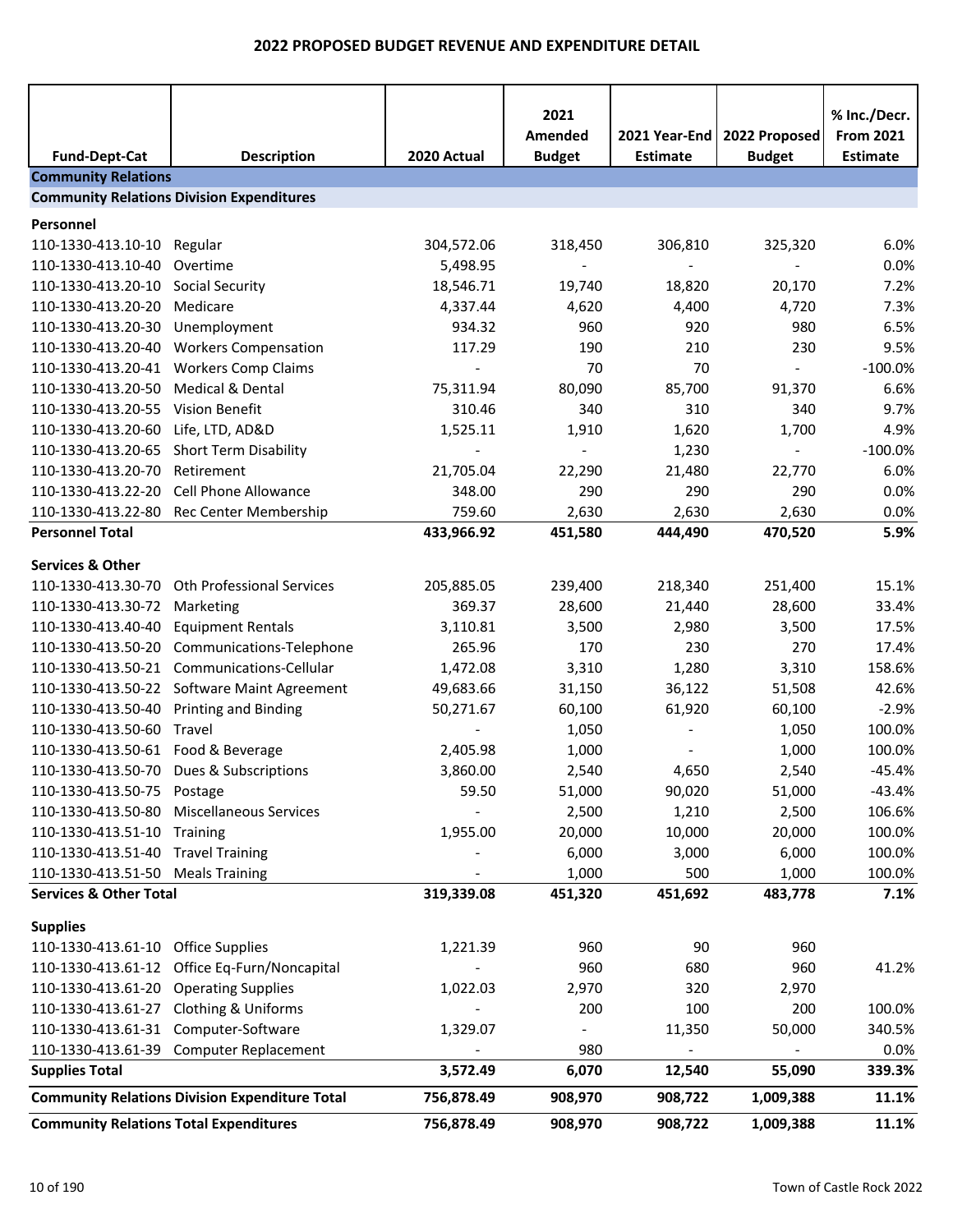# 2022 PROPOSED BUDGET REVENUE AND EXPENDITURE DETAIL

| Fund-Dept-Cat | Description | 2020 Actual | 2021 Amended Budget | 2021 Year-End Estimate | 2022 Proposed Budget | % Inc./Decr. From 2021 Estimate |
|---|---|---|---|---|---|---|
| **Community Relations** | | | | | | |
| **Community Relations Division Expenditures** | | | | | | |
| **Personnel** | | | | | | |
| 110-1330-413.10-10 | Regular | 304,572.06 | 318,450 | 306,810 | 325,320 | 6.0% |
| 110-1330-413.10-40 | Overtime | 5,498.95 | - | - | - | 0.0% |
| 110-1330-413.20-10 | Social Security | 18,546.71 | 19,740 | 18,820 | 20,170 | 7.2% |
| 110-1330-413.20-20 | Medicare | 4,337.44 | 4,620 | 4,400 | 4,720 | 7.3% |
| 110-1330-413.20-30 | Unemployment | 934.32 | 960 | 920 | 980 | 6.5% |
| 110-1330-413.20-40 | Workers Compensation | 117.29 | 190 | 210 | 230 | 9.5% |
| 110-1330-413.20-41 | Workers Comp Claims | - | 70 | 70 | - | -100.0% |
| 110-1330-413.20-50 | Medical & Dental | 75,311.94 | 80,090 | 85,700 | 91,370 | 6.6% |
| 110-1330-413.20-55 | Vision Benefit | 310.46 | 340 | 310 | 340 | 9.7% |
| 110-1330-413.20-60 | Life, LTD, AD&D | 1,525.11 | 1,910 | 1,620 | 1,700 | 4.9% |
| 110-1330-413.20-65 | Short Term Disability | - | - | 1,230 | - | -100.0% |
| 110-1330-413.20-70 | Retirement | 21,705.04 | 22,290 | 21,480 | 22,770 | 6.0% |
| 110-1330-413.22-20 | Cell Phone Allowance | 348.00 | 290 | 290 | 290 | 0.0% |
| 110-1330-413.22-80 | Rec Center Membership | 759.60 | 2,630 | 2,630 | 2,630 | 0.0% |
| **Personnel Total** | | **433,966.92** | **451,580** | **444,490** | **470,520** | **5.9%** |
| **Services & Other** | | | | | | |
| 110-1330-413.30-70 | Oth Professional Services | 205,885.05 | 239,400 | 218,340 | 251,400 | 15.1% |
| 110-1330-413.30-72 | Marketing | 369.37 | 28,600 | 21,440 | 28,600 | 33.4% |
| 110-1330-413.40-40 | Equipment Rentals | 3,110.81 | 3,500 | 2,980 | 3,500 | 17.5% |
| 110-1330-413.50-20 | Communications-Telephone | 265.96 | 170 | 230 | 270 | 17.4% |
| 110-1330-413.50-21 | Communications-Cellular | 1,472.08 | 3,310 | 1,280 | 3,310 | 158.6% |
| 110-1330-413.50-22 | Software Maint Agreement | 49,683.66 | 31,150 | 36,122 | 51,508 | 42.6% |
| 110-1330-413.50-40 | Printing and Binding | 50,271.67 | 60,100 | 61,920 | 60,100 | -2.9% |
| 110-1330-413.50-60 | Travel | - | 1,050 | - | 1,050 | 100.0% |
| 110-1330-413.50-61 | Food & Beverage | 2,405.98 | 1,000 | - | 1,000 | 100.0% |
| 110-1330-413.50-70 | Dues & Subscriptions | 3,860.00 | 2,540 | 4,650 | 2,540 | -45.4% |
| 110-1330-413.50-75 | Postage | 59.50 | 51,000 | 90,020 | 51,000 | -43.4% |
| 110-1330-413.50-80 | Miscellaneous Services | - | 2,500 | 1,210 | 2,500 | 106.6% |
| 110-1330-413.51-10 | Training | 1,955.00 | 20,000 | 10,000 | 20,000 | 100.0% |
| 110-1330-413.51-40 | Travel Training | - | 6,000 | 3,000 | 6,000 | 100.0% |
| 110-1330-413.51-50 | Meals Training | - | 1,000 | 500 | 1,000 | 100.0% |
| **Services & Other Total** | | **319,339.08** | **451,320** | **451,692** | **483,778** | **7.1%** |
| **Supplies** | | | | | | |
| 110-1330-413.61-10 | Office Supplies | 1,221.39 | 960 | 90 | 960 | |
| 110-1330-413.61-12 | Office Eq-Furn/Noncapital | - | 960 | 680 | 960 | 41.2% |
| 110-1330-413.61-20 | Operating Supplies | 1,022.03 | 2,970 | 320 | 2,970 | |
| 110-1330-413.61-27 | Clothing & Uniforms | - | 200 | 100 | 200 | 100.0% |
| 110-1330-413.61-31 | Computer-Software | 1,329.07 | - | 11,350 | 50,000 | 340.5% |
| 110-1330-413.61-39 | Computer Replacement | - | 980 | - | - | 0.0% |
| **Supplies Total** | | **3,572.49** | **6,070** | **12,540** | **55,090** | **339.3%** |
| **Community Relations Division Expenditure Total** | | **756,878.49** | **908,970** | **908,722** | **1,009,388** | **11.1%** |
| **Community Relations Total Expenditures** | | **756,878.49** | **908,970** | **908,722** | **1,009,388** | **11.1%** |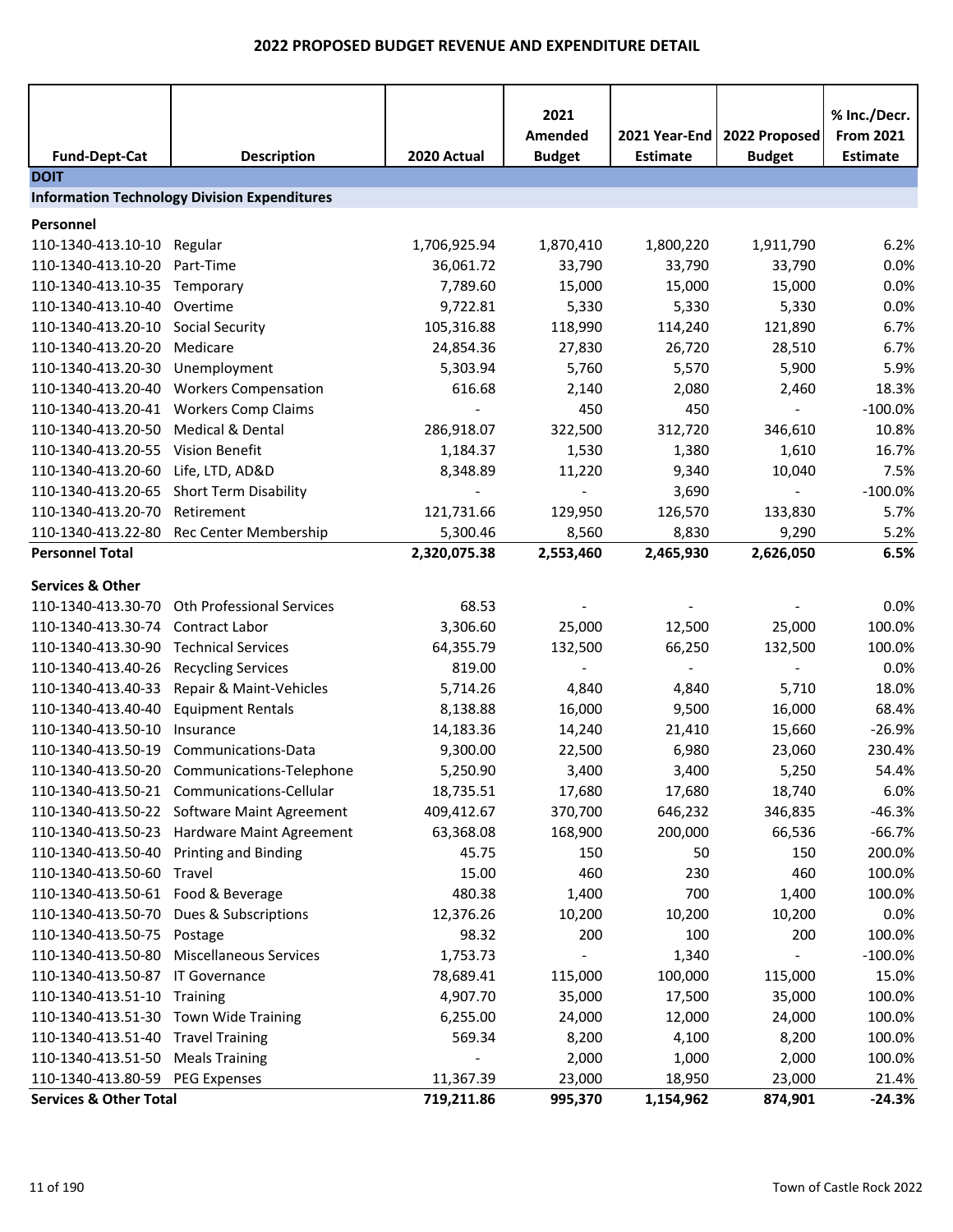# 2022 PROPOSED BUDGET REVENUE AND EXPENDITURE DETAIL

| Fund-Dept-Cat | Description | 2020 Actual | 2021 Amended Budget | 2021 Year-End Estimate | 2022 Proposed Budget | % Inc./Decr. From 2021 Estimate |
|---|---|---|---|---|---|---|
| **DOIT** | | | | | | |
| **Information Technology Division Expenditures** | | | | | | |
| **Personnel** | | | | | | |
| 110-1340-413.10-10 | Regular | 1,706,925.94 | 1,870,410 | 1,800,220 | 1,911,790 | 6.2% |
| 110-1340-413.10-20 | Part-Time | 36,061.72 | 33,790 | 33,790 | 33,790 | 0.0% |
| 110-1340-413.10-35 | Temporary | 7,789.60 | 15,000 | 15,000 | 15,000 | 0.0% |
| 110-1340-413.10-40 | Overtime | 9,722.81 | 5,330 | 5,330 | 5,330 | 0.0% |
| 110-1340-413.20-10 | Social Security | 105,316.88 | 118,990 | 114,240 | 121,890 | 6.7% |
| 110-1340-413.20-20 | Medicare | 24,854.36 | 27,830 | 26,720 | 28,510 | 6.7% |
| 110-1340-413.20-30 | Unemployment | 5,303.94 | 5,760 | 5,570 | 5,900 | 5.9% |
| 110-1340-413.20-40 | Workers Compensation | 616.68 | 2,140 | 2,080 | 2,460 | 18.3% |
| 110-1340-413.20-41 | Workers Comp Claims | - | 450 | 450 | - | -100.0% |
| 110-1340-413.20-50 | Medical & Dental | 286,918.07 | 322,500 | 312,720 | 346,610 | 10.8% |
| 110-1340-413.20-55 | Vision Benefit | 1,184.37 | 1,530 | 1,380 | 1,610 | 16.7% |
| 110-1340-413.20-60 | Life, LTD, AD&D | 8,348.89 | 11,220 | 9,340 | 10,040 | 7.5% |
| 110-1340-413.20-65 | Short Term Disability | - | - | 3,690 | - | -100.0% |
| 110-1340-413.20-70 | Retirement | 121,731.66 | 129,950 | 126,570 | 133,830 | 5.7% |
| 110-1340-413.22-80 | Rec Center Membership | 5,300.46 | 8,560 | 8,830 | 9,290 | 5.2% |
| **Personnel Total** | | **2,320,075.38** | **2,553,460** | **2,465,930** | **2,626,050** | **6.5%** |
| **Services & Other** | | | | | | |
| 110-1340-413.30-70 | Oth Professional Services | 68.53 | - | - | - | 0.0% |
| 110-1340-413.30-74 | Contract Labor | 3,306.60 | 25,000 | 12,500 | 25,000 | 100.0% |
| 110-1340-413.30-90 | Technical Services | 64,355.79 | 132,500 | 66,250 | 132,500 | 100.0% |
| 110-1340-413.40-26 | Recycling Services | 819.00 | - | - | - | 0.0% |
| 110-1340-413.40-33 | Repair & Maint-Vehicles | 5,714.26 | 4,840 | 4,840 | 5,710 | 18.0% |
| 110-1340-413.40-40 | Equipment Rentals | 8,138.88 | 16,000 | 9,500 | 16,000 | 68.4% |
| 110-1340-413.50-10 | Insurance | 14,183.36 | 14,240 | 21,410 | 15,660 | -26.9% |
| 110-1340-413.50-19 | Communications-Data | 9,300.00 | 22,500 | 6,980 | 23,060 | 230.4% |
| 110-1340-413.50-20 | Communications-Telephone | 5,250.90 | 3,400 | 3,400 | 5,250 | 54.4% |
| 110-1340-413.50-21 | Communications-Cellular | 18,735.51 | 17,680 | 17,680 | 18,740 | 6.0% |
| 110-1340-413.50-22 | Software Maint Agreement | 409,412.67 | 370,700 | 646,232 | 346,835 | -46.3% |
| 110-1340-413.50-23 | Hardware Maint Agreement | 63,368.08 | 168,900 | 200,000 | 66,536 | -66.7% |
| 110-1340-413.50-40 | Printing and Binding | 45.75 | 150 | 50 | 150 | 200.0% |
| 110-1340-413.50-60 | Travel | 15.00 | 460 | 230 | 460 | 100.0% |
| 110-1340-413.50-61 | Food & Beverage | 480.38 | 1,400 | 700 | 1,400 | 100.0% |
| 110-1340-413.50-70 | Dues & Subscriptions | 12,376.26 | 10,200 | 10,200 | 10,200 | 0.0% |
| 110-1340-413.50-75 | Postage | 98.32 | 200 | 100 | 200 | 100.0% |
| 110-1340-413.50-80 | Miscellaneous Services | 1,753.73 | - | 1,340 | - | -100.0% |
| 110-1340-413.50-87 | IT Governance | 78,689.41 | 115,000 | 100,000 | 115,000 | 15.0% |
| 110-1340-413.51-10 | Training | 4,907.70 | 35,000 | 17,500 | 35,000 | 100.0% |
| 110-1340-413.51-30 | Town Wide Training | 6,255.00 | 24,000 | 12,000 | 24,000 | 100.0% |
| 110-1340-413.51-40 | Travel Training | 569.34 | 8,200 | 4,100 | 8,200 | 100.0% |
| 110-1340-413.51-50 | Meals Training | - | 2,000 | 1,000 | 2,000 | 100.0% |
| 110-1340-413.80-59 | PEG Expenses | 11,367.39 | 23,000 | 18,950 | 23,000 | 21.4% |
| **Services & Other Total** | | **719,211.86** | **995,370** | **1,154,962** | **874,901** | **-24.3%** |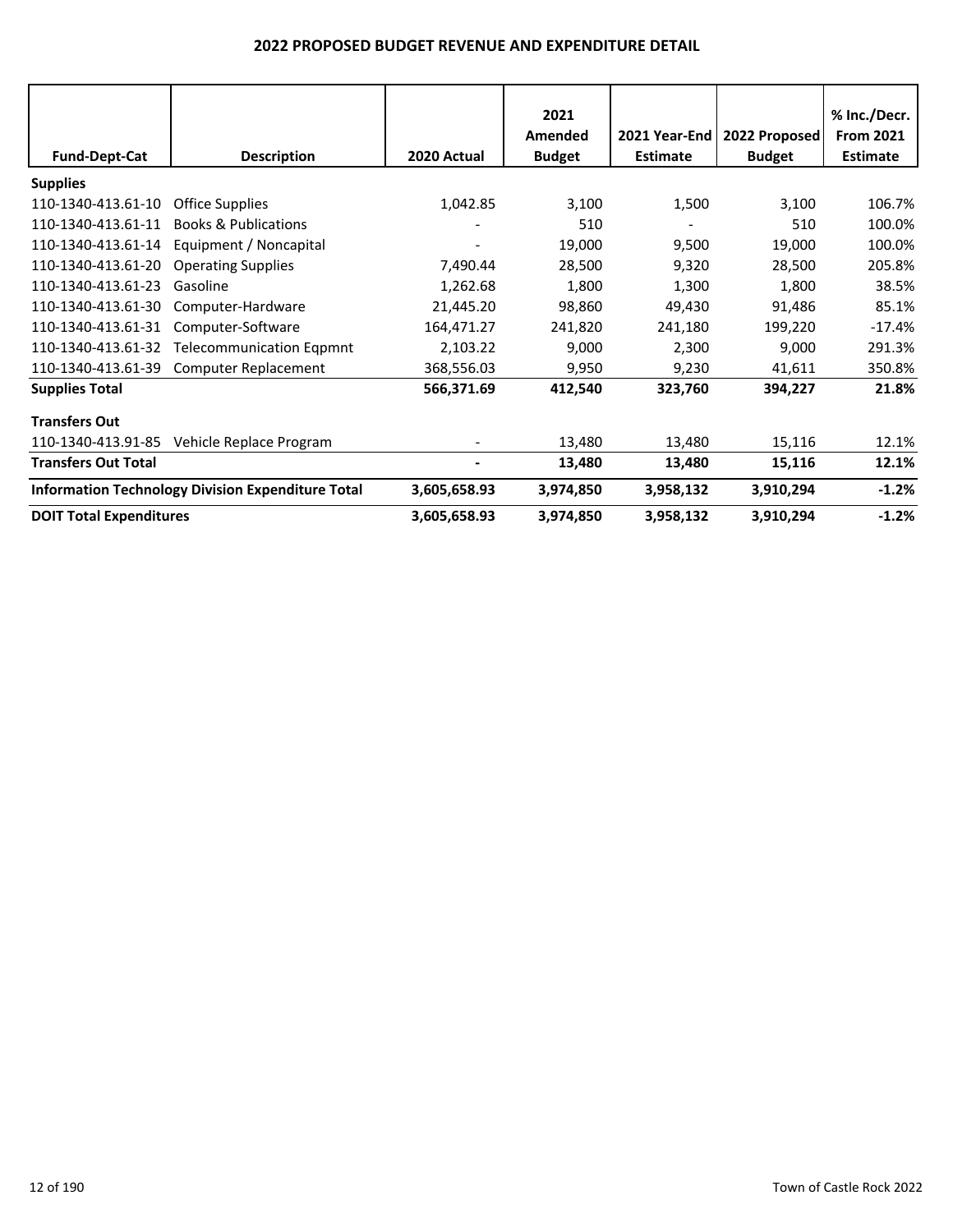# 2022 PROPOSED BUDGET REVENUE AND EXPENDITURE DETAIL

| Fund-Dept-Cat | Description | 2020 Actual | 2021 Amended Budget | 2021 Year-End Estimate | 2022 Proposed Budget | % Inc./Decr. From 2021 Estimate |
|---|---|---|---|---|---|---|
| **Supplies** | | | | | | |
| 110-1340-413.61-10 | Office Supplies | 1,042.85 | 3,100 | 1,500 | 3,100 | 106.7% |
| 110-1340-413.61-11 | Books & Publications | - | 510 | - | 510 | 100.0% |
| 110-1340-413.61-14 | Equipment / Noncapital | - | 19,000 | 9,500 | 19,000 | 100.0% |
| 110-1340-413.61-20 | Operating Supplies | 7,490.44 | 28,500 | 9,320 | 28,500 | 205.8% |
| 110-1340-413.61-23 | Gasoline | 1,262.68 | 1,800 | 1,300 | 1,800 | 38.5% |
| 110-1340-413.61-30 | Computer-Hardware | 21,445.20 | 98,860 | 49,430 | 91,486 | 85.1% |
| 110-1340-413.61-31 | Computer-Software | 164,471.27 | 241,820 | 241,180 | 199,220 | -17.4% |
| 110-1340-413.61-32 | Telecommunication Eqpmnt | 2,103.22 | 9,000 | 2,300 | 9,000 | 291.3% |
| 110-1340-413.61-39 | Computer Replacement | 368,556.03 | 9,950 | 9,230 | 41,611 | 350.8% |
| **Supplies Total** | | **566,371.69** | **412,540** | **323,760** | **394,227** | **21.8%** |
| **Transfers Out** | | | | | | |
| 110-1340-413.91-85 | Vehicle Replace Program | - | 13,480 | 13,480 | 15,116 | 12.1% |
| **Transfers Out Total** | | **-** | **13,480** | **13,480** | **15,116** | **12.1%** |
| **Information Technology Division Expenditure Total** | | **3,605,658.93** | **3,974,850** | **3,958,132** | **3,910,294** | **-1.2%** |
| **DOIT Total Expenditures** | | **3,605,658.93** | **3,974,850** | **3,958,132** | **3,910,294** | **-1.2%** |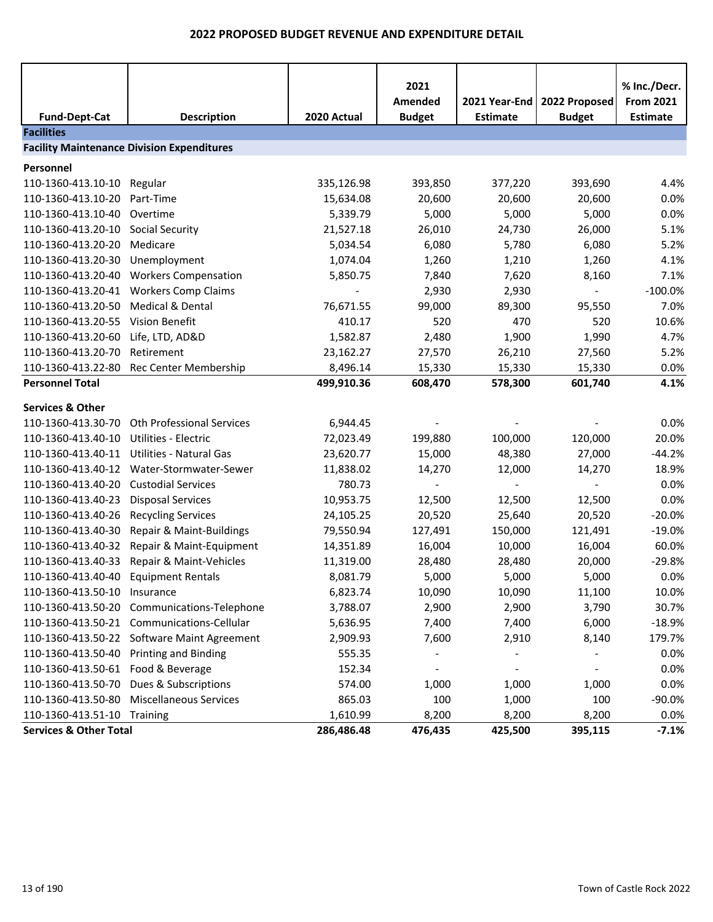# 2022 PROPOSED BUDGET REVENUE AND EXPENDITURE DETAIL

| Fund-Dept-Cat | Description | 2020 Actual | 2021 Amended Budget | 2021 Year-End Estimate | 2022 Proposed Budget | % Inc./Decr. From 2021 Estimate |
|---|---|---|---|---|---|---|
| **Facilities** | | | | | | |
| **Facility Maintenance Division Expenditures** | | | | | | |
| **Personnel** | | | | | | |
| 110-1360-413.10-10 | Regular | 335,126.98 | 393,850 | 377,220 | 393,690 | 4.4% |
| 110-1360-413.10-20 | Part-Time | 15,634.08 | 20,600 | 20,600 | 20,600 | 0.0% |
| 110-1360-413.10-40 | Overtime | 5,339.79 | 5,000 | 5,000 | 5,000 | 0.0% |
| 110-1360-413.20-10 | Social Security | 21,527.18 | 26,010 | 24,730 | 26,000 | 5.1% |
| 110-1360-413.20-20 | Medicare | 5,034.54 | 6,080 | 5,780 | 6,080 | 5.2% |
| 110-1360-413.20-30 | Unemployment | 1,074.04 | 1,260 | 1,210 | 1,260 | 4.1% |
| 110-1360-413.20-40 | Workers Compensation | 5,850.75 | 7,840 | 7,620 | 8,160 | 7.1% |
| 110-1360-413.20-41 | Workers Comp Claims | - | 2,930 | 2,930 | - | -100.0% |
| 110-1360-413.20-50 | Medical & Dental | 76,671.55 | 99,000 | 89,300 | 95,550 | 7.0% |
| 110-1360-413.20-55 | Vision Benefit | 410.17 | 520 | 470 | 520 | 10.6% |
| 110-1360-413.20-60 | Life, LTD, AD&D | 1,582.87 | 2,480 | 1,900 | 1,990 | 4.7% |
| 110-1360-413.20-70 | Retirement | 23,162.27 | 27,570 | 26,210 | 27,560 | 5.2% |
| 110-1360-413.22-80 | Rec Center Membership | 8,496.14 | 15,330 | 15,330 | 15,330 | 0.0% |
| **Personnel Total** | | **499,910.36** | **608,470** | **578,300** | **601,740** | **4.1%** |
| **Services & Other** | | | | | | |
| 110-1360-413.30-70 | Oth Professional Services | 6,944.45 | - | - | - | 0.0% |
| 110-1360-413.40-10 | Utilities - Electric | 72,023.49 | 199,880 | 100,000 | 120,000 | 20.0% |
| 110-1360-413.40-11 | Utilities - Natural Gas | 23,620.77 | 15,000 | 48,380 | 27,000 | -44.2% |
| 110-1360-413.40-12 | Water-Stormwater-Sewer | 11,838.02 | 14,270 | 12,000 | 14,270 | 18.9% |
| 110-1360-413.40-20 | Custodial Services | 780.73 | - | - | - | 0.0% |
| 110-1360-413.40-23 | Disposal Services | 10,953.75 | 12,500 | 12,500 | 12,500 | 0.0% |
| 110-1360-413.40-26 | Recycling Services | 24,105.25 | 20,520 | 25,640 | 20,520 | -20.0% |
| 110-1360-413.40-30 | Repair & Maint-Buildings | 79,550.94 | 127,491 | 150,000 | 121,491 | -19.0% |
| 110-1360-413.40-32 | Repair & Maint-Equipment | 14,351.89 | 16,004 | 10,000 | 16,004 | 60.0% |
| 110-1360-413.40-33 | Repair & Maint-Vehicles | 11,319.00 | 28,480 | 28,480 | 20,000 | -29.8% |
| 110-1360-413.40-40 | Equipment Rentals | 8,081.79 | 5,000 | 5,000 | 5,000 | 0.0% |
| 110-1360-413.50-10 | Insurance | 6,823.74 | 10,090 | 10,090 | 11,100 | 10.0% |
| 110-1360-413.50-20 | Communications-Telephone | 3,788.07 | 2,900 | 2,900 | 3,790 | 30.7% |
| 110-1360-413.50-21 | Communications-Cellular | 5,636.95 | 7,400 | 7,400 | 6,000 | -18.9% |
| 110-1360-413.50-22 | Software Maint Agreement | 2,909.93 | 7,600 | 2,910 | 8,140 | 179.7% |
| 110-1360-413.50-40 | Printing and Binding | 555.35 | - | - | - | 0.0% |
| 110-1360-413.50-61 | Food & Beverage | 152.34 | - | - | - | 0.0% |
| 110-1360-413.50-70 | Dues & Subscriptions | 574.00 | 1,000 | 1,000 | 1,000 | 0.0% |
| 110-1360-413.50-80 | Miscellaneous Services | 865.03 | 100 | 1,000 | 100 | -90.0% |
| 110-1360-413.51-10 | Training | 1,610.99 | 8,200 | 8,200 | 8,200 | 0.0% |
| **Services & Other Total** | | **286,486.48** | **476,435** | **425,500** | **395,115** | **-7.1%** |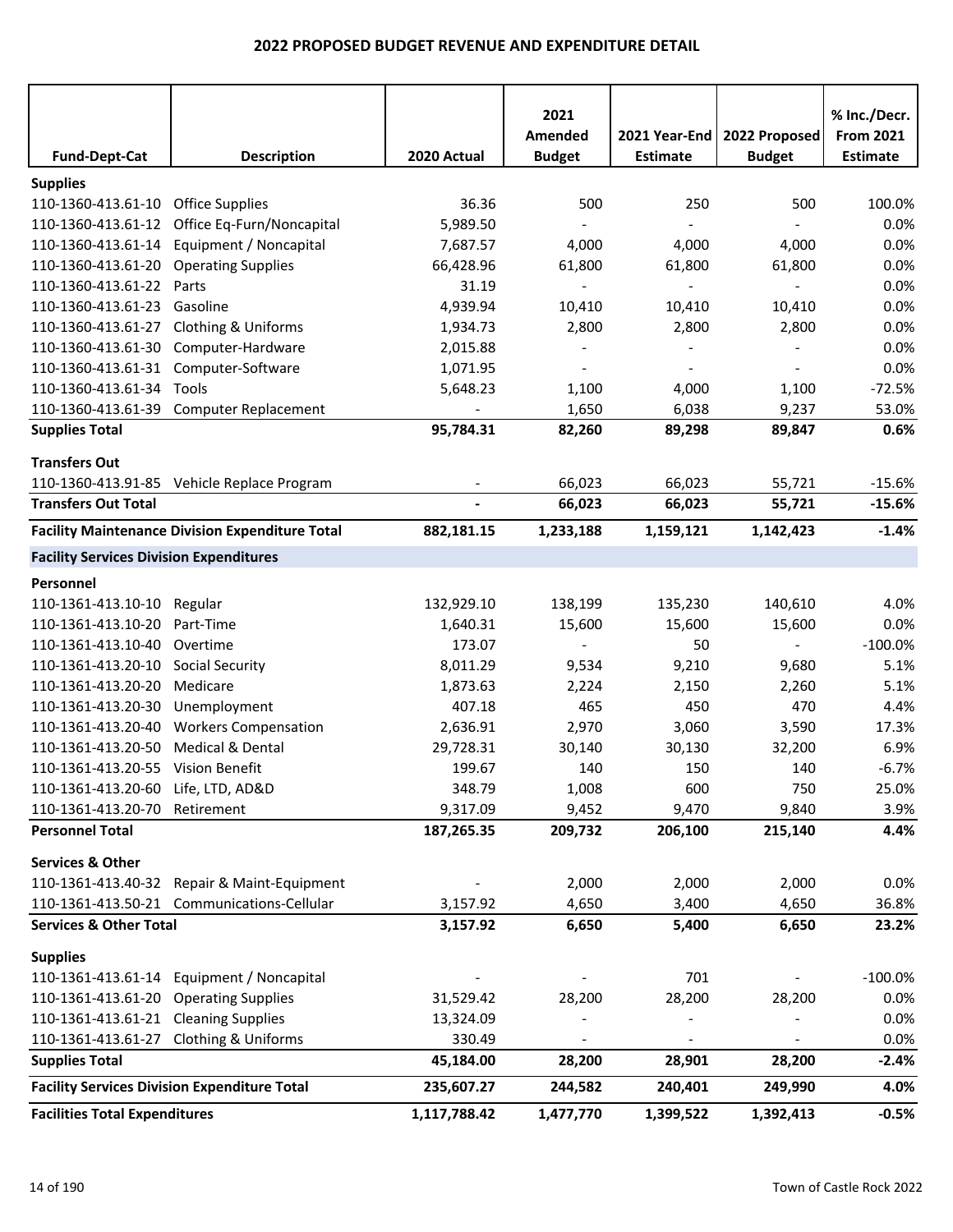# 2022 PROPOSED BUDGET REVENUE AND EXPENDITURE DETAIL

| Fund-Dept-Cat | Description | 2020 Actual | 2021 Amended Budget | 2021 Year-End Estimate | 2022 Proposed Budget | % Inc./Decr. From 2021 Estimate |
|---|---|---|---|---|---|---|
| **Supplies** | | | | | | |
| 110-1360-413.61-10 | Office Supplies | 36.36 | 500 | 250 | 500 | 100.0% |
| 110-1360-413.61-12 | Office Eq-Furn/Noncapital | 5,989.50 | - | - | - | 0.0% |
| 110-1360-413.61-14 | Equipment / Noncapital | 7,687.57 | 4,000 | 4,000 | 4,000 | 0.0% |
| 110-1360-413.61-20 | Operating Supplies | 66,428.96 | 61,800 | 61,800 | 61,800 | 0.0% |
| 110-1360-413.61-22 | Parts | 31.19 | - | - | - | 0.0% |
| 110-1360-413.61-23 | Gasoline | 4,939.94 | 10,410 | 10,410 | 10,410 | 0.0% |
| 110-1360-413.61-27 | Clothing & Uniforms | 1,934.73 | 2,800 | 2,800 | 2,800 | 0.0% |
| 110-1360-413.61-30 | Computer-Hardware | 2,015.88 | - | - | - | 0.0% |
| 110-1360-413.61-31 | Computer-Software | 1,071.95 | - | - | - | 0.0% |
| 110-1360-413.61-34 | Tools | 5,648.23 | 1,100 | 4,000 | 1,100 | -72.5% |
| 110-1360-413.61-39 | Computer Replacement | - | 1,650 | 6,038 | 9,237 | 53.0% |
| **Supplies Total** | | **95,784.31** | **82,260** | **89,298** | **89,847** | **0.6%** |
| **Transfers Out** | | | | | | |
| 110-1360-413.91-85 | Vehicle Replace Program | - | 66,023 | 66,023 | 55,721 | -15.6% |
| **Transfers Out Total** | | **-** | **66,023** | **66,023** | **55,721** | **-15.6%** |
| **Facility Maintenance Division Expenditure Total** | | **882,181.15** | **1,233,188** | **1,159,121** | **1,142,423** | **-1.4%** |
| **Facility Services Division Expenditures** | | | | | | |
| **Personnel** | | | | | | |
| 110-1361-413.10-10 | Regular | 132,929.10 | 138,199 | 135,230 | 140,610 | 4.0% |
| 110-1361-413.10-20 | Part-Time | 1,640.31 | 15,600 | 15,600 | 15,600 | 0.0% |
| 110-1361-413.10-40 | Overtime | 173.07 | - | 50 | - | -100.0% |
| 110-1361-413.20-10 | Social Security | 8,011.29 | 9,534 | 9,210 | 9,680 | 5.1% |
| 110-1361-413.20-20 | Medicare | 1,873.63 | 2,224 | 2,150 | 2,260 | 5.1% |
| 110-1361-413.20-30 | Unemployment | 407.18 | 465 | 450 | 470 | 4.4% |
| 110-1361-413.20-40 | Workers Compensation | 2,636.91 | 2,970 | 3,060 | 3,590 | 17.3% |
| 110-1361-413.20-50 | Medical & Dental | 29,728.31 | 30,140 | 30,130 | 32,200 | 6.9% |
| 110-1361-413.20-55 | Vision Benefit | 199.67 | 140 | 150 | 140 | -6.7% |
| 110-1361-413.20-60 | Life, LTD, AD&D | 348.79 | 1,008 | 600 | 750 | 25.0% |
| 110-1361-413.20-70 | Retirement | 9,317.09 | 9,452 | 9,470 | 9,840 | 3.9% |
| **Personnel Total** | | **187,265.35** | **209,732** | **206,100** | **215,140** | **4.4%** |
| **Services & Other** | | | | | | |
| 110-1361-413.40-32 | Repair & Maint-Equipment | - | 2,000 | 2,000 | 2,000 | 0.0% |
| 110-1361-413.50-21 | Communications-Cellular | 3,157.92 | 4,650 | 3,400 | 4,650 | 36.8% |
| **Services & Other Total** | | **3,157.92** | **6,650** | **5,400** | **6,650** | **23.2%** |
| **Supplies** | | | | | | |
| 110-1361-413.61-14 | Equipment / Noncapital | - | - | 701 | - | -100.0% |
| 110-1361-413.61-20 | Operating Supplies | 31,529.42 | 28,200 | 28,200 | 28,200 | 0.0% |
| 110-1361-413.61-21 | Cleaning Supplies | 13,324.09 | - | - | - | 0.0% |
| 110-1361-413.61-27 | Clothing & Uniforms | 330.49 | - | - | - | 0.0% |
| **Supplies Total** | | **45,184.00** | **28,200** | **28,901** | **28,200** | **-2.4%** |
| **Facility Services Division Expenditure Total** | | **235,607.27** | **244,582** | **240,401** | **249,990** | **4.0%** |
| **Facilities Total Expenditures** | | **1,117,788.42** | **1,477,770** | **1,399,522** | **1,392,413** | **-0.5%** |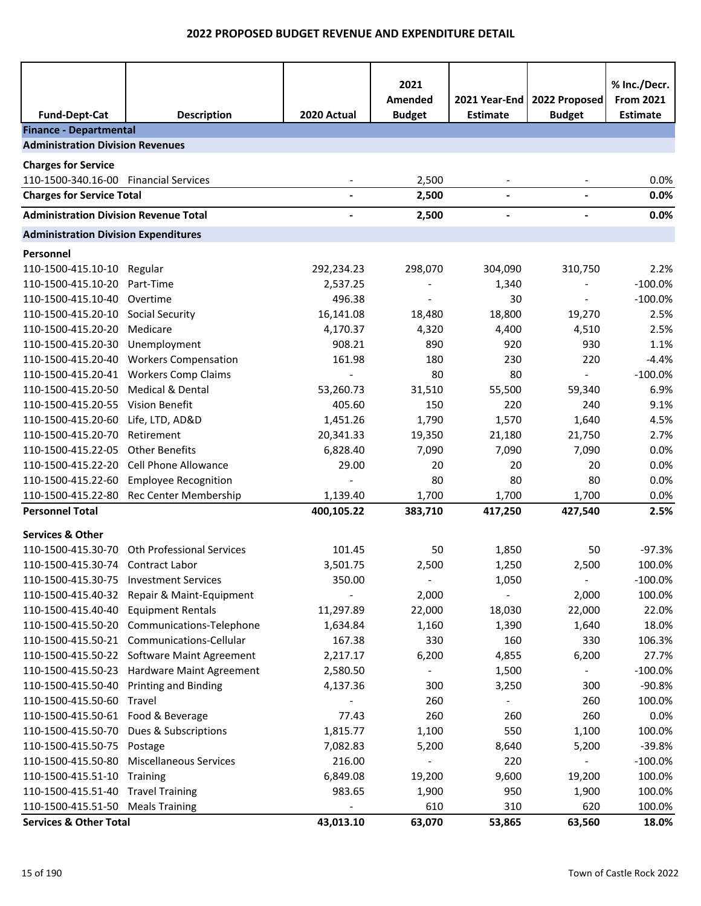# 2022 PROPOSED BUDGET REVENUE AND EXPENDITURE DETAIL

| Fund-Dept-Cat | Description | 2020 Actual | 2021 Amended Budget | 2021 Year-End Estimate | 2022 Proposed Budget | % Inc./Decr. From 2021 Estimate |
|---|---|---|---|---|---|---|
| **Finance - Departmental** | | | | | | |
| **Administration Division Revenues** | | | | | | |
| **Charges for Service** | | | | | | |
| 110-1500-340.16-00 | Financial Services | - | 2,500 | - | - | 0.0% |
| **Charges for Service Total** | | **-** | **2,500** | **-** | **-** | **0.0%** |
| **Administration Division Revenue Total** | | **-** | **2,500** | **-** | **-** | **0.0%** |
| **Administration Division Expenditures** | | | | | | |
| **Personnel** | | | | | | |
| 110-1500-415.10-10 | Regular | 292,234.23 | 298,070 | 304,090 | 310,750 | 2.2% |
| 110-1500-415.10-20 | Part-Time | 2,537.25 | - | 1,340 | - | -100.0% |
| 110-1500-415.10-40 | Overtime | 496.38 | - | 30 | - | -100.0% |
| 110-1500-415.20-10 | Social Security | 16,141.08 | 18,480 | 18,800 | 19,270 | 2.5% |
| 110-1500-415.20-20 | Medicare | 4,170.37 | 4,320 | 4,400 | 4,510 | 2.5% |
| 110-1500-415.20-30 | Unemployment | 908.21 | 890 | 920 | 930 | 1.1% |
| 110-1500-415.20-40 | Workers Compensation | 161.98 | 180 | 230 | 220 | -4.4% |
| 110-1500-415.20-41 | Workers Comp Claims | - | 80 | 80 | - | -100.0% |
| 110-1500-415.20-50 | Medical & Dental | 53,260.73 | 31,510 | 55,500 | 59,340 | 6.9% |
| 110-1500-415.20-55 | Vision Benefit | 405.60 | 150 | 220 | 240 | 9.1% |
| 110-1500-415.20-60 | Life, LTD, AD&D | 1,451.26 | 1,790 | 1,570 | 1,640 | 4.5% |
| 110-1500-415.20-70 | Retirement | 20,341.33 | 19,350 | 21,180 | 21,750 | 2.7% |
| 110-1500-415.22-05 | Other Benefits | 6,828.40 | 7,090 | 7,090 | 7,090 | 0.0% |
| 110-1500-415.22-20 | Cell Phone Allowance | 29.00 | 20 | 20 | 20 | 0.0% |
| 110-1500-415.22-60 | Employee Recognition | - | 80 | 80 | 80 | 0.0% |
| 110-1500-415.22-80 | Rec Center Membership | 1,139.40 | 1,700 | 1,700 | 1,700 | 0.0% |
| **Personnel Total** | | **400,105.22** | **383,710** | **417,250** | **427,540** | **2.5%** |
| **Services & Other** | | | | | | |
| 110-1500-415.30-70 | Oth Professional Services | 101.45 | 50 | 1,850 | 50 | -97.3% |
| 110-1500-415.30-74 | Contract Labor | 3,501.75 | 2,500 | 1,250 | 2,500 | 100.0% |
| 110-1500-415.30-75 | Investment Services | 350.00 | - | 1,050 | - | -100.0% |
| 110-1500-415.40-32 | Repair & Maint-Equipment | - | 2,000 | - | 2,000 | 100.0% |
| 110-1500-415.40-40 | Equipment Rentals | 11,297.89 | 22,000 | 18,030 | 22,000 | 22.0% |
| 110-1500-415.50-20 | Communications-Telephone | 1,634.84 | 1,160 | 1,390 | 1,640 | 18.0% |
| 110-1500-415.50-21 | Communications-Cellular | 167.38 | 330 | 160 | 330 | 106.3% |
| 110-1500-415.50-22 | Software Maint Agreement | 2,217.17 | 6,200 | 4,855 | 6,200 | 27.7% |
| 110-1500-415.50-23 | Hardware Maint Agreement | 2,580.50 | - | 1,500 | - | -100.0% |
| 110-1500-415.50-40 | Printing and Binding | 4,137.36 | 300 | 3,250 | 300 | -90.8% |
| 110-1500-415.50-60 | Travel | - | 260 | - | 260 | 100.0% |
| 110-1500-415.50-61 | Food & Beverage | 77.43 | 260 | 260 | 260 | 0.0% |
| 110-1500-415.50-70 | Dues & Subscriptions | 1,815.77 | 1,100 | 550 | 1,100 | 100.0% |
| 110-1500-415.50-75 | Postage | 7,082.83 | 5,200 | 8,640 | 5,200 | -39.8% |
| 110-1500-415.50-80 | Miscellaneous Services | 216.00 | - | 220 | - | -100.0% |
| 110-1500-415.51-10 | Training | 6,849.08 | 19,200 | 9,600 | 19,200 | 100.0% |
| 110-1500-415.51-40 | Travel Training | 983.65 | 1,900 | 950 | 1,900 | 100.0% |
| 110-1500-415.51-50 | Meals Training | - | 610 | 310 | 620 | 100.0% |
| **Services & Other Total** | | **43,013.10** | **63,070** | **53,865** | **63,560** | **18.0%** |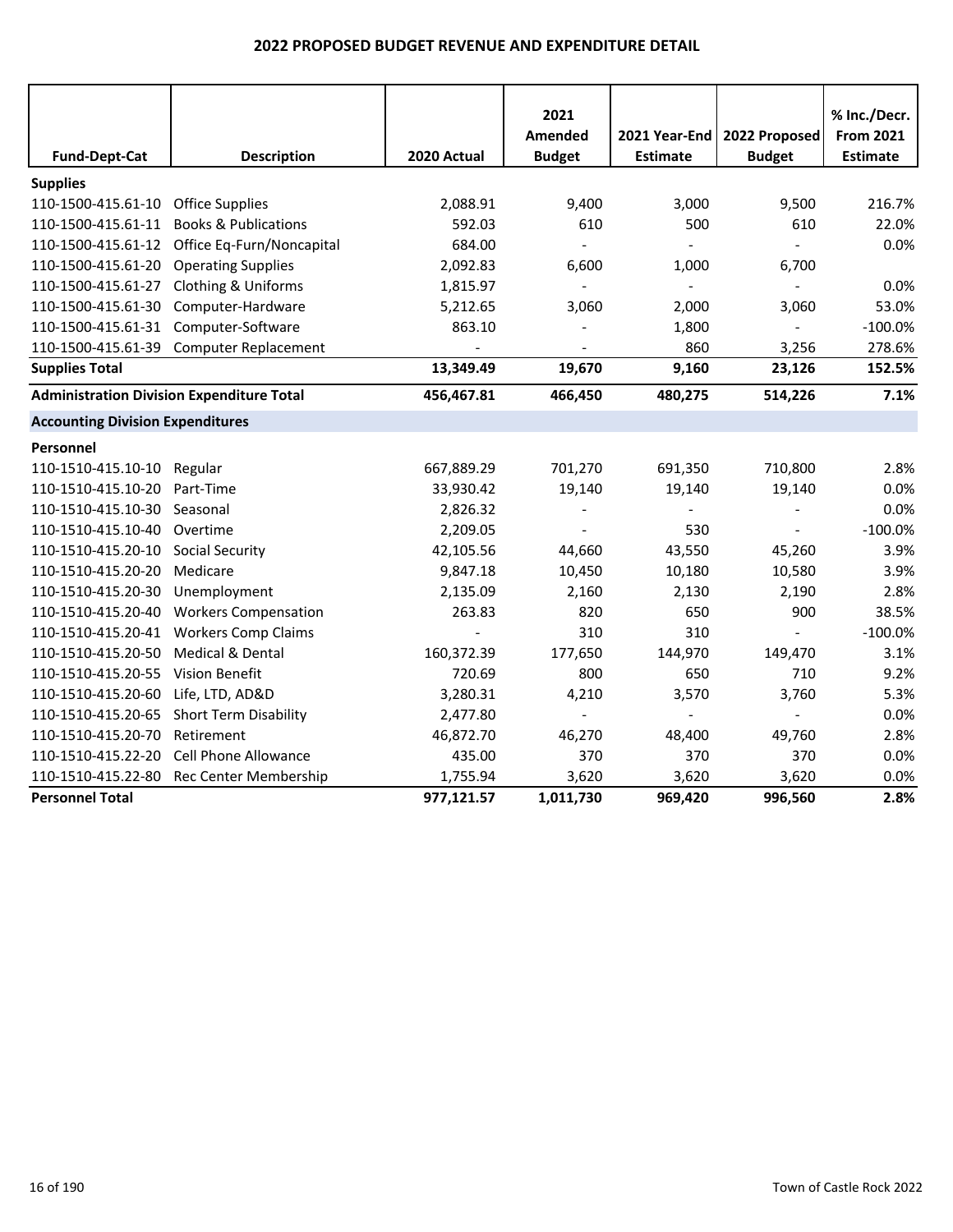# 2022 PROPOSED BUDGET REVENUE AND EXPENDITURE DETAIL

| Fund-Dept-Cat | Description | 2020 Actual | 2021 Amended Budget | 2021 Year-End Estimate | 2022 Proposed Budget | % Inc./Decr. From 2021 Estimate |
|---|---|---|---|---|---|---|
| **Supplies** | | | | | | |
| 110-1500-415.61-10 | Office Supplies | 2,088.91 | 9,400 | 3,000 | 9,500 | 216.7% |
| 110-1500-415.61-11 | Books & Publications | 592.03 | 610 | 500 | 610 | 22.0% |
| 110-1500-415.61-12 | Office Eq-Furn/Noncapital | 684.00 | - | - | - | 0.0% |
| 110-1500-415.61-20 | Operating Supplies | 2,092.83 | 6,600 | 1,000 | 6,700 | |
| 110-1500-415.61-27 | Clothing & Uniforms | 1,815.97 | - | - | - | 0.0% |
| 110-1500-415.61-30 | Computer-Hardware | 5,212.65 | 3,060 | 2,000 | 3,060 | 53.0% |
| 110-1500-415.61-31 | Computer-Software | 863.10 | - | 1,800 | - | -100.0% |
| 110-1500-415.61-39 | Computer Replacement | - | - | 860 | 3,256 | 278.6% |
| **Supplies Total** | | **13,349.49** | **19,670** | **9,160** | **23,126** | **152.5%** |
| **Administration Division Expenditure Total** | | **456,467.81** | **466,450** | **480,275** | **514,226** | **7.1%** |
| **Accounting Division Expenditures** | | | | | | |
| **Personnel** | | | | | | |
| 110-1510-415.10-10 | Regular | 667,889.29 | 701,270 | 691,350 | 710,800 | 2.8% |
| 110-1510-415.10-20 | Part-Time | 33,930.42 | 19,140 | 19,140 | 19,140 | 0.0% |
| 110-1510-415.10-30 | Seasonal | 2,826.32 | - | - | - | 0.0% |
| 110-1510-415.10-40 | Overtime | 2,209.05 | - | 530 | - | -100.0% |
| 110-1510-415.20-10 | Social Security | 42,105.56 | 44,660 | 43,550 | 45,260 | 3.9% |
| 110-1510-415.20-20 | Medicare | 9,847.18 | 10,450 | 10,180 | 10,580 | 3.9% |
| 110-1510-415.20-30 | Unemployment | 2,135.09 | 2,160 | 2,130 | 2,190 | 2.8% |
| 110-1510-415.20-40 | Workers Compensation | 263.83 | 820 | 650 | 900 | 38.5% |
| 110-1510-415.20-41 | Workers Comp Claims | - | 310 | 310 | - | -100.0% |
| 110-1510-415.20-50 | Medical & Dental | 160,372.39 | 177,650 | 144,970 | 149,470 | 3.1% |
| 110-1510-415.20-55 | Vision Benefit | 720.69 | 800 | 650 | 710 | 9.2% |
| 110-1510-415.20-60 | Life, LTD, AD&D | 3,280.31 | 4,210 | 3,570 | 3,760 | 5.3% |
| 110-1510-415.20-65 | Short Term Disability | 2,477.80 | - | - | - | 0.0% |
| 110-1510-415.20-70 | Retirement | 46,872.70 | 46,270 | 48,400 | 49,760 | 2.8% |
| 110-1510-415.22-20 | Cell Phone Allowance | 435.00 | 370 | 370 | 370 | 0.0% |
| 110-1510-415.22-80 | Rec Center Membership | 1,755.94 | 3,620 | 3,620 | 3,620 | 0.0% |
| **Personnel Total** | | **977,121.57** | **1,011,730** | **969,420** | **996,560** | **2.8%** |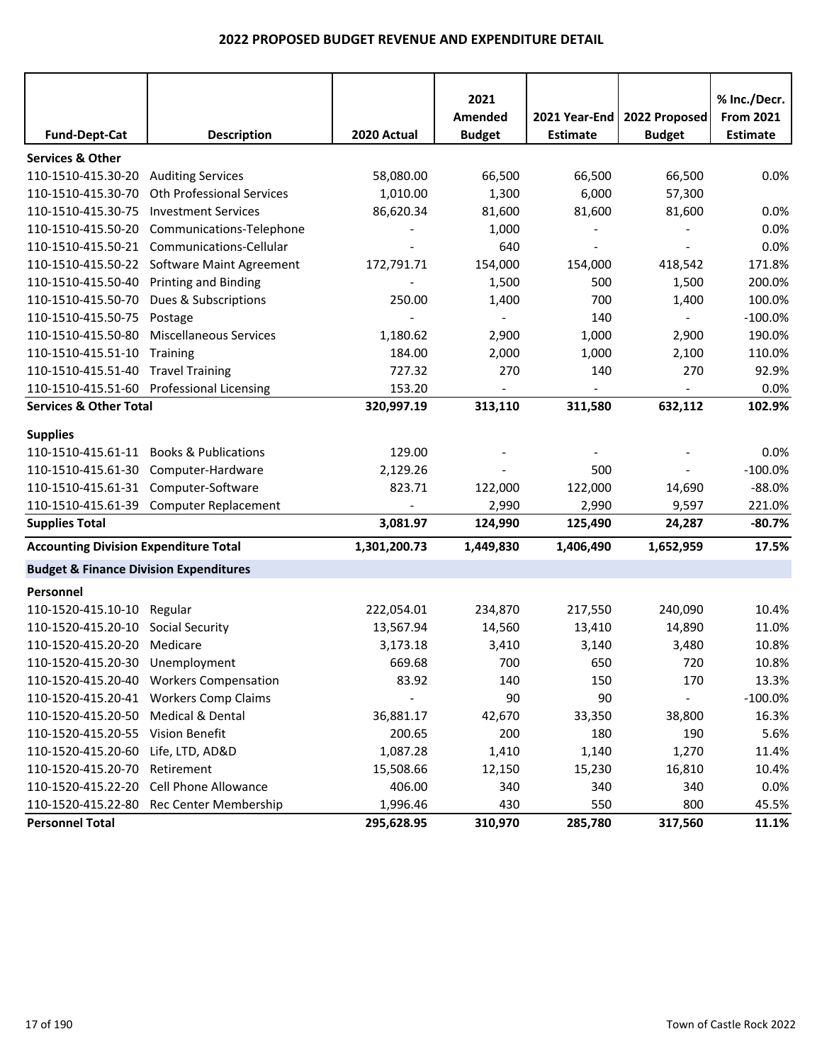# 2022 PROPOSED BUDGET REVENUE AND EXPENDITURE DETAIL

| Fund-Dept-Cat | Description | 2020 Actual | 2021 Amended Budget | 2021 Year-End Estimate | 2022 Proposed Budget | % Inc./Decr. From 2021 Estimate |
|---|---|---|---|---|---|---|
| **Services & Other** | | | | | | |
| 110-1510-415.30-20 | Auditing Services | 58,080.00 | 66,500 | 66,500 | 66,500 | 0.0% |
| 110-1510-415.30-70 | Oth Professional Services | 1,010.00 | 1,300 | 6,000 | 57,300 | |
| 110-1510-415.30-75 | Investment Services | 86,620.34 | 81,600 | 81,600 | 81,600 | 0.0% |
| 110-1510-415.50-20 | Communications-Telephone | - | 1,000 | - | - | 0.0% |
| 110-1510-415.50-21 | Communications-Cellular | - | 640 | - | - | 0.0% |
| 110-1510-415.50-22 | Software Maint Agreement | 172,791.71 | 154,000 | 154,000 | 418,542 | 171.8% |
| 110-1510-415.50-40 | Printing and Binding | - | 1,500 | 500 | 1,500 | 200.0% |
| 110-1510-415.50-70 | Dues & Subscriptions | 250.00 | 1,400 | 700 | 1,400 | 100.0% |
| 110-1510-415.50-75 | Postage | - | - | 140 | - | -100.0% |
| 110-1510-415.50-80 | Miscellaneous Services | 1,180.62 | 2,900 | 1,000 | 2,900 | 190.0% |
| 110-1510-415.51-10 | Training | 184.00 | 2,000 | 1,000 | 2,100 | 110.0% |
| 110-1510-415.51-40 | Travel Training | 727.32 | 270 | 140 | 270 | 92.9% |
| 110-1510-415.51-60 | Professional Licensing | 153.20 | - | - | - | 0.0% |
| **Services & Other Total** | | **320,997.19** | **313,110** | **311,580** | **632,112** | **102.9%** |
| **Supplies** | | | | | | |
| 110-1510-415.61-11 | Books & Publications | 129.00 | - | - | - | 0.0% |
| 110-1510-415.61-30 | Computer-Hardware | 2,129.26 | - | 500 | - | -100.0% |
| 110-1510-415.61-31 | Computer-Software | 823.71 | 122,000 | 122,000 | 14,690 | -88.0% |
| 110-1510-415.61-39 | Computer Replacement | - | 2,990 | 2,990 | 9,597 | 221.0% |
| **Supplies Total** | | **3,081.97** | **124,990** | **125,490** | **24,287** | **-80.7%** |
| **Accounting Division Expenditure Total** | | **1,301,200.73** | **1,449,830** | **1,406,490** | **1,652,959** | **17.5%** |
| **Budget & Finance Division Expenditures** | | | | | | |
| **Personnel** | | | | | | |
| 110-1520-415.10-10 | Regular | 222,054.01 | 234,870 | 217,550 | 240,090 | 10.4% |
| 110-1520-415.20-10 | Social Security | 13,567.94 | 14,560 | 13,410 | 14,890 | 11.0% |
| 110-1520-415.20-20 | Medicare | 3,173.18 | 3,410 | 3,140 | 3,480 | 10.8% |
| 110-1520-415.20-30 | Unemployment | 669.68 | 700 | 650 | 720 | 10.8% |
| 110-1520-415.20-40 | Workers Compensation | 83.92 | 140 | 150 | 170 | 13.3% |
| 110-1520-415.20-41 | Workers Comp Claims | - | 90 | 90 | - | -100.0% |
| 110-1520-415.20-50 | Medical & Dental | 36,881.17 | 42,670 | 33,350 | 38,800 | 16.3% |
| 110-1520-415.20-55 | Vision Benefit | 200.65 | 200 | 180 | 190 | 5.6% |
| 110-1520-415.20-60 | Life, LTD, AD&D | 1,087.28 | 1,410 | 1,140 | 1,270 | 11.4% |
| 110-1520-415.20-70 | Retirement | 15,508.66 | 12,150 | 15,230 | 16,810 | 10.4% |
| 110-1520-415.22-20 | Cell Phone Allowance | 406.00 | 340 | 340 | 340 | 0.0% |
| 110-1520-415.22-80 | Rec Center Membership | 1,996.46 | 430 | 550 | 800 | 45.5% |
| **Personnel Total** | | **295,628.95** | **310,970** | **285,780** | **317,560** | **11.1%** |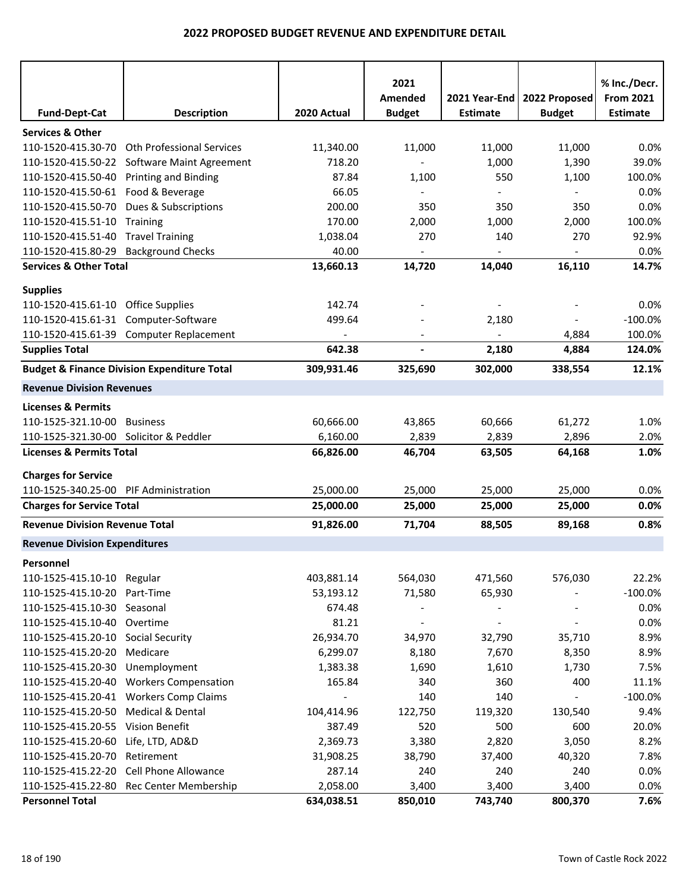# 2022 PROPOSED BUDGET REVENUE AND EXPENDITURE DETAIL

| Fund-Dept-Cat | Description | 2020 Actual | 2021 Amended Budget | 2021 Year-End Estimate | 2022 Proposed Budget | % Inc./Decr. From 2021 Estimate |
|---|---|---|---|---|---|---|
| **Services & Other** | | | | | | |
| 110-1520-415.30-70 | Oth Professional Services | 11,340.00 | 11,000 | 11,000 | 11,000 | 0.0% |
| 110-1520-415.50-22 | Software Maint Agreement | 718.20 | - | 1,000 | 1,390 | 39.0% |
| 110-1520-415.50-40 | Printing and Binding | 87.84 | 1,100 | 550 | 1,100 | 100.0% |
| 110-1520-415.50-61 | Food & Beverage | 66.05 | - | - | - | 0.0% |
| 110-1520-415.50-70 | Dues & Subscriptions | 200.00 | 350 | 350 | 350 | 0.0% |
| 110-1520-415.51-10 | Training | 170.00 | 2,000 | 1,000 | 2,000 | 100.0% |
| 110-1520-415.51-40 | Travel Training | 1,038.04 | 270 | 140 | 270 | 92.9% |
| 110-1520-415.80-29 | Background Checks | 40.00 | - | - | - | 0.0% |
| **Services & Other Total** | | **13,660.13** | **14,720** | **14,040** | **16,110** | **14.7%** |
| **Supplies** | | | | | | |
| 110-1520-415.61-10 | Office Supplies | 142.74 | - | - | - | 0.0% |
| 110-1520-415.61-31 | Computer-Software | 499.64 | - | 2,180 | - | -100.0% |
| 110-1520-415.61-39 | Computer Replacement | - | - | - | 4,884 | 100.0% |
| **Supplies Total** | | **642.38** | **-** | **2,180** | **4,884** | **124.0%** |
| **Budget & Finance Division Expenditure Total** | | **309,931.46** | **325,690** | **302,000** | **338,554** | **12.1%** |
| **Revenue Division Revenues** | | | | | | |
| **Licenses & Permits** | | | | | | |
| 110-1525-321.10-00 | Business | 60,666.00 | 43,865 | 60,666 | 61,272 | 1.0% |
| 110-1525-321.30-00 | Solicitor & Peddler | 6,160.00 | 2,839 | 2,839 | 2,896 | 2.0% |
| **Licenses & Permits Total** | | **66,826.00** | **46,704** | **63,505** | **64,168** | **1.0%** |
| **Charges for Service** | | | | | | |
| 110-1525-340.25-00 | PIF Administration | 25,000.00 | 25,000 | 25,000 | 25,000 | 0.0% |
| **Charges for Service Total** | | **25,000.00** | **25,000** | **25,000** | **25,000** | **0.0%** |
| **Revenue Division Revenue Total** | | **91,826.00** | **71,704** | **88,505** | **89,168** | **0.8%** |
| **Revenue Division Expenditures** | | | | | | |
| **Personnel** | | | | | | |
| 110-1525-415.10-10 | Regular | 403,881.14 | 564,030 | 471,560 | 576,030 | 22.2% |
| 110-1525-415.10-20 | Part-Time | 53,193.12 | 71,580 | 65,930 | - | -100.0% |
| 110-1525-415.10-30 | Seasonal | 674.48 | - | - | - | 0.0% |
| 110-1525-415.10-40 | Overtime | 81.21 | - | - | - | 0.0% |
| 110-1525-415.20-10 | Social Security | 26,934.70 | 34,970 | 32,790 | 35,710 | 8.9% |
| 110-1525-415.20-20 | Medicare | 6,299.07 | 8,180 | 7,670 | 8,350 | 8.9% |
| 110-1525-415.20-30 | Unemployment | 1,383.38 | 1,690 | 1,610 | 1,730 | 7.5% |
| 110-1525-415.20-40 | Workers Compensation | 165.84 | 340 | 360 | 400 | 11.1% |
| 110-1525-415.20-41 | Workers Comp Claims | - | 140 | 140 | - | -100.0% |
| 110-1525-415.20-50 | Medical & Dental | 104,414.96 | 122,750 | 119,320 | 130,540 | 9.4% |
| 110-1525-415.20-55 | Vision Benefit | 387.49 | 520 | 500 | 600 | 20.0% |
| 110-1525-415.20-60 | Life, LTD, AD&D | 2,369.73 | 3,380 | 2,820 | 3,050 | 8.2% |
| 110-1525-415.20-70 | Retirement | 31,908.25 | 38,790 | 37,400 | 40,320 | 7.8% |
| 110-1525-415.22-20 | Cell Phone Allowance | 287.14 | 240 | 240 | 240 | 0.0% |
| 110-1525-415.22-80 | Rec Center Membership | 2,058.00 | 3,400 | 3,400 | 3,400 | 0.0% |
| **Personnel Total** | | **634,038.51** | **850,010** | **743,740** | **800,370** | **7.6%** |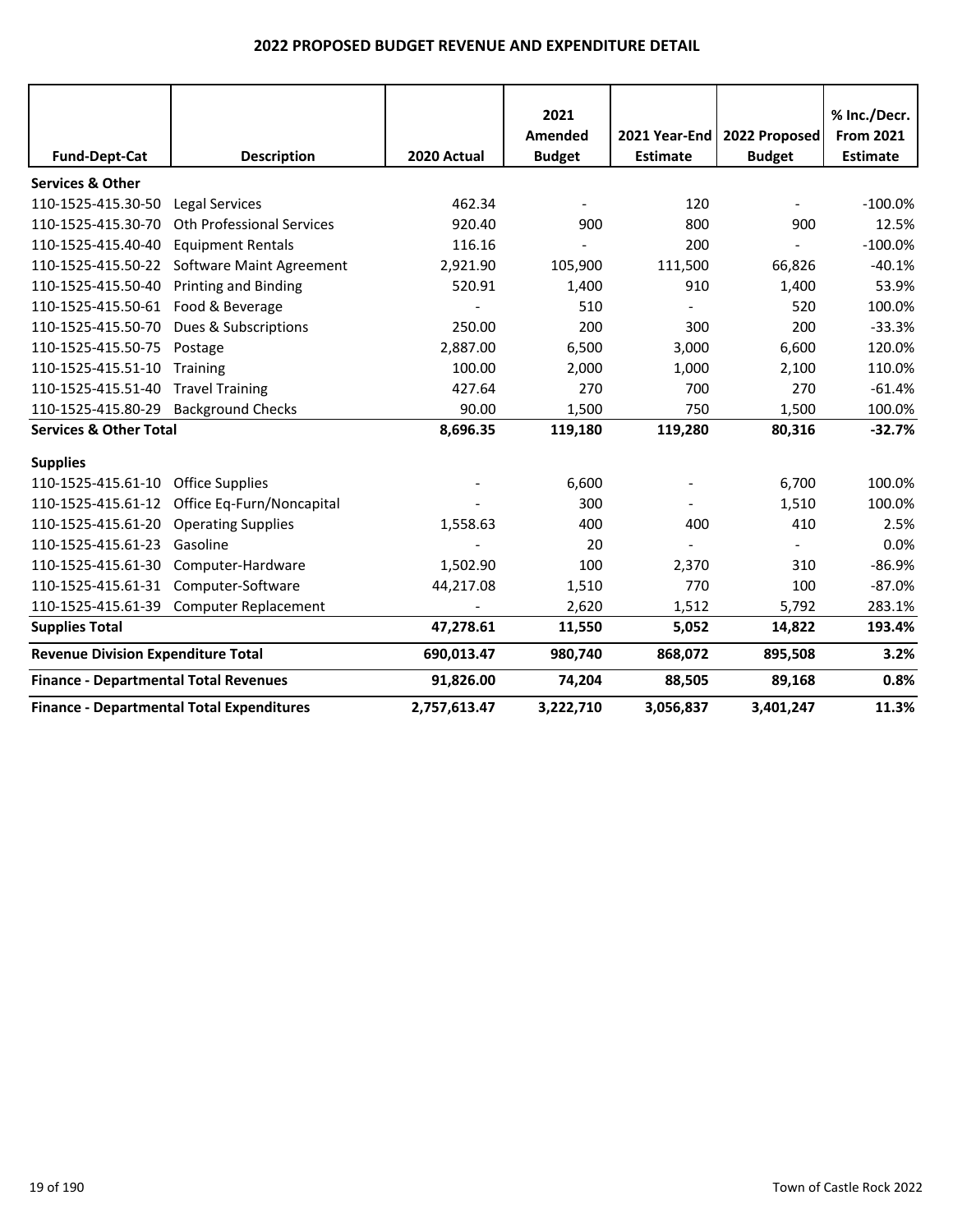## 2022 PROPOSED BUDGET REVENUE AND EXPENDITURE DETAIL

| Fund-Dept-Cat | Description | 2020 Actual | 2021 Amended Budget | 2021 Year-End Estimate | 2022 Proposed Budget | % Inc./Decr. From 2021 Estimate |
|---|---|---|---|---|---|---|
| **Services & Other** | | | | | | |
| 110-1525-415.30-50 | Legal Services | 462.34 | - | 120 | - | -100.0% |
| 110-1525-415.30-70 | Oth Professional Services | 920.40 | 900 | 800 | 900 | 12.5% |
| 110-1525-415.40-40 | Equipment Rentals | 116.16 | - | 200 | - | -100.0% |
| 110-1525-415.50-22 | Software Maint Agreement | 2,921.90 | 105,900 | 111,500 | 66,826 | -40.1% |
| 110-1525-415.50-40 | Printing and Binding | 520.91 | 1,400 | 910 | 1,400 | 53.9% |
| 110-1525-415.50-61 | Food & Beverage | - | 510 | - | 520 | 100.0% |
| 110-1525-415.50-70 | Dues & Subscriptions | 250.00 | 200 | 300 | 200 | -33.3% |
| 110-1525-415.50-75 | Postage | 2,887.00 | 6,500 | 3,000 | 6,600 | 120.0% |
| 110-1525-415.51-10 | Training | 100.00 | 2,000 | 1,000 | 2,100 | 110.0% |
| 110-1525-415.51-40 | Travel Training | 427.64 | 270 | 700 | 270 | -61.4% |
| 110-1525-415.80-29 | Background Checks | 90.00 | 1,500 | 750 | 1,500 | 100.0% |
| **Services & Other Total** | | **8,696.35** | **119,180** | **119,280** | **80,316** | **-32.7%** |
| **Supplies** | | | | | | |
| 110-1525-415.61-10 | Office Supplies | - | 6,600 | - | 6,700 | 100.0% |
| 110-1525-415.61-12 | Office Eq-Furn/Noncapital | - | 300 | - | 1,510 | 100.0% |
| 110-1525-415.61-20 | Operating Supplies | 1,558.63 | 400 | 400 | 410 | 2.5% |
| 110-1525-415.61-23 | Gasoline | - | 20 | - | - | 0.0% |
| 110-1525-415.61-30 | Computer-Hardware | 1,502.90 | 100 | 2,370 | 310 | -86.9% |
| 110-1525-415.61-31 | Computer-Software | 44,217.08 | 1,510 | 770 | 100 | -87.0% |
| 110-1525-415.61-39 | Computer Replacement | - | 2,620 | 1,512 | 5,792 | 283.1% |
| **Supplies Total** | | **47,278.61** | **11,550** | **5,052** | **14,822** | **193.4%** |
| **Revenue Division Expenditure Total** | | **690,013.47** | **980,740** | **868,072** | **895,508** | **3.2%** |
| **Finance - Departmental Total Revenues** | | **91,826.00** | **74,204** | **88,505** | **89,168** | **0.8%** |
| **Finance - Departmental Total Expenditures** | | **2,757,613.47** | **3,222,710** | **3,056,837** | **3,401,247** | **11.3%** |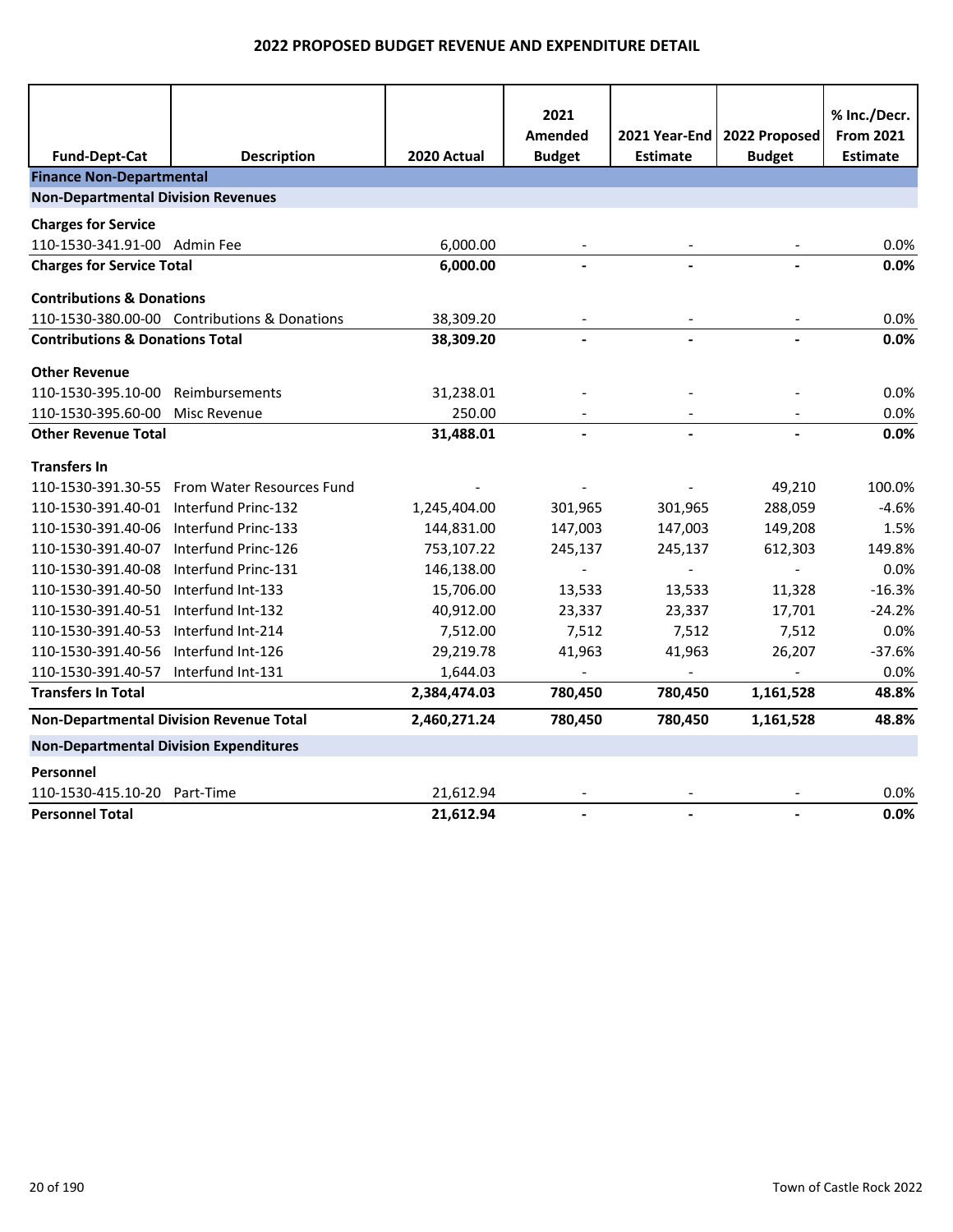# 2022 PROPOSED BUDGET REVENUE AND EXPENDITURE DETAIL

| Fund-Dept-Cat | Description | 2020 Actual | 2021 Amended Budget | 2021 Year-End Estimate | 2022 Proposed Budget | % Inc./Decr. From 2021 Estimate |
|---|---|---|---|---|---|---|
| **Finance Non-Departmental** | | | | | | |
| **Non-Departmental Division Revenues** | | | | | | |
| **Charges for Service** | | | | | | |
| 110-1530-341.91-00 | Admin Fee | 6,000.00 | - | - | - | 0.0% |
| **Charges for Service Total** | | **6,000.00** | **-** | **-** | **-** | **0.0%** |
| **Contributions & Donations** | | | | | | |
| 110-1530-380.00-00 | Contributions & Donations | 38,309.20 | - | - | - | 0.0% |
| **Contributions & Donations Total** | | **38,309.20** | **-** | **-** | **-** | **0.0%** |
| **Other Revenue** | | | | | | |
| 110-1530-395.10-00 | Reimbursements | 31,238.01 | - | - | - | 0.0% |
| 110-1530-395.60-00 | Misc Revenue | 250.00 | - | - | - | 0.0% |
| **Other Revenue Total** | | **31,488.01** | **-** | **-** | **-** | **0.0%** |
| **Transfers In** | | | | | | |
| 110-1530-391.30-55 | From Water Resources Fund | - | - | - | 49,210 | 100.0% |
| 110-1530-391.40-01 | Interfund Princ-132 | 1,245,404.00 | 301,965 | 301,965 | 288,059 | -4.6% |
| 110-1530-391.40-06 | Interfund Princ-133 | 144,831.00 | 147,003 | 147,003 | 149,208 | 1.5% |
| 110-1530-391.40-07 | Interfund Princ-126 | 753,107.22 | 245,137 | 245,137 | 612,303 | 149.8% |
| 110-1530-391.40-08 | Interfund Princ-131 | 146,138.00 | - | - | - | 0.0% |
| 110-1530-391.40-50 | Interfund Int-133 | 15,706.00 | 13,533 | 13,533 | 11,328 | -16.3% |
| 110-1530-391.40-51 | Interfund Int-132 | 40,912.00 | 23,337 | 23,337 | 17,701 | -24.2% |
| 110-1530-391.40-53 | Interfund Int-214 | 7,512.00 | 7,512 | 7,512 | 7,512 | 0.0% |
| 110-1530-391.40-56 | Interfund Int-126 | 29,219.78 | 41,963 | 41,963 | 26,207 | -37.6% |
| 110-1530-391.40-57 | Interfund Int-131 | 1,644.03 | - | - | - | 0.0% |
| **Transfers In Total** | | **2,384,474.03** | **780,450** | **780,450** | **1,161,528** | **48.8%** |
| **Non-Departmental Division Revenue Total** | | **2,460,271.24** | **780,450** | **780,450** | **1,161,528** | **48.8%** |
| **Non-Departmental Division Expenditures** | | | | | | |
| **Personnel** | | | | | | |
| 110-1530-415.10-20 | Part-Time | 21,612.94 | - | - | - | 0.0% |
| **Personnel Total** | | **21,612.94** | **-** | **-** | **-** | **0.0%** |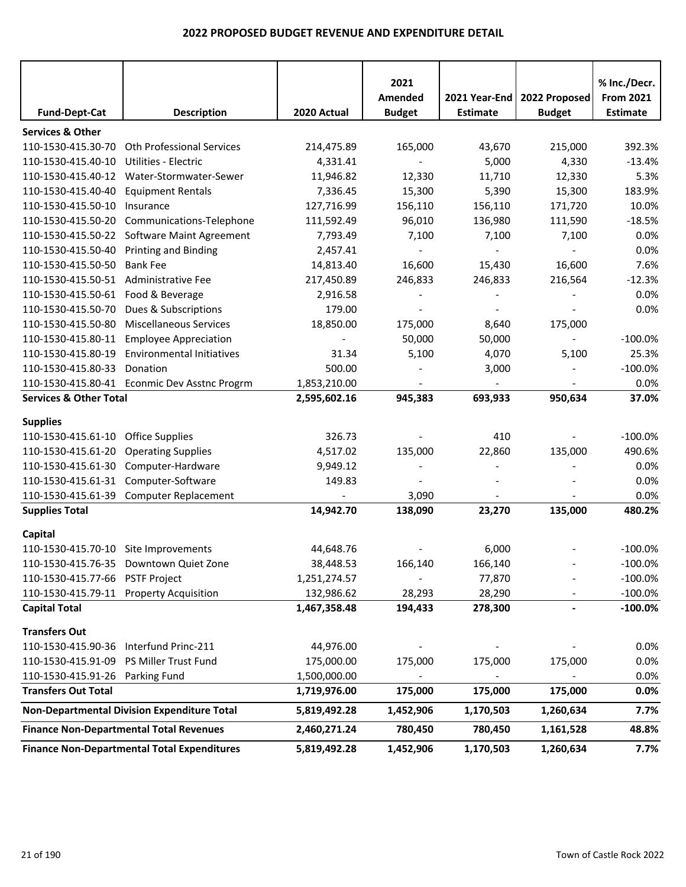# 2022 PROPOSED BUDGET REVENUE AND EXPENDITURE DETAIL

| Fund-Dept-Cat | Description | 2020 Actual | 2021 Amended Budget | 2021 Year-End Estimate | 2022 Proposed Budget | % Inc./Decr. From 2021 Estimate |
|---|---|---|---|---|---|---|
| **Services & Other** | | | | | | |
| 110-1530-415.30-70 | Oth Professional Services | 214,475.89 | 165,000 | 43,670 | 215,000 | 392.3% |
| 110-1530-415.40-10 | Utilities - Electric | 4,331.41 | - | 5,000 | 4,330 | -13.4% |
| 110-1530-415.40-12 | Water-Stormwater-Sewer | 11,946.82 | 12,330 | 11,710 | 12,330 | 5.3% |
| 110-1530-415.40-40 | Equipment Rentals | 7,336.45 | 15,300 | 5,390 | 15,300 | 183.9% |
| 110-1530-415.50-10 | Insurance | 127,716.99 | 156,110 | 156,110 | 171,720 | 10.0% |
| 110-1530-415.50-20 | Communications-Telephone | 111,592.49 | 96,010 | 136,980 | 111,590 | -18.5% |
| 110-1530-415.50-22 | Software Maint Agreement | 7,793.49 | 7,100 | 7,100 | 7,100 | 0.0% |
| 110-1530-415.50-40 | Printing and Binding | 2,457.41 | - | - | - | 0.0% |
| 110-1530-415.50-50 | Bank Fee | 14,813.40 | 16,600 | 15,430 | 16,600 | 7.6% |
| 110-1530-415.50-51 | Administrative Fee | 217,450.89 | 246,833 | 246,833 | 216,564 | -12.3% |
| 110-1530-415.50-61 | Food & Beverage | 2,916.58 | - | - | - | 0.0% |
| 110-1530-415.50-70 | Dues & Subscriptions | 179.00 | - | - | - | 0.0% |
| 110-1530-415.50-80 | Miscellaneous Services | 18,850.00 | 175,000 | 8,640 | 175,000 | |
| 110-1530-415.80-11 | Employee Appreciation | - | 50,000 | 50,000 | - | -100.0% |
| 110-1530-415.80-19 | Environmental Initiatives | 31.34 | 5,100 | 4,070 | 5,100 | 25.3% |
| 110-1530-415.80-33 | Donation | 500.00 | - | 3,000 | - | -100.0% |
| 110-1530-415.80-41 | Econmic Dev Asstnc Progrm | 1,853,210.00 | - | - | - | 0.0% |
| **Services & Other Total** | | **2,595,602.16** | **945,383** | **693,933** | **950,634** | **37.0%** |
| **Supplies** | | | | | | |
| 110-1530-415.61-10 | Office Supplies | 326.73 | - | 410 | - | -100.0% |
| 110-1530-415.61-20 | Operating Supplies | 4,517.02 | 135,000 | 22,860 | 135,000 | 490.6% |
| 110-1530-415.61-30 | Computer-Hardware | 9,949.12 | - | - | - | 0.0% |
| 110-1530-415.61-31 | Computer-Software | 149.83 | - | - | - | 0.0% |
| 110-1530-415.61-39 | Computer Replacement | - | 3,090 | - | - | 0.0% |
| **Supplies Total** | | **14,942.70** | **138,090** | **23,270** | **135,000** | **480.2%** |
| **Capital** | | | | | | |
| 110-1530-415.70-10 | Site Improvements | 44,648.76 | - | 6,000 | - | -100.0% |
| 110-1530-415.76-35 | Downtown Quiet Zone | 38,448.53 | 166,140 | 166,140 | - | -100.0% |
| 110-1530-415.77-66 | PSTF Project | 1,251,274.57 | - | 77,870 | - | -100.0% |
| 110-1530-415.79-11 | Property Acquisition | 132,986.62 | 28,293 | 28,290 | - | -100.0% |
| **Capital Total** | | **1,467,358.48** | **194,433** | **278,300** | **-** | **-100.0%** |
| **Transfers Out** | | | | | | |
| 110-1530-415.90-36 | Interfund Princ-211 | 44,976.00 | - | - | - | 0.0% |
| 110-1530-415.91-09 | PS Miller Trust Fund | 175,000.00 | 175,000 | 175,000 | 175,000 | 0.0% |
| 110-1530-415.91-26 | Parking Fund | 1,500,000.00 | - | - | - | 0.0% |
| **Transfers Out Total** | | **1,719,976.00** | **175,000** | **175,000** | **175,000** | **0.0%** |
| **Non-Departmental Division Expenditure Total** | | **5,819,492.28** | **1,452,906** | **1,170,503** | **1,260,634** | **7.7%** |
| **Finance Non-Departmental Total Revenues** | | **2,460,271.24** | **780,450** | **780,450** | **1,161,528** | **48.8%** |
| **Finance Non-Departmental Total Expenditures** | | **5,819,492.28** | **1,452,906** | **1,170,503** | **1,260,634** | **7.7%** |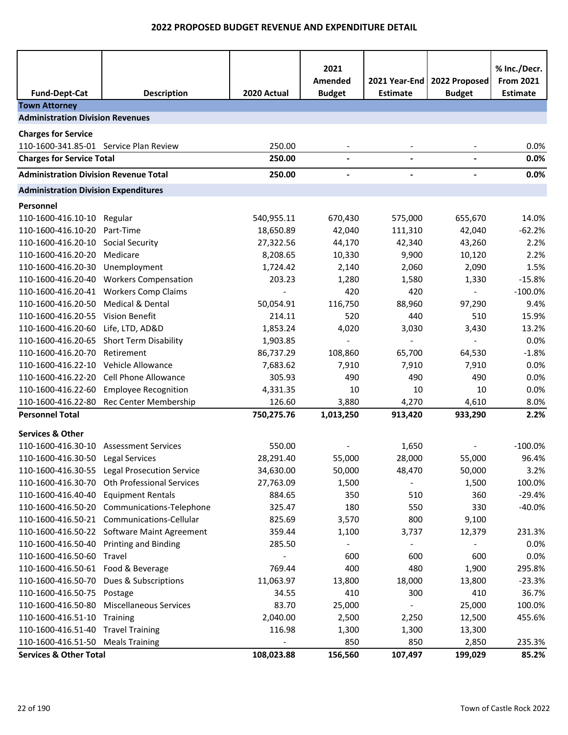# 2022 PROPOSED BUDGET REVENUE AND EXPENDITURE DETAIL

| Fund-Dept-Cat | Description | 2020 Actual | 2021 Amended Budget | 2021 Year-End Estimate | 2022 Proposed Budget | % Inc./Decr. From 2021 Estimate |
|---|---|---|---|---|---|---|
| **Town Attorney** | | | | | | |
| **Administration Division Revenues** | | | | | | |
| **Charges for Service** | | | | | | |
| 110-1600-341.85-01 | Service Plan Review | 250.00 | - | - | - | 0.0% |
| **Charges for Service Total** | | **250.00** | **-** | **-** | **-** | **0.0%** |
| **Administration Division Revenue Total** | | **250.00** | **-** | **-** | **-** | **0.0%** |
| **Administration Division Expenditures** | | | | | | |
| **Personnel** | | | | | | |
| 110-1600-416.10-10 | Regular | 540,955.11 | 670,430 | 575,000 | 655,670 | 14.0% |
| 110-1600-416.10-20 | Part-Time | 18,650.89 | 42,040 | 111,310 | 42,040 | -62.2% |
| 110-1600-416.20-10 | Social Security | 27,322.56 | 44,170 | 42,340 | 43,260 | 2.2% |
| 110-1600-416.20-20 | Medicare | 8,208.65 | 10,330 | 9,900 | 10,120 | 2.2% |
| 110-1600-416.20-30 | Unemployment | 1,724.42 | 2,140 | 2,060 | 2,090 | 1.5% |
| 110-1600-416.20-40 | Workers Compensation | 203.23 | 1,280 | 1,580 | 1,330 | -15.8% |
| 110-1600-416.20-41 | Workers Comp Claims | - | 420 | 420 | - | -100.0% |
| 110-1600-416.20-50 | Medical & Dental | 50,054.91 | 116,750 | 88,960 | 97,290 | 9.4% |
| 110-1600-416.20-55 | Vision Benefit | 214.11 | 520 | 440 | 510 | 15.9% |
| 110-1600-416.20-60 | Life, LTD, AD&D | 1,853.24 | 4,020 | 3,030 | 3,430 | 13.2% |
| 110-1600-416.20-65 | Short Term Disability | 1,903.85 | - | - | - | 0.0% |
| 110-1600-416.20-70 | Retirement | 86,737.29 | 108,860 | 65,700 | 64,530 | -1.8% |
| 110-1600-416.22-10 | Vehicle Allowance | 7,683.62 | 7,910 | 7,910 | 7,910 | 0.0% |
| 110-1600-416.22-20 | Cell Phone Allowance | 305.93 | 490 | 490 | 490 | 0.0% |
| 110-1600-416.22-60 | Employee Recognition | 4,331.35 | 10 | 10 | 10 | 0.0% |
| 110-1600-416.22-80 | Rec Center Membership | 126.60 | 3,880 | 4,270 | 4,610 | 8.0% |
| **Personnel Total** | | **750,275.76** | **1,013,250** | **913,420** | **933,290** | **2.2%** |
| **Services & Other** | | | | | | |
| 110-1600-416.30-10 | Assessment Services | 550.00 | - | 1,650 | - | -100.0% |
| 110-1600-416.30-50 | Legal Services | 28,291.40 | 55,000 | 28,000 | 55,000 | 96.4% |
| 110-1600-416.30-55 | Legal Prosecution Service | 34,630.00 | 50,000 | 48,470 | 50,000 | 3.2% |
| 110-1600-416.30-70 | Oth Professional Services | 27,763.09 | 1,500 | - | 1,500 | 100.0% |
| 110-1600-416.40-40 | Equipment Rentals | 884.65 | 350 | 510 | 360 | -29.4% |
| 110-1600-416.50-20 | Communications-Telephone | 325.47 | 180 | 550 | 330 | -40.0% |
| 110-1600-416.50-21 | Communications-Cellular | 825.69 | 3,570 | 800 | 9,100 | |
| 110-1600-416.50-22 | Software Maint Agreement | 359.44 | 1,100 | 3,737 | 12,379 | 231.3% |
| 110-1600-416.50-40 | Printing and Binding | 285.50 | - | - | - | 0.0% |
| 110-1600-416.50-60 | Travel | - | 600 | 600 | 600 | 0.0% |
| 110-1600-416.50-61 | Food & Beverage | 769.44 | 400 | 480 | 1,900 | 295.8% |
| 110-1600-416.50-70 | Dues & Subscriptions | 11,063.97 | 13,800 | 18,000 | 13,800 | -23.3% |
| 110-1600-416.50-75 | Postage | 34.55 | 410 | 300 | 410 | 36.7% |
| 110-1600-416.50-80 | Miscellaneous Services | 83.70 | 25,000 | - | 25,000 | 100.0% |
| 110-1600-416.51-10 | Training | 2,040.00 | 2,500 | 2,250 | 12,500 | 455.6% |
| 110-1600-416.51-40 | Travel Training | 116.98 | 1,300 | 1,300 | 13,300 | |
| 110-1600-416.51-50 | Meals Training | - | 850 | 850 | 2,850 | 235.3% |
| **Services & Other Total** | | **108,023.88** | **156,560** | **107,497** | **199,029** | **85.2%** |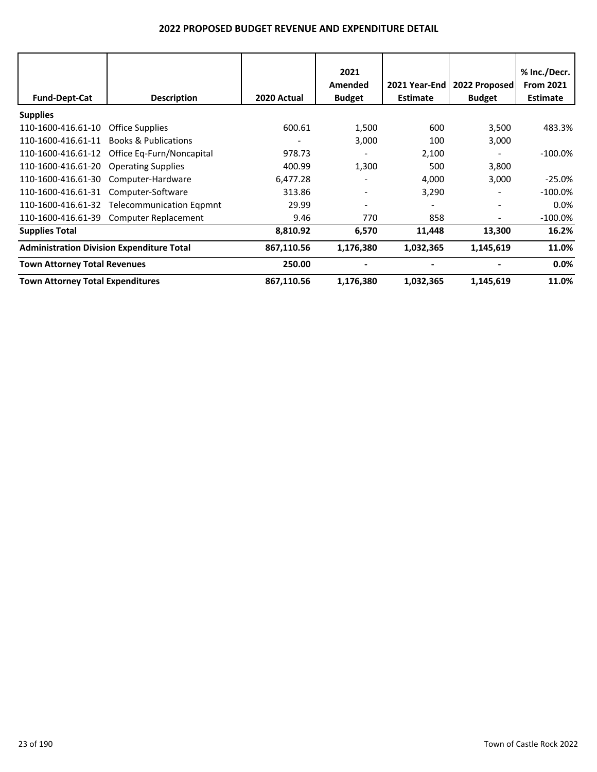# 2022 PROPOSED BUDGET REVENUE AND EXPENDITURE DETAIL

| Fund-Dept-Cat | Description | 2020 Actual | 2021 Amended Budget | 2021 Year-End Estimate | 2022 Proposed Budget | % Inc./Decr. From 2021 Estimate |
|---|---|---|---|---|---|---|
| **Supplies** | | | | | | |
| 110-1600-416.61-10 | Office Supplies | 600.61 | 1,500 | 600 | 3,500 | 483.3% |
| 110-1600-416.61-11 | Books & Publications | - | 3,000 | 100 | 3,000 | |
| 110-1600-416.61-12 | Office Eq-Furn/Noncapital | 978.73 | - | 2,100 | - | -100.0% |
| 110-1600-416.61-20 | Operating Supplies | 400.99 | 1,300 | 500 | 3,800 | |
| 110-1600-416.61-30 | Computer-Hardware | 6,477.28 | - | 4,000 | 3,000 | -25.0% |
| 110-1600-416.61-31 | Computer-Software | 313.86 | - | 3,290 | - | -100.0% |
| 110-1600-416.61-32 | Telecommunication Eqpmnt | 29.99 | - | - | - | 0.0% |
| 110-1600-416.61-39 | Computer Replacement | 9.46 | 770 | 858 | - | -100.0% |
| **Supplies Total** | | **8,810.92** | **6,570** | **11,448** | **13,300** | **16.2%** |
| **Administration Division Expenditure Total** | | **867,110.56** | **1,176,380** | **1,032,365** | **1,145,619** | **11.0%** |
| **Town Attorney Total Revenues** | | **250.00** | **-** | **-** | **-** | **0.0%** |
| **Town Attorney Total Expenditures** | | **867,110.56** | **1,176,380** | **1,032,365** | **1,145,619** | **11.0%** |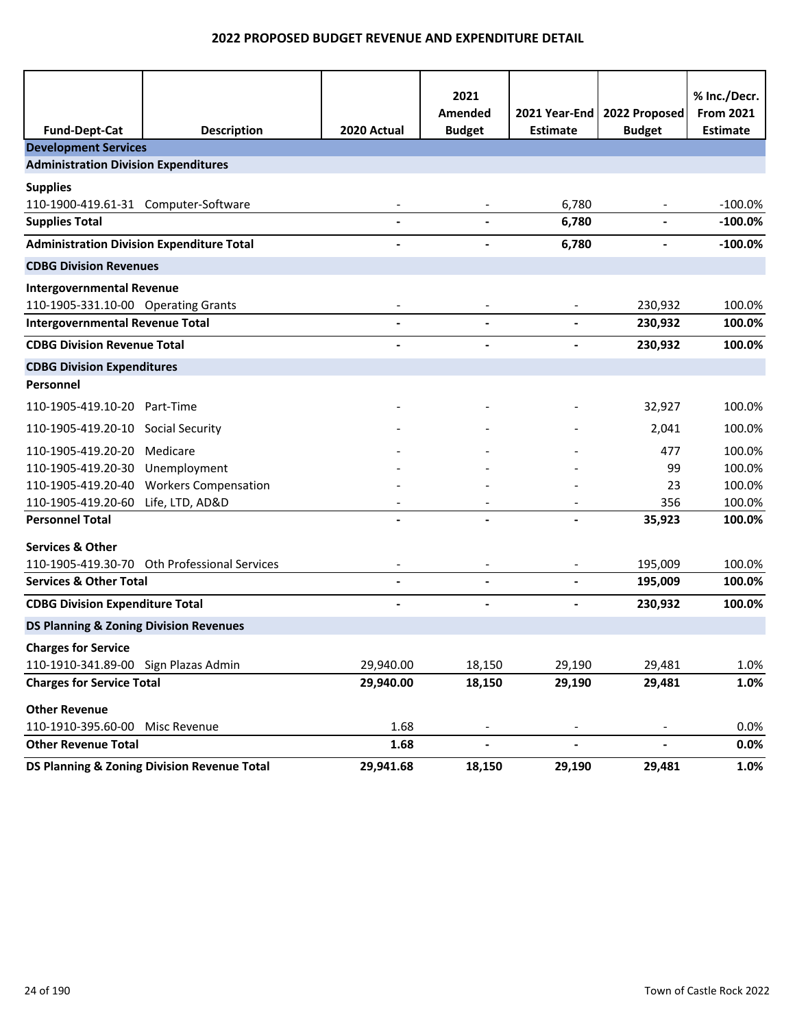# 2022 PROPOSED BUDGET REVENUE AND EXPENDITURE DETAIL

| Fund-Dept-Cat | Description | 2020 Actual | 2021 Amended Budget | 2021 Year-End Estimate | 2022 Proposed Budget | % Inc./Decr. From 2021 Estimate |
|---|---|---|---|---|---|---|
| **Development Services** | | | | | | |
| **Administration Division Expenditures** | | | | | | |
| **Supplies** | | | | | | |
| 110-1900-419.61-31 | Computer-Software | - | - | 6,780 | - | -100.0% |
| **Supplies Total** | | **-** | **-** | **6,780** | **-** | **-100.0%** |
| **Administration Division Expenditure Total** | | **-** | **-** | **6,780** | **-** | **-100.0%** |
| **CDBG Division Revenues** | | | | | | |
| **Intergovernmental Revenue** | | | | | | |
| 110-1905-331.10-00 | Operating Grants | - | - | - | 230,932 | 100.0% |
| **Intergovernmental Revenue Total** | | **-** | **-** | **-** | **230,932** | **100.0%** |
| **CDBG Division Revenue Total** | | **-** | **-** | **-** | **230,932** | **100.0%** |
| **CDBG Division Expenditures** | | | | | | |
| **Personnel** | | | | | | |
| 110-1905-419.10-20 | Part-Time | - | - | - | 32,927 | 100.0% |
| 110-1905-419.20-10 | Social Security | - | - | - | 2,041 | 100.0% |
| 110-1905-419.20-20 | Medicare | - | - | - | 477 | 100.0% |
| 110-1905-419.20-30 | Unemployment | - | - | - | 99 | 100.0% |
| 110-1905-419.20-40 | Workers Compensation | - | - | - | 23 | 100.0% |
| 110-1905-419.20-60 | Life, LTD, AD&D | - | - | - | 356 | 100.0% |
| **Personnel Total** | | **-** | **-** | **-** | **35,923** | **100.0%** |
| **Services & Other** | | | | | | |
| 110-1905-419.30-70 | Oth Professional Services | - | - | - | 195,009 | 100.0% |
| **Services & Other Total** | | **-** | **-** | **-** | **195,009** | **100.0%** |
| **CDBG Division Expenditure Total** | | **-** | **-** | **-** | **230,932** | **100.0%** |
| **DS Planning & Zoning Division Revenues** | | | | | | |
| **Charges for Service** | | | | | | |
| 110-1910-341.89-00 | Sign Plazas Admin | 29,940.00 | 18,150 | 29,190 | 29,481 | 1.0% |
| **Charges for Service Total** | | **29,940.00** | **18,150** | **29,190** | **29,481** | **1.0%** |
| **Other Revenue** | | | | | | |
| 110-1910-395.60-00 | Misc Revenue | 1.68 | - | - | - | 0.0% |
| **Other Revenue Total** | | **1.68** | **-** | **-** | **-** | **0.0%** |
| **DS Planning & Zoning Division Revenue Total** | | **29,941.68** | **18,150** | **29,190** | **29,481** | **1.0%** |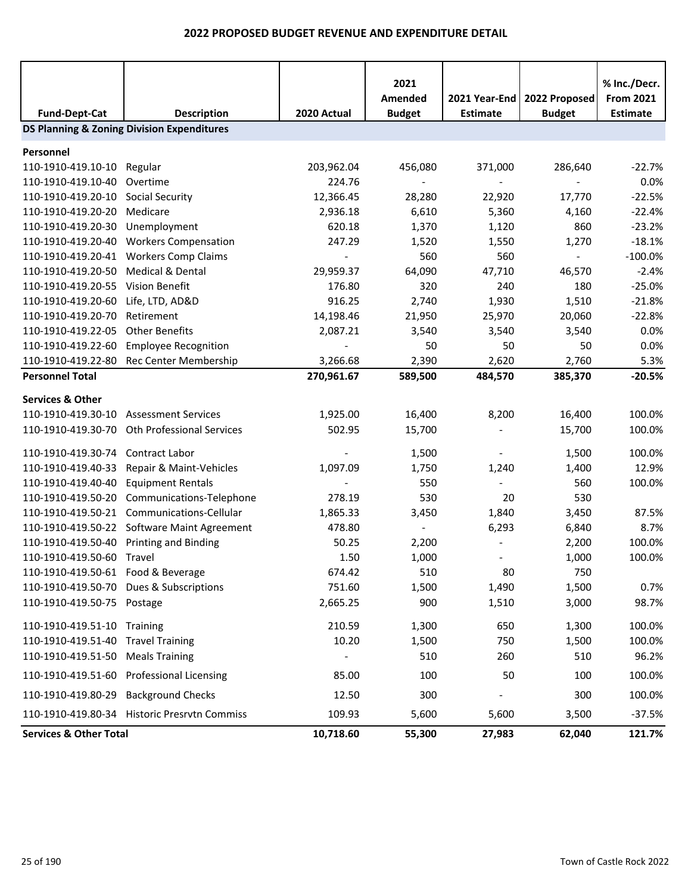# 2022 PROPOSED BUDGET REVENUE AND EXPENDITURE DETAIL

| Fund-Dept-Cat | Description | 2020 Actual | 2021 Amended Budget | 2021 Year-End Estimate | 2022 Proposed Budget | % Inc./Decr. From 2021 Estimate |
|---|---|---|---|---|---|---|
| **DS Planning & Zoning Division Expenditures** | | | | | | |
| **Personnel** | | | | | | |
| 110-1910-419.10-10 | Regular | 203,962.04 | 456,080 | 371,000 | 286,640 | -22.7% |
| 110-1910-419.10-40 | Overtime | 224.76 | - | - | - | 0.0% |
| 110-1910-419.20-10 | Social Security | 12,366.45 | 28,280 | 22,920 | 17,770 | -22.5% |
| 110-1910-419.20-20 | Medicare | 2,936.18 | 6,610 | 5,360 | 4,160 | -22.4% |
| 110-1910-419.20-30 | Unemployment | 620.18 | 1,370 | 1,120 | 860 | -23.2% |
| 110-1910-419.20-40 | Workers Compensation | 247.29 | 1,520 | 1,550 | 1,270 | -18.1% |
| 110-1910-419.20-41 | Workers Comp Claims | - | 560 | 560 | - | -100.0% |
| 110-1910-419.20-50 | Medical & Dental | 29,959.37 | 64,090 | 47,710 | 46,570 | -2.4% |
| 110-1910-419.20-55 | Vision Benefit | 176.80 | 320 | 240 | 180 | -25.0% |
| 110-1910-419.20-60 | Life, LTD, AD&D | 916.25 | 2,740 | 1,930 | 1,510 | -21.8% |
| 110-1910-419.20-70 | Retirement | 14,198.46 | 21,950 | 25,970 | 20,060 | -22.8% |
| 110-1910-419.22-05 | Other Benefits | 2,087.21 | 3,540 | 3,540 | 3,540 | 0.0% |
| 110-1910-419.22-60 | Employee Recognition | - | 50 | 50 | 50 | 0.0% |
| 110-1910-419.22-80 | Rec Center Membership | 3,266.68 | 2,390 | 2,620 | 2,760 | 5.3% |
| **Personnel Total** | | **270,961.67** | **589,500** | **484,570** | **385,370** | **-20.5%** |
| **Services & Other** | | | | | | |
| 110-1910-419.30-10 | Assessment Services | 1,925.00 | 16,400 | 8,200 | 16,400 | 100.0% |
| 110-1910-419.30-70 | Oth Professional Services | 502.95 | 15,700 | - | 15,700 | 100.0% |
| 110-1910-419.30-74 | Contract Labor | - | 1,500 | - | 1,500 | 100.0% |
| 110-1910-419.40-33 | Repair & Maint-Vehicles | 1,097.09 | 1,750 | 1,240 | 1,400 | 12.9% |
| 110-1910-419.40-40 | Equipment Rentals | - | 550 | - | 560 | 100.0% |
| 110-1910-419.50-20 | Communications-Telephone | 278.19 | 530 | 20 | 530 | |
| 110-1910-419.50-21 | Communications-Cellular | 1,865.33 | 3,450 | 1,840 | 3,450 | 87.5% |
| 110-1910-419.50-22 | Software Maint Agreement | 478.80 | - | 6,293 | 6,840 | 8.7% |
| 110-1910-419.50-40 | Printing and Binding | 50.25 | 2,200 | - | 2,200 | 100.0% |
| 110-1910-419.50-60 | Travel | 1.50 | 1,000 | - | 1,000 | 100.0% |
| 110-1910-419.50-61 | Food & Beverage | 674.42 | 510 | 80 | 750 | |
| 110-1910-419.50-70 | Dues & Subscriptions | 751.60 | 1,500 | 1,490 | 1,500 | 0.7% |
| 110-1910-419.50-75 | Postage | 2,665.25 | 900 | 1,510 | 3,000 | 98.7% |
| 110-1910-419.51-10 | Training | 210.59 | 1,300 | 650 | 1,300 | 100.0% |
| 110-1910-419.51-40 | Travel Training | 10.20 | 1,500 | 750 | 1,500 | 100.0% |
| 110-1910-419.51-50 | Meals Training | - | 510 | 260 | 510 | 96.2% |
| 110-1910-419.51-60 | Professional Licensing | 85.00 | 100 | 50 | 100 | 100.0% |
| 110-1910-419.80-29 | Background Checks | 12.50 | 300 | - | 300 | 100.0% |
| 110-1910-419.80-34 | Historic Presrvtn Commiss | 109.93 | 5,600 | 5,600 | 3,500 | -37.5% |
| **Services & Other Total** | | **10,718.60** | **55,300** | **27,983** | **62,040** | **121.7%** |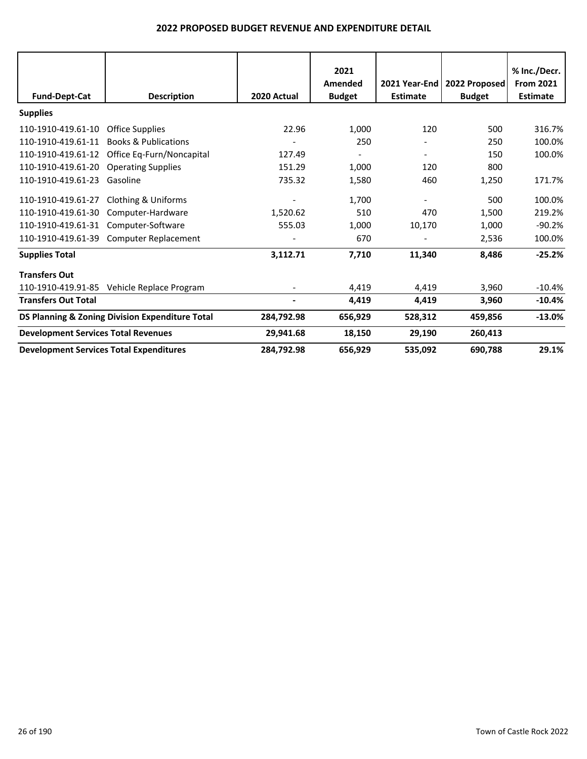## 2022 PROPOSED BUDGET REVENUE AND EXPENDITURE DETAIL

| Fund-Dept-Cat | Description | 2020 Actual | 2021 Amended Budget | 2021 Year-End Estimate | 2022 Proposed Budget | % Inc./Decr. From 2021 Estimate |
|---|---|---|---|---|---|---|
| **Supplies** | | | | | | |
| 110-1910-419.61-10 | Office Supplies | 22.96 | 1,000 | 120 | 500 | 316.7% |
| 110-1910-419.61-11 | Books & Publications | - | 250 | - | 250 | 100.0% |
| 110-1910-419.61-12 | Office Eq-Furn/Noncapital | 127.49 | - | - | 150 | 100.0% |
| 110-1910-419.61-20 | Operating Supplies | 151.29 | 1,000 | 120 | 800 | |
| 110-1910-419.61-23 | Gasoline | 735.32 | 1,580 | 460 | 1,250 | 171.7% |
| 110-1910-419.61-27 | Clothing & Uniforms | - | 1,700 | - | 500 | 100.0% |
| 110-1910-419.61-30 | Computer-Hardware | 1,520.62 | 510 | 470 | 1,500 | 219.2% |
| 110-1910-419.61-31 | Computer-Software | 555.03 | 1,000 | 10,170 | 1,000 | -90.2% |
| 110-1910-419.61-39 | Computer Replacement | - | 670 | - | 2,536 | 100.0% |
| **Supplies Total** | | **3,112.71** | **7,710** | **11,340** | **8,486** | **-25.2%** |
| **Transfers Out** | | | | | | |
| 110-1910-419.91-85 | Vehicle Replace Program | - | 4,419 | 4,419 | 3,960 | -10.4% |
| **Transfers Out Total** | | **-** | **4,419** | **4,419** | **3,960** | **-10.4%** |
| **DS Planning & Zoning Division Expenditure Total** | | **284,792.98** | **656,929** | **528,312** | **459,856** | **-13.0%** |
| **Development Services Total Revenues** | | **29,941.68** | **18,150** | **29,190** | **260,413** | |
| **Development Services Total Expenditures** | | **284,792.98** | **656,929** | **535,092** | **690,788** | **29.1%** |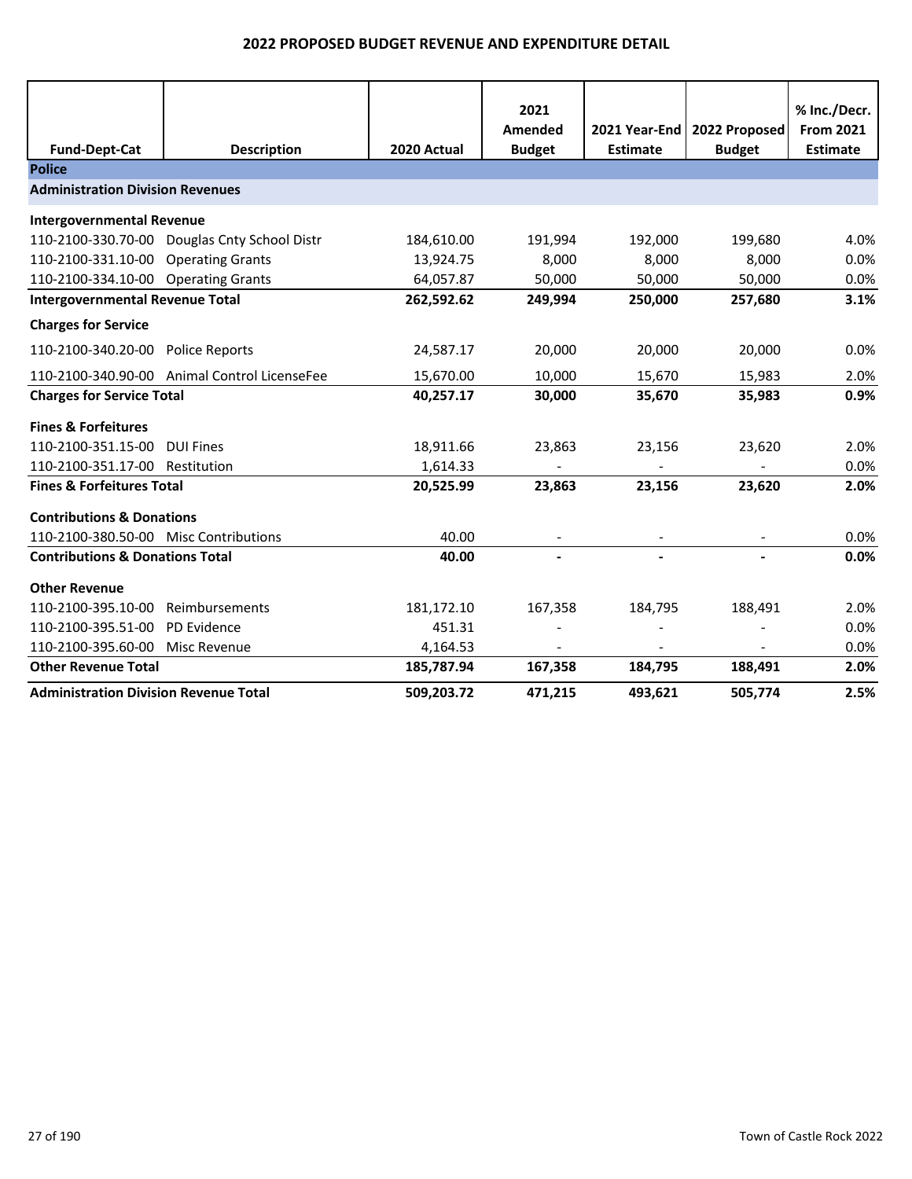## 2022 PROPOSED BUDGET REVENUE AND EXPENDITURE DETAIL

| Fund-Dept-Cat | Description | 2020 Actual | 2021 Amended Budget | 2021 Year-End Estimate | 2022 Proposed Budget | % Inc./Decr. From 2021 Estimate |
|---|---|---|---|---|---|---|
| **Police** | | | | | | |
| **Administration Division Revenues** | | | | | | |
| **Intergovernmental Revenue** | | | | | | |
| 110-2100-330.70-00 | Douglas Cnty School Distr | 184,610.00 | 191,994 | 192,000 | 199,680 | 4.0% |
| 110-2100-331.10-00 | Operating Grants | 13,924.75 | 8,000 | 8,000 | 8,000 | 0.0% |
| 110-2100-334.10-00 | Operating Grants | 64,057.87 | 50,000 | 50,000 | 50,000 | 0.0% |
| **Intergovernmental Revenue Total** | | **262,592.62** | **249,994** | **250,000** | **257,680** | **3.1%** |
| **Charges for Service** | | | | | | |
| 110-2100-340.20-00 | Police Reports | 24,587.17 | 20,000 | 20,000 | 20,000 | 0.0% |
| 110-2100-340.90-00 | Animal Control LicenseFee | 15,670.00 | 10,000 | 15,670 | 15,983 | 2.0% |
| **Charges for Service Total** | | **40,257.17** | **30,000** | **35,670** | **35,983** | **0.9%** |
| **Fines & Forfeitures** | | | | | | |
| 110-2100-351.15-00 | DUI Fines | 18,911.66 | 23,863 | 23,156 | 23,620 | 2.0% |
| 110-2100-351.17-00 | Restitution | 1,614.33 | - | - | - | 0.0% |
| **Fines & Forfeitures Total** | | **20,525.99** | **23,863** | **23,156** | **23,620** | **2.0%** |
| **Contributions & Donations** | | | | | | |
| 110-2100-380.50-00 | Misc Contributions | 40.00 | - | - | - | 0.0% |
| **Contributions & Donations Total** | | **40.00** | **-** | **-** | **-** | **0.0%** |
| **Other Revenue** | | | | | | |
| 110-2100-395.10-00 | Reimbursements | 181,172.10 | 167,358 | 184,795 | 188,491 | 2.0% |
| 110-2100-395.51-00 | PD Evidence | 451.31 | - | - | - | 0.0% |
| 110-2100-395.60-00 | Misc Revenue | 4,164.53 | - | - | - | 0.0% |
| **Other Revenue Total** | | **185,787.94** | **167,358** | **184,795** | **188,491** | **2.0%** |
| **Administration Division Revenue Total** | | **509,203.72** | **471,215** | **493,621** | **505,774** | **2.5%** |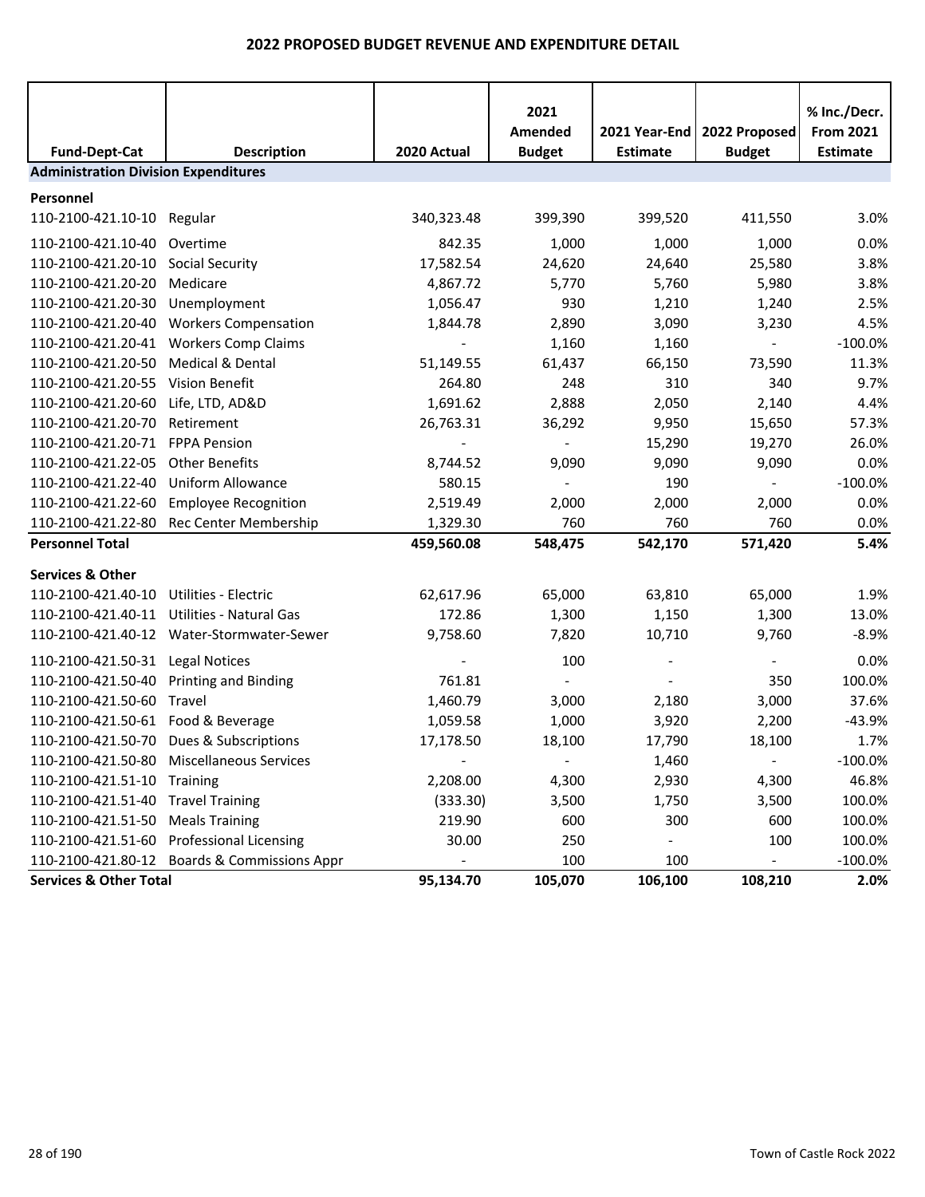# 2022 PROPOSED BUDGET REVENUE AND EXPENDITURE DETAIL

| Fund-Dept-Cat | Description | 2020 Actual | 2021 Amended Budget | 2021 Year-End Estimate | 2022 Proposed Budget | % Inc./Decr. From 2021 Estimate |
|---|---|---|---|---|---|---|
| **Administration Division Expenditures** | | | | | | |
| **Personnel** | | | | | | |
| 110-2100-421.10-10 | Regular | 340,323.48 | 399,390 | 399,520 | 411,550 | 3.0% |
| 110-2100-421.10-40 | Overtime | 842.35 | 1,000 | 1,000 | 1,000 | 0.0% |
| 110-2100-421.20-10 | Social Security | 17,582.54 | 24,620 | 24,640 | 25,580 | 3.8% |
| 110-2100-421.20-20 | Medicare | 4,867.72 | 5,770 | 5,760 | 5,980 | 3.8% |
| 110-2100-421.20-30 | Unemployment | 1,056.47 | 930 | 1,210 | 1,240 | 2.5% |
| 110-2100-421.20-40 | Workers Compensation | 1,844.78 | 2,890 | 3,090 | 3,230 | 4.5% |
| 110-2100-421.20-41 | Workers Comp Claims | - | 1,160 | 1,160 | - | -100.0% |
| 110-2100-421.20-50 | Medical & Dental | 51,149.55 | 61,437 | 66,150 | 73,590 | 11.3% |
| 110-2100-421.20-55 | Vision Benefit | 264.80 | 248 | 310 | 340 | 9.7% |
| 110-2100-421.20-60 | Life, LTD, AD&D | 1,691.62 | 2,888 | 2,050 | 2,140 | 4.4% |
| 110-2100-421.20-70 | Retirement | 26,763.31 | 36,292 | 9,950 | 15,650 | 57.3% |
| 110-2100-421.20-71 | FPPA Pension | - | - | 15,290 | 19,270 | 26.0% |
| 110-2100-421.22-05 | Other Benefits | 8,744.52 | 9,090 | 9,090 | 9,090 | 0.0% |
| 110-2100-421.22-40 | Uniform Allowance | 580.15 | - | 190 | - | -100.0% |
| 110-2100-421.22-60 | Employee Recognition | 2,519.49 | 2,000 | 2,000 | 2,000 | 0.0% |
| 110-2100-421.22-80 | Rec Center Membership | 1,329.30 | 760 | 760 | 760 | 0.0% |
| **Personnel Total** | | **459,560.08** | **548,475** | **542,170** | **571,420** | **5.4%** |
| **Services & Other** | | | | | | |
| 110-2100-421.40-10 | Utilities - Electric | 62,617.96 | 65,000 | 63,810 | 65,000 | 1.9% |
| 110-2100-421.40-11 | Utilities - Natural Gas | 172.86 | 1,300 | 1,150 | 1,300 | 13.0% |
| 110-2100-421.40-12 | Water-Stormwater-Sewer | 9,758.60 | 7,820 | 10,710 | 9,760 | -8.9% |
| 110-2100-421.50-31 | Legal Notices | - | 100 | - | - | 0.0% |
| 110-2100-421.50-40 | Printing and Binding | 761.81 | - | - | 350 | 100.0% |
| 110-2100-421.50-60 | Travel | 1,460.79 | 3,000 | 2,180 | 3,000 | 37.6% |
| 110-2100-421.50-61 | Food & Beverage | 1,059.58 | 1,000 | 3,920 | 2,200 | -43.9% |
| 110-2100-421.50-70 | Dues & Subscriptions | 17,178.50 | 18,100 | 17,790 | 18,100 | 1.7% |
| 110-2100-421.50-80 | Miscellaneous Services | - | - | 1,460 | - | -100.0% |
| 110-2100-421.51-10 | Training | 2,208.00 | 4,300 | 2,930 | 4,300 | 46.8% |
| 110-2100-421.51-40 | Travel Training | (333.30) | 3,500 | 1,750 | 3,500 | 100.0% |
| 110-2100-421.51-50 | Meals Training | 219.90 | 600 | 300 | 600 | 100.0% |
| 110-2100-421.51-60 | Professional Licensing | 30.00 | 250 | - | 100 | 100.0% |
| 110-2100-421.80-12 | Boards & Commissions Appr | - | 100 | 100 | - | -100.0% |
| **Services & Other Total** | | **95,134.70** | **105,070** | **106,100** | **108,210** | **2.0%** |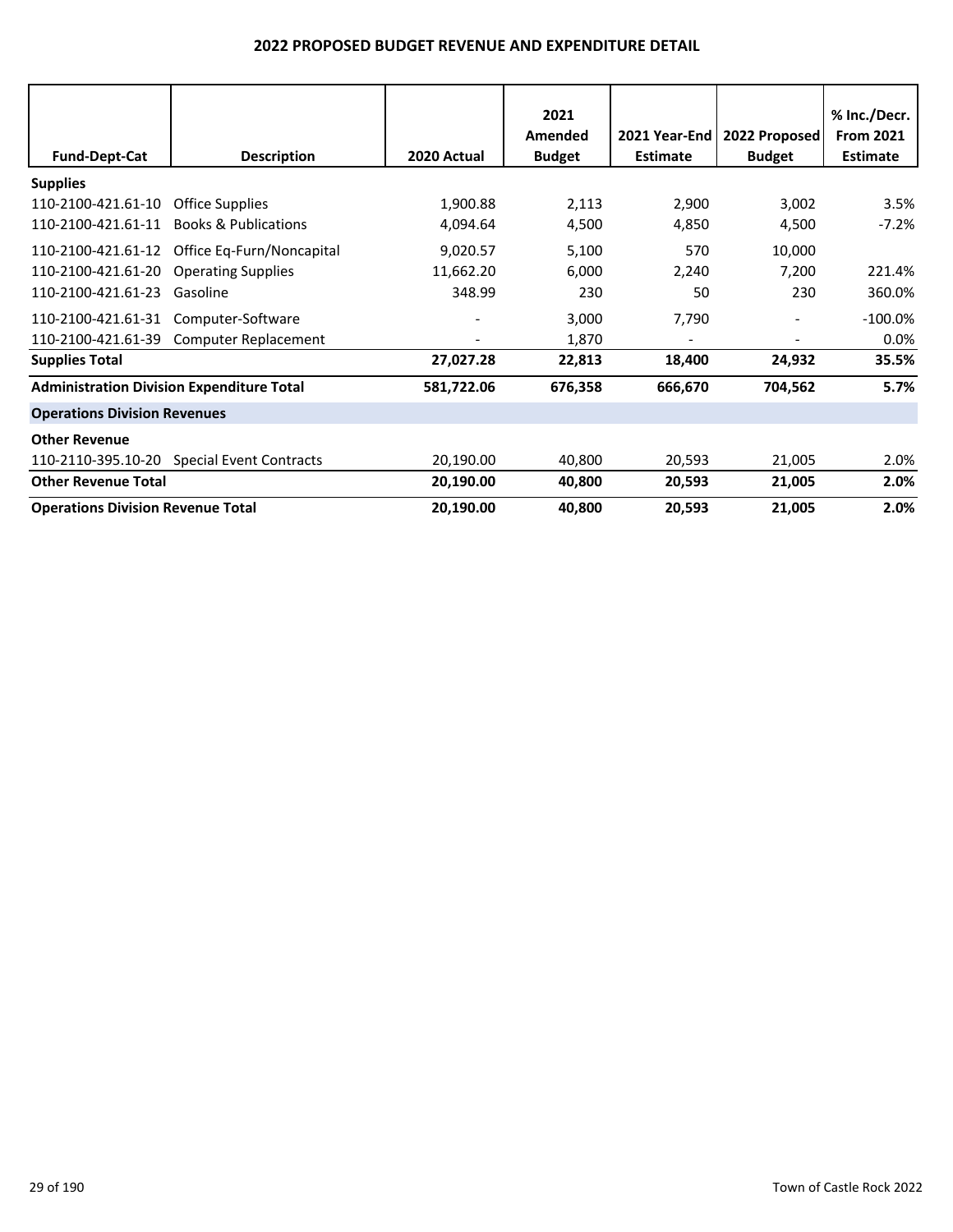# 2022 PROPOSED BUDGET REVENUE AND EXPENDITURE DETAIL

| Fund-Dept-Cat | Description | 2020 Actual | 2021 Amended Budget | 2021 Year-End Estimate | 2022 Proposed Budget | % Inc./Decr. From 2021 Estimate |
|---|---|---|---|---|---|---|
| **Supplies** | | | | | | |
| 110-2100-421.61-10 | Office Supplies | 1,900.88 | 2,113 | 2,900 | 3,002 | 3.5% |
| 110-2100-421.61-11 | Books & Publications | 4,094.64 | 4,500 | 4,850 | 4,500 | -7.2% |
| 110-2100-421.61-12 | Office Eq-Furn/Noncapital | 9,020.57 | 5,100 | 570 | 10,000 | |
| 110-2100-421.61-20 | Operating Supplies | 11,662.20 | 6,000 | 2,240 | 7,200 | 221.4% |
| 110-2100-421.61-23 | Gasoline | 348.99 | 230 | 50 | 230 | 360.0% |
| 110-2100-421.61-31 | Computer-Software | - | 3,000 | 7,790 | - | -100.0% |
| 110-2100-421.61-39 | Computer Replacement | - | 1,870 | - | - | 0.0% |
| **Supplies Total** | | **27,027.28** | **22,813** | **18,400** | **24,932** | **35.5%** |
| **Administration Division Expenditure Total** | | **581,722.06** | **676,358** | **666,670** | **704,562** | **5.7%** |
| **Operations Division Revenues** | | | | | | |
| **Other Revenue** | | | | | | |
| 110-2110-395.10-20 | Special Event Contracts | 20,190.00 | 40,800 | 20,593 | 21,005 | 2.0% |
| **Other Revenue Total** | | **20,190.00** | **40,800** | **20,593** | **21,005** | **2.0%** |
| **Operations Division Revenue Total** | | **20,190.00** | **40,800** | **20,593** | **21,005** | **2.0%** |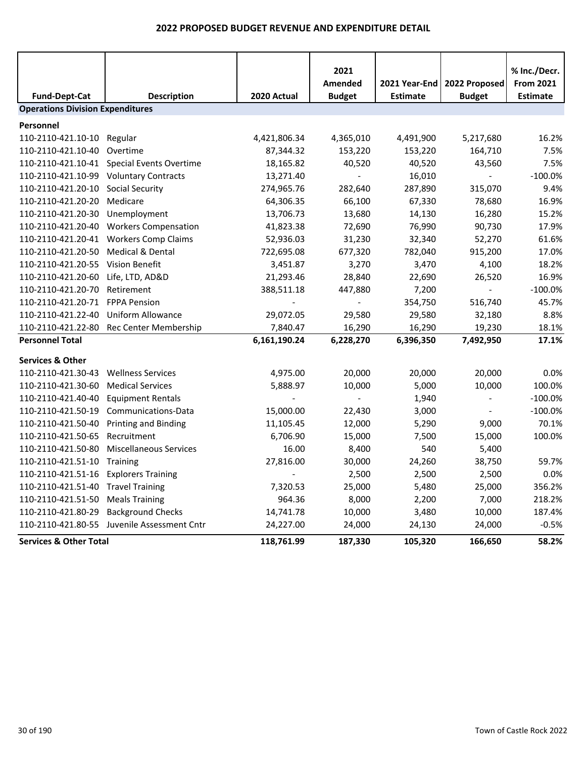# 2022 PROPOSED BUDGET REVENUE AND EXPENDITURE DETAIL

| Fund-Dept-Cat | Description | 2020 Actual | 2021 Amended Budget | 2021 Year-End Estimate | 2022 Proposed Budget | % Inc./Decr. From 2021 Estimate |
|---|---|---|---|---|---|---|
| **Operations Division Expenditures** | | | | | | |
| **Personnel** | | | | | | |
| 110-2110-421.10-10 | Regular | 4,421,806.34 | 4,365,010 | 4,491,900 | 5,217,680 | 16.2% |
| 110-2110-421.10-40 | Overtime | 87,344.32 | 153,220 | 153,220 | 164,710 | 7.5% |
| 110-2110-421.10-41 | Special Events Overtime | 18,165.82 | 40,520 | 40,520 | 43,560 | 7.5% |
| 110-2110-421.10-99 | Voluntary Contracts | 13,271.40 | - | 16,010 | - | -100.0% |
| 110-2110-421.20-10 | Social Security | 274,965.76 | 282,640 | 287,890 | 315,070 | 9.4% |
| 110-2110-421.20-20 | Medicare | 64,306.35 | 66,100 | 67,330 | 78,680 | 16.9% |
| 110-2110-421.20-30 | Unemployment | 13,706.73 | 13,680 | 14,130 | 16,280 | 15.2% |
| 110-2110-421.20-40 | Workers Compensation | 41,823.38 | 72,690 | 76,990 | 90,730 | 17.9% |
| 110-2110-421.20-41 | Workers Comp Claims | 52,936.03 | 31,230 | 32,340 | 52,270 | 61.6% |
| 110-2110-421.20-50 | Medical & Dental | 722,695.08 | 677,320 | 782,040 | 915,200 | 17.0% |
| 110-2110-421.20-55 | Vision Benefit | 3,451.87 | 3,270 | 3,470 | 4,100 | 18.2% |
| 110-2110-421.20-60 | Life, LTD, AD&D | 21,293.46 | 28,840 | 22,690 | 26,520 | 16.9% |
| 110-2110-421.20-70 | Retirement | 388,511.18 | 447,880 | 7,200 | - | -100.0% |
| 110-2110-421.20-71 | FPPA Pension | - | - | 354,750 | 516,740 | 45.7% |
| 110-2110-421.22-40 | Uniform Allowance | 29,072.05 | 29,580 | 29,580 | 32,180 | 8.8% |
| 110-2110-421.22-80 | Rec Center Membership | 7,840.47 | 16,290 | 16,290 | 19,230 | 18.1% |
| **Personnel Total** | | **6,161,190.24** | **6,228,270** | **6,396,350** | **7,492,950** | **17.1%** |
| **Services & Other** | | | | | | |
| 110-2110-421.30-43 | Wellness Services | 4,975.00 | 20,000 | 20,000 | 20,000 | 0.0% |
| 110-2110-421.30-60 | Medical Services | 5,888.97 | 10,000 | 5,000 | 10,000 | 100.0% |
| 110-2110-421.40-40 | Equipment Rentals | - | - | 1,940 | - | -100.0% |
| 110-2110-421.50-19 | Communications-Data | 15,000.00 | 22,430 | 3,000 | - | -100.0% |
| 110-2110-421.50-40 | Printing and Binding | 11,105.45 | 12,000 | 5,290 | 9,000 | 70.1% |
| 110-2110-421.50-65 | Recruitment | 6,706.90 | 15,000 | 7,500 | 15,000 | 100.0% |
| 110-2110-421.50-80 | Miscellaneous Services | 16.00 | 8,400 | 540 | 5,400 | |
| 110-2110-421.51-10 | Training | 27,816.00 | 30,000 | 24,260 | 38,750 | 59.7% |
| 110-2110-421.51-16 | Explorers Training | - | 2,500 | 2,500 | 2,500 | 0.0% |
| 110-2110-421.51-40 | Travel Training | 7,320.53 | 25,000 | 5,480 | 25,000 | 356.2% |
| 110-2110-421.51-50 | Meals Training | 964.36 | 8,000 | 2,200 | 7,000 | 218.2% |
| 110-2110-421.80-29 | Background Checks | 14,741.78 | 10,000 | 3,480 | 10,000 | 187.4% |
| 110-2110-421.80-55 | Juvenile Assessment Cntr | 24,227.00 | 24,000 | 24,130 | 24,000 | -0.5% |
| **Services & Other Total** | | **118,761.99** | **187,330** | **105,320** | **166,650** | **58.2%** |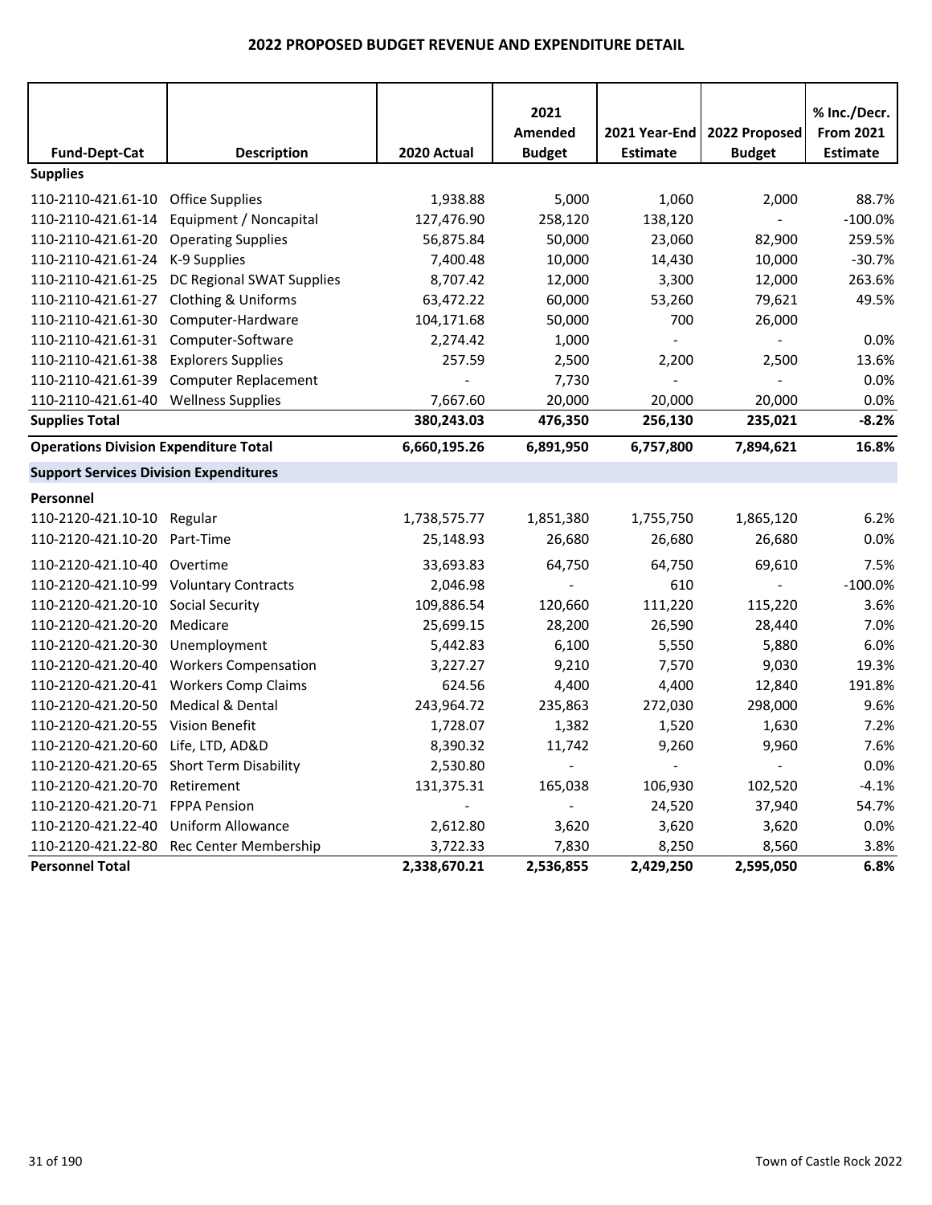## 2022 PROPOSED BUDGET REVENUE AND EXPENDITURE DETAIL

| Fund-Dept-Cat | Description | 2020 Actual | 2021 Amended Budget | 2021 Year-End Estimate | 2022 Proposed Budget | % Inc./Decr. From 2021 Estimate |
|---|---|---|---|---|---|---|
| **Supplies** | | | | | | |
| 110-2110-421.61-10 | Office Supplies | 1,938.88 | 5,000 | 1,060 | 2,000 | 88.7% |
| 110-2110-421.61-14 | Equipment / Noncapital | 127,476.90 | 258,120 | 138,120 | - | -100.0% |
| 110-2110-421.61-20 | Operating Supplies | 56,875.84 | 50,000 | 23,060 | 82,900 | 259.5% |
| 110-2110-421.61-24 | K-9 Supplies | 7,400.48 | 10,000 | 14,430 | 10,000 | -30.7% |
| 110-2110-421.61-25 | DC Regional SWAT Supplies | 8,707.42 | 12,000 | 3,300 | 12,000 | 263.6% |
| 110-2110-421.61-27 | Clothing & Uniforms | 63,472.22 | 60,000 | 53,260 | 79,621 | 49.5% |
| 110-2110-421.61-30 | Computer-Hardware | 104,171.68 | 50,000 | 700 | 26,000 | |
| 110-2110-421.61-31 | Computer-Software | 2,274.42 | 1,000 | - | - | 0.0% |
| 110-2110-421.61-38 | Explorers Supplies | 257.59 | 2,500 | 2,200 | 2,500 | 13.6% |
| 110-2110-421.61-39 | Computer Replacement | - | 7,730 | - | - | 0.0% |
| 110-2110-421.61-40 | Wellness Supplies | 7,667.60 | 20,000 | 20,000 | 20,000 | 0.0% |
| **Supplies Total** | | **380,243.03** | **476,350** | **256,130** | **235,021** | **-8.2%** |
| **Operations Division Expenditure Total** | | **6,660,195.26** | **6,891,950** | **6,757,800** | **7,894,621** | **16.8%** |
| **Support Services Division Expenditures** | | | | | | |
| **Personnel** | | | | | | |
| 110-2120-421.10-10 | Regular | 1,738,575.77 | 1,851,380 | 1,755,750 | 1,865,120 | 6.2% |
| 110-2120-421.10-20 | Part-Time | 25,148.93 | 26,680 | 26,680 | 26,680 | 0.0% |
| 110-2120-421.10-40 | Overtime | 33,693.83 | 64,750 | 64,750 | 69,610 | 7.5% |
| 110-2120-421.10-99 | Voluntary Contracts | 2,046.98 | - | 610 | - | -100.0% |
| 110-2120-421.20-10 | Social Security | 109,886.54 | 120,660 | 111,220 | 115,220 | 3.6% |
| 110-2120-421.20-20 | Medicare | 25,699.15 | 28,200 | 26,590 | 28,440 | 7.0% |
| 110-2120-421.20-30 | Unemployment | 5,442.83 | 6,100 | 5,550 | 5,880 | 6.0% |
| 110-2120-421.20-40 | Workers Compensation | 3,227.27 | 9,210 | 7,570 | 9,030 | 19.3% |
| 110-2120-421.20-41 | Workers Comp Claims | 624.56 | 4,400 | 4,400 | 12,840 | 191.8% |
| 110-2120-421.20-50 | Medical & Dental | 243,964.72 | 235,863 | 272,030 | 298,000 | 9.6% |
| 110-2120-421.20-55 | Vision Benefit | 1,728.07 | 1,382 | 1,520 | 1,630 | 7.2% |
| 110-2120-421.20-60 | Life, LTD, AD&D | 8,390.32 | 11,742 | 9,260 | 9,960 | 7.6% |
| 110-2120-421.20-65 | Short Term Disability | 2,530.80 | - | - | - | 0.0% |
| 110-2120-421.20-70 | Retirement | 131,375.31 | 165,038 | 106,930 | 102,520 | -4.1% |
| 110-2120-421.20-71 | FPPA Pension | - | - | 24,520 | 37,940 | 54.7% |
| 110-2120-421.22-40 | Uniform Allowance | 2,612.80 | 3,620 | 3,620 | 3,620 | 0.0% |
| 110-2120-421.22-80 | Rec Center Membership | 3,722.33 | 7,830 | 8,250 | 8,560 | 3.8% |
| **Personnel Total** | | **2,338,670.21** | **2,536,855** | **2,429,250** | **2,595,050** | **6.8%** |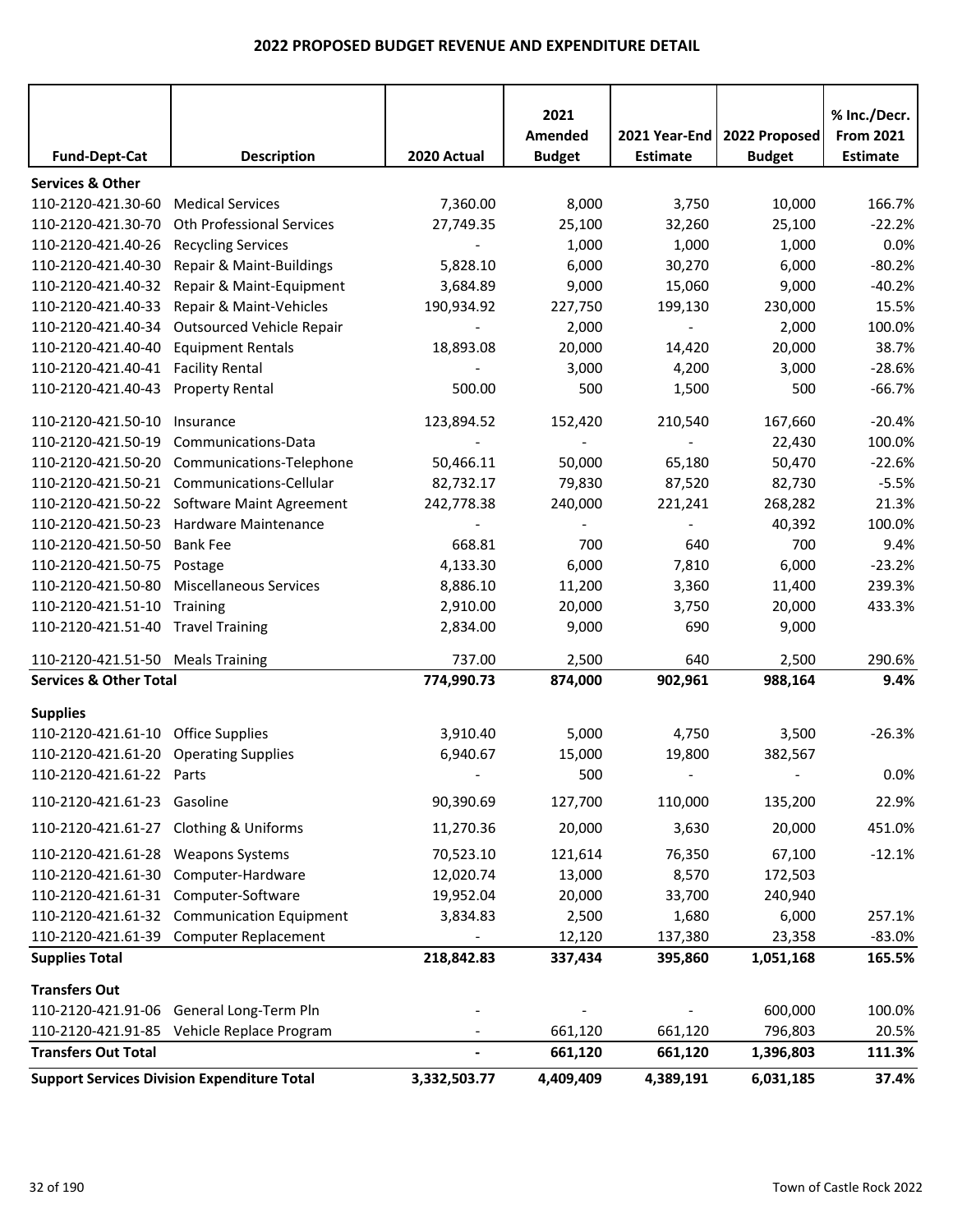## 2022 PROPOSED BUDGET REVENUE AND EXPENDITURE DETAIL

| Fund-Dept-Cat | Description | 2020 Actual | 2021 Amended Budget | 2021 Year-End Estimate | 2022 Proposed Budget | % Inc./Decr. From 2021 Estimate |
|---|---|---|---|---|---|---|
| **Services & Other** | | | | | | |
| 110-2120-421.30-60 | Medical Services | 7,360.00 | 8,000 | 3,750 | 10,000 | 166.7% |
| 110-2120-421.30-70 | Oth Professional Services | 27,749.35 | 25,100 | 32,260 | 25,100 | -22.2% |
| 110-2120-421.40-26 | Recycling Services | - | 1,000 | 1,000 | 1,000 | 0.0% |
| 110-2120-421.40-30 | Repair & Maint-Buildings | 5,828.10 | 6,000 | 30,270 | 6,000 | -80.2% |
| 110-2120-421.40-32 | Repair & Maint-Equipment | 3,684.89 | 9,000 | 15,060 | 9,000 | -40.2% |
| 110-2120-421.40-33 | Repair & Maint-Vehicles | 190,934.92 | 227,750 | 199,130 | 230,000 | 15.5% |
| 110-2120-421.40-34 | Outsourced Vehicle Repair | - | 2,000 | - | 2,000 | 100.0% |
| 110-2120-421.40-40 | Equipment Rentals | 18,893.08 | 20,000 | 14,420 | 20,000 | 38.7% |
| 110-2120-421.40-41 | Facility Rental | - | 3,000 | 4,200 | 3,000 | -28.6% |
| 110-2120-421.40-43 | Property Rental | 500.00 | 500 | 1,500 | 500 | -66.7% |
| 110-2120-421.50-10 | Insurance | 123,894.52 | 152,420 | 210,540 | 167,660 | -20.4% |
| 110-2120-421.50-19 | Communications-Data | - | - | - | 22,430 | 100.0% |
| 110-2120-421.50-20 | Communications-Telephone | 50,466.11 | 50,000 | 65,180 | 50,470 | -22.6% |
| 110-2120-421.50-21 | Communications-Cellular | 82,732.17 | 79,830 | 87,520 | 82,730 | -5.5% |
| 110-2120-421.50-22 | Software Maint Agreement | 242,778.38 | 240,000 | 221,241 | 268,282 | 21.3% |
| 110-2120-421.50-23 | Hardware Maintenance | - | - | - | 40,392 | 100.0% |
| 110-2120-421.50-50 | Bank Fee | 668.81 | 700 | 640 | 700 | 9.4% |
| 110-2120-421.50-75 | Postage | 4,133.30 | 6,000 | 7,810 | 6,000 | -23.2% |
| 110-2120-421.50-80 | Miscellaneous Services | 8,886.10 | 11,200 | 3,360 | 11,400 | 239.3% |
| 110-2120-421.51-10 | Training | 2,910.00 | 20,000 | 3,750 | 20,000 | 433.3% |
| 110-2120-421.51-40 | Travel Training | 2,834.00 | 9,000 | 690 | 9,000 | |
| 110-2120-421.51-50 | Meals Training | 737.00 | 2,500 | 640 | 2,500 | 290.6% |
| **Services & Other Total** | | **774,990.73** | **874,000** | **902,961** | **988,164** | **9.4%** |
| **Supplies** | | | | | | |
| 110-2120-421.61-10 | Office Supplies | 3,910.40 | 5,000 | 4,750 | 3,500 | -26.3% |
| 110-2120-421.61-20 | Operating Supplies | 6,940.67 | 15,000 | 19,800 | 382,567 | |
| 110-2120-421.61-22 | Parts | - | 500 | - | - | 0.0% |
| 110-2120-421.61-23 | Gasoline | 90,390.69 | 127,700 | 110,000 | 135,200 | 22.9% |
| 110-2120-421.61-27 | Clothing & Uniforms | 11,270.36 | 20,000 | 3,630 | 20,000 | 451.0% |
| 110-2120-421.61-28 | Weapons Systems | 70,523.10 | 121,614 | 76,350 | 67,100 | -12.1% |
| 110-2120-421.61-30 | Computer-Hardware | 12,020.74 | 13,000 | 8,570 | 172,503 | |
| 110-2120-421.61-31 | Computer-Software | 19,952.04 | 20,000 | 33,700 | 240,940 | |
| 110-2120-421.61-32 | Communication Equipment | 3,834.83 | 2,500 | 1,680 | 6,000 | 257.1% |
| 110-2120-421.61-39 | Computer Replacement | - | 12,120 | 137,380 | 23,358 | -83.0% |
| **Supplies Total** | | **218,842.83** | **337,434** | **395,860** | **1,051,168** | **165.5%** |
| **Transfers Out** | | | | | | |
| 110-2120-421.91-06 | General Long-Term Pln | - | - | - | 600,000 | 100.0% |
| 110-2120-421.91-85 | Vehicle Replace Program | - | 661,120 | 661,120 | 796,803 | 20.5% |
| **Transfers Out Total** | | **-** | **661,120** | **661,120** | **1,396,803** | **111.3%** |
| **Support Services Division Expenditure Total** | | **3,332,503.77** | **4,409,409** | **4,389,191** | **6,031,185** | **37.4%** |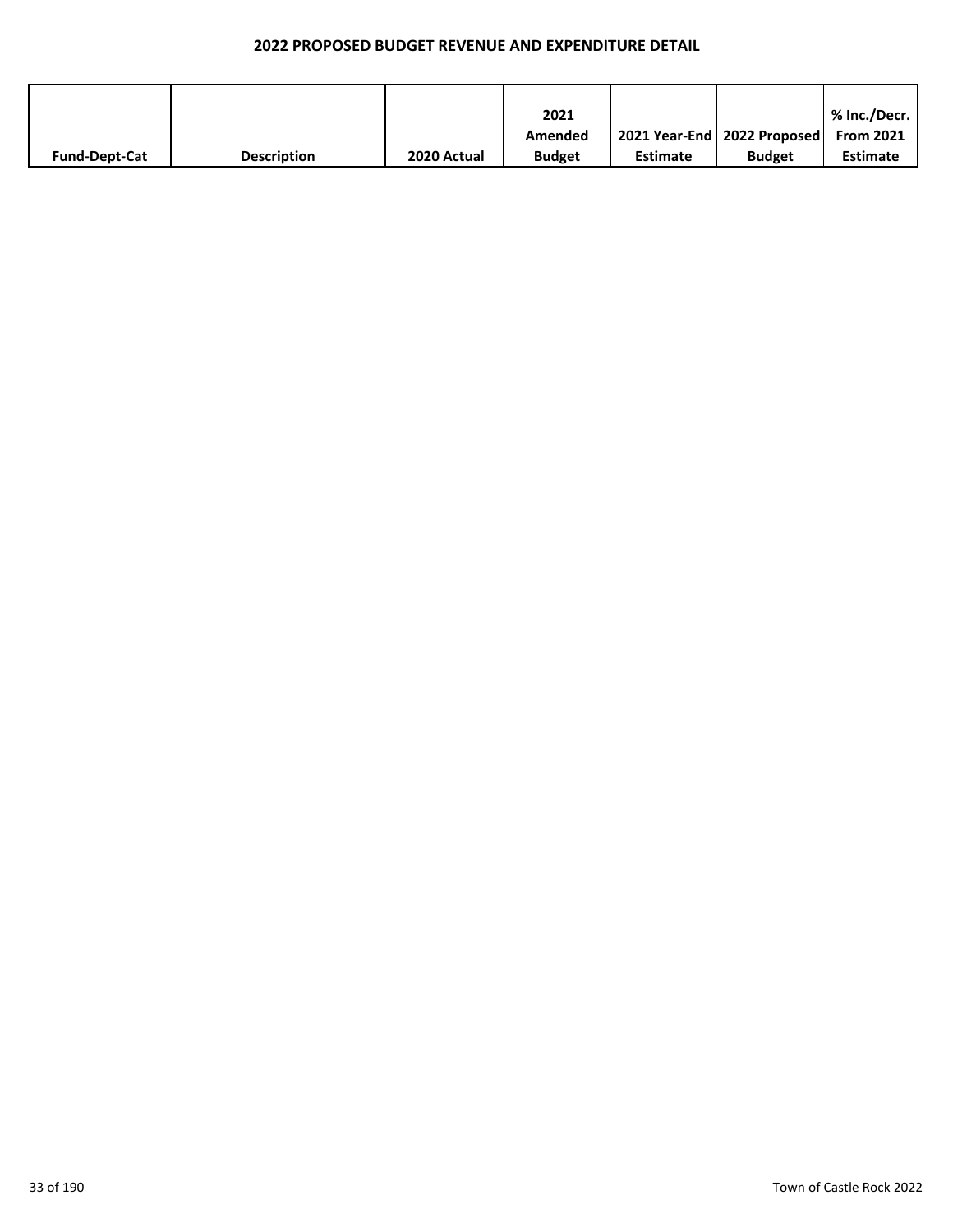## 2022 PROPOSED BUDGET REVENUE AND EXPENDITURE DETAIL

| Fund-Dept-Cat | Description | 2020 Actual | 2021 Amended Budget | 2021 Year-End Estimate | 2022 Proposed Budget | % Inc./Decr. From 2021 Estimate |
|---|---|---|---|---|---|---|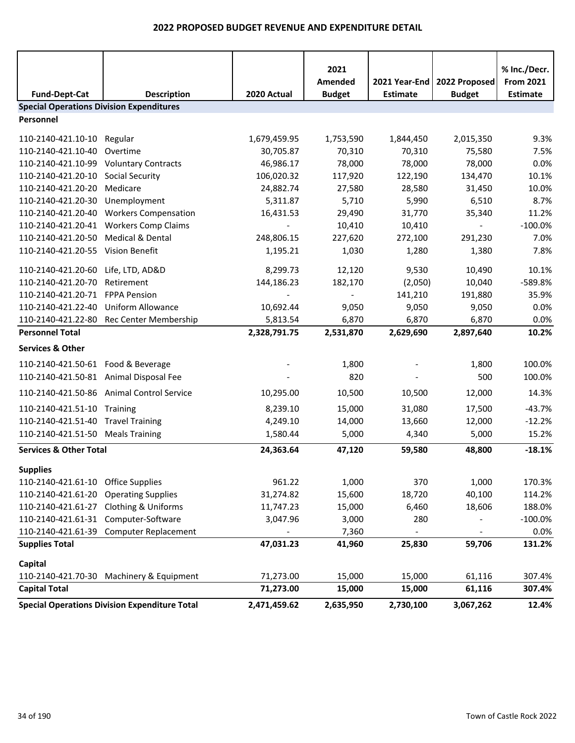# 2022 PROPOSED BUDGET REVENUE AND EXPENDITURE DETAIL

| Fund-Dept-Cat | Description | 2020 Actual | 2021 Amended Budget | 2021 Year-End Estimate | 2022 Proposed Budget | % Inc./Decr. From 2021 Estimate |
|---|---|---|---|---|---|---|
| **Special Operations Division Expenditures** | | | | | | |
| **Personnel** | | | | | | |
| 110-2140-421.10-10 | Regular | 1,679,459.95 | 1,753,590 | 1,844,450 | 2,015,350 | 9.3% |
| 110-2140-421.10-40 | Overtime | 30,705.87 | 70,310 | 70,310 | 75,580 | 7.5% |
| 110-2140-421.10-99 | Voluntary Contracts | 46,986.17 | 78,000 | 78,000 | 78,000 | 0.0% |
| 110-2140-421.20-10 | Social Security | 106,020.32 | 117,920 | 122,190 | 134,470 | 10.1% |
| 110-2140-421.20-20 | Medicare | 24,882.74 | 27,580 | 28,580 | 31,450 | 10.0% |
| 110-2140-421.20-30 | Unemployment | 5,311.87 | 5,710 | 5,990 | 6,510 | 8.7% |
| 110-2140-421.20-40 | Workers Compensation | 16,431.53 | 29,490 | 31,770 | 35,340 | 11.2% |
| 110-2140-421.20-41 | Workers Comp Claims | - | 10,410 | 10,410 | - | -100.0% |
| 110-2140-421.20-50 | Medical & Dental | 248,806.15 | 227,620 | 272,100 | 291,230 | 7.0% |
| 110-2140-421.20-55 | Vision Benefit | 1,195.21 | 1,030 | 1,280 | 1,380 | 7.8% |
| 110-2140-421.20-60 | Life, LTD, AD&D | 8,299.73 | 12,120 | 9,530 | 10,490 | 10.1% |
| 110-2140-421.20-70 | Retirement | 144,186.23 | 182,170 | (2,050) | 10,040 | -589.8% |
| 110-2140-421.20-71 | FPPA Pension | - | - | 141,210 | 191,880 | 35.9% |
| 110-2140-421.22-40 | Uniform Allowance | 10,692.44 | 9,050 | 9,050 | 9,050 | 0.0% |
| 110-2140-421.22-80 | Rec Center Membership | 5,813.54 | 6,870 | 6,870 | 6,870 | 0.0% |
| **Personnel Total** | | **2,328,791.75** | **2,531,870** | **2,629,690** | **2,897,640** | **10.2%** |
| **Services & Other** | | | | | | |
| 110-2140-421.50-61 | Food & Beverage | - | 1,800 | - | 1,800 | 100.0% |
| 110-2140-421.50-81 | Animal Disposal Fee | - | 820 | - | 500 | 100.0% |
| 110-2140-421.50-86 | Animal Control Service | 10,295.00 | 10,500 | 10,500 | 12,000 | 14.3% |
| 110-2140-421.51-10 | Training | 8,239.10 | 15,000 | 31,080 | 17,500 | -43.7% |
| 110-2140-421.51-40 | Travel Training | 4,249.10 | 14,000 | 13,660 | 12,000 | -12.2% |
| 110-2140-421.51-50 | Meals Training | 1,580.44 | 5,000 | 4,340 | 5,000 | 15.2% |
| **Services & Other Total** | | **24,363.64** | **47,120** | **59,580** | **48,800** | **-18.1%** |
| **Supplies** | | | | | | |
| 110-2140-421.61-10 | Office Supplies | 961.22 | 1,000 | 370 | 1,000 | 170.3% |
| 110-2140-421.61-20 | Operating Supplies | 31,274.82 | 15,600 | 18,720 | 40,100 | 114.2% |
| 110-2140-421.61-27 | Clothing & Uniforms | 11,747.23 | 15,000 | 6,460 | 18,606 | 188.0% |
| 110-2140-421.61-31 | Computer-Software | 3,047.96 | 3,000 | 280 | - | -100.0% |
| 110-2140-421.61-39 | Computer Replacement | - | 7,360 | - | - | 0.0% |
| **Supplies Total** | | **47,031.23** | **41,960** | **25,830** | **59,706** | **131.2%** |
| **Capital** | | | | | | |
| 110-2140-421.70-30 | Machinery & Equipment | 71,273.00 | 15,000 | 15,000 | 61,116 | 307.4% |
| **Capital Total** | | **71,273.00** | **15,000** | **15,000** | **61,116** | **307.4%** |
| **Special Operations Division Expenditure Total** | | **2,471,459.62** | **2,635,950** | **2,730,100** | **3,067,262** | **12.4%** |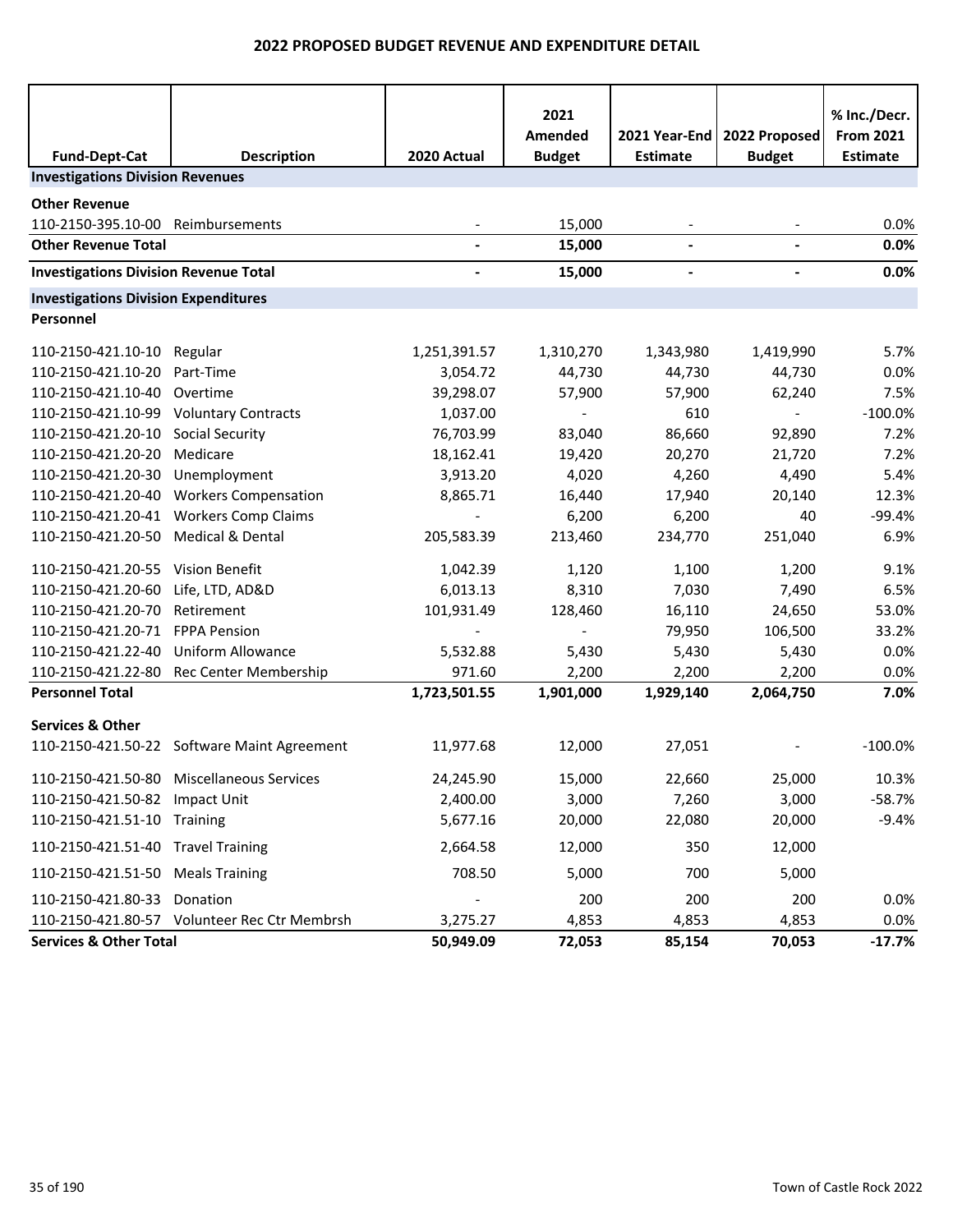# 2022 PROPOSED BUDGET REVENUE AND EXPENDITURE DETAIL

| Fund-Dept-Cat | Description | 2020 Actual | 2021 Amended Budget | 2021 Year-End Estimate | 2022 Proposed Budget | % Inc./Decr. From 2021 Estimate |
|---|---|---|---|---|---|---|
| **Investigations Division Revenues** | | | | | | |
| **Other Revenue** | | | | | | |
| 110-2150-395.10-00 | Reimbursements | - | 15,000 | - | - | 0.0% |
| **Other Revenue Total** | | **-** | **15,000** | **-** | **-** | **0.0%** |
| **Investigations Division Revenue Total** | | **-** | **15,000** | **-** | **-** | **0.0%** |
| **Investigations Division Expenditures** | | | | | | |
| **Personnel** | | | | | | |
| 110-2150-421.10-10 | Regular | 1,251,391.57 | 1,310,270 | 1,343,980 | 1,419,990 | 5.7% |
| 110-2150-421.10-20 | Part-Time | 3,054.72 | 44,730 | 44,730 | 44,730 | 0.0% |
| 110-2150-421.10-40 | Overtime | 39,298.07 | 57,900 | 57,900 | 62,240 | 7.5% |
| 110-2150-421.10-99 | Voluntary Contracts | 1,037.00 | - | 610 | - | -100.0% |
| 110-2150-421.20-10 | Social Security | 76,703.99 | 83,040 | 86,660 | 92,890 | 7.2% |
| 110-2150-421.20-20 | Medicare | 18,162.41 | 19,420 | 20,270 | 21,720 | 7.2% |
| 110-2150-421.20-30 | Unemployment | 3,913.20 | 4,020 | 4,260 | 4,490 | 5.4% |
| 110-2150-421.20-40 | Workers Compensation | 8,865.71 | 16,440 | 17,940 | 20,140 | 12.3% |
| 110-2150-421.20-41 | Workers Comp Claims | - | 6,200 | 6,200 | 40 | -99.4% |
| 110-2150-421.20-50 | Medical & Dental | 205,583.39 | 213,460 | 234,770 | 251,040 | 6.9% |
| 110-2150-421.20-55 | Vision Benefit | 1,042.39 | 1,120 | 1,100 | 1,200 | 9.1% |
| 110-2150-421.20-60 | Life, LTD, AD&D | 6,013.13 | 8,310 | 7,030 | 7,490 | 6.5% |
| 110-2150-421.20-70 | Retirement | 101,931.49 | 128,460 | 16,110 | 24,650 | 53.0% |
| 110-2150-421.20-71 | FPPA Pension | - | - | 79,950 | 106,500 | 33.2% |
| 110-2150-421.22-40 | Uniform Allowance | 5,532.88 | 5,430 | 5,430 | 5,430 | 0.0% |
| 110-2150-421.22-80 | Rec Center Membership | 971.60 | 2,200 | 2,200 | 2,200 | 0.0% |
| **Personnel Total** | | **1,723,501.55** | **1,901,000** | **1,929,140** | **2,064,750** | **7.0%** |
| **Services & Other** | | | | | | |
| 110-2150-421.50-22 | Software Maint Agreement | 11,977.68 | 12,000 | 27,051 | - | -100.0% |
| 110-2150-421.50-80 | Miscellaneous Services | 24,245.90 | 15,000 | 22,660 | 25,000 | 10.3% |
| 110-2150-421.50-82 | Impact Unit | 2,400.00 | 3,000 | 7,260 | 3,000 | -58.7% |
| 110-2150-421.51-10 | Training | 5,677.16 | 20,000 | 22,080 | 20,000 | -9.4% |
| 110-2150-421.51-40 | Travel Training | 2,664.58 | 12,000 | 350 | 12,000 | |
| 110-2150-421.51-50 | Meals Training | 708.50 | 5,000 | 700 | 5,000 | |
| 110-2150-421.80-33 | Donation | - | 200 | 200 | 200 | 0.0% |
| 110-2150-421.80-57 | Volunteer Rec Ctr Membrsh | 3,275.27 | 4,853 | 4,853 | 4,853 | 0.0% |
| **Services & Other Total** | | **50,949.09** | **72,053** | **85,154** | **70,053** | **-17.7%** |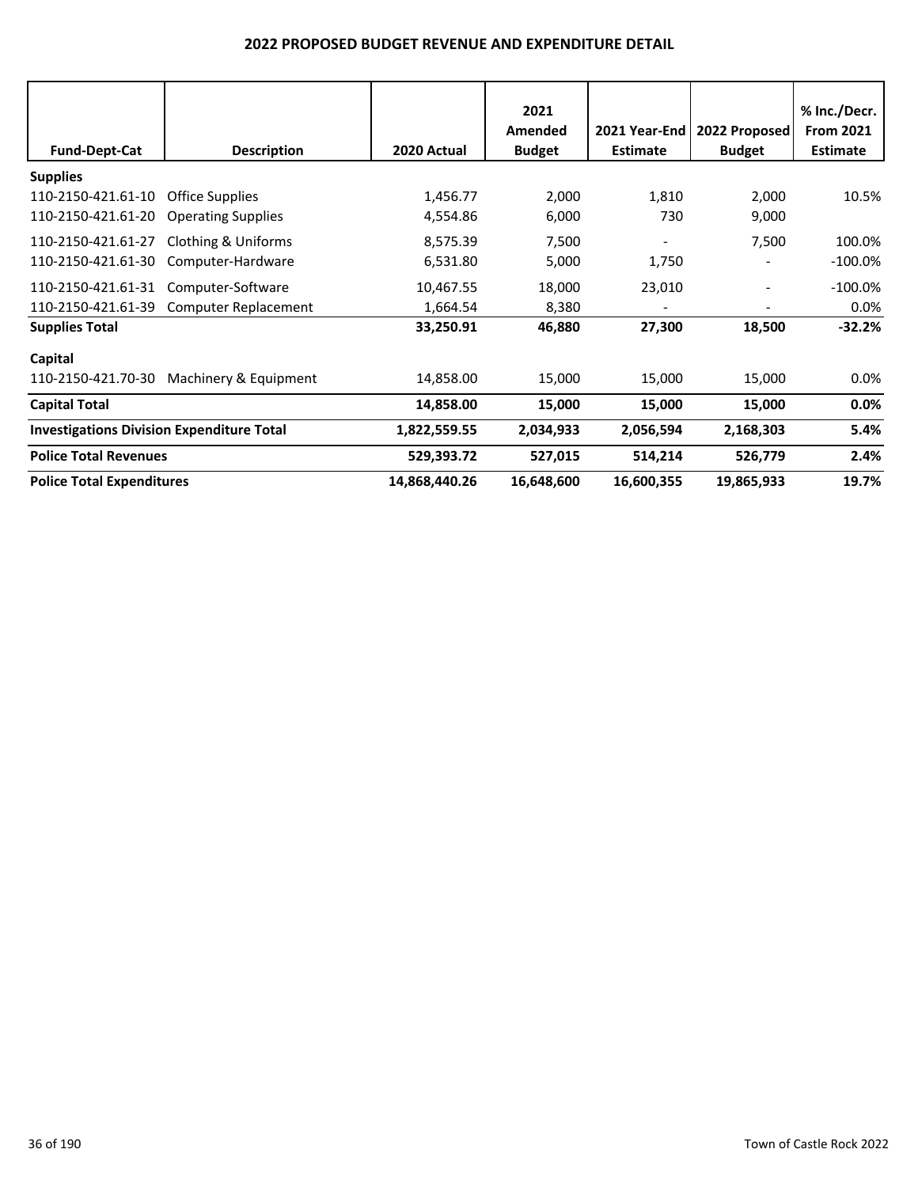# 2022 PROPOSED BUDGET REVENUE AND EXPENDITURE DETAIL

| Fund-Dept-Cat | Description | 2020 Actual | 2021 Amended Budget | 2021 Year-End Estimate | 2022 Proposed Budget | % Inc./Decr. From 2021 Estimate |
|---|---|---|---|---|---|---|
| **Supplies** | | | | | | |
| 110-2150-421.61-10 | Office Supplies | 1,456.77 | 2,000 | 1,810 | 2,000 | 10.5% |
| 110-2150-421.61-20 | Operating Supplies | 4,554.86 | 6,000 | 730 | 9,000 | |
| 110-2150-421.61-27 | Clothing & Uniforms | 8,575.39 | 7,500 | - | 7,500 | 100.0% |
| 110-2150-421.61-30 | Computer-Hardware | 6,531.80 | 5,000 | 1,750 | - | -100.0% |
| 110-2150-421.61-31 | Computer-Software | 10,467.55 | 18,000 | 23,010 | - | -100.0% |
| 110-2150-421.61-39 | Computer Replacement | 1,664.54 | 8,380 | - | - | 0.0% |
| **Supplies Total** | | **33,250.91** | **46,880** | **27,300** | **18,500** | **-32.2%** |
| **Capital** | | | | | | |
| 110-2150-421.70-30 | Machinery & Equipment | 14,858.00 | 15,000 | 15,000 | 15,000 | 0.0% |
| **Capital Total** | | **14,858.00** | **15,000** | **15,000** | **15,000** | **0.0%** |
| **Investigations Division Expenditure Total** | | **1,822,559.55** | **2,034,933** | **2,056,594** | **2,168,303** | **5.4%** |
| **Police Total Revenues** | | **529,393.72** | **527,015** | **514,214** | **526,779** | **2.4%** |
| **Police Total Expenditures** | | **14,868,440.26** | **16,648,600** | **16,600,355** | **19,865,933** | **19.7%** |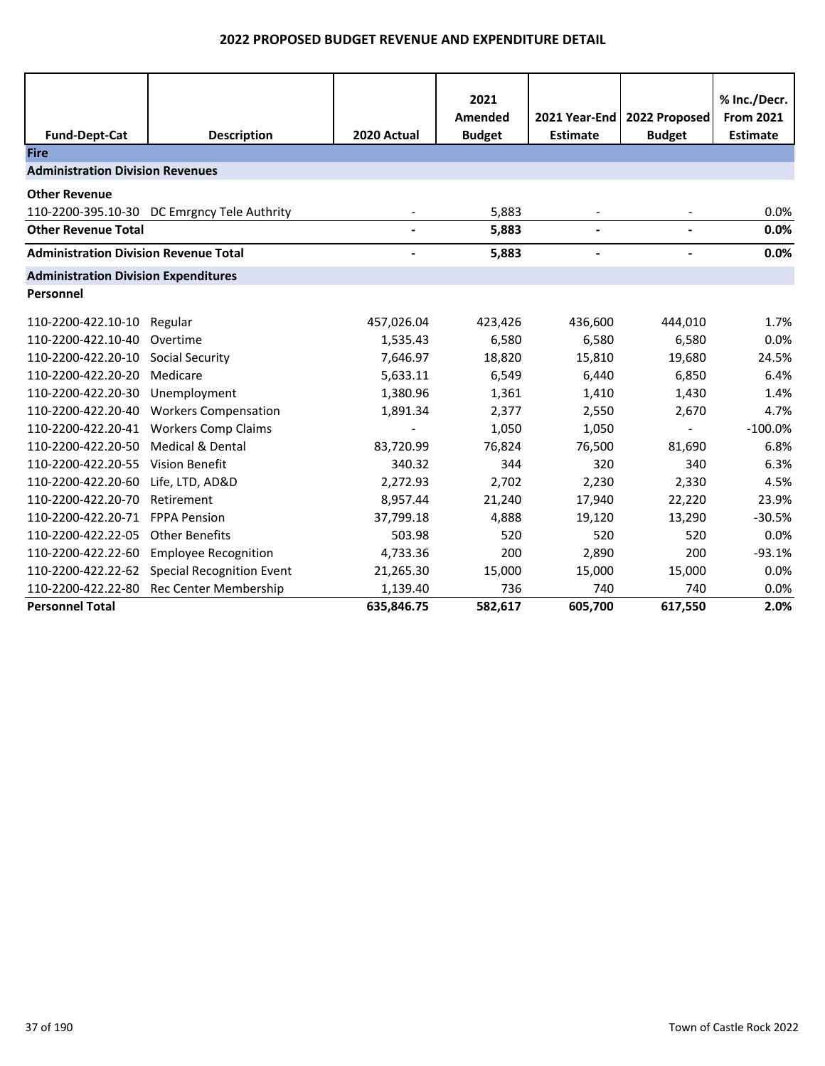# 2022 PROPOSED BUDGET REVENUE AND EXPENDITURE DETAIL

| Fund-Dept-Cat | Description | 2020 Actual | 2021 Amended Budget | 2021 Year-End Estimate | 2022 Proposed Budget | % Inc./Decr. From 2021 Estimate |
|---|---|---|---|---|---|---|
| **Fire** | | | | | | |
| **Administration Division Revenues** | | | | | | |
| **Other Revenue** | | | | | | |
| 110-2200-395.10-30 | DC Emrgncy Tele Authrity | - | 5,883 | - | - | 0.0% |
| **Other Revenue Total** | | **-** | **5,883** | **-** | **-** | **0.0%** |
| **Administration Division Revenue Total** | | **-** | **5,883** | **-** | **-** | **0.0%** |
| **Administration Division Expenditures** | | | | | | |
| **Personnel** | | | | | | |
| 110-2200-422.10-10 | Regular | 457,026.04 | 423,426 | 436,600 | 444,010 | 1.7% |
| 110-2200-422.10-40 | Overtime | 1,535.43 | 6,580 | 6,580 | 6,580 | 0.0% |
| 110-2200-422.20-10 | Social Security | 7,646.97 | 18,820 | 15,810 | 19,680 | 24.5% |
| 110-2200-422.20-20 | Medicare | 5,633.11 | 6,549 | 6,440 | 6,850 | 6.4% |
| 110-2200-422.20-30 | Unemployment | 1,380.96 | 1,361 | 1,410 | 1,430 | 1.4% |
| 110-2200-422.20-40 | Workers Compensation | 1,891.34 | 2,377 | 2,550 | 2,670 | 4.7% |
| 110-2200-422.20-41 | Workers Comp Claims | - | 1,050 | 1,050 | - | -100.0% |
| 110-2200-422.20-50 | Medical & Dental | 83,720.99 | 76,824 | 76,500 | 81,690 | 6.8% |
| 110-2200-422.20-55 | Vision Benefit | 340.32 | 344 | 320 | 340 | 6.3% |
| 110-2200-422.20-60 | Life, LTD, AD&D | 2,272.93 | 2,702 | 2,230 | 2,330 | 4.5% |
| 110-2200-422.20-70 | Retirement | 8,957.44 | 21,240 | 17,940 | 22,220 | 23.9% |
| 110-2200-422.20-71 | FPPA Pension | 37,799.18 | 4,888 | 19,120 | 13,290 | -30.5% |
| 110-2200-422.22-05 | Other Benefits | 503.98 | 520 | 520 | 520 | 0.0% |
| 110-2200-422.22-60 | Employee Recognition | 4,733.36 | 200 | 2,890 | 200 | -93.1% |
| 110-2200-422.22-62 | Special Recognition Event | 21,265.30 | 15,000 | 15,000 | 15,000 | 0.0% |
| 110-2200-422.22-80 | Rec Center Membership | 1,139.40 | 736 | 740 | 740 | 0.0% |
| **Personnel Total** | | **635,846.75** | **582,617** | **605,700** | **617,550** | **2.0%** |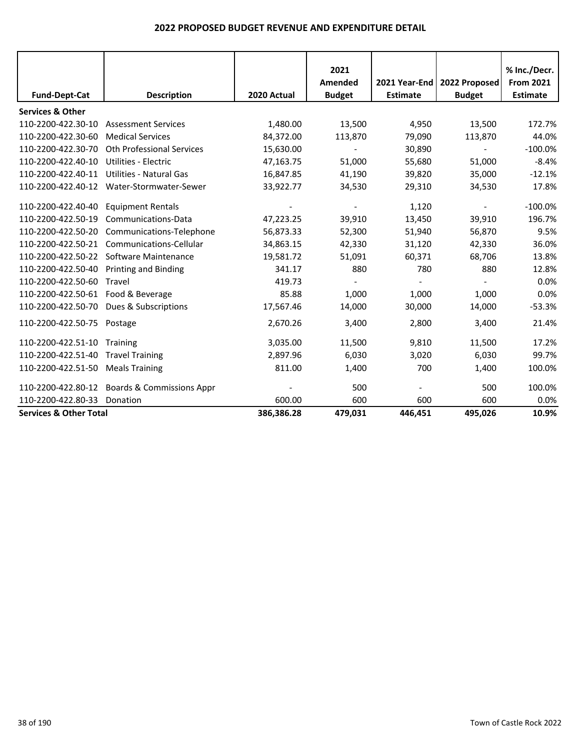# 2022 PROPOSED BUDGET REVENUE AND EXPENDITURE DETAIL

| Fund-Dept-Cat | Description | 2020 Actual | 2021 Amended Budget | 2021 Year-End Estimate | 2022 Proposed Budget | % Inc./Decr. From 2021 Estimate |
|---|---|---|---|---|---|---|
| **Services & Other** | | | | | | |
| 110-2200-422.30-10 | Assessment Services | 1,480.00 | 13,500 | 4,950 | 13,500 | 172.7% |
| 110-2200-422.30-60 | Medical Services | 84,372.00 | 113,870 | 79,090 | 113,870 | 44.0% |
| 110-2200-422.30-70 | Oth Professional Services | 15,630.00 | - | 30,890 | - | -100.0% |
| 110-2200-422.40-10 | Utilities - Electric | 47,163.75 | 51,000 | 55,680 | 51,000 | -8.4% |
| 110-2200-422.40-11 | Utilities - Natural Gas | 16,847.85 | 41,190 | 39,820 | 35,000 | -12.1% |
| 110-2200-422.40-12 | Water-Stormwater-Sewer | 33,922.77 | 34,530 | 29,310 | 34,530 | 17.8% |
| 110-2200-422.40-40 | Equipment Rentals | - | - | 1,120 | - | -100.0% |
| 110-2200-422.50-19 | Communications-Data | 47,223.25 | 39,910 | 13,450 | 39,910 | 196.7% |
| 110-2200-422.50-20 | Communications-Telephone | 56,873.33 | 52,300 | 51,940 | 56,870 | 9.5% |
| 110-2200-422.50-21 | Communications-Cellular | 34,863.15 | 42,330 | 31,120 | 42,330 | 36.0% |
| 110-2200-422.50-22 | Software Maintenance | 19,581.72 | 51,091 | 60,371 | 68,706 | 13.8% |
| 110-2200-422.50-40 | Printing and Binding | 341.17 | 880 | 780 | 880 | 12.8% |
| 110-2200-422.50-60 | Travel | 419.73 | - | - | - | 0.0% |
| 110-2200-422.50-61 | Food & Beverage | 85.88 | 1,000 | 1,000 | 1,000 | 0.0% |
| 110-2200-422.50-70 | Dues & Subscriptions | 17,567.46 | 14,000 | 30,000 | 14,000 | -53.3% |
| 110-2200-422.50-75 | Postage | 2,670.26 | 3,400 | 2,800 | 3,400 | 21.4% |
| 110-2200-422.51-10 | Training | 3,035.00 | 11,500 | 9,810 | 11,500 | 17.2% |
| 110-2200-422.51-40 | Travel Training | 2,897.96 | 6,030 | 3,020 | 6,030 | 99.7% |
| 110-2200-422.51-50 | Meals Training | 811.00 | 1,400 | 700 | 1,400 | 100.0% |
| 110-2200-422.80-12 | Boards & Commissions Appr | - | 500 | - | 500 | 100.0% |
| 110-2200-422.80-33 | Donation | 600.00 | 600 | 600 | 600 | 0.0% |
| **Services & Other Total** | | **386,386.28** | **479,031** | **446,451** | **495,026** | **10.9%** |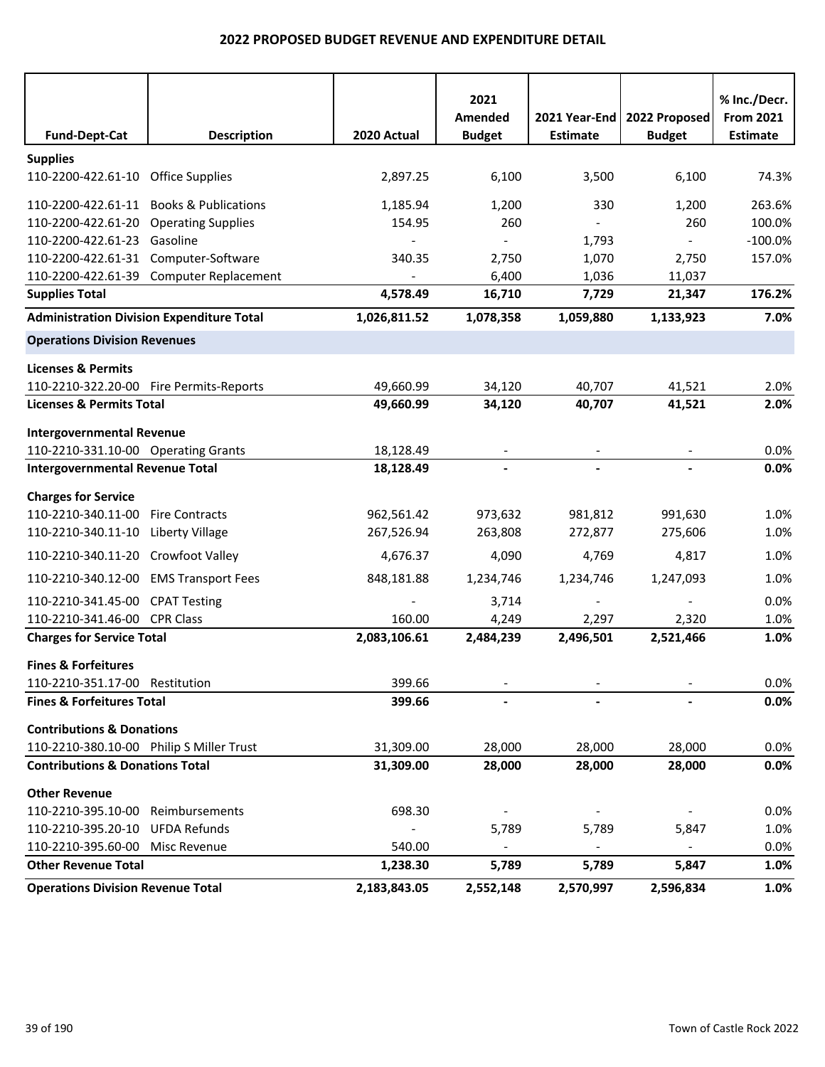## 2022 PROPOSED BUDGET REVENUE AND EXPENDITURE DETAIL

| Fund-Dept-Cat | Description | 2020 Actual | 2021 Amended Budget | 2021 Year-End Estimate | 2022 Proposed Budget | % Inc./Decr. From 2021 Estimate |
|---|---|---|---|---|---|---|
| **Supplies** | | | | | | |
| 110-2200-422.61-10 | Office Supplies | 2,897.25 | 6,100 | 3,500 | 6,100 | 74.3% |
| 110-2200-422.61-11 | Books & Publications | 1,185.94 | 1,200 | 330 | 1,200 | 263.6% |
| 110-2200-422.61-20 | Operating Supplies | 154.95 | 260 | - | 260 | 100.0% |
| 110-2200-422.61-23 | Gasoline | - | - | 1,793 | - | -100.0% |
| 110-2200-422.61-31 | Computer-Software | 340.35 | 2,750 | 1,070 | 2,750 | 157.0% |
| 110-2200-422.61-39 | Computer Replacement | - | 6,400 | 1,036 | 11,037 | |
| **Supplies Total** | | **4,578.49** | **16,710** | **7,729** | **21,347** | **176.2%** |
| **Administration Division Expenditure Total** | | **1,026,811.52** | **1,078,358** | **1,059,880** | **1,133,923** | **7.0%** |
| **Operations Division Revenues** | | | | | | |
| **Licenses & Permits** | | | | | | |
| 110-2210-322.20-00 | Fire Permits-Reports | 49,660.99 | 34,120 | 40,707 | 41,521 | 2.0% |
| **Licenses & Permits Total** | | **49,660.99** | **34,120** | **40,707** | **41,521** | **2.0%** |
| **Intergovernmental Revenue** | | | | | | |
| 110-2210-331.10-00 | Operating Grants | 18,128.49 | - | - | - | 0.0% |
| **Intergovernmental Revenue Total** | | **18,128.49** | **-** | **-** | **-** | **0.0%** |
| **Charges for Service** | | | | | | |
| 110-2210-340.11-00 | Fire Contracts | 962,561.42 | 973,632 | 981,812 | 991,630 | 1.0% |
| 110-2210-340.11-10 | Liberty Village | 267,526.94 | 263,808 | 272,877 | 275,606 | 1.0% |
| 110-2210-340.11-20 | Crowfoot Valley | 4,676.37 | 4,090 | 4,769 | 4,817 | 1.0% |
| 110-2210-340.12-00 | EMS Transport Fees | 848,181.88 | 1,234,746 | 1,234,746 | 1,247,093 | 1.0% |
| 110-2210-341.45-00 | CPAT Testing | - | 3,714 | - | - | 0.0% |
| 110-2210-341.46-00 | CPR Class | 160.00 | 4,249 | 2,297 | 2,320 | 1.0% |
| **Charges for Service Total** | | **2,083,106.61** | **2,484,239** | **2,496,501** | **2,521,466** | **1.0%** |
| **Fines & Forfeitures** | | | | | | |
| 110-2210-351.17-00 | Restitution | 399.66 | - | - | - | 0.0% |
| **Fines & Forfeitures Total** | | **399.66** | **-** | **-** | **-** | **0.0%** |
| **Contributions & Donations** | | | | | | |
| 110-2210-380.10-00 | Philip S Miller Trust | 31,309.00 | 28,000 | 28,000 | 28,000 | 0.0% |
| **Contributions & Donations Total** | | **31,309.00** | **28,000** | **28,000** | **28,000** | **0.0%** |
| **Other Revenue** | | | | | | |
| 110-2210-395.10-00 | Reimbursements | 698.30 | - | - | - | 0.0% |
| 110-2210-395.20-10 | UFDA Refunds | - | 5,789 | 5,789 | 5,847 | 1.0% |
| 110-2210-395.60-00 | Misc Revenue | 540.00 | - | - | - | 0.0% |
| **Other Revenue Total** | | **1,238.30** | **5,789** | **5,789** | **5,847** | **1.0%** |
| **Operations Division Revenue Total** | | **2,183,843.05** | **2,552,148** | **2,570,997** | **2,596,834** | **1.0%** |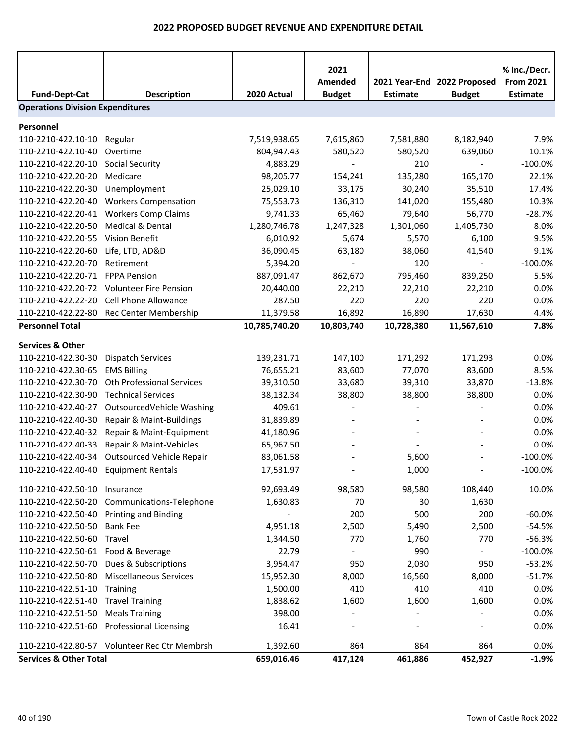## 2022 PROPOSED BUDGET REVENUE AND EXPENDITURE DETAIL

| Fund-Dept-Cat | Description | 2020 Actual | 2021 Amended Budget | 2021 Year-End Estimate | 2022 Proposed Budget | % Inc./Decr. From 2021 Estimate |
|---|---|---|---|---|---|---|
| **Operations Division Expenditures** | | | | | | |
| **Personnel** | | | | | | |
| 110-2210-422.10-10 | Regular | 7,519,938.65 | 7,615,860 | 7,581,880 | 8,182,940 | 7.9% |
| 110-2210-422.10-40 | Overtime | 804,947.43 | 580,520 | 580,520 | 639,060 | 10.1% |
| 110-2210-422.20-10 | Social Security | 4,883.29 | - | 210 | - | -100.0% |
| 110-2210-422.20-20 | Medicare | 98,205.77 | 154,241 | 135,280 | 165,170 | 22.1% |
| 110-2210-422.20-30 | Unemployment | 25,029.10 | 33,175 | 30,240 | 35,510 | 17.4% |
| 110-2210-422.20-40 | Workers Compensation | 75,553.73 | 136,310 | 141,020 | 155,480 | 10.3% |
| 110-2210-422.20-41 | Workers Comp Claims | 9,741.33 | 65,460 | 79,640 | 56,770 | -28.7% |
| 110-2210-422.20-50 | Medical & Dental | 1,280,746.78 | 1,247,328 | 1,301,060 | 1,405,730 | 8.0% |
| 110-2210-422.20-55 | Vision Benefit | 6,010.92 | 5,674 | 5,570 | 6,100 | 9.5% |
| 110-2210-422.20-60 | Life, LTD, AD&D | 36,090.45 | 63,180 | 38,060 | 41,540 | 9.1% |
| 110-2210-422.20-70 | Retirement | 5,394.20 | - | 120 | - | -100.0% |
| 110-2210-422.20-71 | FPPA Pension | 887,091.47 | 862,670 | 795,460 | 839,250 | 5.5% |
| 110-2210-422.20-72 | Volunteer Fire Pension | 20,440.00 | 22,210 | 22,210 | 22,210 | 0.0% |
| 110-2210-422.22-20 | Cell Phone Allowance | 287.50 | 220 | 220 | 220 | 0.0% |
| 110-2210-422.22-80 | Rec Center Membership | 11,379.58 | 16,892 | 16,890 | 17,630 | 4.4% |
| **Personnel Total** | | **10,785,740.20** | **10,803,740** | **10,728,380** | **11,567,610** | **7.8%** |
| **Services & Other** | | | | | | |
| 110-2210-422.30-30 | Dispatch Services | 139,231.71 | 147,100 | 171,292 | 171,293 | 0.0% |
| 110-2210-422.30-65 | EMS Billing | 76,655.21 | 83,600 | 77,070 | 83,600 | 8.5% |
| 110-2210-422.30-70 | Oth Professional Services | 39,310.50 | 33,680 | 39,310 | 33,870 | -13.8% |
| 110-2210-422.30-90 | Technical Services | 38,132.34 | 38,800 | 38,800 | 38,800 | 0.0% |
| 110-2210-422.40-27 | OutsourcedVehicle Washing | 409.61 | - | - | - | 0.0% |
| 110-2210-422.40-30 | Repair & Maint-Buildings | 31,839.89 | - | - | - | 0.0% |
| 110-2210-422.40-32 | Repair & Maint-Equipment | 41,180.96 | - | - | - | 0.0% |
| 110-2210-422.40-33 | Repair & Maint-Vehicles | 65,967.50 | - | - | - | 0.0% |
| 110-2210-422.40-34 | Outsourced Vehicle Repair | 83,061.58 | - | 5,600 | - | -100.0% |
| 110-2210-422.40-40 | Equipment Rentals | 17,531.97 | - | 1,000 | - | -100.0% |
| 110-2210-422.50-10 | Insurance | 92,693.49 | 98,580 | 98,580 | 108,440 | 10.0% |
| 110-2210-422.50-20 | Communications-Telephone | 1,630.83 | 70 | 30 | 1,630 | |
| 110-2210-422.50-40 | Printing and Binding | - | 200 | 500 | 200 | -60.0% |
| 110-2210-422.50-50 | Bank Fee | 4,951.18 | 2,500 | 5,490 | 2,500 | -54.5% |
| 110-2210-422.50-60 | Travel | 1,344.50 | 770 | 1,760 | 770 | -56.3% |
| 110-2210-422.50-61 | Food & Beverage | 22.79 | - | 990 | - | -100.0% |
| 110-2210-422.50-70 | Dues & Subscriptions | 3,954.47 | 950 | 2,030 | 950 | -53.2% |
| 110-2210-422.50-80 | Miscellaneous Services | 15,952.30 | 8,000 | 16,560 | 8,000 | -51.7% |
| 110-2210-422.51-10 | Training | 1,500.00 | 410 | 410 | 410 | 0.0% |
| 110-2210-422.51-40 | Travel Training | 1,838.62 | 1,600 | 1,600 | 1,600 | 0.0% |
| 110-2210-422.51-50 | Meals Training | 398.00 | - | - | - | 0.0% |
| 110-2210-422.51-60 | Professional Licensing | 16.41 | - | - | - | 0.0% |
| 110-2210-422.80-57 | Volunteer Rec Ctr Membrsh | 1,392.60 | 864 | 864 | 864 | 0.0% |
| **Services & Other Total** | | **659,016.46** | **417,124** | **461,886** | **452,927** | **-1.9%** |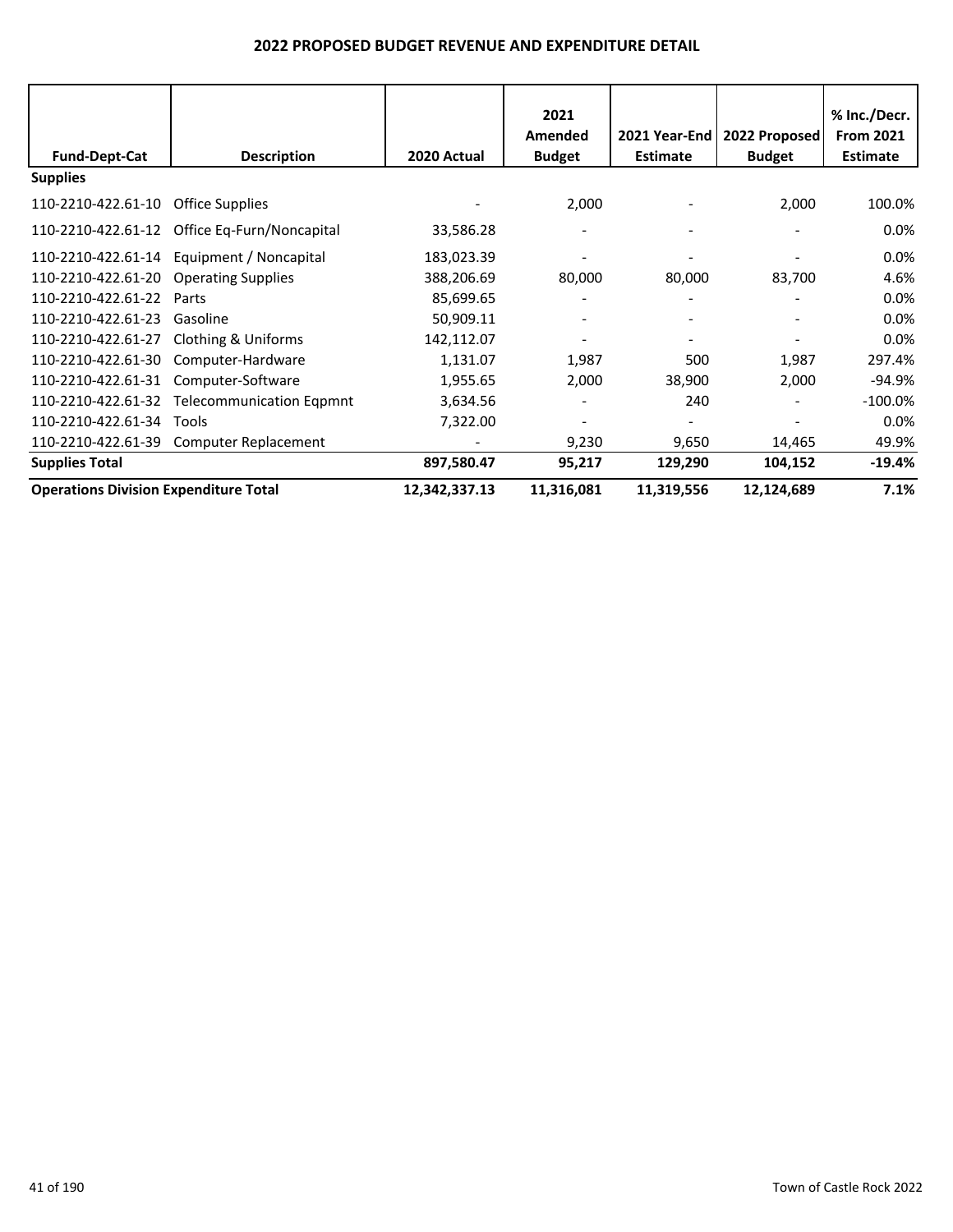## 2022 PROPOSED BUDGET REVENUE AND EXPENDITURE DETAIL

| Fund-Dept-Cat | Description | 2020 Actual | 2021 Amended Budget | 2021 Year-End Estimate | 2022 Proposed Budget | % Inc./Decr. From 2021 Estimate |
|---|---|---|---|---|---|---|
| **Supplies** | | | | | | |
| 110-2210-422.61-10 | Office Supplies | - | 2,000 | - | 2,000 | 100.0% |
| 110-2210-422.61-12 | Office Eq-Furn/Noncapital | 33,586.28 | - | - | - | 0.0% |
| 110-2210-422.61-14 | Equipment / Noncapital | 183,023.39 | - | - | - | 0.0% |
| 110-2210-422.61-20 | Operating Supplies | 388,206.69 | 80,000 | 80,000 | 83,700 | 4.6% |
| 110-2210-422.61-22 | Parts | 85,699.65 | - | - | - | 0.0% |
| 110-2210-422.61-23 | Gasoline | 50,909.11 | - | - | - | 0.0% |
| 110-2210-422.61-27 | Clothing & Uniforms | 142,112.07 | - | - | - | 0.0% |
| 110-2210-422.61-30 | Computer-Hardware | 1,131.07 | 1,987 | 500 | 1,987 | 297.4% |
| 110-2210-422.61-31 | Computer-Software | 1,955.65 | 2,000 | 38,900 | 2,000 | -94.9% |
| 110-2210-422.61-32 | Telecommunication Eqpmnt | 3,634.56 | - | 240 | - | -100.0% |
| 110-2210-422.61-34 | Tools | 7,322.00 | - | - | - | 0.0% |
| 110-2210-422.61-39 | Computer Replacement | - | 9,230 | 9,650 | 14,465 | 49.9% |
| **Supplies Total** | | **897,580.47** | **95,217** | **129,290** | **104,152** | **-19.4%** |
| **Operations Division Expenditure Total** | | **12,342,337.13** | **11,316,081** | **11,319,556** | **12,124,689** | **7.1%** |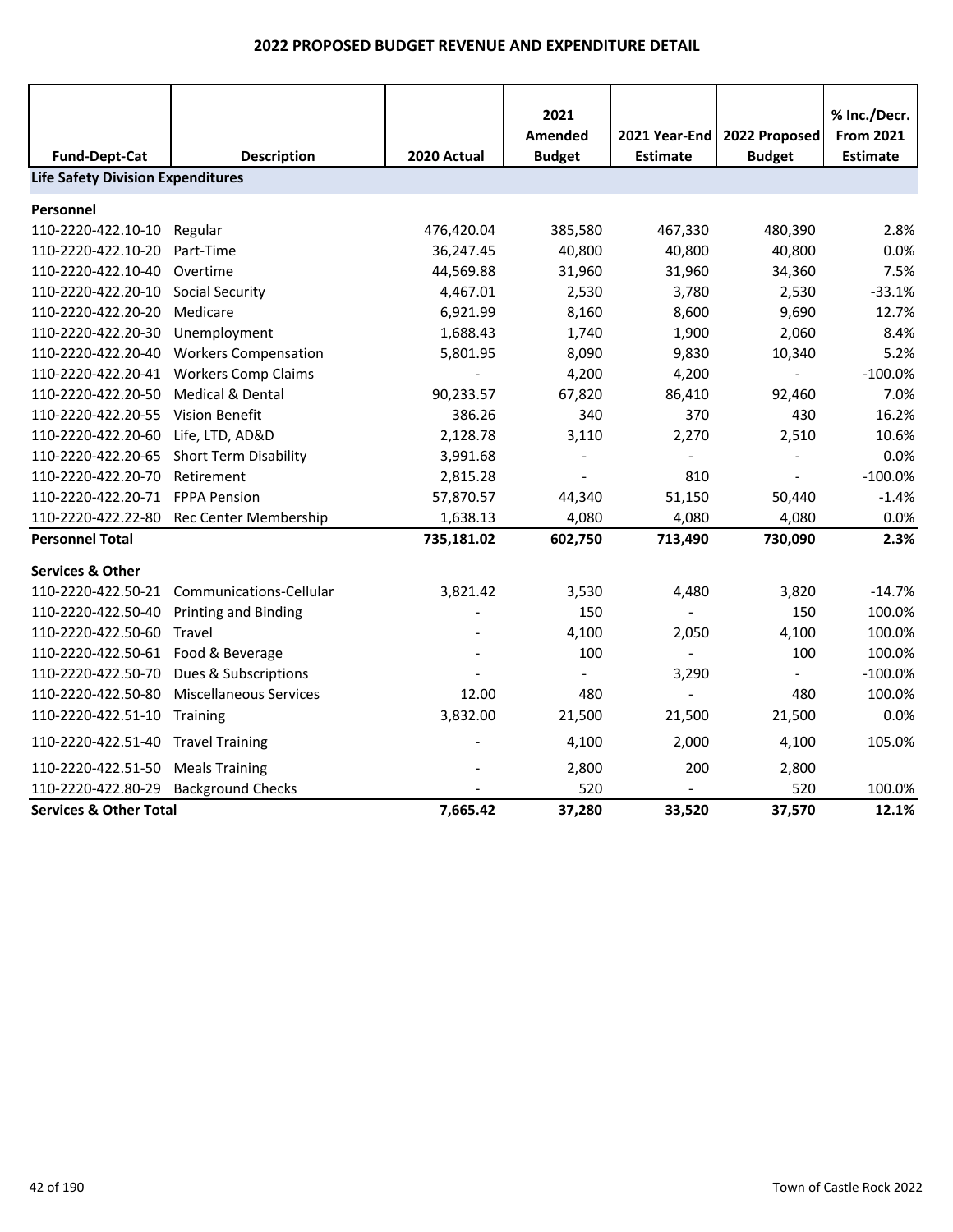# 2022 PROPOSED BUDGET REVENUE AND EXPENDITURE DETAIL

| Fund-Dept-Cat | Description | 2020 Actual | 2021 Amended Budget | 2021 Year-End Estimate | 2022 Proposed Budget | % Inc./Decr. From 2021 Estimate |
|---|---|---|---|---|---|---|
| **Life Safety Division Expenditures** | | | | | | |
| **Personnel** | | | | | | |
| 110-2220-422.10-10 | Regular | 476,420.04 | 385,580 | 467,330 | 480,390 | 2.8% |
| 110-2220-422.10-20 | Part-Time | 36,247.45 | 40,800 | 40,800 | 40,800 | 0.0% |
| 110-2220-422.10-40 | Overtime | 44,569.88 | 31,960 | 31,960 | 34,360 | 7.5% |
| 110-2220-422.20-10 | Social Security | 4,467.01 | 2,530 | 3,780 | 2,530 | -33.1% |
| 110-2220-422.20-20 | Medicare | 6,921.99 | 8,160 | 8,600 | 9,690 | 12.7% |
| 110-2220-422.20-30 | Unemployment | 1,688.43 | 1,740 | 1,900 | 2,060 | 8.4% |
| 110-2220-422.20-40 | Workers Compensation | 5,801.95 | 8,090 | 9,830 | 10,340 | 5.2% |
| 110-2220-422.20-41 | Workers Comp Claims | - | 4,200 | 4,200 | - | -100.0% |
| 110-2220-422.20-50 | Medical & Dental | 90,233.57 | 67,820 | 86,410 | 92,460 | 7.0% |
| 110-2220-422.20-55 | Vision Benefit | 386.26 | 340 | 370 | 430 | 16.2% |
| 110-2220-422.20-60 | Life, LTD, AD&D | 2,128.78 | 3,110 | 2,270 | 2,510 | 10.6% |
| 110-2220-422.20-65 | Short Term Disability | 3,991.68 | - | - | - | 0.0% |
| 110-2220-422.20-70 | Retirement | 2,815.28 | - | 810 | - | -100.0% |
| 110-2220-422.20-71 | FPPA Pension | 57,870.57 | 44,340 | 51,150 | 50,440 | -1.4% |
| 110-2220-422.22-80 | Rec Center Membership | 1,638.13 | 4,080 | 4,080 | 4,080 | 0.0% |
| **Personnel Total** | | **735,181.02** | **602,750** | **713,490** | **730,090** | **2.3%** |
| **Services & Other** | | | | | | |
| 110-2220-422.50-21 | Communications-Cellular | 3,821.42 | 3,530 | 4,480 | 3,820 | -14.7% |
| 110-2220-422.50-40 | Printing and Binding | - | 150 | - | 150 | 100.0% |
| 110-2220-422.50-60 | Travel | - | 4,100 | 2,050 | 4,100 | 100.0% |
| 110-2220-422.50-61 | Food & Beverage | - | 100 | - | 100 | 100.0% |
| 110-2220-422.50-70 | Dues & Subscriptions | - | - | 3,290 | - | -100.0% |
| 110-2220-422.50-80 | Miscellaneous Services | 12.00 | 480 | - | 480 | 100.0% |
| 110-2220-422.51-10 | Training | 3,832.00 | 21,500 | 21,500 | 21,500 | 0.0% |
| 110-2220-422.51-40 | Travel Training | - | 4,100 | 2,000 | 4,100 | 105.0% |
| 110-2220-422.51-50 | Meals Training | - | 2,800 | 200 | 2,800 | |
| 110-2220-422.80-29 | Background Checks | - | 520 | - | 520 | 100.0% |
| **Services & Other Total** | | **7,665.42** | **37,280** | **33,520** | **37,570** | **12.1%** |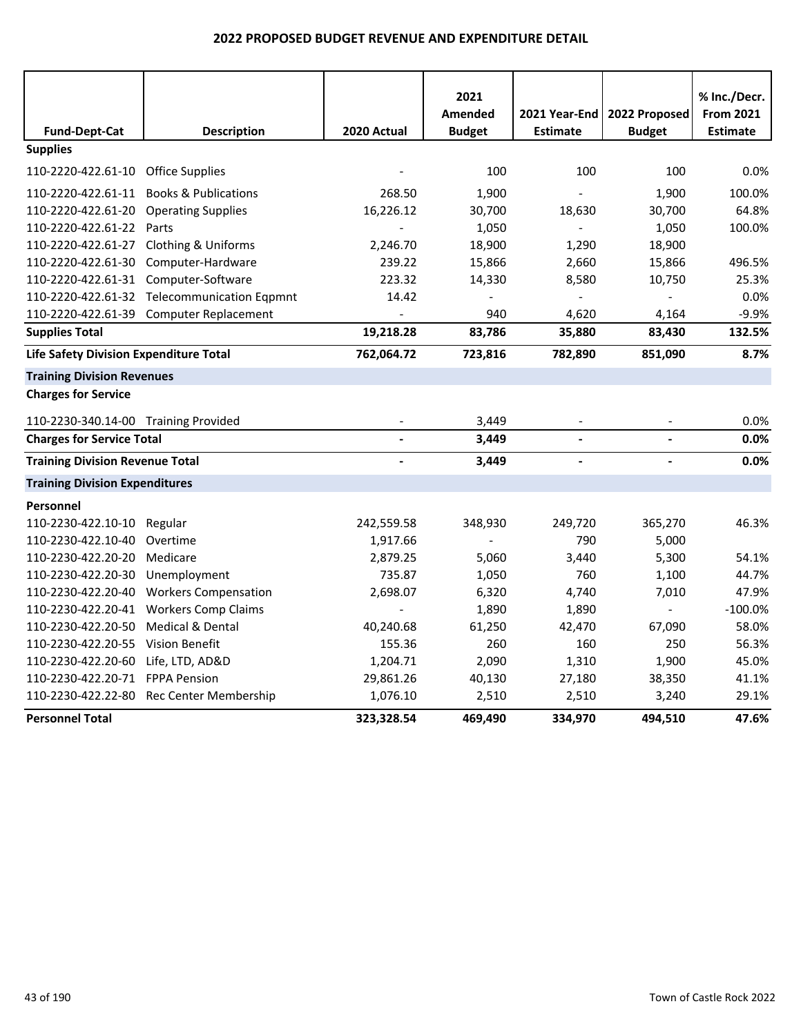## 2022 PROPOSED BUDGET REVENUE AND EXPENDITURE DETAIL

| Fund-Dept-Cat | Description | 2020 Actual | 2021 Amended Budget | 2021 Year-End Estimate | 2022 Proposed Budget | % Inc./Decr. From 2021 Estimate |
|---|---|---|---|---|---|---|
| **Supplies** | | | | | | |
| 110-2220-422.61-10 | Office Supplies | - | 100 | 100 | 100 | 0.0% |
| 110-2220-422.61-11 | Books & Publications | 268.50 | 1,900 | - | 1,900 | 100.0% |
| 110-2220-422.61-20 | Operating Supplies | 16,226.12 | 30,700 | 18,630 | 30,700 | 64.8% |
| 110-2220-422.61-22 | Parts | - | 1,050 | - | 1,050 | 100.0% |
| 110-2220-422.61-27 | Clothing & Uniforms | 2,246.70 | 18,900 | 1,290 | 18,900 | |
| 110-2220-422.61-30 | Computer-Hardware | 239.22 | 15,866 | 2,660 | 15,866 | 496.5% |
| 110-2220-422.61-31 | Computer-Software | 223.32 | 14,330 | 8,580 | 10,750 | 25.3% |
| 110-2220-422.61-32 | Telecommunication Eqpmnt | 14.42 | - | - | - | 0.0% |
| 110-2220-422.61-39 | Computer Replacement | - | 940 | 4,620 | 4,164 | -9.9% |
| **Supplies Total** | | **19,218.28** | **83,786** | **35,880** | **83,430** | **132.5%** |
| **Life Safety Division Expenditure Total** | | **762,064.72** | **723,816** | **782,890** | **851,090** | **8.7%** |
| **Training Division Revenues** | | | | | | |
| **Charges for Service** | | | | | | |
| 110-2230-340.14-00 | Training Provided | - | 3,449 | - | - | 0.0% |
| **Charges for Service Total** | | **-** | **3,449** | **-** | **-** | **0.0%** |
| **Training Division Revenue Total** | | **-** | **3,449** | **-** | **-** | **0.0%** |
| **Training Division Expenditures** | | | | | | |
| **Personnel** | | | | | | |
| 110-2230-422.10-10 | Regular | 242,559.58 | 348,930 | 249,720 | 365,270 | 46.3% |
| 110-2230-422.10-40 | Overtime | 1,917.66 | - | 790 | 5,000 | |
| 110-2230-422.20-20 | Medicare | 2,879.25 | 5,060 | 3,440 | 5,300 | 54.1% |
| 110-2230-422.20-30 | Unemployment | 735.87 | 1,050 | 760 | 1,100 | 44.7% |
| 110-2230-422.20-40 | Workers Compensation | 2,698.07 | 6,320 | 4,740 | 7,010 | 47.9% |
| 110-2230-422.20-41 | Workers Comp Claims | - | 1,890 | 1,890 | - | -100.0% |
| 110-2230-422.20-50 | Medical & Dental | 40,240.68 | 61,250 | 42,470 | 67,090 | 58.0% |
| 110-2230-422.20-55 | Vision Benefit | 155.36 | 260 | 160 | 250 | 56.3% |
| 110-2230-422.20-60 | Life, LTD, AD&D | 1,204.71 | 2,090 | 1,310 | 1,900 | 45.0% |
| 110-2230-422.20-71 | FPPA Pension | 29,861.26 | 40,130 | 27,180 | 38,350 | 41.1% |
| 110-2230-422.22-80 | Rec Center Membership | 1,076.10 | 2,510 | 2,510 | 3,240 | 29.1% |
| **Personnel Total** | | **323,328.54** | **469,490** | **334,970** | **494,510** | **47.6%** |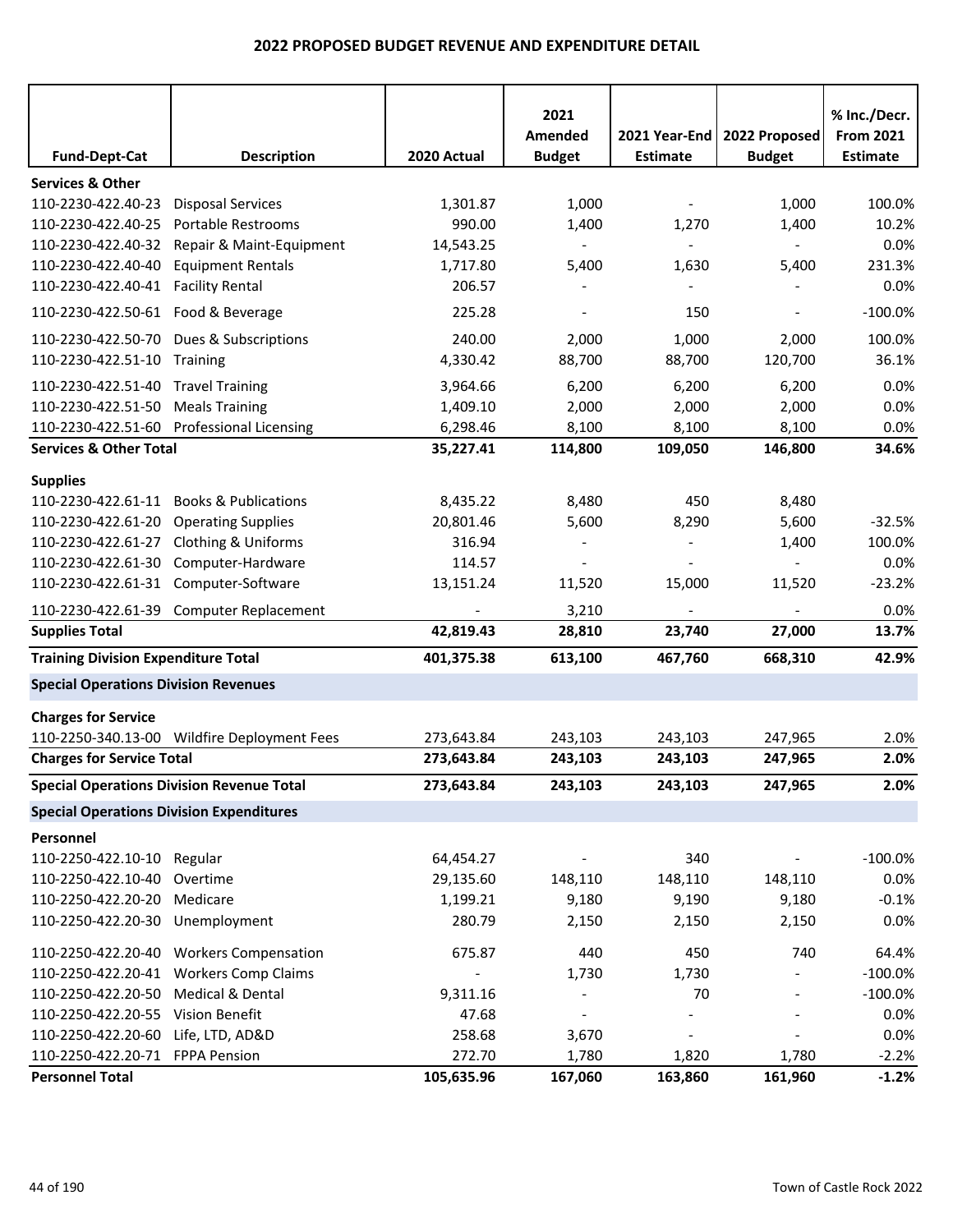# 2022 PROPOSED BUDGET REVENUE AND EXPENDITURE DETAIL

| Fund-Dept-Cat | Description | 2020 Actual | 2021 Amended Budget | 2021 Year-End Estimate | 2022 Proposed Budget | % Inc./Decr. From 2021 Estimate |
|---|---|---|---|---|---|---|
| **Services & Other** | | | | | | |
| 110-2230-422.40-23 | Disposal Services | 1,301.87 | 1,000 | - | 1,000 | 100.0% |
| 110-2230-422.40-25 | Portable Restrooms | 990.00 | 1,400 | 1,270 | 1,400 | 10.2% |
| 110-2230-422.40-32 | Repair & Maint-Equipment | 14,543.25 | - | - | - | 0.0% |
| 110-2230-422.40-40 | Equipment Rentals | 1,717.80 | 5,400 | 1,630 | 5,400 | 231.3% |
| 110-2230-422.40-41 | Facility Rental | 206.57 | - | - | - | 0.0% |
| 110-2230-422.50-61 | Food & Beverage | 225.28 | - | 150 | - | -100.0% |
| 110-2230-422.50-70 | Dues & Subscriptions | 240.00 | 2,000 | 1,000 | 2,000 | 100.0% |
| 110-2230-422.51-10 | Training | 4,330.42 | 88,700 | 88,700 | 120,700 | 36.1% |
| 110-2230-422.51-40 | Travel Training | 3,964.66 | 6,200 | 6,200 | 6,200 | 0.0% |
| 110-2230-422.51-50 | Meals Training | 1,409.10 | 2,000 | 2,000 | 2,000 | 0.0% |
| 110-2230-422.51-60 | Professional Licensing | 6,298.46 | 8,100 | 8,100 | 8,100 | 0.0% |
| **Services & Other Total** | | **35,227.41** | **114,800** | **109,050** | **146,800** | **34.6%** |
| **Supplies** | | | | | | |
| 110-2230-422.61-11 | Books & Publications | 8,435.22 | 8,480 | 450 | 8,480 | |
| 110-2230-422.61-20 | Operating Supplies | 20,801.46 | 5,600 | 8,290 | 5,600 | -32.5% |
| 110-2230-422.61-27 | Clothing & Uniforms | 316.94 | - | - | 1,400 | 100.0% |
| 110-2230-422.61-30 | Computer-Hardware | 114.57 | - | - | - | 0.0% |
| 110-2230-422.61-31 | Computer-Software | 13,151.24 | 11,520 | 15,000 | 11,520 | -23.2% |
| 110-2230-422.61-39 | Computer Replacement | - | 3,210 | - | - | 0.0% |
| **Supplies Total** | | **42,819.43** | **28,810** | **23,740** | **27,000** | **13.7%** |
| **Training Division Expenditure Total** | | **401,375.38** | **613,100** | **467,760** | **668,310** | **42.9%** |
| **Special Operations Division Revenues** | | | | | | |
| **Charges for Service** | | | | | | |
| 110-2250-340.13-00 | Wildfire Deployment Fees | 273,643.84 | 243,103 | 243,103 | 247,965 | 2.0% |
| **Charges for Service Total** | | **273,643.84** | **243,103** | **243,103** | **247,965** | **2.0%** |
| **Special Operations Division Revenue Total** | | **273,643.84** | **243,103** | **243,103** | **247,965** | **2.0%** |
| **Special Operations Division Expenditures** | | | | | | |
| **Personnel** | | | | | | |
| 110-2250-422.10-10 | Regular | 64,454.27 | - | 340 | - | -100.0% |
| 110-2250-422.10-40 | Overtime | 29,135.60 | 148,110 | 148,110 | 148,110 | 0.0% |
| 110-2250-422.20-20 | Medicare | 1,199.21 | 9,180 | 9,190 | 9,180 | -0.1% |
| 110-2250-422.20-30 | Unemployment | 280.79 | 2,150 | 2,150 | 2,150 | 0.0% |
| 110-2250-422.20-40 | Workers Compensation | 675.87 | 440 | 450 | 740 | 64.4% |
| 110-2250-422.20-41 | Workers Comp Claims | - | 1,730 | 1,730 | - | -100.0% |
| 110-2250-422.20-50 | Medical & Dental | 9,311.16 | - | 70 | - | -100.0% |
| 110-2250-422.20-55 | Vision Benefit | 47.68 | - | - | - | 0.0% |
| 110-2250-422.20-60 | Life, LTD, AD&D | 258.68 | 3,670 | - | - | 0.0% |
| 110-2250-422.20-71 | FPPA Pension | 272.70 | 1,780 | 1,820 | 1,780 | -2.2% |
| **Personnel Total** | | **105,635.96** | **167,060** | **163,860** | **161,960** | **-1.2%** |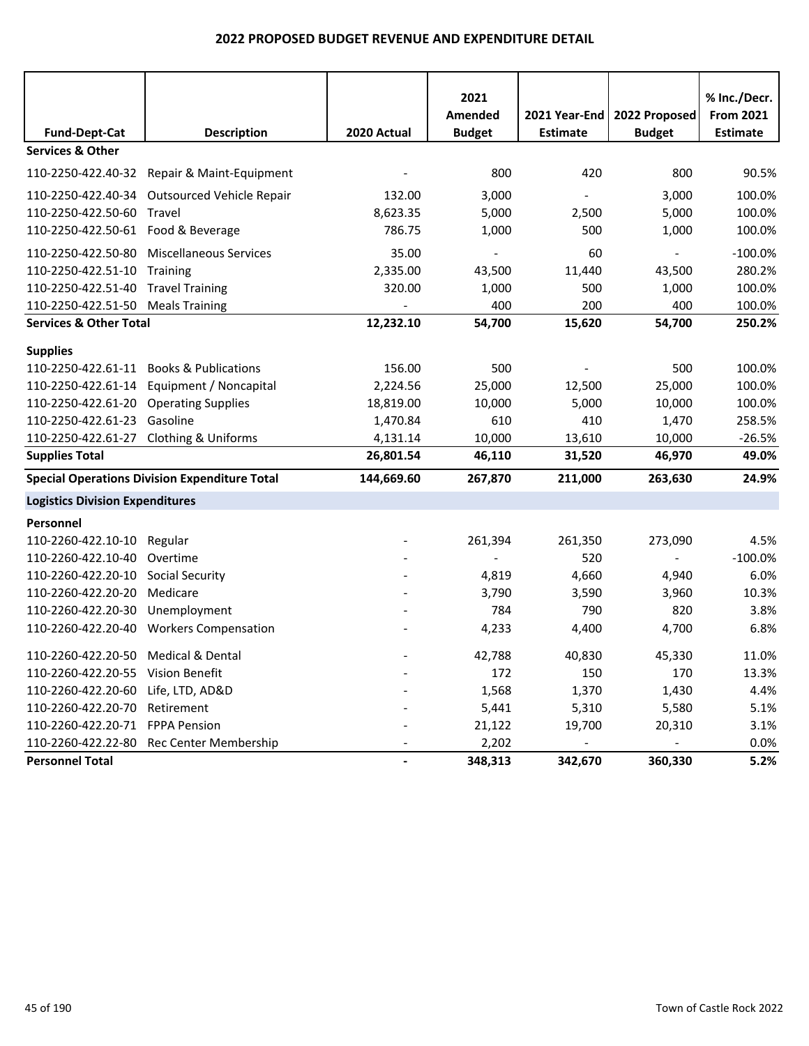## 2022 PROPOSED BUDGET REVENUE AND EXPENDITURE DETAIL

| Fund-Dept-Cat | Description | 2020 Actual | 2021 Amended Budget | 2021 Year-End Estimate | 2022 Proposed Budget | % Inc./Decr. From 2021 Estimate |
|---|---|---|---|---|---|---|
| **Services & Other** | | | | | | |
| 110-2250-422.40-32 | Repair & Maint-Equipment | - | 800 | 420 | 800 | 90.5% |
| 110-2250-422.40-34 | Outsourced Vehicle Repair | 132.00 | 3,000 | - | 3,000 | 100.0% |
| 110-2250-422.50-60 | Travel | 8,623.35 | 5,000 | 2,500 | 5,000 | 100.0% |
| 110-2250-422.50-61 | Food & Beverage | 786.75 | 1,000 | 500 | 1,000 | 100.0% |
| 110-2250-422.50-80 | Miscellaneous Services | 35.00 | - | 60 | - | -100.0% |
| 110-2250-422.51-10 | Training | 2,335.00 | 43,500 | 11,440 | 43,500 | 280.2% |
| 110-2250-422.51-40 | Travel Training | 320.00 | 1,000 | 500 | 1,000 | 100.0% |
| 110-2250-422.51-50 | Meals Training | - | 400 | 200 | 400 | 100.0% |
| **Services & Other Total** | | **12,232.10** | **54,700** | **15,620** | **54,700** | **250.2%** |
| **Supplies** | | | | | | |
| 110-2250-422.61-11 | Books & Publications | 156.00 | 500 | - | 500 | 100.0% |
| 110-2250-422.61-14 | Equipment / Noncapital | 2,224.56 | 25,000 | 12,500 | 25,000 | 100.0% |
| 110-2250-422.61-20 | Operating Supplies | 18,819.00 | 10,000 | 5,000 | 10,000 | 100.0% |
| 110-2250-422.61-23 | Gasoline | 1,470.84 | 610 | 410 | 1,470 | 258.5% |
| 110-2250-422.61-27 | Clothing & Uniforms | 4,131.14 | 10,000 | 13,610 | 10,000 | -26.5% |
| **Supplies Total** | | **26,801.54** | **46,110** | **31,520** | **46,970** | **49.0%** |
| **Special Operations Division Expenditure Total** | | **144,669.60** | **267,870** | **211,000** | **263,630** | **24.9%** |
| **Logistics Division Expenditures** | | | | | | |
| **Personnel** | | | | | | |
| 110-2260-422.10-10 | Regular | - | 261,394 | 261,350 | 273,090 | 4.5% |
| 110-2260-422.10-40 | Overtime | - | - | 520 | - | -100.0% |
| 110-2260-422.20-10 | Social Security | - | 4,819 | 4,660 | 4,940 | 6.0% |
| 110-2260-422.20-20 | Medicare | - | 3,790 | 3,590 | 3,960 | 10.3% |
| 110-2260-422.20-30 | Unemployment | - | 784 | 790 | 820 | 3.8% |
| 110-2260-422.20-40 | Workers Compensation | - | 4,233 | 4,400 | 4,700 | 6.8% |
| 110-2260-422.20-50 | Medical & Dental | - | 42,788 | 40,830 | 45,330 | 11.0% |
| 110-2260-422.20-55 | Vision Benefit | - | 172 | 150 | 170 | 13.3% |
| 110-2260-422.20-60 | Life, LTD, AD&D | - | 1,568 | 1,370 | 1,430 | 4.4% |
| 110-2260-422.20-70 | Retirement | - | 5,441 | 5,310 | 5,580 | 5.1% |
| 110-2260-422.20-71 | FPPA Pension | - | 21,122 | 19,700 | 20,310 | 3.1% |
| 110-2260-422.22-80 | Rec Center Membership | - | 2,202 | - | - | 0.0% |
| **Personnel Total** | | **-** | **348,313** | **342,670** | **360,330** | **5.2%** |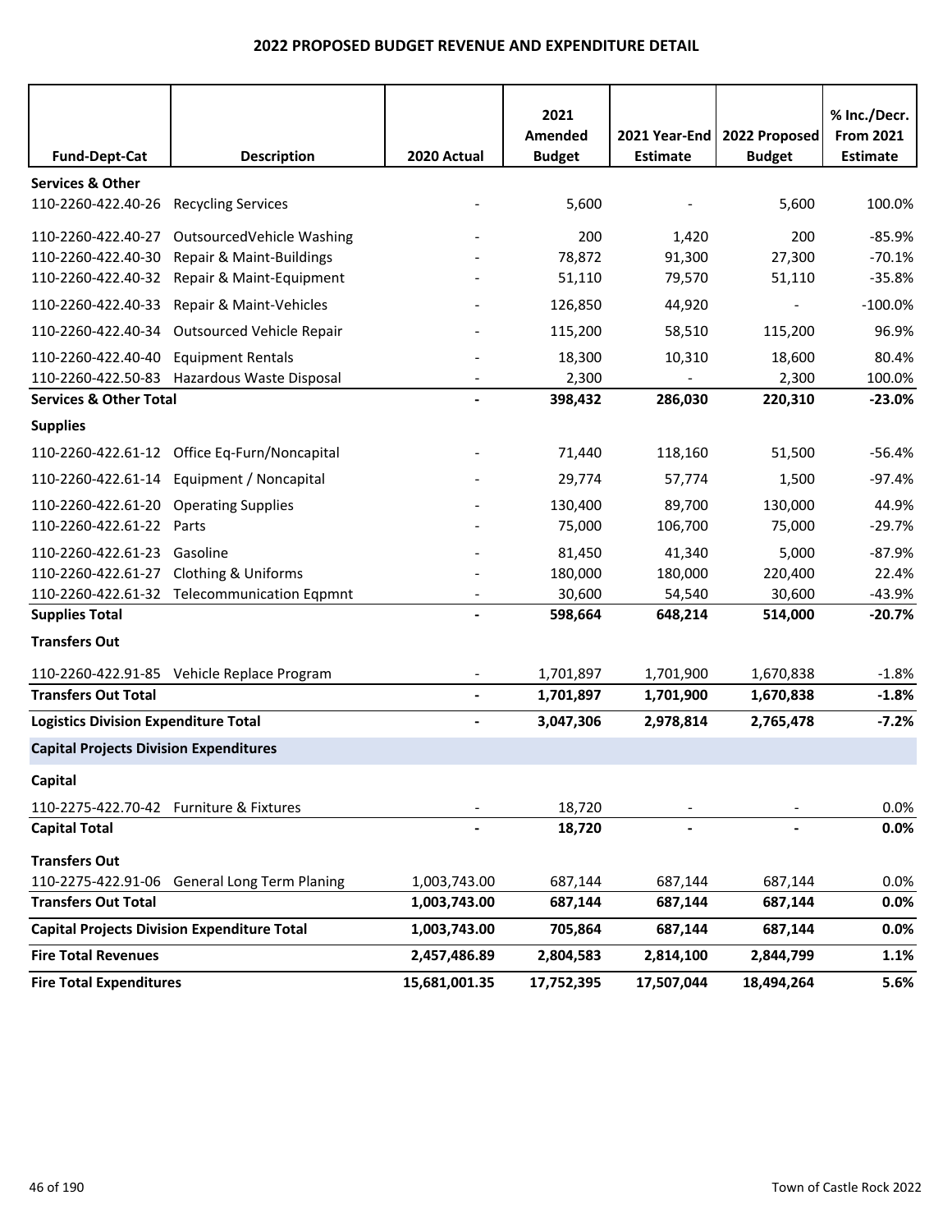# 2022 PROPOSED BUDGET REVENUE AND EXPENDITURE DETAIL

| Fund-Dept-Cat | Description | 2020 Actual | 2021 Amended Budget | 2021 Year-End Estimate | 2022 Proposed Budget | % Inc./Decr. From 2021 Estimate |
|---|---|---|---|---|---|---|
| **Services & Other** | | | | | | |
| 110-2260-422.40-26 | Recycling Services | - | 5,600 | - | 5,600 | 100.0% |
| 110-2260-422.40-27 | OutsourcedVehicle Washing | - | 200 | 1,420 | 200 | -85.9% |
| 110-2260-422.40-30 | Repair & Maint-Buildings | - | 78,872 | 91,300 | 27,300 | -70.1% |
| 110-2260-422.40-32 | Repair & Maint-Equipment | - | 51,110 | 79,570 | 51,110 | -35.8% |
| 110-2260-422.40-33 | Repair & Maint-Vehicles | - | 126,850 | 44,920 | - | -100.0% |
| 110-2260-422.40-34 | Outsourced Vehicle Repair | - | 115,200 | 58,510 | 115,200 | 96.9% |
| 110-2260-422.40-40 | Equipment Rentals | - | 18,300 | 10,310 | 18,600 | 80.4% |
| 110-2260-422.50-83 | Hazardous Waste Disposal | - | 2,300 | - | 2,300 | 100.0% |
| **Services & Other Total** | | **-** | **398,432** | **286,030** | **220,310** | **-23.0%** |
| **Supplies** | | | | | | |
| 110-2260-422.61-12 | Office Eq-Furn/Noncapital | - | 71,440 | 118,160 | 51,500 | -56.4% |
| 110-2260-422.61-14 | Equipment / Noncapital | - | 29,774 | 57,774 | 1,500 | -97.4% |
| 110-2260-422.61-20 | Operating Supplies | - | 130,400 | 89,700 | 130,000 | 44.9% |
| 110-2260-422.61-22 | Parts | - | 75,000 | 106,700 | 75,000 | -29.7% |
| 110-2260-422.61-23 | Gasoline | - | 81,450 | 41,340 | 5,000 | -87.9% |
| 110-2260-422.61-27 | Clothing & Uniforms | - | 180,000 | 180,000 | 220,400 | 22.4% |
| 110-2260-422.61-32 | Telecommunication Eqpmnt | - | 30,600 | 54,540 | 30,600 | -43.9% |
| **Supplies Total** | | **-** | **598,664** | **648,214** | **514,000** | **-20.7%** |
| **Transfers Out** | | | | | | |
| 110-2260-422.91-85 | Vehicle Replace Program | - | 1,701,897 | 1,701,900 | 1,670,838 | -1.8% |
| **Transfers Out Total** | | **-** | **1,701,897** | **1,701,900** | **1,670,838** | **-1.8%** |
| **Logistics Division Expenditure Total** | | **-** | **3,047,306** | **2,978,814** | **2,765,478** | **-7.2%** |
| **Capital Projects Division Expenditures** | | | | | | |
| **Capital** | | | | | | |
| 110-2275-422.70-42 | Furniture & Fixtures | - | 18,720 | - | - | 0.0% |
| **Capital Total** | | **-** | **18,720** | **-** | **-** | **0.0%** |
| **Transfers Out** | | | | | | |
| 110-2275-422.91-06 | General Long Term Planing | 1,003,743.00 | 687,144 | 687,144 | 687,144 | 0.0% |
| **Transfers Out Total** | | **1,003,743.00** | **687,144** | **687,144** | **687,144** | **0.0%** |
| **Capital Projects Division Expenditure Total** | | **1,003,743.00** | **705,864** | **687,144** | **687,144** | **0.0%** |
| **Fire Total Revenues** | | **2,457,486.89** | **2,804,583** | **2,814,100** | **2,844,799** | **1.1%** |
| **Fire Total Expenditures** | | **15,681,001.35** | **17,752,395** | **17,507,044** | **18,494,264** | **5.6%** |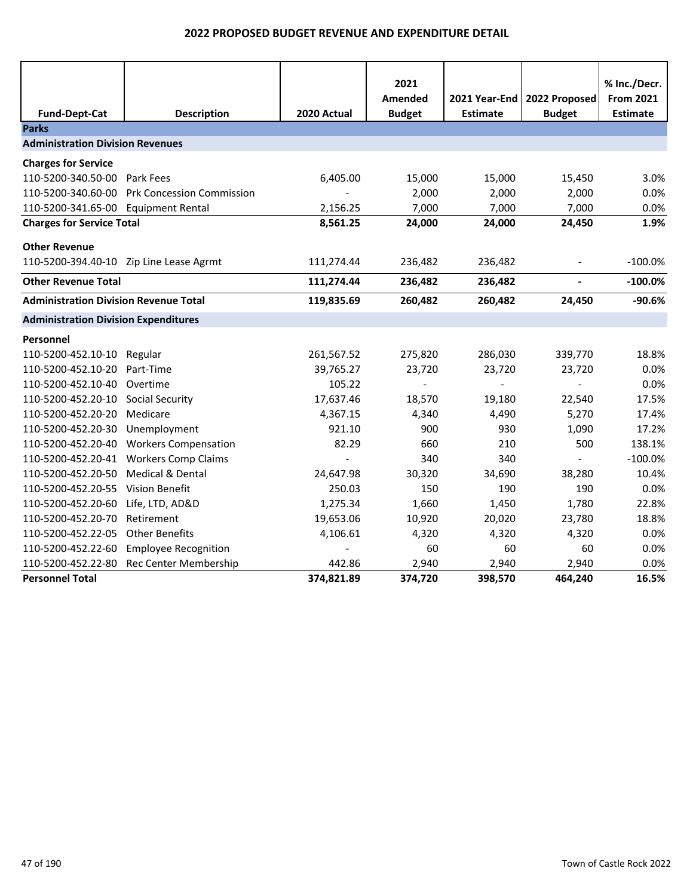# 2022 PROPOSED BUDGET REVENUE AND EXPENDITURE DETAIL

| Fund-Dept-Cat | Description | 2020 Actual | 2021 Amended Budget | 2021 Year-End Estimate | 2022 Proposed Budget | % Inc./Decr. From 2021 Estimate |
|---|---|---|---|---|---|---|
| **Parks** | | | | | | |
| **Administration Division Revenues** | | | | | | |
| **Charges for Service** | | | | | | |
| 110-5200-340.50-00 | Park Fees | 6,405.00 | 15,000 | 15,000 | 15,450 | 3.0% |
| 110-5200-340.60-00 | Prk Concession Commission | - | 2,000 | 2,000 | 2,000 | 0.0% |
| 110-5200-341.65-00 | Equipment Rental | 2,156.25 | 7,000 | 7,000 | 7,000 | 0.0% |
| **Charges for Service Total** | | **8,561.25** | **24,000** | **24,000** | **24,450** | **1.9%** |
| **Other Revenue** | | | | | | |
| 110-5200-394.40-10 | Zip Line Lease Agrmt | 111,274.44 | 236,482 | 236,482 | - | -100.0% |
| **Other Revenue Total** | | **111,274.44** | **236,482** | **236,482** | **-** | **-100.0%** |
| **Administration Division Revenue Total** | | **119,835.69** | **260,482** | **260,482** | **24,450** | **-90.6%** |
| **Administration Division Expenditures** | | | | | | |
| **Personnel** | | | | | | |
| 110-5200-452.10-10 | Regular | 261,567.52 | 275,820 | 286,030 | 339,770 | 18.8% |
| 110-5200-452.10-20 | Part-Time | 39,765.27 | 23,720 | 23,720 | 23,720 | 0.0% |
| 110-5200-452.10-40 | Overtime | 105.22 | - | - | - | 0.0% |
| 110-5200-452.20-10 | Social Security | 17,637.46 | 18,570 | 19,180 | 22,540 | 17.5% |
| 110-5200-452.20-20 | Medicare | 4,367.15 | 4,340 | 4,490 | 5,270 | 17.4% |
| 110-5200-452.20-30 | Unemployment | 921.10 | 900 | 930 | 1,090 | 17.2% |
| 110-5200-452.20-40 | Workers Compensation | 82.29 | 660 | 210 | 500 | 138.1% |
| 110-5200-452.20-41 | Workers Comp Claims | - | 340 | 340 | - | -100.0% |
| 110-5200-452.20-50 | Medical & Dental | 24,647.98 | 30,320 | 34,690 | 38,280 | 10.4% |
| 110-5200-452.20-55 | Vision Benefit | 250.03 | 150 | 190 | 190 | 0.0% |
| 110-5200-452.20-60 | Life, LTD, AD&D | 1,275.34 | 1,660 | 1,450 | 1,780 | 22.8% |
| 110-5200-452.20-70 | Retirement | 19,653.06 | 10,920 | 20,020 | 23,780 | 18.8% |
| 110-5200-452.22-05 | Other Benefits | 4,106.61 | 4,320 | 4,320 | 4,320 | 0.0% |
| 110-5200-452.22-60 | Employee Recognition | - | 60 | 60 | 60 | 0.0% |
| 110-5200-452.22-80 | Rec Center Membership | 442.86 | 2,940 | 2,940 | 2,940 | 0.0% |
| **Personnel Total** | | **374,821.89** | **374,720** | **398,570** | **464,240** | **16.5%** |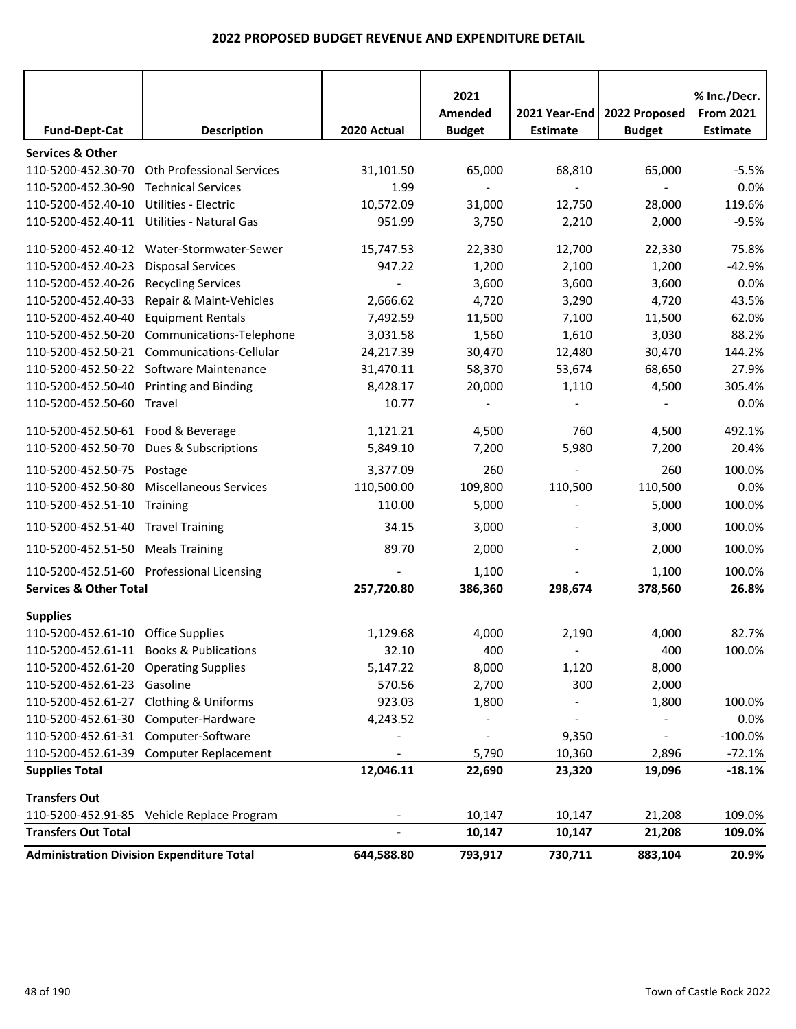## 2022 PROPOSED BUDGET REVENUE AND EXPENDITURE DETAIL

| Fund-Dept-Cat | Description | 2020 Actual | 2021 Amended Budget | 2021 Year-End Estimate | 2022 Proposed Budget | % Inc./Decr. From 2021 Estimate |
|---|---|---|---|---|---|---|
| **Services & Other** | | | | | | |
| 110-5200-452.30-70 | Oth Professional Services | 31,101.50 | 65,000 | 68,810 | 65,000 | -5.5% |
| 110-5200-452.30-90 | Technical Services | 1.99 | - | - | - | 0.0% |
| 110-5200-452.40-10 | Utilities - Electric | 10,572.09 | 31,000 | 12,750 | 28,000 | 119.6% |
| 110-5200-452.40-11 | Utilities - Natural Gas | 951.99 | 3,750 | 2,210 | 2,000 | -9.5% |
| 110-5200-452.40-12 | Water-Stormwater-Sewer | 15,747.53 | 22,330 | 12,700 | 22,330 | 75.8% |
| 110-5200-452.40-23 | Disposal Services | 947.22 | 1,200 | 2,100 | 1,200 | -42.9% |
| 110-5200-452.40-26 | Recycling Services | - | 3,600 | 3,600 | 3,600 | 0.0% |
| 110-5200-452.40-33 | Repair & Maint-Vehicles | 2,666.62 | 4,720 | 3,290 | 4,720 | 43.5% |
| 110-5200-452.40-40 | Equipment Rentals | 7,492.59 | 11,500 | 7,100 | 11,500 | 62.0% |
| 110-5200-452.50-20 | Communications-Telephone | 3,031.58 | 1,560 | 1,610 | 3,030 | 88.2% |
| 110-5200-452.50-21 | Communications-Cellular | 24,217.39 | 30,470 | 12,480 | 30,470 | 144.2% |
| 110-5200-452.50-22 | Software Maintenance | 31,470.11 | 58,370 | 53,674 | 68,650 | 27.9% |
| 110-5200-452.50-40 | Printing and Binding | 8,428.17 | 20,000 | 1,110 | 4,500 | 305.4% |
| 110-5200-452.50-60 | Travel | 10.77 | - | - | - | 0.0% |
| 110-5200-452.50-61 | Food & Beverage | 1,121.21 | 4,500 | 760 | 4,500 | 492.1% |
| 110-5200-452.50-70 | Dues & Subscriptions | 5,849.10 | 7,200 | 5,980 | 7,200 | 20.4% |
| 110-5200-452.50-75 | Postage | 3,377.09 | 260 | - | 260 | 100.0% |
| 110-5200-452.50-80 | Miscellaneous Services | 110,500.00 | 109,800 | 110,500 | 110,500 | 0.0% |
| 110-5200-452.51-10 | Training | 110.00 | 5,000 | - | 5,000 | 100.0% |
| 110-5200-452.51-40 | Travel Training | 34.15 | 3,000 | - | 3,000 | 100.0% |
| 110-5200-452.51-50 | Meals Training | 89.70 | 2,000 | - | 2,000 | 100.0% |
| 110-5200-452.51-60 | Professional Licensing | - | 1,100 | - | 1,100 | 100.0% |
| **Services & Other Total** | | **257,720.80** | **386,360** | **298,674** | **378,560** | **26.8%** |
| **Supplies** | | | | | | |
| 110-5200-452.61-10 | Office Supplies | 1,129.68 | 4,000 | 2,190 | 4,000 | 82.7% |
| 110-5200-452.61-11 | Books & Publications | 32.10 | 400 | - | 400 | 100.0% |
| 110-5200-452.61-20 | Operating Supplies | 5,147.22 | 8,000 | 1,120 | 8,000 | |
| 110-5200-452.61-23 | Gasoline | 570.56 | 2,700 | 300 | 2,000 | |
| 110-5200-452.61-27 | Clothing & Uniforms | 923.03 | 1,800 | - | 1,800 | 100.0% |
| 110-5200-452.61-30 | Computer-Hardware | 4,243.52 | - | - | - | 0.0% |
| 110-5200-452.61-31 | Computer-Software | - | - | 9,350 | - | -100.0% |
| 110-5200-452.61-39 | Computer Replacement | - | 5,790 | 10,360 | 2,896 | -72.1% |
| **Supplies Total** | | **12,046.11** | **22,690** | **23,320** | **19,096** | **-18.1%** |
| **Transfers Out** | | | | | | |
| 110-5200-452.91-85 | Vehicle Replace Program | - | 10,147 | 10,147 | 21,208 | 109.0% |
| **Transfers Out Total** | | **-** | **10,147** | **10,147** | **21,208** | **109.0%** |
| **Administration Division Expenditure Total** | | **644,588.80** | **793,917** | **730,711** | **883,104** | **20.9%** |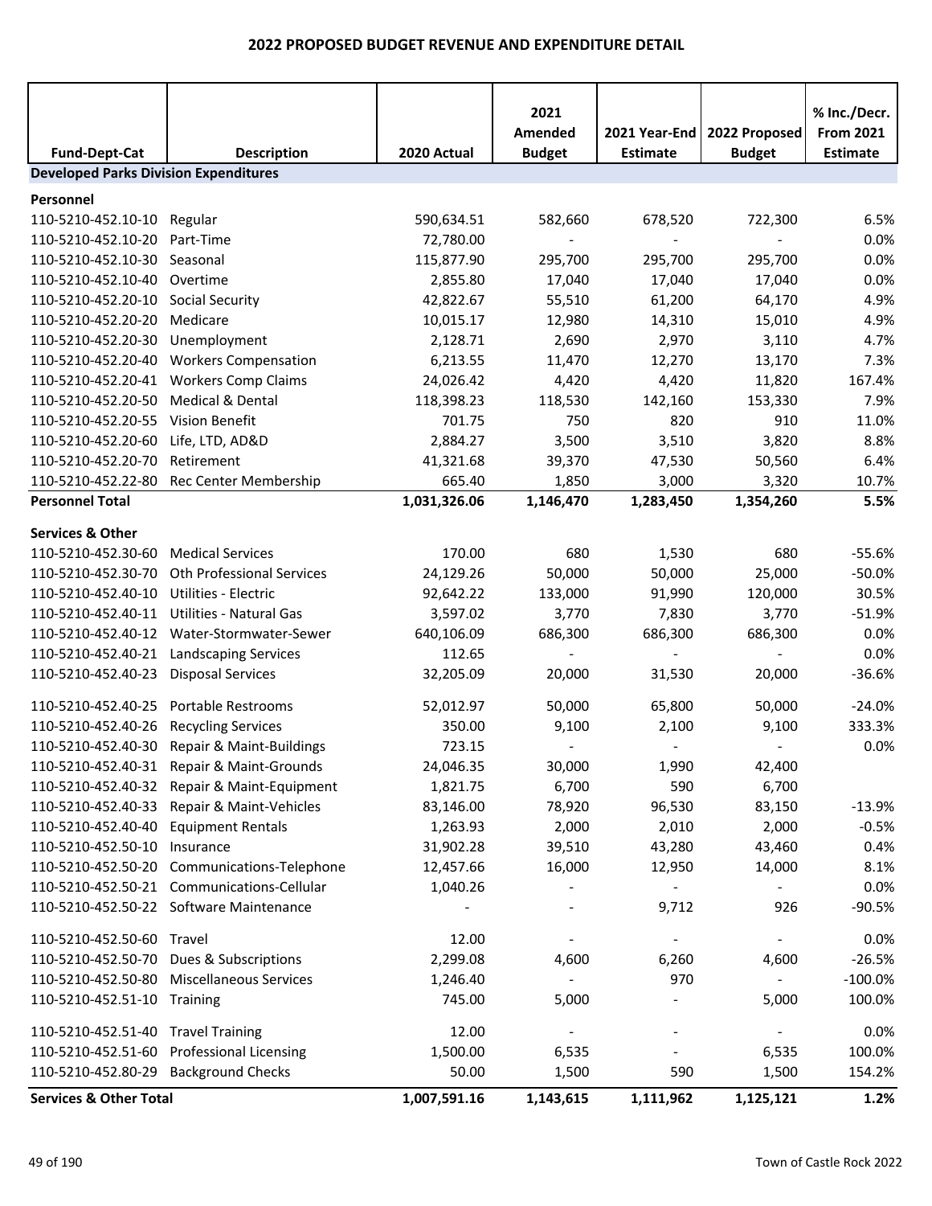# 2022 PROPOSED BUDGET REVENUE AND EXPENDITURE DETAIL

| Fund-Dept-Cat | Description | 2020 Actual | 2021 Amended Budget | 2021 Year-End Estimate | 2022 Proposed Budget | % Inc./Decr. From 2021 Estimate |
|---|---|---|---|---|---|---|
| **Developed Parks Division Expenditures** | | | | | | |
| **Personnel** | | | | | | |
| 110-5210-452.10-10 | Regular | 590,634.51 | 582,660 | 678,520 | 722,300 | 6.5% |
| 110-5210-452.10-20 | Part-Time | 72,780.00 | - | - | - | 0.0% |
| 110-5210-452.10-30 | Seasonal | 115,877.90 | 295,700 | 295,700 | 295,700 | 0.0% |
| 110-5210-452.10-40 | Overtime | 2,855.80 | 17,040 | 17,040 | 17,040 | 0.0% |
| 110-5210-452.20-10 | Social Security | 42,822.67 | 55,510 | 61,200 | 64,170 | 4.9% |
| 110-5210-452.20-20 | Medicare | 10,015.17 | 12,980 | 14,310 | 15,010 | 4.9% |
| 110-5210-452.20-30 | Unemployment | 2,128.71 | 2,690 | 2,970 | 3,110 | 4.7% |
| 110-5210-452.20-40 | Workers Compensation | 6,213.55 | 11,470 | 12,270 | 13,170 | 7.3% |
| 110-5210-452.20-41 | Workers Comp Claims | 24,026.42 | 4,420 | 4,420 | 11,820 | 167.4% |
| 110-5210-452.20-50 | Medical & Dental | 118,398.23 | 118,530 | 142,160 | 153,330 | 7.9% |
| 110-5210-452.20-55 | Vision Benefit | 701.75 | 750 | 820 | 910 | 11.0% |
| 110-5210-452.20-60 | Life, LTD, AD&D | 2,884.27 | 3,500 | 3,510 | 3,820 | 8.8% |
| 110-5210-452.20-70 | Retirement | 41,321.68 | 39,370 | 47,530 | 50,560 | 6.4% |
| 110-5210-452.22-80 | Rec Center Membership | 665.40 | 1,850 | 3,000 | 3,320 | 10.7% |
| **Personnel Total** | | **1,031,326.06** | **1,146,470** | **1,283,450** | **1,354,260** | **5.5%** |
| **Services & Other** | | | | | | |
| 110-5210-452.30-60 | Medical Services | 170.00 | 680 | 1,530 | 680 | -55.6% |
| 110-5210-452.30-70 | Oth Professional Services | 24,129.26 | 50,000 | 50,000 | 25,000 | -50.0% |
| 110-5210-452.40-10 | Utilities - Electric | 92,642.22 | 133,000 | 91,990 | 120,000 | 30.5% |
| 110-5210-452.40-11 | Utilities - Natural Gas | 3,597.02 | 3,770 | 7,830 | 3,770 | -51.9% |
| 110-5210-452.40-12 | Water-Stormwater-Sewer | 640,106.09 | 686,300 | 686,300 | 686,300 | 0.0% |
| 110-5210-452.40-21 | Landscaping Services | 112.65 | - | - | - | 0.0% |
| 110-5210-452.40-23 | Disposal Services | 32,205.09 | 20,000 | 31,530 | 20,000 | -36.6% |
| 110-5210-452.40-25 | Portable Restrooms | 52,012.97 | 50,000 | 65,800 | 50,000 | -24.0% |
| 110-5210-452.40-26 | Recycling Services | 350.00 | 9,100 | 2,100 | 9,100 | 333.3% |
| 110-5210-452.40-30 | Repair & Maint-Buildings | 723.15 | - | - | - | 0.0% |
| 110-5210-452.40-31 | Repair & Maint-Grounds | 24,046.35 | 30,000 | 1,990 | 42,400 | |
| 110-5210-452.40-32 | Repair & Maint-Equipment | 1,821.75 | 6,700 | 590 | 6,700 | |
| 110-5210-452.40-33 | Repair & Maint-Vehicles | 83,146.00 | 78,920 | 96,530 | 83,150 | -13.9% |
| 110-5210-452.40-40 | Equipment Rentals | 1,263.93 | 2,000 | 2,010 | 2,000 | -0.5% |
| 110-5210-452.50-10 | Insurance | 31,902.28 | 39,510 | 43,280 | 43,460 | 0.4% |
| 110-5210-452.50-20 | Communications-Telephone | 12,457.66 | 16,000 | 12,950 | 14,000 | 8.1% |
| 110-5210-452.50-21 | Communications-Cellular | 1,040.26 | - | - | - | 0.0% |
| 110-5210-452.50-22 | Software Maintenance | - | - | 9,712 | 926 | -90.5% |
| 110-5210-452.50-60 | Travel | 12.00 | - | - | - | 0.0% |
| 110-5210-452.50-70 | Dues & Subscriptions | 2,299.08 | 4,600 | 6,260 | 4,600 | -26.5% |
| 110-5210-452.50-80 | Miscellaneous Services | 1,246.40 | - | 970 | - | -100.0% |
| 110-5210-452.51-10 | Training | 745.00 | 5,000 | - | 5,000 | 100.0% |
| 110-5210-452.51-40 | Travel Training | 12.00 | - | - | - | 0.0% |
| 110-5210-452.51-60 | Professional Licensing | 1,500.00 | 6,535 | - | 6,535 | 100.0% |
| 110-5210-452.80-29 | Background Checks | 50.00 | 1,500 | 590 | 1,500 | 154.2% |
| **Services & Other Total** | | **1,007,591.16** | **1,143,615** | **1,111,962** | **1,125,121** | **1.2%** |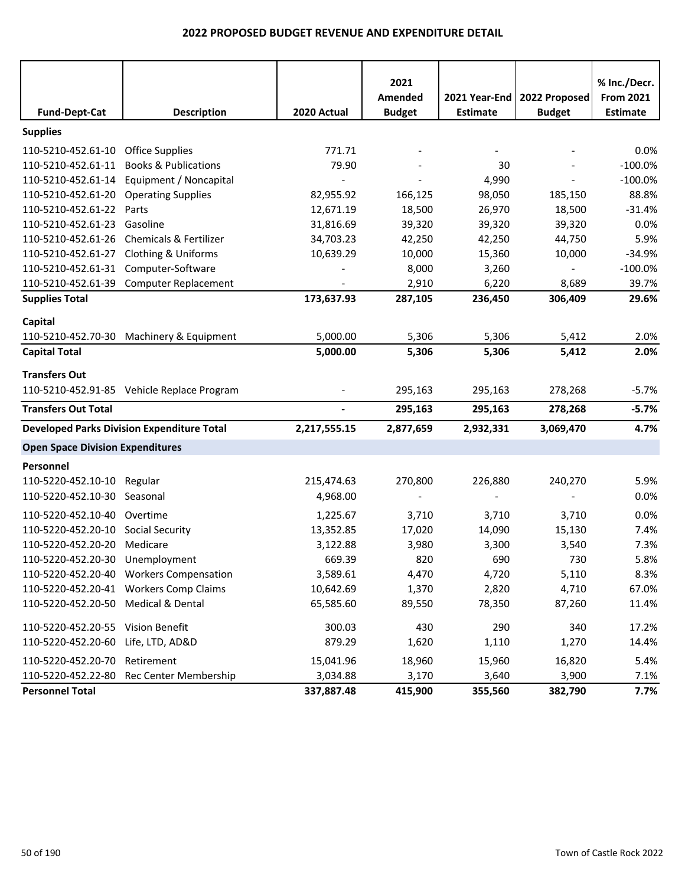# 2022 PROPOSED BUDGET REVENUE AND EXPENDITURE DETAIL

| Fund-Dept-Cat | Description | 2020 Actual | 2021 Amended Budget | 2021 Year-End Estimate | 2022 Proposed Budget | % Inc./Decr. From 2021 Estimate |
|---|---|---|---|---|---|---|
| **Supplies** | | | | | | |
| 110-5210-452.61-10 | Office Supplies | 771.71 | - | - | - | 0.0% |
| 110-5210-452.61-11 | Books & Publications | 79.90 | - | 30 | - | -100.0% |
| 110-5210-452.61-14 | Equipment / Noncapital | - | - | 4,990 | - | -100.0% |
| 110-5210-452.61-20 | Operating Supplies | 82,955.92 | 166,125 | 98,050 | 185,150 | 88.8% |
| 110-5210-452.61-22 | Parts | 12,671.19 | 18,500 | 26,970 | 18,500 | -31.4% |
| 110-5210-452.61-23 | Gasoline | 31,816.69 | 39,320 | 39,320 | 39,320 | 0.0% |
| 110-5210-452.61-26 | Chemicals & Fertilizer | 34,703.23 | 42,250 | 42,250 | 44,750 | 5.9% |
| 110-5210-452.61-27 | Clothing & Uniforms | 10,639.29 | 10,000 | 15,360 | 10,000 | -34.9% |
| 110-5210-452.61-31 | Computer-Software | - | 8,000 | 3,260 | - | -100.0% |
| 110-5210-452.61-39 | Computer Replacement | - | 2,910 | 6,220 | 8,689 | 39.7% |
| **Supplies Total** | | **173,637.93** | **287,105** | **236,450** | **306,409** | **29.6%** |
| **Capital** | | | | | | |
| 110-5210-452.70-30 | Machinery & Equipment | 5,000.00 | 5,306 | 5,306 | 5,412 | 2.0% |
| **Capital Total** | | **5,000.00** | **5,306** | **5,306** | **5,412** | **2.0%** |
| **Transfers Out** | | | | | | |
| 110-5210-452.91-85 | Vehicle Replace Program | - | 295,163 | 295,163 | 278,268 | -5.7% |
| **Transfers Out Total** | | **-** | **295,163** | **295,163** | **278,268** | **-5.7%** |
| **Developed Parks Division Expenditure Total** | | **2,217,555.15** | **2,877,659** | **2,932,331** | **3,069,470** | **4.7%** |
| **Open Space Division Expenditures** | | | | | | |
| **Personnel** | | | | | | |
| 110-5220-452.10-10 | Regular | 215,474.63 | 270,800 | 226,880 | 240,270 | 5.9% |
| 110-5220-452.10-30 | Seasonal | 4,968.00 | - | - | - | 0.0% |
| 110-5220-452.10-40 | Overtime | 1,225.67 | 3,710 | 3,710 | 3,710 | 0.0% |
| 110-5220-452.20-10 | Social Security | 13,352.85 | 17,020 | 14,090 | 15,130 | 7.4% |
| 110-5220-452.20-20 | Medicare | 3,122.88 | 3,980 | 3,300 | 3,540 | 7.3% |
| 110-5220-452.20-30 | Unemployment | 669.39 | 820 | 690 | 730 | 5.8% |
| 110-5220-452.20-40 | Workers Compensation | 3,589.61 | 4,470 | 4,720 | 5,110 | 8.3% |
| 110-5220-452.20-41 | Workers Comp Claims | 10,642.69 | 1,370 | 2,820 | 4,710 | 67.0% |
| 110-5220-452.20-50 | Medical & Dental | 65,585.60 | 89,550 | 78,350 | 87,260 | 11.4% |
| 110-5220-452.20-55 | Vision Benefit | 300.03 | 430 | 290 | 340 | 17.2% |
| 110-5220-452.20-60 | Life, LTD, AD&D | 879.29 | 1,620 | 1,110 | 1,270 | 14.4% |
| 110-5220-452.20-70 | Retirement | 15,041.96 | 18,960 | 15,960 | 16,820 | 5.4% |
| 110-5220-452.22-80 | Rec Center Membership | 3,034.88 | 3,170 | 3,640 | 3,900 | 7.1% |
| **Personnel Total** | | **337,887.48** | **415,900** | **355,560** | **382,790** | **7.7%** |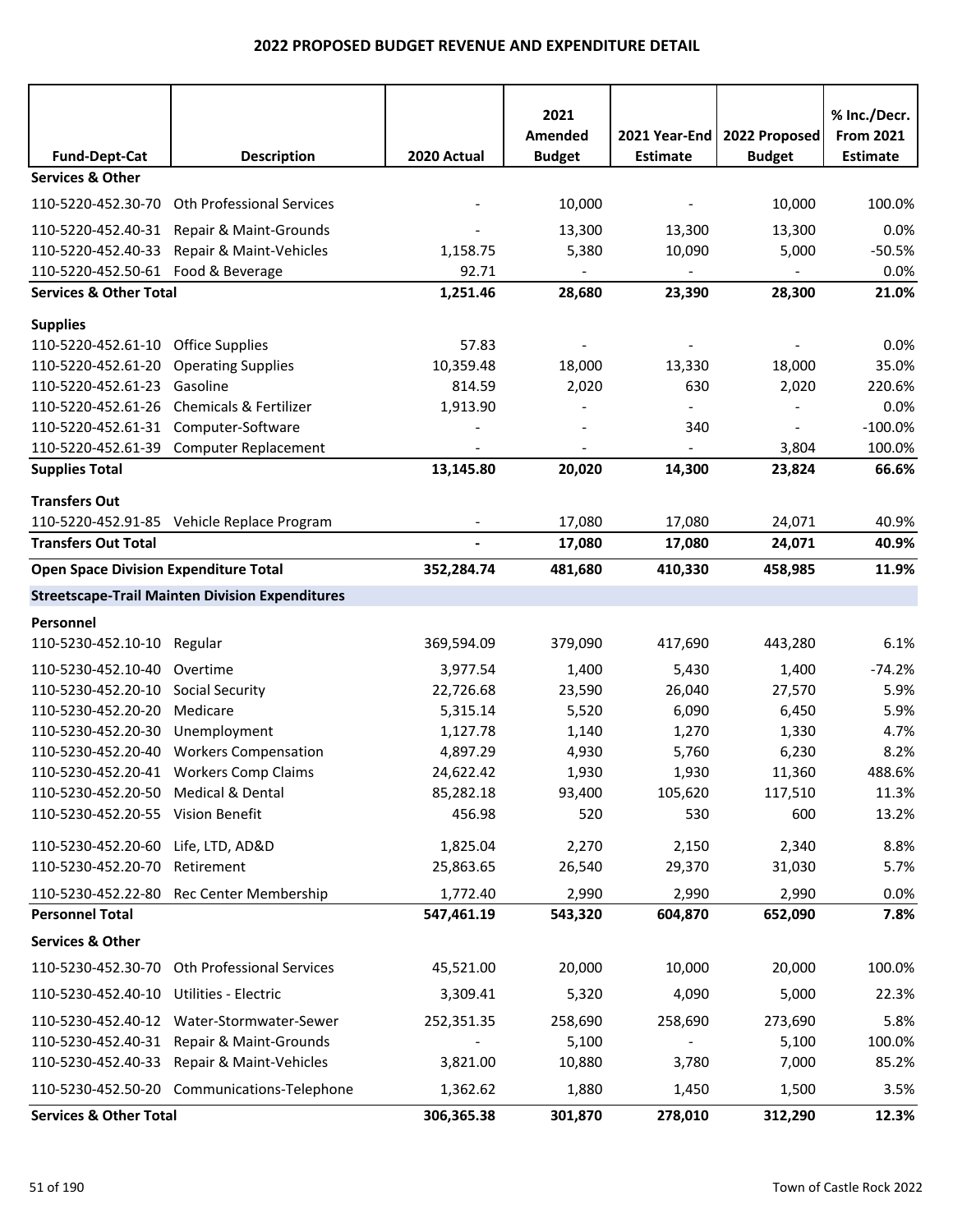# 2022 PROPOSED BUDGET REVENUE AND EXPENDITURE DETAIL

| Fund-Dept-Cat | Description | 2020 Actual | 2021 Amended Budget | 2021 Year-End Estimate | 2022 Proposed Budget | % Inc./Decr. From 2021 Estimate |
|---|---|---|---|---|---|---|
| **Services & Other** | | | | | | |
| 110-5220-452.30-70 | Oth Professional Services | - | 10,000 | - | 10,000 | 100.0% |
| 110-5220-452.40-31 | Repair & Maint-Grounds | - | 13,300 | 13,300 | 13,300 | 0.0% |
| 110-5220-452.40-33 | Repair & Maint-Vehicles | 1,158.75 | 5,380 | 10,090 | 5,000 | -50.5% |
| 110-5220-452.50-61 | Food & Beverage | 92.71 | - | - | - | 0.0% |
| **Services & Other Total** | | **1,251.46** | **28,680** | **23,390** | **28,300** | **21.0%** |
| **Supplies** | | | | | | |
| 110-5220-452.61-10 | Office Supplies | 57.83 | - | - | - | 0.0% |
| 110-5220-452.61-20 | Operating Supplies | 10,359.48 | 18,000 | 13,330 | 18,000 | 35.0% |
| 110-5220-452.61-23 | Gasoline | 814.59 | 2,020 | 630 | 2,020 | 220.6% |
| 110-5220-452.61-26 | Chemicals & Fertilizer | 1,913.90 | - | - | - | 0.0% |
| 110-5220-452.61-31 | Computer-Software | - | - | 340 | - | -100.0% |
| 110-5220-452.61-39 | Computer Replacement | - | - | - | 3,804 | 100.0% |
| **Supplies Total** | | **13,145.80** | **20,020** | **14,300** | **23,824** | **66.6%** |
| **Transfers Out** | | | | | | |
| 110-5220-452.91-85 | Vehicle Replace Program | - | 17,080 | 17,080 | 24,071 | 40.9% |
| **Transfers Out Total** | | **-** | **17,080** | **17,080** | **24,071** | **40.9%** |
| **Open Space Division Expenditure Total** | | **352,284.74** | **481,680** | **410,330** | **458,985** | **11.9%** |
| **Streetscape-Trail Mainten Division Expenditures** | | | | | | |
| **Personnel** | | | | | | |
| 110-5230-452.10-10 | Regular | 369,594.09 | 379,090 | 417,690 | 443,280 | 6.1% |
| 110-5230-452.10-40 | Overtime | 3,977.54 | 1,400 | 5,430 | 1,400 | -74.2% |
| 110-5230-452.20-10 | Social Security | 22,726.68 | 23,590 | 26,040 | 27,570 | 5.9% |
| 110-5230-452.20-20 | Medicare | 5,315.14 | 5,520 | 6,090 | 6,450 | 5.9% |
| 110-5230-452.20-30 | Unemployment | 1,127.78 | 1,140 | 1,270 | 1,330 | 4.7% |
| 110-5230-452.20-40 | Workers Compensation | 4,897.29 | 4,930 | 5,760 | 6,230 | 8.2% |
| 110-5230-452.20-41 | Workers Comp Claims | 24,622.42 | 1,930 | 1,930 | 11,360 | 488.6% |
| 110-5230-452.20-50 | Medical & Dental | 85,282.18 | 93,400 | 105,620 | 117,510 | 11.3% |
| 110-5230-452.20-55 | Vision Benefit | 456.98 | 520 | 530 | 600 | 13.2% |
| 110-5230-452.20-60 | Life, LTD, AD&D | 1,825.04 | 2,270 | 2,150 | 2,340 | 8.8% |
| 110-5230-452.20-70 | Retirement | 25,863.65 | 26,540 | 29,370 | 31,030 | 5.7% |
| 110-5230-452.22-80 | Rec Center Membership | 1,772.40 | 2,990 | 2,990 | 2,990 | 0.0% |
| **Personnel Total** | | **547,461.19** | **543,320** | **604,870** | **652,090** | **7.8%** |
| **Services & Other** | | | | | | |
| 110-5230-452.30-70 | Oth Professional Services | 45,521.00 | 20,000 | 10,000 | 20,000 | 100.0% |
| 110-5230-452.40-10 | Utilities - Electric | 3,309.41 | 5,320 | 4,090 | 5,000 | 22.3% |
| 110-5230-452.40-12 | Water-Stormwater-Sewer | 252,351.35 | 258,690 | 258,690 | 273,690 | 5.8% |
| 110-5230-452.40-31 | Repair & Maint-Grounds | - | 5,100 | - | 5,100 | 100.0% |
| 110-5230-452.40-33 | Repair & Maint-Vehicles | 3,821.00 | 10,880 | 3,780 | 7,000 | 85.2% |
| 110-5230-452.50-20 | Communications-Telephone | 1,362.62 | 1,880 | 1,450 | 1,500 | 3.5% |
| **Services & Other Total** | | **306,365.38** | **301,870** | **278,010** | **312,290** | **12.3%** |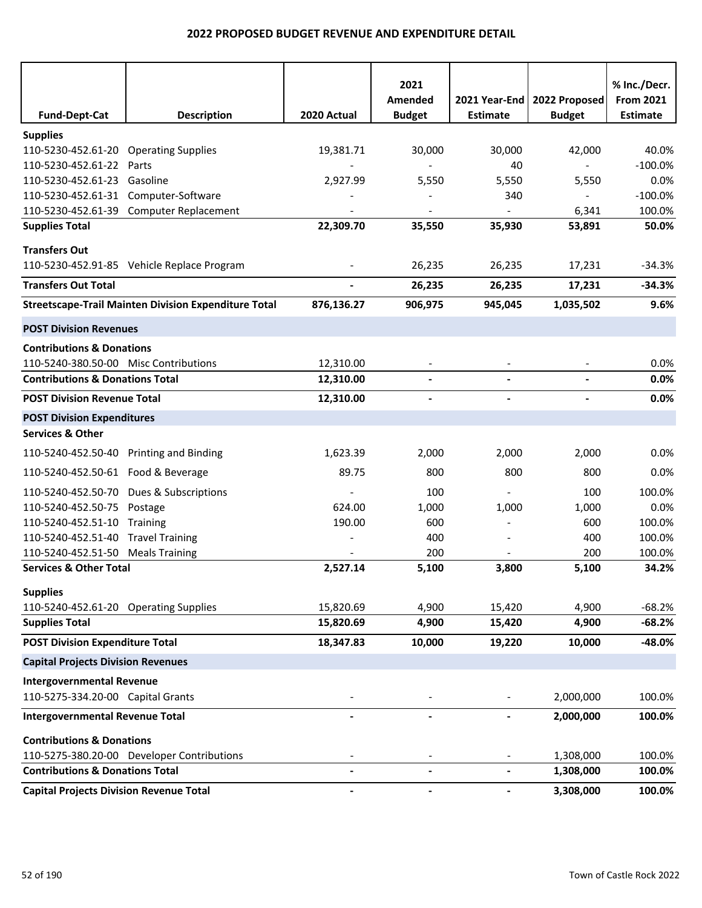## 2022 PROPOSED BUDGET REVENUE AND EXPENDITURE DETAIL

| Fund-Dept-Cat | Description | 2020 Actual | 2021 Amended Budget | 2021 Year-End Estimate | 2022 Proposed Budget | % Inc./Decr. From 2021 Estimate |
|---|---|---|---|---|---|---|
| **Supplies** | | | | | | |
| 110-5230-452.61-20 | Operating Supplies | 19,381.71 | 30,000 | 30,000 | 42,000 | 40.0% |
| 110-5230-452.61-22 | Parts | - | - | 40 | - | -100.0% |
| 110-5230-452.61-23 | Gasoline | 2,927.99 | 5,550 | 5,550 | 5,550 | 0.0% |
| 110-5230-452.61-31 | Computer-Software | - | - | 340 | - | -100.0% |
| 110-5230-452.61-39 | Computer Replacement | - | - | - | 6,341 | 100.0% |
| **Supplies Total** | | **22,309.70** | **35,550** | **35,930** | **53,891** | **50.0%** |
| **Transfers Out** | | | | | | |
| 110-5230-452.91-85 | Vehicle Replace Program | - | 26,235 | 26,235 | 17,231 | -34.3% |
| **Transfers Out Total** | | **-** | **26,235** | **26,235** | **17,231** | **-34.3%** |
| **Streetscape-Trail Mainten Division Expenditure Total** | | **876,136.27** | **906,975** | **945,045** | **1,035,502** | **9.6%** |
| **POST Division Revenues** | | | | | | |
| **Contributions & Donations** | | | | | | |
| 110-5240-380.50-00 | Misc Contributions | 12,310.00 | - | - | - | 0.0% |
| **Contributions & Donations Total** | | **12,310.00** | **-** | **-** | **-** | **0.0%** |
| **POST Division Revenue Total** | | **12,310.00** | **-** | **-** | **-** | **0.0%** |
| **POST Division Expenditures** | | | | | | |
| **Services & Other** | | | | | | |
| 110-5240-452.50-40 | Printing and Binding | 1,623.39 | 2,000 | 2,000 | 2,000 | 0.0% |
| 110-5240-452.50-61 | Food & Beverage | 89.75 | 800 | 800 | 800 | 0.0% |
| 110-5240-452.50-70 | Dues & Subscriptions | - | 100 | - | 100 | 100.0% |
| 110-5240-452.50-75 | Postage | 624.00 | 1,000 | 1,000 | 1,000 | 0.0% |
| 110-5240-452.51-10 | Training | 190.00 | 600 | - | 600 | 100.0% |
| 110-5240-452.51-40 | Travel Training | - | 400 | - | 400 | 100.0% |
| 110-5240-452.51-50 | Meals Training | - | 200 | - | 200 | 100.0% |
| **Services & Other Total** | | **2,527.14** | **5,100** | **3,800** | **5,100** | **34.2%** |
| **Supplies** | | | | | | |
| 110-5240-452.61-20 | Operating Supplies | 15,820.69 | 4,900 | 15,420 | 4,900 | -68.2% |
| **Supplies Total** | | **15,820.69** | **4,900** | **15,420** | **4,900** | **-68.2%** |
| **POST Division Expenditure Total** | | **18,347.83** | **10,000** | **19,220** | **10,000** | **-48.0%** |
| **Capital Projects Division Revenues** | | | | | | |
| **Intergovernmental Revenue** | | | | | | |
| 110-5275-334.20-00 | Capital Grants | - | - | - | 2,000,000 | 100.0% |
| **Intergovernmental Revenue Total** | | **-** | **-** | **-** | **2,000,000** | **100.0%** |
| **Contributions & Donations** | | | | | | |
| 110-5275-380.20-00 | Developer Contributions | - | - | - | 1,308,000 | 100.0% |
| **Contributions & Donations Total** | | **-** | **-** | **-** | **1,308,000** | **100.0%** |
| **Capital Projects Division Revenue Total** | | **-** | **-** | **-** | **3,308,000** | **100.0%** |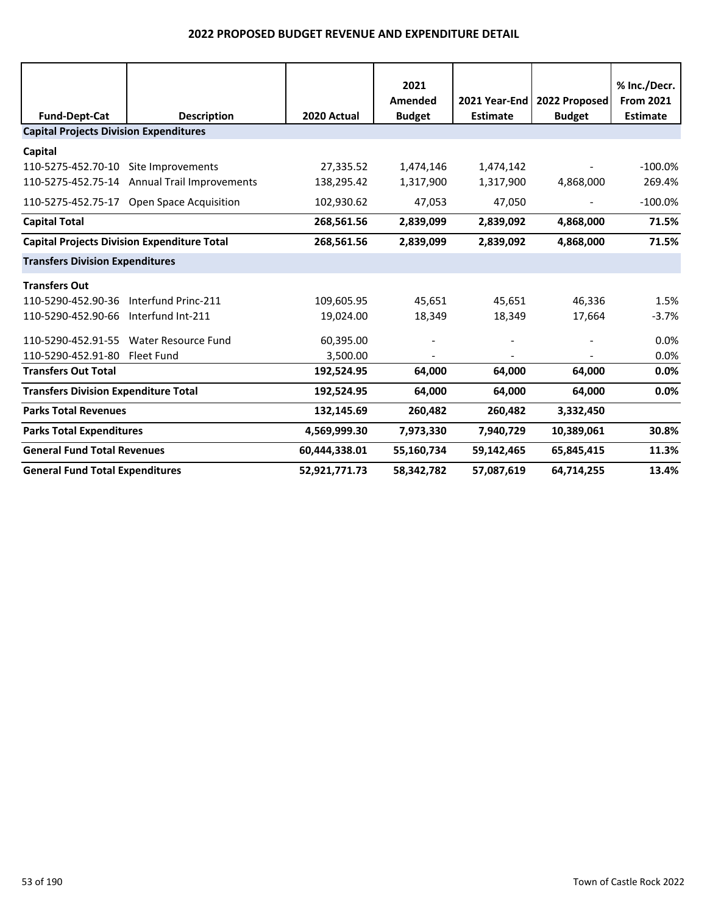# 2022 PROPOSED BUDGET REVENUE AND EXPENDITURE DETAIL

| Fund-Dept-Cat | Description | 2020 Actual | 2021 Amended Budget | 2021 Year-End Estimate | 2022 Proposed Budget | % Inc./Decr. From 2021 Estimate |
|---|---|---|---|---|---|---|
| **Capital Projects Division Expenditures** | | | | | | |
| **Capital** | | | | | | |
| 110-5275-452.70-10 | Site Improvements | 27,335.52 | 1,474,146 | 1,474,142 | - | -100.0% |
| 110-5275-452.75-14 | Annual Trail Improvements | 138,295.42 | 1,317,900 | 1,317,900 | 4,868,000 | 269.4% |
| 110-5275-452.75-17 | Open Space Acquisition | 102,930.62 | 47,053 | 47,050 | - | -100.0% |
| **Capital Total** | | **268,561.56** | **2,839,099** | **2,839,092** | **4,868,000** | **71.5%** |
| **Capital Projects Division Expenditure Total** | | **268,561.56** | **2,839,099** | **2,839,092** | **4,868,000** | **71.5%** |
| **Transfers Division Expenditures** | | | | | | |
| **Transfers Out** | | | | | | |
| 110-5290-452.90-36 | Interfund Princ-211 | 109,605.95 | 45,651 | 45,651 | 46,336 | 1.5% |
| 110-5290-452.90-66 | Interfund Int-211 | 19,024.00 | 18,349 | 18,349 | 17,664 | -3.7% |
| 110-5290-452.91-55 | Water Resource Fund | 60,395.00 | - | - | - | 0.0% |
| 110-5290-452.91-80 | Fleet Fund | 3,500.00 | - | - | - | 0.0% |
| **Transfers Out Total** | | **192,524.95** | **64,000** | **64,000** | **64,000** | **0.0%** |
| **Transfers Division Expenditure Total** | | **192,524.95** | **64,000** | **64,000** | **64,000** | **0.0%** |
| **Parks Total Revenues** | | **132,145.69** | **260,482** | **260,482** | **3,332,450** | |
| **Parks Total Expenditures** | | **4,569,999.30** | **7,973,330** | **7,940,729** | **10,389,061** | **30.8%** |
| **General Fund Total Revenues** | | **60,444,338.01** | **55,160,734** | **59,142,465** | **65,845,415** | **11.3%** |
| **General Fund Total Expenditures** | | **52,921,771.73** | **58,342,782** | **57,087,619** | **64,714,255** | **13.4%** |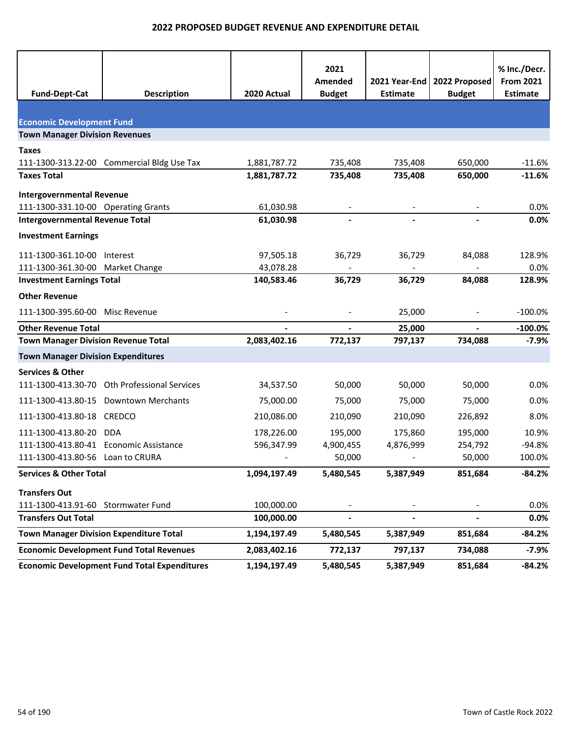# 2022 PROPOSED BUDGET REVENUE AND EXPENDITURE DETAIL

| Fund-Dept-Cat | Description | 2020 Actual | 2021 Amended Budget | 2021 Year-End Estimate | 2022 Proposed Budget | % Inc./Decr. From 2021 Estimate |
|---|---|---|---|---|---|---|
| **Economic Development Fund** | | | | | | |
| **Town Manager Division Revenues** | | | | | | |
| **Taxes** | | | | | | |
| 111-1300-313.22-00 | Commercial Bldg Use Tax | 1,881,787.72 | 735,408 | 735,408 | 650,000 | -11.6% |
| **Taxes Total** | | **1,881,787.72** | **735,408** | **735,408** | **650,000** | **-11.6%** |
| **Intergovernmental Revenue** | | | | | | |
| 111-1300-331.10-00 | Operating Grants | 61,030.98 | - | - | - | 0.0% |
| **Intergovernmental Revenue Total** | | **61,030.98** | **-** | **-** | **-** | **0.0%** |
| **Investment Earnings** | | | | | | |
| 111-1300-361.10-00 | Interest | 97,505.18 | 36,729 | 36,729 | 84,088 | 128.9% |
| 111-1300-361.30-00 | Market Change | 43,078.28 | - | - | - | 0.0% |
| **Investment Earnings Total** | | **140,583.46** | **36,729** | **36,729** | **84,088** | **128.9%** |
| **Other Revenue** | | | | | | |
| 111-1300-395.60-00 | Misc Revenue | - | - | 25,000 | - | -100.0% |
| **Other Revenue Total** | | **-** | **-** | **25,000** | **-** | **-100.0%** |
| **Town Manager Division Revenue Total** | | **2,083,402.16** | **772,137** | **797,137** | **734,088** | **-7.9%** |
| **Town Manager Division Expenditures** | | | | | | |
| **Services & Other** | | | | | | |
| 111-1300-413.30-70 | Oth Professional Services | 34,537.50 | 50,000 | 50,000 | 50,000 | 0.0% |
| 111-1300-413.80-15 | Downtown Merchants | 75,000.00 | 75,000 | 75,000 | 75,000 | 0.0% |
| 111-1300-413.80-18 | CREDCO | 210,086.00 | 210,090 | 210,090 | 226,892 | 8.0% |
| 111-1300-413.80-20 | DDA | 178,226.00 | 195,000 | 175,860 | 195,000 | 10.9% |
| 111-1300-413.80-41 | Economic Assistance | 596,347.99 | 4,900,455 | 4,876,999 | 254,792 | -94.8% |
| 111-1300-413.80-56 | Loan to CRURA | - | 50,000 | - | 50,000 | 100.0% |
| **Services & Other Total** | | **1,094,197.49** | **5,480,545** | **5,387,949** | **851,684** | **-84.2%** |
| **Transfers Out** | | | | | | |
| 111-1300-413.91-60 | Stormwater Fund | 100,000.00 | - | - | - | 0.0% |
| **Transfers Out Total** | | **100,000.00** | **-** | **-** | **-** | **0.0%** |
| **Town Manager Division Expenditure Total** | | **1,194,197.49** | **5,480,545** | **5,387,949** | **851,684** | **-84.2%** |
| **Economic Development Fund Total Revenues** | | **2,083,402.16** | **772,137** | **797,137** | **734,088** | **-7.9%** |
| **Economic Development Fund Total Expenditures** | | **1,194,197.49** | **5,480,545** | **5,387,949** | **851,684** | **-84.2%** |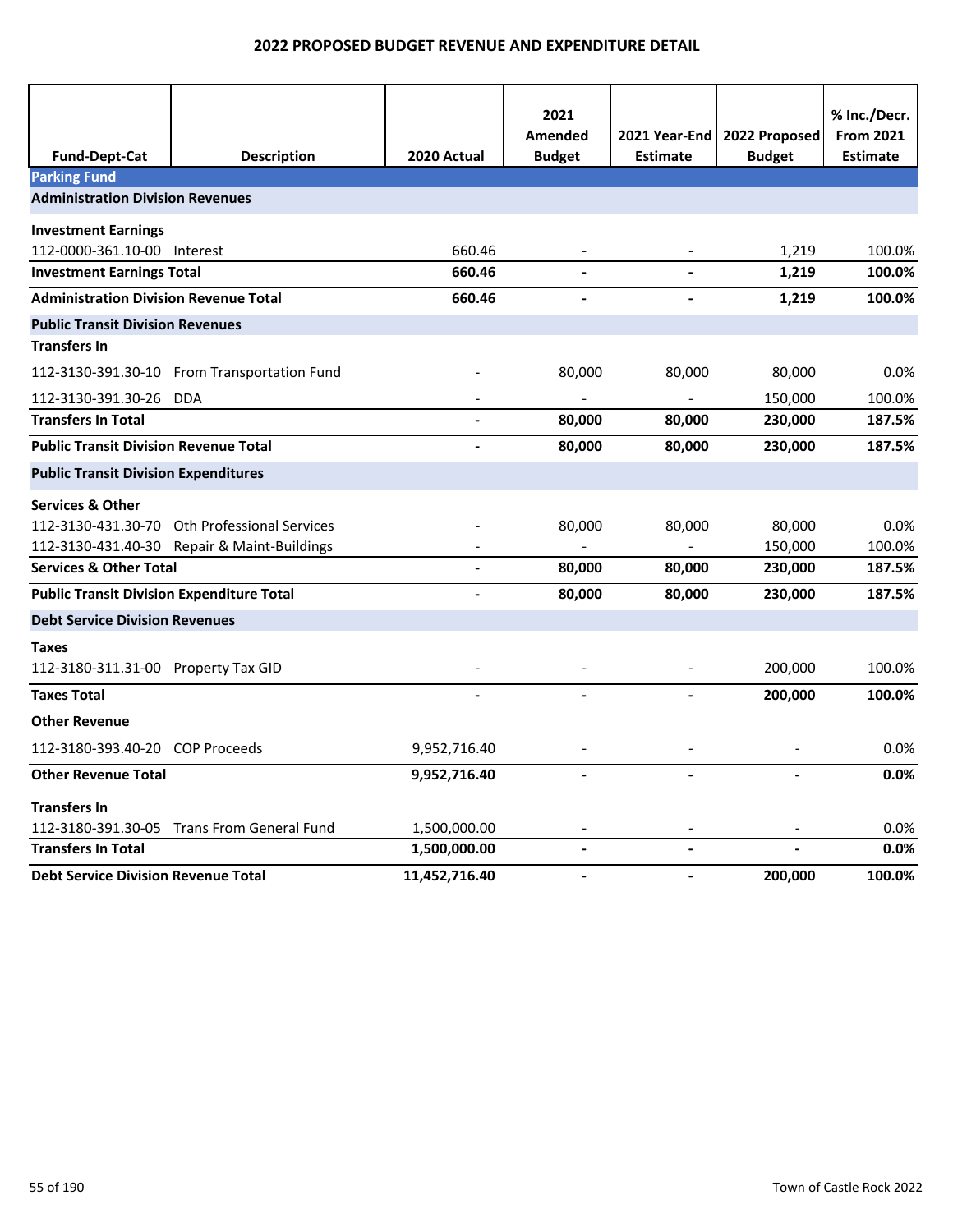## 2022 PROPOSED BUDGET REVENUE AND EXPENDITURE DETAIL

| Fund-Dept-Cat | Description | 2020 Actual | 2021 Amended Budget | 2021 Year-End Estimate | 2022 Proposed Budget | % Inc./Decr. From 2021 Estimate |
|---|---|---|---|---|---|---|
| **Parking Fund** | | | | | | |
| **Administration Division Revenues** | | | | | | |
| **Investment Earnings** | | | | | | |
| 112-0000-361.10-00 | Interest | 660.46 | - | - | 1,219 | 100.0% |
| **Investment Earnings Total** | | **660.46** | **-** | **-** | **1,219** | **100.0%** |
| **Administration Division Revenue Total** | | **660.46** | **-** | **-** | **1,219** | **100.0%** |
| **Public Transit Division Revenues** | | | | | | |
| **Transfers In** | | | | | | |
| 112-3130-391.30-10 | From Transportation Fund | - | 80,000 | 80,000 | 80,000 | 0.0% |
| 112-3130-391.30-26 | DDA | - | - | - | 150,000 | 100.0% |
| **Transfers In Total** | | **-** | **80,000** | **80,000** | **230,000** | **187.5%** |
| **Public Transit Division Revenue Total** | | **-** | **80,000** | **80,000** | **230,000** | **187.5%** |
| **Public Transit Division Expenditures** | | | | | | |
| **Services & Other** | | | | | | |
| 112-3130-431.30-70 | Oth Professional Services | - | 80,000 | 80,000 | 80,000 | 0.0% |
| 112-3130-431.40-30 | Repair & Maint-Buildings | - | - | - | 150,000 | 100.0% |
| **Services & Other Total** | | **-** | **80,000** | **80,000** | **230,000** | **187.5%** |
| **Public Transit Division Expenditure Total** | | **-** | **80,000** | **80,000** | **230,000** | **187.5%** |
| **Debt Service Division Revenues** | | | | | | |
| **Taxes** | | | | | | |
| 112-3180-311.31-00 | Property Tax GID | - | - | - | 200,000 | 100.0% |
| **Taxes Total** | | **-** | **-** | **-** | **200,000** | **100.0%** |
| **Other Revenue** | | | | | | |
| 112-3180-393.40-20 | COP Proceeds | 9,952,716.40 | - | - | - | 0.0% |
| **Other Revenue Total** | | **9,952,716.40** | **-** | **-** | **-** | **0.0%** |
| **Transfers In** | | | | | | |
| 112-3180-391.30-05 | Trans From General Fund | 1,500,000.00 | - | - | - | 0.0% |
| **Transfers In Total** | | **1,500,000.00** | **-** | **-** | **-** | **0.0%** |
| **Debt Service Division Revenue Total** | | **11,452,716.40** | **-** | **-** | **200,000** | **100.0%** |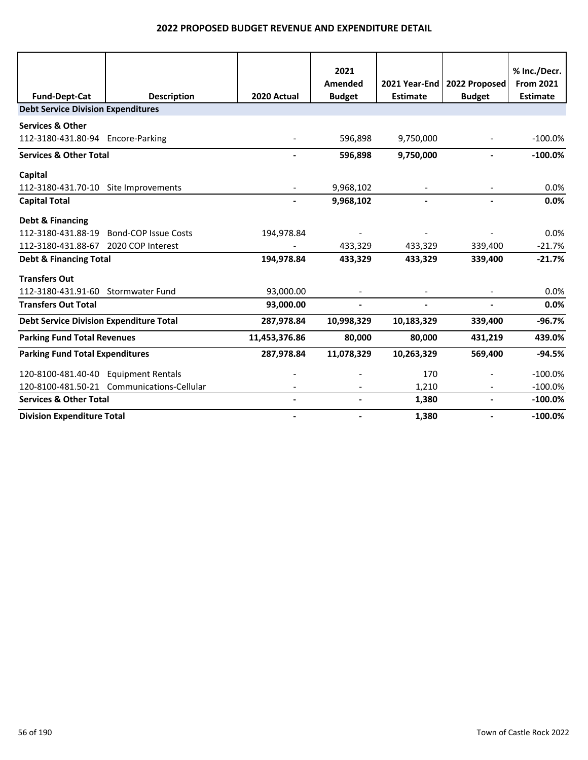# 2022 PROPOSED BUDGET REVENUE AND EXPENDITURE DETAIL

| Fund-Dept-Cat | Description | 2020 Actual | 2021 Amended Budget | 2021 Year-End Estimate | 2022 Proposed Budget | % Inc./Decr. From 2021 Estimate |
|---|---|---|---|---|---|---|
| **Debt Service Division Expenditures** | | | | | | |
| **Services & Other** | | | | | | |
| 112-3180-431.80-94 | Encore-Parking | - | 596,898 | 9,750,000 | - | -100.0% |
| **Services & Other Total** | | **-** | **596,898** | **9,750,000** | **-** | **-100.0%** |
| **Capital** | | | | | | |
| 112-3180-431.70-10 | Site Improvements | - | 9,968,102 | - | - | 0.0% |
| **Capital Total** | | **-** | **9,968,102** | **-** | **-** | **0.0%** |
| **Debt & Financing** | | | | | | |
| 112-3180-431.88-19 | Bond-COP Issue Costs | 194,978.84 | - | - | - | 0.0% |
| 112-3180-431.88-67 | 2020 COP Interest | - | 433,329 | 433,329 | 339,400 | -21.7% |
| **Debt & Financing Total** | | **194,978.84** | **433,329** | **433,329** | **339,400** | **-21.7%** |
| **Transfers Out** | | | | | | |
| 112-3180-431.91-60 | Stormwater Fund | 93,000.00 | - | - | - | 0.0% |
| **Transfers Out Total** | | **93,000.00** | **-** | **-** | **-** | **0.0%** |
| **Debt Service Division Expenditure Total** | | **287,978.84** | **10,998,329** | **10,183,329** | **339,400** | **-96.7%** |
| **Parking Fund Total Revenues** | | **11,453,376.86** | **80,000** | **80,000** | **431,219** | **439.0%** |
| **Parking Fund Total Expenditures** | | **287,978.84** | **11,078,329** | **10,263,329** | **569,400** | **-94.5%** |
| 120-8100-481.40-40 | Equipment Rentals | - | - | 170 | - | -100.0% |
| 120-8100-481.50-21 | Communications-Cellular | - | - | 1,210 | - | -100.0% |
| **Services & Other Total** | | **-** | **-** | **1,380** | **-** | **-100.0%** |
| **Division Expenditure Total** | | **-** | **-** | **1,380** | **-** | **-100.0%** |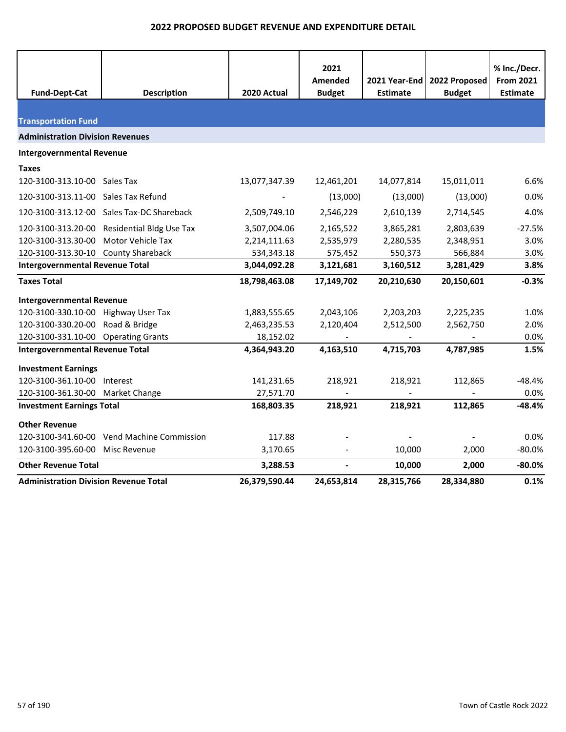# 2022 PROPOSED BUDGET REVENUE AND EXPENDITURE DETAIL

| Fund-Dept-Cat | Description | 2020 Actual | 2021 Amended Budget | 2021 Year-End Estimate | 2022 Proposed Budget | % Inc./Decr. From 2021 Estimate |
|---|---|---|---|---|---|---|
| **Transportation Fund** | | | | | | |
| **Administration Division Revenues** | | | | | | |
| **Intergovernmental Revenue** | | | | | | |
| **Taxes** | | | | | | |
| 120-3100-313.10-00 | Sales Tax | 13,077,347.39 | 12,461,201 | 14,077,814 | 15,011,011 | 6.6% |
| 120-3100-313.11-00 | Sales Tax Refund | - | (13,000) | (13,000) | (13,000) | 0.0% |
| 120-3100-313.12-00 | Sales Tax-DC Shareback | 2,509,749.10 | 2,546,229 | 2,610,139 | 2,714,545 | 4.0% |
| 120-3100-313.20-00 | Residential Bldg Use Tax | 3,507,004.06 | 2,165,522 | 3,865,281 | 2,803,639 | -27.5% |
| 120-3100-313.30-00 | Motor Vehicle Tax | 2,214,111.63 | 2,535,979 | 2,280,535 | 2,348,951 | 3.0% |
| 120-3100-313.30-10 | County Shareback | 534,343.18 | 575,452 | 550,373 | 566,884 | 3.0% |
| **Intergovernmental Revenue Total** | | **3,044,092.28** | **3,121,681** | **3,160,512** | **3,281,429** | **3.8%** |
| **Taxes Total** | | **18,798,463.08** | **17,149,702** | **20,210,630** | **20,150,601** | **-0.3%** |
| **Intergovernmental Revenue** | | | | | | |
| 120-3100-330.10-00 | Highway User Tax | 1,883,555.65 | 2,043,106 | 2,203,203 | 2,225,235 | 1.0% |
| 120-3100-330.20-00 | Road & Bridge | 2,463,235.53 | 2,120,404 | 2,512,500 | 2,562,750 | 2.0% |
| 120-3100-331.10-00 | Operating Grants | 18,152.02 | - | - | - | 0.0% |
| **Intergovernmental Revenue Total** | | **4,364,943.20** | **4,163,510** | **4,715,703** | **4,787,985** | **1.5%** |
| **Investment Earnings** | | | | | | |
| 120-3100-361.10-00 | Interest | 141,231.65 | 218,921 | 218,921 | 112,865 | -48.4% |
| 120-3100-361.30-00 | Market Change | 27,571.70 | - | - | - | 0.0% |
| **Investment Earnings Total** | | **168,803.35** | **218,921** | **218,921** | **112,865** | **-48.4%** |
| **Other Revenue** | | | | | | |
| 120-3100-341.60-00 | Vend Machine Commission | 117.88 | - | - | - | 0.0% |
| 120-3100-395.60-00 | Misc Revenue | 3,170.65 | - | 10,000 | 2,000 | -80.0% |
| **Other Revenue Total** | | **3,288.53** | **-** | **10,000** | **2,000** | **-80.0%** |
| **Administration Division Revenue Total** | | **26,379,590.44** | **24,653,814** | **28,315,766** | **28,334,880** | **0.1%** |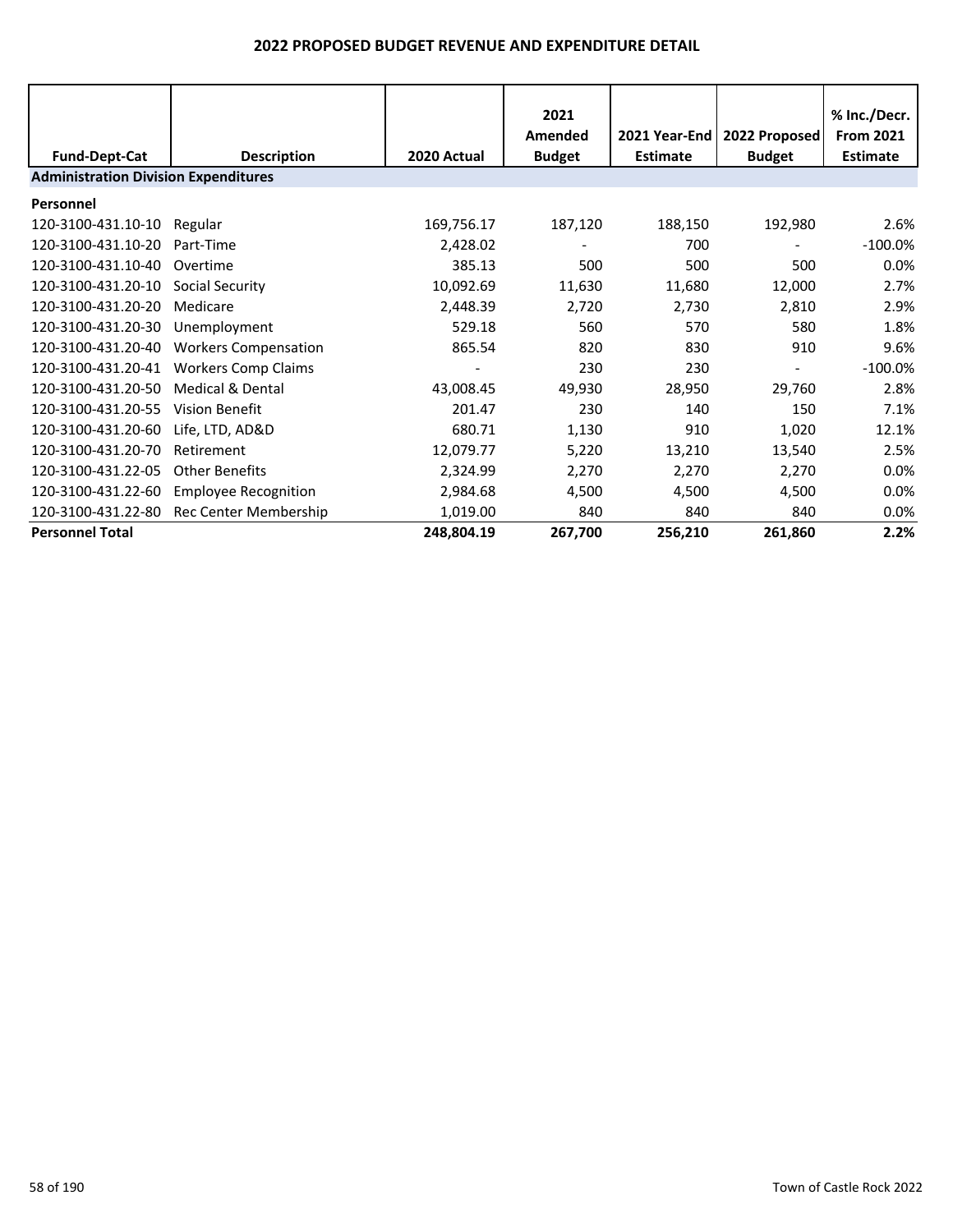# 2022 PROPOSED BUDGET REVENUE AND EXPENDITURE DETAIL

| Fund-Dept-Cat | Description | 2020 Actual | 2021 Amended Budget | 2021 Year-End Estimate | 2022 Proposed Budget | % Inc./Decr. From 2021 Estimate |
|---|---|---|---|---|---|---|
| **Administration Division Expenditures** | | | | | | |
| **Personnel** | | | | | | |
| 120-3100-431.10-10 | Regular | 169,756.17 | 187,120 | 188,150 | 192,980 | 2.6% |
| 120-3100-431.10-20 | Part-Time | 2,428.02 | - | 700 | - | -100.0% |
| 120-3100-431.10-40 | Overtime | 385.13 | 500 | 500 | 500 | 0.0% |
| 120-3100-431.20-10 | Social Security | 10,092.69 | 11,630 | 11,680 | 12,000 | 2.7% |
| 120-3100-431.20-20 | Medicare | 2,448.39 | 2,720 | 2,730 | 2,810 | 2.9% |
| 120-3100-431.20-30 | Unemployment | 529.18 | 560 | 570 | 580 | 1.8% |
| 120-3100-431.20-40 | Workers Compensation | 865.54 | 820 | 830 | 910 | 9.6% |
| 120-3100-431.20-41 | Workers Comp Claims | - | 230 | 230 | - | -100.0% |
| 120-3100-431.20-50 | Medical & Dental | 43,008.45 | 49,930 | 28,950 | 29,760 | 2.8% |
| 120-3100-431.20-55 | Vision Benefit | 201.47 | 230 | 140 | 150 | 7.1% |
| 120-3100-431.20-60 | Life, LTD, AD&D | 680.71 | 1,130 | 910 | 1,020 | 12.1% |
| 120-3100-431.20-70 | Retirement | 12,079.77 | 5,220 | 13,210 | 13,540 | 2.5% |
| 120-3100-431.22-05 | Other Benefits | 2,324.99 | 2,270 | 2,270 | 2,270 | 0.0% |
| 120-3100-431.22-60 | Employee Recognition | 2,984.68 | 4,500 | 4,500 | 4,500 | 0.0% |
| 120-3100-431.22-80 | Rec Center Membership | 1,019.00 | 840 | 840 | 840 | 0.0% |
| **Personnel Total** | | **248,804.19** | **267,700** | **256,210** | **261,860** | **2.2%** |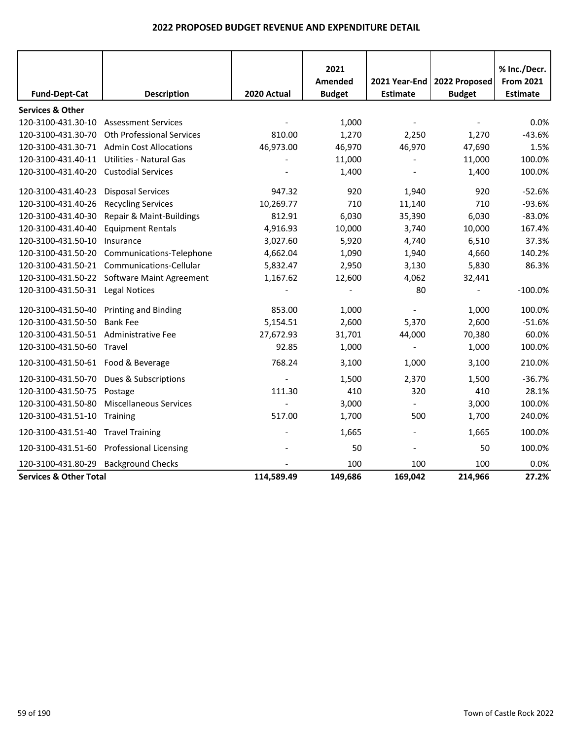# 2022 PROPOSED BUDGET REVENUE AND EXPENDITURE DETAIL

| Fund-Dept-Cat | Description | 2020 Actual | 2021 Amended Budget | 2021 Year-End Estimate | 2022 Proposed Budget | % Inc./Decr. From 2021 Estimate |
|---|---|---|---|---|---|---|
| **Services & Other** | | | | | | |
| 120-3100-431.30-10 | Assessment Services | - | 1,000 | - | - | 0.0% |
| 120-3100-431.30-70 | Oth Professional Services | 810.00 | 1,270 | 2,250 | 1,270 | -43.6% |
| 120-3100-431.30-71 | Admin Cost Allocations | 46,973.00 | 46,970 | 46,970 | 47,690 | 1.5% |
| 120-3100-431.40-11 | Utilities - Natural Gas | - | 11,000 | - | 11,000 | 100.0% |
| 120-3100-431.40-20 | Custodial Services | - | 1,400 | - | 1,400 | 100.0% |
| 120-3100-431.40-23 | Disposal Services | 947.32 | 920 | 1,940 | 920 | -52.6% |
| 120-3100-431.40-26 | Recycling Services | 10,269.77 | 710 | 11,140 | 710 | -93.6% |
| 120-3100-431.40-30 | Repair & Maint-Buildings | 812.91 | 6,030 | 35,390 | 6,030 | -83.0% |
| 120-3100-431.40-40 | Equipment Rentals | 4,916.93 | 10,000 | 3,740 | 10,000 | 167.4% |
| 120-3100-431.50-10 | Insurance | 3,027.60 | 5,920 | 4,740 | 6,510 | 37.3% |
| 120-3100-431.50-20 | Communications-Telephone | 4,662.04 | 1,090 | 1,940 | 4,660 | 140.2% |
| 120-3100-431.50-21 | Communications-Cellular | 5,832.47 | 2,950 | 3,130 | 5,830 | 86.3% |
| 120-3100-431.50-22 | Software Maint Agreement | 1,167.62 | 12,600 | 4,062 | 32,441 | |
| 120-3100-431.50-31 | Legal Notices | - | - | 80 | - | -100.0% |
| 120-3100-431.50-40 | Printing and Binding | 853.00 | 1,000 | - | 1,000 | 100.0% |
| 120-3100-431.50-50 | Bank Fee | 5,154.51 | 2,600 | 5,370 | 2,600 | -51.6% |
| 120-3100-431.50-51 | Administrative Fee | 27,672.93 | 31,701 | 44,000 | 70,380 | 60.0% |
| 120-3100-431.50-60 | Travel | 92.85 | 1,000 | - | 1,000 | 100.0% |
| 120-3100-431.50-61 | Food & Beverage | 768.24 | 3,100 | 1,000 | 3,100 | 210.0% |
| 120-3100-431.50-70 | Dues & Subscriptions | - | 1,500 | 2,370 | 1,500 | -36.7% |
| 120-3100-431.50-75 | Postage | 111.30 | 410 | 320 | 410 | 28.1% |
| 120-3100-431.50-80 | Miscellaneous Services | - | 3,000 | - | 3,000 | 100.0% |
| 120-3100-431.51-10 | Training | 517.00 | 1,700 | 500 | 1,700 | 240.0% |
| 120-3100-431.51-40 | Travel Training | - | 1,665 | - | 1,665 | 100.0% |
| 120-3100-431.51-60 | Professional Licensing | - | 50 | - | 50 | 100.0% |
| 120-3100-431.80-29 | Background Checks | - | 100 | 100 | 100 | 0.0% |
| **Services & Other Total** | | **114,589.49** | **149,686** | **169,042** | **214,966** | **27.2%** |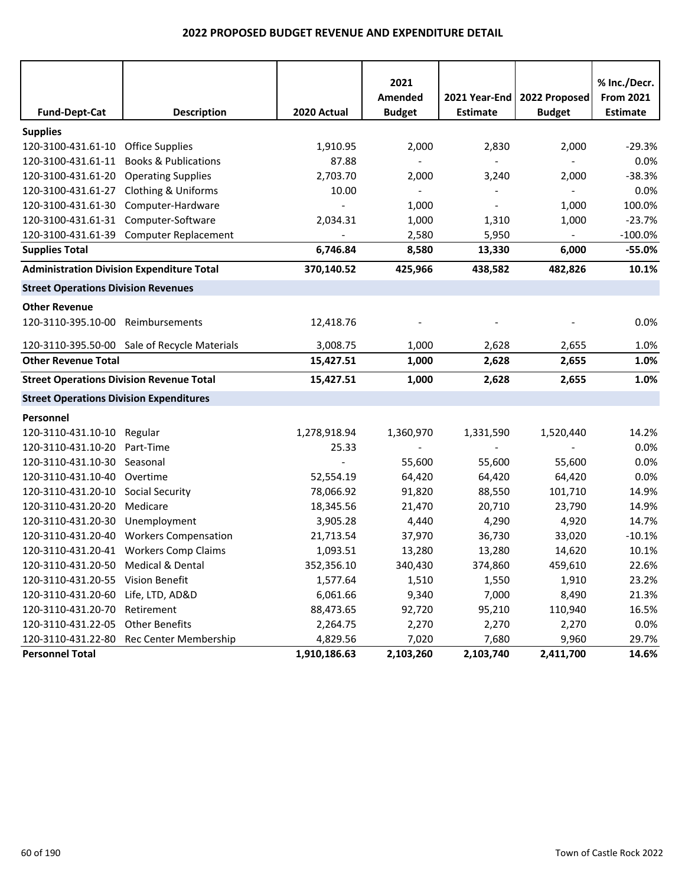## 2022 PROPOSED BUDGET REVENUE AND EXPENDITURE DETAIL

| Fund-Dept-Cat | Description | 2020 Actual | 2021 Amended Budget | 2021 Year-End Estimate | 2022 Proposed Budget | % Inc./Decr. From 2021 Estimate |
|---|---|---|---|---|---|---|
| **Supplies** | | | | | | |
| 120-3100-431.61-10 | Office Supplies | 1,910.95 | 2,000 | 2,830 | 2,000 | -29.3% |
| 120-3100-431.61-11 | Books & Publications | 87.88 | - | - | - | 0.0% |
| 120-3100-431.61-20 | Operating Supplies | 2,703.70 | 2,000 | 3,240 | 2,000 | -38.3% |
| 120-3100-431.61-27 | Clothing & Uniforms | 10.00 | - | - | - | 0.0% |
| 120-3100-431.61-30 | Computer-Hardware | - | 1,000 | - | 1,000 | 100.0% |
| 120-3100-431.61-31 | Computer-Software | 2,034.31 | 1,000 | 1,310 | 1,000 | -23.7% |
| 120-3100-431.61-39 | Computer Replacement | - | 2,580 | 5,950 | - | -100.0% |
| **Supplies Total** | | **6,746.84** | **8,580** | **13,330** | **6,000** | **-55.0%** |
| **Administration Division Expenditure Total** | | **370,140.52** | **425,966** | **438,582** | **482,826** | **10.1%** |
| **Street Operations Division Revenues** | | | | | | |
| **Other Revenue** | | | | | | |
| 120-3110-395.10-00 | Reimbursements | 12,418.76 | - | - | - | 0.0% |
| 120-3110-395.50-00 | Sale of Recycle Materials | 3,008.75 | 1,000 | 2,628 | 2,655 | 1.0% |
| **Other Revenue Total** | | **15,427.51** | **1,000** | **2,628** | **2,655** | **1.0%** |
| **Street Operations Division Revenue Total** | | **15,427.51** | **1,000** | **2,628** | **2,655** | **1.0%** |
| **Street Operations Division Expenditures** | | | | | | |
| **Personnel** | | | | | | |
| 120-3110-431.10-10 | Regular | 1,278,918.94 | 1,360,970 | 1,331,590 | 1,520,440 | 14.2% |
| 120-3110-431.10-20 | Part-Time | 25.33 | - | - | - | 0.0% |
| 120-3110-431.10-30 | Seasonal | - | 55,600 | 55,600 | 55,600 | 0.0% |
| 120-3110-431.10-40 | Overtime | 52,554.19 | 64,420 | 64,420 | 64,420 | 0.0% |
| 120-3110-431.20-10 | Social Security | 78,066.92 | 91,820 | 88,550 | 101,710 | 14.9% |
| 120-3110-431.20-20 | Medicare | 18,345.56 | 21,470 | 20,710 | 23,790 | 14.9% |
| 120-3110-431.20-30 | Unemployment | 3,905.28 | 4,440 | 4,290 | 4,920 | 14.7% |
| 120-3110-431.20-40 | Workers Compensation | 21,713.54 | 37,970 | 36,730 | 33,020 | -10.1% |
| 120-3110-431.20-41 | Workers Comp Claims | 1,093.51 | 13,280 | 13,280 | 14,620 | 10.1% |
| 120-3110-431.20-50 | Medical & Dental | 352,356.10 | 340,430 | 374,860 | 459,610 | 22.6% |
| 120-3110-431.20-55 | Vision Benefit | 1,577.64 | 1,510 | 1,550 | 1,910 | 23.2% |
| 120-3110-431.20-60 | Life, LTD, AD&D | 6,061.66 | 9,340 | 7,000 | 8,490 | 21.3% |
| 120-3110-431.20-70 | Retirement | 88,473.65 | 92,720 | 95,210 | 110,940 | 16.5% |
| 120-3110-431.22-05 | Other Benefits | 2,264.75 | 2,270 | 2,270 | 2,270 | 0.0% |
| 120-3110-431.22-80 | Rec Center Membership | 4,829.56 | 7,020 | 7,680 | 9,960 | 29.7% |
| **Personnel Total** | | **1,910,186.63** | **2,103,260** | **2,103,740** | **2,411,700** | **14.6%** |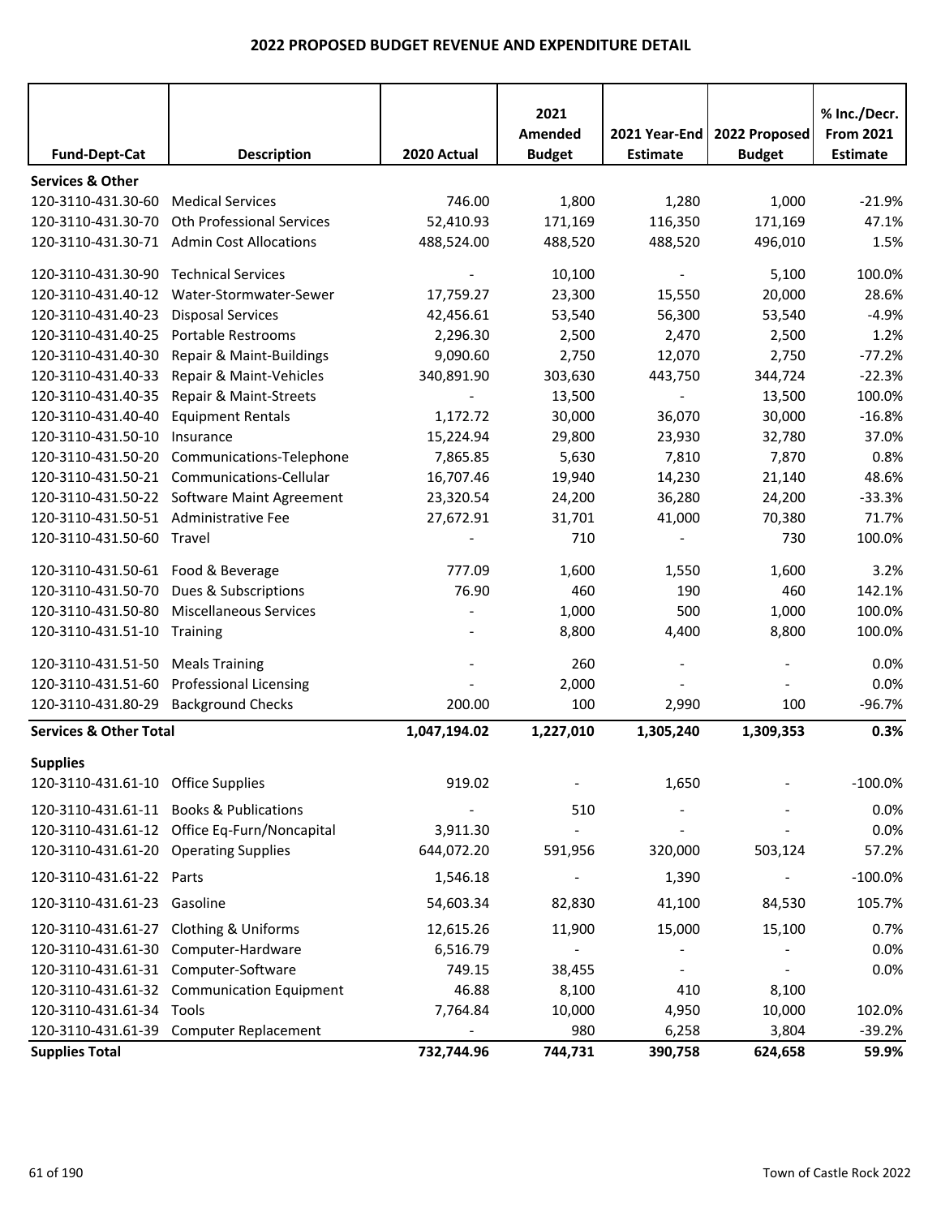## 2022 PROPOSED BUDGET REVENUE AND EXPENDITURE DETAIL

| Fund-Dept-Cat | Description | 2020 Actual | 2021 Amended Budget | 2021 Year-End Estimate | 2022 Proposed Budget | % Inc./Decr. From 2021 Estimate |
|---|---|---|---|---|---|---|
| **Services & Other** | | | | | | |
| 120-3110-431.30-60 | Medical Services | 746.00 | 1,800 | 1,280 | 1,000 | -21.9% |
| 120-3110-431.30-70 | Oth Professional Services | 52,410.93 | 171,169 | 116,350 | 171,169 | 47.1% |
| 120-3110-431.30-71 | Admin Cost Allocations | 488,524.00 | 488,520 | 488,520 | 496,010 | 1.5% |
| 120-3110-431.30-90 | Technical Services | - | 10,100 | - | 5,100 | 100.0% |
| 120-3110-431.40-12 | Water-Stormwater-Sewer | 17,759.27 | 23,300 | 15,550 | 20,000 | 28.6% |
| 120-3110-431.40-23 | Disposal Services | 42,456.61 | 53,540 | 56,300 | 53,540 | -4.9% |
| 120-3110-431.40-25 | Portable Restrooms | 2,296.30 | 2,500 | 2,470 | 2,500 | 1.2% |
| 120-3110-431.40-30 | Repair & Maint-Buildings | 9,090.60 | 2,750 | 12,070 | 2,750 | -77.2% |
| 120-3110-431.40-33 | Repair & Maint-Vehicles | 340,891.90 | 303,630 | 443,750 | 344,724 | -22.3% |
| 120-3110-431.40-35 | Repair & Maint-Streets | - | 13,500 | - | 13,500 | 100.0% |
| 120-3110-431.40-40 | Equipment Rentals | 1,172.72 | 30,000 | 36,070 | 30,000 | -16.8% |
| 120-3110-431.50-10 | Insurance | 15,224.94 | 29,800 | 23,930 | 32,780 | 37.0% |
| 120-3110-431.50-20 | Communications-Telephone | 7,865.85 | 5,630 | 7,810 | 7,870 | 0.8% |
| 120-3110-431.50-21 | Communications-Cellular | 16,707.46 | 19,940 | 14,230 | 21,140 | 48.6% |
| 120-3110-431.50-22 | Software Maint Agreement | 23,320.54 | 24,200 | 36,280 | 24,200 | -33.3% |
| 120-3110-431.50-51 | Administrative Fee | 27,672.91 | 31,701 | 41,000 | 70,380 | 71.7% |
| 120-3110-431.50-60 | Travel | - | 710 | - | 730 | 100.0% |
| 120-3110-431.50-61 | Food & Beverage | 777.09 | 1,600 | 1,550 | 1,600 | 3.2% |
| 120-3110-431.50-70 | Dues & Subscriptions | 76.90 | 460 | 190 | 460 | 142.1% |
| 120-3110-431.50-80 | Miscellaneous Services | - | 1,000 | 500 | 1,000 | 100.0% |
| 120-3110-431.51-10 | Training | - | 8,800 | 4,400 | 8,800 | 100.0% |
| 120-3110-431.51-50 | Meals Training | - | 260 | - | - | 0.0% |
| 120-3110-431.51-60 | Professional Licensing | - | 2,000 | - | - | 0.0% |
| 120-3110-431.80-29 | Background Checks | 200.00 | 100 | 2,990 | 100 | -96.7% |
| **Services & Other Total** | | **1,047,194.02** | **1,227,010** | **1,305,240** | **1,309,353** | **0.3%** |
| **Supplies** | | | | | | |
| 120-3110-431.61-10 | Office Supplies | 919.02 | - | 1,650 | - | -100.0% |
| 120-3110-431.61-11 | Books & Publications | - | 510 | - | - | 0.0% |
| 120-3110-431.61-12 | Office Eq-Furn/Noncapital | 3,911.30 | - | - | - | 0.0% |
| 120-3110-431.61-20 | Operating Supplies | 644,072.20 | 591,956 | 320,000 | 503,124 | 57.2% |
| 120-3110-431.61-22 | Parts | 1,546.18 | - | 1,390 | - | -100.0% |
| 120-3110-431.61-23 | Gasoline | 54,603.34 | 82,830 | 41,100 | 84,530 | 105.7% |
| 120-3110-431.61-27 | Clothing & Uniforms | 12,615.26 | 11,900 | 15,000 | 15,100 | 0.7% |
| 120-3110-431.61-30 | Computer-Hardware | 6,516.79 | - | - | - | 0.0% |
| 120-3110-431.61-31 | Computer-Software | 749.15 | 38,455 | - | - | 0.0% |
| 120-3110-431.61-32 | Communication Equipment | 46.88 | 8,100 | 410 | 8,100 | |
| 120-3110-431.61-34 | Tools | 7,764.84 | 10,000 | 4,950 | 10,000 | 102.0% |
| 120-3110-431.61-39 | Computer Replacement | - | 980 | 6,258 | 3,804 | -39.2% |
| **Supplies Total** | | **732,744.96** | **744,731** | **390,758** | **624,658** | **59.9%** |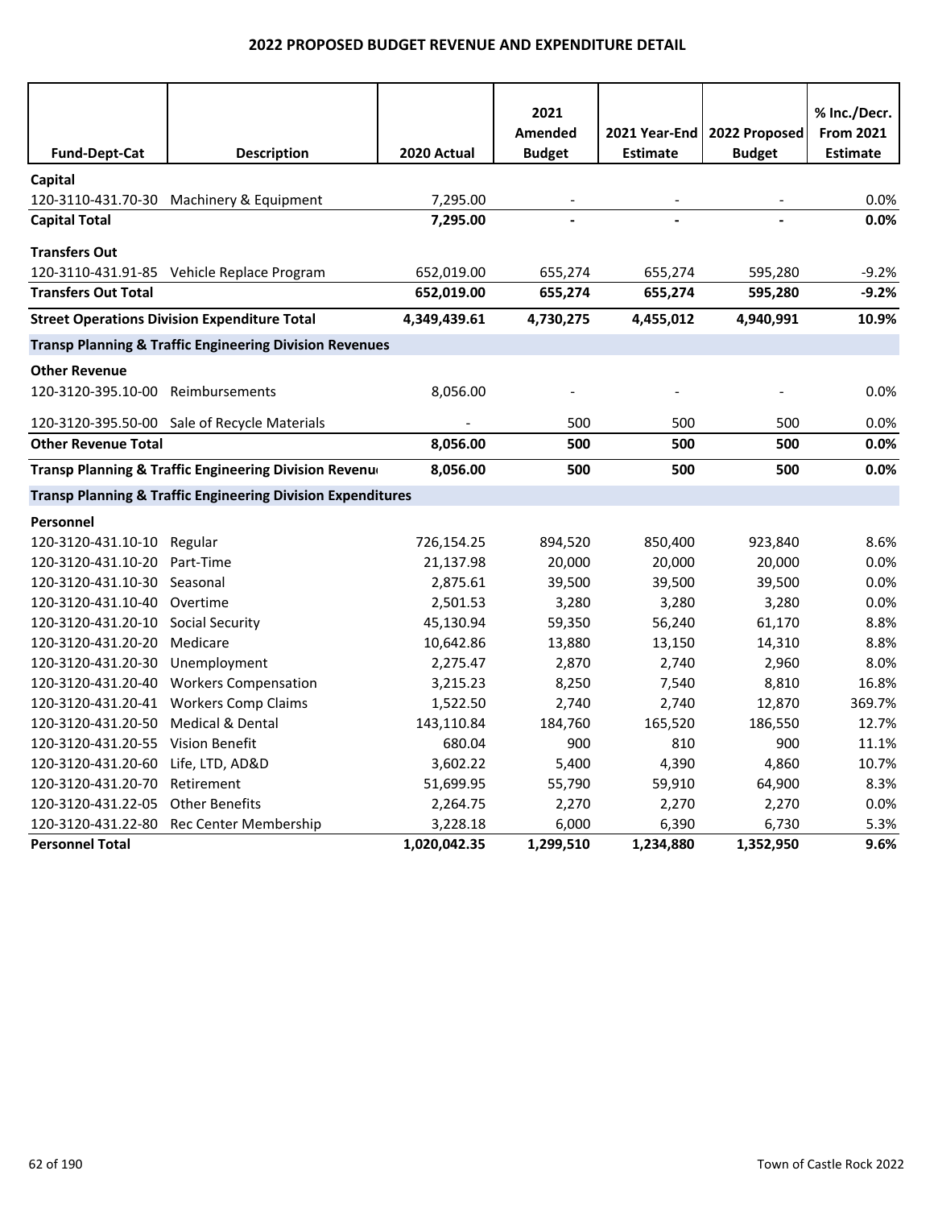# 2022 PROPOSED BUDGET REVENUE AND EXPENDITURE DETAIL

| Fund-Dept-Cat | Description | 2020 Actual | 2021 Amended Budget | 2021 Year-End Estimate | 2022 Proposed Budget | % Inc./Decr. From 2021 Estimate |
|---|---|---|---|---|---|---|
| **Capital** | | | | | | |
| 120-3110-431.70-30 | Machinery & Equipment | 7,295.00 | - | - | - | 0.0% |
| **Capital Total** | | **7,295.00** | **-** | **-** | **-** | **0.0%** |
| **Transfers Out** | | | | | | |
| 120-3110-431.91-85 | Vehicle Replace Program | 652,019.00 | 655,274 | 655,274 | 595,280 | -9.2% |
| **Transfers Out Total** | | **652,019.00** | **655,274** | **655,274** | **595,280** | **-9.2%** |
| **Street Operations Division Expenditure Total** | | **4,349,439.61** | **4,730,275** | **4,455,012** | **4,940,991** | **10.9%** |
| **Transp Planning & Traffic Engineering Division Revenues** | | | | | | |
| **Other Revenue** | | | | | | |
| 120-3120-395.10-00 | Reimbursements | 8,056.00 | - | - | - | 0.0% |
| 120-3120-395.50-00 | Sale of Recycle Materials | - | 500 | 500 | 500 | 0.0% |
| **Other Revenue Total** | | **8,056.00** | **500** | **500** | **500** | **0.0%** |
| **Transp Planning & Traffic Engineering Division Revenu** | | **8,056.00** | **500** | **500** | **500** | **0.0%** |
| **Transp Planning & Traffic Engineering Division Expenditures** | | | | | | |
| **Personnel** | | | | | | |
| 120-3120-431.10-10 | Regular | 726,154.25 | 894,520 | 850,400 | 923,840 | 8.6% |
| 120-3120-431.10-20 | Part-Time | 21,137.98 | 20,000 | 20,000 | 20,000 | 0.0% |
| 120-3120-431.10-30 | Seasonal | 2,875.61 | 39,500 | 39,500 | 39,500 | 0.0% |
| 120-3120-431.10-40 | Overtime | 2,501.53 | 3,280 | 3,280 | 3,280 | 0.0% |
| 120-3120-431.20-10 | Social Security | 45,130.94 | 59,350 | 56,240 | 61,170 | 8.8% |
| 120-3120-431.20-20 | Medicare | 10,642.86 | 13,880 | 13,150 | 14,310 | 8.8% |
| 120-3120-431.20-30 | Unemployment | 2,275.47 | 2,870 | 2,740 | 2,960 | 8.0% |
| 120-3120-431.20-40 | Workers Compensation | 3,215.23 | 8,250 | 7,540 | 8,810 | 16.8% |
| 120-3120-431.20-41 | Workers Comp Claims | 1,522.50 | 2,740 | 2,740 | 12,870 | 369.7% |
| 120-3120-431.20-50 | Medical & Dental | 143,110.84 | 184,760 | 165,520 | 186,550 | 12.7% |
| 120-3120-431.20-55 | Vision Benefit | 680.04 | 900 | 810 | 900 | 11.1% |
| 120-3120-431.20-60 | Life, LTD, AD&D | 3,602.22 | 5,400 | 4,390 | 4,860 | 10.7% |
| 120-3120-431.20-70 | Retirement | 51,699.95 | 55,790 | 59,910 | 64,900 | 8.3% |
| 120-3120-431.22-05 | Other Benefits | 2,264.75 | 2,270 | 2,270 | 2,270 | 0.0% |
| 120-3120-431.22-80 | Rec Center Membership | 3,228.18 | 6,000 | 6,390 | 6,730 | 5.3% |
| **Personnel Total** | | **1,020,042.35** | **1,299,510** | **1,234,880** | **1,352,950** | **9.6%** |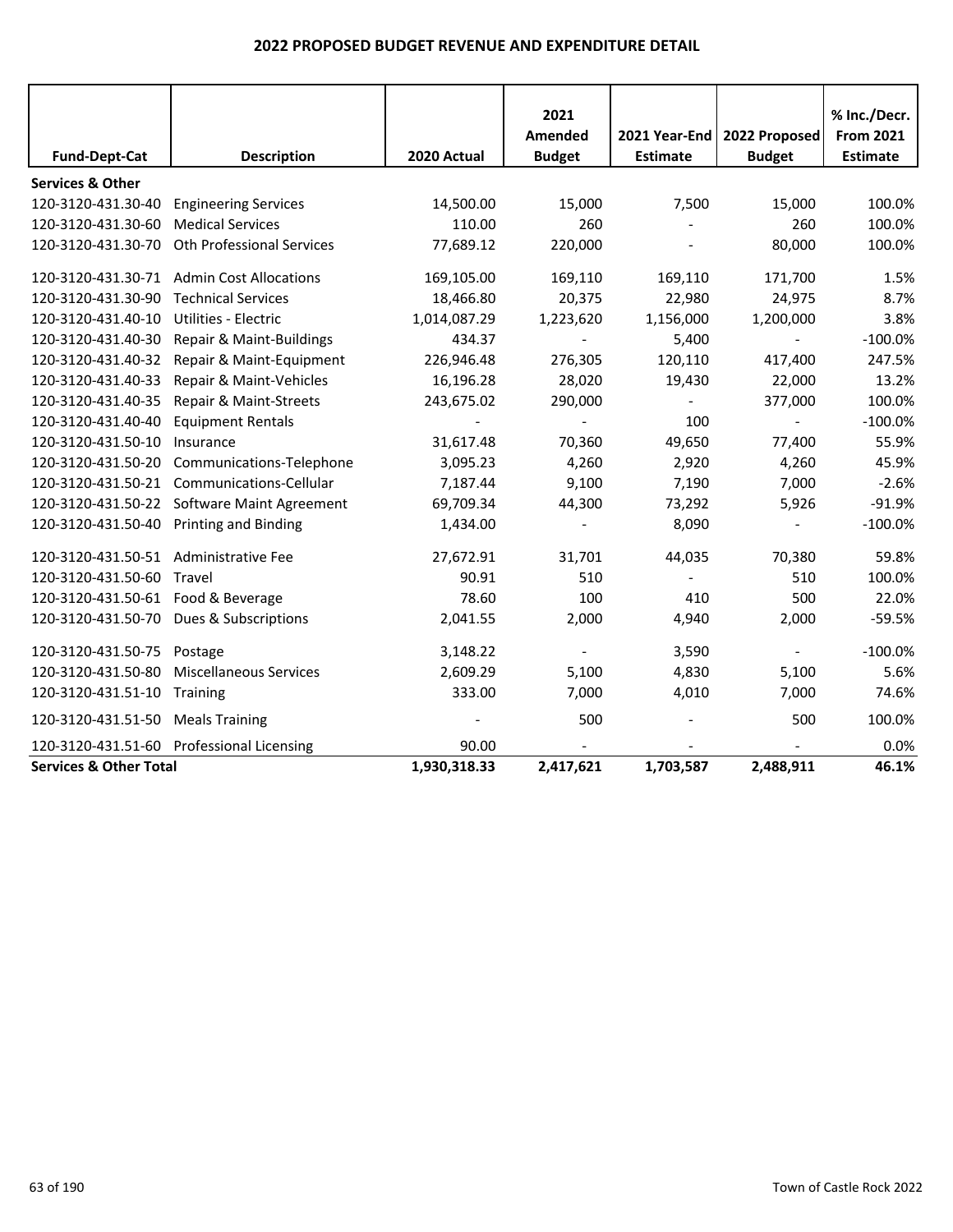# 2022 PROPOSED BUDGET REVENUE AND EXPENDITURE DETAIL

| Fund-Dept-Cat | Description | 2020 Actual | 2021 Amended Budget | 2021 Year-End Estimate | 2022 Proposed Budget | % Inc./Decr. From 2021 Estimate |
|---|---|---|---|---|---|---|
| **Services & Other** | | | | | | |
| 120-3120-431.30-40 | Engineering Services | 14,500.00 | 15,000 | 7,500 | 15,000 | 100.0% |
| 120-3120-431.30-60 | Medical Services | 110.00 | 260 | - | 260 | 100.0% |
| 120-3120-431.30-70 | Oth Professional Services | 77,689.12 | 220,000 | - | 80,000 | 100.0% |
| 120-3120-431.30-71 | Admin Cost Allocations | 169,105.00 | 169,110 | 169,110 | 171,700 | 1.5% |
| 120-3120-431.30-90 | Technical Services | 18,466.80 | 20,375 | 22,980 | 24,975 | 8.7% |
| 120-3120-431.40-10 | Utilities - Electric | 1,014,087.29 | 1,223,620 | 1,156,000 | 1,200,000 | 3.8% |
| 120-3120-431.40-30 | Repair & Maint-Buildings | 434.37 | - | 5,400 | - | -100.0% |
| 120-3120-431.40-32 | Repair & Maint-Equipment | 226,946.48 | 276,305 | 120,110 | 417,400 | 247.5% |
| 120-3120-431.40-33 | Repair & Maint-Vehicles | 16,196.28 | 28,020 | 19,430 | 22,000 | 13.2% |
| 120-3120-431.40-35 | Repair & Maint-Streets | 243,675.02 | 290,000 | - | 377,000 | 100.0% |
| 120-3120-431.40-40 | Equipment Rentals | - | - | 100 | - | -100.0% |
| 120-3120-431.50-10 | Insurance | 31,617.48 | 70,360 | 49,650 | 77,400 | 55.9% |
| 120-3120-431.50-20 | Communications-Telephone | 3,095.23 | 4,260 | 2,920 | 4,260 | 45.9% |
| 120-3120-431.50-21 | Communications-Cellular | 7,187.44 | 9,100 | 7,190 | 7,000 | -2.6% |
| 120-3120-431.50-22 | Software Maint Agreement | 69,709.34 | 44,300 | 73,292 | 5,926 | -91.9% |
| 120-3120-431.50-40 | Printing and Binding | 1,434.00 | - | 8,090 | - | -100.0% |
| 120-3120-431.50-51 | Administrative Fee | 27,672.91 | 31,701 | 44,035 | 70,380 | 59.8% |
| 120-3120-431.50-60 | Travel | 90.91 | 510 | - | 510 | 100.0% |
| 120-3120-431.50-61 | Food & Beverage | 78.60 | 100 | 410 | 500 | 22.0% |
| 120-3120-431.50-70 | Dues & Subscriptions | 2,041.55 | 2,000 | 4,940 | 2,000 | -59.5% |
| 120-3120-431.50-75 | Postage | 3,148.22 | - | 3,590 | - | -100.0% |
| 120-3120-431.50-80 | Miscellaneous Services | 2,609.29 | 5,100 | 4,830 | 5,100 | 5.6% |
| 120-3120-431.51-10 | Training | 333.00 | 7,000 | 4,010 | 7,000 | 74.6% |
| 120-3120-431.51-50 | Meals Training | - | 500 | - | 500 | 100.0% |
| 120-3120-431.51-60 | Professional Licensing | 90.00 | - | - | - | 0.0% |
| **Services & Other Total** | | **1,930,318.33** | **2,417,621** | **1,703,587** | **2,488,911** | **46.1%** |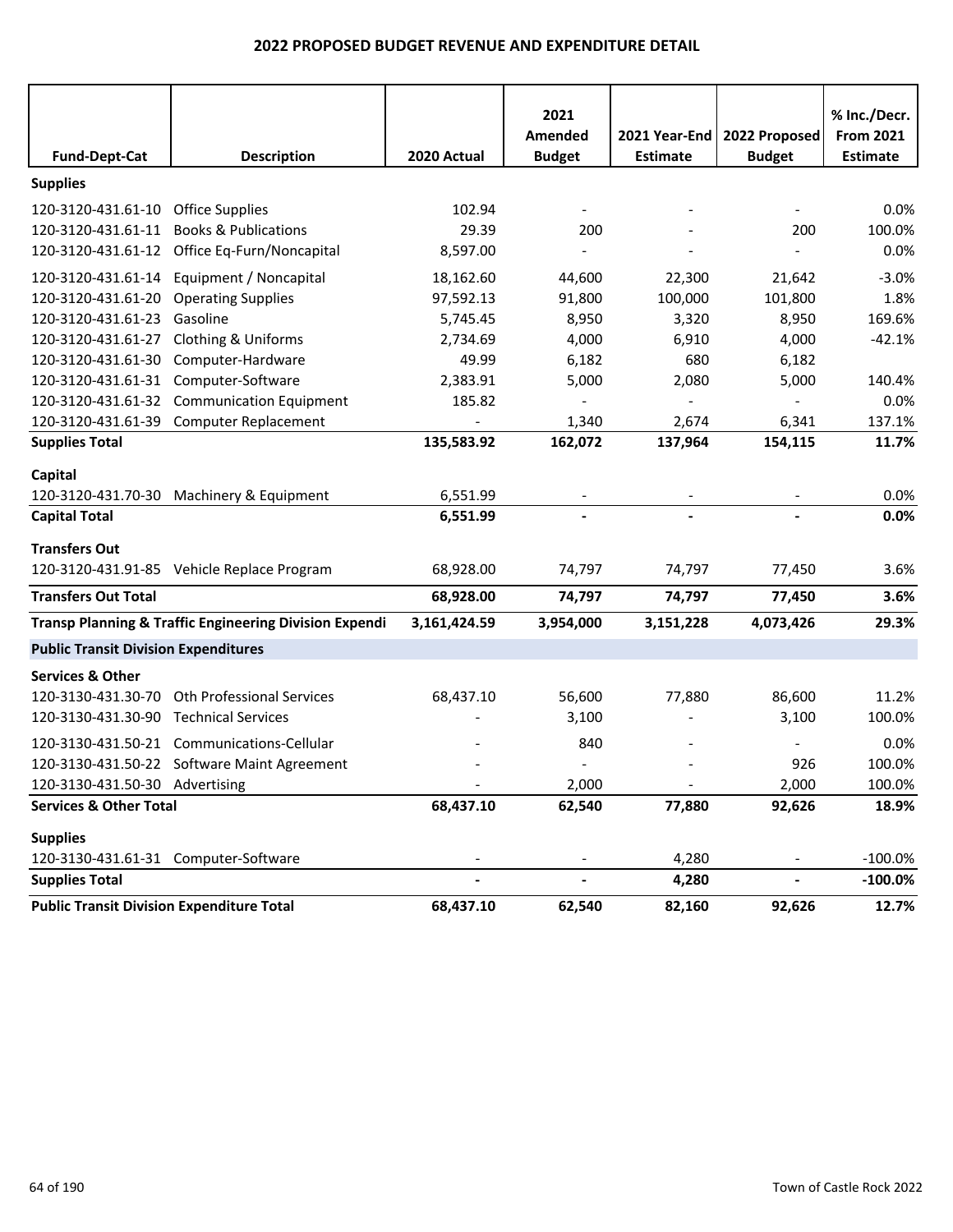## 2022 PROPOSED BUDGET REVENUE AND EXPENDITURE DETAIL

| Fund-Dept-Cat | Description | 2020 Actual | 2021 Amended Budget | 2021 Year-End Estimate | 2022 Proposed Budget | % Inc./Decr. From 2021 Estimate |
|---|---|---|---|---|---|---|
| **Supplies** | | | | | | |
| 120-3120-431.61-10 | Office Supplies | 102.94 | - | - | - | 0.0% |
| 120-3120-431.61-11 | Books & Publications | 29.39 | 200 | - | 200 | 100.0% |
| 120-3120-431.61-12 | Office Eq-Furn/Noncapital | 8,597.00 | - | - | - | 0.0% |
| 120-3120-431.61-14 | Equipment / Noncapital | 18,162.60 | 44,600 | 22,300 | 21,642 | -3.0% |
| 120-3120-431.61-20 | Operating Supplies | 97,592.13 | 91,800 | 100,000 | 101,800 | 1.8% |
| 120-3120-431.61-23 | Gasoline | 5,745.45 | 8,950 | 3,320 | 8,950 | 169.6% |
| 120-3120-431.61-27 | Clothing & Uniforms | 2,734.69 | 4,000 | 6,910 | 4,000 | -42.1% |
| 120-3120-431.61-30 | Computer-Hardware | 49.99 | 6,182 | 680 | 6,182 | |
| 120-3120-431.61-31 | Computer-Software | 2,383.91 | 5,000 | 2,080 | 5,000 | 140.4% |
| 120-3120-431.61-32 | Communication Equipment | 185.82 | - | - | - | 0.0% |
| 120-3120-431.61-39 | Computer Replacement | - | 1,340 | 2,674 | 6,341 | 137.1% |
| **Supplies Total** | | **135,583.92** | **162,072** | **137,964** | **154,115** | **11.7%** |
| **Capital** | | | | | | |
| 120-3120-431.70-30 | Machinery & Equipment | 6,551.99 | - | - | - | 0.0% |
| **Capital Total** | | **6,551.99** | **-** | **-** | **-** | **0.0%** |
| **Transfers Out** | | | | | | |
| 120-3120-431.91-85 | Vehicle Replace Program | 68,928.00 | 74,797 | 74,797 | 77,450 | 3.6% |
| **Transfers Out Total** | | **68,928.00** | **74,797** | **74,797** | **77,450** | **3.6%** |
| **Transp Planning & Traffic Engineering Division Expendi** | | **3,161,424.59** | **3,954,000** | **3,151,228** | **4,073,426** | **29.3%** |
| **Public Transit Division Expenditures** | | | | | | |
| **Services & Other** | | | | | | |
| 120-3130-431.30-70 | Oth Professional Services | 68,437.10 | 56,600 | 77,880 | 86,600 | 11.2% |
| 120-3130-431.30-90 | Technical Services | - | 3,100 | - | 3,100 | 100.0% |
| 120-3130-431.50-21 | Communications-Cellular | - | 840 | - | - | 0.0% |
| 120-3130-431.50-22 | Software Maint Agreement | - | - | - | 926 | 100.0% |
| 120-3130-431.50-30 | Advertising | - | 2,000 | - | 2,000 | 100.0% |
| **Services & Other Total** | | **68,437.10** | **62,540** | **77,880** | **92,626** | **18.9%** |
| **Supplies** | | | | | | |
| 120-3130-431.61-31 | Computer-Software | - | - | 4,280 | - | -100.0% |
| **Supplies Total** | | **-** | **-** | **4,280** | **-** | **-100.0%** |
| **Public Transit Division Expenditure Total** | | **68,437.10** | **62,540** | **82,160** | **92,626** | **12.7%** |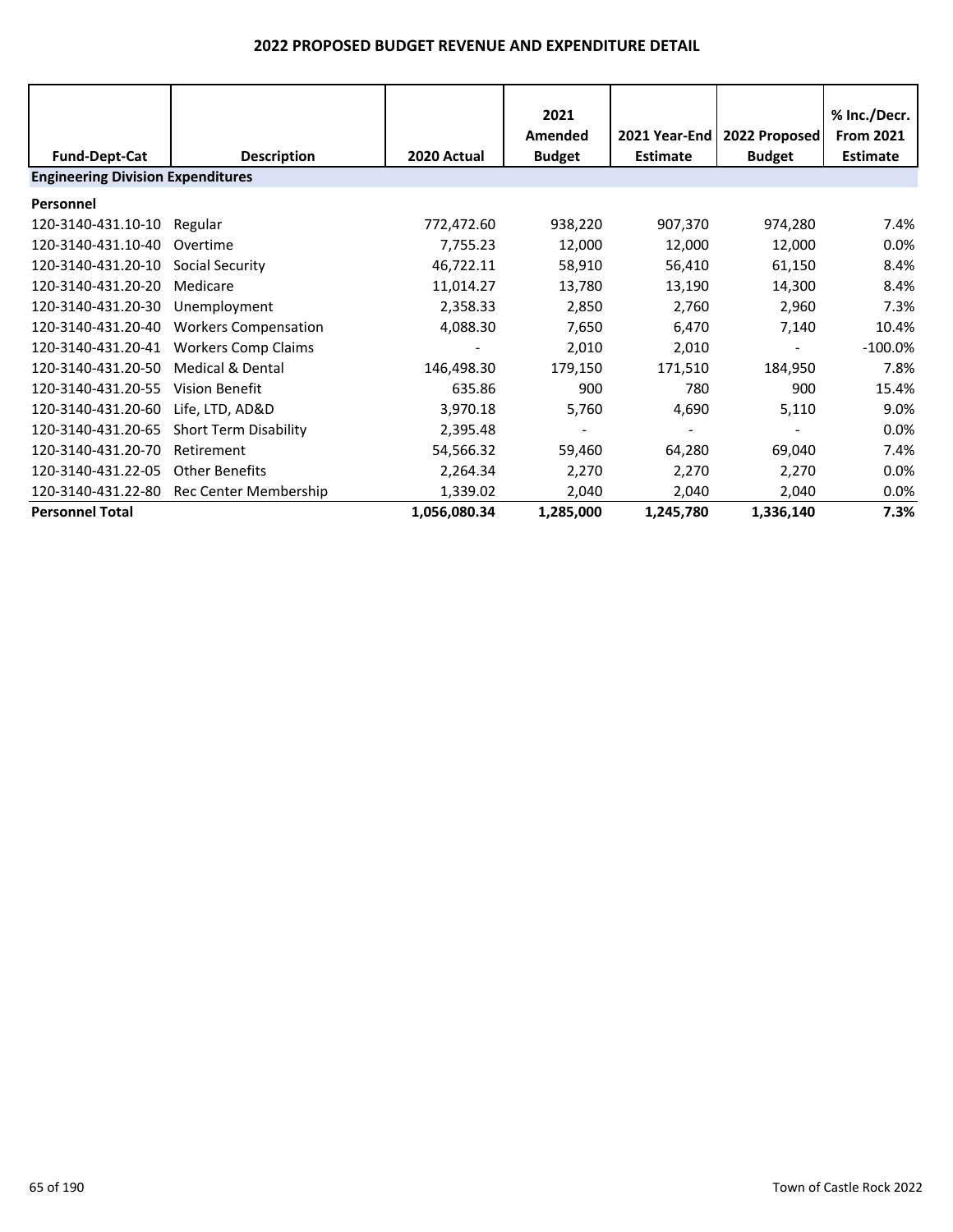# 2022 PROPOSED BUDGET REVENUE AND EXPENDITURE DETAIL

| Fund-Dept-Cat | Description | 2020 Actual | 2021 Amended Budget | 2021 Year-End Estimate | 2022 Proposed Budget | % Inc./Decr. From 2021 Estimate |
|---|---|---|---|---|---|---|
| **Engineering Division Expenditures** | | | | | | |
| **Personnel** | | | | | | |
| 120-3140-431.10-10 | Regular | 772,472.60 | 938,220 | 907,370 | 974,280 | 7.4% |
| 120-3140-431.10-40 | Overtime | 7,755.23 | 12,000 | 12,000 | 12,000 | 0.0% |
| 120-3140-431.20-10 | Social Security | 46,722.11 | 58,910 | 56,410 | 61,150 | 8.4% |
| 120-3140-431.20-20 | Medicare | 11,014.27 | 13,780 | 13,190 | 14,300 | 8.4% |
| 120-3140-431.20-30 | Unemployment | 2,358.33 | 2,850 | 2,760 | 2,960 | 7.3% |
| 120-3140-431.20-40 | Workers Compensation | 4,088.30 | 7,650 | 6,470 | 7,140 | 10.4% |
| 120-3140-431.20-41 | Workers Comp Claims | - | 2,010 | 2,010 | - | -100.0% |
| 120-3140-431.20-50 | Medical & Dental | 146,498.30 | 179,150 | 171,510 | 184,950 | 7.8% |
| 120-3140-431.20-55 | Vision Benefit | 635.86 | 900 | 780 | 900 | 15.4% |
| 120-3140-431.20-60 | Life, LTD, AD&D | 3,970.18 | 5,760 | 4,690 | 5,110 | 9.0% |
| 120-3140-431.20-65 | Short Term Disability | 2,395.48 | - | - | - | 0.0% |
| 120-3140-431.20-70 | Retirement | 54,566.32 | 59,460 | 64,280 | 69,040 | 7.4% |
| 120-3140-431.22-05 | Other Benefits | 2,264.34 | 2,270 | 2,270 | 2,270 | 0.0% |
| 120-3140-431.22-80 | Rec Center Membership | 1,339.02 | 2,040 | 2,040 | 2,040 | 0.0% |
| **Personnel Total** | | **1,056,080.34** | **1,285,000** | **1,245,780** | **1,336,140** | **7.3%** |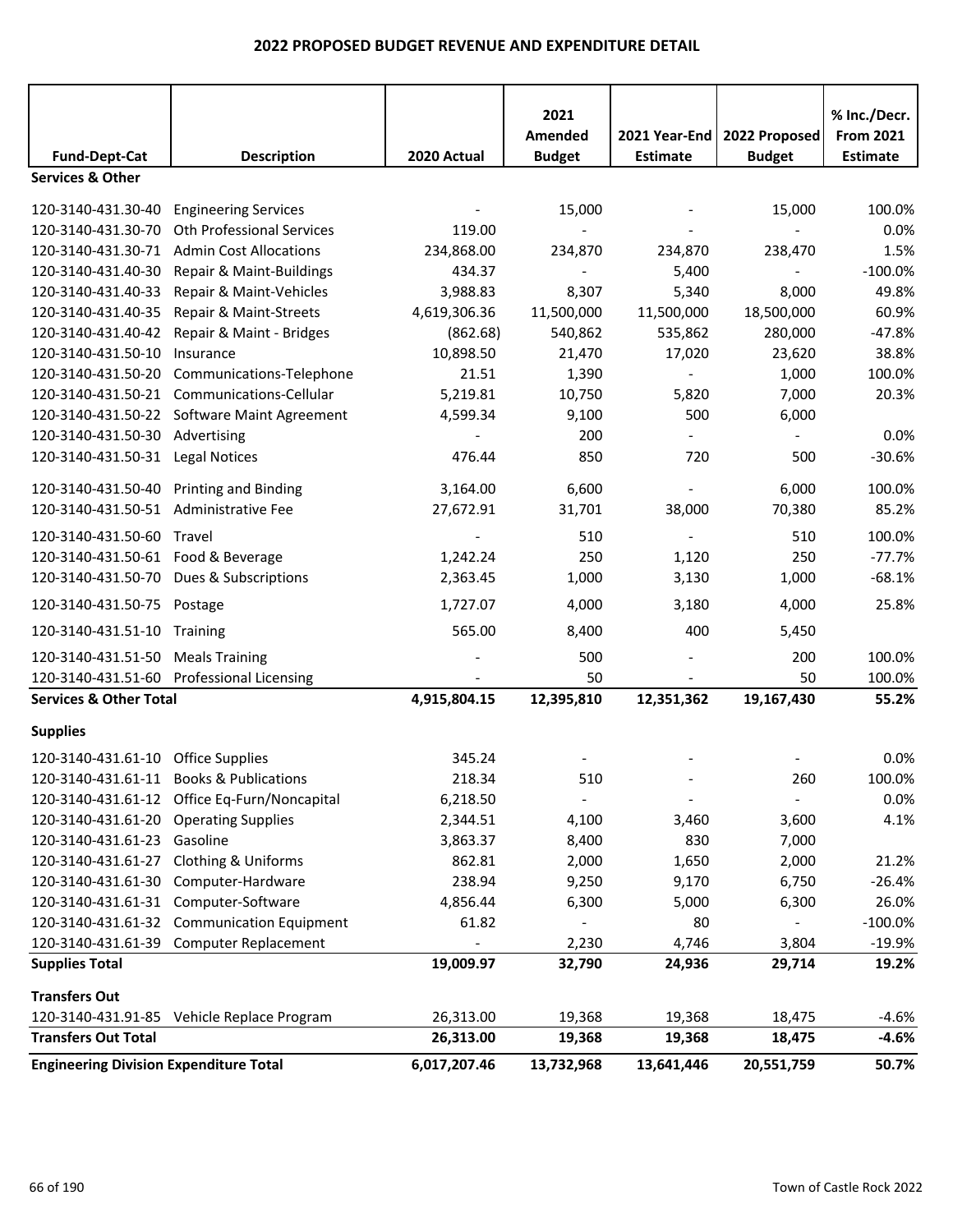## 2022 PROPOSED BUDGET REVENUE AND EXPENDITURE DETAIL

| Fund-Dept-Cat | Description | 2020 Actual | 2021 Amended Budget | 2021 Year-End Estimate | 2022 Proposed Budget | % Inc./Decr. From 2021 Estimate |
|---|---|---|---|---|---|---|
| **Services & Other** | | | | | | |
| 120-3140-431.30-40 | Engineering Services | - | 15,000 | - | 15,000 | 100.0% |
| 120-3140-431.30-70 | Oth Professional Services | 119.00 | - | - | - | 0.0% |
| 120-3140-431.30-71 | Admin Cost Allocations | 234,868.00 | 234,870 | 234,870 | 238,470 | 1.5% |
| 120-3140-431.40-30 | Repair & Maint-Buildings | 434.37 | - | 5,400 | - | -100.0% |
| 120-3140-431.40-33 | Repair & Maint-Vehicles | 3,988.83 | 8,307 | 5,340 | 8,000 | 49.8% |
| 120-3140-431.40-35 | Repair & Maint-Streets | 4,619,306.36 | 11,500,000 | 11,500,000 | 18,500,000 | 60.9% |
| 120-3140-431.40-42 | Repair & Maint - Bridges | (862.68) | 540,862 | 535,862 | 280,000 | -47.8% |
| 120-3140-431.50-10 | Insurance | 10,898.50 | 21,470 | 17,020 | 23,620 | 38.8% |
| 120-3140-431.50-20 | Communications-Telephone | 21.51 | 1,390 | - | 1,000 | 100.0% |
| 120-3140-431.50-21 | Communications-Cellular | 5,219.81 | 10,750 | 5,820 | 7,000 | 20.3% |
| 120-3140-431.50-22 | Software Maint Agreement | 4,599.34 | 9,100 | 500 | 6,000 | |
| 120-3140-431.50-30 | Advertising | - | 200 | - | - | 0.0% |
| 120-3140-431.50-31 | Legal Notices | 476.44 | 850 | 720 | 500 | -30.6% |
| 120-3140-431.50-40 | Printing and Binding | 3,164.00 | 6,600 | - | 6,000 | 100.0% |
| 120-3140-431.50-51 | Administrative Fee | 27,672.91 | 31,701 | 38,000 | 70,380 | 85.2% |
| 120-3140-431.50-60 | Travel | - | 510 | - | 510 | 100.0% |
| 120-3140-431.50-61 | Food & Beverage | 1,242.24 | 250 | 1,120 | 250 | -77.7% |
| 120-3140-431.50-70 | Dues & Subscriptions | 2,363.45 | 1,000 | 3,130 | 1,000 | -68.1% |
| 120-3140-431.50-75 | Postage | 1,727.07 | 4,000 | 3,180 | 4,000 | 25.8% |
| 120-3140-431.51-10 | Training | 565.00 | 8,400 | 400 | 5,450 | |
| 120-3140-431.51-50 | Meals Training | - | 500 | - | 200 | 100.0% |
| 120-3140-431.51-60 | Professional Licensing | - | 50 | - | 50 | 100.0% |
| **Services & Other Total** | | **4,915,804.15** | **12,395,810** | **12,351,362** | **19,167,430** | **55.2%** |
| **Supplies** | | | | | | |
| 120-3140-431.61-10 | Office Supplies | 345.24 | - | - | - | 0.0% |
| 120-3140-431.61-11 | Books & Publications | 218.34 | 510 | - | 260 | 100.0% |
| 120-3140-431.61-12 | Office Eq-Furn/Noncapital | 6,218.50 | - | - | - | 0.0% |
| 120-3140-431.61-20 | Operating Supplies | 2,344.51 | 4,100 | 3,460 | 3,600 | 4.1% |
| 120-3140-431.61-23 | Gasoline | 3,863.37 | 8,400 | 830 | 7,000 | |
| 120-3140-431.61-27 | Clothing & Uniforms | 862.81 | 2,000 | 1,650 | 2,000 | 21.2% |
| 120-3140-431.61-30 | Computer-Hardware | 238.94 | 9,250 | 9,170 | 6,750 | -26.4% |
| 120-3140-431.61-31 | Computer-Software | 4,856.44 | 6,300 | 5,000 | 6,300 | 26.0% |
| 120-3140-431.61-32 | Communication Equipment | 61.82 | - | 80 | - | -100.0% |
| 120-3140-431.61-39 | Computer Replacement | - | 2,230 | 4,746 | 3,804 | -19.9% |
| **Supplies Total** | | **19,009.97** | **32,790** | **24,936** | **29,714** | **19.2%** |
| **Transfers Out** | | | | | | |
| 120-3140-431.91-85 | Vehicle Replace Program | 26,313.00 | 19,368 | 19,368 | 18,475 | -4.6% |
| **Transfers Out Total** | | **26,313.00** | **19,368** | **19,368** | **18,475** | **-4.6%** |
| **Engineering Division Expenditure Total** | | **6,017,207.46** | **13,732,968** | **13,641,446** | **20,551,759** | **50.7%** |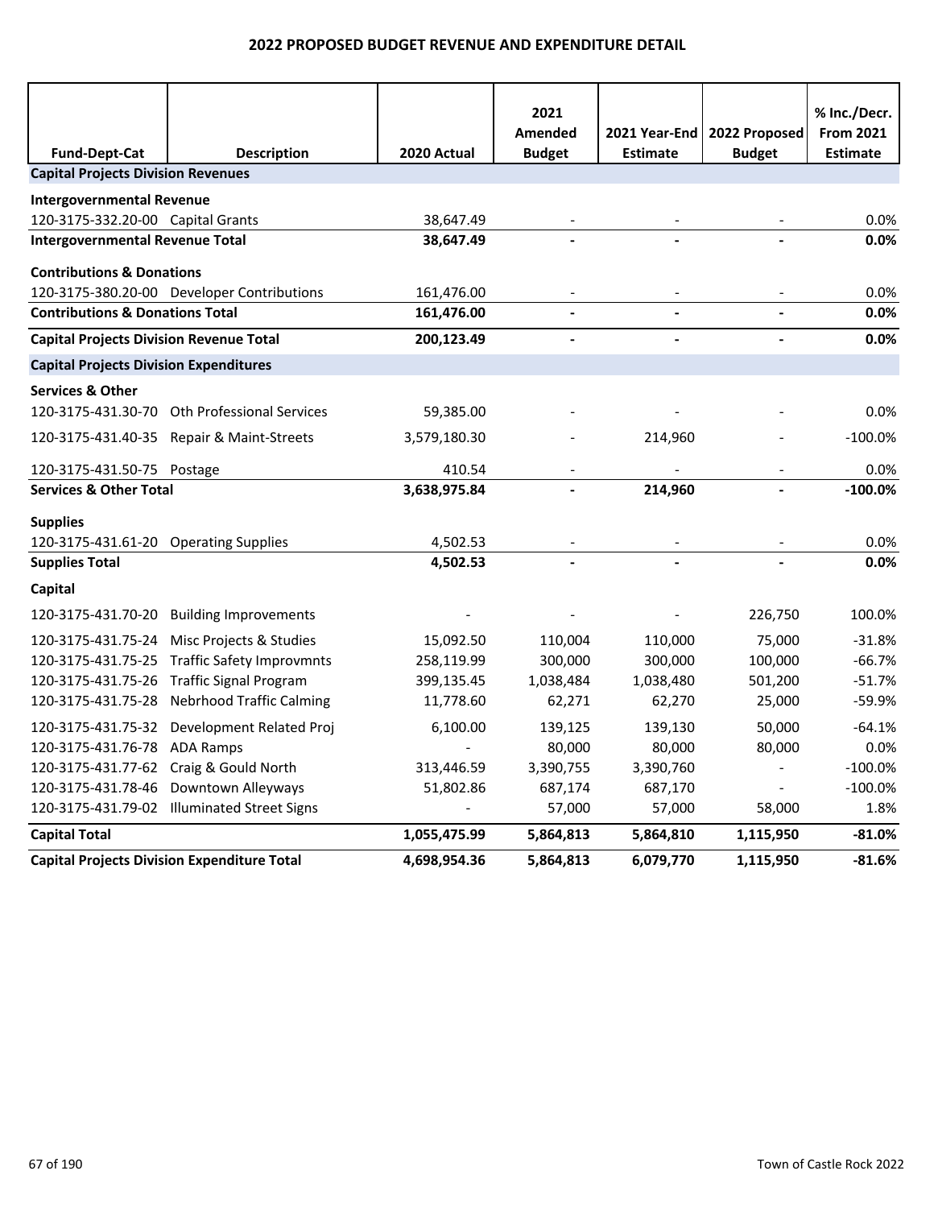# 2022 PROPOSED BUDGET REVENUE AND EXPENDITURE DETAIL

| Fund-Dept-Cat | Description | 2020 Actual | 2021 Amended Budget | 2021 Year-End Estimate | 2022 Proposed Budget | % Inc./Decr. From 2021 Estimate |
|---|---|---|---|---|---|---|
| **Capital Projects Division Revenues** | | | | | | |
| **Intergovernmental Revenue** | | | | | | |
| 120-3175-332.20-00 | Capital Grants | 38,647.49 | - | - | - | 0.0% |
| **Intergovernmental Revenue Total** | | **38,647.49** | **-** | **-** | **-** | **0.0%** |
| **Contributions & Donations** | | | | | | |
| 120-3175-380.20-00 | Developer Contributions | 161,476.00 | - | - | - | 0.0% |
| **Contributions & Donations Total** | | **161,476.00** | **-** | **-** | **-** | **0.0%** |
| **Capital Projects Division Revenue Total** | | **200,123.49** | **-** | **-** | **-** | **0.0%** |
| **Capital Projects Division Expenditures** | | | | | | |
| **Services & Other** | | | | | | |
| 120-3175-431.30-70 | Oth Professional Services | 59,385.00 | - | - | - | 0.0% |
| 120-3175-431.40-35 | Repair & Maint-Streets | 3,579,180.30 | - | 214,960 | - | -100.0% |
| 120-3175-431.50-75 | Postage | 410.54 | - | - | - | 0.0% |
| **Services & Other Total** | | **3,638,975.84** | **-** | **214,960** | **-** | **-100.0%** |
| **Supplies** | | | | | | |
| 120-3175-431.61-20 | Operating Supplies | 4,502.53 | - | - | - | 0.0% |
| **Supplies Total** | | **4,502.53** | **-** | **-** | **-** | **0.0%** |
| **Capital** | | | | | | |
| 120-3175-431.70-20 | Building Improvements | - | - | - | 226,750 | 100.0% |
| 120-3175-431.75-24 | Misc Projects & Studies | 15,092.50 | 110,004 | 110,000 | 75,000 | -31.8% |
| 120-3175-431.75-25 | Traffic Safety Improvmnts | 258,119.99 | 300,000 | 300,000 | 100,000 | -66.7% |
| 120-3175-431.75-26 | Traffic Signal Program | 399,135.45 | 1,038,484 | 1,038,480 | 501,200 | -51.7% |
| 120-3175-431.75-28 | Nebrhood Traffic Calming | 11,778.60 | 62,271 | 62,270 | 25,000 | -59.9% |
| 120-3175-431.75-32 | Development Related Proj | 6,100.00 | 139,125 | 139,130 | 50,000 | -64.1% |
| 120-3175-431.76-78 | ADA Ramps | - | 80,000 | 80,000 | 80,000 | 0.0% |
| 120-3175-431.77-62 | Craig & Gould North | 313,446.59 | 3,390,755 | 3,390,760 | - | -100.0% |
| 120-3175-431.78-46 | Downtown Alleyways | 51,802.86 | 687,174 | 687,170 | - | -100.0% |
| 120-3175-431.79-02 | Illuminated Street Signs | - | 57,000 | 57,000 | 58,000 | 1.8% |
| **Capital Total** | | **1,055,475.99** | **5,864,813** | **5,864,810** | **1,115,950** | **-81.0%** |
| **Capital Projects Division Expenditure Total** | | **4,698,954.36** | **5,864,813** | **6,079,770** | **1,115,950** | **-81.6%** |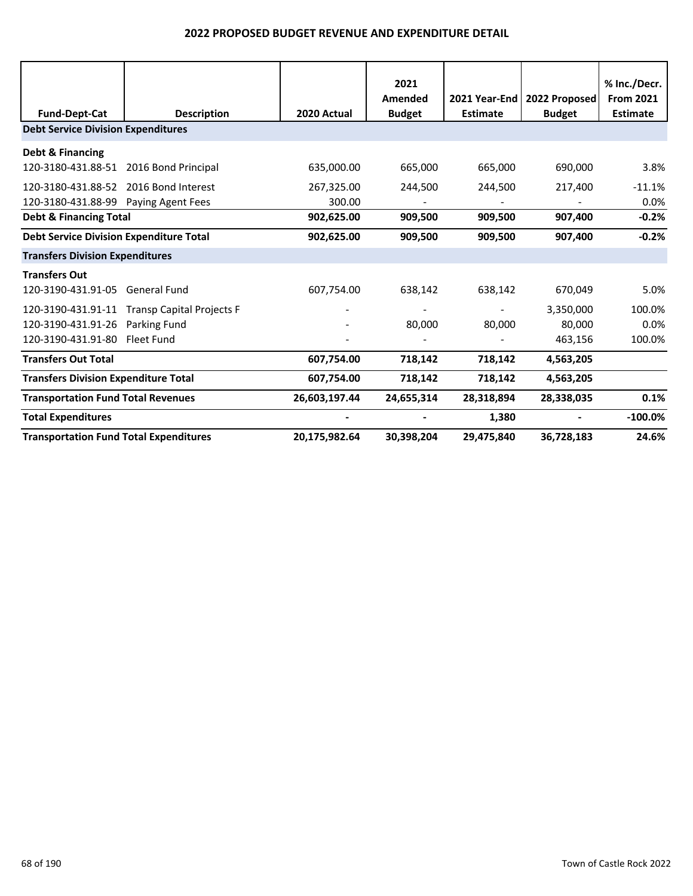## 2022 PROPOSED BUDGET REVENUE AND EXPENDITURE DETAIL

| Fund-Dept-Cat | Description | 2020 Actual | 2021 Amended Budget | 2021 Year-End Estimate | 2022 Proposed Budget | % Inc./Decr. From 2021 Estimate |
|---|---|---|---|---|---|---|
| **Debt Service Division Expenditures** | | | | | | |
| **Debt & Financing** | | | | | | |
| 120-3180-431.88-51 | 2016 Bond Principal | 635,000.00 | 665,000 | 665,000 | 690,000 | 3.8% |
| 120-3180-431.88-52 | 2016 Bond Interest | 267,325.00 | 244,500 | 244,500 | 217,400 | -11.1% |
| 120-3180-431.88-99 | Paying Agent Fees | 300.00 | - | - | - | 0.0% |
| **Debt & Financing Total** | | **902,625.00** | **909,500** | **909,500** | **907,400** | **-0.2%** |
| **Debt Service Division Expenditure Total** | | **902,625.00** | **909,500** | **909,500** | **907,400** | **-0.2%** |
| **Transfers Division Expenditures** | | | | | | |
| **Transfers Out** | | | | | | |
| 120-3190-431.91-05 | General Fund | 607,754.00 | 638,142 | 638,142 | 670,049 | 5.0% |
| 120-3190-431.91-11 | Transp Capital Projects F | - | - | - | 3,350,000 | 100.0% |
| 120-3190-431.91-26 | Parking Fund | - | 80,000 | 80,000 | 80,000 | 0.0% |
| 120-3190-431.91-80 | Fleet Fund | - | - | - | 463,156 | 100.0% |
| **Transfers Out Total** | | **607,754.00** | **718,142** | **718,142** | **4,563,205** | |
| **Transfers Division Expenditure Total** | | **607,754.00** | **718,142** | **718,142** | **4,563,205** | |
| **Transportation Fund Total Revenues** | | **26,603,197.44** | **24,655,314** | **28,318,894** | **28,338,035** | **0.1%** |
| **Total Expenditures** | | **-** | **-** | **1,380** | **-** | **-100.0%** |
| **Transportation Fund Total Expenditures** | | **20,175,982.64** | **30,398,204** | **29,475,840** | **36,728,183** | **24.6%** |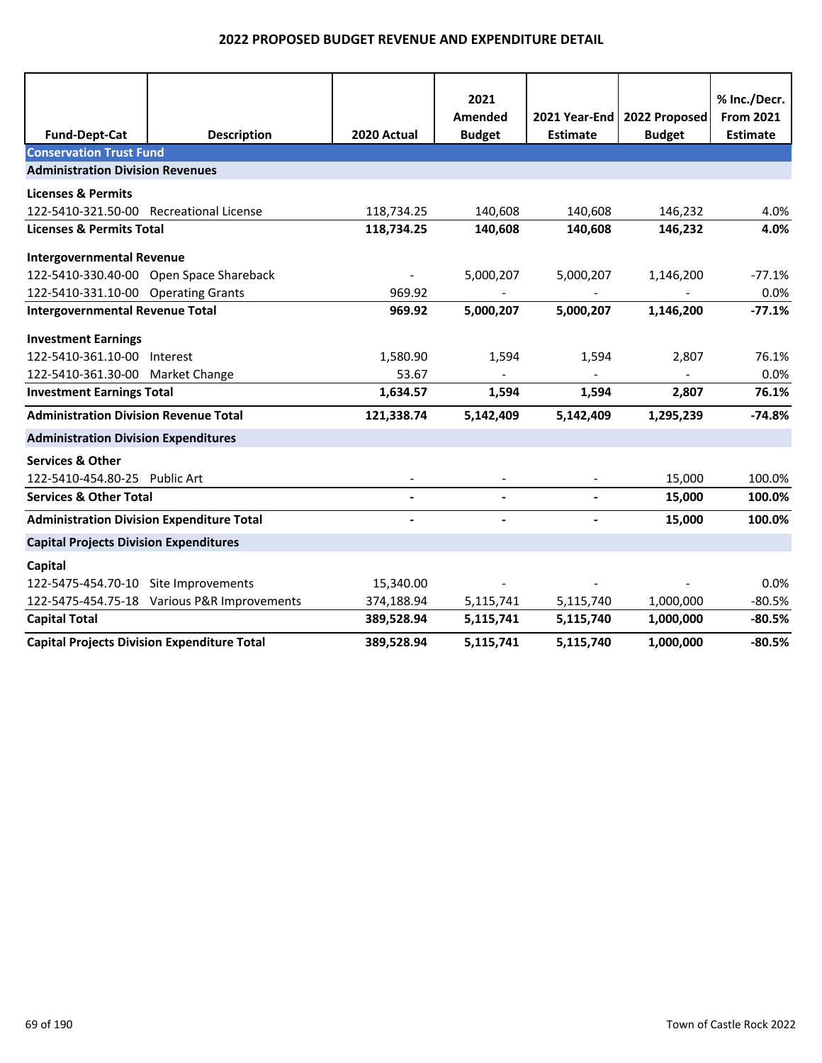# 2022 PROPOSED BUDGET REVENUE AND EXPENDITURE DETAIL

| Fund-Dept-Cat | Description | 2020 Actual | 2021 Amended Budget | 2021 Year-End Estimate | 2022 Proposed Budget | % Inc./Decr. From 2021 Estimate |
|---|---|---|---|---|---|---|
| **Conservation Trust Fund** | | | | | | |
| **Administration Division Revenues** | | | | | | |
| **Licenses & Permits** | | | | | | |
| 122-5410-321.50-00 | Recreational License | 118,734.25 | 140,608 | 140,608 | 146,232 | 4.0% |
| **Licenses & Permits Total** | | **118,734.25** | **140,608** | **140,608** | **146,232** | **4.0%** |
| **Intergovernmental Revenue** | | | | | | |
| 122-5410-330.40-00 | Open Space Shareback | - | 5,000,207 | 5,000,207 | 1,146,200 | -77.1% |
| 122-5410-331.10-00 | Operating Grants | 969.92 | - | - | - | 0.0% |
| **Intergovernmental Revenue Total** | | **969.92** | **5,000,207** | **5,000,207** | **1,146,200** | **-77.1%** |
| **Investment Earnings** | | | | | | |
| 122-5410-361.10-00 | Interest | 1,580.90 | 1,594 | 1,594 | 2,807 | 76.1% |
| 122-5410-361.30-00 | Market Change | 53.67 | - | - | - | 0.0% |
| **Investment Earnings Total** | | **1,634.57** | **1,594** | **1,594** | **2,807** | **76.1%** |
| **Administration Division Revenue Total** | | **121,338.74** | **5,142,409** | **5,142,409** | **1,295,239** | **-74.8%** |
| **Administration Division Expenditures** | | | | | | |
| **Services & Other** | | | | | | |
| 122-5410-454.80-25 | Public Art | - | - | - | 15,000 | 100.0% |
| **Services & Other Total** | | **-** | **-** | **-** | **15,000** | **100.0%** |
| **Administration Division Expenditure Total** | | **-** | **-** | **-** | **15,000** | **100.0%** |
| **Capital Projects Division Expenditures** | | | | | | |
| **Capital** | | | | | | |
| 122-5475-454.70-10 | Site Improvements | 15,340.00 | - | - | - | 0.0% |
| 122-5475-454.75-18 | Various P&R Improvements | 374,188.94 | 5,115,741 | 5,115,740 | 1,000,000 | -80.5% |
| **Capital Total** | | **389,528.94** | **5,115,741** | **5,115,740** | **1,000,000** | **-80.5%** |
| **Capital Projects Division Expenditure Total** | | **389,528.94** | **5,115,741** | **5,115,740** | **1,000,000** | **-80.5%** |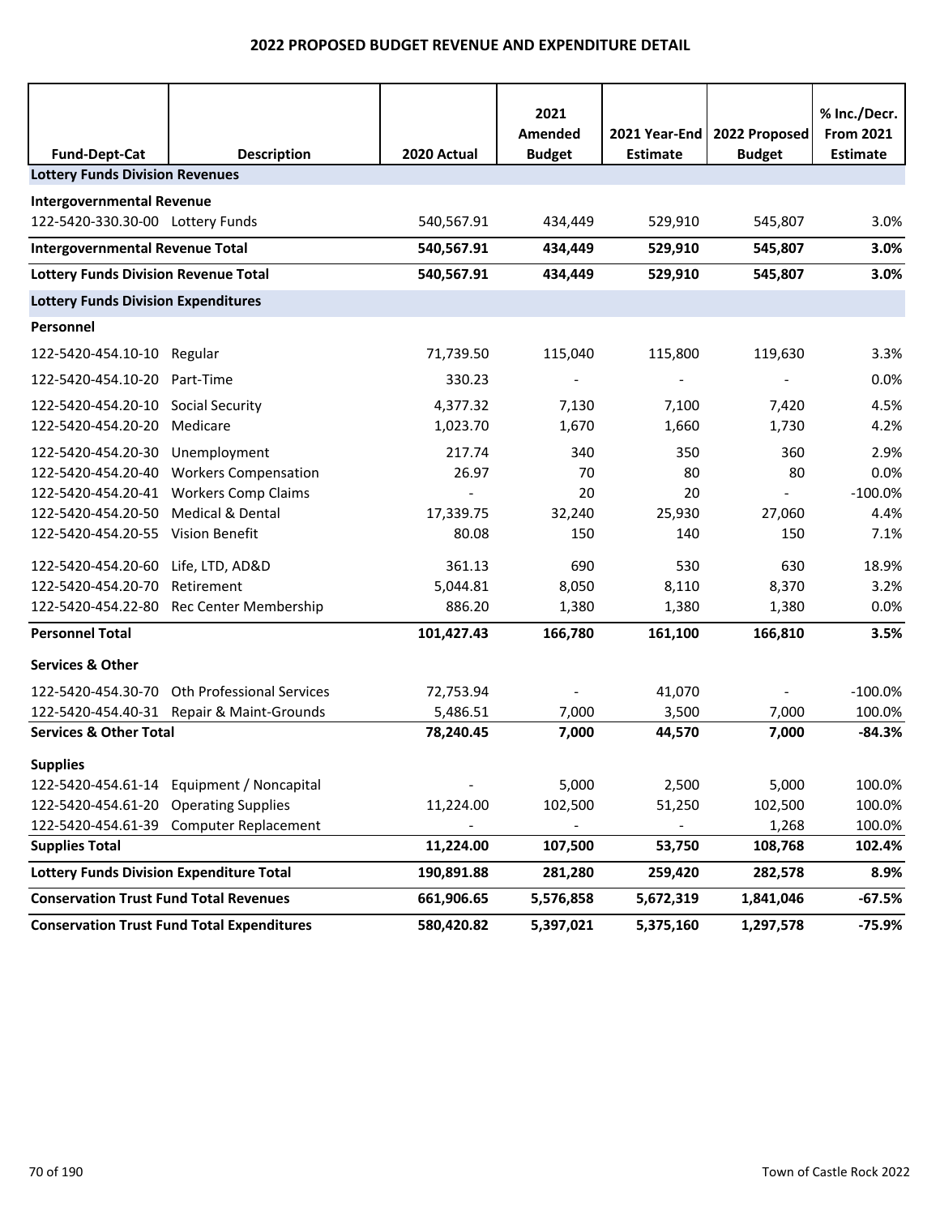# 2022 PROPOSED BUDGET REVENUE AND EXPENDITURE DETAIL

| Fund-Dept-Cat | Description | 2020 Actual | 2021 Amended Budget | 2021 Year-End Estimate | 2022 Proposed Budget | % Inc./Decr. From 2021 Estimate |
|---|---|---|---|---|---|---|
| **Lottery Funds Division Revenues** | | | | | | |
| **Intergovernmental Revenue** | | | | | | |
| 122-5420-330.30-00 | Lottery Funds | 540,567.91 | 434,449 | 529,910 | 545,807 | 3.0% |
| **Intergovernmental Revenue Total** | | **540,567.91** | **434,449** | **529,910** | **545,807** | **3.0%** |
| **Lottery Funds Division Revenue Total** | | **540,567.91** | **434,449** | **529,910** | **545,807** | **3.0%** |
| **Lottery Funds Division Expenditures** | | | | | | |
| **Personnel** | | | | | | |
| 122-5420-454.10-10 | Regular | 71,739.50 | 115,040 | 115,800 | 119,630 | 3.3% |
| 122-5420-454.10-20 | Part-Time | 330.23 | - | - | - | 0.0% |
| 122-5420-454.20-10 | Social Security | 4,377.32 | 7,130 | 7,100 | 7,420 | 4.5% |
| 122-5420-454.20-20 | Medicare | 1,023.70 | 1,670 | 1,660 | 1,730 | 4.2% |
| 122-5420-454.20-30 | Unemployment | 217.74 | 340 | 350 | 360 | 2.9% |
| 122-5420-454.20-40 | Workers Compensation | 26.97 | 70 | 80 | 80 | 0.0% |
| 122-5420-454.20-41 | Workers Comp Claims | - | 20 | 20 | - | -100.0% |
| 122-5420-454.20-50 | Medical & Dental | 17,339.75 | 32,240 | 25,930 | 27,060 | 4.4% |
| 122-5420-454.20-55 | Vision Benefit | 80.08 | 150 | 140 | 150 | 7.1% |
| 122-5420-454.20-60 | Life, LTD, AD&D | 361.13 | 690 | 530 | 630 | 18.9% |
| 122-5420-454.20-70 | Retirement | 5,044.81 | 8,050 | 8,110 | 8,370 | 3.2% |
| 122-5420-454.22-80 | Rec Center Membership | 886.20 | 1,380 | 1,380 | 1,380 | 0.0% |
| **Personnel Total** | | **101,427.43** | **166,780** | **161,100** | **166,810** | **3.5%** |
| **Services & Other** | | | | | | |
| 122-5420-454.30-70 | Oth Professional Services | 72,753.94 | - | 41,070 | - | -100.0% |
| 122-5420-454.40-31 | Repair & Maint-Grounds | 5,486.51 | 7,000 | 3,500 | 7,000 | 100.0% |
| **Services & Other Total** | | **78,240.45** | **7,000** | **44,570** | **7,000** | **-84.3%** |
| **Supplies** | | | | | | |
| 122-5420-454.61-14 | Equipment / Noncapital | - | 5,000 | 2,500 | 5,000 | 100.0% |
| 122-5420-454.61-20 | Operating Supplies | 11,224.00 | 102,500 | 51,250 | 102,500 | 100.0% |
| 122-5420-454.61-39 | Computer Replacement | - | - | - | 1,268 | 100.0% |
| **Supplies Total** | | **11,224.00** | **107,500** | **53,750** | **108,768** | **102.4%** |
| **Lottery Funds Division Expenditure Total** | | **190,891.88** | **281,280** | **259,420** | **282,578** | **8.9%** |
| **Conservation Trust Fund Total Revenues** | | **661,906.65** | **5,576,858** | **5,672,319** | **1,841,046** | **-67.5%** |
| **Conservation Trust Fund Total Expenditures** | | **580,420.82** | **5,397,021** | **5,375,160** | **1,297,578** | **-75.9%** |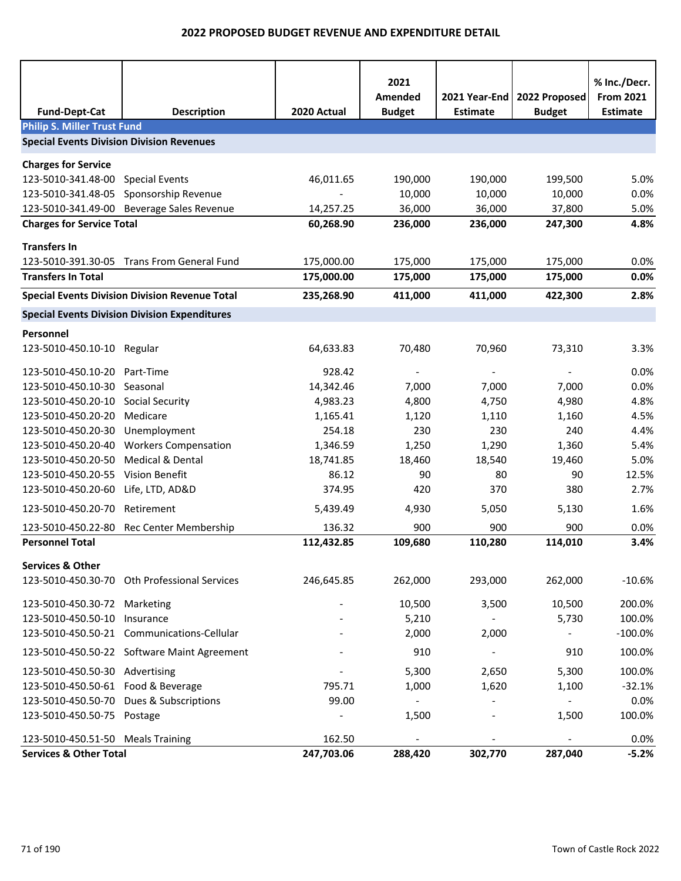# 2022 PROPOSED BUDGET REVENUE AND EXPENDITURE DETAIL

| Fund-Dept-Cat | Description | 2020 Actual | 2021 Amended Budget | 2021 Year-End Estimate | 2022 Proposed Budget | % Inc./Decr. From 2021 Estimate |
|---|---|---|---|---|---|---|
| **Philip S. Miller Trust Fund** | | | | | | |
| **Special Events Division Division Revenues** | | | | | | |
| **Charges for Service** | | | | | | |
| 123-5010-341.48-00 | Special Events | 46,011.65 | 190,000 | 190,000 | 199,500 | 5.0% |
| 123-5010-341.48-05 | Sponsorship Revenue | - | 10,000 | 10,000 | 10,000 | 0.0% |
| 123-5010-341.49-00 | Beverage Sales Revenue | 14,257.25 | 36,000 | 36,000 | 37,800 | 5.0% |
| **Charges for Service Total** | | **60,268.90** | **236,000** | **236,000** | **247,300** | **4.8%** |
| **Transfers In** | | | | | | |
| 123-5010-391.30-05 | Trans From General Fund | 175,000.00 | 175,000 | 175,000 | 175,000 | 0.0% |
| **Transfers In Total** | | **175,000.00** | **175,000** | **175,000** | **175,000** | **0.0%** |
| **Special Events Division Division Revenue Total** | | **235,268.90** | **411,000** | **411,000** | **422,300** | **2.8%** |
| **Special Events Division Division Expenditures** | | | | | | |
| **Personnel** | | | | | | |
| 123-5010-450.10-10 | Regular | 64,633.83 | 70,480 | 70,960 | 73,310 | 3.3% |
| 123-5010-450.10-20 | Part-Time | 928.42 | - | - | - | 0.0% |
| 123-5010-450.10-30 | Seasonal | 14,342.46 | 7,000 | 7,000 | 7,000 | 0.0% |
| 123-5010-450.20-10 | Social Security | 4,983.23 | 4,800 | 4,750 | 4,980 | 4.8% |
| 123-5010-450.20-20 | Medicare | 1,165.41 | 1,120 | 1,110 | 1,160 | 4.5% |
| 123-5010-450.20-30 | Unemployment | 254.18 | 230 | 230 | 240 | 4.4% |
| 123-5010-450.20-40 | Workers Compensation | 1,346.59 | 1,250 | 1,290 | 1,360 | 5.4% |
| 123-5010-450.20-50 | Medical & Dental | 18,741.85 | 18,460 | 18,540 | 19,460 | 5.0% |
| 123-5010-450.20-55 | Vision Benefit | 86.12 | 90 | 80 | 90 | 12.5% |
| 123-5010-450.20-60 | Life, LTD, AD&D | 374.95 | 420 | 370 | 380 | 2.7% |
| 123-5010-450.20-70 | Retirement | 5,439.49 | 4,930 | 5,050 | 5,130 | 1.6% |
| 123-5010-450.22-80 | Rec Center Membership | 136.32 | 900 | 900 | 900 | 0.0% |
| **Personnel Total** | | **112,432.85** | **109,680** | **110,280** | **114,010** | **3.4%** |
| **Services & Other** | | | | | | |
| 123-5010-450.30-70 | Oth Professional Services | 246,645.85 | 262,000 | 293,000 | 262,000 | -10.6% |
| 123-5010-450.30-72 | Marketing | - | 10,500 | 3,500 | 10,500 | 200.0% |
| 123-5010-450.50-10 | Insurance | - | 5,210 | - | 5,730 | 100.0% |
| 123-5010-450.50-21 | Communications-Cellular | - | 2,000 | 2,000 | - | -100.0% |
| 123-5010-450.50-22 | Software Maint Agreement | - | 910 | - | 910 | 100.0% |
| 123-5010-450.50-30 | Advertising | - | 5,300 | 2,650 | 5,300 | 100.0% |
| 123-5010-450.50-61 | Food & Beverage | 795.71 | 1,000 | 1,620 | 1,100 | -32.1% |
| 123-5010-450.50-70 | Dues & Subscriptions | 99.00 | - | - | - | 0.0% |
| 123-5010-450.50-75 | Postage | - | 1,500 | - | 1,500 | 100.0% |
| 123-5010-450.51-50 | Meals Training | 162.50 | - | - | - | 0.0% |
| **Services & Other Total** | | **247,703.06** | **288,420** | **302,770** | **287,040** | **-5.2%** |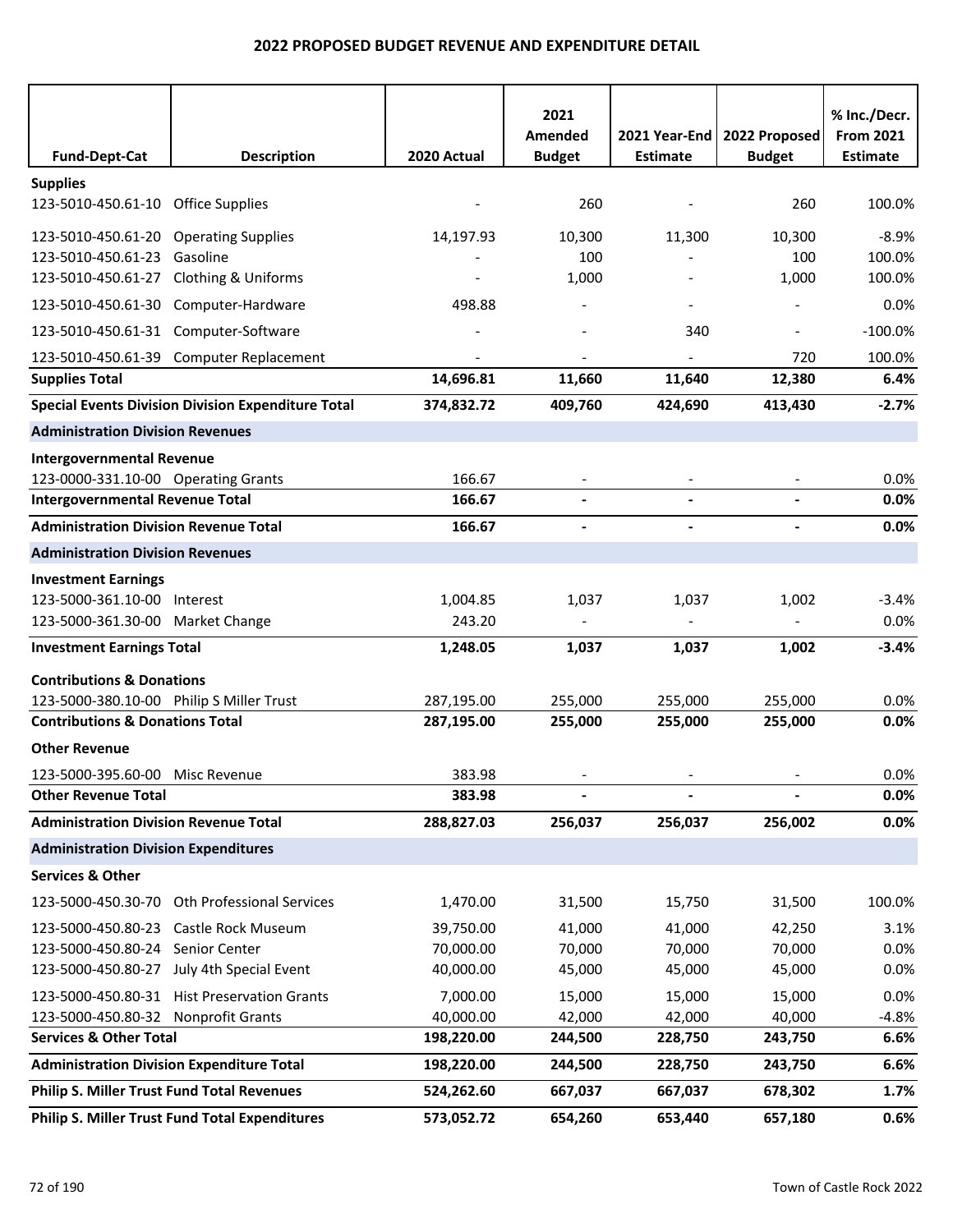## 2022 PROPOSED BUDGET REVENUE AND EXPENDITURE DETAIL

| Fund-Dept-Cat | Description | 2020 Actual | 2021 Amended Budget | 2021 Year-End Estimate | 2022 Proposed Budget | % Inc./Decr. From 2021 Estimate |
|---|---|---|---|---|---|---|
| **Supplies** | | | | | | |
| 123-5010-450.61-10 | Office Supplies | - | 260 | - | 260 | 100.0% |
| 123-5010-450.61-20 | Operating Supplies | 14,197.93 | 10,300 | 11,300 | 10,300 | -8.9% |
| 123-5010-450.61-23 | Gasoline | - | 100 | - | 100 | 100.0% |
| 123-5010-450.61-27 | Clothing & Uniforms | - | 1,000 | - | 1,000 | 100.0% |
| 123-5010-450.61-30 | Computer-Hardware | 498.88 | - | - | - | 0.0% |
| 123-5010-450.61-31 | Computer-Software | - | - | 340 | - | -100.0% |
| 123-5010-450.61-39 | Computer Replacement | - | - | - | 720 | 100.0% |
| **Supplies Total** | | **14,696.81** | **11,660** | **11,640** | **12,380** | **6.4%** |
| **Special Events Division Division Expenditure Total** | | **374,832.72** | **409,760** | **424,690** | **413,430** | **-2.7%** |
| **Administration Division Revenues** | | | | | | |
| **Intergovernmental Revenue** | | | | | | |
| 123-0000-331.10-00 | Operating Grants | 166.67 | - | - | - | 0.0% |
| **Intergovernmental Revenue Total** | | **166.67** | **-** | **-** | **-** | **0.0%** |
| **Administration Division Revenue Total** | | **166.67** | **-** | **-** | **-** | **0.0%** |
| **Administration Division Revenues** | | | | | | |
| **Investment Earnings** | | | | | | |
| 123-5000-361.10-00 | Interest | 1,004.85 | 1,037 | 1,037 | 1,002 | -3.4% |
| 123-5000-361.30-00 | Market Change | 243.20 | - | - | - | 0.0% |
| **Investment Earnings Total** | | **1,248.05** | **1,037** | **1,037** | **1,002** | **-3.4%** |
| **Contributions & Donations** | | | | | | |
| 123-5000-380.10-00 | Philip S Miller Trust | 287,195.00 | 255,000 | 255,000 | 255,000 | 0.0% |
| **Contributions & Donations Total** | | **287,195.00** | **255,000** | **255,000** | **255,000** | **0.0%** |
| **Other Revenue** | | | | | | |
| 123-5000-395.60-00 | Misc Revenue | 383.98 | - | - | - | 0.0% |
| **Other Revenue Total** | | **383.98** | **-** | **-** | **-** | **0.0%** |
| **Administration Division Revenue Total** | | **288,827.03** | **256,037** | **256,037** | **256,002** | **0.0%** |
| **Administration Division Expenditures** | | | | | | |
| **Services & Other** | | | | | | |
| 123-5000-450.30-70 | Oth Professional Services | 1,470.00 | 31,500 | 15,750 | 31,500 | 100.0% |
| 123-5000-450.80-23 | Castle Rock Museum | 39,750.00 | 41,000 | 41,000 | 42,250 | 3.1% |
| 123-5000-450.80-24 | Senior Center | 70,000.00 | 70,000 | 70,000 | 70,000 | 0.0% |
| 123-5000-450.80-27 | July 4th Special Event | 40,000.00 | 45,000 | 45,000 | 45,000 | 0.0% |
| 123-5000-450.80-31 | Hist Preservation Grants | 7,000.00 | 15,000 | 15,000 | 15,000 | 0.0% |
| 123-5000-450.80-32 | Nonprofit Grants | 40,000.00 | 42,000 | 42,000 | 40,000 | -4.8% |
| **Services & Other Total** | | **198,220.00** | **244,500** | **228,750** | **243,750** | **6.6%** |
| **Administration Division Expenditure Total** | | **198,220.00** | **244,500** | **228,750** | **243,750** | **6.6%** |
| **Philip S. Miller Trust Fund Total Revenues** | | **524,262.60** | **667,037** | **667,037** | **678,302** | **1.7%** |
| **Philip S. Miller Trust Fund Total Expenditures** | | **573,052.72** | **654,260** | **653,440** | **657,180** | **0.6%** |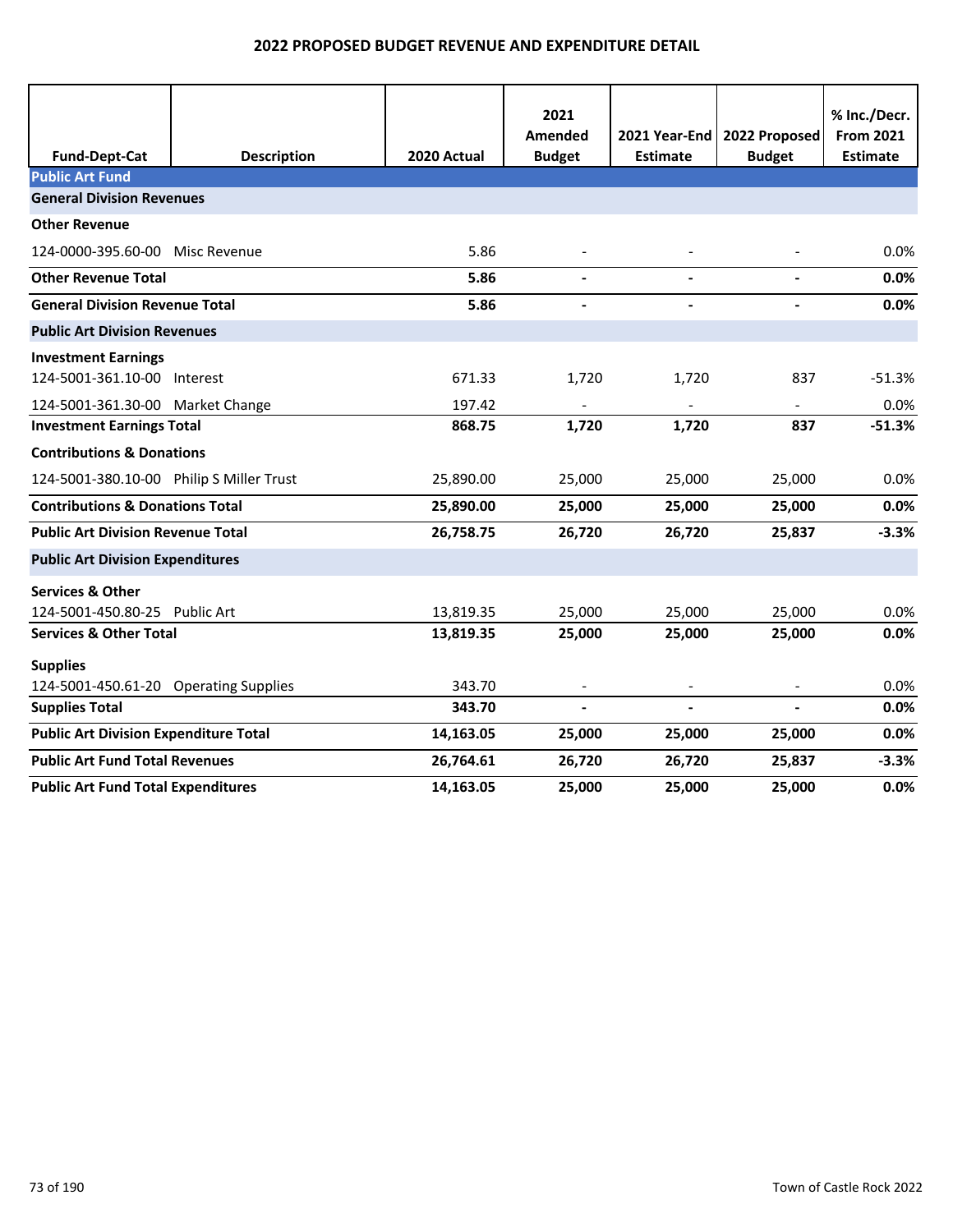# 2022 PROPOSED BUDGET REVENUE AND EXPENDITURE DETAIL

| Fund-Dept-Cat | Description | 2020 Actual | 2021 Amended Budget | 2021 Year-End Estimate | 2022 Proposed Budget | % Inc./Decr. From 2021 Estimate |
|---|---|---|---|---|---|---|
| **Public Art Fund** | | | | | | |
| **General Division Revenues** | | | | | | |
| **Other Revenue** | | | | | | |
| 124-0000-395.60-00 | Misc Revenue | 5.86 | - | - | - | 0.0% |
| **Other Revenue Total** | | **5.86** | **-** | **-** | **-** | **0.0%** |
| **General Division Revenue Total** | | **5.86** | **-** | **-** | **-** | **0.0%** |
| **Public Art Division Revenues** | | | | | | |
| **Investment Earnings** | | | | | | |
| 124-5001-361.10-00 | Interest | 671.33 | 1,720 | 1,720 | 837 | -51.3% |
| 124-5001-361.30-00 | Market Change | 197.42 | - | - | - | 0.0% |
| **Investment Earnings Total** | | **868.75** | **1,720** | **1,720** | **837** | **-51.3%** |
| **Contributions & Donations** | | | | | | |
| 124-5001-380.10-00 | Philip S Miller Trust | 25,890.00 | 25,000 | 25,000 | 25,000 | 0.0% |
| **Contributions & Donations Total** | | **25,890.00** | **25,000** | **25,000** | **25,000** | **0.0%** |
| **Public Art Division Revenue Total** | | **26,758.75** | **26,720** | **26,720** | **25,837** | **-3.3%** |
| **Public Art Division Expenditures** | | | | | | |
| **Services & Other** | | | | | | |
| 124-5001-450.80-25 | Public Art | 13,819.35 | 25,000 | 25,000 | 25,000 | 0.0% |
| **Services & Other Total** | | **13,819.35** | **25,000** | **25,000** | **25,000** | **0.0%** |
| **Supplies** | | | | | | |
| 124-5001-450.61-20 | Operating Supplies | 343.70 | - | - | - | 0.0% |
| **Supplies Total** | | **343.70** | **-** | **-** | **-** | **0.0%** |
| **Public Art Division Expenditure Total** | | **14,163.05** | **25,000** | **25,000** | **25,000** | **0.0%** |
| **Public Art Fund Total Revenues** | | **26,764.61** | **26,720** | **26,720** | **25,837** | **-3.3%** |
| **Public Art Fund Total Expenditures** | | **14,163.05** | **25,000** | **25,000** | **25,000** | **0.0%** |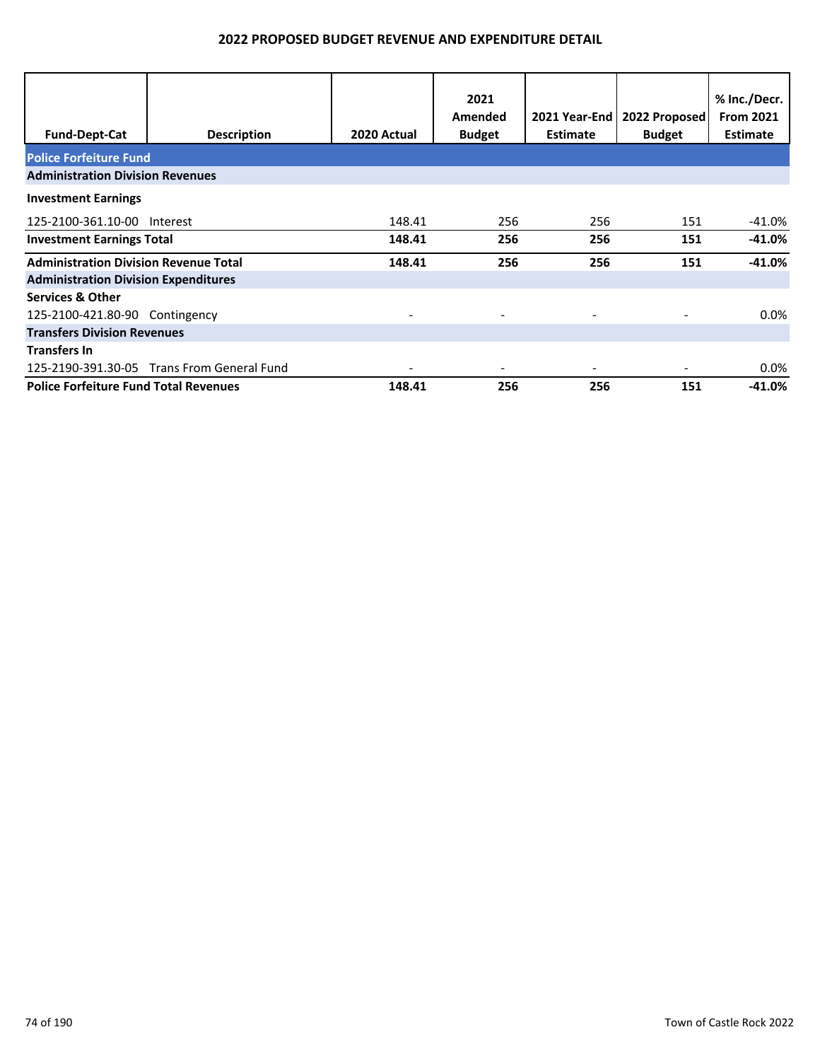# 2022 PROPOSED BUDGET REVENUE AND EXPENDITURE DETAIL

| Fund-Dept-Cat | Description | 2020 Actual | 2021 Amended Budget | 2021 Year-End Estimate | 2022 Proposed Budget | % Inc./Decr. From 2021 Estimate |
|---|---|---|---|---|---|---|
| **Police Forfeiture Fund** | | | | | | |
| **Administration Division Revenues** | | | | | | |
| **Investment Earnings** | | | | | | |
| 125-2100-361.10-00 | Interest | 148.41 | 256 | 256 | 151 | -41.0% |
| **Investment Earnings Total** | | **148.41** | **256** | **256** | **151** | **-41.0%** |
| **Administration Division Revenue Total** | | **148.41** | **256** | **256** | **151** | **-41.0%** |
| **Administration Division Expenditures** | | | | | | |
| **Services & Other** | | | | | | |
| 125-2100-421.80-90 | Contingency | - | - | - | - | 0.0% |
| **Transfers Division Revenues** | | | | | | |
| **Transfers In** | | | | | | |
| 125-2190-391.30-05 | Trans From General Fund | - | - | - | - | 0.0% |
| **Police Forfeiture Fund Total Revenues** | | **148.41** | **256** | **256** | **151** | **-41.0%** |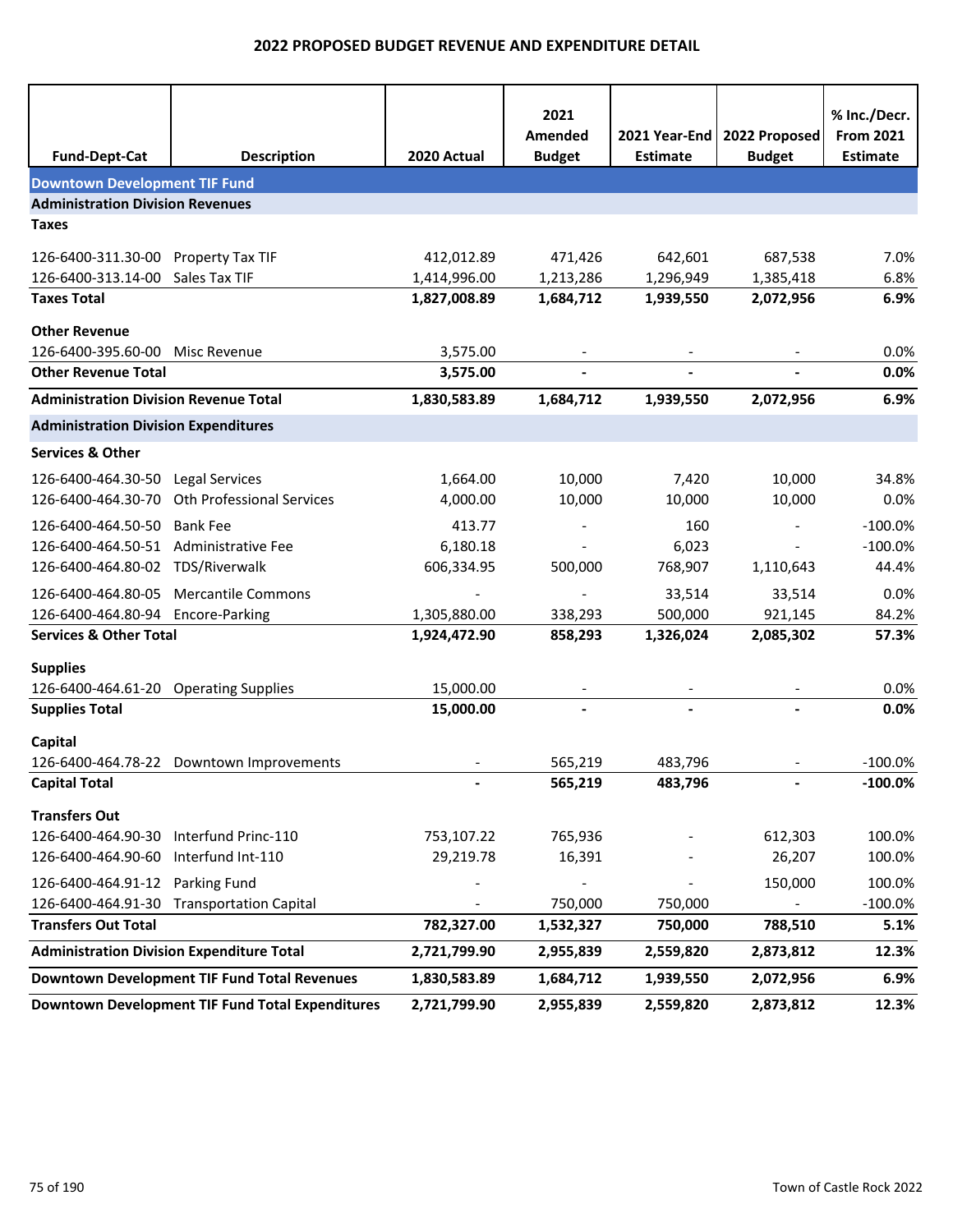# 2022 PROPOSED BUDGET REVENUE AND EXPENDITURE DETAIL

| Fund-Dept-Cat | Description | 2020 Actual | 2021 Amended Budget | 2021 Year-End Estimate | 2022 Proposed Budget | % Inc./Decr. From 2021 Estimate |
|---|---|---|---|---|---|---|
| **Downtown Development TIF Fund** | | | | | | |
| **Administration Division Revenues** | | | | | | |
| **Taxes** | | | | | | |
| 126-6400-311.30-00 | Property Tax TIF | 412,012.89 | 471,426 | 642,601 | 687,538 | 7.0% |
| 126-6400-313.14-00 | Sales Tax TIF | 1,414,996.00 | 1,213,286 | 1,296,949 | 1,385,418 | 6.8% |
| **Taxes Total** | | **1,827,008.89** | **1,684,712** | **1,939,550** | **2,072,956** | **6.9%** |
| **Other Revenue** | | | | | | |
| 126-6400-395.60-00 | Misc Revenue | 3,575.00 | - | - | - | 0.0% |
| **Other Revenue Total** | | **3,575.00** | **-** | **-** | **-** | **0.0%** |
| **Administration Division Revenue Total** | | **1,830,583.89** | **1,684,712** | **1,939,550** | **2,072,956** | **6.9%** |
| **Administration Division Expenditures** | | | | | | |
| **Services & Other** | | | | | | |
| 126-6400-464.30-50 | Legal Services | 1,664.00 | 10,000 | 7,420 | 10,000 | 34.8% |
| 126-6400-464.30-70 | Oth Professional Services | 4,000.00 | 10,000 | 10,000 | 10,000 | 0.0% |
| 126-6400-464.50-50 | Bank Fee | 413.77 | - | 160 | - | -100.0% |
| 126-6400-464.50-51 | Administrative Fee | 6,180.18 | - | 6,023 | - | -100.0% |
| 126-6400-464.80-02 | TDS/Riverwalk | 606,334.95 | 500,000 | 768,907 | 1,110,643 | 44.4% |
| 126-6400-464.80-05 | Mercantile Commons | - | - | 33,514 | 33,514 | 0.0% |
| 126-6400-464.80-94 | Encore-Parking | 1,305,880.00 | 338,293 | 500,000 | 921,145 | 84.2% |
| **Services & Other Total** | | **1,924,472.90** | **858,293** | **1,326,024** | **2,085,302** | **57.3%** |
| **Supplies** | | | | | | |
| 126-6400-464.61-20 | Operating Supplies | 15,000.00 | - | - | - | 0.0% |
| **Supplies Total** | | **15,000.00** | **-** | **-** | **-** | **0.0%** |
| **Capital** | | | | | | |
| 126-6400-464.78-22 | Downtown Improvements | - | 565,219 | 483,796 | - | -100.0% |
| **Capital Total** | | **-** | **565,219** | **483,796** | **-** | **-100.0%** |
| **Transfers Out** | | | | | | |
| 126-6400-464.90-30 | Interfund Princ-110 | 753,107.22 | 765,936 | - | 612,303 | 100.0% |
| 126-6400-464.90-60 | Interfund Int-110 | 29,219.78 | 16,391 | - | 26,207 | 100.0% |
| 126-6400-464.91-12 | Parking Fund | - | - | - | 150,000 | 100.0% |
| 126-6400-464.91-30 | Transportation Capital | - | 750,000 | 750,000 | - | -100.0% |
| **Transfers Out Total** | | **782,327.00** | **1,532,327** | **750,000** | **788,510** | **5.1%** |
| **Administration Division Expenditure Total** | | **2,721,799.90** | **2,955,839** | **2,559,820** | **2,873,812** | **12.3%** |
| **Downtown Development TIF Fund Total Revenues** | | **1,830,583.89** | **1,684,712** | **1,939,550** | **2,072,956** | **6.9%** |
| **Downtown Development TIF Fund Total Expenditures** | | **2,721,799.90** | **2,955,839** | **2,559,820** | **2,873,812** | **12.3%** |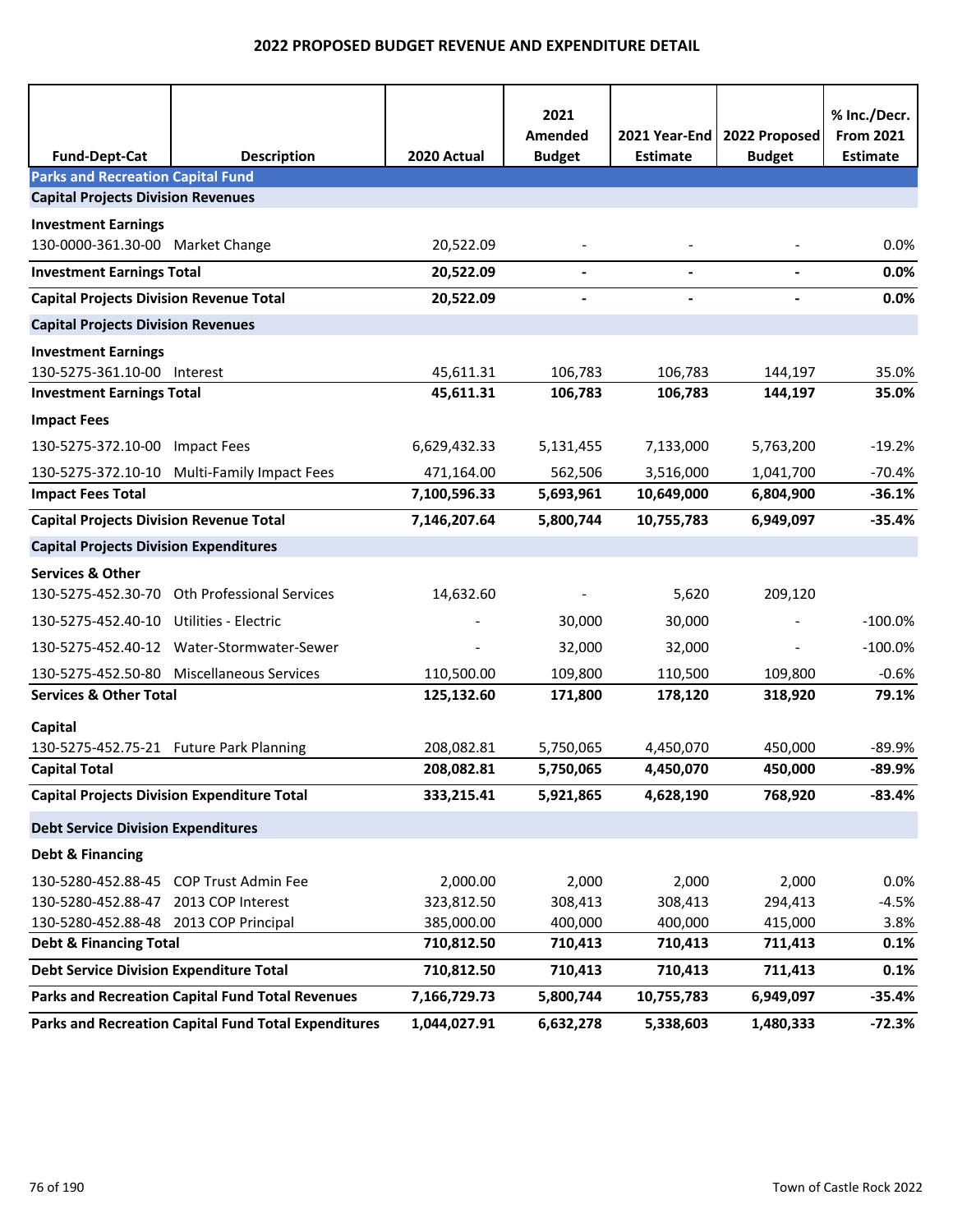# 2022 PROPOSED BUDGET REVENUE AND EXPENDITURE DETAIL

| Fund-Dept-Cat | Description | 2020 Actual | 2021 Amended Budget | 2021 Year-End Estimate | 2022 Proposed Budget | % Inc./Decr. From 2021 Estimate |
|---|---|---|---|---|---|---|
| **Parks and Recreation Capital Fund** | | | | | | |
| **Capital Projects Division Revenues** | | | | | | |
| **Investment Earnings** | | | | | | |
| 130-0000-361.30-00 | Market Change | 20,522.09 | - | - | - | 0.0% |
| **Investment Earnings Total** | | **20,522.09** | **-** | **-** | **-** | **0.0%** |
| **Capital Projects Division Revenue Total** | | **20,522.09** | **-** | **-** | **-** | **0.0%** |
| **Capital Projects Division Revenues** | | | | | | |
| **Investment Earnings** | | | | | | |
| 130-5275-361.10-00 | Interest | 45,611.31 | 106,783 | 106,783 | 144,197 | 35.0% |
| **Investment Earnings Total** | | **45,611.31** | **106,783** | **106,783** | **144,197** | **35.0%** |
| **Impact Fees** | | | | | | |
| 130-5275-372.10-00 | Impact Fees | 6,629,432.33 | 5,131,455 | 7,133,000 | 5,763,200 | -19.2% |
| 130-5275-372.10-10 | Multi-Family Impact Fees | 471,164.00 | 562,506 | 3,516,000 | 1,041,700 | -70.4% |
| **Impact Fees Total** | | **7,100,596.33** | **5,693,961** | **10,649,000** | **6,804,900** | **-36.1%** |
| **Capital Projects Division Revenue Total** | | **7,146,207.64** | **5,800,744** | **10,755,783** | **6,949,097** | **-35.4%** |
| **Capital Projects Division Expenditures** | | | | | | |
| **Services & Other** | | | | | | |
| 130-5275-452.30-70 | Oth Professional Services | 14,632.60 | - | 5,620 | 209,120 | |
| 130-5275-452.40-10 | Utilities - Electric | - | 30,000 | 30,000 | - | -100.0% |
| 130-5275-452.40-12 | Water-Stormwater-Sewer | - | 32,000 | 32,000 | - | -100.0% |
| 130-5275-452.50-80 | Miscellaneous Services | 110,500.00 | 109,800 | 110,500 | 109,800 | -0.6% |
| **Services & Other Total** | | **125,132.60** | **171,800** | **178,120** | **318,920** | **79.1%** |
| **Capital** | | | | | | |
| 130-5275-452.75-21 | Future Park Planning | 208,082.81 | 5,750,065 | 4,450,070 | 450,000 | -89.9% |
| **Capital Total** | | **208,082.81** | **5,750,065** | **4,450,070** | **450,000** | **-89.9%** |
| **Capital Projects Division Expenditure Total** | | **333,215.41** | **5,921,865** | **4,628,190** | **768,920** | **-83.4%** |
| **Debt Service Division Expenditures** | | | | | | |
| **Debt & Financing** | | | | | | |
| 130-5280-452.88-45 | COP Trust Admin Fee | 2,000.00 | 2,000 | 2,000 | 2,000 | 0.0% |
| 130-5280-452.88-47 | 2013 COP Interest | 323,812.50 | 308,413 | 308,413 | 294,413 | -4.5% |
| 130-5280-452.88-48 | 2013 COP Principal | 385,000.00 | 400,000 | 400,000 | 415,000 | 3.8% |
| **Debt & Financing Total** | | **710,812.50** | **710,413** | **710,413** | **711,413** | **0.1%** |
| **Debt Service Division Expenditure Total** | | **710,812.50** | **710,413** | **710,413** | **711,413** | **0.1%** |
| **Parks and Recreation Capital Fund Total Revenues** | | **7,166,729.73** | **5,800,744** | **10,755,783** | **6,949,097** | **-35.4%** |
| **Parks and Recreation Capital Fund Total Expenditures** | | **1,044,027.91** | **6,632,278** | **5,338,603** | **1,480,333** | **-72.3%** |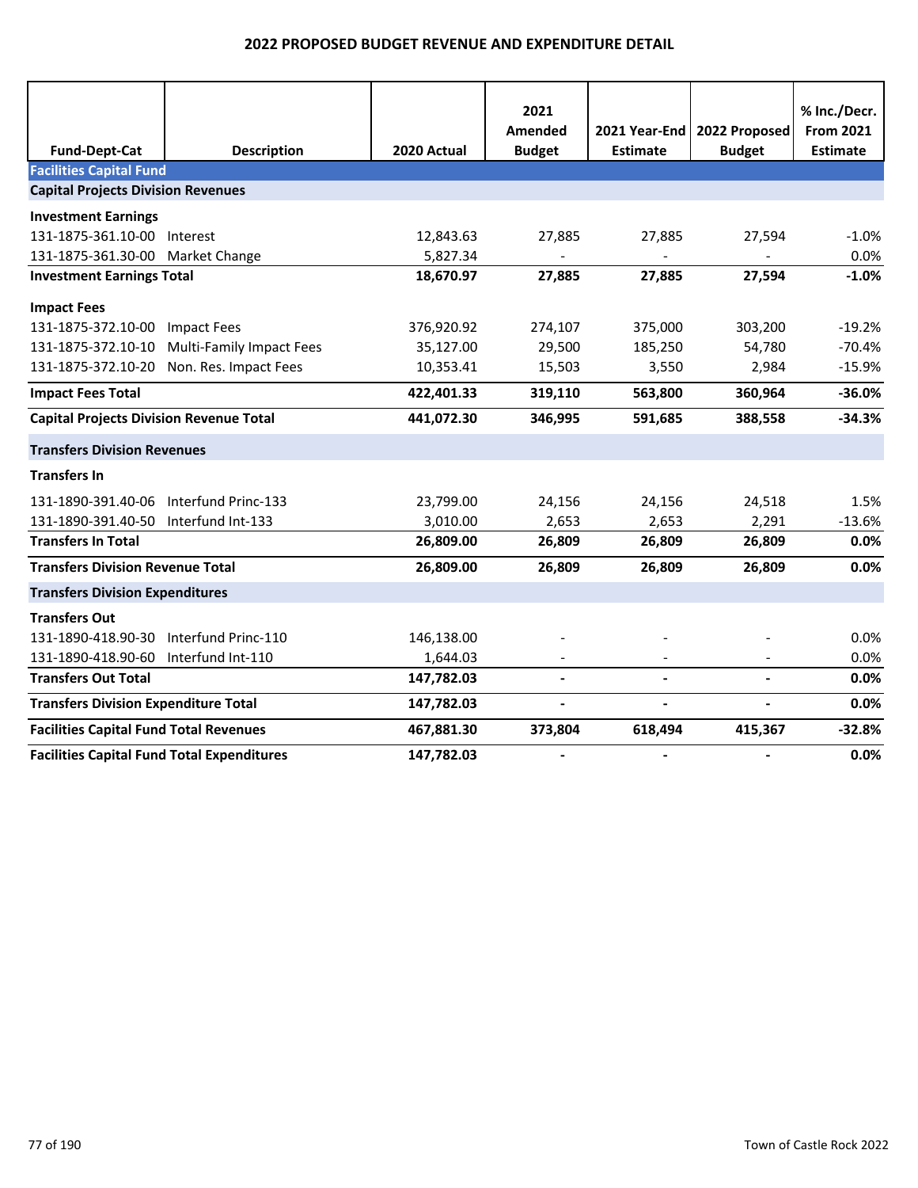# 2022 PROPOSED BUDGET REVENUE AND EXPENDITURE DETAIL

| Fund-Dept-Cat | Description | 2020 Actual | 2021 Amended Budget | 2021 Year-End Estimate | 2022 Proposed Budget | % Inc./Decr. From 2021 Estimate |
|---|---|---|---|---|---|---|
| **Facilities Capital Fund** | | | | | | |
| **Capital Projects Division Revenues** | | | | | | |
| **Investment Earnings** | | | | | | |
| 131-1875-361.10-00 | Interest | 12,843.63 | 27,885 | 27,885 | 27,594 | -1.0% |
| 131-1875-361.30-00 | Market Change | 5,827.34 | - | - | - | 0.0% |
| **Investment Earnings Total** | | **18,670.97** | **27,885** | **27,885** | **27,594** | **-1.0%** |
| **Impact Fees** | | | | | | |
| 131-1875-372.10-00 | Impact Fees | 376,920.92 | 274,107 | 375,000 | 303,200 | -19.2% |
| 131-1875-372.10-10 | Multi-Family Impact Fees | 35,127.00 | 29,500 | 185,250 | 54,780 | -70.4% |
| 131-1875-372.10-20 | Non. Res. Impact Fees | 10,353.41 | 15,503 | 3,550 | 2,984 | -15.9% |
| **Impact Fees Total** | | **422,401.33** | **319,110** | **563,800** | **360,964** | **-36.0%** |
| **Capital Projects Division Revenue Total** | | **441,072.30** | **346,995** | **591,685** | **388,558** | **-34.3%** |
| **Transfers Division Revenues** | | | | | | |
| **Transfers In** | | | | | | |
| 131-1890-391.40-06 | Interfund Princ-133 | 23,799.00 | 24,156 | 24,156 | 24,518 | 1.5% |
| 131-1890-391.40-50 | Interfund Int-133 | 3,010.00 | 2,653 | 2,653 | 2,291 | -13.6% |
| **Transfers In Total** | | **26,809.00** | **26,809** | **26,809** | **26,809** | **0.0%** |
| **Transfers Division Revenue Total** | | **26,809.00** | **26,809** | **26,809** | **26,809** | **0.0%** |
| **Transfers Division Expenditures** | | | | | | |
| **Transfers Out** | | | | | | |
| 131-1890-418.90-30 | Interfund Princ-110 | 146,138.00 | - | - | - | 0.0% |
| 131-1890-418.90-60 | Interfund Int-110 | 1,644.03 | - | - | - | 0.0% |
| **Transfers Out Total** | | **147,782.03** | **-** | **-** | **-** | **0.0%** |
| **Transfers Division Expenditure Total** | | **147,782.03** | **-** | **-** | **-** | **0.0%** |
| **Facilities Capital Fund Total Revenues** | | **467,881.30** | **373,804** | **618,494** | **415,367** | **-32.8%** |
| **Facilities Capital Fund Total Expenditures** | | **147,782.03** | **-** | **-** | **-** | **0.0%** |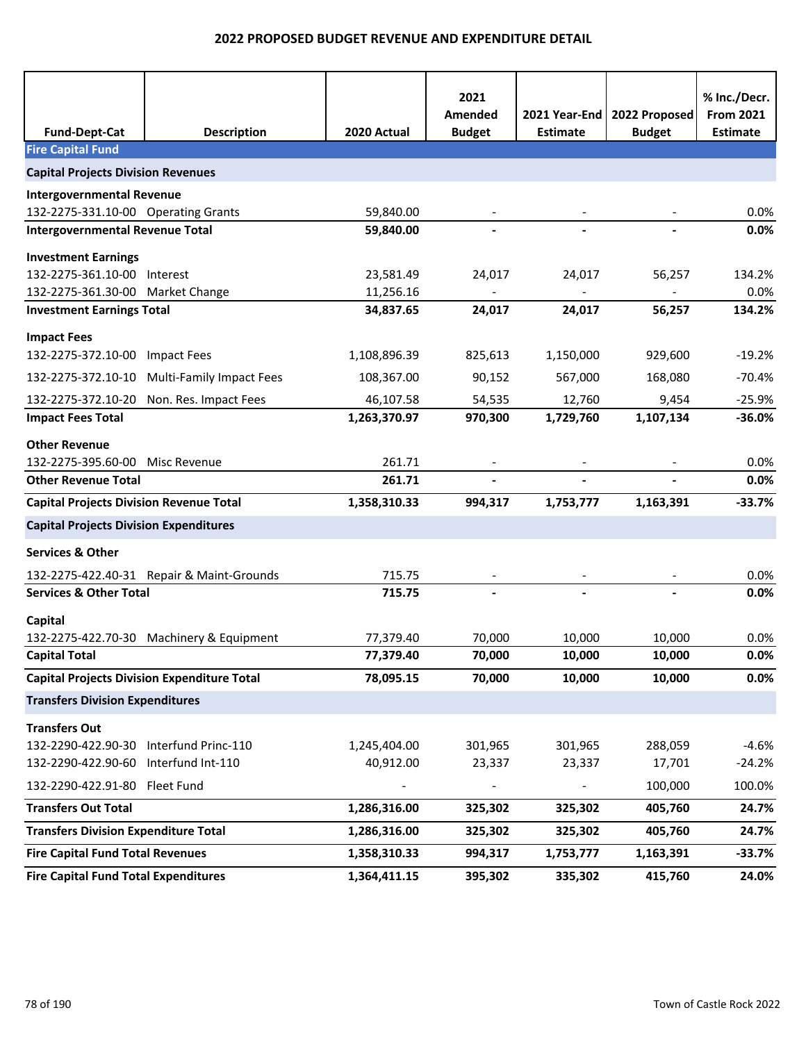# 2022 PROPOSED BUDGET REVENUE AND EXPENDITURE DETAIL

| Fund-Dept-Cat | Description | 2020 Actual | 2021 Amended Budget | 2021 Year-End Estimate | 2022 Proposed Budget | % Inc./Decr. From 2021 Estimate |
|---|---|---|---|---|---|---|
| **Fire Capital Fund** | | | | | | |
| **Capital Projects Division Revenues** | | | | | | |
| **Intergovernmental Revenue** | | | | | | |
| 132-2275-331.10-00 | Operating Grants | 59,840.00 | - | - | - | 0.0% |
| **Intergovernmental Revenue Total** | | **59,840.00** | **-** | **-** | **-** | **0.0%** |
| **Investment Earnings** | | | | | | |
| 132-2275-361.10-00 | Interest | 23,581.49 | 24,017 | 24,017 | 56,257 | 134.2% |
| 132-2275-361.30-00 | Market Change | 11,256.16 | - | - | - | 0.0% |
| **Investment Earnings Total** | | **34,837.65** | **24,017** | **24,017** | **56,257** | **134.2%** |
| **Impact Fees** | | | | | | |
| 132-2275-372.10-00 | Impact Fees | 1,108,896.39 | 825,613 | 1,150,000 | 929,600 | -19.2% |
| 132-2275-372.10-10 | Multi-Family Impact Fees | 108,367.00 | 90,152 | 567,000 | 168,080 | -70.4% |
| 132-2275-372.10-20 | Non. Res. Impact Fees | 46,107.58 | 54,535 | 12,760 | 9,454 | -25.9% |
| **Impact Fees Total** | | **1,263,370.97** | **970,300** | **1,729,760** | **1,107,134** | **-36.0%** |
| **Other Revenue** | | | | | | |
| 132-2275-395.60-00 | Misc Revenue | 261.71 | - | - | - | 0.0% |
| **Other Revenue Total** | | **261.71** | **-** | **-** | **-** | **0.0%** |
| **Capital Projects Division Revenue Total** | | **1,358,310.33** | **994,317** | **1,753,777** | **1,163,391** | **-33.7%** |
| **Capital Projects Division Expenditures** | | | | | | |
| **Services & Other** | | | | | | |
| 132-2275-422.40-31 | Repair & Maint-Grounds | 715.75 | - | - | - | 0.0% |
| **Services & Other Total** | | **715.75** | **-** | **-** | **-** | **0.0%** |
| **Capital** | | | | | | |
| 132-2275-422.70-30 | Machinery & Equipment | 77,379.40 | 70,000 | 10,000 | 10,000 | 0.0% |
| **Capital Total** | | **77,379.40** | **70,000** | **10,000** | **10,000** | **0.0%** |
| **Capital Projects Division Expenditure Total** | | **78,095.15** | **70,000** | **10,000** | **10,000** | **0.0%** |
| **Transfers Division Expenditures** | | | | | | |
| **Transfers Out** | | | | | | |
| 132-2290-422.90-30 | Interfund Princ-110 | 1,245,404.00 | 301,965 | 301,965 | 288,059 | -4.6% |
| 132-2290-422.90-60 | Interfund Int-110 | 40,912.00 | 23,337 | 23,337 | 17,701 | -24.2% |
| 132-2290-422.91-80 | Fleet Fund | - | - | - | 100,000 | 100.0% |
| **Transfers Out Total** | | **1,286,316.00** | **325,302** | **325,302** | **405,760** | **24.7%** |
| **Transfers Division Expenditure Total** | | **1,286,316.00** | **325,302** | **325,302** | **405,760** | **24.7%** |
| **Fire Capital Fund Total Revenues** | | **1,358,310.33** | **994,317** | **1,753,777** | **1,163,391** | **-33.7%** |
| **Fire Capital Fund Total Expenditures** | | **1,364,411.15** | **395,302** | **335,302** | **415,760** | **24.0%** |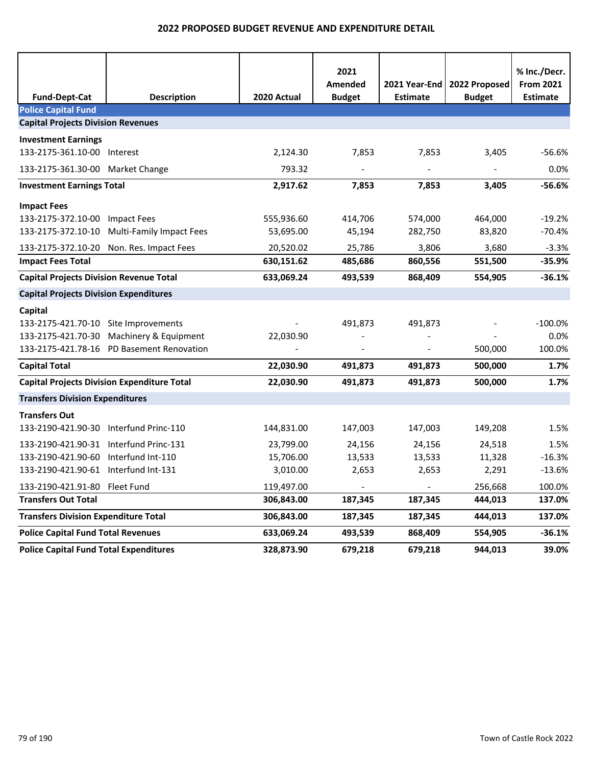## 2022 PROPOSED BUDGET REVENUE AND EXPENDITURE DETAIL

| Fund-Dept-Cat | Description | 2020 Actual | 2021 Amended Budget | 2021 Year-End Estimate | 2022 Proposed Budget | % Inc./Decr. From 2021 Estimate |
|---|---|---|---|---|---|---|
| **Police Capital Fund** | | | | | | |
| **Capital Projects Division Revenues** | | | | | | |
| **Investment Earnings** | | | | | | |
| 133-2175-361.10-00 | Interest | 2,124.30 | 7,853 | 7,853 | 3,405 | -56.6% |
| 133-2175-361.30-00 | Market Change | 793.32 | - | - | - | 0.0% |
| **Investment Earnings Total** | | **2,917.62** | **7,853** | **7,853** | **3,405** | **-56.6%** |
| **Impact Fees** | | | | | | |
| 133-2175-372.10-00 | Impact Fees | 555,936.60 | 414,706 | 574,000 | 464,000 | -19.2% |
| 133-2175-372.10-10 | Multi-Family Impact Fees | 53,695.00 | 45,194 | 282,750 | 83,820 | -70.4% |
| 133-2175-372.10-20 | Non. Res. Impact Fees | 20,520.02 | 25,786 | 3,806 | 3,680 | -3.3% |
| **Impact Fees Total** | | **630,151.62** | **485,686** | **860,556** | **551,500** | **-35.9%** |
| **Capital Projects Division Revenue Total** | | **633,069.24** | **493,539** | **868,409** | **554,905** | **-36.1%** |
| **Capital Projects Division Expenditures** | | | | | | |
| **Capital** | | | | | | |
| 133-2175-421.70-10 | Site Improvements | - | 491,873 | 491,873 | - | -100.0% |
| 133-2175-421.70-30 | Machinery & Equipment | 22,030.90 | - | - | - | 0.0% |
| 133-2175-421.78-16 | PD Basement Renovation | - | - | - | 500,000 | 100.0% |
| **Capital Total** | | **22,030.90** | **491,873** | **491,873** | **500,000** | **1.7%** |
| **Capital Projects Division Expenditure Total** | | **22,030.90** | **491,873** | **491,873** | **500,000** | **1.7%** |
| **Transfers Division Expenditures** | | | | | | |
| **Transfers Out** | | | | | | |
| 133-2190-421.90-30 | Interfund Princ-110 | 144,831.00 | 147,003 | 147,003 | 149,208 | 1.5% |
| 133-2190-421.90-31 | Interfund Princ-131 | 23,799.00 | 24,156 | 24,156 | 24,518 | 1.5% |
| 133-2190-421.90-60 | Interfund Int-110 | 15,706.00 | 13,533 | 13,533 | 11,328 | -16.3% |
| 133-2190-421.90-61 | Interfund Int-131 | 3,010.00 | 2,653 | 2,653 | 2,291 | -13.6% |
| 133-2190-421.91-80 | Fleet Fund | 119,497.00 | - | - | 256,668 | 100.0% |
| **Transfers Out Total** | | **306,843.00** | **187,345** | **187,345** | **444,013** | **137.0%** |
| **Transfers Division Expenditure Total** | | **306,843.00** | **187,345** | **187,345** | **444,013** | **137.0%** |
| **Police Capital Fund Total Revenues** | | **633,069.24** | **493,539** | **868,409** | **554,905** | **-36.1%** |
| **Police Capital Fund Total Expenditures** | | **328,873.90** | **679,218** | **679,218** | **944,013** | **39.0%** |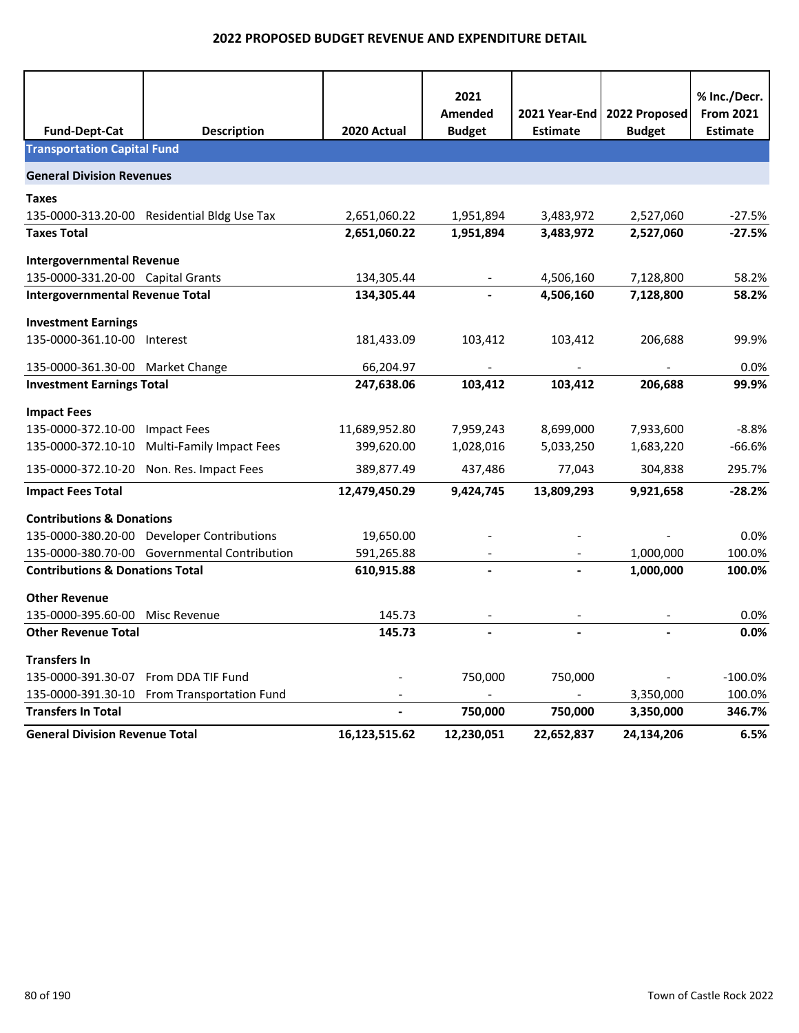## 2022 PROPOSED BUDGET REVENUE AND EXPENDITURE DETAIL

| Fund-Dept-Cat | Description | 2020 Actual | 2021 Amended Budget | 2021 Year-End Estimate | 2022 Proposed Budget | % Inc./Decr. From 2021 Estimate |
|---|---|---|---|---|---|---|
| **Transportation Capital Fund** | | | | | | |
| **General Division Revenues** | | | | | | |
| **Taxes** | | | | | | |
| 135-0000-313.20-00 | Residential Bldg Use Tax | 2,651,060.22 | 1,951,894 | 3,483,972 | 2,527,060 | -27.5% |
| **Taxes Total** | | **2,651,060.22** | **1,951,894** | **3,483,972** | **2,527,060** | **-27.5%** |
| **Intergovernmental Revenue** | | | | | | |
| 135-0000-331.20-00 | Capital Grants | 134,305.44 | - | 4,506,160 | 7,128,800 | 58.2% |
| **Intergovernmental Revenue Total** | | **134,305.44** | **-** | **4,506,160** | **7,128,800** | **58.2%** |
| **Investment Earnings** | | | | | | |
| 135-0000-361.10-00 | Interest | 181,433.09 | 103,412 | 103,412 | 206,688 | 99.9% |
| 135-0000-361.30-00 | Market Change | 66,204.97 | - | - | - | 0.0% |
| **Investment Earnings Total** | | **247,638.06** | **103,412** | **103,412** | **206,688** | **99.9%** |
| **Impact Fees** | | | | | | |
| 135-0000-372.10-00 | Impact Fees | 11,689,952.80 | 7,959,243 | 8,699,000 | 7,933,600 | -8.8% |
| 135-0000-372.10-10 | Multi-Family Impact Fees | 399,620.00 | 1,028,016 | 5,033,250 | 1,683,220 | -66.6% |
| 135-0000-372.10-20 | Non. Res. Impact Fees | 389,877.49 | 437,486 | 77,043 | 304,838 | 295.7% |
| **Impact Fees Total** | | **12,479,450.29** | **9,424,745** | **13,809,293** | **9,921,658** | **-28.2%** |
| **Contributions & Donations** | | | | | | |
| 135-0000-380.20-00 | Developer Contributions | 19,650.00 | - | - | - | 0.0% |
| 135-0000-380.70-00 | Governmental Contribution | 591,265.88 | - | - | 1,000,000 | 100.0% |
| **Contributions & Donations Total** | | **610,915.88** | **-** | **-** | **1,000,000** | **100.0%** |
| **Other Revenue** | | | | | | |
| 135-0000-395.60-00 | Misc Revenue | 145.73 | - | - | - | 0.0% |
| **Other Revenue Total** | | **145.73** | **-** | **-** | **-** | **0.0%** |
| **Transfers In** | | | | | | |
| 135-0000-391.30-07 | From DDA TIF Fund | - | 750,000 | 750,000 | - | -100.0% |
| 135-0000-391.30-10 | From Transportation Fund | - | - | - | 3,350,000 | 100.0% |
| **Transfers In Total** | | **-** | **750,000** | **750,000** | **3,350,000** | **346.7%** |
| **General Division Revenue Total** | | **16,123,515.62** | **12,230,051** | **22,652,837** | **24,134,206** | **6.5%** |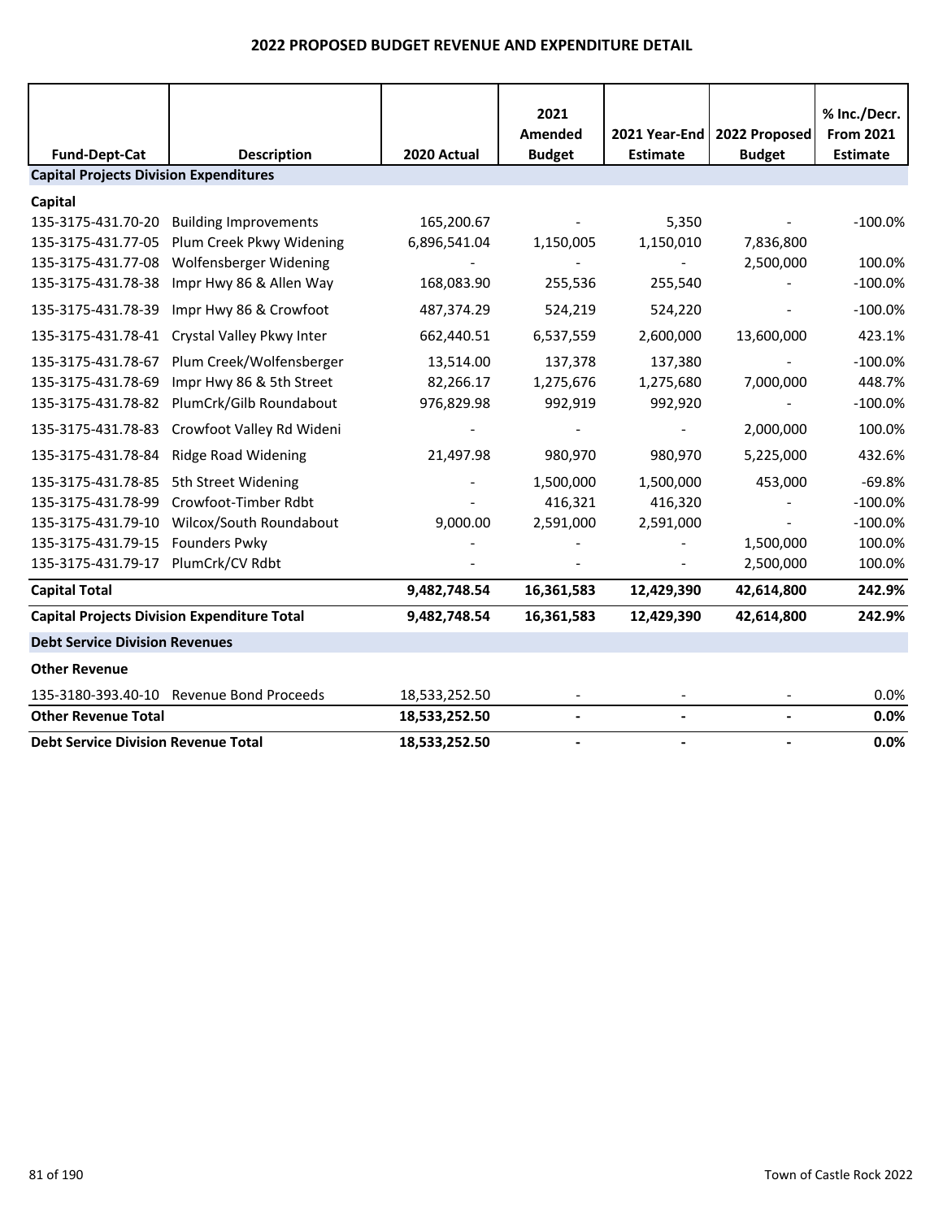# 2022 PROPOSED BUDGET REVENUE AND EXPENDITURE DETAIL

| Fund-Dept-Cat | Description | 2020 Actual | 2021 Amended Budget | 2021 Year-End Estimate | 2022 Proposed Budget | % Inc./Decr. From 2021 Estimate |
|---|---|---|---|---|---|---|
| **Capital Projects Division Expenditures** | | | | | | |
| **Capital** | | | | | | |
| 135-3175-431.70-20 | Building Improvements | 165,200.67 | - | 5,350 | - | -100.0% |
| 135-3175-431.77-05 | Plum Creek Pkwy Widening | 6,896,541.04 | 1,150,005 | 1,150,010 | 7,836,800 | |
| 135-3175-431.77-08 | Wolfensberger Widening | - | - | - | 2,500,000 | 100.0% |
| 135-3175-431.78-38 | Impr Hwy 86 & Allen Way | 168,083.90 | 255,536 | 255,540 | - | -100.0% |
| 135-3175-431.78-39 | Impr Hwy 86 & Crowfoot | 487,374.29 | 524,219 | 524,220 | - | -100.0% |
| 135-3175-431.78-41 | Crystal Valley Pkwy Inter | 662,440.51 | 6,537,559 | 2,600,000 | 13,600,000 | 423.1% |
| 135-3175-431.78-67 | Plum Creek/Wolfensberger | 13,514.00 | 137,378 | 137,380 | - | -100.0% |
| 135-3175-431.78-69 | Impr Hwy 86 & 5th Street | 82,266.17 | 1,275,676 | 1,275,680 | 7,000,000 | 448.7% |
| 135-3175-431.78-82 | PlumCrk/Gilb Roundabout | 976,829.98 | 992,919 | 992,920 | - | -100.0% |
| 135-3175-431.78-83 | Crowfoot Valley Rd Wideni | - | - | - | 2,000,000 | 100.0% |
| 135-3175-431.78-84 | Ridge Road Widening | 21,497.98 | 980,970 | 980,970 | 5,225,000 | 432.6% |
| 135-3175-431.78-85 | 5th Street Widening | - | 1,500,000 | 1,500,000 | 453,000 | -69.8% |
| 135-3175-431.78-99 | Crowfoot-Timber Rdbt | - | 416,321 | 416,320 | - | -100.0% |
| 135-3175-431.79-10 | Wilcox/South Roundabout | 9,000.00 | 2,591,000 | 2,591,000 | - | -100.0% |
| 135-3175-431.79-15 | Founders Pwky | - | - | - | 1,500,000 | 100.0% |
| 135-3175-431.79-17 | PlumCrk/CV Rdbt | - | - | - | 2,500,000 | 100.0% |
| **Capital Total** | | **9,482,748.54** | **16,361,583** | **12,429,390** | **42,614,800** | **242.9%** |
| **Capital Projects Division Expenditure Total** | | **9,482,748.54** | **16,361,583** | **12,429,390** | **42,614,800** | **242.9%** |
| **Debt Service Division Revenues** | | | | | | |
| **Other Revenue** | | | | | | |
| 135-3180-393.40-10 | Revenue Bond Proceeds | 18,533,252.50 | - | - | - | 0.0% |
| **Other Revenue Total** | | **18,533,252.50** | **-** | **-** | **-** | **0.0%** |
| **Debt Service Division Revenue Total** | | **18,533,252.50** | **-** | **-** | **-** | **0.0%** |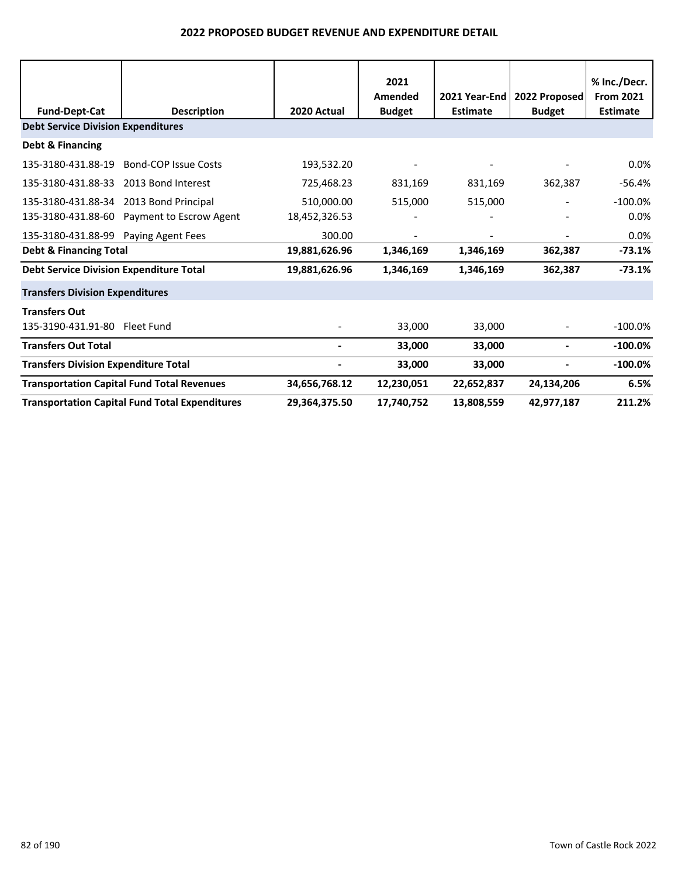# 2022 PROPOSED BUDGET REVENUE AND EXPENDITURE DETAIL

| Fund-Dept-Cat | Description | 2020 Actual | 2021 Amended Budget | 2021 Year-End Estimate | 2022 Proposed Budget | % Inc./Decr. From 2021 Estimate |
|---|---|---|---|---|---|---|
| **Debt Service Division Expenditures** | | | | | | |
| **Debt & Financing** | | | | | | |
| 135-3180-431.88-19 | Bond-COP Issue Costs | 193,532.20 | - | - | - | 0.0% |
| 135-3180-431.88-33 | 2013 Bond Interest | 725,468.23 | 831,169 | 831,169 | 362,387 | -56.4% |
| 135-3180-431.88-34 | 2013 Bond Principal | 510,000.00 | 515,000 | 515,000 | - | -100.0% |
| 135-3180-431.88-60 | Payment to Escrow Agent | 18,452,326.53 | - | - | - | 0.0% |
| 135-3180-431.88-99 | Paying Agent Fees | 300.00 | - | - | - | 0.0% |
| **Debt & Financing Total** | | **19,881,626.96** | **1,346,169** | **1,346,169** | **362,387** | **-73.1%** |
| **Debt Service Division Expenditure Total** | | **19,881,626.96** | **1,346,169** | **1,346,169** | **362,387** | **-73.1%** |
| **Transfers Division Expenditures** | | | | | | |
| **Transfers Out** | | | | | | |
| 135-3190-431.91-80 | Fleet Fund | - | 33,000 | 33,000 | - | -100.0% |
| **Transfers Out Total** | | **-** | **33,000** | **33,000** | **-** | **-100.0%** |
| **Transfers Division Expenditure Total** | | **-** | **33,000** | **33,000** | **-** | **-100.0%** |
| **Transportation Capital Fund Total Revenues** | | **34,656,768.12** | **12,230,051** | **22,652,837** | **24,134,206** | **6.5%** |
| **Transportation Capital Fund Total Expenditures** | | **29,364,375.50** | **17,740,752** | **13,808,559** | **42,977,187** | **211.2%** |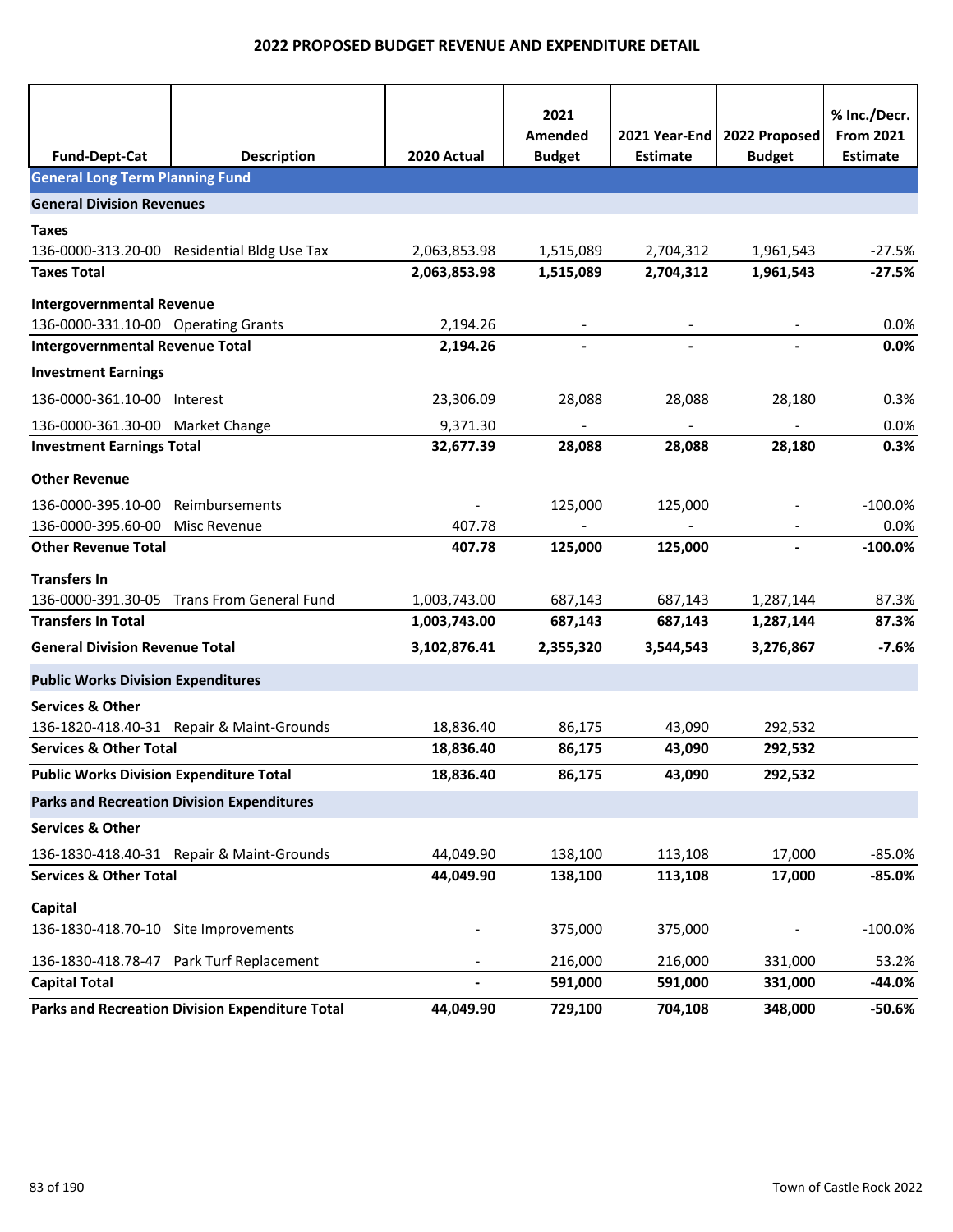## 2022 PROPOSED BUDGET REVENUE AND EXPENDITURE DETAIL

| Fund-Dept-Cat | Description | 2020 Actual | 2021 Amended Budget | 2021 Year-End Estimate | 2022 Proposed Budget | % Inc./Decr. From 2021 Estimate |
|---|---|---|---|---|---|---|
| **General Long Term Planning Fund** | | | | | | |
| **General Division Revenues** | | | | | | |
| **Taxes** | | | | | | |
| 136-0000-313.20-00 | Residential Bldg Use Tax | 2,063,853.98 | 1,515,089 | 2,704,312 | 1,961,543 | -27.5% |
| **Taxes Total** | | **2,063,853.98** | **1,515,089** | **2,704,312** | **1,961,543** | **-27.5%** |
| **Intergovernmental Revenue** | | | | | | |
| 136-0000-331.10-00 | Operating Grants | 2,194.26 | - | - | - | 0.0% |
| **Intergovernmental Revenue Total** | | **2,194.26** | **-** | **-** | **-** | **0.0%** |
| **Investment Earnings** | | | | | | |
| 136-0000-361.10-00 | Interest | 23,306.09 | 28,088 | 28,088 | 28,180 | 0.3% |
| 136-0000-361.30-00 | Market Change | 9,371.30 | - | - | - | 0.0% |
| **Investment Earnings Total** | | **32,677.39** | **28,088** | **28,088** | **28,180** | **0.3%** |
| **Other Revenue** | | | | | | |
| 136-0000-395.10-00 | Reimbursements | - | 125,000 | 125,000 | - | -100.0% |
| 136-0000-395.60-00 | Misc Revenue | 407.78 | - | - | - | 0.0% |
| **Other Revenue Total** | | **407.78** | **125,000** | **125,000** | **-** | **-100.0%** |
| **Transfers In** | | | | | | |
| 136-0000-391.30-05 | Trans From General Fund | 1,003,743.00 | 687,143 | 687,143 | 1,287,144 | 87.3% |
| **Transfers In Total** | | **1,003,743.00** | **687,143** | **687,143** | **1,287,144** | **87.3%** |
| **General Division Revenue Total** | | **3,102,876.41** | **2,355,320** | **3,544,543** | **3,276,867** | **-7.6%** |
| **Public Works Division Expenditures** | | | | | | |
| **Services & Other** | | | | | | |
| 136-1820-418.40-31 | Repair & Maint-Grounds | 18,836.40 | 86,175 | 43,090 | 292,532 | |
| **Services & Other Total** | | **18,836.40** | **86,175** | **43,090** | **292,532** | |
| **Public Works Division Expenditure Total** | | **18,836.40** | **86,175** | **43,090** | **292,532** | |
| **Parks and Recreation Division Expenditures** | | | | | | |
| **Services & Other** | | | | | | |
| 136-1830-418.40-31 | Repair & Maint-Grounds | 44,049.90 | 138,100 | 113,108 | 17,000 | -85.0% |
| **Services & Other Total** | | **44,049.90** | **138,100** | **113,108** | **17,000** | **-85.0%** |
| **Capital** | | | | | | |
| 136-1830-418.70-10 | Site Improvements | - | 375,000 | 375,000 | - | -100.0% |
| 136-1830-418.78-47 | Park Turf Replacement | - | 216,000 | 216,000 | 331,000 | 53.2% |
| **Capital Total** | | **-** | **591,000** | **591,000** | **331,000** | **-44.0%** |
| **Parks and Recreation Division Expenditure Total** | | **44,049.90** | **729,100** | **704,108** | **348,000** | **-50.6%** |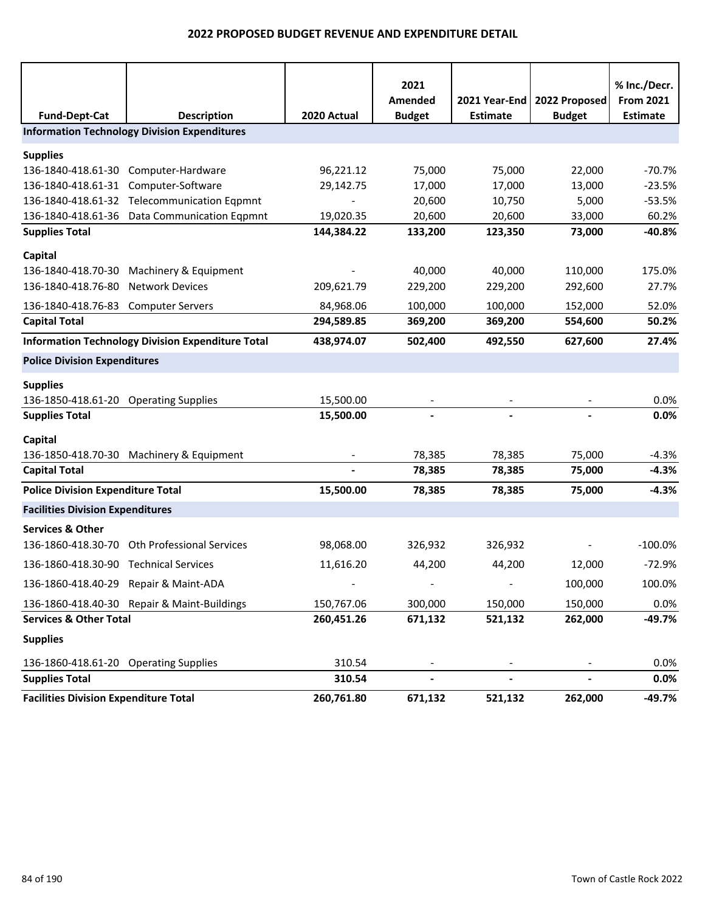## 2022 PROPOSED BUDGET REVENUE AND EXPENDITURE DETAIL

| Fund-Dept-Cat | Description | 2020 Actual | 2021 Amended Budget | 2021 Year-End Estimate | 2022 Proposed Budget | % Inc./Decr. From 2021 Estimate |
|---|---|---|---|---|---|---|
| **Information Technology Division Expenditures** | | | | | | |
| **Supplies** | | | | | | |
| 136-1840-418.61-30 | Computer-Hardware | 96,221.12 | 75,000 | 75,000 | 22,000 | -70.7% |
| 136-1840-418.61-31 | Computer-Software | 29,142.75 | 17,000 | 17,000 | 13,000 | -23.5% |
| 136-1840-418.61-32 | Telecommunication Eqpmnt | - | 20,600 | 10,750 | 5,000 | -53.5% |
| 136-1840-418.61-36 | Data Communication Eqpmnt | 19,020.35 | 20,600 | 20,600 | 33,000 | 60.2% |
| **Supplies Total** | | **144,384.22** | **133,200** | **123,350** | **73,000** | **-40.8%** |
| **Capital** | | | | | | |
| 136-1840-418.70-30 | Machinery & Equipment | - | 40,000 | 40,000 | 110,000 | 175.0% |
| 136-1840-418.76-80 | Network Devices | 209,621.79 | 229,200 | 229,200 | 292,600 | 27.7% |
| 136-1840-418.76-83 | Computer Servers | 84,968.06 | 100,000 | 100,000 | 152,000 | 52.0% |
| **Capital Total** | | **294,589.85** | **369,200** | **369,200** | **554,600** | **50.2%** |
| **Information Technology Division Expenditure Total** | | **438,974.07** | **502,400** | **492,550** | **627,600** | **27.4%** |
| **Police Division Expenditures** | | | | | | |
| **Supplies** | | | | | | |
| 136-1850-418.61-20 | Operating Supplies | 15,500.00 | - | - | - | 0.0% |
| **Supplies Total** | | **15,500.00** | **-** | **-** | **-** | **0.0%** |
| **Capital** | | | | | | |
| 136-1850-418.70-30 | Machinery & Equipment | - | 78,385 | 78,385 | 75,000 | -4.3% |
| **Capital Total** | | **-** | **78,385** | **78,385** | **75,000** | **-4.3%** |
| **Police Division Expenditure Total** | | **15,500.00** | **78,385** | **78,385** | **75,000** | **-4.3%** |
| **Facilities Division Expenditures** | | | | | | |
| **Services & Other** | | | | | | |
| 136-1860-418.30-70 | Oth Professional Services | 98,068.00 | 326,932 | 326,932 | - | -100.0% |
| 136-1860-418.30-90 | Technical Services | 11,616.20 | 44,200 | 44,200 | 12,000 | -72.9% |
| 136-1860-418.40-29 | Repair & Maint-ADA | - | - | - | 100,000 | 100.0% |
| 136-1860-418.40-30 | Repair & Maint-Buildings | 150,767.06 | 300,000 | 150,000 | 150,000 | 0.0% |
| **Services & Other Total** | | **260,451.26** | **671,132** | **521,132** | **262,000** | **-49.7%** |
| **Supplies** | | | | | | |
| 136-1860-418.61-20 | Operating Supplies | 310.54 | - | - | - | 0.0% |
| **Supplies Total** | | **310.54** | **-** | **-** | **-** | **0.0%** |
| **Facilities Division Expenditure Total** | | **260,761.80** | **671,132** | **521,132** | **262,000** | **-49.7%** |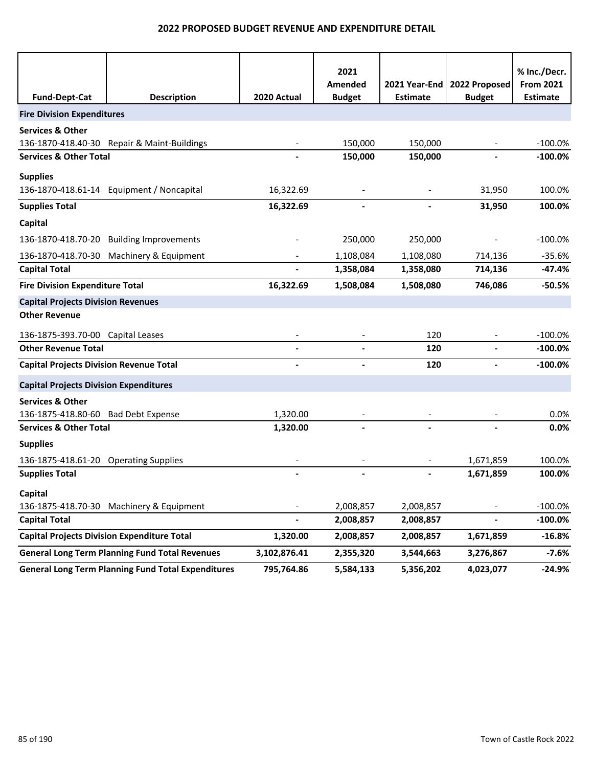# 2022 PROPOSED BUDGET REVENUE AND EXPENDITURE DETAIL

| Fund-Dept-Cat | Description | 2020 Actual | 2021 Amended Budget | 2021 Year-End Estimate | 2022 Proposed Budget | % Inc./Decr. From 2021 Estimate |
|---|---|---|---|---|---|---|
| **Fire Division Expenditures** | | | | | | |
| **Services & Other** | | | | | | |
| 136-1870-418.40-30 | Repair & Maint-Buildings | - | 150,000 | 150,000 | - | -100.0% |
| **Services & Other Total** | | **-** | **150,000** | **150,000** | **-** | **-100.0%** |
| **Supplies** | | | | | | |
| 136-1870-418.61-14 | Equipment / Noncapital | 16,322.69 | - | - | 31,950 | 100.0% |
| **Supplies Total** | | **16,322.69** | **-** | **-** | **31,950** | **100.0%** |
| **Capital** | | | | | | |
| 136-1870-418.70-20 | Building Improvements | - | 250,000 | 250,000 | - | -100.0% |
| 136-1870-418.70-30 | Machinery & Equipment | - | 1,108,084 | 1,108,080 | 714,136 | -35.6% |
| **Capital Total** | | **-** | **1,358,084** | **1,358,080** | **714,136** | **-47.4%** |
| **Fire Division Expenditure Total** | | **16,322.69** | **1,508,084** | **1,508,080** | **746,086** | **-50.5%** |
| **Capital Projects Division Revenues** | | | | | | |
| **Other Revenue** | | | | | | |
| 136-1875-393.70-00 | Capital Leases | - | - | 120 | - | -100.0% |
| **Other Revenue Total** | | **-** | **-** | **120** | **-** | **-100.0%** |
| **Capital Projects Division Revenue Total** | | **-** | **-** | **120** | **-** | **-100.0%** |
| **Capital Projects Division Expenditures** | | | | | | |
| **Services & Other** | | | | | | |
| 136-1875-418.80-60 | Bad Debt Expense | 1,320.00 | - | - | - | 0.0% |
| **Services & Other Total** | | **1,320.00** | **-** | **-** | **-** | **0.0%** |
| **Supplies** | | | | | | |
| 136-1875-418.61-20 | Operating Supplies | - | - | - | 1,671,859 | 100.0% |
| **Supplies Total** | | **-** | **-** | **-** | **1,671,859** | **100.0%** |
| **Capital** | | | | | | |
| 136-1875-418.70-30 | Machinery & Equipment | - | 2,008,857 | 2,008,857 | - | -100.0% |
| **Capital Total** | | **-** | **2,008,857** | **2,008,857** | **-** | **-100.0%** |
| **Capital Projects Division Expenditure Total** | | **1,320.00** | **2,008,857** | **2,008,857** | **1,671,859** | **-16.8%** |
| **General Long Term Planning Fund Total Revenues** | | **3,102,876.41** | **2,355,320** | **3,544,663** | **3,276,867** | **-7.6%** |
| **General Long Term Planning Fund Total Expenditures** | | **795,764.86** | **5,584,133** | **5,356,202** | **4,023,077** | **-24.9%** |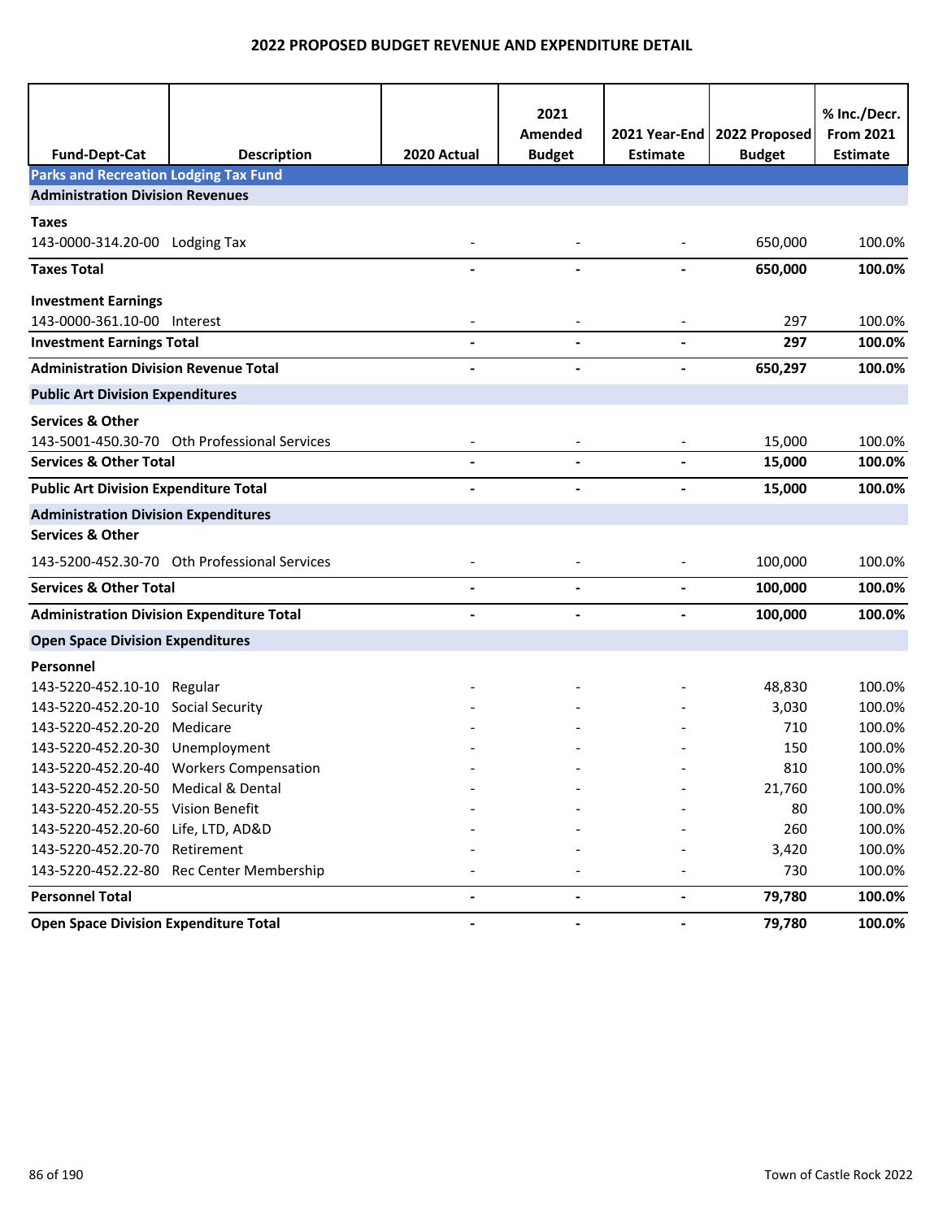# 2022 PROPOSED BUDGET REVENUE AND EXPENDITURE DETAIL

| Fund-Dept-Cat | Description | 2020 Actual | 2021 Amended Budget | 2021 Year-End Estimate | 2022 Proposed Budget | % Inc./Decr. From 2021 Estimate |
|---|---|---|---|---|---|---|
| **Parks and Recreation Lodging Tax Fund** | | | | | | |
| **Administration Division Revenues** | | | | | | |
| **Taxes** | | | | | | |
| 143-0000-314.20-00 | Lodging Tax | - | - | - | 650,000 | 100.0% |
| **Taxes Total** | | **-** | **-** | **-** | **650,000** | **100.0%** |
| **Investment Earnings** | | | | | | |
| 143-0000-361.10-00 | Interest | - | - | - | 297 | 100.0% |
| **Investment Earnings Total** | | **-** | **-** | **-** | **297** | **100.0%** |
| **Administration Division Revenue Total** | | **-** | **-** | **-** | **650,297** | **100.0%** |
| **Public Art Division Expenditures** | | | | | | |
| **Services & Other** | | | | | | |
| 143-5001-450.30-70 | Oth Professional Services | - | - | - | 15,000 | 100.0% |
| **Services & Other Total** | | **-** | **-** | **-** | **15,000** | **100.0%** |
| **Public Art Division Expenditure Total** | | **-** | **-** | **-** | **15,000** | **100.0%** |
| **Administration Division Expenditures** | | | | | | |
| **Services & Other** | | | | | | |
| 143-5200-452.30-70 | Oth Professional Services | - | - | - | 100,000 | 100.0% |
| **Services & Other Total** | | **-** | **-** | **-** | **100,000** | **100.0%** |
| **Administration Division Expenditure Total** | | **-** | **-** | **-** | **100,000** | **100.0%** |
| **Open Space Division Expenditures** | | | | | | |
| **Personnel** | | | | | | |
| 143-5220-452.10-10 | Regular | - | - | - | 48,830 | 100.0% |
| 143-5220-452.20-10 | Social Security | - | - | - | 3,030 | 100.0% |
| 143-5220-452.20-20 | Medicare | - | - | - | 710 | 100.0% |
| 143-5220-452.20-30 | Unemployment | - | - | - | 150 | 100.0% |
| 143-5220-452.20-40 | Workers Compensation | - | - | - | 810 | 100.0% |
| 143-5220-452.20-50 | Medical & Dental | - | - | - | 21,760 | 100.0% |
| 143-5220-452.20-55 | Vision Benefit | - | - | - | 80 | 100.0% |
| 143-5220-452.20-60 | Life, LTD, AD&D | - | - | - | 260 | 100.0% |
| 143-5220-452.20-70 | Retirement | - | - | - | 3,420 | 100.0% |
| 143-5220-452.22-80 | Rec Center Membership | - | - | - | 730 | 100.0% |
| **Personnel Total** | | **-** | **-** | **-** | **79,780** | **100.0%** |
| **Open Space Division Expenditure Total** | | **-** | **-** | **-** | **79,780** | **100.0%** |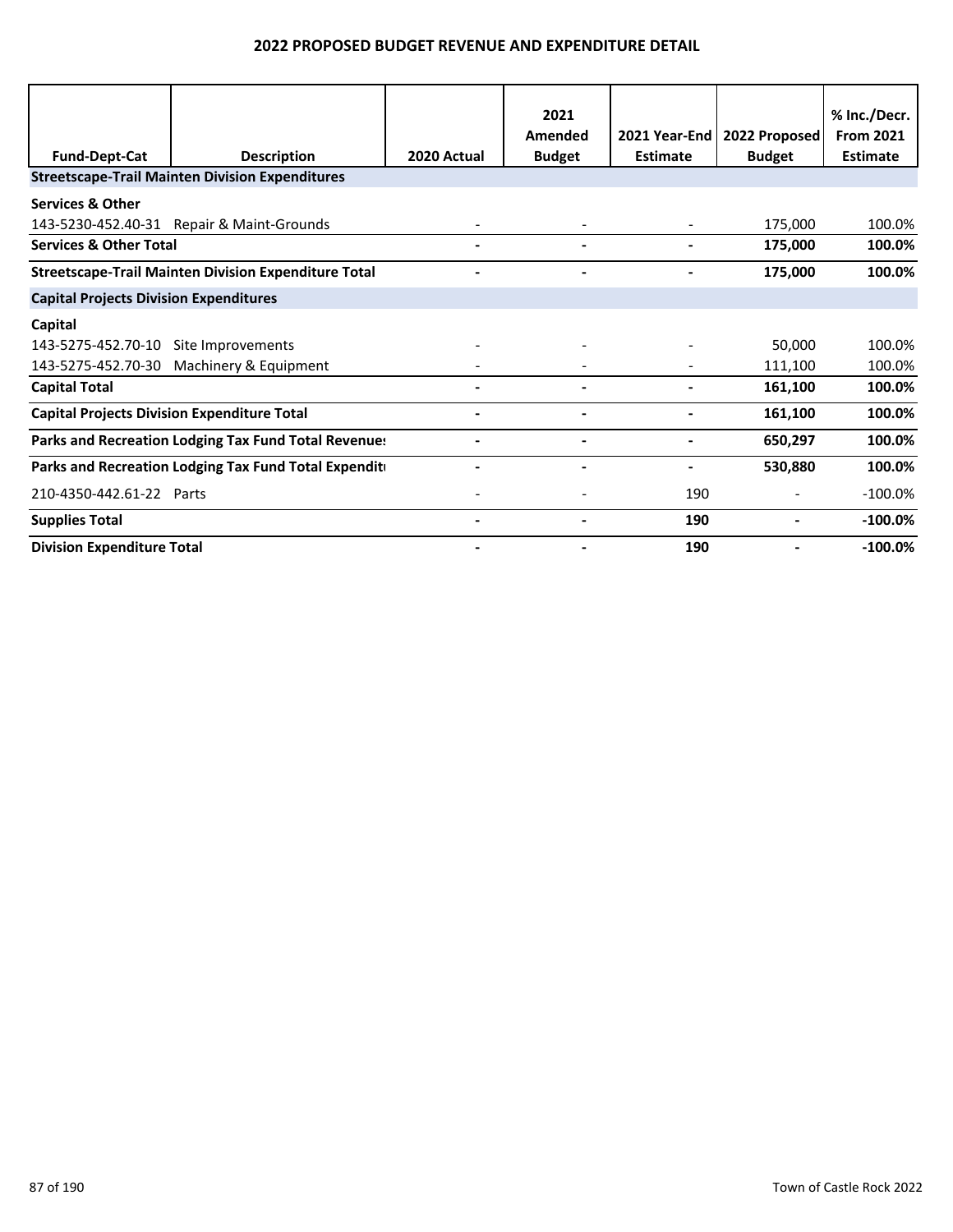## 2022 PROPOSED BUDGET REVENUE AND EXPENDITURE DETAIL

| Fund-Dept-Cat | Description | 2020 Actual | 2021 Amended Budget | 2021 Year-End Estimate | 2022 Proposed Budget | % Inc./Decr. From 2021 Estimate |
|---|---|---|---|---|---|---|
| **Streetscape-Trail Mainten Division Expenditures** | | | | | | |
| **Services & Other** | | | | | | |
| 143-5230-452.40-31 | Repair & Maint-Grounds | - | - | - | 175,000 | 100.0% |
| **Services & Other Total** | | **-** | **-** | **-** | **175,000** | **100.0%** |
| **Streetscape-Trail Mainten Division Expenditure Total** | | **-** | **-** | **-** | **175,000** | **100.0%** |
| **Capital Projects Division Expenditures** | | | | | | |
| **Capital** | | | | | | |
| 143-5275-452.70-10 | Site Improvements | - | - | - | 50,000 | 100.0% |
| 143-5275-452.70-30 | Machinery & Equipment | - | - | - | 111,100 | 100.0% |
| **Capital Total** | | **-** | **-** | **-** | **161,100** | **100.0%** |
| **Capital Projects Division Expenditure Total** | | **-** | **-** | **-** | **161,100** | **100.0%** |
| **Parks and Recreation Lodging Tax Fund Total Revenues** | | **-** | **-** | **-** | **650,297** | **100.0%** |
| **Parks and Recreation Lodging Tax Fund Total Expenditures** | | **-** | **-** | **-** | **530,880** | **100.0%** |
| 210-4350-442.61-22 | Parts | - | - | 190 | - | -100.0% |
| **Supplies Total** | | **-** | **-** | **190** | **-** | **-100.0%** |
| **Division Expenditure Total** | | **-** | **-** | **190** | **-** | **-100.0%** |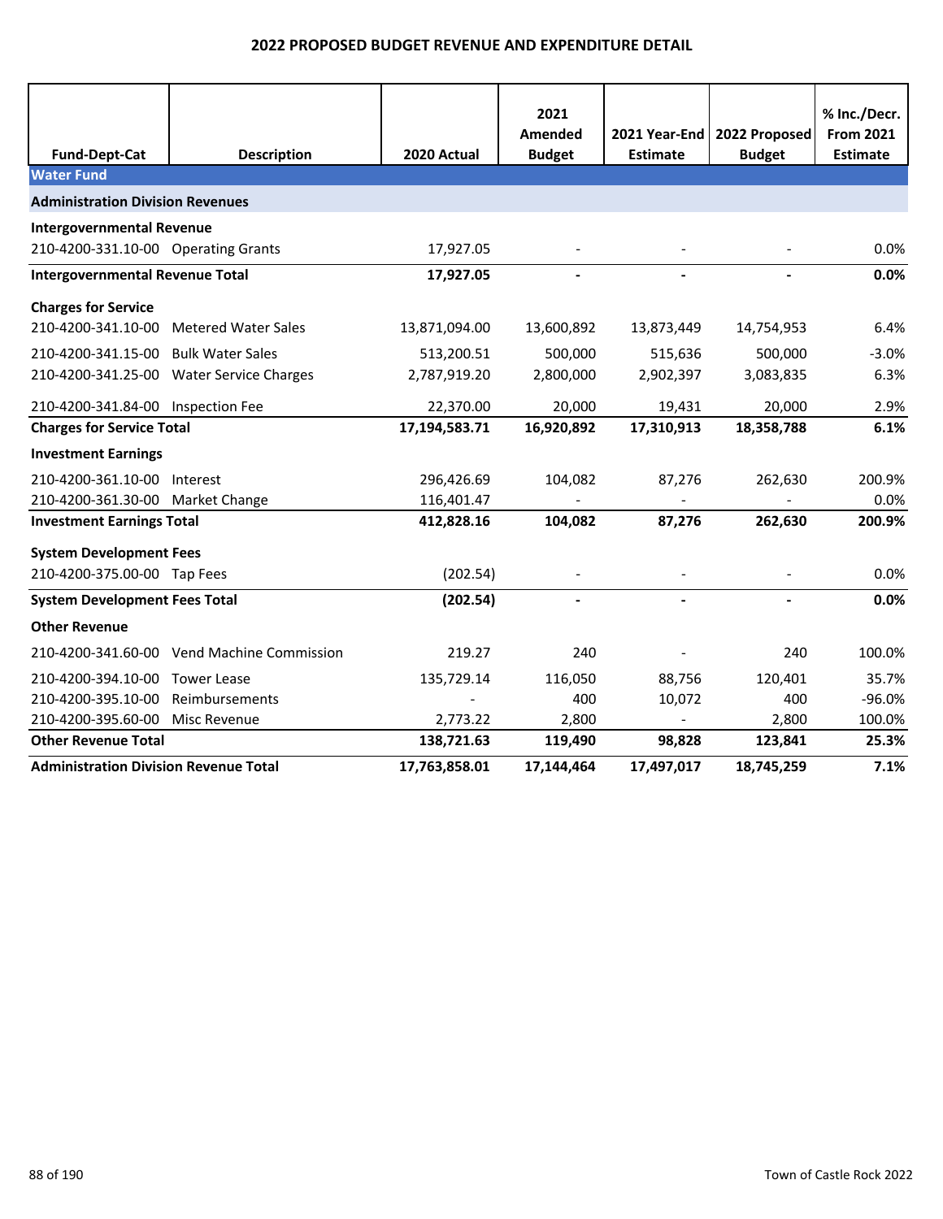# 2022 PROPOSED BUDGET REVENUE AND EXPENDITURE DETAIL

| Fund-Dept-Cat | Description | 2020 Actual | 2021 Amended Budget | 2021 Year-End Estimate | 2022 Proposed Budget | % Inc./Decr. From 2021 Estimate |
|---|---|---|---|---|---|---|
| **Water Fund** | | | | | | |
| **Administration Division Revenues** | | | | | | |
| **Intergovernmental Revenue** | | | | | | |
| 210-4200-331.10-00 | Operating Grants | 17,927.05 | - | - | - | 0.0% |
| **Intergovernmental Revenue Total** | | **17,927.05** | **-** | **-** | **-** | **0.0%** |
| **Charges for Service** | | | | | | |
| 210-4200-341.10-00 | Metered Water Sales | 13,871,094.00 | 13,600,892 | 13,873,449 | 14,754,953 | 6.4% |
| 210-4200-341.15-00 | Bulk Water Sales | 513,200.51 | 500,000 | 515,636 | 500,000 | -3.0% |
| 210-4200-341.25-00 | Water Service Charges | 2,787,919.20 | 2,800,000 | 2,902,397 | 3,083,835 | 6.3% |
| 210-4200-341.84-00 | Inspection Fee | 22,370.00 | 20,000 | 19,431 | 20,000 | 2.9% |
| **Charges for Service Total** | | **17,194,583.71** | **16,920,892** | **17,310,913** | **18,358,788** | **6.1%** |
| **Investment Earnings** | | | | | | |
| 210-4200-361.10-00 | Interest | 296,426.69 | 104,082 | 87,276 | 262,630 | 200.9% |
| 210-4200-361.30-00 | Market Change | 116,401.47 | - | - | - | 0.0% |
| **Investment Earnings Total** | | **412,828.16** | **104,082** | **87,276** | **262,630** | **200.9%** |
| **System Development Fees** | | | | | | |
| 210-4200-375.00-00 | Tap Fees | (202.54) | - | - | - | 0.0% |
| **System Development Fees Total** | | **(202.54)** | **-** | **-** | **-** | **0.0%** |
| **Other Revenue** | | | | | | |
| 210-4200-341.60-00 | Vend Machine Commission | 219.27 | 240 | - | 240 | 100.0% |
| 210-4200-394.10-00 | Tower Lease | 135,729.14 | 116,050 | 88,756 | 120,401 | 35.7% |
| 210-4200-395.10-00 | Reimbursements | - | 400 | 10,072 | 400 | -96.0% |
| 210-4200-395.60-00 | Misc Revenue | 2,773.22 | 2,800 | - | 2,800 | 100.0% |
| **Other Revenue Total** | | **138,721.63** | **119,490** | **98,828** | **123,841** | **25.3%** |
| **Administration Division Revenue Total** | | **17,763,858.01** | **17,144,464** | **17,497,017** | **18,745,259** | **7.1%** |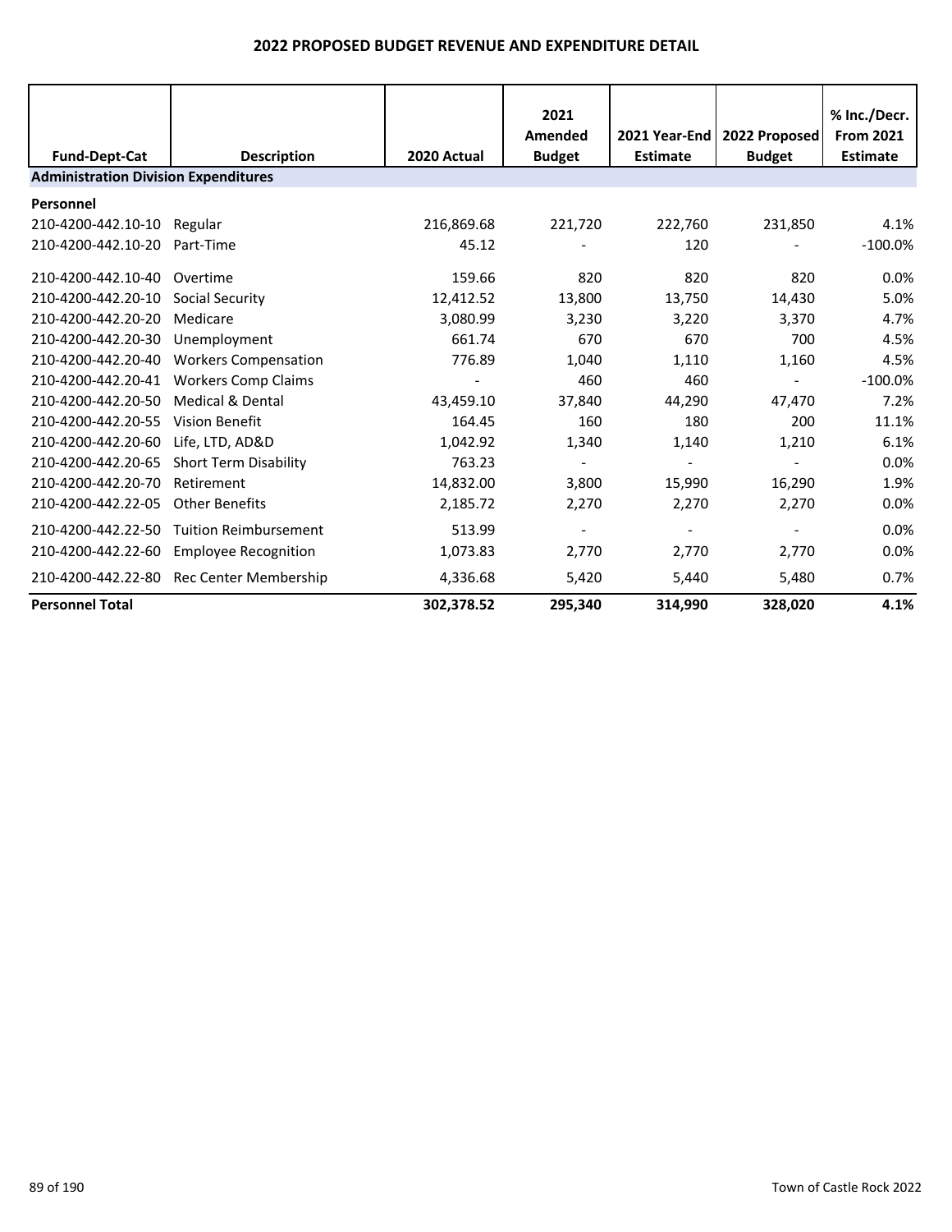# 2022 PROPOSED BUDGET REVENUE AND EXPENDITURE DETAIL

| Fund-Dept-Cat | Description | 2020 Actual | 2021 Amended Budget | 2021 Year-End Estimate | 2022 Proposed Budget | % Inc./Decr. From 2021 Estimate |
|---|---|---|---|---|---|---|
| **Administration Division Expenditures** | | | | | | |
| **Personnel** | | | | | | |
| 210-4200-442.10-10 | Regular | 216,869.68 | 221,720 | 222,760 | 231,850 | 4.1% |
| 210-4200-442.10-20 | Part-Time | 45.12 | - | 120 | - | -100.0% |
| 210-4200-442.10-40 | Overtime | 159.66 | 820 | 820 | 820 | 0.0% |
| 210-4200-442.20-10 | Social Security | 12,412.52 | 13,800 | 13,750 | 14,430 | 5.0% |
| 210-4200-442.20-20 | Medicare | 3,080.99 | 3,230 | 3,220 | 3,370 | 4.7% |
| 210-4200-442.20-30 | Unemployment | 661.74 | 670 | 670 | 700 | 4.5% |
| 210-4200-442.20-40 | Workers Compensation | 776.89 | 1,040 | 1,110 | 1,160 | 4.5% |
| 210-4200-442.20-41 | Workers Comp Claims | - | 460 | 460 | - | -100.0% |
| 210-4200-442.20-50 | Medical & Dental | 43,459.10 | 37,840 | 44,290 | 47,470 | 7.2% |
| 210-4200-442.20-55 | Vision Benefit | 164.45 | 160 | 180 | 200 | 11.1% |
| 210-4200-442.20-60 | Life, LTD, AD&D | 1,042.92 | 1,340 | 1,140 | 1,210 | 6.1% |
| 210-4200-442.20-65 | Short Term Disability | 763.23 | - | - | - | 0.0% |
| 210-4200-442.20-70 | Retirement | 14,832.00 | 3,800 | 15,990 | 16,290 | 1.9% |
| 210-4200-442.22-05 | Other Benefits | 2,185.72 | 2,270 | 2,270 | 2,270 | 0.0% |
| 210-4200-442.22-50 | Tuition Reimbursement | 513.99 | - | - | - | 0.0% |
| 210-4200-442.22-60 | Employee Recognition | 1,073.83 | 2,770 | 2,770 | 2,770 | 0.0% |
| 210-4200-442.22-80 | Rec Center Membership | 4,336.68 | 5,420 | 5,440 | 5,480 | 0.7% |
| **Personnel Total** | | **302,378.52** | **295,340** | **314,990** | **328,020** | **4.1%** |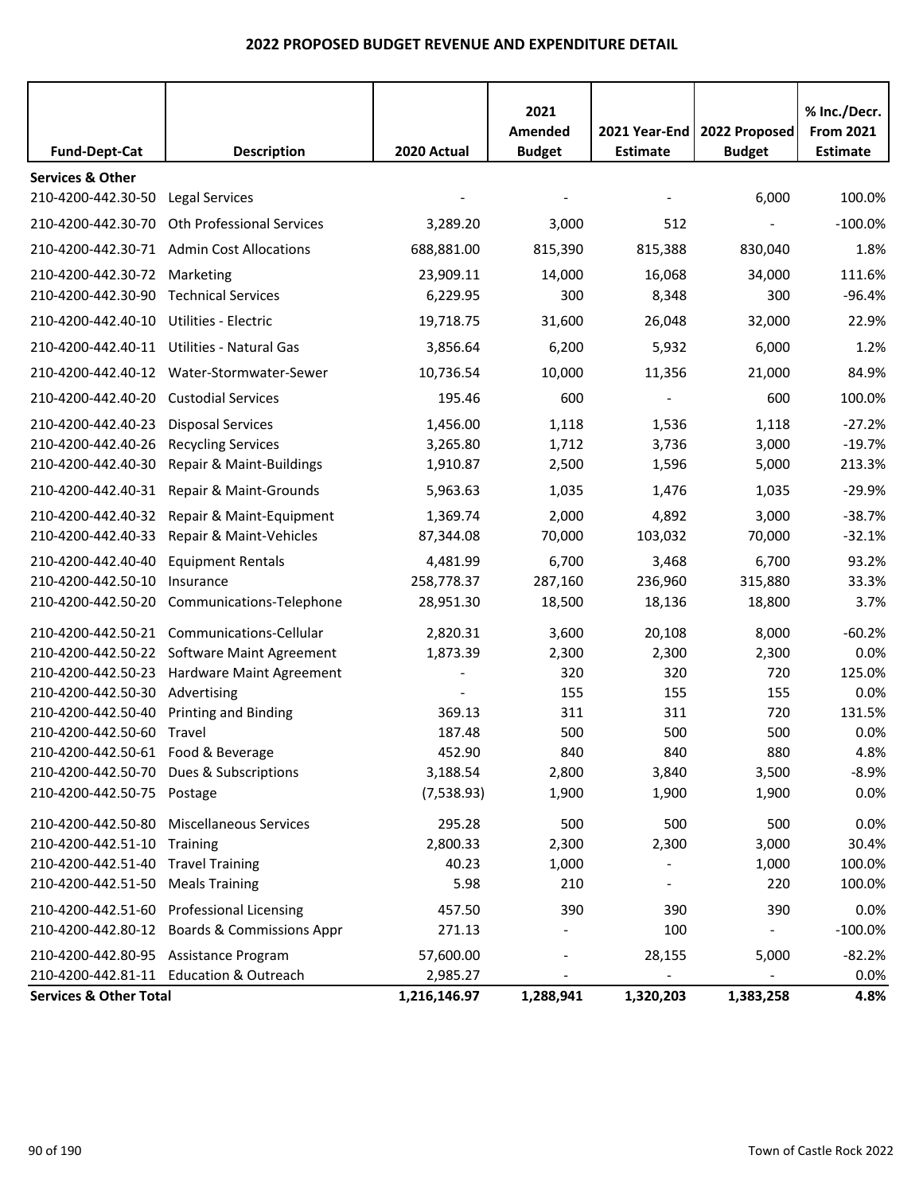# 2022 PROPOSED BUDGET REVENUE AND EXPENDITURE DETAIL

| Fund-Dept-Cat | Description | 2020 Actual | 2021 Amended Budget | 2021 Year-End Estimate | 2022 Proposed Budget | % Inc./Decr. From 2021 Estimate |
|---|---|---|---|---|---|---|
| **Services & Other** | | | | | | |
| 210-4200-442.30-50 | Legal Services | - | - | - | 6,000 | 100.0% |
| 210-4200-442.30-70 | Oth Professional Services | 3,289.20 | 3,000 | 512 | - | -100.0% |
| 210-4200-442.30-71 | Admin Cost Allocations | 688,881.00 | 815,390 | 815,388 | 830,040 | 1.8% |
| 210-4200-442.30-72 | Marketing | 23,909.11 | 14,000 | 16,068 | 34,000 | 111.6% |
| 210-4200-442.30-90 | Technical Services | 6,229.95 | 300 | 8,348 | 300 | -96.4% |
| 210-4200-442.40-10 | Utilities - Electric | 19,718.75 | 31,600 | 26,048 | 32,000 | 22.9% |
| 210-4200-442.40-11 | Utilities - Natural Gas | 3,856.64 | 6,200 | 5,932 | 6,000 | 1.2% |
| 210-4200-442.40-12 | Water-Stormwater-Sewer | 10,736.54 | 10,000 | 11,356 | 21,000 | 84.9% |
| 210-4200-442.40-20 | Custodial Services | 195.46 | 600 | - | 600 | 100.0% |
| 210-4200-442.40-23 | Disposal Services | 1,456.00 | 1,118 | 1,536 | 1,118 | -27.2% |
| 210-4200-442.40-26 | Recycling Services | 3,265.80 | 1,712 | 3,736 | 3,000 | -19.7% |
| 210-4200-442.40-30 | Repair & Maint-Buildings | 1,910.87 | 2,500 | 1,596 | 5,000 | 213.3% |
| 210-4200-442.40-31 | Repair & Maint-Grounds | 5,963.63 | 1,035 | 1,476 | 1,035 | -29.9% |
| 210-4200-442.40-32 | Repair & Maint-Equipment | 1,369.74 | 2,000 | 4,892 | 3,000 | -38.7% |
| 210-4200-442.40-33 | Repair & Maint-Vehicles | 87,344.08 | 70,000 | 103,032 | 70,000 | -32.1% |
| 210-4200-442.40-40 | Equipment Rentals | 4,481.99 | 6,700 | 3,468 | 6,700 | 93.2% |
| 210-4200-442.50-10 | Insurance | 258,778.37 | 287,160 | 236,960 | 315,880 | 33.3% |
| 210-4200-442.50-20 | Communications-Telephone | 28,951.30 | 18,500 | 18,136 | 18,800 | 3.7% |
| 210-4200-442.50-21 | Communications-Cellular | 2,820.31 | 3,600 | 20,108 | 8,000 | -60.2% |
| 210-4200-442.50-22 | Software Maint Agreement | 1,873.39 | 2,300 | 2,300 | 2,300 | 0.0% |
| 210-4200-442.50-23 | Hardware Maint Agreement | - | 320 | 320 | 720 | 125.0% |
| 210-4200-442.50-30 | Advertising | - | 155 | 155 | 155 | 0.0% |
| 210-4200-442.50-40 | Printing and Binding | 369.13 | 311 | 311 | 720 | 131.5% |
| 210-4200-442.50-60 | Travel | 187.48 | 500 | 500 | 500 | 0.0% |
| 210-4200-442.50-61 | Food & Beverage | 452.90 | 840 | 840 | 880 | 4.8% |
| 210-4200-442.50-70 | Dues & Subscriptions | 3,188.54 | 2,800 | 3,840 | 3,500 | -8.9% |
| 210-4200-442.50-75 | Postage | (7,538.93) | 1,900 | 1,900 | 1,900 | 0.0% |
| 210-4200-442.50-80 | Miscellaneous Services | 295.28 | 500 | 500 | 500 | 0.0% |
| 210-4200-442.51-10 | Training | 2,800.33 | 2,300 | 2,300 | 3,000 | 30.4% |
| 210-4200-442.51-40 | Travel Training | 40.23 | 1,000 | - | 1,000 | 100.0% |
| 210-4200-442.51-50 | Meals Training | 5.98 | 210 | - | 220 | 100.0% |
| 210-4200-442.51-60 | Professional Licensing | 457.50 | 390 | 390 | 390 | 0.0% |
| 210-4200-442.80-12 | Boards & Commissions Appr | 271.13 | - | 100 | - | -100.0% |
| 210-4200-442.80-95 | Assistance Program | 57,600.00 | - | 28,155 | 5,000 | -82.2% |
| 210-4200-442.81-11 | Education & Outreach | 2,985.27 | - | - | - | 0.0% |
| **Services & Other Total** | | **1,216,146.97** | **1,288,941** | **1,320,203** | **1,383,258** | **4.8%** |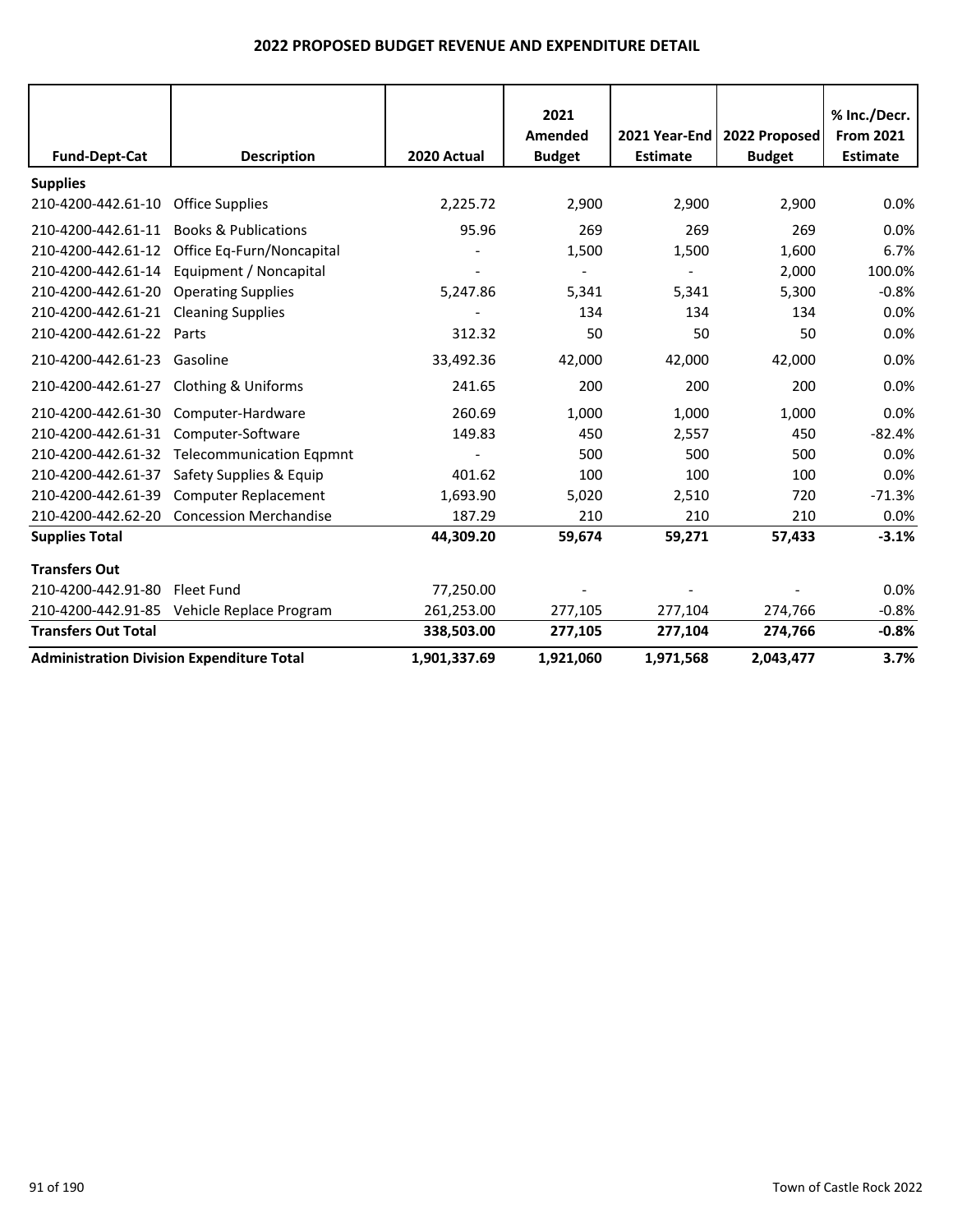## 2022 PROPOSED BUDGET REVENUE AND EXPENDITURE DETAIL

| Fund-Dept-Cat | Description | 2020 Actual | 2021 Amended Budget | 2021 Year-End Estimate | 2022 Proposed Budget | % Inc./Decr. From 2021 Estimate |
|---|---|---|---|---|---|---|
| **Supplies** | | | | | | |
| 210-4200-442.61-10 | Office Supplies | 2,225.72 | 2,900 | 2,900 | 2,900 | 0.0% |
| 210-4200-442.61-11 | Books & Publications | 95.96 | 269 | 269 | 269 | 0.0% |
| 210-4200-442.61-12 | Office Eq-Furn/Noncapital | - | 1,500 | 1,500 | 1,600 | 6.7% |
| 210-4200-442.61-14 | Equipment / Noncapital | | - | - | 2,000 | 100.0% |
| 210-4200-442.61-20 | Operating Supplies | 5,247.86 | 5,341 | 5,341 | 5,300 | -0.8% |
| 210-4200-442.61-21 | Cleaning Supplies | - | 134 | 134 | 134 | 0.0% |
| 210-4200-442.61-22 | Parts | 312.32 | 50 | 50 | 50 | 0.0% |
| 210-4200-442.61-23 | Gasoline | 33,492.36 | 42,000 | 42,000 | 42,000 | 0.0% |
| 210-4200-442.61-27 | Clothing & Uniforms | 241.65 | 200 | 200 | 200 | 0.0% |
| 210-4200-442.61-30 | Computer-Hardware | 260.69 | 1,000 | 1,000 | 1,000 | 0.0% |
| 210-4200-442.61-31 | Computer-Software | 149.83 | 450 | 2,557 | 450 | -82.4% |
| 210-4200-442.61-32 | Telecommunication Eqpmnt | - | 500 | 500 | 500 | 0.0% |
| 210-4200-442.61-37 | Safety Supplies & Equip | 401.62 | 100 | 100 | 100 | 0.0% |
| 210-4200-442.61-39 | Computer Replacement | 1,693.90 | 5,020 | 2,510 | 720 | -71.3% |
| 210-4200-442.62-20 | Concession Merchandise | 187.29 | 210 | 210 | 210 | 0.0% |
| **Supplies Total** | | **44,309.20** | **59,674** | **59,271** | **57,433** | **-3.1%** |
| **Transfers Out** | | | | | | |
| 210-4200-442.91-80 | Fleet Fund | 77,250.00 | - | - | - | 0.0% |
| 210-4200-442.91-85 | Vehicle Replace Program | 261,253.00 | 277,105 | 277,104 | 274,766 | -0.8% |
| **Transfers Out Total** | | **338,503.00** | **277,105** | **277,104** | **274,766** | **-0.8%** |
| **Administration Division Expenditure Total** | | **1,901,337.69** | **1,921,060** | **1,971,568** | **2,043,477** | **3.7%** |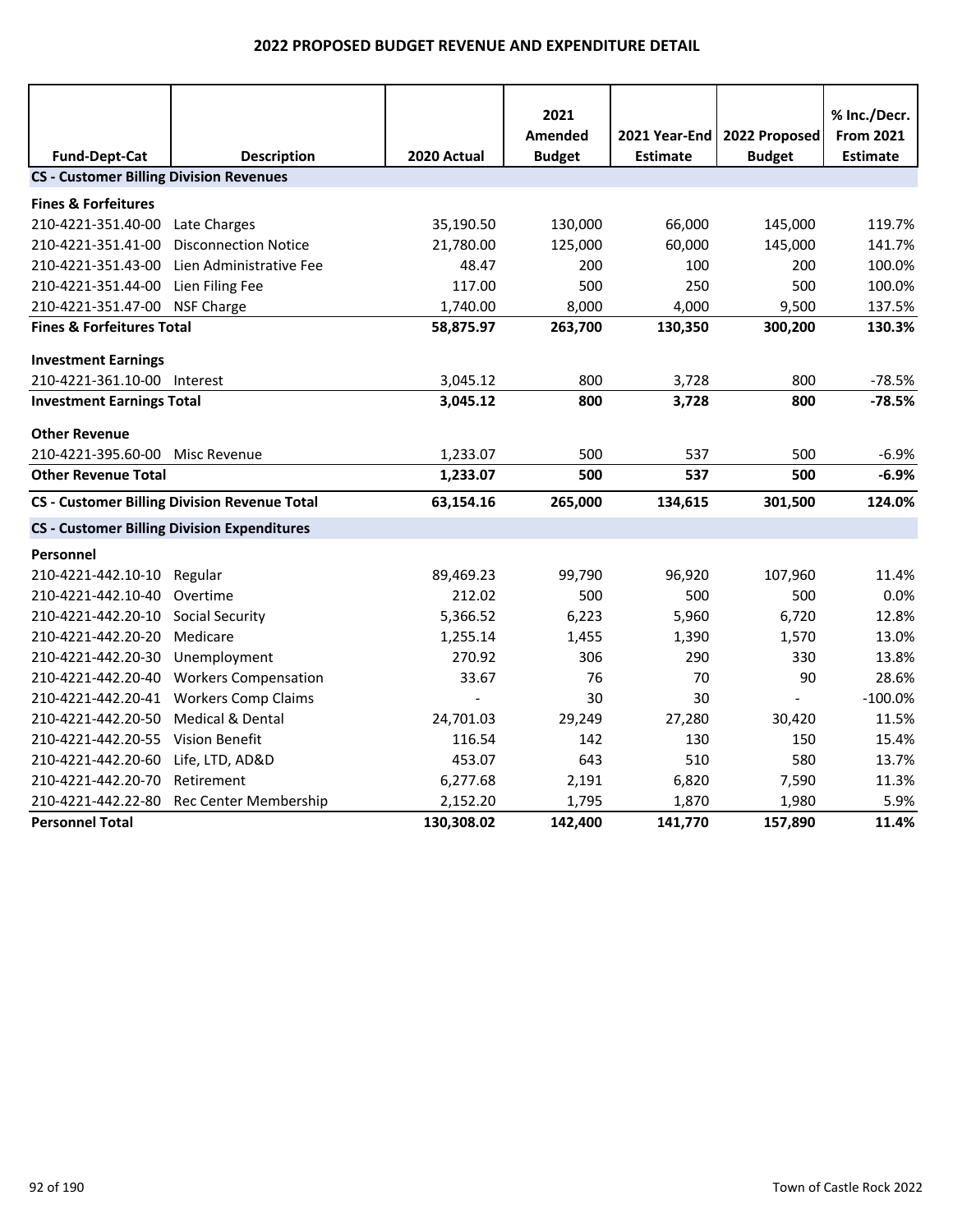# 2022 PROPOSED BUDGET REVENUE AND EXPENDITURE DETAIL

| Fund-Dept-Cat | Description | 2020 Actual | 2021 Amended Budget | 2021 Year-End Estimate | 2022 Proposed Budget | % Inc./Decr. From 2021 Estimate |
|---|---|---|---|---|---|---|
| **CS - Customer Billing Division Revenues** | | | | | | |
| **Fines & Forfeitures** | | | | | | |
| 210-4221-351.40-00 | Late Charges | 35,190.50 | 130,000 | 66,000 | 145,000 | 119.7% |
| 210-4221-351.41-00 | Disconnection Notice | 21,780.00 | 125,000 | 60,000 | 145,000 | 141.7% |
| 210-4221-351.43-00 | Lien Administrative Fee | 48.47 | 200 | 100 | 200 | 100.0% |
| 210-4221-351.44-00 | Lien Filing Fee | 117.00 | 500 | 250 | 500 | 100.0% |
| 210-4221-351.47-00 | NSF Charge | 1,740.00 | 8,000 | 4,000 | 9,500 | 137.5% |
| **Fines & Forfeitures Total** | | **58,875.97** | **263,700** | **130,350** | **300,200** | **130.3%** |
| **Investment Earnings** | | | | | | |
| 210-4221-361.10-00 | Interest | 3,045.12 | 800 | 3,728 | 800 | -78.5% |
| **Investment Earnings Total** | | **3,045.12** | **800** | **3,728** | **800** | **-78.5%** |
| **Other Revenue** | | | | | | |
| 210-4221-395.60-00 | Misc Revenue | 1,233.07 | 500 | 537 | 500 | -6.9% |
| **Other Revenue Total** | | **1,233.07** | **500** | **537** | **500** | **-6.9%** |
| **CS - Customer Billing Division Revenue Total** | | **63,154.16** | **265,000** | **134,615** | **301,500** | **124.0%** |
| **CS - Customer Billing Division Expenditures** | | | | | | |
| **Personnel** | | | | | | |
| 210-4221-442.10-10 | Regular | 89,469.23 | 99,790 | 96,920 | 107,960 | 11.4% |
| 210-4221-442.10-40 | Overtime | 212.02 | 500 | 500 | 500 | 0.0% |
| 210-4221-442.20-10 | Social Security | 5,366.52 | 6,223 | 5,960 | 6,720 | 12.8% |
| 210-4221-442.20-20 | Medicare | 1,255.14 | 1,455 | 1,390 | 1,570 | 13.0% |
| 210-4221-442.20-30 | Unemployment | 270.92 | 306 | 290 | 330 | 13.8% |
| 210-4221-442.20-40 | Workers Compensation | 33.67 | 76 | 70 | 90 | 28.6% |
| 210-4221-442.20-41 | Workers Comp Claims | - | 30 | 30 | - | -100.0% |
| 210-4221-442.20-50 | Medical & Dental | 24,701.03 | 29,249 | 27,280 | 30,420 | 11.5% |
| 210-4221-442.20-55 | Vision Benefit | 116.54 | 142 | 130 | 150 | 15.4% |
| 210-4221-442.20-60 | Life, LTD, AD&D | 453.07 | 643 | 510 | 580 | 13.7% |
| 210-4221-442.20-70 | Retirement | 6,277.68 | 2,191 | 6,820 | 7,590 | 11.3% |
| 210-4221-442.22-80 | Rec Center Membership | 2,152.20 | 1,795 | 1,870 | 1,980 | 5.9% |
| **Personnel Total** | | **130,308.02** | **142,400** | **141,770** | **157,890** | **11.4%** |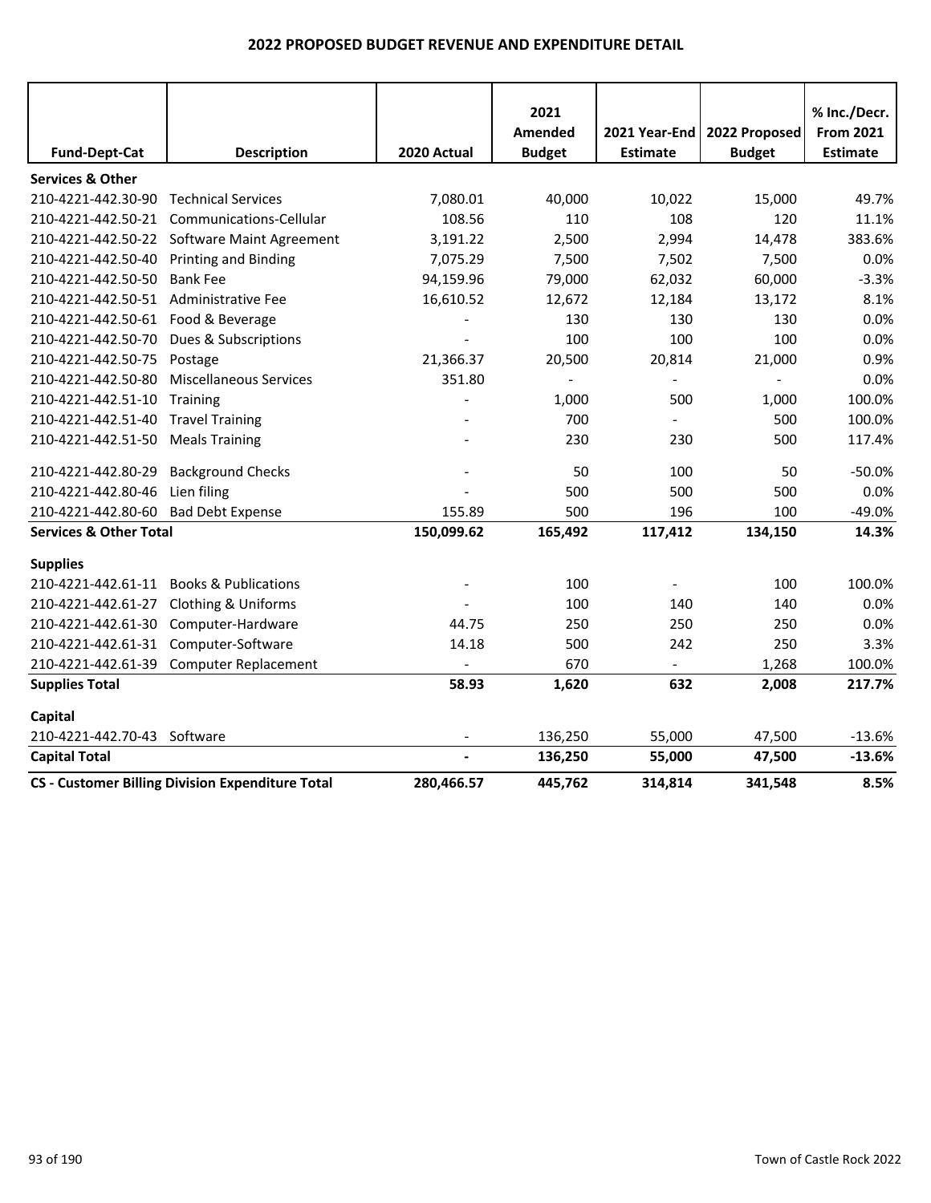# 2022 PROPOSED BUDGET REVENUE AND EXPENDITURE DETAIL

| Fund-Dept-Cat | Description | 2020 Actual | 2021 Amended Budget | 2021 Year-End Estimate | 2022 Proposed Budget | % Inc./Decr. From 2021 Estimate |
|---|---|---|---|---|---|---|
| **Services & Other** | | | | | | |
| 210-4221-442.30-90 | Technical Services | 7,080.01 | 40,000 | 10,022 | 15,000 | 49.7% |
| 210-4221-442.50-21 | Communications-Cellular | 108.56 | 110 | 108 | 120 | 11.1% |
| 210-4221-442.50-22 | Software Maint Agreement | 3,191.22 | 2,500 | 2,994 | 14,478 | 383.6% |
| 210-4221-442.50-40 | Printing and Binding | 7,075.29 | 7,500 | 7,502 | 7,500 | 0.0% |
| 210-4221-442.50-50 | Bank Fee | 94,159.96 | 79,000 | 62,032 | 60,000 | -3.3% |
| 210-4221-442.50-51 | Administrative Fee | 16,610.52 | 12,672 | 12,184 | 13,172 | 8.1% |
| 210-4221-442.50-61 | Food & Beverage | - | 130 | 130 | 130 | 0.0% |
| 210-4221-442.50-70 | Dues & Subscriptions | - | 100 | 100 | 100 | 0.0% |
| 210-4221-442.50-75 | Postage | 21,366.37 | 20,500 | 20,814 | 21,000 | 0.9% |
| 210-4221-442.50-80 | Miscellaneous Services | 351.80 | - | - | - | 0.0% |
| 210-4221-442.51-10 | Training | - | 1,000 | 500 | 1,000 | 100.0% |
| 210-4221-442.51-40 | Travel Training | - | 700 | - | 500 | 100.0% |
| 210-4221-442.51-50 | Meals Training | - | 230 | 230 | 500 | 117.4% |
| 210-4221-442.80-29 | Background Checks | - | 50 | 100 | 50 | -50.0% |
| 210-4221-442.80-46 | Lien filing | - | 500 | 500 | 500 | 0.0% |
| 210-4221-442.80-60 | Bad Debt Expense | 155.89 | 500 | 196 | 100 | -49.0% |
| **Services & Other Total** | | **150,099.62** | **165,492** | **117,412** | **134,150** | **14.3%** |
| **Supplies** | | | | | | |
| 210-4221-442.61-11 | Books & Publications | - | 100 | - | 100 | 100.0% |
| 210-4221-442.61-27 | Clothing & Uniforms | - | 100 | 140 | 140 | 0.0% |
| 210-4221-442.61-30 | Computer-Hardware | 44.75 | 250 | 250 | 250 | 0.0% |
| 210-4221-442.61-31 | Computer-Software | 14.18 | 500 | 242 | 250 | 3.3% |
| 210-4221-442.61-39 | Computer Replacement | - | 670 | - | 1,268 | 100.0% |
| **Supplies Total** | | **58.93** | **1,620** | **632** | **2,008** | **217.7%** |
| **Capital** | | | | | | |
| 210-4221-442.70-43 | Software | - | 136,250 | 55,000 | 47,500 | -13.6% |
| **Capital Total** | | **-** | **136,250** | **55,000** | **47,500** | **-13.6%** |
| **CS - Customer Billing Division Expenditure Total** | | **280,466.57** | **445,762** | **314,814** | **341,548** | **8.5%** |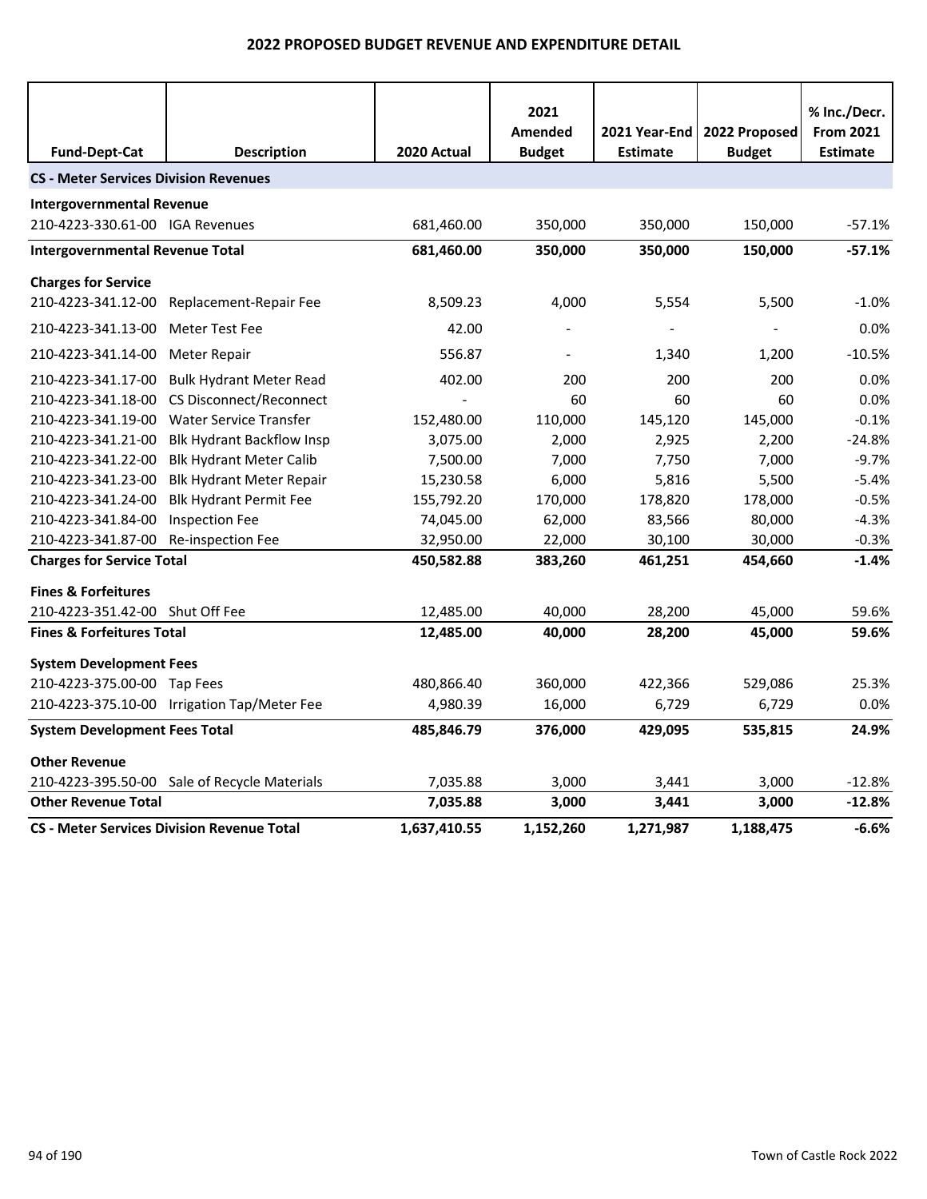# 2022 PROPOSED BUDGET REVENUE AND EXPENDITURE DETAIL

| Fund-Dept-Cat | Description | 2020 Actual | 2021 Amended Budget | 2021 Year-End Estimate | 2022 Proposed Budget | % Inc./Decr. From 2021 Estimate |
|---|---|---|---|---|---|---|
| **CS - Meter Services Division Revenues** | | | | | | |
| **Intergovernmental Revenue** | | | | | | |
| 210-4223-330.61-00 | IGA Revenues | 681,460.00 | 350,000 | 350,000 | 150,000 | -57.1% |
| **Intergovernmental Revenue Total** | | **681,460.00** | **350,000** | **350,000** | **150,000** | **-57.1%** |
| **Charges for Service** | | | | | | |
| 210-4223-341.12-00 | Replacement-Repair Fee | 8,509.23 | 4,000 | 5,554 | 5,500 | -1.0% |
| 210-4223-341.13-00 | Meter Test Fee | 42.00 | - | - | - | 0.0% |
| 210-4223-341.14-00 | Meter Repair | 556.87 | - | 1,340 | 1,200 | -10.5% |
| 210-4223-341.17-00 | Bulk Hydrant Meter Read | 402.00 | 200 | 200 | 200 | 0.0% |
| 210-4223-341.18-00 | CS Disconnect/Reconnect | - | 60 | 60 | 60 | 0.0% |
| 210-4223-341.19-00 | Water Service Transfer | 152,480.00 | 110,000 | 145,120 | 145,000 | -0.1% |
| 210-4223-341.21-00 | Blk Hydrant Backflow Insp | 3,075.00 | 2,000 | 2,925 | 2,200 | -24.8% |
| 210-4223-341.22-00 | Blk Hydrant Meter Calib | 7,500.00 | 7,000 | 7,750 | 7,000 | -9.7% |
| 210-4223-341.23-00 | Blk Hydrant Meter Repair | 15,230.58 | 6,000 | 5,816 | 5,500 | -5.4% |
| 210-4223-341.24-00 | Blk Hydrant Permit Fee | 155,792.20 | 170,000 | 178,820 | 178,000 | -0.5% |
| 210-4223-341.84-00 | Inspection Fee | 74,045.00 | 62,000 | 83,566 | 80,000 | -4.3% |
| 210-4223-341.87-00 | Re-inspection Fee | 32,950.00 | 22,000 | 30,100 | 30,000 | -0.3% |
| **Charges for Service Total** | | **450,582.88** | **383,260** | **461,251** | **454,660** | **-1.4%** |
| **Fines & Forfeitures** | | | | | | |
| 210-4223-351.42-00 | Shut Off Fee | 12,485.00 | 40,000 | 28,200 | 45,000 | 59.6% |
| **Fines & Forfeitures Total** | | **12,485.00** | **40,000** | **28,200** | **45,000** | **59.6%** |
| **System Development Fees** | | | | | | |
| 210-4223-375.00-00 | Tap Fees | 480,866.40 | 360,000 | 422,366 | 529,086 | 25.3% |
| 210-4223-375.10-00 | Irrigation Tap/Meter Fee | 4,980.39 | 16,000 | 6,729 | 6,729 | 0.0% |
| **System Development Fees Total** | | **485,846.79** | **376,000** | **429,095** | **535,815** | **24.9%** |
| **Other Revenue** | | | | | | |
| 210-4223-395.50-00 | Sale of Recycle Materials | 7,035.88 | 3,000 | 3,441 | 3,000 | -12.8% |
| **Other Revenue Total** | | **7,035.88** | **3,000** | **3,441** | **3,000** | **-12.8%** |
| **CS - Meter Services Division Revenue Total** | | **1,637,410.55** | **1,152,260** | **1,271,987** | **1,188,475** | **-6.6%** |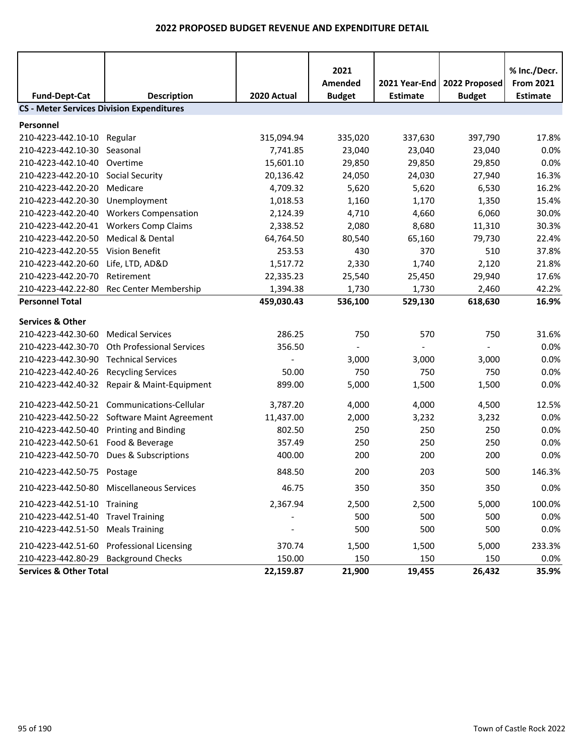# 2022 PROPOSED BUDGET REVENUE AND EXPENDITURE DETAIL

| Fund-Dept-Cat | Description | 2020 Actual | 2021 Amended Budget | 2021 Year-End Estimate | 2022 Proposed Budget | % Inc./Decr. From 2021 Estimate |
|---|---|---|---|---|---|---|
| **CS - Meter Services Division Expenditures** | | | | | | |
| **Personnel** | | | | | | |
| 210-4223-442.10-10 | Regular | 315,094.94 | 335,020 | 337,630 | 397,790 | 17.8% |
| 210-4223-442.10-30 | Seasonal | 7,741.85 | 23,040 | 23,040 | 23,040 | 0.0% |
| 210-4223-442.10-40 | Overtime | 15,601.10 | 29,850 | 29,850 | 29,850 | 0.0% |
| 210-4223-442.20-10 | Social Security | 20,136.42 | 24,050 | 24,030 | 27,940 | 16.3% |
| 210-4223-442.20-20 | Medicare | 4,709.32 | 5,620 | 5,620 | 6,530 | 16.2% |
| 210-4223-442.20-30 | Unemployment | 1,018.53 | 1,160 | 1,170 | 1,350 | 15.4% |
| 210-4223-442.20-40 | Workers Compensation | 2,124.39 | 4,710 | 4,660 | 6,060 | 30.0% |
| 210-4223-442.20-41 | Workers Comp Claims | 2,338.52 | 2,080 | 8,680 | 11,310 | 30.3% |
| 210-4223-442.20-50 | Medical & Dental | 64,764.50 | 80,540 | 65,160 | 79,730 | 22.4% |
| 210-4223-442.20-55 | Vision Benefit | 253.53 | 430 | 370 | 510 | 37.8% |
| 210-4223-442.20-60 | Life, LTD, AD&D | 1,517.72 | 2,330 | 1,740 | 2,120 | 21.8% |
| 210-4223-442.20-70 | Retirement | 22,335.23 | 25,540 | 25,450 | 29,940 | 17.6% |
| 210-4223-442.22-80 | Rec Center Membership | 1,394.38 | 1,730 | 1,730 | 2,460 | 42.2% |
| **Personnel Total** | | **459,030.43** | **536,100** | **529,130** | **618,630** | **16.9%** |
| **Services & Other** | | | | | | |
| 210-4223-442.30-60 | Medical Services | 286.25 | 750 | 570 | 750 | 31.6% |
| 210-4223-442.30-70 | Oth Professional Services | 356.50 | - | - | - | 0.0% |
| 210-4223-442.30-90 | Technical Services | - | 3,000 | 3,000 | 3,000 | 0.0% |
| 210-4223-442.40-26 | Recycling Services | 50.00 | 750 | 750 | 750 | 0.0% |
| 210-4223-442.40-32 | Repair & Maint-Equipment | 899.00 | 5,000 | 1,500 | 1,500 | 0.0% |
| 210-4223-442.50-21 | Communications-Cellular | 3,787.20 | 4,000 | 4,000 | 4,500 | 12.5% |
| 210-4223-442.50-22 | Software Maint Agreement | 11,437.00 | 2,000 | 3,232 | 3,232 | 0.0% |
| 210-4223-442.50-40 | Printing and Binding | 802.50 | 250 | 250 | 250 | 0.0% |
| 210-4223-442.50-61 | Food & Beverage | 357.49 | 250 | 250 | 250 | 0.0% |
| 210-4223-442.50-70 | Dues & Subscriptions | 400.00 | 200 | 200 | 200 | 0.0% |
| 210-4223-442.50-75 | Postage | 848.50 | 200 | 203 | 500 | 146.3% |
| 210-4223-442.50-80 | Miscellaneous Services | 46.75 | 350 | 350 | 350 | 0.0% |
| 210-4223-442.51-10 | Training | 2,367.94 | 2,500 | 2,500 | 5,000 | 100.0% |
| 210-4223-442.51-40 | Travel Training | - | 500 | 500 | 500 | 0.0% |
| 210-4223-442.51-50 | Meals Training | - | 500 | 500 | 500 | 0.0% |
| 210-4223-442.51-60 | Professional Licensing | 370.74 | 1,500 | 1,500 | 5,000 | 233.3% |
| 210-4223-442.80-29 | Background Checks | 150.00 | 150 | 150 | 150 | 0.0% |
| **Services & Other Total** | | **22,159.87** | **21,900** | **19,455** | **26,432** | **35.9%** |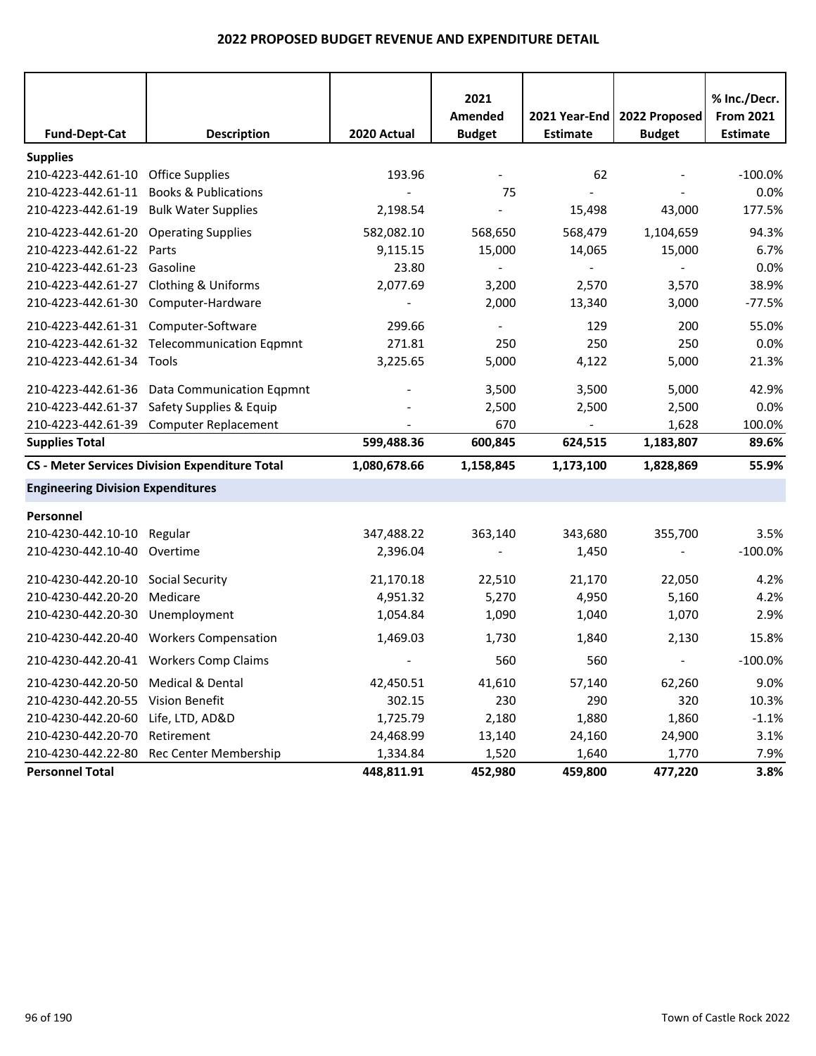## 2022 PROPOSED BUDGET REVENUE AND EXPENDITURE DETAIL

| Fund-Dept-Cat | Description | 2020 Actual | 2021 Amended Budget | 2021 Year-End Estimate | 2022 Proposed Budget | % Inc./Decr. From 2021 Estimate |
|---|---|---|---|---|---|---|
| **Supplies** | | | | | | |
| 210-4223-442.61-10 | Office Supplies | 193.96 | - | 62 | - | -100.0% |
| 210-4223-442.61-11 | Books & Publications | - | 75 | - | - | 0.0% |
| 210-4223-442.61-19 | Bulk Water Supplies | 2,198.54 | - | 15,498 | 43,000 | 177.5% |
| 210-4223-442.61-20 | Operating Supplies | 582,082.10 | 568,650 | 568,479 | 1,104,659 | 94.3% |
| 210-4223-442.61-22 | Parts | 9,115.15 | 15,000 | 14,065 | 15,000 | 6.7% |
| 210-4223-442.61-23 | Gasoline | 23.80 | - | - | - | 0.0% |
| 210-4223-442.61-27 | Clothing & Uniforms | 2,077.69 | 3,200 | 2,570 | 3,570 | 38.9% |
| 210-4223-442.61-30 | Computer-Hardware | - | 2,000 | 13,340 | 3,000 | -77.5% |
| 210-4223-442.61-31 | Computer-Software | 299.66 | - | 129 | 200 | 55.0% |
| 210-4223-442.61-32 | Telecommunication Eqpmnt | 271.81 | 250 | 250 | 250 | 0.0% |
| 210-4223-442.61-34 | Tools | 3,225.65 | 5,000 | 4,122 | 5,000 | 21.3% |
| 210-4223-442.61-36 | Data Communication Eqpmnt | - | 3,500 | 3,500 | 5,000 | 42.9% |
| 210-4223-442.61-37 | Safety Supplies & Equip | - | 2,500 | 2,500 | 2,500 | 0.0% |
| 210-4223-442.61-39 | Computer Replacement | - | 670 | - | 1,628 | 100.0% |
| **Supplies Total** | | **599,488.36** | **600,845** | **624,515** | **1,183,807** | **89.6%** |
| **CS - Meter Services Division Expenditure Total** | | **1,080,678.66** | **1,158,845** | **1,173,100** | **1,828,869** | **55.9%** |
| **Engineering Division Expenditures** | | | | | | |
| **Personnel** | | | | | | |
| 210-4230-442.10-10 | Regular | 347,488.22 | 363,140 | 343,680 | 355,700 | 3.5% |
| 210-4230-442.10-40 | Overtime | 2,396.04 | - | 1,450 | - | -100.0% |
| 210-4230-442.20-10 | Social Security | 21,170.18 | 22,510 | 21,170 | 22,050 | 4.2% |
| 210-4230-442.20-20 | Medicare | 4,951.32 | 5,270 | 4,950 | 5,160 | 4.2% |
| 210-4230-442.20-30 | Unemployment | 1,054.84 | 1,090 | 1,040 | 1,070 | 2.9% |
| 210-4230-442.20-40 | Workers Compensation | 1,469.03 | 1,730 | 1,840 | 2,130 | 15.8% |
| 210-4230-442.20-41 | Workers Comp Claims | - | 560 | 560 | - | -100.0% |
| 210-4230-442.20-50 | Medical & Dental | 42,450.51 | 41,610 | 57,140 | 62,260 | 9.0% |
| 210-4230-442.20-55 | Vision Benefit | 302.15 | 230 | 290 | 320 | 10.3% |
| 210-4230-442.20-60 | Life, LTD, AD&D | 1,725.79 | 2,180 | 1,880 | 1,860 | -1.1% |
| 210-4230-442.20-70 | Retirement | 24,468.99 | 13,140 | 24,160 | 24,900 | 3.1% |
| 210-4230-442.22-80 | Rec Center Membership | 1,334.84 | 1,520 | 1,640 | 1,770 | 7.9% |
| **Personnel Total** | | **448,811.91** | **452,980** | **459,800** | **477,220** | **3.8%** |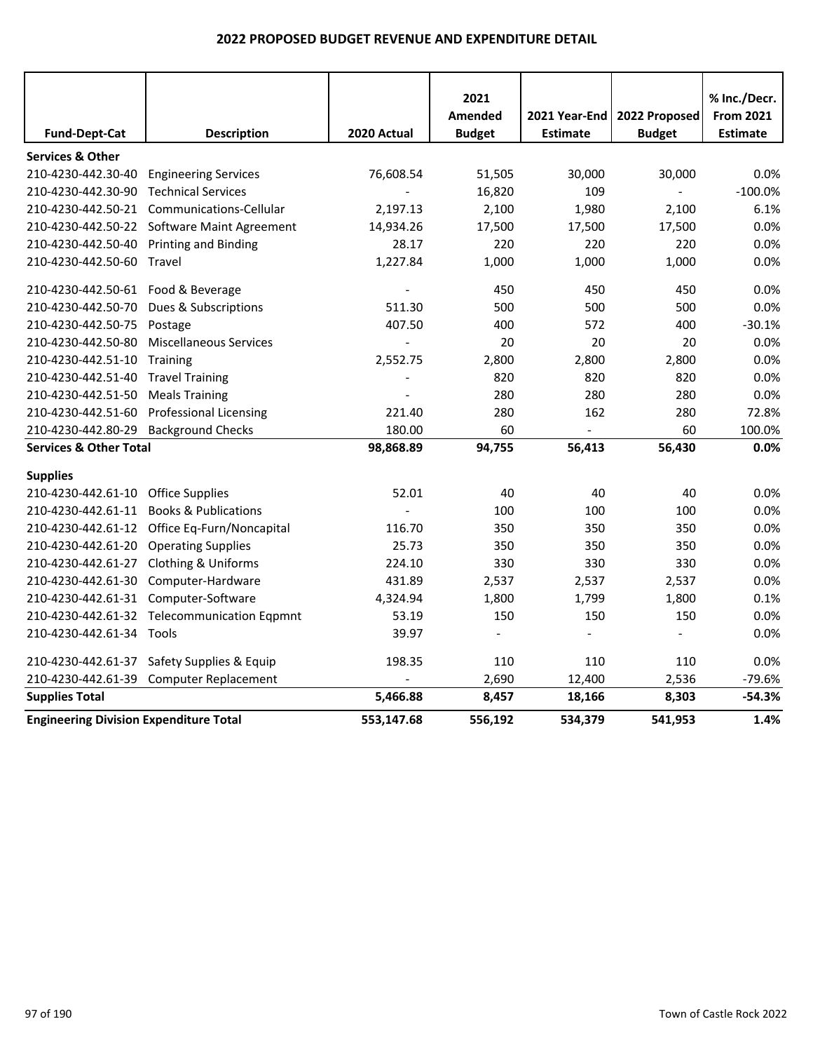## 2022 PROPOSED BUDGET REVENUE AND EXPENDITURE DETAIL

| Fund-Dept-Cat | Description | 2020 Actual | 2021 Amended Budget | 2021 Year-End Estimate | 2022 Proposed Budget | % Inc./Decr. From 2021 Estimate |
|---|---|---|---|---|---|---|
| **Services & Other** | | | | | | |
| 210-4230-442.30-40 | Engineering Services | 76,608.54 | 51,505 | 30,000 | 30,000 | 0.0% |
| 210-4230-442.30-90 | Technical Services | - | 16,820 | 109 | - | -100.0% |
| 210-4230-442.50-21 | Communications-Cellular | 2,197.13 | 2,100 | 1,980 | 2,100 | 6.1% |
| 210-4230-442.50-22 | Software Maint Agreement | 14,934.26 | 17,500 | 17,500 | 17,500 | 0.0% |
| 210-4230-442.50-40 | Printing and Binding | 28.17 | 220 | 220 | 220 | 0.0% |
| 210-4230-442.50-60 | Travel | 1,227.84 | 1,000 | 1,000 | 1,000 | 0.0% |
| 210-4230-442.50-61 | Food & Beverage | - | 450 | 450 | 450 | 0.0% |
| 210-4230-442.50-70 | Dues & Subscriptions | 511.30 | 500 | 500 | 500 | 0.0% |
| 210-4230-442.50-75 | Postage | 407.50 | 400 | 572 | 400 | -30.1% |
| 210-4230-442.50-80 | Miscellaneous Services | - | 20 | 20 | 20 | 0.0% |
| 210-4230-442.51-10 | Training | 2,552.75 | 2,800 | 2,800 | 2,800 | 0.0% |
| 210-4230-442.51-40 | Travel Training | - | 820 | 820 | 820 | 0.0% |
| 210-4230-442.51-50 | Meals Training | - | 280 | 280 | 280 | 0.0% |
| 210-4230-442.51-60 | Professional Licensing | 221.40 | 280 | 162 | 280 | 72.8% |
| 210-4230-442.80-29 | Background Checks | 180.00 | 60 | - | 60 | 100.0% |
| **Services & Other Total** | | **98,868.89** | **94,755** | **56,413** | **56,430** | **0.0%** |
| **Supplies** | | | | | | |
| 210-4230-442.61-10 | Office Supplies | 52.01 | 40 | 40 | 40 | 0.0% |
| 210-4230-442.61-11 | Books & Publications | - | 100 | 100 | 100 | 0.0% |
| 210-4230-442.61-12 | Office Eq-Furn/Noncapital | 116.70 | 350 | 350 | 350 | 0.0% |
| 210-4230-442.61-20 | Operating Supplies | 25.73 | 350 | 350 | 350 | 0.0% |
| 210-4230-442.61-27 | Clothing & Uniforms | 224.10 | 330 | 330 | 330 | 0.0% |
| 210-4230-442.61-30 | Computer-Hardware | 431.89 | 2,537 | 2,537 | 2,537 | 0.0% |
| 210-4230-442.61-31 | Computer-Software | 4,324.94 | 1,800 | 1,799 | 1,800 | 0.1% |
| 210-4230-442.61-32 | Telecommunication Eqpmnt | 53.19 | 150 | 150 | 150 | 0.0% |
| 210-4230-442.61-34 | Tools | 39.97 | - | - | - | 0.0% |
| 210-4230-442.61-37 | Safety Supplies & Equip | 198.35 | 110 | 110 | 110 | 0.0% |
| 210-4230-442.61-39 | Computer Replacement | - | 2,690 | 12,400 | 2,536 | -79.6% |
| **Supplies Total** | | **5,466.88** | **8,457** | **18,166** | **8,303** | **-54.3%** |
| **Engineering Division Expenditure Total** | | **553,147.68** | **556,192** | **534,379** | **541,953** | **1.4%** |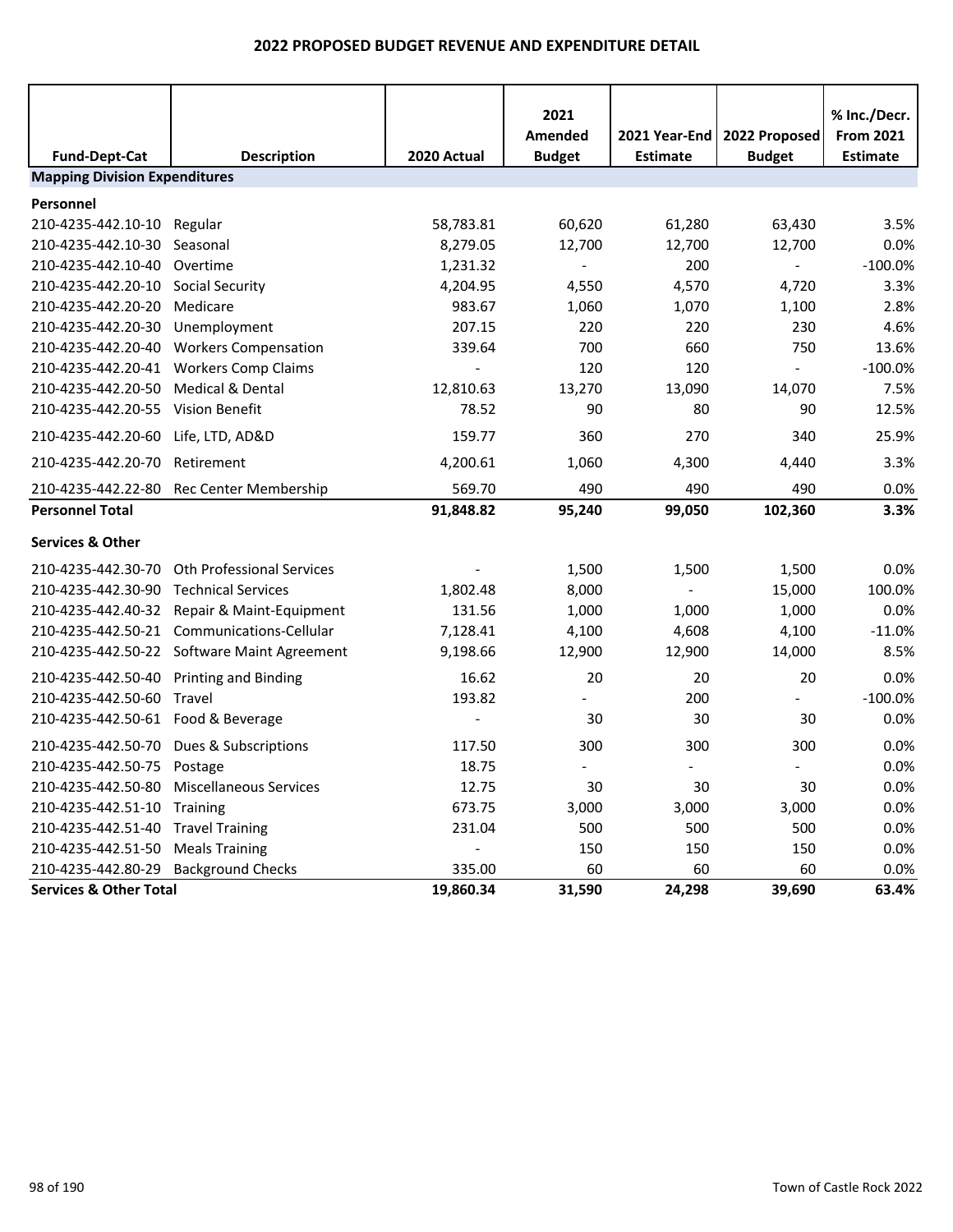# 2022 PROPOSED BUDGET REVENUE AND EXPENDITURE DETAIL

| Fund-Dept-Cat | Description | 2020 Actual | 2021 Amended Budget | 2021 Year-End Estimate | 2022 Proposed Budget | % Inc./Decr. From 2021 Estimate |
|---|---|---|---|---|---|---|
| **Mapping Division Expenditures** | | | | | | |
| **Personnel** | | | | | | |
| 210-4235-442.10-10 | Regular | 58,783.81 | 60,620 | 61,280 | 63,430 | 3.5% |
| 210-4235-442.10-30 | Seasonal | 8,279.05 | 12,700 | 12,700 | 12,700 | 0.0% |
| 210-4235-442.10-40 | Overtime | 1,231.32 | - | 200 | - | -100.0% |
| 210-4235-442.20-10 | Social Security | 4,204.95 | 4,550 | 4,570 | 4,720 | 3.3% |
| 210-4235-442.20-20 | Medicare | 983.67 | 1,060 | 1,070 | 1,100 | 2.8% |
| 210-4235-442.20-30 | Unemployment | 207.15 | 220 | 220 | 230 | 4.6% |
| 210-4235-442.20-40 | Workers Compensation | 339.64 | 700 | 660 | 750 | 13.6% |
| 210-4235-442.20-41 | Workers Comp Claims | - | 120 | 120 | - | -100.0% |
| 210-4235-442.20-50 | Medical & Dental | 12,810.63 | 13,270 | 13,090 | 14,070 | 7.5% |
| 210-4235-442.20-55 | Vision Benefit | 78.52 | 90 | 80 | 90 | 12.5% |
| 210-4235-442.20-60 | Life, LTD, AD&D | 159.77 | 360 | 270 | 340 | 25.9% |
| 210-4235-442.20-70 | Retirement | 4,200.61 | 1,060 | 4,300 | 4,440 | 3.3% |
| 210-4235-442.22-80 | Rec Center Membership | 569.70 | 490 | 490 | 490 | 0.0% |
| **Personnel Total** | | **91,848.82** | **95,240** | **99,050** | **102,360** | **3.3%** |
| **Services & Other** | | | | | | |
| 210-4235-442.30-70 | Oth Professional Services | - | 1,500 | 1,500 | 1,500 | 0.0% |
| 210-4235-442.30-90 | Technical Services | 1,802.48 | 8,000 | - | 15,000 | 100.0% |
| 210-4235-442.40-32 | Repair & Maint-Equipment | 131.56 | 1,000 | 1,000 | 1,000 | 0.0% |
| 210-4235-442.50-21 | Communications-Cellular | 7,128.41 | 4,100 | 4,608 | 4,100 | -11.0% |
| 210-4235-442.50-22 | Software Maint Agreement | 9,198.66 | 12,900 | 12,900 | 14,000 | 8.5% |
| 210-4235-442.50-40 | Printing and Binding | 16.62 | 20 | 20 | 20 | 0.0% |
| 210-4235-442.50-60 | Travel | 193.82 | - | 200 | - | -100.0% |
| 210-4235-442.50-61 | Food & Beverage | - | 30 | 30 | 30 | 0.0% |
| 210-4235-442.50-70 | Dues & Subscriptions | 117.50 | 300 | 300 | 300 | 0.0% |
| 210-4235-442.50-75 | Postage | 18.75 | - | - | - | 0.0% |
| 210-4235-442.50-80 | Miscellaneous Services | 12.75 | 30 | 30 | 30 | 0.0% |
| 210-4235-442.51-10 | Training | 673.75 | 3,000 | 3,000 | 3,000 | 0.0% |
| 210-4235-442.51-40 | Travel Training | 231.04 | 500 | 500 | 500 | 0.0% |
| 210-4235-442.51-50 | Meals Training | - | 150 | 150 | 150 | 0.0% |
| 210-4235-442.80-29 | Background Checks | 335.00 | 60 | 60 | 60 | 0.0% |
| **Services & Other Total** | | **19,860.34** | **31,590** | **24,298** | **39,690** | **63.4%** |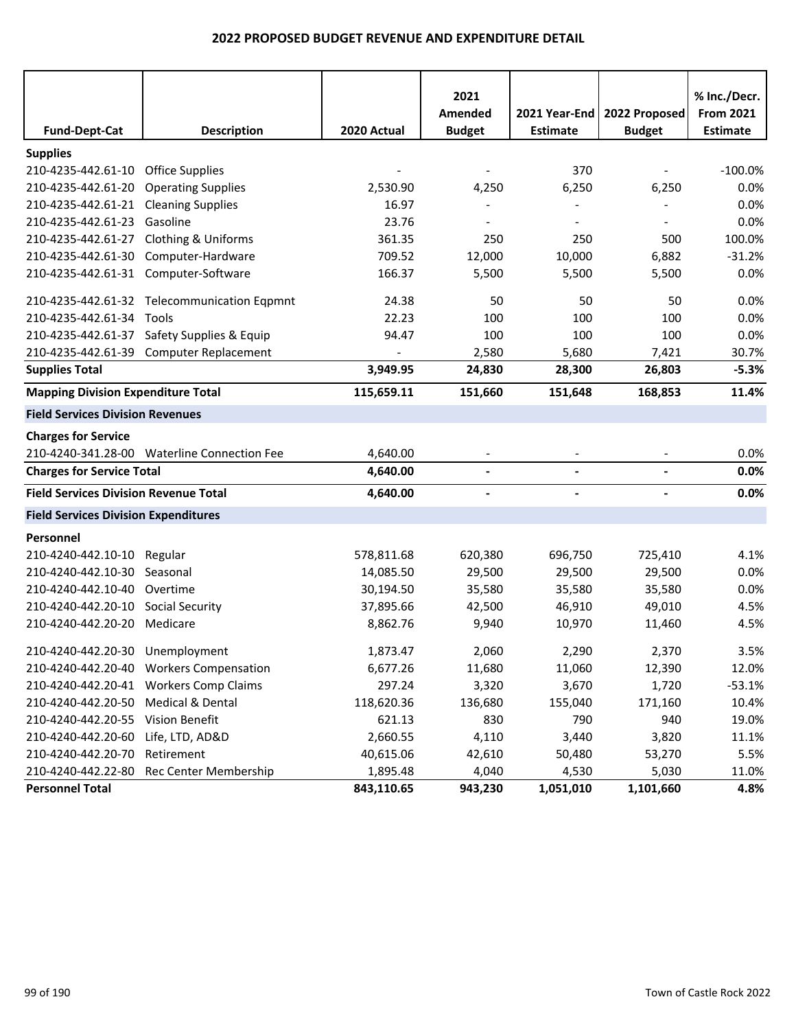# 2022 PROPOSED BUDGET REVENUE AND EXPENDITURE DETAIL

| Fund-Dept-Cat | Description | 2020 Actual | 2021 Amended Budget | 2021 Year-End Estimate | 2022 Proposed Budget | % Inc./Decr. From 2021 Estimate |
|---|---|---|---|---|---|---|
| **Supplies** | | | | | | |
| 210-4235-442.61-10 | Office Supplies | - | - | 370 | - | -100.0% |
| 210-4235-442.61-20 | Operating Supplies | 2,530.90 | 4,250 | 6,250 | 6,250 | 0.0% |
| 210-4235-442.61-21 | Cleaning Supplies | 16.97 | - | - | - | 0.0% |
| 210-4235-442.61-23 | Gasoline | 23.76 | - | - | - | 0.0% |
| 210-4235-442.61-27 | Clothing & Uniforms | 361.35 | 250 | 250 | 500 | 100.0% |
| 210-4235-442.61-30 | Computer-Hardware | 709.52 | 12,000 | 10,000 | 6,882 | -31.2% |
| 210-4235-442.61-31 | Computer-Software | 166.37 | 5,500 | 5,500 | 5,500 | 0.0% |
| 210-4235-442.61-32 | Telecommunication Eqpmnt | 24.38 | 50 | 50 | 50 | 0.0% |
| 210-4235-442.61-34 | Tools | 22.23 | 100 | 100 | 100 | 0.0% |
| 210-4235-442.61-37 | Safety Supplies & Equip | 94.47 | 100 | 100 | 100 | 0.0% |
| 210-4235-442.61-39 | Computer Replacement | - | 2,580 | 5,680 | 7,421 | 30.7% |
| **Supplies Total** | | **3,949.95** | **24,830** | **28,300** | **26,803** | **-5.3%** |
| **Mapping Division Expenditure Total** | | **115,659.11** | **151,660** | **151,648** | **168,853** | **11.4%** |
| **Field Services Division Revenues** | | | | | | |
| **Charges for Service** | | | | | | |
| 210-4240-341.28-00 | Waterline Connection Fee | 4,640.00 | - | - | - | 0.0% |
| **Charges for Service Total** | | **4,640.00** | **-** | **-** | **-** | **0.0%** |
| **Field Services Division Revenue Total** | | **4,640.00** | **-** | **-** | **-** | **0.0%** |
| **Field Services Division Expenditures** | | | | | | |
| **Personnel** | | | | | | |
| 210-4240-442.10-10 | Regular | 578,811.68 | 620,380 | 696,750 | 725,410 | 4.1% |
| 210-4240-442.10-30 | Seasonal | 14,085.50 | 29,500 | 29,500 | 29,500 | 0.0% |
| 210-4240-442.10-40 | Overtime | 30,194.50 | 35,580 | 35,580 | 35,580 | 0.0% |
| 210-4240-442.20-10 | Social Security | 37,895.66 | 42,500 | 46,910 | 49,010 | 4.5% |
| 210-4240-442.20-20 | Medicare | 8,862.76 | 9,940 | 10,970 | 11,460 | 4.5% |
| 210-4240-442.20-30 | Unemployment | 1,873.47 | 2,060 | 2,290 | 2,370 | 3.5% |
| 210-4240-442.20-40 | Workers Compensation | 6,677.26 | 11,680 | 11,060 | 12,390 | 12.0% |
| 210-4240-442.20-41 | Workers Comp Claims | 297.24 | 3,320 | 3,670 | 1,720 | -53.1% |
| 210-4240-442.20-50 | Medical & Dental | 118,620.36 | 136,680 | 155,040 | 171,160 | 10.4% |
| 210-4240-442.20-55 | Vision Benefit | 621.13 | 830 | 790 | 940 | 19.0% |
| 210-4240-442.20-60 | Life, LTD, AD&D | 2,660.55 | 4,110 | 3,440 | 3,820 | 11.1% |
| 210-4240-442.20-70 | Retirement | 40,615.06 | 42,610 | 50,480 | 53,270 | 5.5% |
| 210-4240-442.22-80 | Rec Center Membership | 1,895.48 | 4,040 | 4,530 | 5,030 | 11.0% |
| **Personnel Total** | | **843,110.65** | **943,230** | **1,051,010** | **1,101,660** | **4.8%** |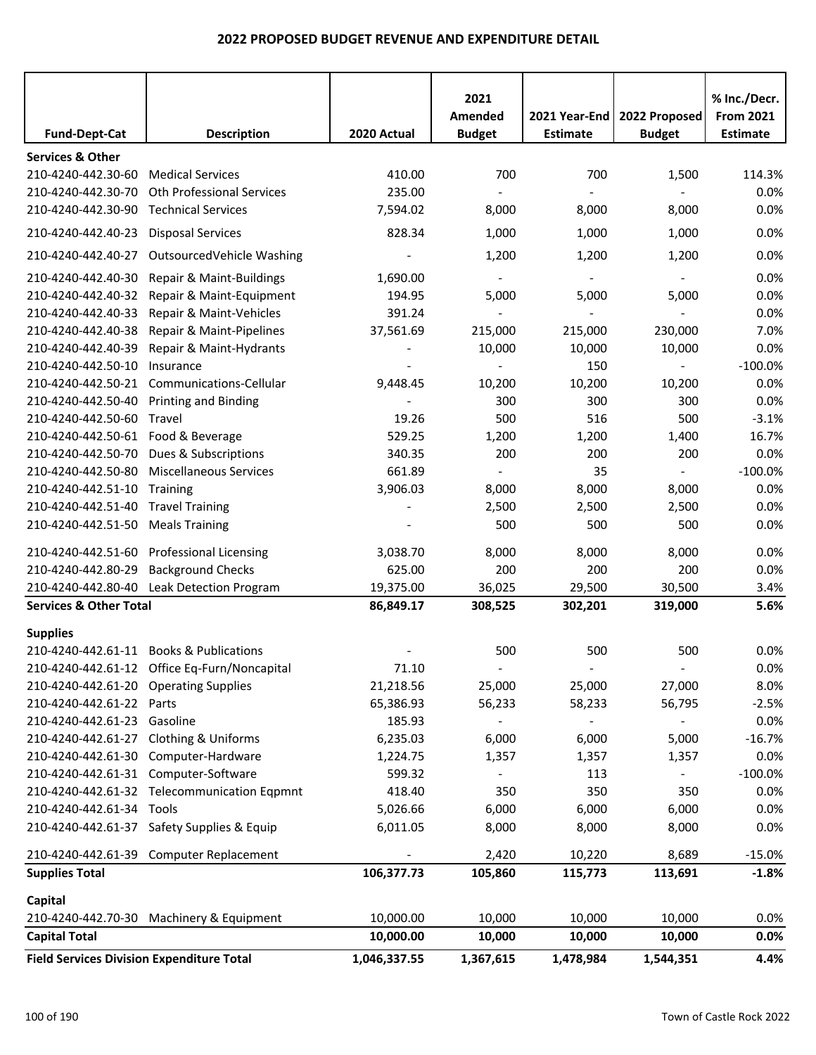# 2022 PROPOSED BUDGET REVENUE AND EXPENDITURE DETAIL

| Fund-Dept-Cat | Description | 2020 Actual | 2021 Amended Budget | 2021 Year-End Estimate | 2022 Proposed Budget | % Inc./Decr. From 2021 Estimate |
|---|---|---|---|---|---|---|
| **Services & Other** | | | | | | |
| 210-4240-442.30-60 | Medical Services | 410.00 | 700 | 700 | 1,500 | 114.3% |
| 210-4240-442.30-70 | Oth Professional Services | 235.00 | - | - | - | 0.0% |
| 210-4240-442.30-90 | Technical Services | 7,594.02 | 8,000 | 8,000 | 8,000 | 0.0% |
| 210-4240-442.40-23 | Disposal Services | 828.34 | 1,000 | 1,000 | 1,000 | 0.0% |
| 210-4240-442.40-27 | OutsourcedVehicle Washing | - | 1,200 | 1,200 | 1,200 | 0.0% |
| 210-4240-442.40-30 | Repair & Maint-Buildings | 1,690.00 | - | - | - | 0.0% |
| 210-4240-442.40-32 | Repair & Maint-Equipment | 194.95 | 5,000 | 5,000 | 5,000 | 0.0% |
| 210-4240-442.40-33 | Repair & Maint-Vehicles | 391.24 | - | - | - | 0.0% |
| 210-4240-442.40-38 | Repair & Maint-Pipelines | 37,561.69 | 215,000 | 215,000 | 230,000 | 7.0% |
| 210-4240-442.40-39 | Repair & Maint-Hydrants | - | 10,000 | 10,000 | 10,000 | 0.0% |
| 210-4240-442.50-10 | Insurance | - | - | 150 | - | -100.0% |
| 210-4240-442.50-21 | Communications-Cellular | 9,448.45 | 10,200 | 10,200 | 10,200 | 0.0% |
| 210-4240-442.50-40 | Printing and Binding | - | 300 | 300 | 300 | 0.0% |
| 210-4240-442.50-60 | Travel | 19.26 | 500 | 516 | 500 | -3.1% |
| 210-4240-442.50-61 | Food & Beverage | 529.25 | 1,200 | 1,200 | 1,400 | 16.7% |
| 210-4240-442.50-70 | Dues & Subscriptions | 340.35 | 200 | 200 | 200 | 0.0% |
| 210-4240-442.50-80 | Miscellaneous Services | 661.89 | - | 35 | - | -100.0% |
| 210-4240-442.51-10 | Training | 3,906.03 | 8,000 | 8,000 | 8,000 | 0.0% |
| 210-4240-442.51-40 | Travel Training | - | 2,500 | 2,500 | 2,500 | 0.0% |
| 210-4240-442.51-50 | Meals Training | - | 500 | 500 | 500 | 0.0% |
| 210-4240-442.51-60 | Professional Licensing | 3,038.70 | 8,000 | 8,000 | 8,000 | 0.0% |
| 210-4240-442.80-29 | Background Checks | 625.00 | 200 | 200 | 200 | 0.0% |
| 210-4240-442.80-40 | Leak Detection Program | 19,375.00 | 36,025 | 29,500 | 30,500 | 3.4% |
| **Services & Other Total** | | **86,849.17** | **308,525** | **302,201** | **319,000** | **5.6%** |
| **Supplies** | | | | | | |
| 210-4240-442.61-11 | Books & Publications | - | 500 | 500 | 500 | 0.0% |
| 210-4240-442.61-12 | Office Eq-Furn/Noncapital | 71.10 | - | - | - | 0.0% |
| 210-4240-442.61-20 | Operating Supplies | 21,218.56 | 25,000 | 25,000 | 27,000 | 8.0% |
| 210-4240-442.61-22 | Parts | 65,386.93 | 56,233 | 58,233 | 56,795 | -2.5% |
| 210-4240-442.61-23 | Gasoline | 185.93 | - | - | - | 0.0% |
| 210-4240-442.61-27 | Clothing & Uniforms | 6,235.03 | 6,000 | 6,000 | 5,000 | -16.7% |
| 210-4240-442.61-30 | Computer-Hardware | 1,224.75 | 1,357 | 1,357 | 1,357 | 0.0% |
| 210-4240-442.61-31 | Computer-Software | 599.32 | - | 113 | - | -100.0% |
| 210-4240-442.61-32 | Telecommunication Eqpmnt | 418.40 | 350 | 350 | 350 | 0.0% |
| 210-4240-442.61-34 | Tools | 5,026.66 | 6,000 | 6,000 | 6,000 | 0.0% |
| 210-4240-442.61-37 | Safety Supplies & Equip | 6,011.05 | 8,000 | 8,000 | 8,000 | 0.0% |
| 210-4240-442.61-39 | Computer Replacement | - | 2,420 | 10,220 | 8,689 | -15.0% |
| **Supplies Total** | | **106,377.73** | **105,860** | **115,773** | **113,691** | **-1.8%** |
| **Capital** | | | | | | |
| 210-4240-442.70-30 | Machinery & Equipment | 10,000.00 | 10,000 | 10,000 | 10,000 | 0.0% |
| **Capital Total** | | **10,000.00** | **10,000** | **10,000** | **10,000** | **0.0%** |
| **Field Services Division Expenditure Total** | | **1,046,337.55** | **1,367,615** | **1,478,984** | **1,544,351** | **4.4%** |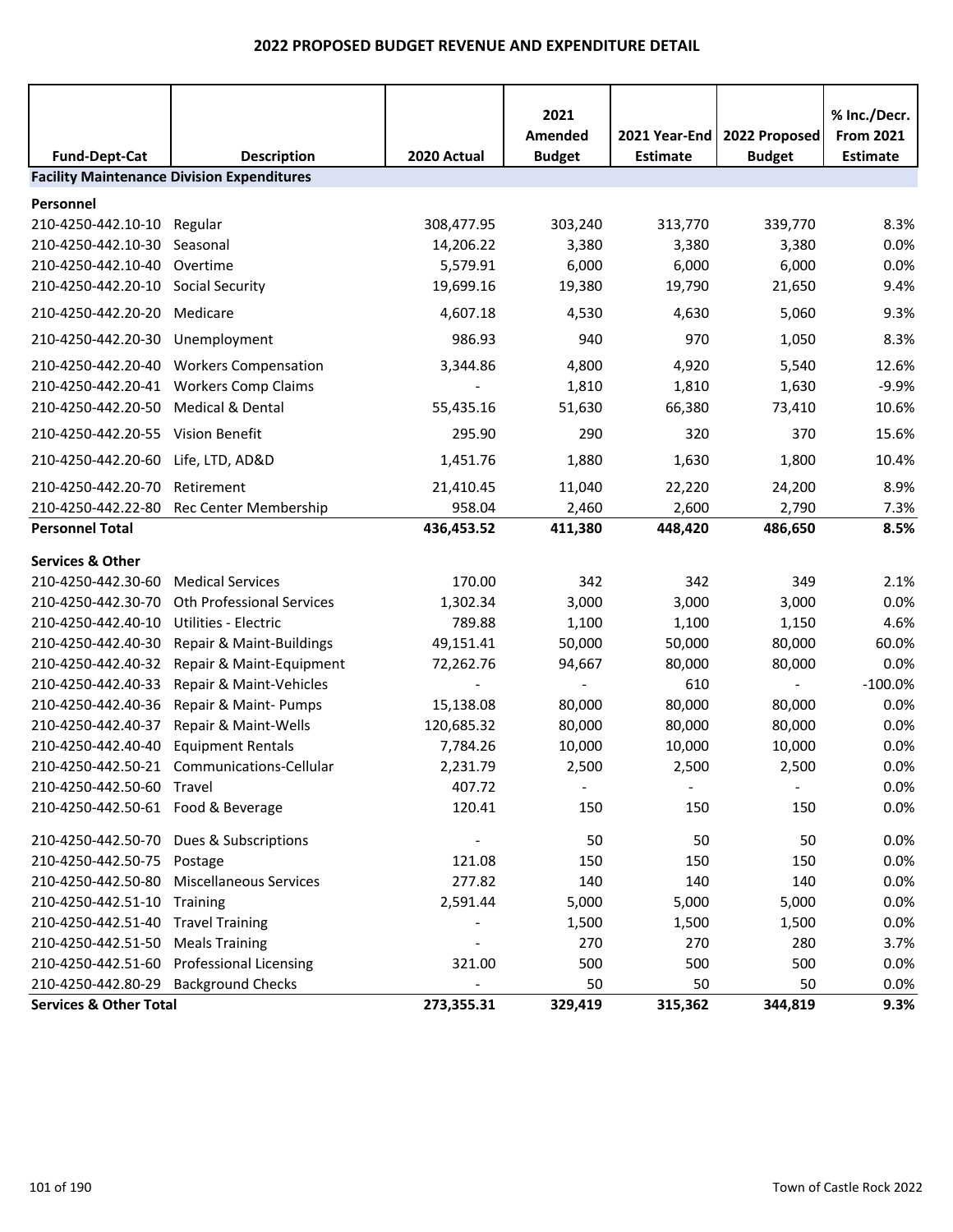# 2022 PROPOSED BUDGET REVENUE AND EXPENDITURE DETAIL

| Fund-Dept-Cat | Description | 2020 Actual | 2021 Amended Budget | 2021 Year-End Estimate | 2022 Proposed Budget | % Inc./Decr. From 2021 Estimate |
|---|---|---|---|---|---|---|
| **Facility Maintenance Division Expenditures** | | | | | | |
| **Personnel** | | | | | | |
| 210-4250-442.10-10 | Regular | 308,477.95 | 303,240 | 313,770 | 339,770 | 8.3% |
| 210-4250-442.10-30 | Seasonal | 14,206.22 | 3,380 | 3,380 | 3,380 | 0.0% |
| 210-4250-442.10-40 | Overtime | 5,579.91 | 6,000 | 6,000 | 6,000 | 0.0% |
| 210-4250-442.20-10 | Social Security | 19,699.16 | 19,380 | 19,790 | 21,650 | 9.4% |
| 210-4250-442.20-20 | Medicare | 4,607.18 | 4,530 | 4,630 | 5,060 | 9.3% |
| 210-4250-442.20-30 | Unemployment | 986.93 | 940 | 970 | 1,050 | 8.3% |
| 210-4250-442.20-40 | Workers Compensation | 3,344.86 | 4,800 | 4,920 | 5,540 | 12.6% |
| 210-4250-442.20-41 | Workers Comp Claims | - | 1,810 | 1,810 | 1,630 | -9.9% |
| 210-4250-442.20-50 | Medical & Dental | 55,435.16 | 51,630 | 66,380 | 73,410 | 10.6% |
| 210-4250-442.20-55 | Vision Benefit | 295.90 | 290 | 320 | 370 | 15.6% |
| 210-4250-442.20-60 | Life, LTD, AD&D | 1,451.76 | 1,880 | 1,630 | 1,800 | 10.4% |
| 210-4250-442.20-70 | Retirement | 21,410.45 | 11,040 | 22,220 | 24,200 | 8.9% |
| 210-4250-442.22-80 | Rec Center Membership | 958.04 | 2,460 | 2,600 | 2,790 | 7.3% |
| **Personnel Total** | | **436,453.52** | **411,380** | **448,420** | **486,650** | **8.5%** |
| **Services & Other** | | | | | | |
| 210-4250-442.30-60 | Medical Services | 170.00 | 342 | 342 | 349 | 2.1% |
| 210-4250-442.30-70 | Oth Professional Services | 1,302.34 | 3,000 | 3,000 | 3,000 | 0.0% |
| 210-4250-442.40-10 | Utilities - Electric | 789.88 | 1,100 | 1,100 | 1,150 | 4.6% |
| 210-4250-442.40-30 | Repair & Maint-Buildings | 49,151.41 | 50,000 | 50,000 | 80,000 | 60.0% |
| 210-4250-442.40-32 | Repair & Maint-Equipment | 72,262.76 | 94,667 | 80,000 | 80,000 | 0.0% |
| 210-4250-442.40-33 | Repair & Maint-Vehicles | - | - | 610 | - | -100.0% |
| 210-4250-442.40-36 | Repair & Maint- Pumps | 15,138.08 | 80,000 | 80,000 | 80,000 | 0.0% |
| 210-4250-442.40-37 | Repair & Maint-Wells | 120,685.32 | 80,000 | 80,000 | 80,000 | 0.0% |
| 210-4250-442.40-40 | Equipment Rentals | 7,784.26 | 10,000 | 10,000 | 10,000 | 0.0% |
| 210-4250-442.50-21 | Communications-Cellular | 2,231.79 | 2,500 | 2,500 | 2,500 | 0.0% |
| 210-4250-442.50-60 | Travel | 407.72 | - | - | - | 0.0% |
| 210-4250-442.50-61 | Food & Beverage | 120.41 | 150 | 150 | 150 | 0.0% |
| 210-4250-442.50-70 | Dues & Subscriptions | - | 50 | 50 | 50 | 0.0% |
| 210-4250-442.50-75 | Postage | 121.08 | 150 | 150 | 150 | 0.0% |
| 210-4250-442.50-80 | Miscellaneous Services | 277.82 | 140 | 140 | 140 | 0.0% |
| 210-4250-442.51-10 | Training | 2,591.44 | 5,000 | 5,000 | 5,000 | 0.0% |
| 210-4250-442.51-40 | Travel Training | - | 1,500 | 1,500 | 1,500 | 0.0% |
| 210-4250-442.51-50 | Meals Training | - | 270 | 270 | 280 | 3.7% |
| 210-4250-442.51-60 | Professional Licensing | 321.00 | 500 | 500 | 500 | 0.0% |
| 210-4250-442.80-29 | Background Checks | - | 50 | 50 | 50 | 0.0% |
| **Services & Other Total** | | **273,355.31** | **329,419** | **315,362** | **344,819** | **9.3%** |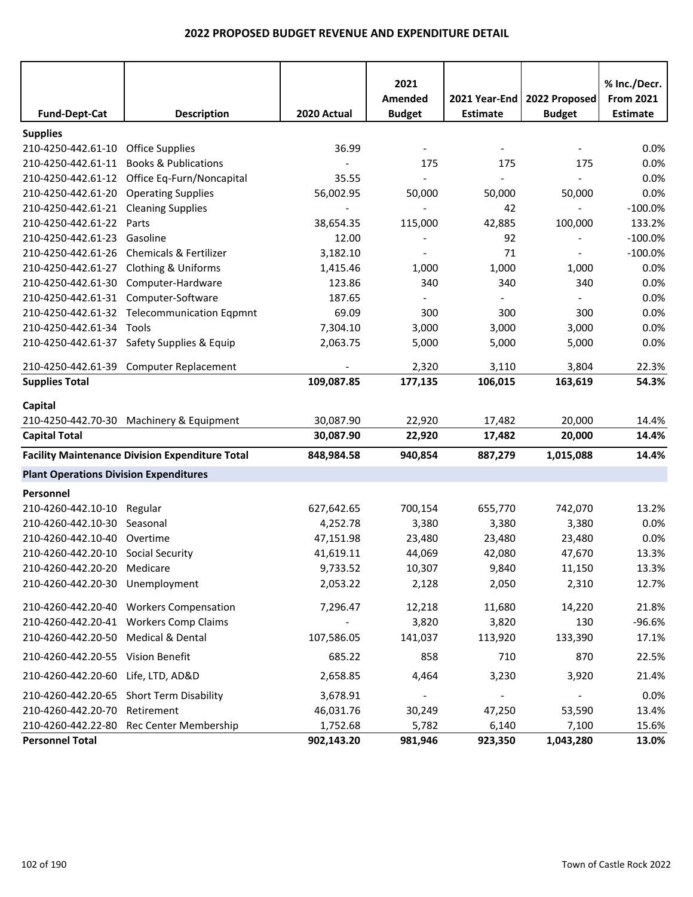# 2022 PROPOSED BUDGET REVENUE AND EXPENDITURE DETAIL

| Fund-Dept-Cat | Description | 2020 Actual | 2021 Amended Budget | 2021 Year-End Estimate | 2022 Proposed Budget | % Inc./Decr. From 2021 Estimate |
|---|---|---|---|---|---|---|
| **Supplies** | | | | | | |
| 210-4250-442.61-10 | Office Supplies | 36.99 | - | - | - | 0.0% |
| 210-4250-442.61-11 | Books & Publications | - | 175 | 175 | 175 | 0.0% |
| 210-4250-442.61-12 | Office Eq-Furn/Noncapital | 35.55 | - | - | - | 0.0% |
| 210-4250-442.61-20 | Operating Supplies | 56,002.95 | 50,000 | 50,000 | 50,000 | 0.0% |
| 210-4250-442.61-21 | Cleaning Supplies | - | - | 42 | - | -100.0% |
| 210-4250-442.61-22 | Parts | 38,654.35 | 115,000 | 42,885 | 100,000 | 133.2% |
| 210-4250-442.61-23 | Gasoline | 12.00 | - | 92 | - | -100.0% |
| 210-4250-442.61-26 | Chemicals & Fertilizer | 3,182.10 | - | 71 | - | -100.0% |
| 210-4250-442.61-27 | Clothing & Uniforms | 1,415.46 | 1,000 | 1,000 | 1,000 | 0.0% |
| 210-4250-442.61-30 | Computer-Hardware | 123.86 | 340 | 340 | 340 | 0.0% |
| 210-4250-442.61-31 | Computer-Software | 187.65 | - | - | - | 0.0% |
| 210-4250-442.61-32 | Telecommunication Eqpmnt | 69.09 | 300 | 300 | 300 | 0.0% |
| 210-4250-442.61-34 | Tools | 7,304.10 | 3,000 | 3,000 | 3,000 | 0.0% |
| 210-4250-442.61-37 | Safety Supplies & Equip | 2,063.75 | 5,000 | 5,000 | 5,000 | 0.0% |
| 210-4250-442.61-39 | Computer Replacement | - | 2,320 | 3,110 | 3,804 | 22.3% |
| **Supplies Total** | | **109,087.85** | **177,135** | **106,015** | **163,619** | **54.3%** |
| **Capital** | | | | | | |
| 210-4250-442.70-30 | Machinery & Equipment | 30,087.90 | 22,920 | 17,482 | 20,000 | 14.4% |
| **Capital Total** | | **30,087.90** | **22,920** | **17,482** | **20,000** | **14.4%** |
| **Facility Maintenance Division Expenditure Total** | | **848,984.58** | **940,854** | **887,279** | **1,015,088** | **14.4%** |
| **Plant Operations Division Expenditures** | | | | | | |
| **Personnel** | | | | | | |
| 210-4260-442.10-10 | Regular | 627,642.65 | 700,154 | 655,770 | 742,070 | 13.2% |
| 210-4260-442.10-30 | Seasonal | 4,252.78 | 3,380 | 3,380 | 3,380 | 0.0% |
| 210-4260-442.10-40 | Overtime | 47,151.98 | 23,480 | 23,480 | 23,480 | 0.0% |
| 210-4260-442.20-10 | Social Security | 41,619.11 | 44,069 | 42,080 | 47,670 | 13.3% |
| 210-4260-442.20-20 | Medicare | 9,733.52 | 10,307 | 9,840 | 11,150 | 13.3% |
| 210-4260-442.20-30 | Unemployment | 2,053.22 | 2,128 | 2,050 | 2,310 | 12.7% |
| 210-4260-442.20-40 | Workers Compensation | 7,296.47 | 12,218 | 11,680 | 14,220 | 21.8% |
| 210-4260-442.20-41 | Workers Comp Claims | - | 3,820 | 3,820 | 130 | -96.6% |
| 210-4260-442.20-50 | Medical & Dental | 107,586.05 | 141,037 | 113,920 | 133,390 | 17.1% |
| 210-4260-442.20-55 | Vision Benefit | 685.22 | 858 | 710 | 870 | 22.5% |
| 210-4260-442.20-60 | Life, LTD, AD&D | 2,658.85 | 4,464 | 3,230 | 3,920 | 21.4% |
| 210-4260-442.20-65 | Short Term Disability | 3,678.91 | - | - | - | 0.0% |
| 210-4260-442.20-70 | Retirement | 46,031.76 | 30,249 | 47,250 | 53,590 | 13.4% |
| 210-4260-442.22-80 | Rec Center Membership | 1,752.68 | 5,782 | 6,140 | 7,100 | 15.6% |
| **Personnel Total** | | **902,143.20** | **981,946** | **923,350** | **1,043,280** | **13.0%** |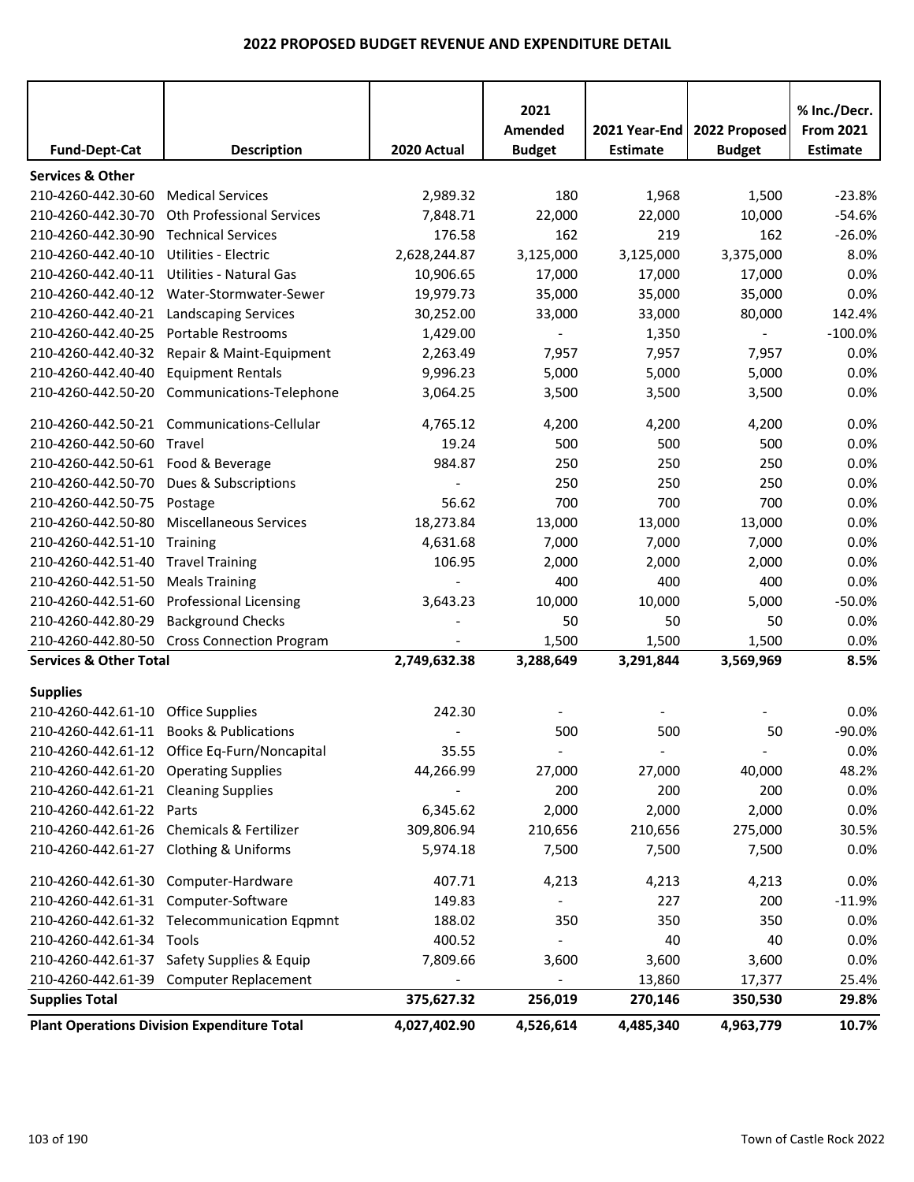## 2022 PROPOSED BUDGET REVENUE AND EXPENDITURE DETAIL

| Fund-Dept-Cat | Description | 2020 Actual | 2021 Amended Budget | 2021 Year-End Estimate | 2022 Proposed Budget | % Inc./Decr. From 2021 Estimate |
|---|---|---|---|---|---|---|
| **Services & Other** | | | | | | |
| 210-4260-442.30-60 | Medical Services | 2,989.32 | 180 | 1,968 | 1,500 | -23.8% |
| 210-4260-442.30-70 | Oth Professional Services | 7,848.71 | 22,000 | 22,000 | 10,000 | -54.6% |
| 210-4260-442.30-90 | Technical Services | 176.58 | 162 | 219 | 162 | -26.0% |
| 210-4260-442.40-10 | Utilities - Electric | 2,628,244.87 | 3,125,000 | 3,125,000 | 3,375,000 | 8.0% |
| 210-4260-442.40-11 | Utilities - Natural Gas | 10,906.65 | 17,000 | 17,000 | 17,000 | 0.0% |
| 210-4260-442.40-12 | Water-Stormwater-Sewer | 19,979.73 | 35,000 | 35,000 | 35,000 | 0.0% |
| 210-4260-442.40-21 | Landscaping Services | 30,252.00 | 33,000 | 33,000 | 80,000 | 142.4% |
| 210-4260-442.40-25 | Portable Restrooms | 1,429.00 | - | 1,350 | - | -100.0% |
| 210-4260-442.40-32 | Repair & Maint-Equipment | 2,263.49 | 7,957 | 7,957 | 7,957 | 0.0% |
| 210-4260-442.40-40 | Equipment Rentals | 9,996.23 | 5,000 | 5,000 | 5,000 | 0.0% |
| 210-4260-442.50-20 | Communications-Telephone | 3,064.25 | 3,500 | 3,500 | 3,500 | 0.0% |
| 210-4260-442.50-21 | Communications-Cellular | 4,765.12 | 4,200 | 4,200 | 4,200 | 0.0% |
| 210-4260-442.50-60 | Travel | 19.24 | 500 | 500 | 500 | 0.0% |
| 210-4260-442.50-61 | Food & Beverage | 984.87 | 250 | 250 | 250 | 0.0% |
| 210-4260-442.50-70 | Dues & Subscriptions | - | 250 | 250 | 250 | 0.0% |
| 210-4260-442.50-75 | Postage | 56.62 | 700 | 700 | 700 | 0.0% |
| 210-4260-442.50-80 | Miscellaneous Services | 18,273.84 | 13,000 | 13,000 | 13,000 | 0.0% |
| 210-4260-442.51-10 | Training | 4,631.68 | 7,000 | 7,000 | 7,000 | 0.0% |
| 210-4260-442.51-40 | Travel Training | 106.95 | 2,000 | 2,000 | 2,000 | 0.0% |
| 210-4260-442.51-50 | Meals Training | - | 400 | 400 | 400 | 0.0% |
| 210-4260-442.51-60 | Professional Licensing | 3,643.23 | 10,000 | 10,000 | 5,000 | -50.0% |
| 210-4260-442.80-29 | Background Checks | - | 50 | 50 | 50 | 0.0% |
| 210-4260-442.80-50 | Cross Connection Program | - | 1,500 | 1,500 | 1,500 | 0.0% |
| **Services & Other Total** | | **2,749,632.38** | **3,288,649** | **3,291,844** | **3,569,969** | **8.5%** |
| **Supplies** | | | | | | |
| 210-4260-442.61-10 | Office Supplies | 242.30 | - | - | - | 0.0% |
| 210-4260-442.61-11 | Books & Publications | - | 500 | 500 | 50 | -90.0% |
| 210-4260-442.61-12 | Office Eq-Furn/Noncapital | 35.55 | - | - | - | 0.0% |
| 210-4260-442.61-20 | Operating Supplies | 44,266.99 | 27,000 | 27,000 | 40,000 | 48.2% |
| 210-4260-442.61-21 | Cleaning Supplies | - | 200 | 200 | 200 | 0.0% |
| 210-4260-442.61-22 | Parts | 6,345.62 | 2,000 | 2,000 | 2,000 | 0.0% |
| 210-4260-442.61-26 | Chemicals & Fertilizer | 309,806.94 | 210,656 | 210,656 | 275,000 | 30.5% |
| 210-4260-442.61-27 | Clothing & Uniforms | 5,974.18 | 7,500 | 7,500 | 7,500 | 0.0% |
| 210-4260-442.61-30 | Computer-Hardware | 407.71 | 4,213 | 4,213 | 4,213 | 0.0% |
| 210-4260-442.61-31 | Computer-Software | 149.83 | - | 227 | 200 | -11.9% |
| 210-4260-442.61-32 | Telecommunication Eqpmnt | 188.02 | 350 | 350 | 350 | 0.0% |
| 210-4260-442.61-34 | Tools | 400.52 | - | 40 | 40 | 0.0% |
| 210-4260-442.61-37 | Safety Supplies & Equip | 7,809.66 | 3,600 | 3,600 | 3,600 | 0.0% |
| 210-4260-442.61-39 | Computer Replacement | - | - | 13,860 | 17,377 | 25.4% |
| **Supplies Total** | | **375,627.32** | **256,019** | **270,146** | **350,530** | **29.8%** |
| **Plant Operations Division Expenditure Total** | | **4,027,402.90** | **4,526,614** | **4,485,340** | **4,963,779** | **10.7%** |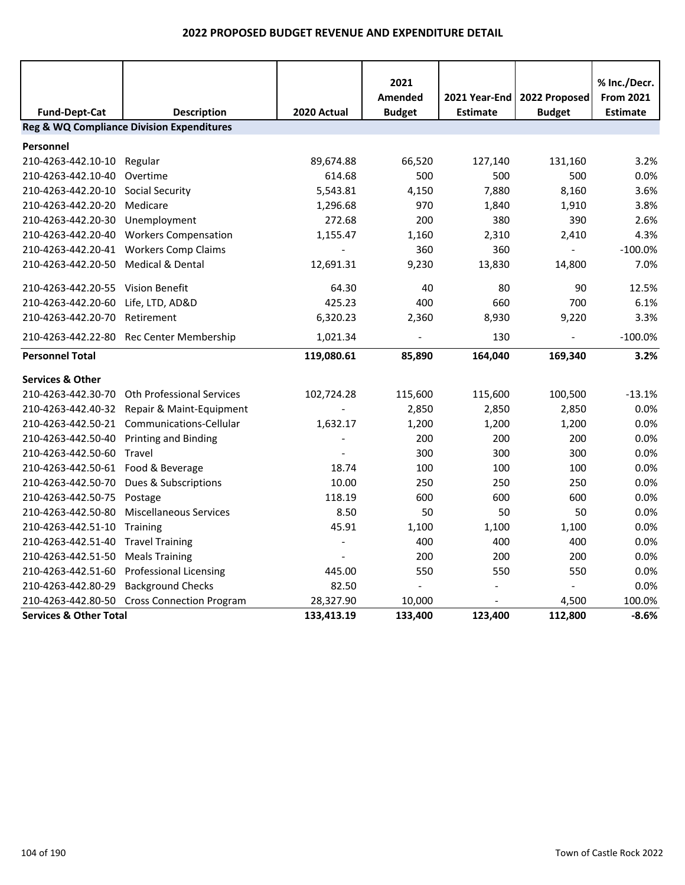# 2022 PROPOSED BUDGET REVENUE AND EXPENDITURE DETAIL

| Fund-Dept-Cat | Description | 2020 Actual | 2021 Amended Budget | 2021 Year-End Estimate | 2022 Proposed Budget | % Inc./Decr. From 2021 Estimate |
|---|---|---|---|---|---|---|
| **Reg & WQ Compliance Division Expenditures** | | | | | | |
| **Personnel** | | | | | | |
| 210-4263-442.10-10 | Regular | 89,674.88 | 66,520 | 127,140 | 131,160 | 3.2% |
| 210-4263-442.10-40 | Overtime | 614.68 | 500 | 500 | 500 | 0.0% |
| 210-4263-442.20-10 | Social Security | 5,543.81 | 4,150 | 7,880 | 8,160 | 3.6% |
| 210-4263-442.20-20 | Medicare | 1,296.68 | 970 | 1,840 | 1,910 | 3.8% |
| 210-4263-442.20-30 | Unemployment | 272.68 | 200 | 380 | 390 | 2.6% |
| 210-4263-442.20-40 | Workers Compensation | 1,155.47 | 1,160 | 2,310 | 2,410 | 4.3% |
| 210-4263-442.20-41 | Workers Comp Claims | - | 360 | 360 | - | -100.0% |
| 210-4263-442.20-50 | Medical & Dental | 12,691.31 | 9,230 | 13,830 | 14,800 | 7.0% |
| 210-4263-442.20-55 | Vision Benefit | 64.30 | 40 | 80 | 90 | 12.5% |
| 210-4263-442.20-60 | Life, LTD, AD&D | 425.23 | 400 | 660 | 700 | 6.1% |
| 210-4263-442.20-70 | Retirement | 6,320.23 | 2,360 | 8,930 | 9,220 | 3.3% |
| 210-4263-442.22-80 | Rec Center Membership | 1,021.34 | - | 130 | - | -100.0% |
| **Personnel Total** | | **119,080.61** | **85,890** | **164,040** | **169,340** | **3.2%** |
| **Services & Other** | | | | | | |
| 210-4263-442.30-70 | Oth Professional Services | 102,724.28 | 115,600 | 115,600 | 100,500 | -13.1% |
| 210-4263-442.40-32 | Repair & Maint-Equipment | - | 2,850 | 2,850 | 2,850 | 0.0% |
| 210-4263-442.50-21 | Communications-Cellular | 1,632.17 | 1,200 | 1,200 | 1,200 | 0.0% |
| 210-4263-442.50-40 | Printing and Binding | - | 200 | 200 | 200 | 0.0% |
| 210-4263-442.50-60 | Travel | - | 300 | 300 | 300 | 0.0% |
| 210-4263-442.50-61 | Food & Beverage | 18.74 | 100 | 100 | 100 | 0.0% |
| 210-4263-442.50-70 | Dues & Subscriptions | 10.00 | 250 | 250 | 250 | 0.0% |
| 210-4263-442.50-75 | Postage | 118.19 | 600 | 600 | 600 | 0.0% |
| 210-4263-442.50-80 | Miscellaneous Services | 8.50 | 50 | 50 | 50 | 0.0% |
| 210-4263-442.51-10 | Training | 45.91 | 1,100 | 1,100 | 1,100 | 0.0% |
| 210-4263-442.51-40 | Travel Training | - | 400 | 400 | 400 | 0.0% |
| 210-4263-442.51-50 | Meals Training | - | 200 | 200 | 200 | 0.0% |
| 210-4263-442.51-60 | Professional Licensing | 445.00 | 550 | 550 | 550 | 0.0% |
| 210-4263-442.80-29 | Background Checks | 82.50 | - | - | - | 0.0% |
| 210-4263-442.80-50 | Cross Connection Program | 28,327.90 | 10,000 | - | 4,500 | 100.0% |
| **Services & Other Total** | | **133,413.19** | **133,400** | **123,400** | **112,800** | **-8.6%** |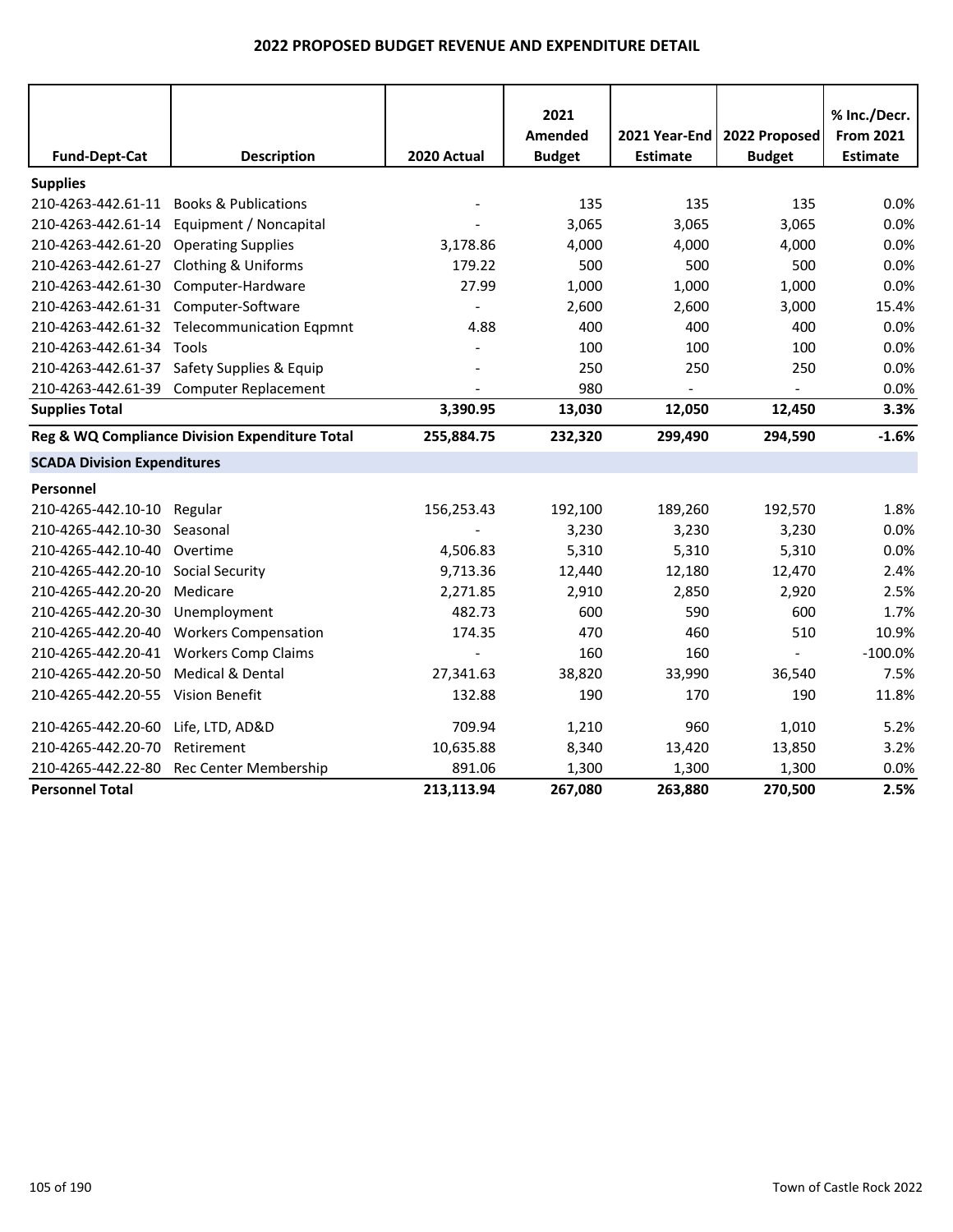## 2022 PROPOSED BUDGET REVENUE AND EXPENDITURE DETAIL

| Fund-Dept-Cat | Description | 2020 Actual | 2021 Amended Budget | 2021 Year-End Estimate | 2022 Proposed Budget | % Inc./Decr. From 2021 Estimate |
|---|---|---|---|---|---|---|
| **Supplies** | | | | | | |
| 210-4263-442.61-11 | Books & Publications | - | 135 | 135 | 135 | 0.0% |
| 210-4263-442.61-14 | Equipment / Noncapital | - | 3,065 | 3,065 | 3,065 | 0.0% |
| 210-4263-442.61-20 | Operating Supplies | 3,178.86 | 4,000 | 4,000 | 4,000 | 0.0% |
| 210-4263-442.61-27 | Clothing & Uniforms | 179.22 | 500 | 500 | 500 | 0.0% |
| 210-4263-442.61-30 | Computer-Hardware | 27.99 | 1,000 | 1,000 | 1,000 | 0.0% |
| 210-4263-442.61-31 | Computer-Software | - | 2,600 | 2,600 | 3,000 | 15.4% |
| 210-4263-442.61-32 | Telecommunication Eqpmnt | 4.88 | 400 | 400 | 400 | 0.0% |
| 210-4263-442.61-34 | Tools | - | 100 | 100 | 100 | 0.0% |
| 210-4263-442.61-37 | Safety Supplies & Equip | - | 250 | 250 | 250 | 0.0% |
| 210-4263-442.61-39 | Computer Replacement | - | 980 | - | - | 0.0% |
| **Supplies Total** | | **3,390.95** | **13,030** | **12,050** | **12,450** | **3.3%** |
| **Reg & WQ Compliance Division Expenditure Total** | | **255,884.75** | **232,320** | **299,490** | **294,590** | **-1.6%** |
| **SCADA Division Expenditures** | | | | | | |
| **Personnel** | | | | | | |
| 210-4265-442.10-10 | Regular | 156,253.43 | 192,100 | 189,260 | 192,570 | 1.8% |
| 210-4265-442.10-30 | Seasonal | - | 3,230 | 3,230 | 3,230 | 0.0% |
| 210-4265-442.10-40 | Overtime | 4,506.83 | 5,310 | 5,310 | 5,310 | 0.0% |
| 210-4265-442.20-10 | Social Security | 9,713.36 | 12,440 | 12,180 | 12,470 | 2.4% |
| 210-4265-442.20-20 | Medicare | 2,271.85 | 2,910 | 2,850 | 2,920 | 2.5% |
| 210-4265-442.20-30 | Unemployment | 482.73 | 600 | 590 | 600 | 1.7% |
| 210-4265-442.20-40 | Workers Compensation | 174.35 | 470 | 460 | 510 | 10.9% |
| 210-4265-442.20-41 | Workers Comp Claims | - | 160 | 160 | - | -100.0% |
| 210-4265-442.20-50 | Medical & Dental | 27,341.63 | 38,820 | 33,990 | 36,540 | 7.5% |
| 210-4265-442.20-55 | Vision Benefit | 132.88 | 190 | 170 | 190 | 11.8% |
| 210-4265-442.20-60 | Life, LTD, AD&D | 709.94 | 1,210 | 960 | 1,010 | 5.2% |
| 210-4265-442.20-70 | Retirement | 10,635.88 | 8,340 | 13,420 | 13,850 | 3.2% |
| 210-4265-442.22-80 | Rec Center Membership | 891.06 | 1,300 | 1,300 | 1,300 | 0.0% |
| **Personnel Total** | | **213,113.94** | **267,080** | **263,880** | **270,500** | **2.5%** |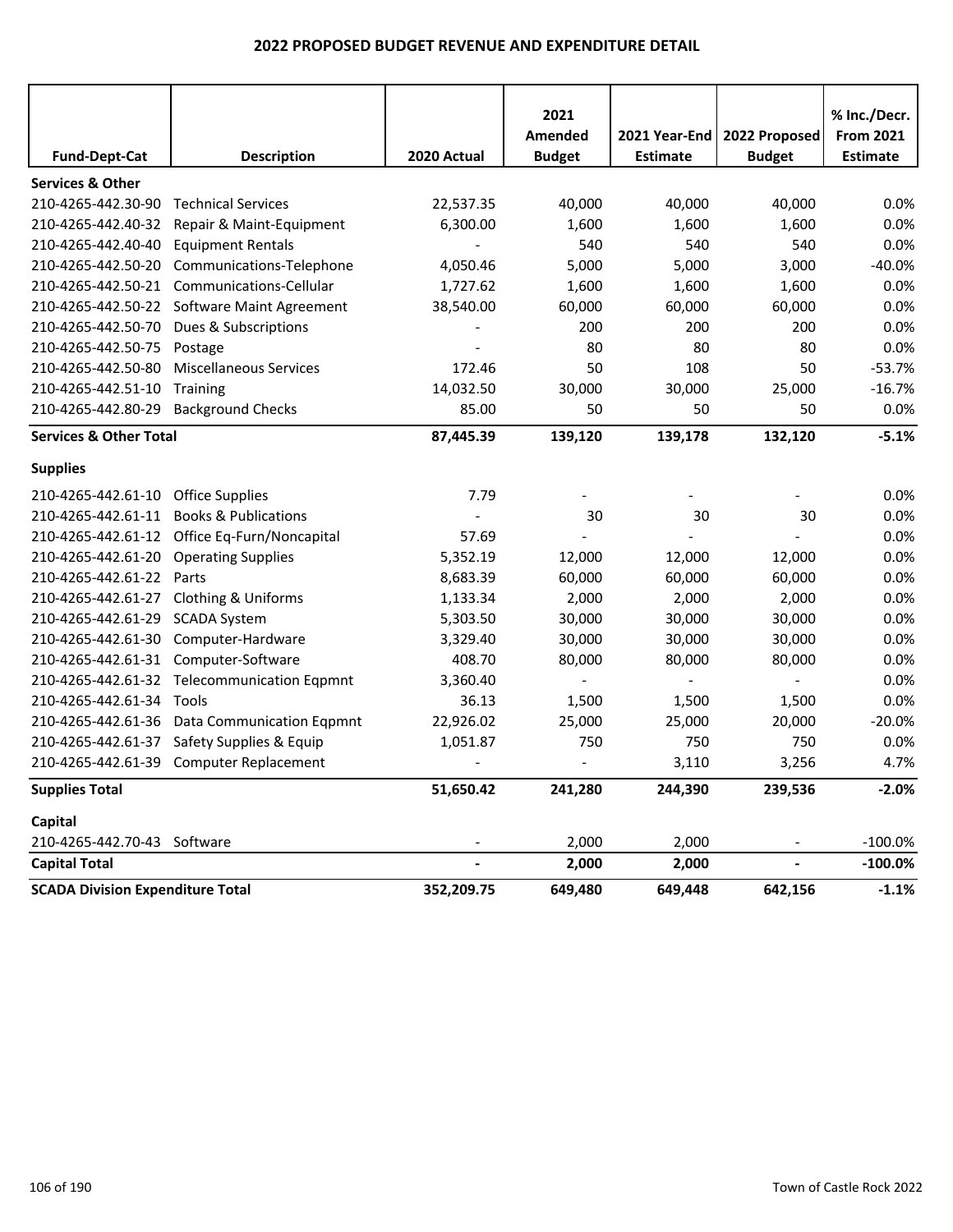## 2022 PROPOSED BUDGET REVENUE AND EXPENDITURE DETAIL

| Fund-Dept-Cat | Description | 2020 Actual | 2021 Amended Budget | 2021 Year-End Estimate | 2022 Proposed Budget | % Inc./Decr. From 2021 Estimate |
|---|---|---|---|---|---|---|
| **Services & Other** | | | | | | |
| 210-4265-442.30-90 | Technical Services | 22,537.35 | 40,000 | 40,000 | 40,000 | 0.0% |
| 210-4265-442.40-32 | Repair & Maint-Equipment | 6,300.00 | 1,600 | 1,600 | 1,600 | 0.0% |
| 210-4265-442.40-40 | Equipment Rentals | - | 540 | 540 | 540 | 0.0% |
| 210-4265-442.50-20 | Communications-Telephone | 4,050.46 | 5,000 | 5,000 | 3,000 | -40.0% |
| 210-4265-442.50-21 | Communications-Cellular | 1,727.62 | 1,600 | 1,600 | 1,600 | 0.0% |
| 210-4265-442.50-22 | Software Maint Agreement | 38,540.00 | 60,000 | 60,000 | 60,000 | 0.0% |
| 210-4265-442.50-70 | Dues & Subscriptions | - | 200 | 200 | 200 | 0.0% |
| 210-4265-442.50-75 | Postage | - | 80 | 80 | 80 | 0.0% |
| 210-4265-442.50-80 | Miscellaneous Services | 172.46 | 50 | 108 | 50 | -53.7% |
| 210-4265-442.51-10 | Training | 14,032.50 | 30,000 | 30,000 | 25,000 | -16.7% |
| 210-4265-442.80-29 | Background Checks | 85.00 | 50 | 50 | 50 | 0.0% |
| **Services & Other Total** | | **87,445.39** | **139,120** | **139,178** | **132,120** | **-5.1%** |
| **Supplies** | | | | | | |
| 210-4265-442.61-10 | Office Supplies | 7.79 | - | - | - | 0.0% |
| 210-4265-442.61-11 | Books & Publications | - | 30 | 30 | 30 | 0.0% |
| 210-4265-442.61-12 | Office Eq-Furn/Noncapital | 57.69 | - | - | - | 0.0% |
| 210-4265-442.61-20 | Operating Supplies | 5,352.19 | 12,000 | 12,000 | 12,000 | 0.0% |
| 210-4265-442.61-22 | Parts | 8,683.39 | 60,000 | 60,000 | 60,000 | 0.0% |
| 210-4265-442.61-27 | Clothing & Uniforms | 1,133.34 | 2,000 | 2,000 | 2,000 | 0.0% |
| 210-4265-442.61-29 | SCADA System | 5,303.50 | 30,000 | 30,000 | 30,000 | 0.0% |
| 210-4265-442.61-30 | Computer-Hardware | 3,329.40 | 30,000 | 30,000 | 30,000 | 0.0% |
| 210-4265-442.61-31 | Computer-Software | 408.70 | 80,000 | 80,000 | 80,000 | 0.0% |
| 210-4265-442.61-32 | Telecommunication Eqpmnt | 3,360.40 | - | - | - | 0.0% |
| 210-4265-442.61-34 | Tools | 36.13 | 1,500 | 1,500 | 1,500 | 0.0% |
| 210-4265-442.61-36 | Data Communication Eqpmnt | 22,926.02 | 25,000 | 25,000 | 20,000 | -20.0% |
| 210-4265-442.61-37 | Safety Supplies & Equip | 1,051.87 | 750 | 750 | 750 | 0.0% |
| 210-4265-442.61-39 | Computer Replacement | - | - | 3,110 | 3,256 | 4.7% |
| **Supplies Total** | | **51,650.42** | **241,280** | **244,390** | **239,536** | **-2.0%** |
| **Capital** | | | | | | |
| 210-4265-442.70-43 | Software | - | 2,000 | 2,000 | - | -100.0% |
| **Capital Total** | | **-** | **2,000** | **2,000** | **-** | **-100.0%** |
| **SCADA Division Expenditure Total** | | **352,209.75** | **649,480** | **649,448** | **642,156** | **-1.1%** |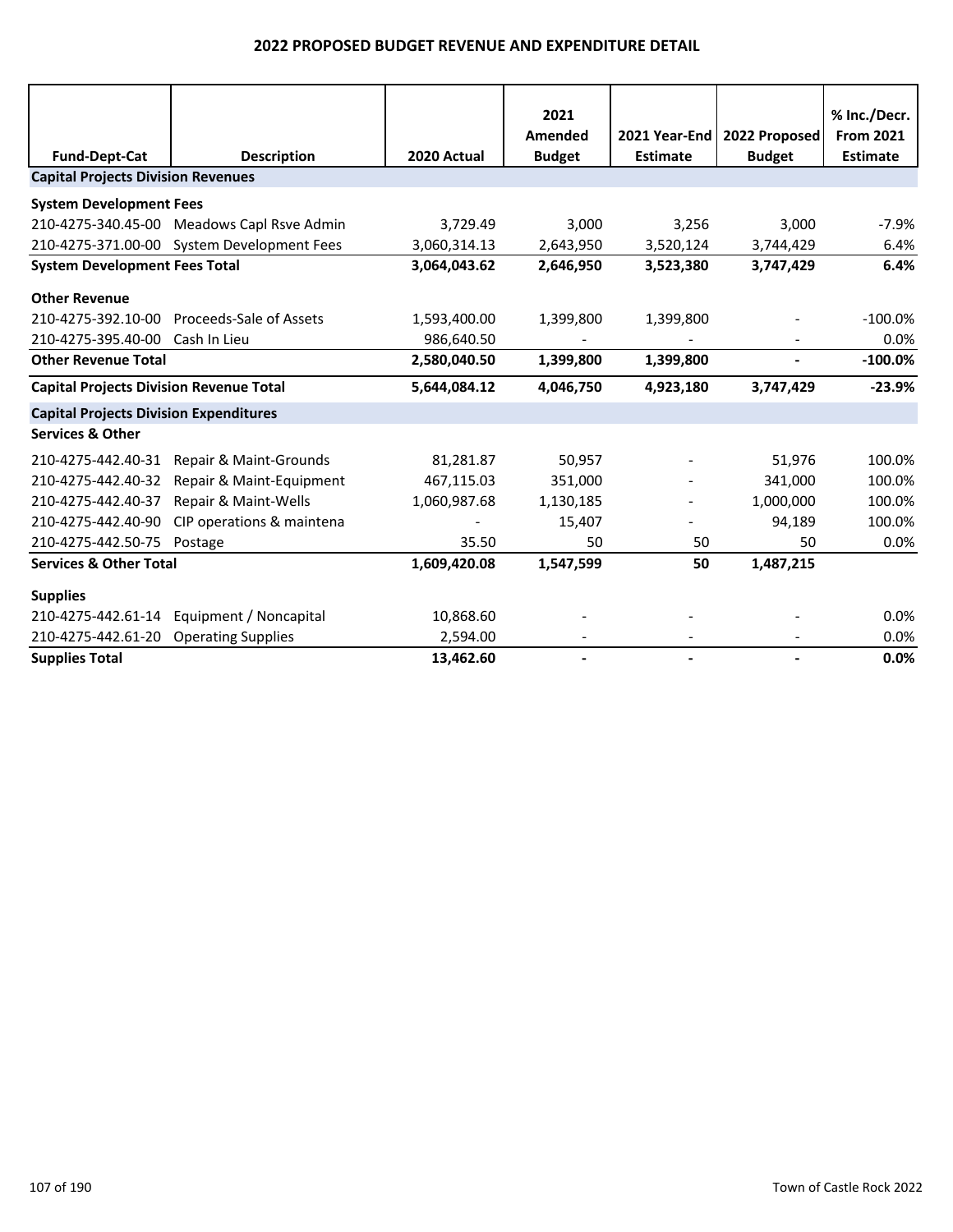# 2022 PROPOSED BUDGET REVENUE AND EXPENDITURE DETAIL

| Fund-Dept-Cat | Description | 2020 Actual | 2021 Amended Budget | 2021 Year-End Estimate | 2022 Proposed Budget | % Inc./Decr. From 2021 Estimate |
|---|---|---|---|---|---|---|
| **Capital Projects Division Revenues** | | | | | | |
| **System Development Fees** | | | | | | |
| 210-4275-340.45-00 | Meadows Capl Rsve Admin | 3,729.49 | 3,000 | 3,256 | 3,000 | -7.9% |
| 210-4275-371.00-00 | System Development Fees | 3,060,314.13 | 2,643,950 | 3,520,124 | 3,744,429 | 6.4% |
| **System Development Fees Total** | | **3,064,043.62** | **2,646,950** | **3,523,380** | **3,747,429** | **6.4%** |
| **Other Revenue** | | | | | | |
| 210-4275-392.10-00 | Proceeds-Sale of Assets | 1,593,400.00 | 1,399,800 | 1,399,800 | - | -100.0% |
| 210-4275-395.40-00 | Cash In Lieu | 986,640.50 | - | - | - | 0.0% |
| **Other Revenue Total** | | **2,580,040.50** | **1,399,800** | **1,399,800** | **-** | **-100.0%** |
| **Capital Projects Division Revenue Total** | | **5,644,084.12** | **4,046,750** | **4,923,180** | **3,747,429** | **-23.9%** |
| **Capital Projects Division Expenditures** | | | | | | |
| **Services & Other** | | | | | | |
| 210-4275-442.40-31 | Repair & Maint-Grounds | 81,281.87 | 50,957 | - | 51,976 | 100.0% |
| 210-4275-442.40-32 | Repair & Maint-Equipment | 467,115.03 | 351,000 | - | 341,000 | 100.0% |
| 210-4275-442.40-37 | Repair & Maint-Wells | 1,060,987.68 | 1,130,185 | - | 1,000,000 | 100.0% |
| 210-4275-442.40-90 | CIP operations & maintena | - | 15,407 | - | 94,189 | 100.0% |
| 210-4275-442.50-75 | Postage | 35.50 | 50 | 50 | 50 | 0.0% |
| **Services & Other Total** | | **1,609,420.08** | **1,547,599** | **50** | **1,487,215** | |
| **Supplies** | | | | | | |
| 210-4275-442.61-14 | Equipment / Noncapital | 10,868.60 | - | - | - | 0.0% |
| 210-4275-442.61-20 | Operating Supplies | 2,594.00 | - | - | - | 0.0% |
| **Supplies Total** | | **13,462.60** | **-** | **-** | **-** | **0.0%** |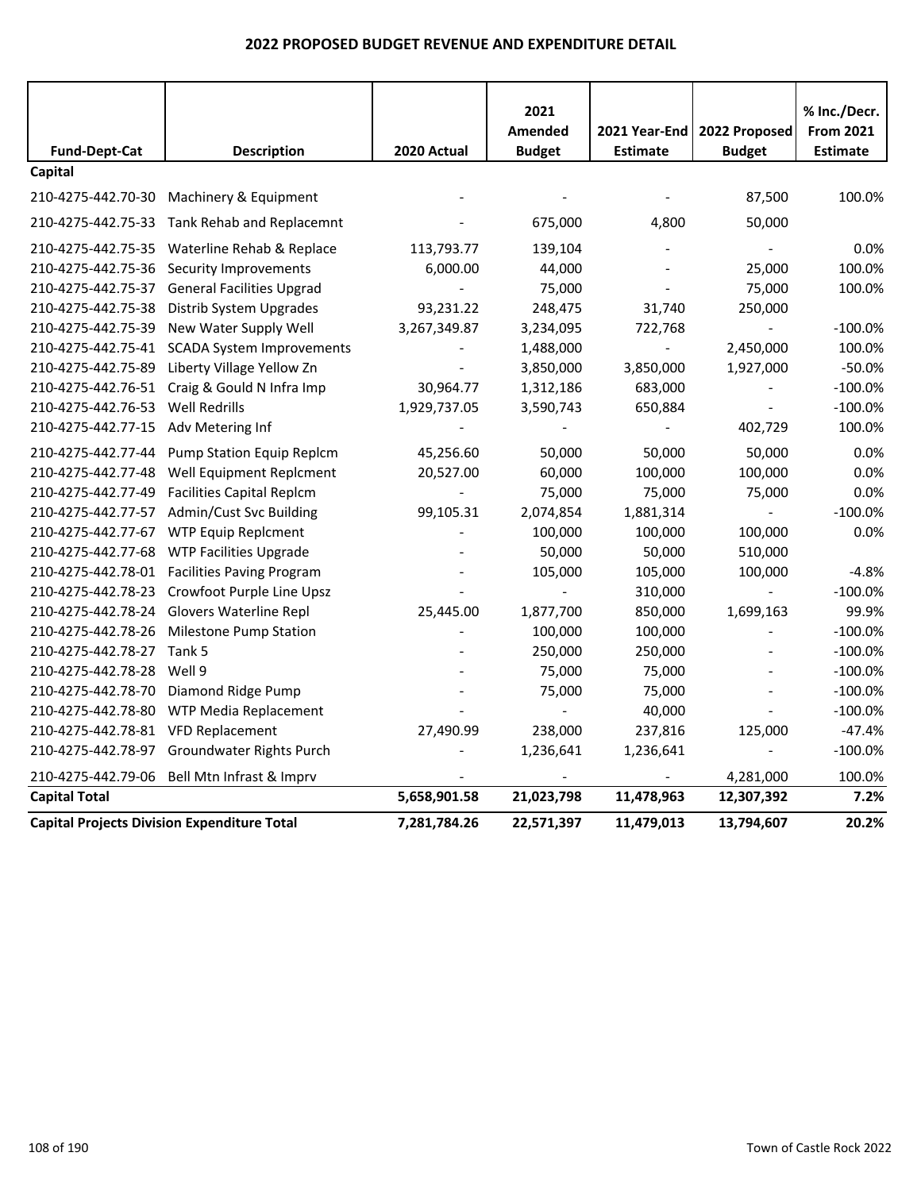# 2022 PROPOSED BUDGET REVENUE AND EXPENDITURE DETAIL

| Fund-Dept-Cat | Description | 2020 Actual | 2021 Amended Budget | 2021 Year-End Estimate | 2022 Proposed Budget | % Inc./Decr. From 2021 Estimate |
|---|---|---|---|---|---|---|
| **Capital** | | | | | | |
| 210-4275-442.70-30 | Machinery & Equipment | - | - | - | 87,500 | 100.0% |
| 210-4275-442.75-33 | Tank Rehab and Replacemnt | - | 675,000 | 4,800 | 50,000 | |
| 210-4275-442.75-35 | Waterline Rehab & Replace | 113,793.77 | 139,104 | - | - | 0.0% |
| 210-4275-442.75-36 | Security Improvements | 6,000.00 | 44,000 | - | 25,000 | 100.0% |
| 210-4275-442.75-37 | General Facilities Upgrad | - | 75,000 | - | 75,000 | 100.0% |
| 210-4275-442.75-38 | Distrib System Upgrades | 93,231.22 | 248,475 | 31,740 | 250,000 | |
| 210-4275-442.75-39 | New Water Supply Well | 3,267,349.87 | 3,234,095 | 722,768 | - | -100.0% |
| 210-4275-442.75-41 | SCADA System Improvements | - | 1,488,000 | - | 2,450,000 | 100.0% |
| 210-4275-442.75-89 | Liberty Village Yellow Zn | - | 3,850,000 | 3,850,000 | 1,927,000 | -50.0% |
| 210-4275-442.76-51 | Craig & Gould N Infra Imp | 30,964.77 | 1,312,186 | 683,000 | - | -100.0% |
| 210-4275-442.76-53 | Well Redrills | 1,929,737.05 | 3,590,743 | 650,884 | - | -100.0% |
| 210-4275-442.77-15 | Adv Metering Inf | - | - | - | 402,729 | 100.0% |
| 210-4275-442.77-44 | Pump Station Equip Replcm | 45,256.60 | 50,000 | 50,000 | 50,000 | 0.0% |
| 210-4275-442.77-48 | Well Equipment Replcment | 20,527.00 | 60,000 | 100,000 | 100,000 | 0.0% |
| 210-4275-442.77-49 | Facilities Capital Replcm | - | 75,000 | 75,000 | 75,000 | 0.0% |
| 210-4275-442.77-57 | Admin/Cust Svc Building | 99,105.31 | 2,074,854 | 1,881,314 | - | -100.0% |
| 210-4275-442.77-67 | WTP Equip Replcment | - | 100,000 | 100,000 | 100,000 | 0.0% |
| 210-4275-442.77-68 | WTP Facilities Upgrade | - | 50,000 | 50,000 | 510,000 | |
| 210-4275-442.78-01 | Facilities Paving Program | - | 105,000 | 105,000 | 100,000 | -4.8% |
| 210-4275-442.78-23 | Crowfoot Purple Line Upsz | - | - | 310,000 | - | -100.0% |
| 210-4275-442.78-24 | Glovers Waterline Repl | 25,445.00 | 1,877,700 | 850,000 | 1,699,163 | 99.9% |
| 210-4275-442.78-26 | Milestone Pump Station | - | 100,000 | 100,000 | - | -100.0% |
| 210-4275-442.78-27 | Tank 5 | - | 250,000 | 250,000 | - | -100.0% |
| 210-4275-442.78-28 | Well 9 | - | 75,000 | 75,000 | - | -100.0% |
| 210-4275-442.78-70 | Diamond Ridge Pump | - | 75,000 | 75,000 | - | -100.0% |
| 210-4275-442.78-80 | WTP Media Replacement | - | - | 40,000 | - | -100.0% |
| 210-4275-442.78-81 | VFD Replacement | 27,490.99 | 238,000 | 237,816 | 125,000 | -47.4% |
| 210-4275-442.78-97 | Groundwater Rights Purch | - | 1,236,641 | 1,236,641 | - | -100.0% |
| 210-4275-442.79-06 | Bell Mtn Infrast & Imprv | - | - | - | 4,281,000 | 100.0% |
| **Capital Total** | | **5,658,901.58** | **21,023,798** | **11,478,963** | **12,307,392** | **7.2%** |
| **Capital Projects Division Expenditure Total** | | **7,281,784.26** | **22,571,397** | **11,479,013** | **13,794,607** | **20.2%** |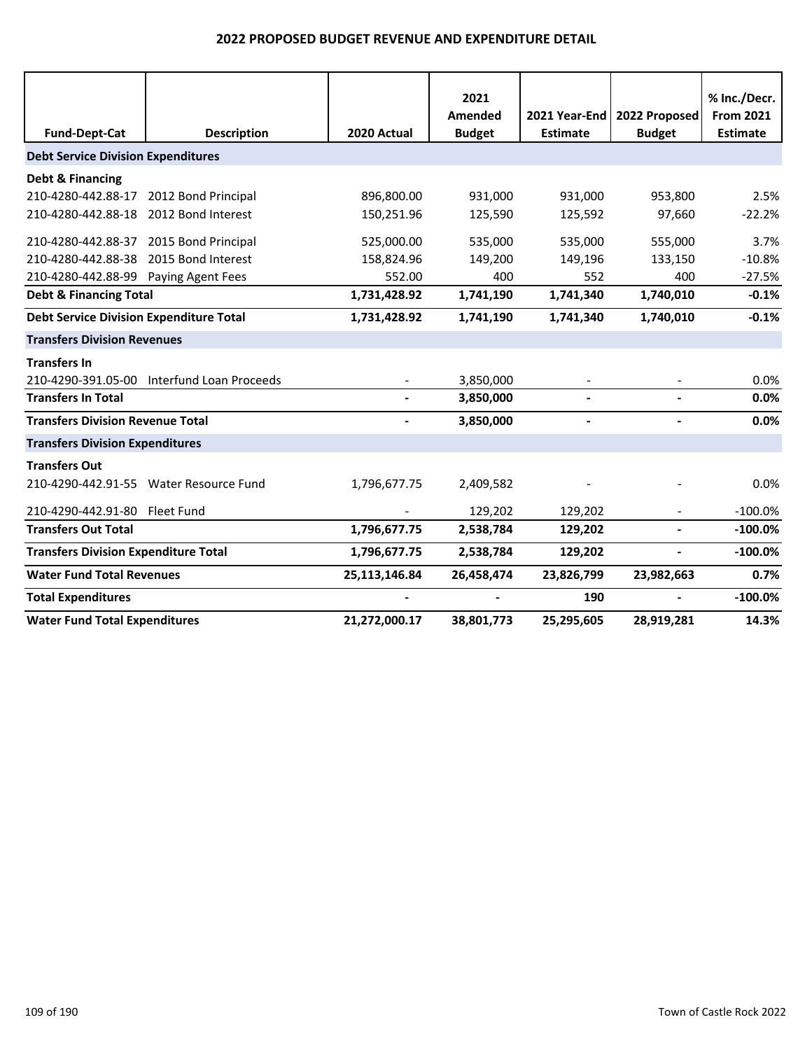# 2022 PROPOSED BUDGET REVENUE AND EXPENDITURE DETAIL

| Fund-Dept-Cat | Description | 2020 Actual | 2021 Amended Budget | 2021 Year-End Estimate | 2022 Proposed Budget | % Inc./Decr. From 2021 Estimate |
|---|---|---|---|---|---|---|
| **Debt Service Division Expenditures** | | | | | | |
| **Debt & Financing** | | | | | | |
| 210-4280-442.88-17 | 2012 Bond Principal | 896,800.00 | 931,000 | 931,000 | 953,800 | 2.5% |
| 210-4280-442.88-18 | 2012 Bond Interest | 150,251.96 | 125,590 | 125,592 | 97,660 | -22.2% |
| 210-4280-442.88-37 | 2015 Bond Principal | 525,000.00 | 535,000 | 535,000 | 555,000 | 3.7% |
| 210-4280-442.88-38 | 2015 Bond Interest | 158,824.96 | 149,200 | 149,196 | 133,150 | -10.8% |
| 210-4280-442.88-99 | Paying Agent Fees | 552.00 | 400 | 552 | 400 | -27.5% |
| **Debt & Financing Total** | | **1,731,428.92** | **1,741,190** | **1,741,340** | **1,740,010** | **-0.1%** |
| **Debt Service Division Expenditure Total** | | **1,731,428.92** | **1,741,190** | **1,741,340** | **1,740,010** | **-0.1%** |
| **Transfers Division Revenues** | | | | | | |
| **Transfers In** | | | | | | |
| 210-4290-391.05-00 | Interfund Loan Proceeds | - | 3,850,000 | - | - | 0.0% |
| **Transfers In Total** | | **-** | **3,850,000** | **-** | **-** | **0.0%** |
| **Transfers Division Revenue Total** | | **-** | **3,850,000** | **-** | **-** | **0.0%** |
| **Transfers Division Expenditures** | | | | | | |
| **Transfers Out** | | | | | | |
| 210-4290-442.91-55 | Water Resource Fund | 1,796,677.75 | 2,409,582 | - | - | 0.0% |
| 210-4290-442.91-80 | Fleet Fund | - | 129,202 | 129,202 | - | -100.0% |
| **Transfers Out Total** | | **1,796,677.75** | **2,538,784** | **129,202** | **-** | **-100.0%** |
| **Transfers Division Expenditure Total** | | **1,796,677.75** | **2,538,784** | **129,202** | **-** | **-100.0%** |
| **Water Fund Total Revenues** | | **25,113,146.84** | **26,458,474** | **23,826,799** | **23,982,663** | **0.7%** |
| **Total Expenditures** | | **-** | **-** | **190** | **-** | **-100.0%** |
| **Water Fund Total Expenditures** | | **21,272,000.17** | **38,801,773** | **25,295,605** | **28,919,281** | **14.3%** |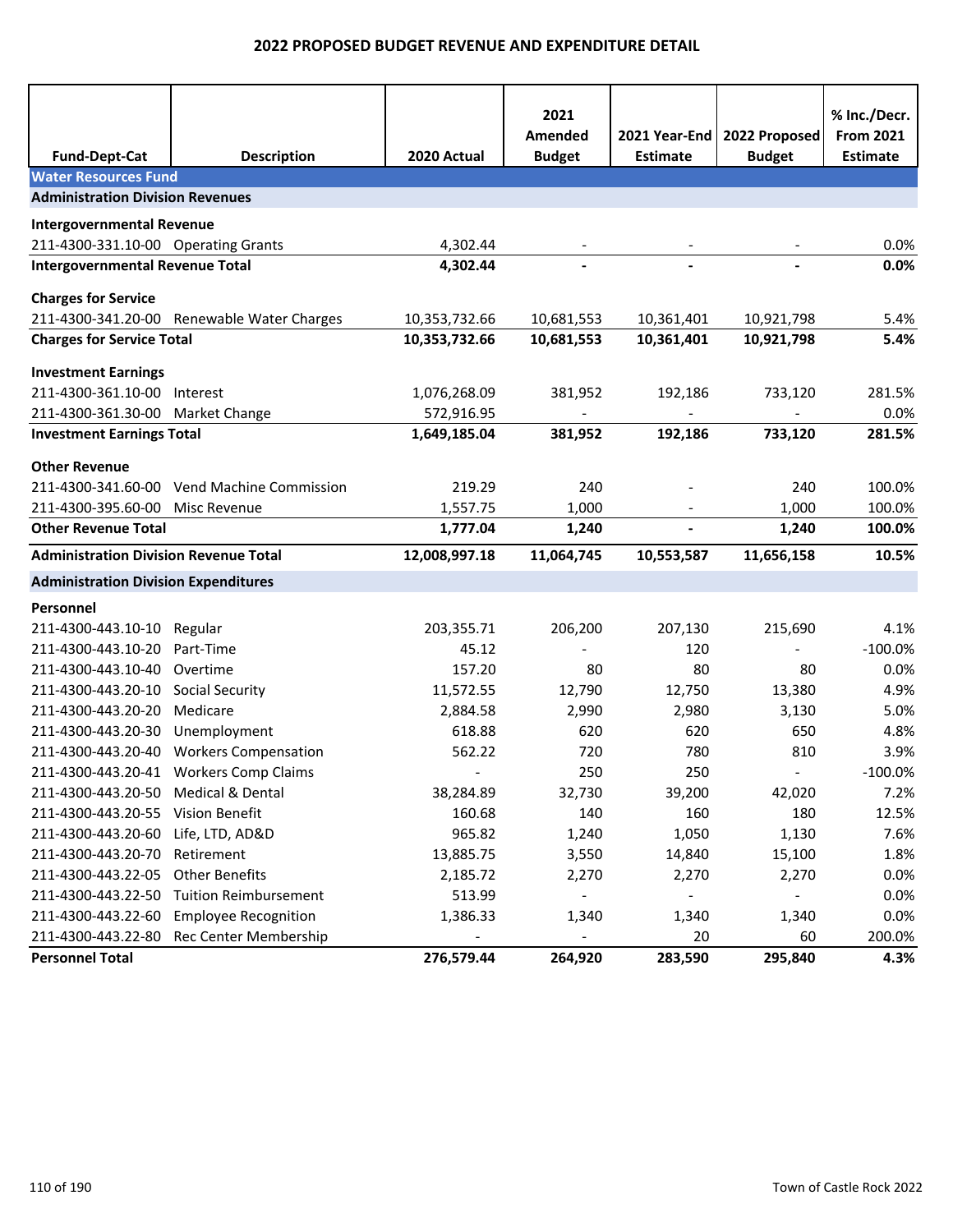# 2022 PROPOSED BUDGET REVENUE AND EXPENDITURE DETAIL

| Fund-Dept-Cat | Description | 2020 Actual | 2021 Amended Budget | 2021 Year-End Estimate | 2022 Proposed Budget | % Inc./Decr. From 2021 Estimate |
|---|---|---|---|---|---|---|
| **Water Resources Fund** | | | | | | |
| **Administration Division Revenues** | | | | | | |
| **Intergovernmental Revenue** | | | | | | |
| 211-4300-331.10-00 | Operating Grants | 4,302.44 | - | - | - | 0.0% |
| **Intergovernmental Revenue Total** | | **4,302.44** | **-** | **-** | **-** | **0.0%** |
| **Charges for Service** | | | | | | |
| 211-4300-341.20-00 | Renewable Water Charges | 10,353,732.66 | 10,681,553 | 10,361,401 | 10,921,798 | 5.4% |
| **Charges for Service Total** | | **10,353,732.66** | **10,681,553** | **10,361,401** | **10,921,798** | **5.4%** |
| **Investment Earnings** | | | | | | |
| 211-4300-361.10-00 | Interest | 1,076,268.09 | 381,952 | 192,186 | 733,120 | 281.5% |
| 211-4300-361.30-00 | Market Change | 572,916.95 | - | - | - | 0.0% |
| **Investment Earnings Total** | | **1,649,185.04** | **381,952** | **192,186** | **733,120** | **281.5%** |
| **Other Revenue** | | | | | | |
| 211-4300-341.60-00 | Vend Machine Commission | 219.29 | 240 | - | 240 | 100.0% |
| 211-4300-395.60-00 | Misc Revenue | 1,557.75 | 1,000 | - | 1,000 | 100.0% |
| **Other Revenue Total** | | **1,777.04** | **1,240** | **-** | **1,240** | **100.0%** |
| **Administration Division Revenue Total** | | **12,008,997.18** | **11,064,745** | **10,553,587** | **11,656,158** | **10.5%** |
| **Administration Division Expenditures** | | | | | | |
| **Personnel** | | | | | | |
| 211-4300-443.10-10 | Regular | 203,355.71 | 206,200 | 207,130 | 215,690 | 4.1% |
| 211-4300-443.10-20 | Part-Time | 45.12 | - | 120 | - | -100.0% |
| 211-4300-443.10-40 | Overtime | 157.20 | 80 | 80 | 80 | 0.0% |
| 211-4300-443.20-10 | Social Security | 11,572.55 | 12,790 | 12,750 | 13,380 | 4.9% |
| 211-4300-443.20-20 | Medicare | 2,884.58 | 2,990 | 2,980 | 3,130 | 5.0% |
| 211-4300-443.20-30 | Unemployment | 618.88 | 620 | 620 | 650 | 4.8% |
| 211-4300-443.20-40 | Workers Compensation | 562.22 | 720 | 780 | 810 | 3.9% |
| 211-4300-443.20-41 | Workers Comp Claims | - | 250 | 250 | - | -100.0% |
| 211-4300-443.20-50 | Medical & Dental | 38,284.89 | 32,730 | 39,200 | 42,020 | 7.2% |
| 211-4300-443.20-55 | Vision Benefit | 160.68 | 140 | 160 | 180 | 12.5% |
| 211-4300-443.20-60 | Life, LTD, AD&D | 965.82 | 1,240 | 1,050 | 1,130 | 7.6% |
| 211-4300-443.20-70 | Retirement | 13,885.75 | 3,550 | 14,840 | 15,100 | 1.8% |
| 211-4300-443.22-05 | Other Benefits | 2,185.72 | 2,270 | 2,270 | 2,270 | 0.0% |
| 211-4300-443.22-50 | Tuition Reimbursement | 513.99 | - | - | - | 0.0% |
| 211-4300-443.22-60 | Employee Recognition | 1,386.33 | 1,340 | 1,340 | 1,340 | 0.0% |
| 211-4300-443.22-80 | Rec Center Membership | - | - | 20 | 60 | 200.0% |
| **Personnel Total** | | **276,579.44** | **264,920** | **283,590** | **295,840** | **4.3%** |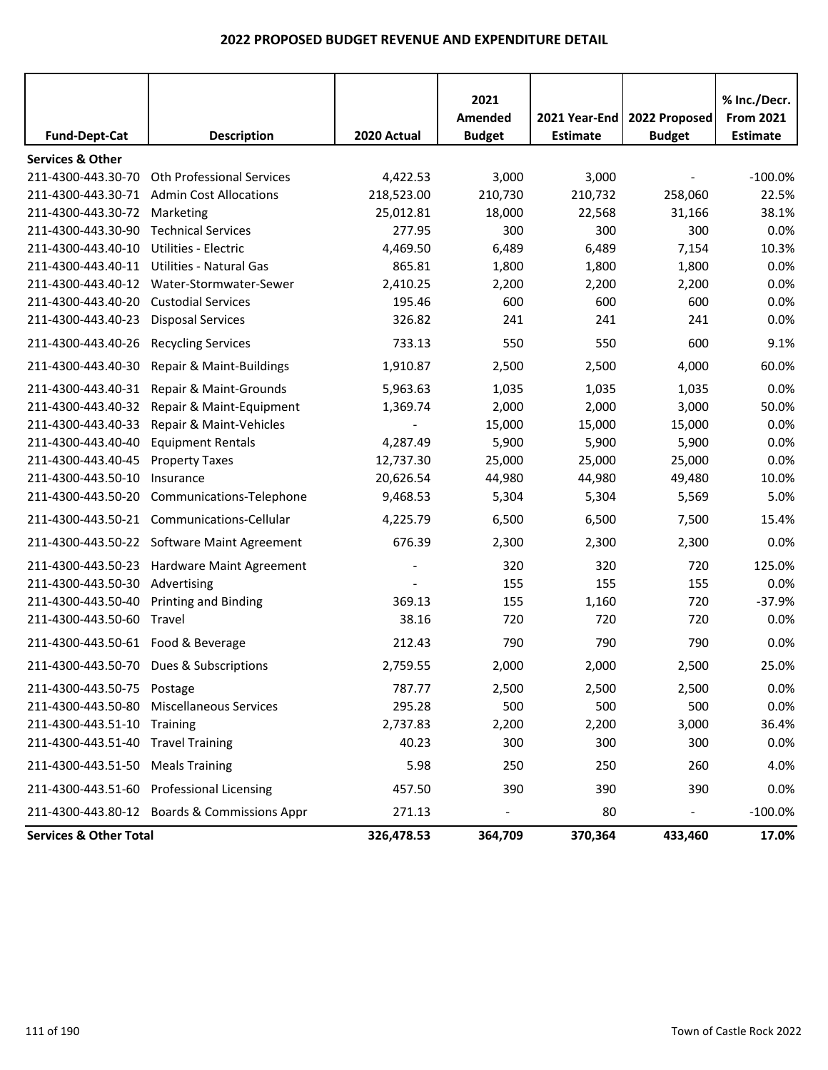## 2022 PROPOSED BUDGET REVENUE AND EXPENDITURE DETAIL

| Fund-Dept-Cat | Description | 2020 Actual | 2021 Amended Budget | 2021 Year-End Estimate | 2022 Proposed Budget | % Inc./Decr. From 2021 Estimate |
|---|---|---|---|---|---|---|
| **Services & Other** | | | | | | |
| 211-4300-443.30-70 | Oth Professional Services | 4,422.53 | 3,000 | 3,000 | - | -100.0% |
| 211-4300-443.30-71 | Admin Cost Allocations | 218,523.00 | 210,730 | 210,732 | 258,060 | 22.5% |
| 211-4300-443.30-72 | Marketing | 25,012.81 | 18,000 | 22,568 | 31,166 | 38.1% |
| 211-4300-443.30-90 | Technical Services | 277.95 | 300 | 300 | 300 | 0.0% |
| 211-4300-443.40-10 | Utilities - Electric | 4,469.50 | 6,489 | 6,489 | 7,154 | 10.3% |
| 211-4300-443.40-11 | Utilities - Natural Gas | 865.81 | 1,800 | 1,800 | 1,800 | 0.0% |
| 211-4300-443.40-12 | Water-Stormwater-Sewer | 2,410.25 | 2,200 | 2,200 | 2,200 | 0.0% |
| 211-4300-443.40-20 | Custodial Services | 195.46 | 600 | 600 | 600 | 0.0% |
| 211-4300-443.40-23 | Disposal Services | 326.82 | 241 | 241 | 241 | 0.0% |
| 211-4300-443.40-26 | Recycling Services | 733.13 | 550 | 550 | 600 | 9.1% |
| 211-4300-443.40-30 | Repair & Maint-Buildings | 1,910.87 | 2,500 | 2,500 | 4,000 | 60.0% |
| 211-4300-443.40-31 | Repair & Maint-Grounds | 5,963.63 | 1,035 | 1,035 | 1,035 | 0.0% |
| 211-4300-443.40-32 | Repair & Maint-Equipment | 1,369.74 | 2,000 | 2,000 | 3,000 | 50.0% |
| 211-4300-443.40-33 | Repair & Maint-Vehicles | - | 15,000 | 15,000 | 15,000 | 0.0% |
| 211-4300-443.40-40 | Equipment Rentals | 4,287.49 | 5,900 | 5,900 | 5,900 | 0.0% |
| 211-4300-443.40-45 | Property Taxes | 12,737.30 | 25,000 | 25,000 | 25,000 | 0.0% |
| 211-4300-443.50-10 | Insurance | 20,626.54 | 44,980 | 44,980 | 49,480 | 10.0% |
| 211-4300-443.50-20 | Communications-Telephone | 9,468.53 | 5,304 | 5,304 | 5,569 | 5.0% |
| 211-4300-443.50-21 | Communications-Cellular | 4,225.79 | 6,500 | 6,500 | 7,500 | 15.4% |
| 211-4300-443.50-22 | Software Maint Agreement | 676.39 | 2,300 | 2,300 | 2,300 | 0.0% |
| 211-4300-443.50-23 | Hardware Maint Agreement | - | 320 | 320 | 720 | 125.0% |
| 211-4300-443.50-30 | Advertising | - | 155 | 155 | 155 | 0.0% |
| 211-4300-443.50-40 | Printing and Binding | 369.13 | 155 | 1,160 | 720 | -37.9% |
| 211-4300-443.50-60 | Travel | 38.16 | 720 | 720 | 720 | 0.0% |
| 211-4300-443.50-61 | Food & Beverage | 212.43 | 790 | 790 | 790 | 0.0% |
| 211-4300-443.50-70 | Dues & Subscriptions | 2,759.55 | 2,000 | 2,000 | 2,500 | 25.0% |
| 211-4300-443.50-75 | Postage | 787.77 | 2,500 | 2,500 | 2,500 | 0.0% |
| 211-4300-443.50-80 | Miscellaneous Services | 295.28 | 500 | 500 | 500 | 0.0% |
| 211-4300-443.51-10 | Training | 2,737.83 | 2,200 | 2,200 | 3,000 | 36.4% |
| 211-4300-443.51-40 | Travel Training | 40.23 | 300 | 300 | 300 | 0.0% |
| 211-4300-443.51-50 | Meals Training | 5.98 | 250 | 250 | 260 | 4.0% |
| 211-4300-443.51-60 | Professional Licensing | 457.50 | 390 | 390 | 390 | 0.0% |
| 211-4300-443.80-12 | Boards & Commissions Appr | 271.13 | - | 80 | - | -100.0% |
| **Services & Other Total** | | **326,478.53** | **364,709** | **370,364** | **433,460** | **17.0%** |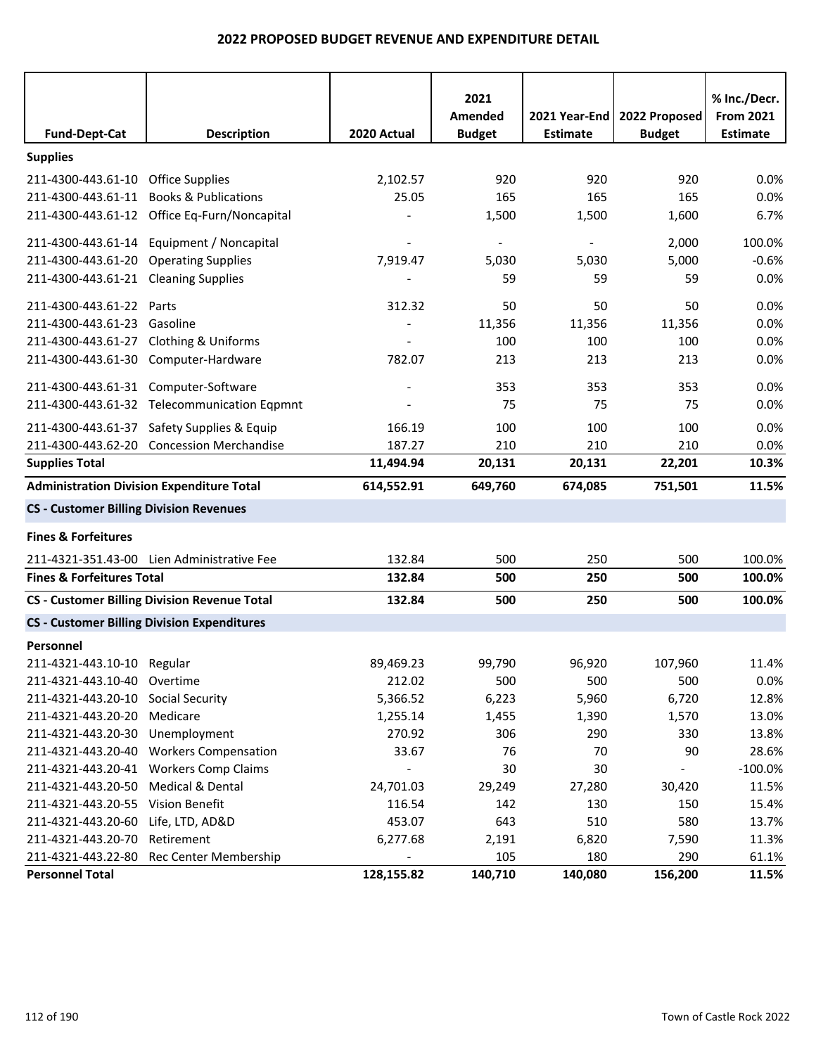# 2022 PROPOSED BUDGET REVENUE AND EXPENDITURE DETAIL

| Fund-Dept-Cat | Description | 2020 Actual | 2021 Amended Budget | 2021 Year-End Estimate | 2022 Proposed Budget | % Inc./Decr. From 2021 Estimate |
|---|---|---|---|---|---|---|
| **Supplies** | | | | | | |
| 211-4300-443.61-10 | Office Supplies | 2,102.57 | 920 | 920 | 920 | 0.0% |
| 211-4300-443.61-11 | Books & Publications | 25.05 | 165 | 165 | 165 | 0.0% |
| 211-4300-443.61-12 | Office Eq-Furn/Noncapital | - | 1,500 | 1,500 | 1,600 | 6.7% |
| 211-4300-443.61-14 | Equipment / Noncapital | - | - | - | 2,000 | 100.0% |
| 211-4300-443.61-20 | Operating Supplies | 7,919.47 | 5,030 | 5,030 | 5,000 | -0.6% |
| 211-4300-443.61-21 | Cleaning Supplies | - | 59 | 59 | 59 | 0.0% |
| 211-4300-443.61-22 | Parts | 312.32 | 50 | 50 | 50 | 0.0% |
| 211-4300-443.61-23 | Gasoline | - | 11,356 | 11,356 | 11,356 | 0.0% |
| 211-4300-443.61-27 | Clothing & Uniforms | - | 100 | 100 | 100 | 0.0% |
| 211-4300-443.61-30 | Computer-Hardware | 782.07 | 213 | 213 | 213 | 0.0% |
| 211-4300-443.61-31 | Computer-Software | - | 353 | 353 | 353 | 0.0% |
| 211-4300-443.61-32 | Telecommunication Eqpmnt | - | 75 | 75 | 75 | 0.0% |
| 211-4300-443.61-37 | Safety Supplies & Equip | 166.19 | 100 | 100 | 100 | 0.0% |
| 211-4300-443.62-20 | Concession Merchandise | 187.27 | 210 | 210 | 210 | 0.0% |
| **Supplies Total** | | **11,494.94** | **20,131** | **20,131** | **22,201** | **10.3%** |
| **Administration Division Expenditure Total** | | **614,552.91** | **649,760** | **674,085** | **751,501** | **11.5%** |
| **CS - Customer Billing Division Revenues** | | | | | | |
| **Fines & Forfeitures** | | | | | | |
| 211-4321-351.43-00 | Lien Administrative Fee | 132.84 | 500 | 250 | 500 | 100.0% |
| **Fines & Forfeitures Total** | | **132.84** | **500** | **250** | **500** | **100.0%** |
| **CS - Customer Billing Division Revenue Total** | | **132.84** | **500** | **250** | **500** | **100.0%** |
| **CS - Customer Billing Division Expenditures** | | | | | | |
| **Personnel** | | | | | | |
| 211-4321-443.10-10 | Regular | 89,469.23 | 99,790 | 96,920 | 107,960 | 11.4% |
| 211-4321-443.10-40 | Overtime | 212.02 | 500 | 500 | 500 | 0.0% |
| 211-4321-443.20-10 | Social Security | 5,366.52 | 6,223 | 5,960 | 6,720 | 12.8% |
| 211-4321-443.20-20 | Medicare | 1,255.14 | 1,455 | 1,390 | 1,570 | 13.0% |
| 211-4321-443.20-30 | Unemployment | 270.92 | 306 | 290 | 330 | 13.8% |
| 211-4321-443.20-40 | Workers Compensation | 33.67 | 76 | 70 | 90 | 28.6% |
| 211-4321-443.20-41 | Workers Comp Claims | - | 30 | 30 | - | -100.0% |
| 211-4321-443.20-50 | Medical & Dental | 24,701.03 | 29,249 | 27,280 | 30,420 | 11.5% |
| 211-4321-443.20-55 | Vision Benefit | 116.54 | 142 | 130 | 150 | 15.4% |
| 211-4321-443.20-60 | Life, LTD, AD&D | 453.07 | 643 | 510 | 580 | 13.7% |
| 211-4321-443.20-70 | Retirement | 6,277.68 | 2,191 | 6,820 | 7,590 | 11.3% |
| 211-4321-443.22-80 | Rec Center Membership | - | 105 | 180 | 290 | 61.1% |
| **Personnel Total** | | **128,155.82** | **140,710** | **140,080** | **156,200** | **11.5%** |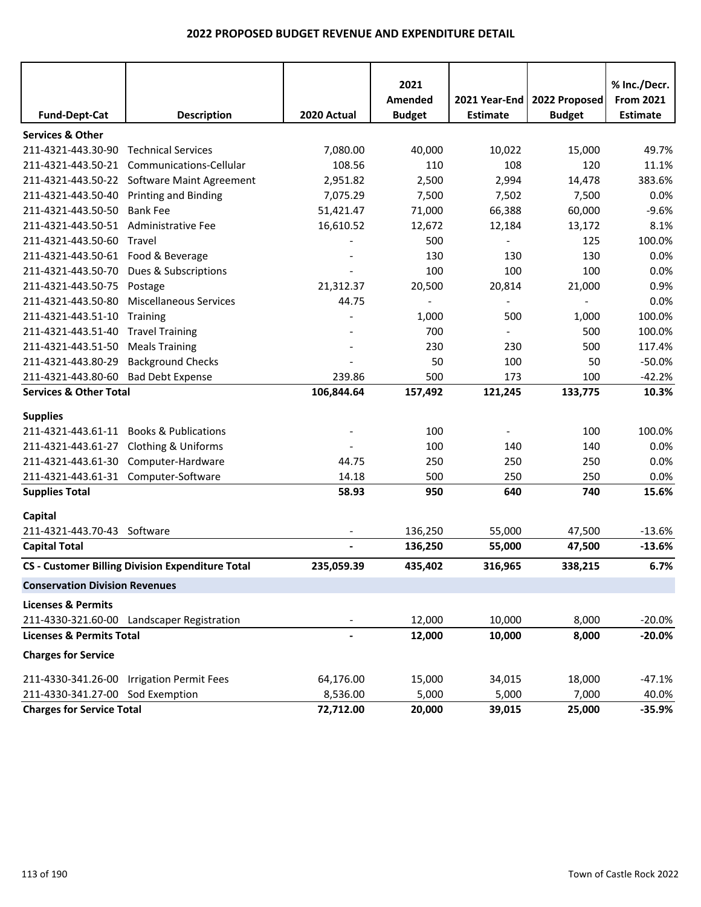## 2022 PROPOSED BUDGET REVENUE AND EXPENDITURE DETAIL

| Fund-Dept-Cat | Description | 2020 Actual | 2021 Amended Budget | 2021 Year-End Estimate | 2022 Proposed Budget | % Inc./Decr. From 2021 Estimate |
|---|---|---|---|---|---|---|
| **Services & Other** | | | | | | |
| 211-4321-443.30-90 | Technical Services | 7,080.00 | 40,000 | 10,022 | 15,000 | 49.7% |
| 211-4321-443.50-21 | Communications-Cellular | 108.56 | 110 | 108 | 120 | 11.1% |
| 211-4321-443.50-22 | Software Maint Agreement | 2,951.82 | 2,500 | 2,994 | 14,478 | 383.6% |
| 211-4321-443.50-40 | Printing and Binding | 7,075.29 | 7,500 | 7,502 | 7,500 | 0.0% |
| 211-4321-443.50-50 | Bank Fee | 51,421.47 | 71,000 | 66,388 | 60,000 | -9.6% |
| 211-4321-443.50-51 | Administrative Fee | 16,610.52 | 12,672 | 12,184 | 13,172 | 8.1% |
| 211-4321-443.50-60 | Travel | - | 500 | - | 125 | 100.0% |
| 211-4321-443.50-61 | Food & Beverage | - | 130 | 130 | 130 | 0.0% |
| 211-4321-443.50-70 | Dues & Subscriptions | - | 100 | 100 | 100 | 0.0% |
| 211-4321-443.50-75 | Postage | 21,312.37 | 20,500 | 20,814 | 21,000 | 0.9% |
| 211-4321-443.50-80 | Miscellaneous Services | 44.75 | - | - | - | 0.0% |
| 211-4321-443.51-10 | Training | - | 1,000 | 500 | 1,000 | 100.0% |
| 211-4321-443.51-40 | Travel Training | - | 700 | - | 500 | 100.0% |
| 211-4321-443.51-50 | Meals Training | - | 230 | 230 | 500 | 117.4% |
| 211-4321-443.80-29 | Background Checks | - | 50 | 100 | 50 | -50.0% |
| 211-4321-443.80-60 | Bad Debt Expense | 239.86 | 500 | 173 | 100 | -42.2% |
| **Services & Other Total** | | **106,844.64** | **157,492** | **121,245** | **133,775** | **10.3%** |
| **Supplies** | | | | | | |
| 211-4321-443.61-11 | Books & Publications | - | 100 | - | 100 | 100.0% |
| 211-4321-443.61-27 | Clothing & Uniforms | - | 100 | 140 | 140 | 0.0% |
| 211-4321-443.61-30 | Computer-Hardware | 44.75 | 250 | 250 | 250 | 0.0% |
| 211-4321-443.61-31 | Computer-Software | 14.18 | 500 | 250 | 250 | 0.0% |
| **Supplies Total** | | **58.93** | **950** | **640** | **740** | **15.6%** |
| **Capital** | | | | | | |
| 211-4321-443.70-43 | Software | - | 136,250 | 55,000 | 47,500 | -13.6% |
| **Capital Total** | | **-** | **136,250** | **55,000** | **47,500** | **-13.6%** |
| **CS - Customer Billing Division Expenditure Total** | | **235,059.39** | **435,402** | **316,965** | **338,215** | **6.7%** |
| **Conservation Division Revenues** | | | | | | |
| **Licenses & Permits** | | | | | | |
| 211-4330-321.60-00 | Landscaper Registration | - | 12,000 | 10,000 | 8,000 | -20.0% |
| **Licenses & Permits Total** | | **-** | **12,000** | **10,000** | **8,000** | **-20.0%** |
| **Charges for Service** | | | | | | |
| 211-4330-341.26-00 | Irrigation Permit Fees | 64,176.00 | 15,000 | 34,015 | 18,000 | -47.1% |
| 211-4330-341.27-00 | Sod Exemption | 8,536.00 | 5,000 | 5,000 | 7,000 | 40.0% |
| **Charges for Service Total** | | **72,712.00** | **20,000** | **39,015** | **25,000** | **-35.9%** |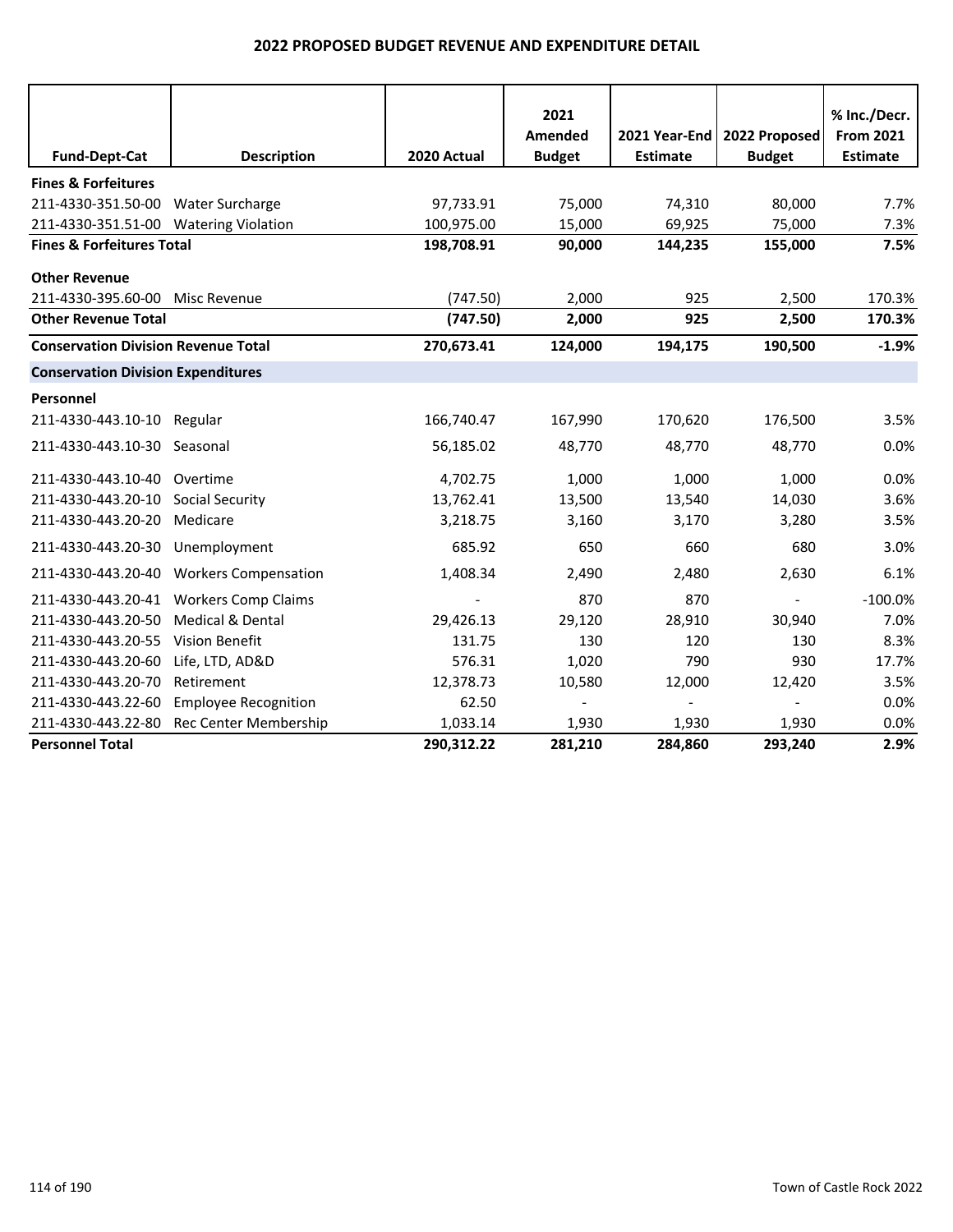# 2022 PROPOSED BUDGET REVENUE AND EXPENDITURE DETAIL

| Fund-Dept-Cat | Description | 2020 Actual | 2021 Amended Budget | 2021 Year-End Estimate | 2022 Proposed Budget | % Inc./Decr. From 2021 Estimate |
|---|---|---|---|---|---|---|
| **Fines & Forfeitures** | | | | | | |
| 211-4330-351.50-00 | Water Surcharge | 97,733.91 | 75,000 | 74,310 | 80,000 | 7.7% |
| 211-4330-351.51-00 | Watering Violation | 100,975.00 | 15,000 | 69,925 | 75,000 | 7.3% |
| **Fines & Forfeitures Total** | | **198,708.91** | **90,000** | **144,235** | **155,000** | **7.5%** |
| **Other Revenue** | | | | | | |
| 211-4330-395.60-00 | Misc Revenue | (747.50) | 2,000 | 925 | 2,500 | 170.3% |
| **Other Revenue Total** | | **(747.50)** | **2,000** | **925** | **2,500** | **170.3%** |
| **Conservation Division Revenue Total** | | **270,673.41** | **124,000** | **194,175** | **190,500** | **-1.9%** |
| **Conservation Division Expenditures** | | | | | | |
| **Personnel** | | | | | | |
| 211-4330-443.10-10 | Regular | 166,740.47 | 167,990 | 170,620 | 176,500 | 3.5% |
| 211-4330-443.10-30 | Seasonal | 56,185.02 | 48,770 | 48,770 | 48,770 | 0.0% |
| 211-4330-443.10-40 | Overtime | 4,702.75 | 1,000 | 1,000 | 1,000 | 0.0% |
| 211-4330-443.20-10 | Social Security | 13,762.41 | 13,500 | 13,540 | 14,030 | 3.6% |
| 211-4330-443.20-20 | Medicare | 3,218.75 | 3,160 | 3,170 | 3,280 | 3.5% |
| 211-4330-443.20-30 | Unemployment | 685.92 | 650 | 660 | 680 | 3.0% |
| 211-4330-443.20-40 | Workers Compensation | 1,408.34 | 2,490 | 2,480 | 2,630 | 6.1% |
| 211-4330-443.20-41 | Workers Comp Claims | - | 870 | 870 | - | -100.0% |
| 211-4330-443.20-50 | Medical & Dental | 29,426.13 | 29,120 | 28,910 | 30,940 | 7.0% |
| 211-4330-443.20-55 | Vision Benefit | 131.75 | 130 | 120 | 130 | 8.3% |
| 211-4330-443.20-60 | Life, LTD, AD&D | 576.31 | 1,020 | 790 | 930 | 17.7% |
| 211-4330-443.20-70 | Retirement | 12,378.73 | 10,580 | 12,000 | 12,420 | 3.5% |
| 211-4330-443.22-60 | Employee Recognition | 62.50 | - | - | - | 0.0% |
| 211-4330-443.22-80 | Rec Center Membership | 1,033.14 | 1,930 | 1,930 | 1,930 | 0.0% |
| **Personnel Total** | | **290,312.22** | **281,210** | **284,860** | **293,240** | **2.9%** |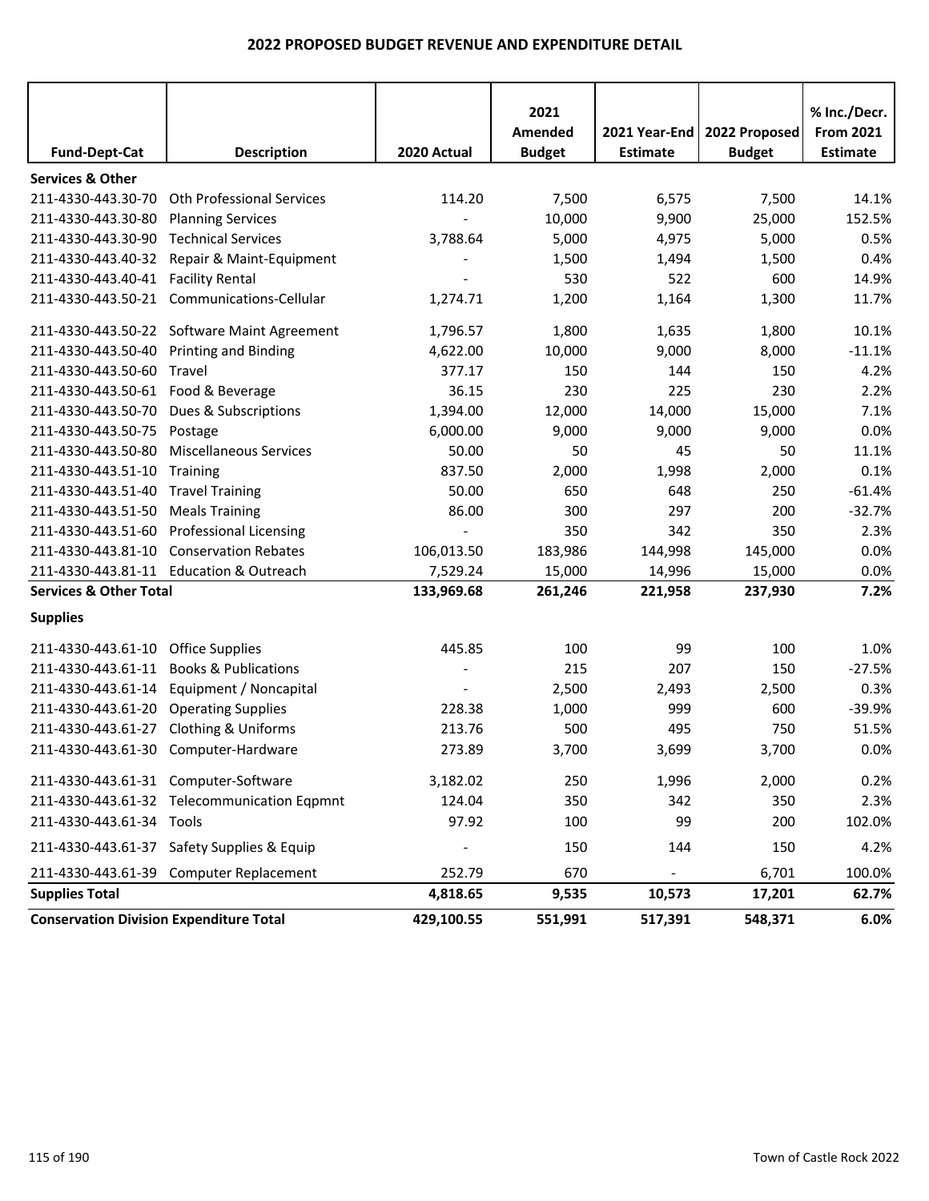# 2022 PROPOSED BUDGET REVENUE AND EXPENDITURE DETAIL

| Fund-Dept-Cat | Description | 2020 Actual | 2021 Amended Budget | 2021 Year-End Estimate | 2022 Proposed Budget | % Inc./Decr. From 2021 Estimate |
|---|---|---|---|---|---|---|
| **Services & Other** | | | | | | |
| 211-4330-443.30-70 | Oth Professional Services | 114.20 | 7,500 | 6,575 | 7,500 | 14.1% |
| 211-4330-443.30-80 | Planning Services | - | 10,000 | 9,900 | 25,000 | 152.5% |
| 211-4330-443.30-90 | Technical Services | 3,788.64 | 5,000 | 4,975 | 5,000 | 0.5% |
| 211-4330-443.40-32 | Repair & Maint-Equipment | - | 1,500 | 1,494 | 1,500 | 0.4% |
| 211-4330-443.40-41 | Facility Rental | - | 530 | 522 | 600 | 14.9% |
| 211-4330-443.50-21 | Communications-Cellular | 1,274.71 | 1,200 | 1,164 | 1,300 | 11.7% |
| 211-4330-443.50-22 | Software Maint Agreement | 1,796.57 | 1,800 | 1,635 | 1,800 | 10.1% |
| 211-4330-443.50-40 | Printing and Binding | 4,622.00 | 10,000 | 9,000 | 8,000 | -11.1% |
| 211-4330-443.50-60 | Travel | 377.17 | 150 | 144 | 150 | 4.2% |
| 211-4330-443.50-61 | Food & Beverage | 36.15 | 230 | 225 | 230 | 2.2% |
| 211-4330-443.50-70 | Dues & Subscriptions | 1,394.00 | 12,000 | 14,000 | 15,000 | 7.1% |
| 211-4330-443.50-75 | Postage | 6,000.00 | 9,000 | 9,000 | 9,000 | 0.0% |
| 211-4330-443.50-80 | Miscellaneous Services | 50.00 | 50 | 45 | 50 | 11.1% |
| 211-4330-443.51-10 | Training | 837.50 | 2,000 | 1,998 | 2,000 | 0.1% |
| 211-4330-443.51-40 | Travel Training | 50.00 | 650 | 648 | 250 | -61.4% |
| 211-4330-443.51-50 | Meals Training | 86.00 | 300 | 297 | 200 | -32.7% |
| 211-4330-443.51-60 | Professional Licensing | - | 350 | 342 | 350 | 2.3% |
| 211-4330-443.81-10 | Conservation Rebates | 106,013.50 | 183,986 | 144,998 | 145,000 | 0.0% |
| 211-4330-443.81-11 | Education & Outreach | 7,529.24 | 15,000 | 14,996 | 15,000 | 0.0% |
| **Services & Other Total** | | **133,969.68** | **261,246** | **221,958** | **237,930** | **7.2%** |
| **Supplies** | | | | | | |
| 211-4330-443.61-10 | Office Supplies | 445.85 | 100 | 99 | 100 | 1.0% |
| 211-4330-443.61-11 | Books & Publications | - | 215 | 207 | 150 | -27.5% |
| 211-4330-443.61-14 | Equipment / Noncapital | - | 2,500 | 2,493 | 2,500 | 0.3% |
| 211-4330-443.61-20 | Operating Supplies | 228.38 | 1,000 | 999 | 600 | -39.9% |
| 211-4330-443.61-27 | Clothing & Uniforms | 213.76 | 500 | 495 | 750 | 51.5% |
| 211-4330-443.61-30 | Computer-Hardware | 273.89 | 3,700 | 3,699 | 3,700 | 0.0% |
| 211-4330-443.61-31 | Computer-Software | 3,182.02 | 250 | 1,996 | 2,000 | 0.2% |
| 211-4330-443.61-32 | Telecommunication Eqpmnt | 124.04 | 350 | 342 | 350 | 2.3% |
| 211-4330-443.61-34 | Tools | 97.92 | 100 | 99 | 200 | 102.0% |
| 211-4330-443.61-37 | Safety Supplies & Equip | - | 150 | 144 | 150 | 4.2% |
| 211-4330-443.61-39 | Computer Replacement | 252.79 | 670 | - | 6,701 | 100.0% |
| **Supplies Total** | | **4,818.65** | **9,535** | **10,573** | **17,201** | **62.7%** |
| **Conservation Division Expenditure Total** | | **429,100.55** | **551,991** | **517,391** | **548,371** | **6.0%** |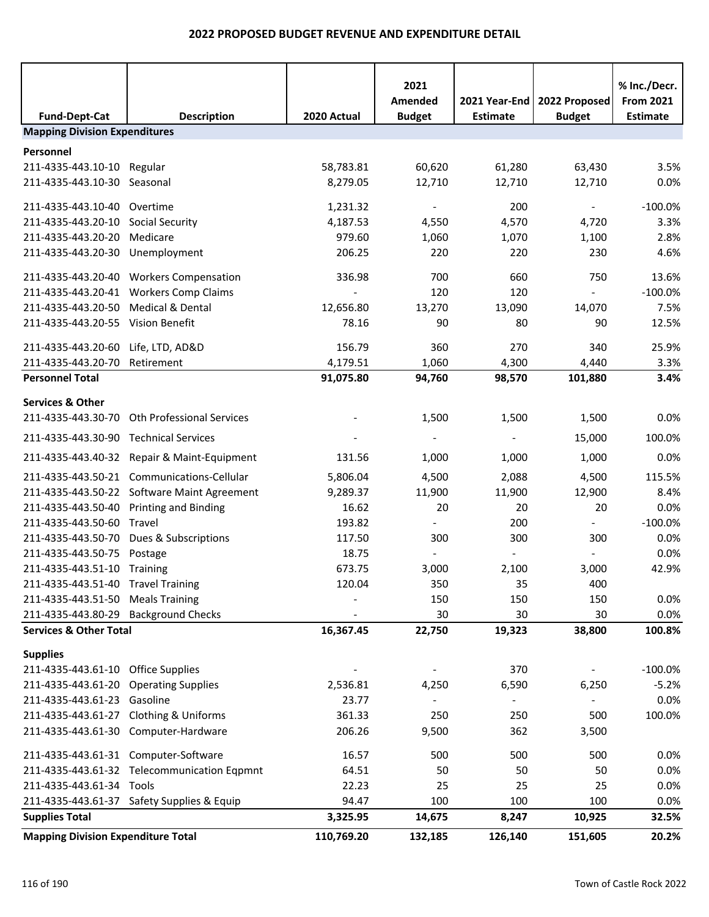# 2022 PROPOSED BUDGET REVENUE AND EXPENDITURE DETAIL

| Fund-Dept-Cat | Description | 2020 Actual | 2021 Amended Budget | 2021 Year-End Estimate | 2022 Proposed Budget | % Inc./Decr. From 2021 Estimate |
|---|---|---|---|---|---|---|
| **Mapping Division Expenditures** | | | | | | |
| **Personnel** | | | | | | |
| 211-4335-443.10-10 | Regular | 58,783.81 | 60,620 | 61,280 | 63,430 | 3.5% |
| 211-4335-443.10-30 | Seasonal | 8,279.05 | 12,710 | 12,710 | 12,710 | 0.0% |
| 211-4335-443.10-40 | Overtime | 1,231.32 | - | 200 | - | -100.0% |
| 211-4335-443.20-10 | Social Security | 4,187.53 | 4,550 | 4,570 | 4,720 | 3.3% |
| 211-4335-443.20-20 | Medicare | 979.60 | 1,060 | 1,070 | 1,100 | 2.8% |
| 211-4335-443.20-30 | Unemployment | 206.25 | 220 | 220 | 230 | 4.6% |
| 211-4335-443.20-40 | Workers Compensation | 336.98 | 700 | 660 | 750 | 13.6% |
| 211-4335-443.20-41 | Workers Comp Claims | - | 120 | 120 | - | -100.0% |
| 211-4335-443.20-50 | Medical & Dental | 12,656.80 | 13,270 | 13,090 | 14,070 | 7.5% |
| 211-4335-443.20-55 | Vision Benefit | 78.16 | 90 | 80 | 90 | 12.5% |
| 211-4335-443.20-60 | Life, LTD, AD&D | 156.79 | 360 | 270 | 340 | 25.9% |
| 211-4335-443.20-70 | Retirement | 4,179.51 | 1,060 | 4,300 | 4,440 | 3.3% |
| **Personnel Total** | | **91,075.80** | **94,760** | **98,570** | **101,880** | **3.4%** |
| **Services & Other** | | | | | | |
| 211-4335-443.30-70 | Oth Professional Services | - | 1,500 | 1,500 | 1,500 | 0.0% |
| 211-4335-443.30-90 | Technical Services | - | - | - | 15,000 | 100.0% |
| 211-4335-443.40-32 | Repair & Maint-Equipment | 131.56 | 1,000 | 1,000 | 1,000 | 0.0% |
| 211-4335-443.50-21 | Communications-Cellular | 5,806.04 | 4,500 | 2,088 | 4,500 | 115.5% |
| 211-4335-443.50-22 | Software Maint Agreement | 9,289.37 | 11,900 | 11,900 | 12,900 | 8.4% |
| 211-4335-443.50-40 | Printing and Binding | 16.62 | 20 | 20 | 20 | 0.0% |
| 211-4335-443.50-60 | Travel | 193.82 | - | 200 | - | -100.0% |
| 211-4335-443.50-70 | Dues & Subscriptions | 117.50 | 300 | 300 | 300 | 0.0% |
| 211-4335-443.50-75 | Postage | 18.75 | - | - | - | 0.0% |
| 211-4335-443.51-10 | Training | 673.75 | 3,000 | 2,100 | 3,000 | 42.9% |
| 211-4335-443.51-40 | Travel Training | 120.04 | 350 | 35 | 400 | |
| 211-4335-443.51-50 | Meals Training | - | 150 | 150 | 150 | 0.0% |
| 211-4335-443.80-29 | Background Checks | - | 30 | 30 | 30 | 0.0% |
| **Services & Other Total** | | **16,367.45** | **22,750** | **19,323** | **38,800** | **100.8%** |
| **Supplies** | | | | | | |
| 211-4335-443.61-10 | Office Supplies | - | - | 370 | - | -100.0% |
| 211-4335-443.61-20 | Operating Supplies | 2,536.81 | 4,250 | 6,590 | 6,250 | -5.2% |
| 211-4335-443.61-23 | Gasoline | 23.77 | - | - | - | 0.0% |
| 211-4335-443.61-27 | Clothing & Uniforms | 361.33 | 250 | 250 | 500 | 100.0% |
| 211-4335-443.61-30 | Computer-Hardware | 206.26 | 9,500 | 362 | 3,500 | |
| 211-4335-443.61-31 | Computer-Software | 16.57 | 500 | 500 | 500 | 0.0% |
| 211-4335-443.61-32 | Telecommunication Eqpmnt | 64.51 | 50 | 50 | 50 | 0.0% |
| 211-4335-443.61-34 | Tools | 22.23 | 25 | 25 | 25 | 0.0% |
| 211-4335-443.61-37 | Safety Supplies & Equip | 94.47 | 100 | 100 | 100 | 0.0% |
| **Supplies Total** | | **3,325.95** | **14,675** | **8,247** | **10,925** | **32.5%** |
| **Mapping Division Expenditure Total** | | **110,769.20** | **132,185** | **126,140** | **151,605** | **20.2%** |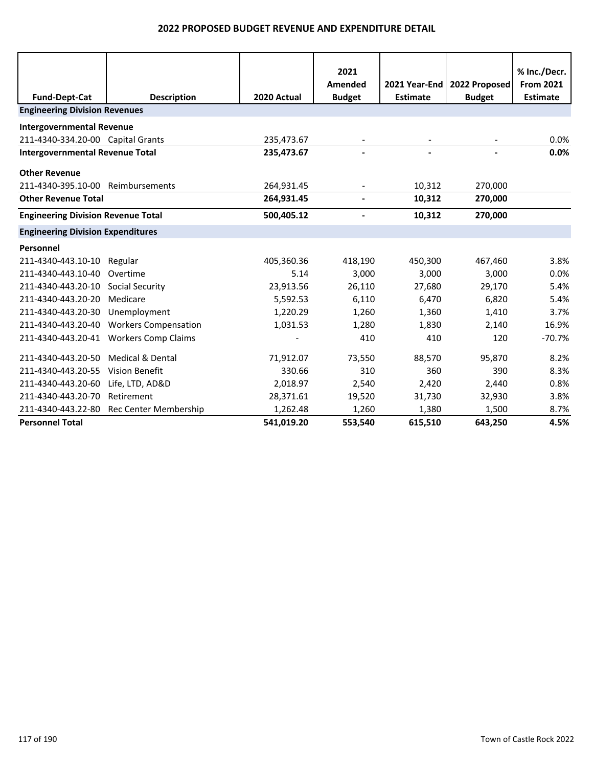# 2022 PROPOSED BUDGET REVENUE AND EXPENDITURE DETAIL

| Fund-Dept-Cat | Description | 2020 Actual | 2021 Amended Budget | 2021 Year-End Estimate | 2022 Proposed Budget | % Inc./Decr. From 2021 Estimate |
|---|---|---|---|---|---|---|
| **Engineering Division Revenues** | | | | | | |
| **Intergovernmental Revenue** | | | | | | |
| 211-4340-334.20-00 | Capital Grants | 235,473.67 | - | - | - | 0.0% |
| **Intergovernmental Revenue Total** | | **235,473.67** | **-** | **-** | **-** | **0.0%** |
| **Other Revenue** | | | | | | |
| 211-4340-395.10-00 | Reimbursements | 264,931.45 | - | 10,312 | 270,000 | |
| **Other Revenue Total** | | **264,931.45** | **-** | **10,312** | **270,000** | |
| **Engineering Division Revenue Total** | | **500,405.12** | **-** | **10,312** | **270,000** | |
| **Engineering Division Expenditures** | | | | | | |
| **Personnel** | | | | | | |
| 211-4340-443.10-10 | Regular | 405,360.36 | 418,190 | 450,300 | 467,460 | 3.8% |
| 211-4340-443.10-40 | Overtime | 5.14 | 3,000 | 3,000 | 3,000 | 0.0% |
| 211-4340-443.20-10 | Social Security | 23,913.56 | 26,110 | 27,680 | 29,170 | 5.4% |
| 211-4340-443.20-20 | Medicare | 5,592.53 | 6,110 | 6,470 | 6,820 | 5.4% |
| 211-4340-443.20-30 | Unemployment | 1,220.29 | 1,260 | 1,360 | 1,410 | 3.7% |
| 211-4340-443.20-40 | Workers Compensation | 1,031.53 | 1,280 | 1,830 | 2,140 | 16.9% |
| 211-4340-443.20-41 | Workers Comp Claims | - | 410 | 410 | 120 | -70.7% |
| 211-4340-443.20-50 | Medical & Dental | 71,912.07 | 73,550 | 88,570 | 95,870 | 8.2% |
| 211-4340-443.20-55 | Vision Benefit | 330.66 | 310 | 360 | 390 | 8.3% |
| 211-4340-443.20-60 | Life, LTD, AD&D | 2,018.97 | 2,540 | 2,420 | 2,440 | 0.8% |
| 211-4340-443.20-70 | Retirement | 28,371.61 | 19,520 | 31,730 | 32,930 | 3.8% |
| 211-4340-443.22-80 | Rec Center Membership | 1,262.48 | 1,260 | 1,380 | 1,500 | 8.7% |
| **Personnel Total** | | **541,019.20** | **553,540** | **615,510** | **643,250** | **4.5%** |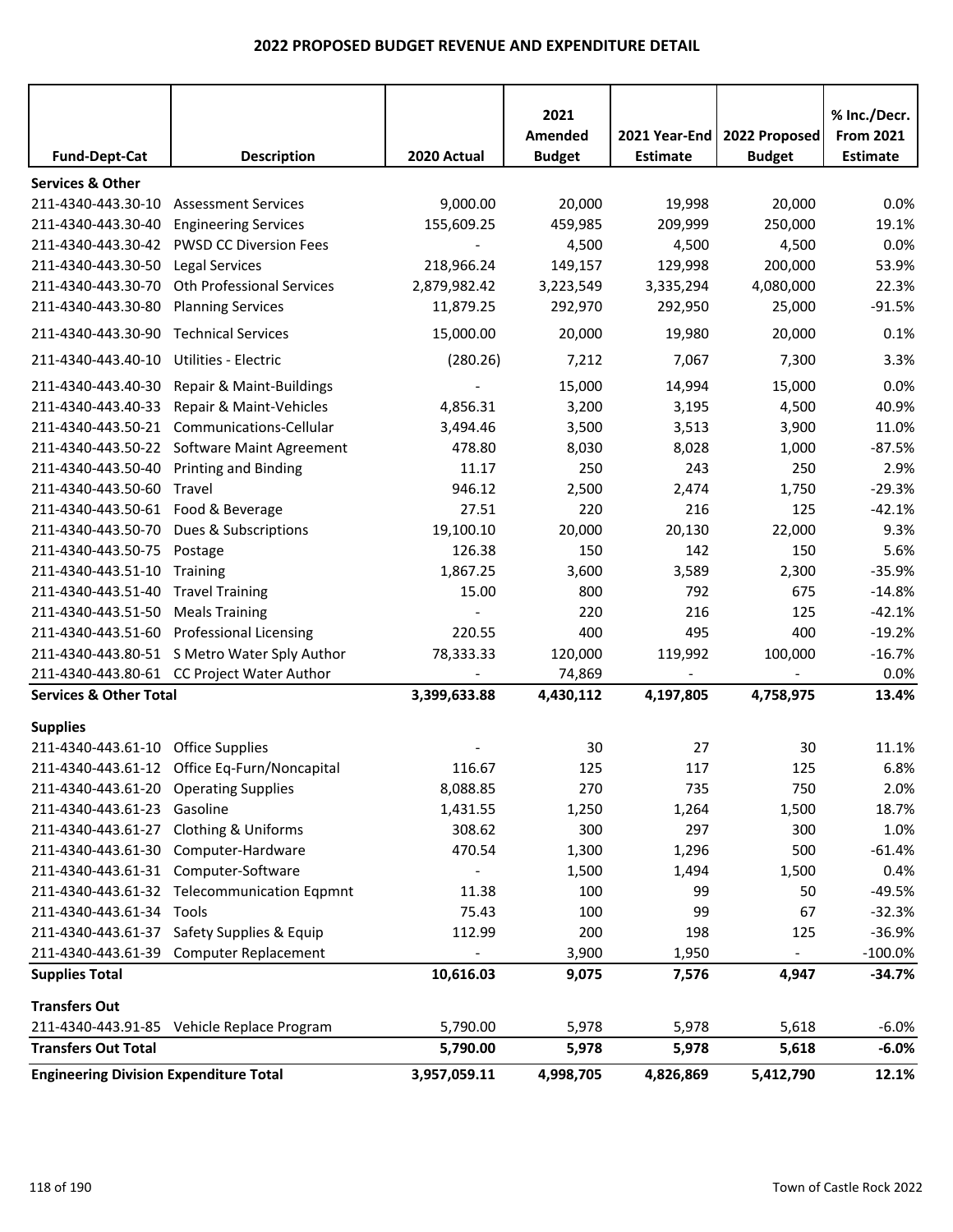## 2022 PROPOSED BUDGET REVENUE AND EXPENDITURE DETAIL

| Fund-Dept-Cat | Description | 2020 Actual | 2021 Amended Budget | 2021 Year-End Estimate | 2022 Proposed Budget | % Inc./Decr. From 2021 Estimate |
|---|---|---|---|---|---|---|
| **Services & Other** | | | | | | |
| 211-4340-443.30-10 | Assessment Services | 9,000.00 | 20,000 | 19,998 | 20,000 | 0.0% |
| 211-4340-443.30-40 | Engineering Services | 155,609.25 | 459,985 | 209,999 | 250,000 | 19.1% |
| 211-4340-443.30-42 | PWSD CC Diversion Fees | - | 4,500 | 4,500 | 4,500 | 0.0% |
| 211-4340-443.30-50 | Legal Services | 218,966.24 | 149,157 | 129,998 | 200,000 | 53.9% |
| 211-4340-443.30-70 | Oth Professional Services | 2,879,982.42 | 3,223,549 | 3,335,294 | 4,080,000 | 22.3% |
| 211-4340-443.30-80 | Planning Services | 11,879.25 | 292,970 | 292,950 | 25,000 | -91.5% |
| 211-4340-443.30-90 | Technical Services | 15,000.00 | 20,000 | 19,980 | 20,000 | 0.1% |
| 211-4340-443.40-10 | Utilities - Electric | (280.26) | 7,212 | 7,067 | 7,300 | 3.3% |
| 211-4340-443.40-30 | Repair & Maint-Buildings | - | 15,000 | 14,994 | 15,000 | 0.0% |
| 211-4340-443.40-33 | Repair & Maint-Vehicles | 4,856.31 | 3,200 | 3,195 | 4,500 | 40.9% |
| 211-4340-443.50-21 | Communications-Cellular | 3,494.46 | 3,500 | 3,513 | 3,900 | 11.0% |
| 211-4340-443.50-22 | Software Maint Agreement | 478.80 | 8,030 | 8,028 | 1,000 | -87.5% |
| 211-4340-443.50-40 | Printing and Binding | 11.17 | 250 | 243 | 250 | 2.9% |
| 211-4340-443.50-60 | Travel | 946.12 | 2,500 | 2,474 | 1,750 | -29.3% |
| 211-4340-443.50-61 | Food & Beverage | 27.51 | 220 | 216 | 125 | -42.1% |
| 211-4340-443.50-70 | Dues & Subscriptions | 19,100.10 | 20,000 | 20,130 | 22,000 | 9.3% |
| 211-4340-443.50-75 | Postage | 126.38 | 150 | 142 | 150 | 5.6% |
| 211-4340-443.51-10 | Training | 1,867.25 | 3,600 | 3,589 | 2,300 | -35.9% |
| 211-4340-443.51-40 | Travel Training | 15.00 | 800 | 792 | 675 | -14.8% |
| 211-4340-443.51-50 | Meals Training | - | 220 | 216 | 125 | -42.1% |
| 211-4340-443.51-60 | Professional Licensing | 220.55 | 400 | 495 | 400 | -19.2% |
| 211-4340-443.80-51 | S Metro Water Sply Author | 78,333.33 | 120,000 | 119,992 | 100,000 | -16.7% |
| 211-4340-443.80-61 | CC Project Water Author | - | 74,869 | - | - | 0.0% |
| **Services & Other Total** | | **3,399,633.88** | **4,430,112** | **4,197,805** | **4,758,975** | **13.4%** |
| **Supplies** | | | | | | |
| 211-4340-443.61-10 | Office Supplies | - | 30 | 27 | 30 | 11.1% |
| 211-4340-443.61-12 | Office Eq-Furn/Noncapital | 116.67 | 125 | 117 | 125 | 6.8% |
| 211-4340-443.61-20 | Operating Supplies | 8,088.85 | 270 | 735 | 750 | 2.0% |
| 211-4340-443.61-23 | Gasoline | 1,431.55 | 1,250 | 1,264 | 1,500 | 18.7% |
| 211-4340-443.61-27 | Clothing & Uniforms | 308.62 | 300 | 297 | 300 | 1.0% |
| 211-4340-443.61-30 | Computer-Hardware | 470.54 | 1,300 | 1,296 | 500 | -61.4% |
| 211-4340-443.61-31 | Computer-Software | - | 1,500 | 1,494 | 1,500 | 0.4% |
| 211-4340-443.61-32 | Telecommunication Eqpmnt | 11.38 | 100 | 99 | 50 | -49.5% |
| 211-4340-443.61-34 | Tools | 75.43 | 100 | 99 | 67 | -32.3% |
| 211-4340-443.61-37 | Safety Supplies & Equip | 112.99 | 200 | 198 | 125 | -36.9% |
| 211-4340-443.61-39 | Computer Replacement | - | 3,900 | 1,950 | - | -100.0% |
| **Supplies Total** | | **10,616.03** | **9,075** | **7,576** | **4,947** | **-34.7%** |
| **Transfers Out** | | | | | | |
| 211-4340-443.91-85 | Vehicle Replace Program | 5,790.00 | 5,978 | 5,978 | 5,618 | -6.0% |
| **Transfers Out Total** | | **5,790.00** | **5,978** | **5,978** | **5,618** | **-6.0%** |
| **Engineering Division Expenditure Total** | | **3,957,059.11** | **4,998,705** | **4,826,869** | **5,412,790** | **12.1%** |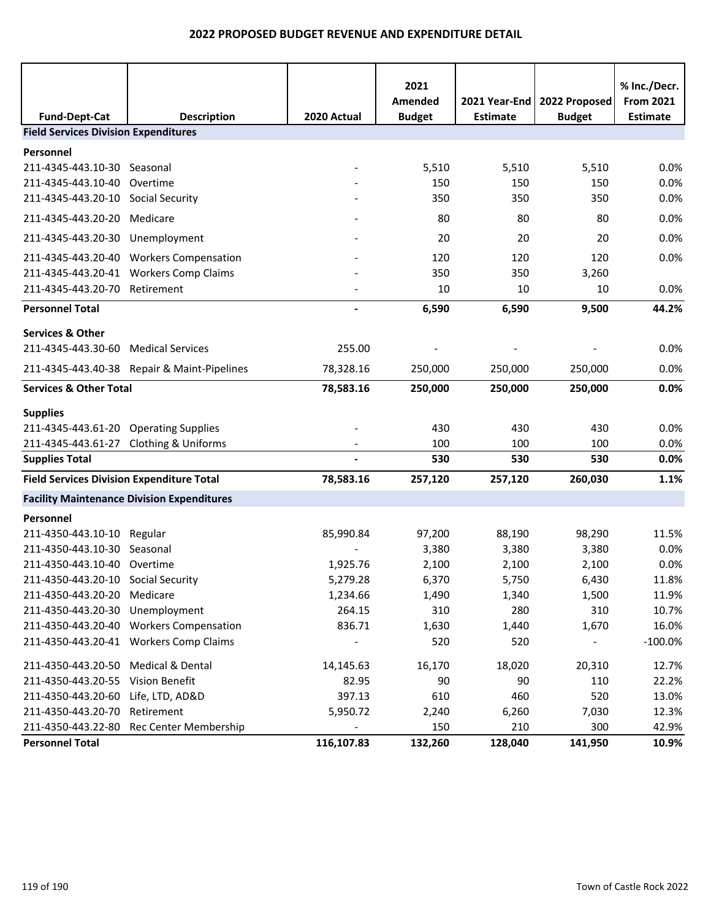## 2022 PROPOSED BUDGET REVENUE AND EXPENDITURE DETAIL

| Fund-Dept-Cat | Description | 2020 Actual | 2021 Amended Budget | 2021 Year-End Estimate | 2022 Proposed Budget | % Inc./Decr. From 2021 Estimate |
|---|---|---|---|---|---|---|
| **Field Services Division Expenditures** | | | | | | |
| **Personnel** | | | | | | |
| 211-4345-443.10-30 | Seasonal | - | 5,510 | 5,510 | 5,510 | 0.0% |
| 211-4345-443.10-40 | Overtime | - | 150 | 150 | 150 | 0.0% |
| 211-4345-443.20-10 | Social Security | - | 350 | 350 | 350 | 0.0% |
| 211-4345-443.20-20 | Medicare | - | 80 | 80 | 80 | 0.0% |
| 211-4345-443.20-30 | Unemployment | - | 20 | 20 | 20 | 0.0% |
| 211-4345-443.20-40 | Workers Compensation | - | 120 | 120 | 120 | 0.0% |
| 211-4345-443.20-41 | Workers Comp Claims | - | 350 | 350 | 3,260 | |
| 211-4345-443.20-70 | Retirement | - | 10 | 10 | 10 | 0.0% |
| **Personnel Total** | | **-** | **6,590** | **6,590** | **9,500** | **44.2%** |
| **Services & Other** | | | | | | |
| 211-4345-443.30-60 | Medical Services | 255.00 | - | - | - | 0.0% |
| 211-4345-443.40-38 | Repair & Maint-Pipelines | 78,328.16 | 250,000 | 250,000 | 250,000 | 0.0% |
| **Services & Other Total** | | **78,583.16** | **250,000** | **250,000** | **250,000** | **0.0%** |
| **Supplies** | | | | | | |
| 211-4345-443.61-20 | Operating Supplies | - | 430 | 430 | 430 | 0.0% |
| 211-4345-443.61-27 | Clothing & Uniforms | - | 100 | 100 | 100 | 0.0% |
| **Supplies Total** | | **-** | **530** | **530** | **530** | **0.0%** |
| **Field Services Division Expenditure Total** | | **78,583.16** | **257,120** | **257,120** | **260,030** | **1.1%** |
| **Facility Maintenance Division Expenditures** | | | | | | |
| **Personnel** | | | | | | |
| 211-4350-443.10-10 | Regular | 85,990.84 | 97,200 | 88,190 | 98,290 | 11.5% |
| 211-4350-443.10-30 | Seasonal | - | 3,380 | 3,380 | 3,380 | 0.0% |
| 211-4350-443.10-40 | Overtime | 1,925.76 | 2,100 | 2,100 | 2,100 | 0.0% |
| 211-4350-443.20-10 | Social Security | 5,279.28 | 6,370 | 5,750 | 6,430 | 11.8% |
| 211-4350-443.20-20 | Medicare | 1,234.66 | 1,490 | 1,340 | 1,500 | 11.9% |
| 211-4350-443.20-30 | Unemployment | 264.15 | 310 | 280 | 310 | 10.7% |
| 211-4350-443.20-40 | Workers Compensation | 836.71 | 1,630 | 1,440 | 1,670 | 16.0% |
| 211-4350-443.20-41 | Workers Comp Claims | - | 520 | 520 | - | -100.0% |
| 211-4350-443.20-50 | Medical & Dental | 14,145.63 | 16,170 | 18,020 | 20,310 | 12.7% |
| 211-4350-443.20-55 | Vision Benefit | 82.95 | 90 | 90 | 110 | 22.2% |
| 211-4350-443.20-60 | Life, LTD, AD&D | 397.13 | 610 | 460 | 520 | 13.0% |
| 211-4350-443.20-70 | Retirement | 5,950.72 | 2,240 | 6,260 | 7,030 | 12.3% |
| 211-4350-443.22-80 | Rec Center Membership | - | 150 | 210 | 300 | 42.9% |
| **Personnel Total** | | **116,107.83** | **132,260** | **128,040** | **141,950** | **10.9%** |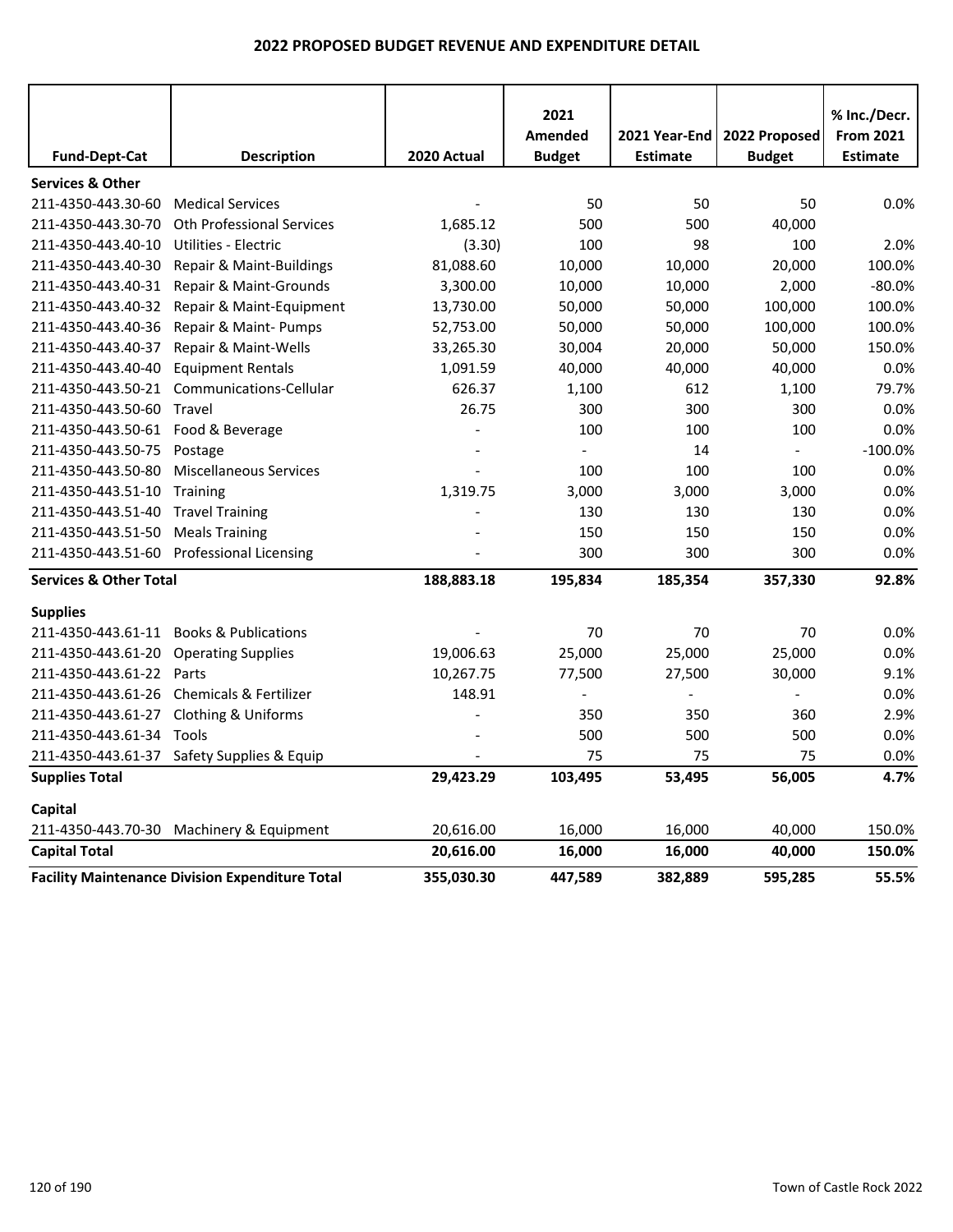# 2022 PROPOSED BUDGET REVENUE AND EXPENDITURE DETAIL

| Fund-Dept-Cat | Description | 2020 Actual | 2021 Amended Budget | 2021 Year-End Estimate | 2022 Proposed Budget | % Inc./Decr. From 2021 Estimate |
|---|---|---|---|---|---|---|
| **Services & Other** | | | | | | |
| 211-4350-443.30-60 | Medical Services | - | 50 | 50 | 50 | 0.0% |
| 211-4350-443.30-70 | Oth Professional Services | 1,685.12 | 500 | 500 | 40,000 | |
| 211-4350-443.40-10 | Utilities - Electric | (3.30) | 100 | 98 | 100 | 2.0% |
| 211-4350-443.40-30 | Repair & Maint-Buildings | 81,088.60 | 10,000 | 10,000 | 20,000 | 100.0% |
| 211-4350-443.40-31 | Repair & Maint-Grounds | 3,300.00 | 10,000 | 10,000 | 2,000 | -80.0% |
| 211-4350-443.40-32 | Repair & Maint-Equipment | 13,730.00 | 50,000 | 50,000 | 100,000 | 100.0% |
| 211-4350-443.40-36 | Repair & Maint- Pumps | 52,753.00 | 50,000 | 50,000 | 100,000 | 100.0% |
| 211-4350-443.40-37 | Repair & Maint-Wells | 33,265.30 | 30,004 | 20,000 | 50,000 | 150.0% |
| 211-4350-443.40-40 | Equipment Rentals | 1,091.59 | 40,000 | 40,000 | 40,000 | 0.0% |
| 211-4350-443.50-21 | Communications-Cellular | 626.37 | 1,100 | 612 | 1,100 | 79.7% |
| 211-4350-443.50-60 | Travel | 26.75 | 300 | 300 | 300 | 0.0% |
| 211-4350-443.50-61 | Food & Beverage | - | 100 | 100 | 100 | 0.0% |
| 211-4350-443.50-75 | Postage | - | - | 14 | - | -100.0% |
| 211-4350-443.50-80 | Miscellaneous Services | - | 100 | 100 | 100 | 0.0% |
| 211-4350-443.51-10 | Training | 1,319.75 | 3,000 | 3,000 | 3,000 | 0.0% |
| 211-4350-443.51-40 | Travel Training | - | 130 | 130 | 130 | 0.0% |
| 211-4350-443.51-50 | Meals Training | - | 150 | 150 | 150 | 0.0% |
| 211-4350-443.51-60 | Professional Licensing | - | 300 | 300 | 300 | 0.0% |
| **Services & Other Total** | | **188,883.18** | **195,834** | **185,354** | **357,330** | **92.8%** |
| **Supplies** | | | | | | |
| 211-4350-443.61-11 | Books & Publications | - | 70 | 70 | 70 | 0.0% |
| 211-4350-443.61-20 | Operating Supplies | 19,006.63 | 25,000 | 25,000 | 25,000 | 0.0% |
| 211-4350-443.61-22 | Parts | 10,267.75 | 77,500 | 27,500 | 30,000 | 9.1% |
| 211-4350-443.61-26 | Chemicals & Fertilizer | 148.91 | - | - | - | 0.0% |
| 211-4350-443.61-27 | Clothing & Uniforms | - | 350 | 350 | 360 | 2.9% |
| 211-4350-443.61-34 | Tools | - | 500 | 500 | 500 | 0.0% |
| 211-4350-443.61-37 | Safety Supplies & Equip | - | 75 | 75 | 75 | 0.0% |
| **Supplies Total** | | **29,423.29** | **103,495** | **53,495** | **56,005** | **4.7%** |
| **Capital** | | | | | | |
| 211-4350-443.70-30 | Machinery & Equipment | 20,616.00 | 16,000 | 16,000 | 40,000 | 150.0% |
| **Capital Total** | | **20,616.00** | **16,000** | **16,000** | **40,000** | **150.0%** |
| **Facility Maintenance Division Expenditure Total** | | **355,030.30** | **447,589** | **382,889** | **595,285** | **55.5%** |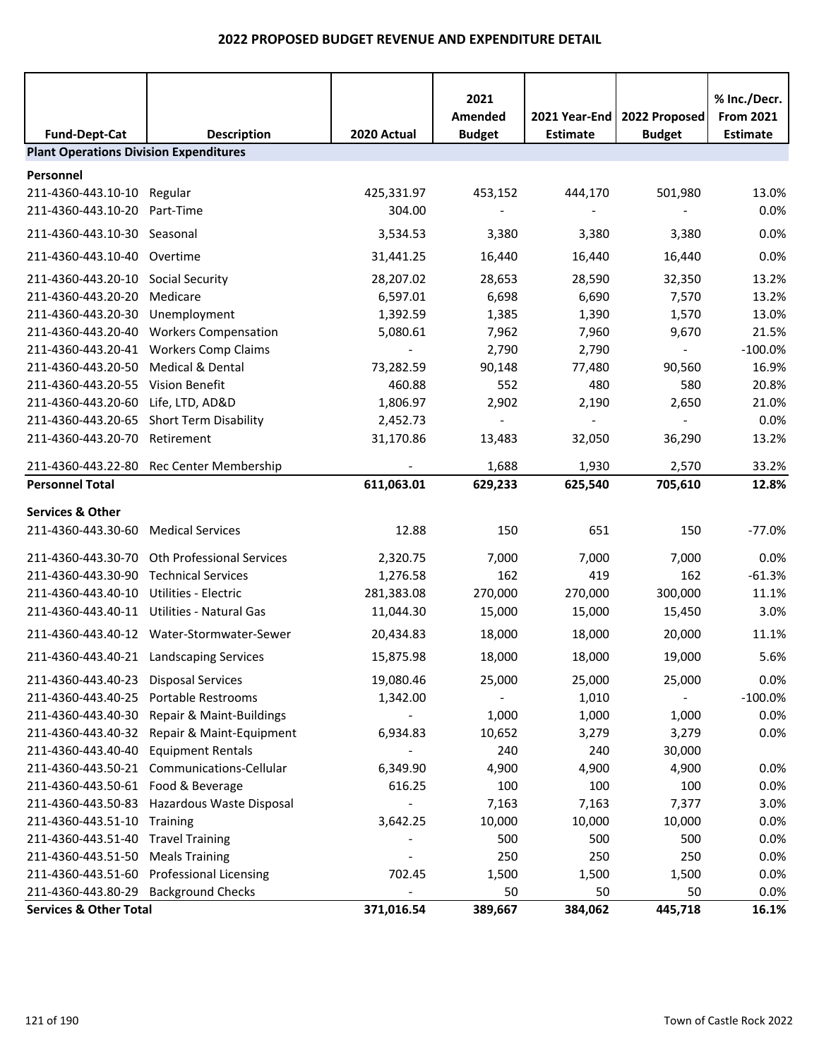# 2022 PROPOSED BUDGET REVENUE AND EXPENDITURE DETAIL

| Fund-Dept-Cat | Description | 2020 Actual | 2021 Amended Budget | 2021 Year-End Estimate | 2022 Proposed Budget | % Inc./Decr. From 2021 Estimate |
|---|---|---|---|---|---|---|
| **Plant Operations Division Expenditures** | | | | | | |
| **Personnel** | | | | | | |
| 211-4360-443.10-10 | Regular | 425,331.97 | 453,152 | 444,170 | 501,980 | 13.0% |
| 211-4360-443.10-20 | Part-Time | 304.00 | - | - | - | 0.0% |
| 211-4360-443.10-30 | Seasonal | 3,534.53 | 3,380 | 3,380 | 3,380 | 0.0% |
| 211-4360-443.10-40 | Overtime | 31,441.25 | 16,440 | 16,440 | 16,440 | 0.0% |
| 211-4360-443.20-10 | Social Security | 28,207.02 | 28,653 | 28,590 | 32,350 | 13.2% |
| 211-4360-443.20-20 | Medicare | 6,597.01 | 6,698 | 6,690 | 7,570 | 13.2% |
| 211-4360-443.20-30 | Unemployment | 1,392.59 | 1,385 | 1,390 | 1,570 | 13.0% |
| 211-4360-443.20-40 | Workers Compensation | 5,080.61 | 7,962 | 7,960 | 9,670 | 21.5% |
| 211-4360-443.20-41 | Workers Comp Claims | - | 2,790 | 2,790 | - | -100.0% |
| 211-4360-443.20-50 | Medical & Dental | 73,282.59 | 90,148 | 77,480 | 90,560 | 16.9% |
| 211-4360-443.20-55 | Vision Benefit | 460.88 | 552 | 480 | 580 | 20.8% |
| 211-4360-443.20-60 | Life, LTD, AD&D | 1,806.97 | 2,902 | 2,190 | 2,650 | 21.0% |
| 211-4360-443.20-65 | Short Term Disability | 2,452.73 | - | - | - | 0.0% |
| 211-4360-443.20-70 | Retirement | 31,170.86 | 13,483 | 32,050 | 36,290 | 13.2% |
| 211-4360-443.22-80 | Rec Center Membership | - | 1,688 | 1,930 | 2,570 | 33.2% |
| **Personnel Total** | | **611,063.01** | **629,233** | **625,540** | **705,610** | **12.8%** |
| **Services & Other** | | | | | | |
| 211-4360-443.30-60 | Medical Services | 12.88 | 150 | 651 | 150 | -77.0% |
| 211-4360-443.30-70 | Oth Professional Services | 2,320.75 | 7,000 | 7,000 | 7,000 | 0.0% |
| 211-4360-443.30-90 | Technical Services | 1,276.58 | 162 | 419 | 162 | -61.3% |
| 211-4360-443.40-10 | Utilities - Electric | 281,383.08 | 270,000 | 270,000 | 300,000 | 11.1% |
| 211-4360-443.40-11 | Utilities - Natural Gas | 11,044.30 | 15,000 | 15,000 | 15,450 | 3.0% |
| 211-4360-443.40-12 | Water-Stormwater-Sewer | 20,434.83 | 18,000 | 18,000 | 20,000 | 11.1% |
| 211-4360-443.40-21 | Landscaping Services | 15,875.98 | 18,000 | 18,000 | 19,000 | 5.6% |
| 211-4360-443.40-23 | Disposal Services | 19,080.46 | 25,000 | 25,000 | 25,000 | 0.0% |
| 211-4360-443.40-25 | Portable Restrooms | 1,342.00 | - | 1,010 | - | -100.0% |
| 211-4360-443.40-30 | Repair & Maint-Buildings | - | 1,000 | 1,000 | 1,000 | 0.0% |
| 211-4360-443.40-32 | Repair & Maint-Equipment | 6,934.83 | 10,652 | 3,279 | 3,279 | 0.0% |
| 211-4360-443.40-40 | Equipment Rentals | - | 240 | 240 | 30,000 | |
| 211-4360-443.50-21 | Communications-Cellular | 6,349.90 | 4,900 | 4,900 | 4,900 | 0.0% |
| 211-4360-443.50-61 | Food & Beverage | 616.25 | 100 | 100 | 100 | 0.0% |
| 211-4360-443.50-83 | Hazardous Waste Disposal | - | 7,163 | 7,163 | 7,377 | 3.0% |
| 211-4360-443.51-10 | Training | 3,642.25 | 10,000 | 10,000 | 10,000 | 0.0% |
| 211-4360-443.51-40 | Travel Training | - | 500 | 500 | 500 | 0.0% |
| 211-4360-443.51-50 | Meals Training | - | 250 | 250 | 250 | 0.0% |
| 211-4360-443.51-60 | Professional Licensing | 702.45 | 1,500 | 1,500 | 1,500 | 0.0% |
| 211-4360-443.80-29 | Background Checks | - | 50 | 50 | 50 | 0.0% |
| **Services & Other Total** | | **371,016.54** | **389,667** | **384,062** | **445,718** | **16.1%** |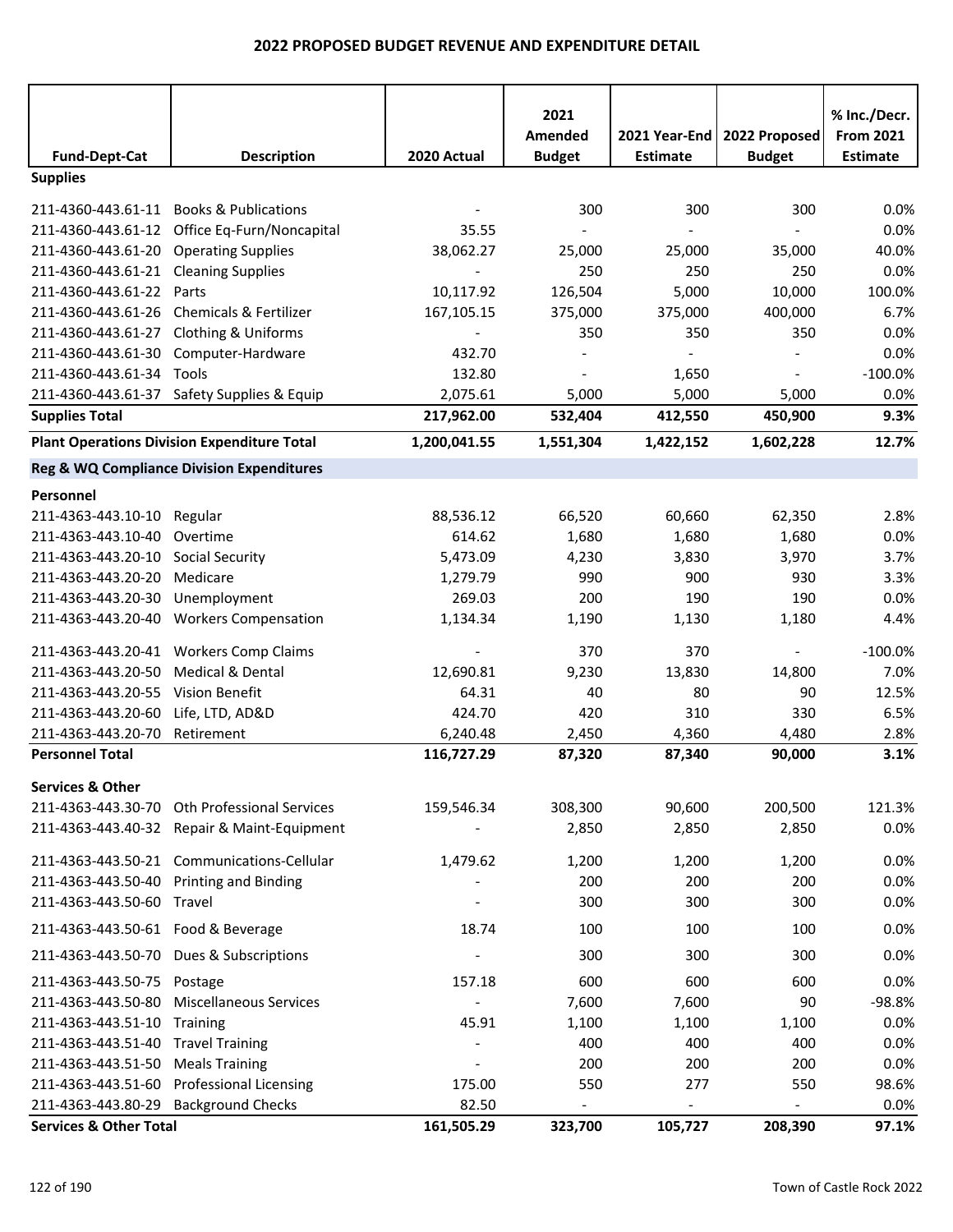# 2022 PROPOSED BUDGET REVENUE AND EXPENDITURE DETAIL

| Fund-Dept-Cat | Description | 2020 Actual | 2021 Amended Budget | 2021 Year-End Estimate | 2022 Proposed Budget | % Inc./Decr. From 2021 Estimate |
|---|---|---|---|---|---|---|
| **Supplies** | | | | | | |
| 211-4360-443.61-11 | Books & Publications | - | 300 | 300 | 300 | 0.0% |
| 211-4360-443.61-12 | Office Eq-Furn/Noncapital | 35.55 | - | - | - | 0.0% |
| 211-4360-443.61-20 | Operating Supplies | 38,062.27 | 25,000 | 25,000 | 35,000 | 40.0% |
| 211-4360-443.61-21 | Cleaning Supplies | - | 250 | 250 | 250 | 0.0% |
| 211-4360-443.61-22 | Parts | 10,117.92 | 126,504 | 5,000 | 10,000 | 100.0% |
| 211-4360-443.61-26 | Chemicals & Fertilizer | 167,105.15 | 375,000 | 375,000 | 400,000 | 6.7% |
| 211-4360-443.61-27 | Clothing & Uniforms | - | 350 | 350 | 350 | 0.0% |
| 211-4360-443.61-30 | Computer-Hardware | 432.70 | - | - | - | 0.0% |
| 211-4360-443.61-34 | Tools | 132.80 | - | 1,650 | - | -100.0% |
| 211-4360-443.61-37 | Safety Supplies & Equip | 2,075.61 | 5,000 | 5,000 | 5,000 | 0.0% |
| **Supplies Total** | | **217,962.00** | **532,404** | **412,550** | **450,900** | **9.3%** |
| **Plant Operations Division Expenditure Total** | | **1,200,041.55** | **1,551,304** | **1,422,152** | **1,602,228** | **12.7%** |
| **Reg & WQ Compliance Division Expenditures** | | | | | | |
| **Personnel** | | | | | | |
| 211-4363-443.10-10 | Regular | 88,536.12 | 66,520 | 60,660 | 62,350 | 2.8% |
| 211-4363-443.10-40 | Overtime | 614.62 | 1,680 | 1,680 | 1,680 | 0.0% |
| 211-4363-443.20-10 | Social Security | 5,473.09 | 4,230 | 3,830 | 3,970 | 3.7% |
| 211-4363-443.20-20 | Medicare | 1,279.79 | 990 | 900 | 930 | 3.3% |
| 211-4363-443.20-30 | Unemployment | 269.03 | 200 | 190 | 190 | 0.0% |
| 211-4363-443.20-40 | Workers Compensation | 1,134.34 | 1,190 | 1,130 | 1,180 | 4.4% |
| 211-4363-443.20-41 | Workers Comp Claims | - | 370 | 370 | - | -100.0% |
| 211-4363-443.20-50 | Medical & Dental | 12,690.81 | 9,230 | 13,830 | 14,800 | 7.0% |
| 211-4363-443.20-55 | Vision Benefit | 64.31 | 40 | 80 | 90 | 12.5% |
| 211-4363-443.20-60 | Life, LTD, AD&D | 424.70 | 420 | 310 | 330 | 6.5% |
| 211-4363-443.20-70 | Retirement | 6,240.48 | 2,450 | 4,360 | 4,480 | 2.8% |
| **Personnel Total** | | **116,727.29** | **87,320** | **87,340** | **90,000** | **3.1%** |
| **Services & Other** | | | | | | |
| 211-4363-443.30-70 | Oth Professional Services | 159,546.34 | 308,300 | 90,600 | 200,500 | 121.3% |
| 211-4363-443.40-32 | Repair & Maint-Equipment | - | 2,850 | 2,850 | 2,850 | 0.0% |
| 211-4363-443.50-21 | Communications-Cellular | 1,479.62 | 1,200 | 1,200 | 1,200 | 0.0% |
| 211-4363-443.50-40 | Printing and Binding | - | 200 | 200 | 200 | 0.0% |
| 211-4363-443.50-60 | Travel | - | 300 | 300 | 300 | 0.0% |
| 211-4363-443.50-61 | Food & Beverage | 18.74 | 100 | 100 | 100 | 0.0% |
| 211-4363-443.50-70 | Dues & Subscriptions | - | 300 | 300 | 300 | 0.0% |
| 211-4363-443.50-75 | Postage | 157.18 | 600 | 600 | 600 | 0.0% |
| 211-4363-443.50-80 | Miscellaneous Services | - | 7,600 | 7,600 | 90 | -98.8% |
| 211-4363-443.51-10 | Training | 45.91 | 1,100 | 1,100 | 1,100 | 0.0% |
| 211-4363-443.51-40 | Travel Training | - | 400 | 400 | 400 | 0.0% |
| 211-4363-443.51-50 | Meals Training | - | 200 | 200 | 200 | 0.0% |
| 211-4363-443.51-60 | Professional Licensing | 175.00 | 550 | 277 | 550 | 98.6% |
| 211-4363-443.80-29 | Background Checks | 82.50 | - | - | - | 0.0% |
| **Services & Other Total** | | **161,505.29** | **323,700** | **105,727** | **208,390** | **97.1%** |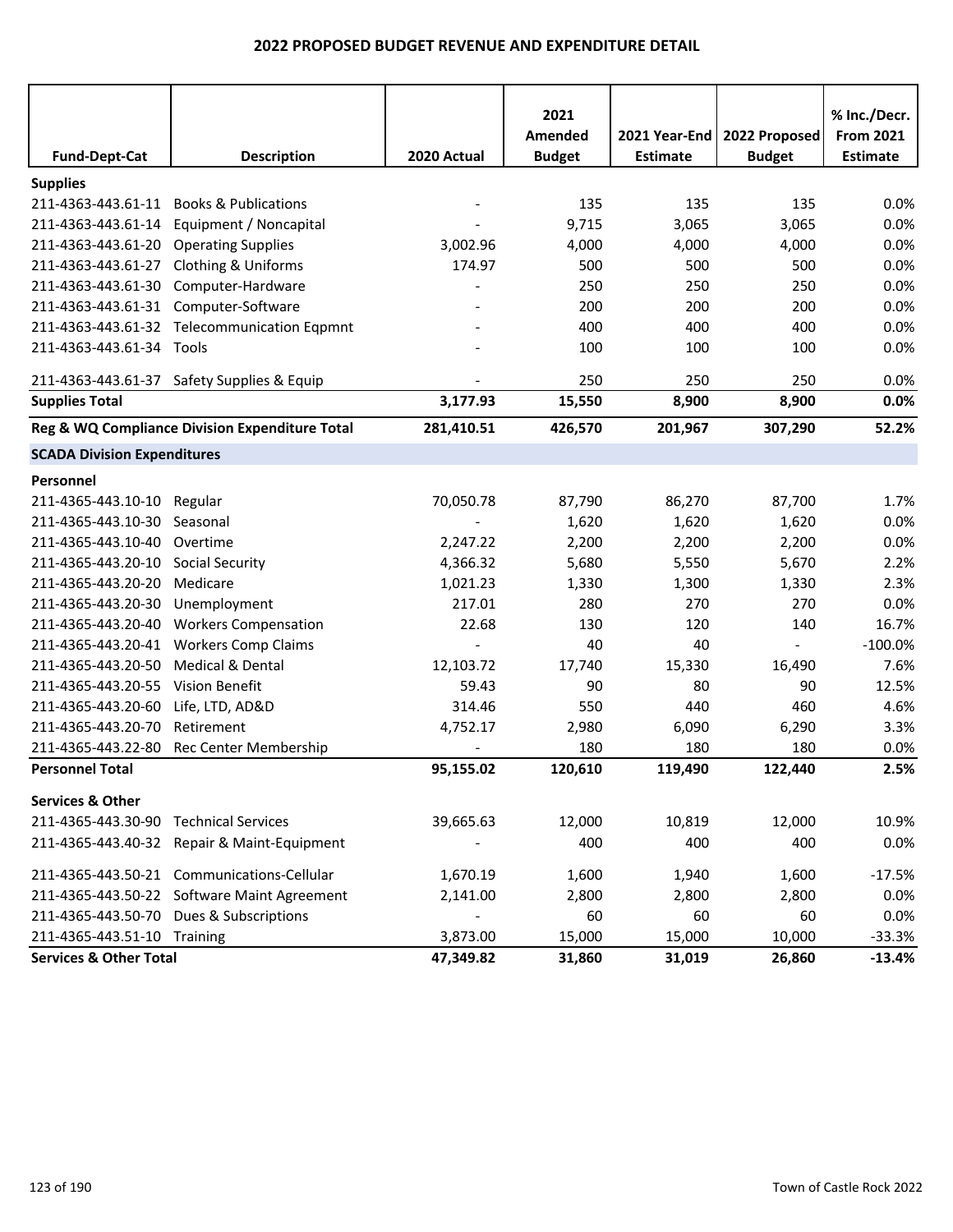# 2022 PROPOSED BUDGET REVENUE AND EXPENDITURE DETAIL

| Fund-Dept-Cat | Description | 2020 Actual | 2021 Amended Budget | 2021 Year-End Estimate | 2022 Proposed Budget | % Inc./Decr. From 2021 Estimate |
|---|---|---|---|---|---|---|
| **Supplies** | | | | | | |
| 211-4363-443.61-11 | Books & Publications | - | 135 | 135 | 135 | 0.0% |
| 211-4363-443.61-14 | Equipment / Noncapital | - | 9,715 | 3,065 | 3,065 | 0.0% |
| 211-4363-443.61-20 | Operating Supplies | 3,002.96 | 4,000 | 4,000 | 4,000 | 0.0% |
| 211-4363-443.61-27 | Clothing & Uniforms | 174.97 | 500 | 500 | 500 | 0.0% |
| 211-4363-443.61-30 | Computer-Hardware | - | 250 | 250 | 250 | 0.0% |
| 211-4363-443.61-31 | Computer-Software | - | 200 | 200 | 200 | 0.0% |
| 211-4363-443.61-32 | Telecommunication Eqpmnt | - | 400 | 400 | 400 | 0.0% |
| 211-4363-443.61-34 | Tools | - | 100 | 100 | 100 | 0.0% |
| 211-4363-443.61-37 | Safety Supplies & Equip | - | 250 | 250 | 250 | 0.0% |
| **Supplies Total** | | **3,177.93** | **15,550** | **8,900** | **8,900** | **0.0%** |
| **Reg & WQ Compliance Division Expenditure Total** | | **281,410.51** | **426,570** | **201,967** | **307,290** | **52.2%** |
| **SCADA Division Expenditures** | | | | | | |
| **Personnel** | | | | | | |
| 211-4365-443.10-10 | Regular | 70,050.78 | 87,790 | 86,270 | 87,700 | 1.7% |
| 211-4365-443.10-30 | Seasonal | - | 1,620 | 1,620 | 1,620 | 0.0% |
| 211-4365-443.10-40 | Overtime | 2,247.22 | 2,200 | 2,200 | 2,200 | 0.0% |
| 211-4365-443.20-10 | Social Security | 4,366.32 | 5,680 | 5,550 | 5,670 | 2.2% |
| 211-4365-443.20-20 | Medicare | 1,021.23 | 1,330 | 1,300 | 1,330 | 2.3% |
| 211-4365-443.20-30 | Unemployment | 217.01 | 280 | 270 | 270 | 0.0% |
| 211-4365-443.20-40 | Workers Compensation | 22.68 | 130 | 120 | 140 | 16.7% |
| 211-4365-443.20-41 | Workers Comp Claims | - | 40 | 40 | - | -100.0% |
| 211-4365-443.20-50 | Medical & Dental | 12,103.72 | 17,740 | 15,330 | 16,490 | 7.6% |
| 211-4365-443.20-55 | Vision Benefit | 59.43 | 90 | 80 | 90 | 12.5% |
| 211-4365-443.20-60 | Life, LTD, AD&D | 314.46 | 550 | 440 | 460 | 4.6% |
| 211-4365-443.20-70 | Retirement | 4,752.17 | 2,980 | 6,090 | 6,290 | 3.3% |
| 211-4365-443.22-80 | Rec Center Membership | - | 180 | 180 | 180 | 0.0% |
| **Personnel Total** | | **95,155.02** | **120,610** | **119,490** | **122,440** | **2.5%** |
| **Services & Other** | | | | | | |
| 211-4365-443.30-90 | Technical Services | 39,665.63 | 12,000 | 10,819 | 12,000 | 10.9% |
| 211-4365-443.40-32 | Repair & Maint-Equipment | - | 400 | 400 | 400 | 0.0% |
| 211-4365-443.50-21 | Communications-Cellular | 1,670.19 | 1,600 | 1,940 | 1,600 | -17.5% |
| 211-4365-443.50-22 | Software Maint Agreement | 2,141.00 | 2,800 | 2,800 | 2,800 | 0.0% |
| 211-4365-443.50-70 | Dues & Subscriptions | - | 60 | 60 | 60 | 0.0% |
| 211-4365-443.51-10 | Training | 3,873.00 | 15,000 | 15,000 | 10,000 | -33.3% |
| **Services & Other Total** | | **47,349.82** | **31,860** | **31,019** | **26,860** | **-13.4%** |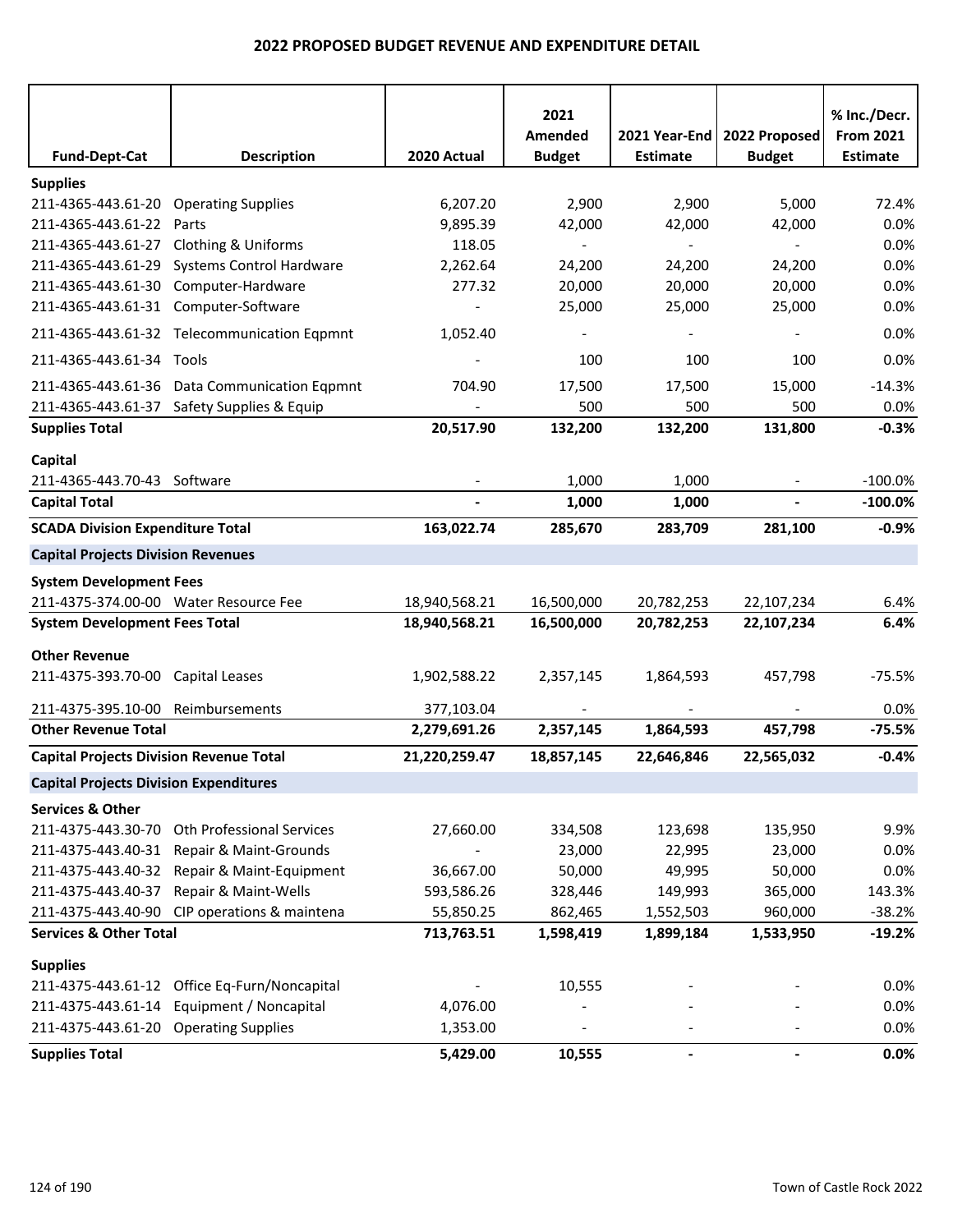# 2022 PROPOSED BUDGET REVENUE AND EXPENDITURE DETAIL

| Fund-Dept-Cat | Description | 2020 Actual | 2021 Amended Budget | 2021 Year-End Estimate | 2022 Proposed Budget | % Inc./Decr. From 2021 Estimate |
|---|---|---|---|---|---|---|
| **Supplies** | | | | | | |
| 211-4365-443.61-20 | Operating Supplies | 6,207.20 | 2,900 | 2,900 | 5,000 | 72.4% |
| 211-4365-443.61-22 | Parts | 9,895.39 | 42,000 | 42,000 | 42,000 | 0.0% |
| 211-4365-443.61-27 | Clothing & Uniforms | 118.05 | - | - | - | 0.0% |
| 211-4365-443.61-29 | Systems Control Hardware | 2,262.64 | 24,200 | 24,200 | 24,200 | 0.0% |
| 211-4365-443.61-30 | Computer-Hardware | 277.32 | 20,000 | 20,000 | 20,000 | 0.0% |
| 211-4365-443.61-31 | Computer-Software | - | 25,000 | 25,000 | 25,000 | 0.0% |
| 211-4365-443.61-32 | Telecommunication Eqpmnt | 1,052.40 | - | - | - | 0.0% |
| 211-4365-443.61-34 | Tools | - | 100 | 100 | 100 | 0.0% |
| 211-4365-443.61-36 | Data Communication Eqpmnt | 704.90 | 17,500 | 17,500 | 15,000 | -14.3% |
| 211-4365-443.61-37 | Safety Supplies & Equip | - | 500 | 500 | 500 | 0.0% |
| **Supplies Total** | | **20,517.90** | **132,200** | **132,200** | **131,800** | **-0.3%** |
| **Capital** | | | | | | |
| 211-4365-443.70-43 | Software | - | 1,000 | 1,000 | - | -100.0% |
| **Capital Total** | | **-** | **1,000** | **1,000** | **-** | **-100.0%** |
| **SCADA Division Expenditure Total** | | **163,022.74** | **285,670** | **283,709** | **281,100** | **-0.9%** |
| **Capital Projects Division Revenues** | | | | | | |
| **System Development Fees** | | | | | | |
| 211-4375-374.00-00 | Water Resource Fee | 18,940,568.21 | 16,500,000 | 20,782,253 | 22,107,234 | 6.4% |
| **System Development Fees Total** | | **18,940,568.21** | **16,500,000** | **20,782,253** | **22,107,234** | **6.4%** |
| **Other Revenue** | | | | | | |
| 211-4375-393.70-00 | Capital Leases | 1,902,588.22 | 2,357,145 | 1,864,593 | 457,798 | -75.5% |
| 211-4375-395.10-00 | Reimbursements | 377,103.04 | - | - | - | 0.0% |
| **Other Revenue Total** | | **2,279,691.26** | **2,357,145** | **1,864,593** | **457,798** | **-75.5%** |
| **Capital Projects Division Revenue Total** | | **21,220,259.47** | **18,857,145** | **22,646,846** | **22,565,032** | **-0.4%** |
| **Capital Projects Division Expenditures** | | | | | | |
| **Services & Other** | | | | | | |
| 211-4375-443.30-70 | Oth Professional Services | 27,660.00 | 334,508 | 123,698 | 135,950 | 9.9% |
| 211-4375-443.40-31 | Repair & Maint-Grounds | - | 23,000 | 22,995 | 23,000 | 0.0% |
| 211-4375-443.40-32 | Repair & Maint-Equipment | 36,667.00 | 50,000 | 49,995 | 50,000 | 0.0% |
| 211-4375-443.40-37 | Repair & Maint-Wells | 593,586.26 | 328,446 | 149,993 | 365,000 | 143.3% |
| 211-4375-443.40-90 | CIP operations & maintena | 55,850.25 | 862,465 | 1,552,503 | 960,000 | -38.2% |
| **Services & Other Total** | | **713,763.51** | **1,598,419** | **1,899,184** | **1,533,950** | **-19.2%** |
| **Supplies** | | | | | | |
| 211-4375-443.61-12 | Office Eq-Furn/Noncapital | - | 10,555 | - | - | 0.0% |
| 211-4375-443.61-14 | Equipment / Noncapital | 4,076.00 | - | - | - | 0.0% |
| 211-4375-443.61-20 | Operating Supplies | 1,353.00 | - | - | - | 0.0% |
| **Supplies Total** | | **5,429.00** | **10,555** | **-** | **-** | **0.0%** |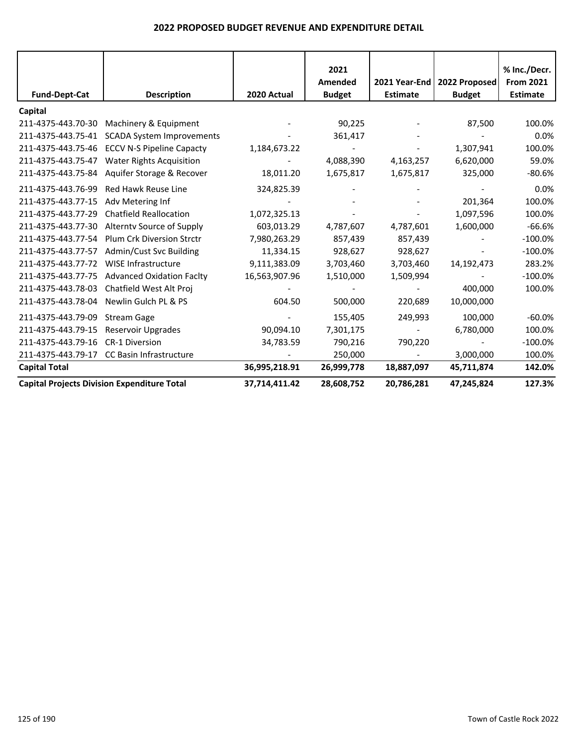## 2022 PROPOSED BUDGET REVENUE AND EXPENDITURE DETAIL

| Fund-Dept-Cat | Description | 2020 Actual | 2021 Amended Budget | 2021 Year-End Estimate | 2022 Proposed Budget | % Inc./Decr. From 2021 Estimate |
|---|---|---|---|---|---|---|
| **Capital** | | | | | | |
| 211-4375-443.70-30 | Machinery & Equipment | - | 90,225 | - | 87,500 | 100.0% |
| 211-4375-443.75-41 | SCADA System Improvements | - | 361,417 | - | - | 0.0% |
| 211-4375-443.75-46 | ECCV N-S Pipeline Capacty | 1,184,673.22 | - | - | 1,307,941 | 100.0% |
| 211-4375-443.75-47 | Water Rights Acquisition | - | 4,088,390 | 4,163,257 | 6,620,000 | 59.0% |
| 211-4375-443.75-84 | Aquifer Storage & Recover | 18,011.20 | 1,675,817 | 1,675,817 | 325,000 | -80.6% |
| 211-4375-443.76-99 | Red Hawk Reuse Line | 324,825.39 | - | - | - | 0.0% |
| 211-4375-443.77-15 | Adv Metering Inf | - | - | - | 201,364 | 100.0% |
| 211-4375-443.77-29 | Chatfield Reallocation | 1,072,325.13 | - | - | 1,097,596 | 100.0% |
| 211-4375-443.77-30 | Alterntv Source of Supply | 603,013.29 | 4,787,607 | 4,787,601 | 1,600,000 | -66.6% |
| 211-4375-443.77-54 | Plum Crk Diversion Strctr | 7,980,263.29 | 857,439 | 857,439 | - | -100.0% |
| 211-4375-443.77-57 | Admin/Cust Svc Building | 11,334.15 | 928,627 | 928,627 | - | -100.0% |
| 211-4375-443.77-72 | WISE Infrastructure | 9,111,383.09 | 3,703,460 | 3,703,460 | 14,192,473 | 283.2% |
| 211-4375-443.77-75 | Advanced Oxidation Faclty | 16,563,907.96 | 1,510,000 | 1,509,994 | - | -100.0% |
| 211-4375-443.78-03 | Chatfield West Alt Proj | - | - | - | 400,000 | 100.0% |
| 211-4375-443.78-04 | Newlin Gulch PL & PS | 604.50 | 500,000 | 220,689 | 10,000,000 | |
| 211-4375-443.79-09 | Stream Gage | - | 155,405 | 249,993 | 100,000 | -60.0% |
| 211-4375-443.79-15 | Reservoir Upgrades | 90,094.10 | 7,301,175 | - | 6,780,000 | 100.0% |
| 211-4375-443.79-16 | CR-1 Diversion | 34,783.59 | 790,216 | 790,220 | - | -100.0% |
| 211-4375-443.79-17 | CC Basin Infrastructure | - | 250,000 | - | 3,000,000 | 100.0% |
| **Capital Total** | | **36,995,218.91** | **26,999,778** | **18,887,097** | **45,711,874** | **142.0%** |
| **Capital Projects Division Expenditure Total** | | **37,714,411.42** | **28,608,752** | **20,786,281** | **47,245,824** | **127.3%** |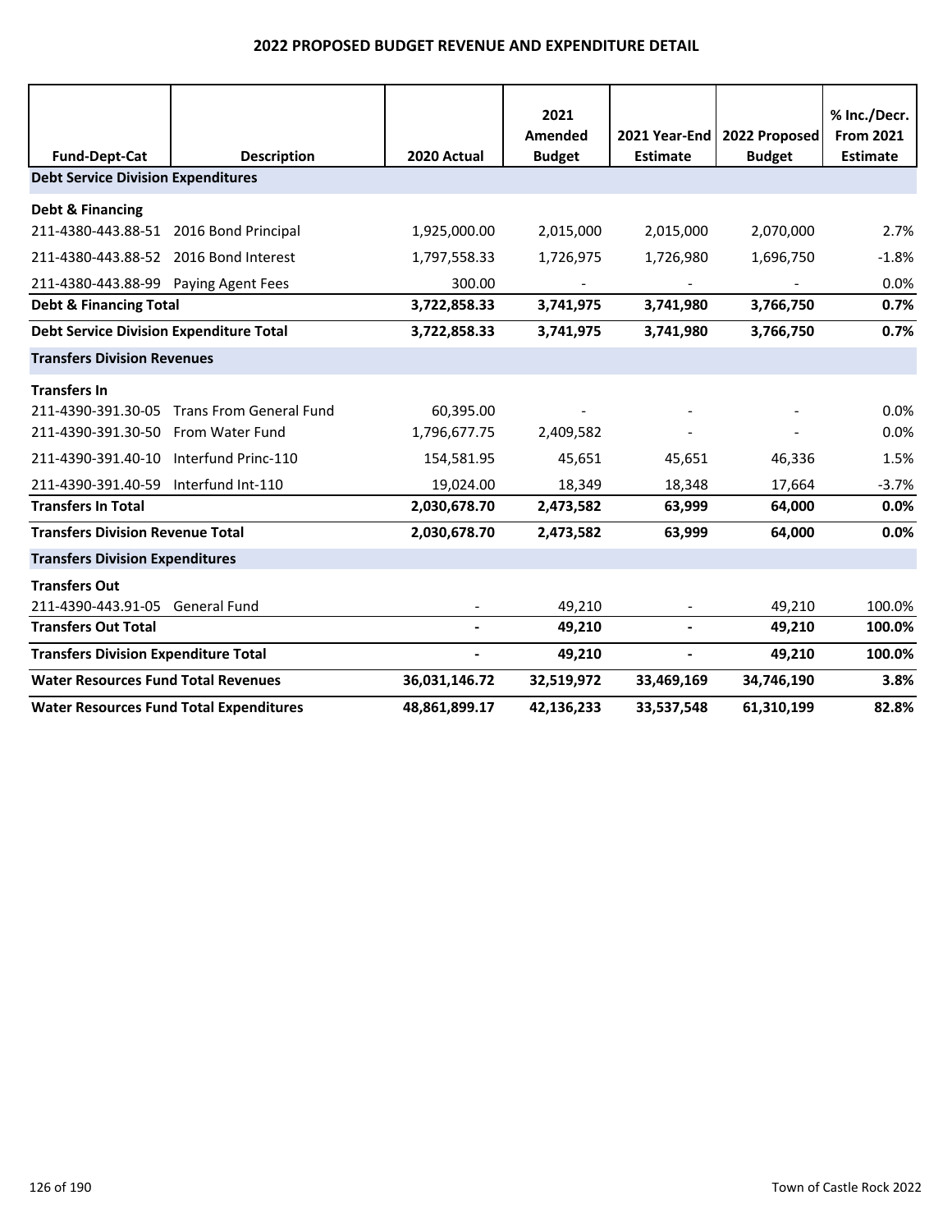# 2022 PROPOSED BUDGET REVENUE AND EXPENDITURE DETAIL

| Fund-Dept-Cat | Description | 2020 Actual | 2021 Amended Budget | 2021 Year-End Estimate | 2022 Proposed Budget | % Inc./Decr. From 2021 Estimate |
|---|---|---|---|---|---|---|
| **Debt Service Division Expenditures** | | | | | | |
| **Debt & Financing** | | | | | | |
| 211-4380-443.88-51 | 2016 Bond Principal | 1,925,000.00 | 2,015,000 | 2,015,000 | 2,070,000 | 2.7% |
| 211-4380-443.88-52 | 2016 Bond Interest | 1,797,558.33 | 1,726,975 | 1,726,980 | 1,696,750 | -1.8% |
| 211-4380-443.88-99 | Paying Agent Fees | 300.00 | - | - | - | 0.0% |
| **Debt & Financing Total** | | **3,722,858.33** | **3,741,975** | **3,741,980** | **3,766,750** | **0.7%** |
| **Debt Service Division Expenditure Total** | | **3,722,858.33** | **3,741,975** | **3,741,980** | **3,766,750** | **0.7%** |
| **Transfers Division Revenues** | | | | | | |
| **Transfers In** | | | | | | |
| 211-4390-391.30-05 | Trans From General Fund | 60,395.00 | - | - | - | 0.0% |
| 211-4390-391.30-50 | From Water Fund | 1,796,677.75 | 2,409,582 | - | - | 0.0% |
| 211-4390-391.40-10 | Interfund Princ-110 | 154,581.95 | 45,651 | 45,651 | 46,336 | 1.5% |
| 211-4390-391.40-59 | Interfund Int-110 | 19,024.00 | 18,349 | 18,348 | 17,664 | -3.7% |
| **Transfers In Total** | | **2,030,678.70** | **2,473,582** | **63,999** | **64,000** | **0.0%** |
| **Transfers Division Revenue Total** | | **2,030,678.70** | **2,473,582** | **63,999** | **64,000** | **0.0%** |
| **Transfers Division Expenditures** | | | | | | |
| **Transfers Out** | | | | | | |
| 211-4390-443.91-05 | General Fund | - | 49,210 | - | 49,210 | 100.0% |
| **Transfers Out Total** | | **-** | **49,210** | **-** | **49,210** | **100.0%** |
| **Transfers Division Expenditure Total** | | **-** | **49,210** | **-** | **49,210** | **100.0%** |
| **Water Resources Fund Total Revenues** | | **36,031,146.72** | **32,519,972** | **33,469,169** | **34,746,190** | **3.8%** |
| **Water Resources Fund Total Expenditures** | | **48,861,899.17** | **42,136,233** | **33,537,548** | **61,310,199** | **82.8%** |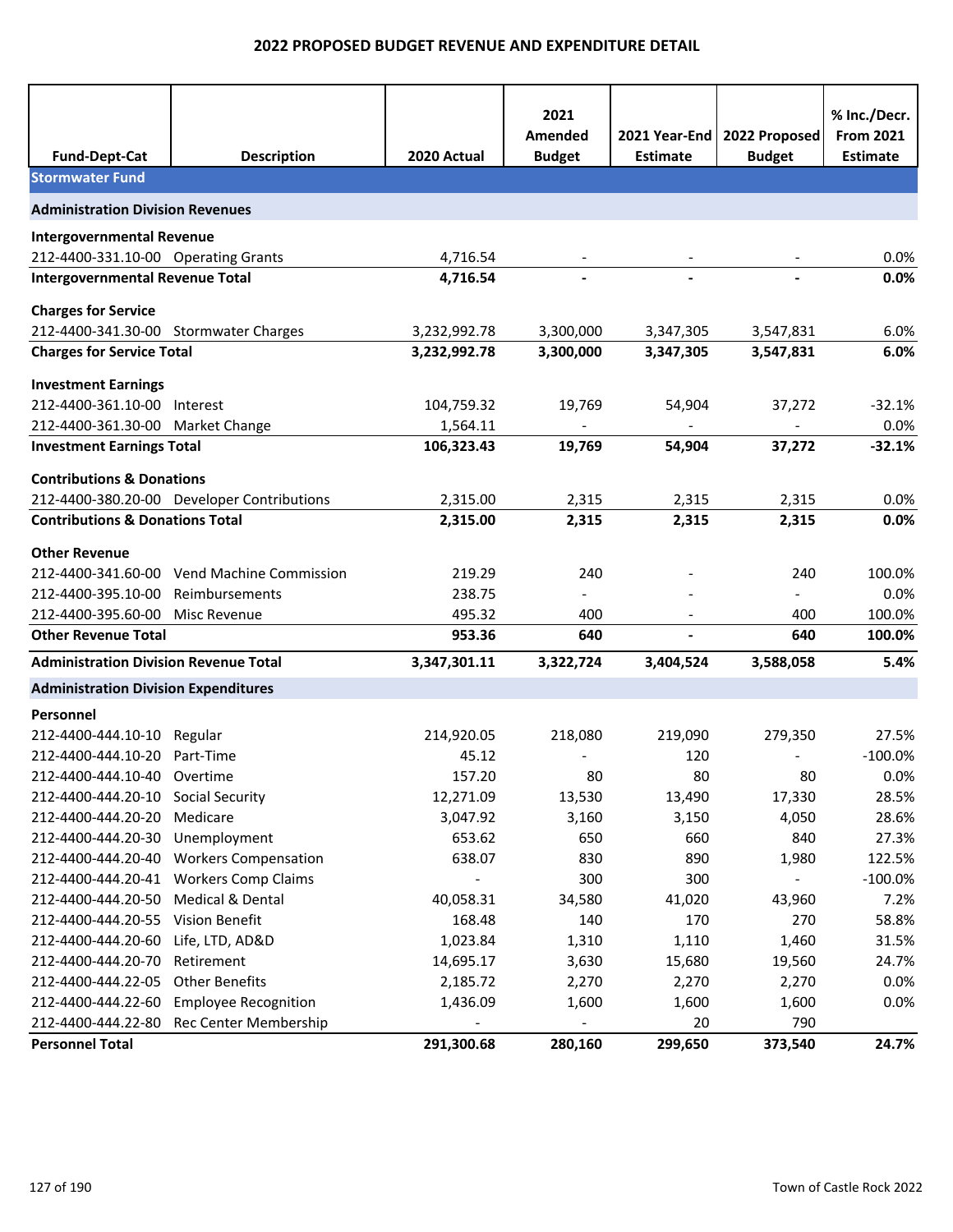# 2022 PROPOSED BUDGET REVENUE AND EXPENDITURE DETAIL

| Fund-Dept-Cat | Description | 2020 Actual | 2021 Amended Budget | 2021 Year-End Estimate | 2022 Proposed Budget | % Inc./Decr. From 2021 Estimate |
|---|---|---|---|---|---|---|
| **Stormwater Fund** | | | | | | |
| **Administration Division Revenues** | | | | | | |
| **Intergovernmental Revenue** | | | | | | |
| 212-4400-331.10-00 | Operating Grants | 4,716.54 | - | - | - | 0.0% |
| **Intergovernmental Revenue Total** | | **4,716.54** | **-** | **-** | **-** | **0.0%** |
| **Charges for Service** | | | | | | |
| 212-4400-341.30-00 | Stormwater Charges | 3,232,992.78 | 3,300,000 | 3,347,305 | 3,547,831 | 6.0% |
| **Charges for Service Total** | | **3,232,992.78** | **3,300,000** | **3,347,305** | **3,547,831** | **6.0%** |
| **Investment Earnings** | | | | | | |
| 212-4400-361.10-00 | Interest | 104,759.32 | 19,769 | 54,904 | 37,272 | -32.1% |
| 212-4400-361.30-00 | Market Change | 1,564.11 | - | - | - | 0.0% |
| **Investment Earnings Total** | | **106,323.43** | **19,769** | **54,904** | **37,272** | **-32.1%** |
| **Contributions & Donations** | | | | | | |
| 212-4400-380.20-00 | Developer Contributions | 2,315.00 | 2,315 | 2,315 | 2,315 | 0.0% |
| **Contributions & Donations Total** | | **2,315.00** | **2,315** | **2,315** | **2,315** | **0.0%** |
| **Other Revenue** | | | | | | |
| 212-4400-341.60-00 | Vend Machine Commission | 219.29 | 240 | - | 240 | 100.0% |
| 212-4400-395.10-00 | Reimbursements | 238.75 | - | - | - | 0.0% |
| 212-4400-395.60-00 | Misc Revenue | 495.32 | 400 | - | 400 | 100.0% |
| **Other Revenue Total** | | **953.36** | **640** | **-** | **640** | **100.0%** |
| **Administration Division Revenue Total** | | **3,347,301.11** | **3,322,724** | **3,404,524** | **3,588,058** | **5.4%** |
| **Administration Division Expenditures** | | | | | | |
| **Personnel** | | | | | | |
| 212-4400-444.10-10 | Regular | 214,920.05 | 218,080 | 219,090 | 279,350 | 27.5% |
| 212-4400-444.10-20 | Part-Time | 45.12 | - | 120 | - | -100.0% |
| 212-4400-444.10-40 | Overtime | 157.20 | 80 | 80 | 80 | 0.0% |
| 212-4400-444.20-10 | Social Security | 12,271.09 | 13,530 | 13,490 | 17,330 | 28.5% |
| 212-4400-444.20-20 | Medicare | 3,047.92 | 3,160 | 3,150 | 4,050 | 28.6% |
| 212-4400-444.20-30 | Unemployment | 653.62 | 650 | 660 | 840 | 27.3% |
| 212-4400-444.20-40 | Workers Compensation | 638.07 | 830 | 890 | 1,980 | 122.5% |
| 212-4400-444.20-41 | Workers Comp Claims | - | 300 | 300 | - | -100.0% |
| 212-4400-444.20-50 | Medical & Dental | 40,058.31 | 34,580 | 41,020 | 43,960 | 7.2% |
| 212-4400-444.20-55 | Vision Benefit | 168.48 | 140 | 170 | 270 | 58.8% |
| 212-4400-444.20-60 | Life, LTD, AD&D | 1,023.84 | 1,310 | 1,110 | 1,460 | 31.5% |
| 212-4400-444.20-70 | Retirement | 14,695.17 | 3,630 | 15,680 | 19,560 | 24.7% |
| 212-4400-444.22-05 | Other Benefits | 2,185.72 | 2,270 | 2,270 | 2,270 | 0.0% |
| 212-4400-444.22-60 | Employee Recognition | 1,436.09 | 1,600 | 1,600 | 1,600 | 0.0% |
| 212-4400-444.22-80 | Rec Center Membership | - | - | 20 | 790 | |
| **Personnel Total** | | **291,300.68** | **280,160** | **299,650** | **373,540** | **24.7%** |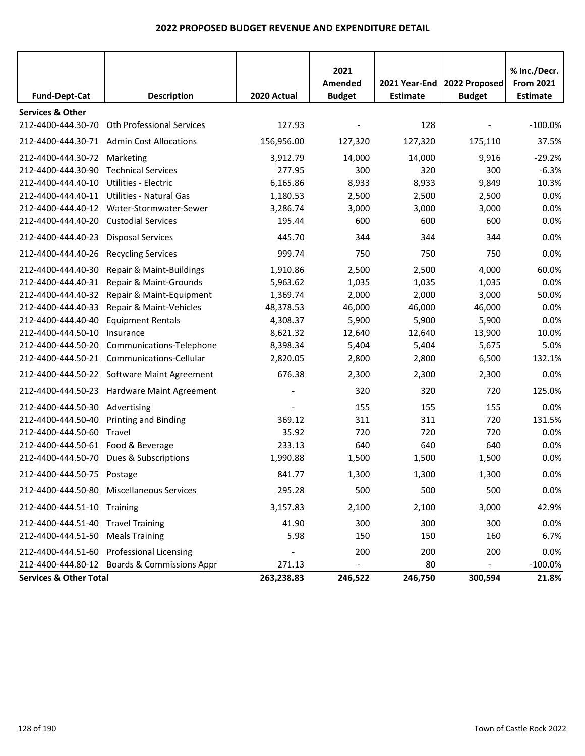# 2022 PROPOSED BUDGET REVENUE AND EXPENDITURE DETAIL

| Fund-Dept-Cat | Description | 2020 Actual | 2021 Amended Budget | 2021 Year-End Estimate | 2022 Proposed Budget | % Inc./Decr. From 2021 Estimate |
|---|---|---|---|---|---|---|
| **Services & Other** | | | | | | |
| 212-4400-444.30-70 | Oth Professional Services | 127.93 | - | 128 | - | -100.0% |
| 212-4400-444.30-71 | Admin Cost Allocations | 156,956.00 | 127,320 | 127,320 | 175,110 | 37.5% |
| 212-4400-444.30-72 | Marketing | 3,912.79 | 14,000 | 14,000 | 9,916 | -29.2% |
| 212-4400-444.30-90 | Technical Services | 277.95 | 300 | 320 | 300 | -6.3% |
| 212-4400-444.40-10 | Utilities - Electric | 6,165.86 | 8,933 | 8,933 | 9,849 | 10.3% |
| 212-4400-444.40-11 | Utilities - Natural Gas | 1,180.53 | 2,500 | 2,500 | 2,500 | 0.0% |
| 212-4400-444.40-12 | Water-Stormwater-Sewer | 3,286.74 | 3,000 | 3,000 | 3,000 | 0.0% |
| 212-4400-444.40-20 | Custodial Services | 195.44 | 600 | 600 | 600 | 0.0% |
| 212-4400-444.40-23 | Disposal Services | 445.70 | 344 | 344 | 344 | 0.0% |
| 212-4400-444.40-26 | Recycling Services | 999.74 | 750 | 750 | 750 | 0.0% |
| 212-4400-444.40-30 | Repair & Maint-Buildings | 1,910.86 | 2,500 | 2,500 | 4,000 | 60.0% |
| 212-4400-444.40-31 | Repair & Maint-Grounds | 5,963.62 | 1,035 | 1,035 | 1,035 | 0.0% |
| 212-4400-444.40-32 | Repair & Maint-Equipment | 1,369.74 | 2,000 | 2,000 | 3,000 | 50.0% |
| 212-4400-444.40-33 | Repair & Maint-Vehicles | 48,378.53 | 46,000 | 46,000 | 46,000 | 0.0% |
| 212-4400-444.40-40 | Equipment Rentals | 4,308.37 | 5,900 | 5,900 | 5,900 | 0.0% |
| 212-4400-444.50-10 | Insurance | 8,621.32 | 12,640 | 12,640 | 13,900 | 10.0% |
| 212-4400-444.50-20 | Communications-Telephone | 8,398.34 | 5,404 | 5,404 | 5,675 | 5.0% |
| 212-4400-444.50-21 | Communications-Cellular | 2,820.05 | 2,800 | 2,800 | 6,500 | 132.1% |
| 212-4400-444.50-22 | Software Maint Agreement | 676.38 | 2,300 | 2,300 | 2,300 | 0.0% |
| 212-4400-444.50-23 | Hardware Maint Agreement | - | 320 | 320 | 720 | 125.0% |
| 212-4400-444.50-30 | Advertising | - | 155 | 155 | 155 | 0.0% |
| 212-4400-444.50-40 | Printing and Binding | 369.12 | 311 | 311 | 720 | 131.5% |
| 212-4400-444.50-60 | Travel | 35.92 | 720 | 720 | 720 | 0.0% |
| 212-4400-444.50-61 | Food & Beverage | 233.13 | 640 | 640 | 640 | 0.0% |
| 212-4400-444.50-70 | Dues & Subscriptions | 1,990.88 | 1,500 | 1,500 | 1,500 | 0.0% |
| 212-4400-444.50-75 | Postage | 841.77 | 1,300 | 1,300 | 1,300 | 0.0% |
| 212-4400-444.50-80 | Miscellaneous Services | 295.28 | 500 | 500 | 500 | 0.0% |
| 212-4400-444.51-10 | Training | 3,157.83 | 2,100 | 2,100 | 3,000 | 42.9% |
| 212-4400-444.51-40 | Travel Training | 41.90 | 300 | 300 | 300 | 0.0% |
| 212-4400-444.51-50 | Meals Training | 5.98 | 150 | 150 | 160 | 6.7% |
| 212-4400-444.51-60 | Professional Licensing | - | 200 | 200 | 200 | 0.0% |
| 212-4400-444.80-12 | Boards & Commissions Appr | 271.13 | - | 80 | - | -100.0% |
| **Services & Other Total** | | **263,238.83** | **246,522** | **246,750** | **300,594** | **21.8%** |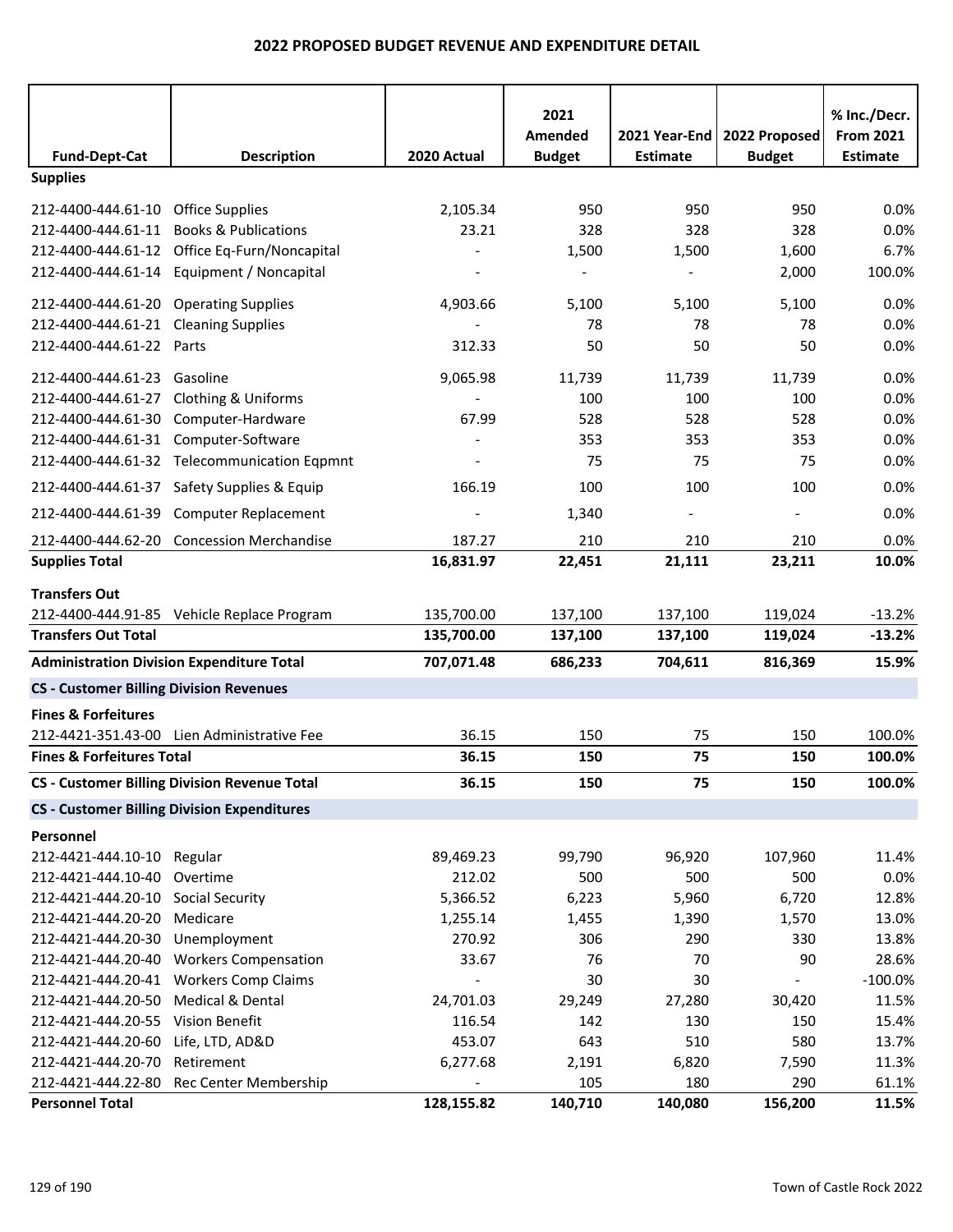## 2022 PROPOSED BUDGET REVENUE AND EXPENDITURE DETAIL

| Fund-Dept-Cat | Description | 2020 Actual | 2021 Amended Budget | 2021 Year-End Estimate | 2022 Proposed Budget | % Inc./Decr. From 2021 Estimate |
|---|---|---|---|---|---|---|
| **Supplies** | | | | | | |
| 212-4400-444.61-10 | Office Supplies | 2,105.34 | 950 | 950 | 950 | 0.0% |
| 212-4400-444.61-11 | Books & Publications | 23.21 | 328 | 328 | 328 | 0.0% |
| 212-4400-444.61-12 | Office Eq-Furn/Noncapital | - | 1,500 | 1,500 | 1,600 | 6.7% |
| 212-4400-444.61-14 | Equipment / Noncapital | - | - | - | 2,000 | 100.0% |
| 212-4400-444.61-20 | Operating Supplies | 4,903.66 | 5,100 | 5,100 | 5,100 | 0.0% |
| 212-4400-444.61-21 | Cleaning Supplies | - | 78 | 78 | 78 | 0.0% |
| 212-4400-444.61-22 | Parts | 312.33 | 50 | 50 | 50 | 0.0% |
| 212-4400-444.61-23 | Gasoline | 9,065.98 | 11,739 | 11,739 | 11,739 | 0.0% |
| 212-4400-444.61-27 | Clothing & Uniforms | - | 100 | 100 | 100 | 0.0% |
| 212-4400-444.61-30 | Computer-Hardware | 67.99 | 528 | 528 | 528 | 0.0% |
| 212-4400-444.61-31 | Computer-Software | - | 353 | 353 | 353 | 0.0% |
| 212-4400-444.61-32 | Telecommunication Eqpmnt | - | 75 | 75 | 75 | 0.0% |
| 212-4400-444.61-37 | Safety Supplies & Equip | 166.19 | 100 | 100 | 100 | 0.0% |
| 212-4400-444.61-39 | Computer Replacement | - | 1,340 | - | - | 0.0% |
| 212-4400-444.62-20 | Concession Merchandise | 187.27 | 210 | 210 | 210 | 0.0% |
| **Supplies Total** | | **16,831.97** | **22,451** | **21,111** | **23,211** | **10.0%** |
| **Transfers Out** | | | | | | |
| 212-4400-444.91-85 | Vehicle Replace Program | 135,700.00 | 137,100 | 137,100 | 119,024 | -13.2% |
| **Transfers Out Total** | | **135,700.00** | **137,100** | **137,100** | **119,024** | **-13.2%** |
| **Administration Division Expenditure Total** | | **707,071.48** | **686,233** | **704,611** | **816,369** | **15.9%** |
| **CS - Customer Billing Division Revenues** | | | | | | |
| **Fines & Forfeitures** | | | | | | |
| 212-4421-351.43-00 | Lien Administrative Fee | 36.15 | 150 | 75 | 150 | 100.0% |
| **Fines & Forfeitures Total** | | **36.15** | **150** | **75** | **150** | **100.0%** |
| **CS - Customer Billing Division Revenue Total** | | **36.15** | **150** | **75** | **150** | **100.0%** |
| **CS - Customer Billing Division Expenditures** | | | | | | |
| **Personnel** | | | | | | |
| 212-4421-444.10-10 | Regular | 89,469.23 | 99,790 | 96,920 | 107,960 | 11.4% |
| 212-4421-444.10-40 | Overtime | 212.02 | 500 | 500 | 500 | 0.0% |
| 212-4421-444.20-10 | Social Security | 5,366.52 | 6,223 | 5,960 | 6,720 | 12.8% |
| 212-4421-444.20-20 | Medicare | 1,255.14 | 1,455 | 1,390 | 1,570 | 13.0% |
| 212-4421-444.20-30 | Unemployment | 270.92 | 306 | 290 | 330 | 13.8% |
| 212-4421-444.20-40 | Workers Compensation | 33.67 | 76 | 70 | 90 | 28.6% |
| 212-4421-444.20-41 | Workers Comp Claims | - | 30 | 30 | - | -100.0% |
| 212-4421-444.20-50 | Medical & Dental | 24,701.03 | 29,249 | 27,280 | 30,420 | 11.5% |
| 212-4421-444.20-55 | Vision Benefit | 116.54 | 142 | 130 | 150 | 15.4% |
| 212-4421-444.20-60 | Life, LTD, AD&D | 453.07 | 643 | 510 | 580 | 13.7% |
| 212-4421-444.20-70 | Retirement | 6,277.68 | 2,191 | 6,820 | 7,590 | 11.3% |
| 212-4421-444.22-80 | Rec Center Membership | - | 105 | 180 | 290 | 61.1% |
| **Personnel Total** | | **128,155.82** | **140,710** | **140,080** | **156,200** | **11.5%** |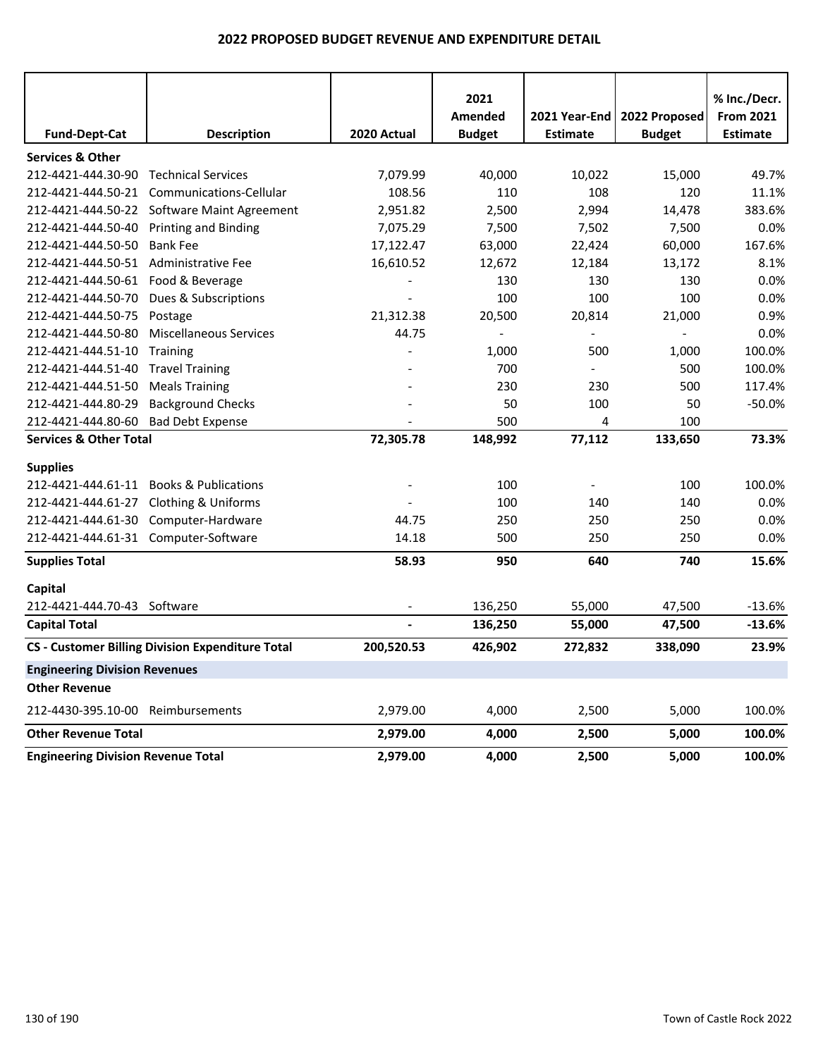# 2022 PROPOSED BUDGET REVENUE AND EXPENDITURE DETAIL

| Fund-Dept-Cat | Description | 2020 Actual | 2021 Amended Budget | 2021 Year-End Estimate | 2022 Proposed Budget | % Inc./Decr. From 2021 Estimate |
|---|---|---|---|---|---|---|
| **Services & Other** | | | | | | |
| 212-4421-444.30-90 | Technical Services | 7,079.99 | 40,000 | 10,022 | 15,000 | 49.7% |
| 212-4421-444.50-21 | Communications-Cellular | 108.56 | 110 | 108 | 120 | 11.1% |
| 212-4421-444.50-22 | Software Maint Agreement | 2,951.82 | 2,500 | 2,994 | 14,478 | 383.6% |
| 212-4421-444.50-40 | Printing and Binding | 7,075.29 | 7,500 | 7,502 | 7,500 | 0.0% |
| 212-4421-444.50-50 | Bank Fee | 17,122.47 | 63,000 | 22,424 | 60,000 | 167.6% |
| 212-4421-444.50-51 | Administrative Fee | 16,610.52 | 12,672 | 12,184 | 13,172 | 8.1% |
| 212-4421-444.50-61 | Food & Beverage | - | 130 | 130 | 130 | 0.0% |
| 212-4421-444.50-70 | Dues & Subscriptions | - | 100 | 100 | 100 | 0.0% |
| 212-4421-444.50-75 | Postage | 21,312.38 | 20,500 | 20,814 | 21,000 | 0.9% |
| 212-4421-444.50-80 | Miscellaneous Services | 44.75 | - | - | - | 0.0% |
| 212-4421-444.51-10 | Training | - | 1,000 | 500 | 1,000 | 100.0% |
| 212-4421-444.51-40 | Travel Training | - | 700 | - | 500 | 100.0% |
| 212-4421-444.51-50 | Meals Training | - | 230 | 230 | 500 | 117.4% |
| 212-4421-444.80-29 | Background Checks | - | 50 | 100 | 50 | -50.0% |
| 212-4421-444.80-60 | Bad Debt Expense | - | 500 | 4 | 100 | |
| **Services & Other Total** | | **72,305.78** | **148,992** | **77,112** | **133,650** | **73.3%** |
| **Supplies** | | | | | | |
| 212-4421-444.61-11 | Books & Publications | - | 100 | - | 100 | 100.0% |
| 212-4421-444.61-27 | Clothing & Uniforms | - | 100 | 140 | 140 | 0.0% |
| 212-4421-444.61-30 | Computer-Hardware | 44.75 | 250 | 250 | 250 | 0.0% |
| 212-4421-444.61-31 | Computer-Software | 14.18 | 500 | 250 | 250 | 0.0% |
| **Supplies Total** | | **58.93** | **950** | **640** | **740** | **15.6%** |
| **Capital** | | | | | | |
| 212-4421-444.70-43 | Software | - | 136,250 | 55,000 | 47,500 | -13.6% |
| **Capital Total** | | **-** | **136,250** | **55,000** | **47,500** | **-13.6%** |
| **CS - Customer Billing Division Expenditure Total** | | **200,520.53** | **426,902** | **272,832** | **338,090** | **23.9%** |
| **Engineering Division Revenues** | | | | | | |
| **Other Revenue** | | | | | | |
| 212-4430-395.10-00 | Reimbursements | 2,979.00 | 4,000 | 2,500 | 5,000 | 100.0% |
| **Other Revenue Total** | | **2,979.00** | **4,000** | **2,500** | **5,000** | **100.0%** |
| **Engineering Division Revenue Total** | | **2,979.00** | **4,000** | **2,500** | **5,000** | **100.0%** |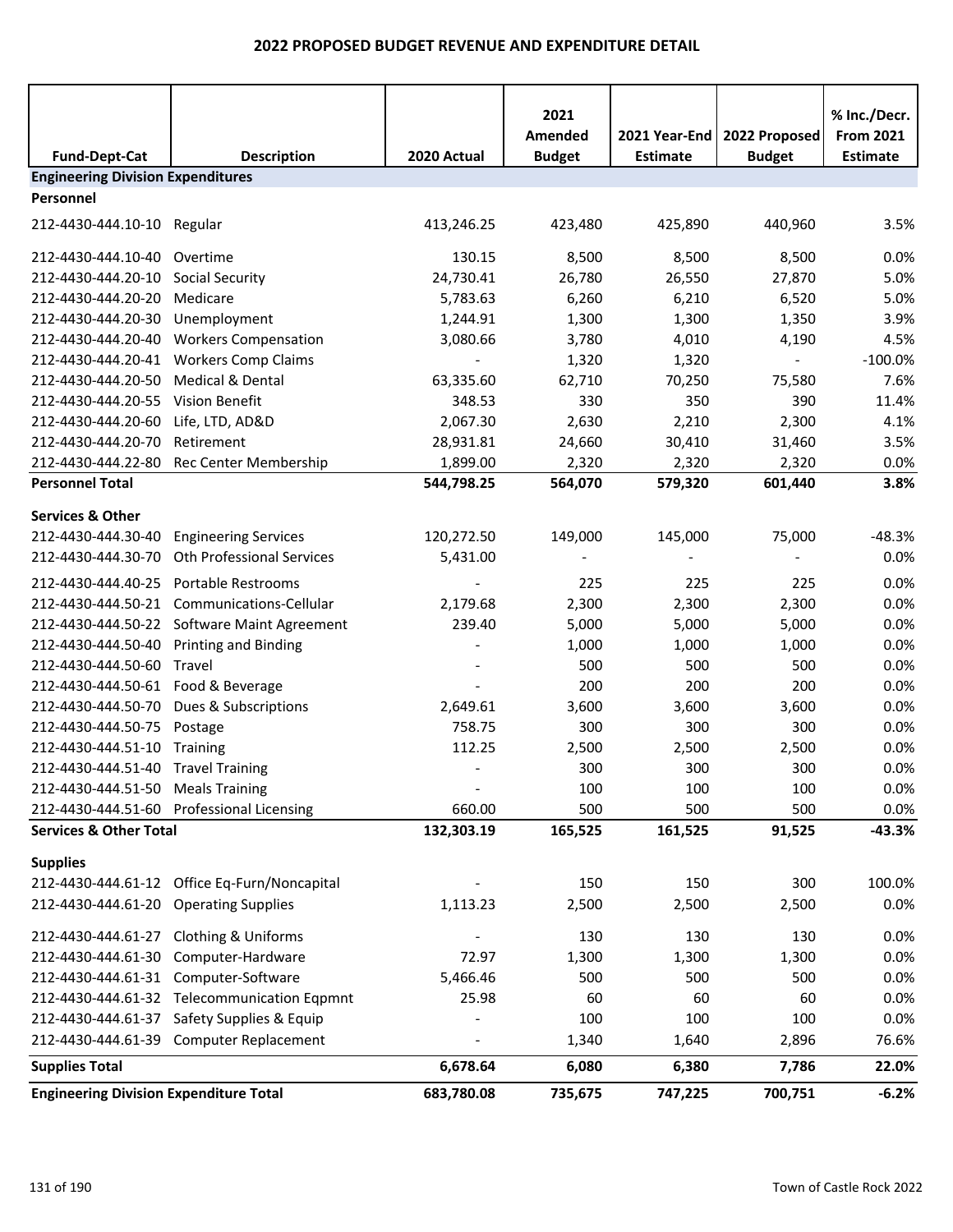# 2022 PROPOSED BUDGET REVENUE AND EXPENDITURE DETAIL

| Fund-Dept-Cat | Description | 2020 Actual | 2021 Amended Budget | 2021 Year-End Estimate | 2022 Proposed Budget | % Inc./Decr. From 2021 Estimate |
|---|---|---|---|---|---|---|
| **Engineering Division Expenditures** | | | | | | |
| **Personnel** | | | | | | |
| 212-4430-444.10-10 | Regular | 413,246.25 | 423,480 | 425,890 | 440,960 | 3.5% |
| 212-4430-444.10-40 | Overtime | 130.15 | 8,500 | 8,500 | 8,500 | 0.0% |
| 212-4430-444.20-10 | Social Security | 24,730.41 | 26,780 | 26,550 | 27,870 | 5.0% |
| 212-4430-444.20-20 | Medicare | 5,783.63 | 6,260 | 6,210 | 6,520 | 5.0% |
| 212-4430-444.20-30 | Unemployment | 1,244.91 | 1,300 | 1,300 | 1,350 | 3.9% |
| 212-4430-444.20-40 | Workers Compensation | 3,080.66 | 3,780 | 4,010 | 4,190 | 4.5% |
| 212-4430-444.20-41 | Workers Comp Claims | - | 1,320 | 1,320 | - | -100.0% |
| 212-4430-444.20-50 | Medical & Dental | 63,335.60 | 62,710 | 70,250 | 75,580 | 7.6% |
| 212-4430-444.20-55 | Vision Benefit | 348.53 | 330 | 350 | 390 | 11.4% |
| 212-4430-444.20-60 | Life, LTD, AD&D | 2,067.30 | 2,630 | 2,210 | 2,300 | 4.1% |
| 212-4430-444.20-70 | Retirement | 28,931.81 | 24,660 | 30,410 | 31,460 | 3.5% |
| 212-4430-444.22-80 | Rec Center Membership | 1,899.00 | 2,320 | 2,320 | 2,320 | 0.0% |
| **Personnel Total** | | **544,798.25** | **564,070** | **579,320** | **601,440** | **3.8%** |
| **Services & Other** | | | | | | |
| 212-4430-444.30-40 | Engineering Services | 120,272.50 | 149,000 | 145,000 | 75,000 | -48.3% |
| 212-4430-444.30-70 | Oth Professional Services | 5,431.00 | - | - | - | 0.0% |
| 212-4430-444.40-25 | Portable Restrooms | - | 225 | 225 | 225 | 0.0% |
| 212-4430-444.50-21 | Communications-Cellular | 2,179.68 | 2,300 | 2,300 | 2,300 | 0.0% |
| 212-4430-444.50-22 | Software Maint Agreement | 239.40 | 5,000 | 5,000 | 5,000 | 0.0% |
| 212-4430-444.50-40 | Printing and Binding | - | 1,000 | 1,000 | 1,000 | 0.0% |
| 212-4430-444.50-60 | Travel | - | 500 | 500 | 500 | 0.0% |
| 212-4430-444.50-61 | Food & Beverage | - | 200 | 200 | 200 | 0.0% |
| 212-4430-444.50-70 | Dues & Subscriptions | 2,649.61 | 3,600 | 3,600 | 3,600 | 0.0% |
| 212-4430-444.50-75 | Postage | 758.75 | 300 | 300 | 300 | 0.0% |
| 212-4430-444.51-10 | Training | 112.25 | 2,500 | 2,500 | 2,500 | 0.0% |
| 212-4430-444.51-40 | Travel Training | - | 300 | 300 | 300 | 0.0% |
| 212-4430-444.51-50 | Meals Training | - | 100 | 100 | 100 | 0.0% |
| 212-4430-444.51-60 | Professional Licensing | 660.00 | 500 | 500 | 500 | 0.0% |
| **Services & Other Total** | | **132,303.19** | **165,525** | **161,525** | **91,525** | **-43.3%** |
| **Supplies** | | | | | | |
| 212-4430-444.61-12 | Office Eq-Furn/Noncapital | - | 150 | 150 | 300 | 100.0% |
| 212-4430-444.61-20 | Operating Supplies | 1,113.23 | 2,500 | 2,500 | 2,500 | 0.0% |
| 212-4430-444.61-27 | Clothing & Uniforms | - | 130 | 130 | 130 | 0.0% |
| 212-4430-444.61-30 | Computer-Hardware | 72.97 | 1,300 | 1,300 | 1,300 | 0.0% |
| 212-4430-444.61-31 | Computer-Software | 5,466.46 | 500 | 500 | 500 | 0.0% |
| 212-4430-444.61-32 | Telecommunication Eqpmnt | 25.98 | 60 | 60 | 60 | 0.0% |
| 212-4430-444.61-37 | Safety Supplies & Equip | - | 100 | 100 | 100 | 0.0% |
| 212-4430-444.61-39 | Computer Replacement | - | 1,340 | 1,640 | 2,896 | 76.6% |
| **Supplies Total** | | **6,678.64** | **6,080** | **6,380** | **7,786** | **22.0%** |
| **Engineering Division Expenditure Total** | | **683,780.08** | **735,675** | **747,225** | **700,751** | **-6.2%** |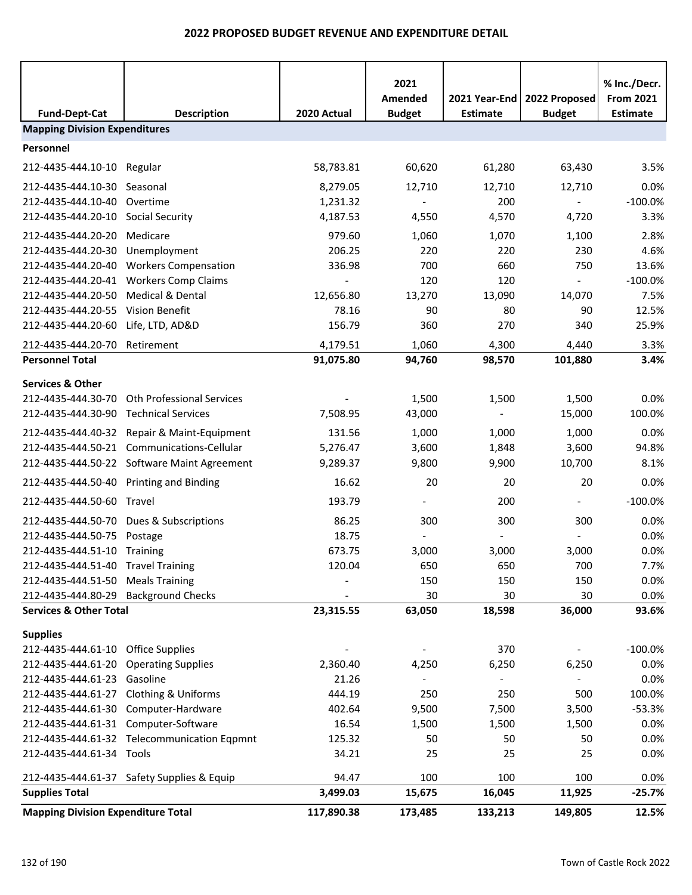# 2022 PROPOSED BUDGET REVENUE AND EXPENDITURE DETAIL

| Fund-Dept-Cat | Description | 2020 Actual | 2021 Amended Budget | 2021 Year-End Estimate | 2022 Proposed Budget | % Inc./Decr. From 2021 Estimate |
|---|---|---|---|---|---|---|
| **Mapping Division Expenditures** | | | | | | |
| **Personnel** | | | | | | |
| 212-4435-444.10-10 | Regular | 58,783.81 | 60,620 | 61,280 | 63,430 | 3.5% |
| 212-4435-444.10-30 | Seasonal | 8,279.05 | 12,710 | 12,710 | 12,710 | 0.0% |
| 212-4435-444.10-40 | Overtime | 1,231.32 | - | 200 | - | -100.0% |
| 212-4435-444.20-10 | Social Security | 4,187.53 | 4,550 | 4,570 | 4,720 | 3.3% |
| 212-4435-444.20-20 | Medicare | 979.60 | 1,060 | 1,070 | 1,100 | 2.8% |
| 212-4435-444.20-30 | Unemployment | 206.25 | 220 | 220 | 230 | 4.6% |
| 212-4435-444.20-40 | Workers Compensation | 336.98 | 700 | 660 | 750 | 13.6% |
| 212-4435-444.20-41 | Workers Comp Claims | - | 120 | 120 | - | -100.0% |
| 212-4435-444.20-50 | Medical & Dental | 12,656.80 | 13,270 | 13,090 | 14,070 | 7.5% |
| 212-4435-444.20-55 | Vision Benefit | 78.16 | 90 | 80 | 90 | 12.5% |
| 212-4435-444.20-60 | Life, LTD, AD&D | 156.79 | 360 | 270 | 340 | 25.9% |
| 212-4435-444.20-70 | Retirement | 4,179.51 | 1,060 | 4,300 | 4,440 | 3.3% |
| **Personnel Total** | | **91,075.80** | **94,760** | **98,570** | **101,880** | **3.4%** |
| **Services & Other** | | | | | | |
| 212-4435-444.30-70 | Oth Professional Services | - | 1,500 | 1,500 | 1,500 | 0.0% |
| 212-4435-444.30-90 | Technical Services | 7,508.95 | 43,000 | - | 15,000 | 100.0% |
| 212-4435-444.40-32 | Repair & Maint-Equipment | 131.56 | 1,000 | 1,000 | 1,000 | 0.0% |
| 212-4435-444.50-21 | Communications-Cellular | 5,276.47 | 3,600 | 1,848 | 3,600 | 94.8% |
| 212-4435-444.50-22 | Software Maint Agreement | 9,289.37 | 9,800 | 9,900 | 10,700 | 8.1% |
| 212-4435-444.50-40 | Printing and Binding | 16.62 | 20 | 20 | 20 | 0.0% |
| 212-4435-444.50-60 | Travel | 193.79 | - | 200 | - | -100.0% |
| 212-4435-444.50-70 | Dues & Subscriptions | 86.25 | 300 | 300 | 300 | 0.0% |
| 212-4435-444.50-75 | Postage | 18.75 | - | - | - | 0.0% |
| 212-4435-444.51-10 | Training | 673.75 | 3,000 | 3,000 | 3,000 | 0.0% |
| 212-4435-444.51-40 | Travel Training | 120.04 | 650 | 650 | 700 | 7.7% |
| 212-4435-444.51-50 | Meals Training | - | 150 | 150 | 150 | 0.0% |
| 212-4435-444.80-29 | Background Checks | - | 30 | 30 | 30 | 0.0% |
| **Services & Other Total** | | **23,315.55** | **63,050** | **18,598** | **36,000** | **93.6%** |
| **Supplies** | | | | | | |
| 212-4435-444.61-10 | Office Supplies | - | - | 370 | - | -100.0% |
| 212-4435-444.61-20 | Operating Supplies | 2,360.40 | 4,250 | 6,250 | 6,250 | 0.0% |
| 212-4435-444.61-23 | Gasoline | 21.26 | - | - | - | 0.0% |
| 212-4435-444.61-27 | Clothing & Uniforms | 444.19 | 250 | 250 | 500 | 100.0% |
| 212-4435-444.61-30 | Computer-Hardware | 402.64 | 9,500 | 7,500 | 3,500 | -53.3% |
| 212-4435-444.61-31 | Computer-Software | 16.54 | 1,500 | 1,500 | 1,500 | 0.0% |
| 212-4435-444.61-32 | Telecommunication Eqpmnt | 125.32 | 50 | 50 | 50 | 0.0% |
| 212-4435-444.61-34 | Tools | 34.21 | 25 | 25 | 25 | 0.0% |
| 212-4435-444.61-37 | Safety Supplies & Equip | 94.47 | 100 | 100 | 100 | 0.0% |
| **Supplies Total** | | **3,499.03** | **15,675** | **16,045** | **11,925** | **-25.7%** |
| **Mapping Division Expenditure Total** | | **117,890.38** | **173,485** | **133,213** | **149,805** | **12.5%** |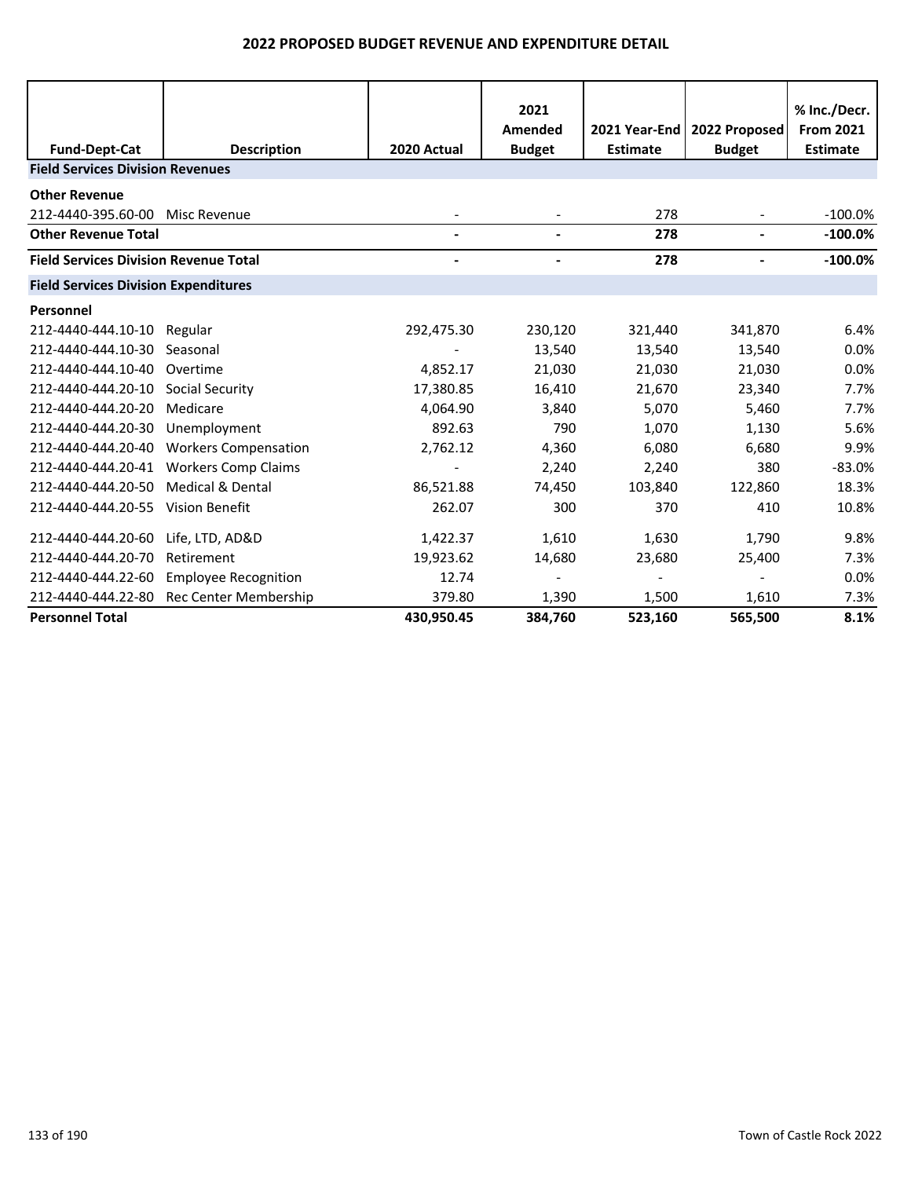# 2022 PROPOSED BUDGET REVENUE AND EXPENDITURE DETAIL

| Fund-Dept-Cat | Description | 2020 Actual | 2021 Amended Budget | 2021 Year-End Estimate | 2022 Proposed Budget | % Inc./Decr. From 2021 Estimate |
|---|---|---|---|---|---|---|
| **Field Services Division Revenues** | | | | | | |
| **Other Revenue** | | | | | | |
| 212-4440-395.60-00 | Misc Revenue | - | - | 278 | - | -100.0% |
| **Other Revenue Total** | | **-** | **-** | **278** | **-** | **-100.0%** |
| **Field Services Division Revenue Total** | | **-** | **-** | **278** | **-** | **-100.0%** |
| **Field Services Division Expenditures** | | | | | | |
| **Personnel** | | | | | | |
| 212-4440-444.10-10 | Regular | 292,475.30 | 230,120 | 321,440 | 341,870 | 6.4% |
| 212-4440-444.10-30 | Seasonal | - | 13,540 | 13,540 | 13,540 | 0.0% |
| 212-4440-444.10-40 | Overtime | 4,852.17 | 21,030 | 21,030 | 21,030 | 0.0% |
| 212-4440-444.20-10 | Social Security | 17,380.85 | 16,410 | 21,670 | 23,340 | 7.7% |
| 212-4440-444.20-20 | Medicare | 4,064.90 | 3,840 | 5,070 | 5,460 | 7.7% |
| 212-4440-444.20-30 | Unemployment | 892.63 | 790 | 1,070 | 1,130 | 5.6% |
| 212-4440-444.20-40 | Workers Compensation | 2,762.12 | 4,360 | 6,080 | 6,680 | 9.9% |
| 212-4440-444.20-41 | Workers Comp Claims | - | 2,240 | 2,240 | 380 | -83.0% |
| 212-4440-444.20-50 | Medical & Dental | 86,521.88 | 74,450 | 103,840 | 122,860 | 18.3% |
| 212-4440-444.20-55 | Vision Benefit | 262.07 | 300 | 370 | 410 | 10.8% |
| 212-4440-444.20-60 | Life, LTD, AD&D | 1,422.37 | 1,610 | 1,630 | 1,790 | 9.8% |
| 212-4440-444.20-70 | Retirement | 19,923.62 | 14,680 | 23,680 | 25,400 | 7.3% |
| 212-4440-444.22-60 | Employee Recognition | 12.74 | - | - | - | 0.0% |
| 212-4440-444.22-80 | Rec Center Membership | 379.80 | 1,390 | 1,500 | 1,610 | 7.3% |
| **Personnel Total** | | **430,950.45** | **384,760** | **523,160** | **565,500** | **8.1%** |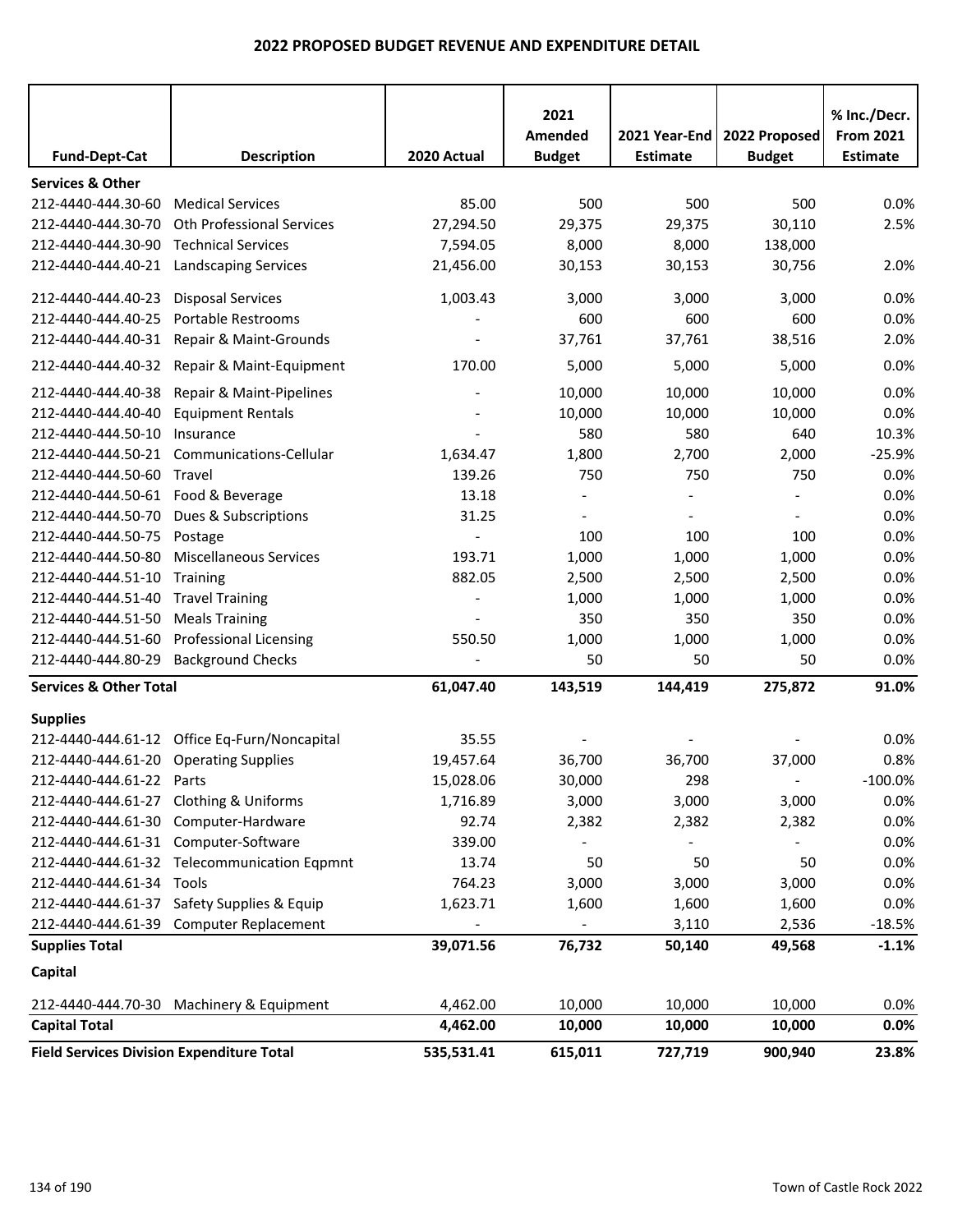## 2022 PROPOSED BUDGET REVENUE AND EXPENDITURE DETAIL

| Fund-Dept-Cat | Description | 2020 Actual | 2021 Amended Budget | 2021 Year-End Estimate | 2022 Proposed Budget | % Inc./Decr. From 2021 Estimate |
|---|---|---|---|---|---|---|
| **Services & Other** | | | | | | |
| 212-4440-444.30-60 | Medical Services | 85.00 | 500 | 500 | 500 | 0.0% |
| 212-4440-444.30-70 | Oth Professional Services | 27,294.50 | 29,375 | 29,375 | 30,110 | 2.5% |
| 212-4440-444.30-90 | Technical Services | 7,594.05 | 8,000 | 8,000 | 138,000 | |
| 212-4440-444.40-21 | Landscaping Services | 21,456.00 | 30,153 | 30,153 | 30,756 | 2.0% |
| 212-4440-444.40-23 | Disposal Services | 1,003.43 | 3,000 | 3,000 | 3,000 | 0.0% |
| 212-4440-444.40-25 | Portable Restrooms | - | 600 | 600 | 600 | 0.0% |
| 212-4440-444.40-31 | Repair & Maint-Grounds | - | 37,761 | 37,761 | 38,516 | 2.0% |
| 212-4440-444.40-32 | Repair & Maint-Equipment | 170.00 | 5,000 | 5,000 | 5,000 | 0.0% |
| 212-4440-444.40-38 | Repair & Maint-Pipelines | - | 10,000 | 10,000 | 10,000 | 0.0% |
| 212-4440-444.40-40 | Equipment Rentals | - | 10,000 | 10,000 | 10,000 | 0.0% |
| 212-4440-444.50-10 | Insurance | - | 580 | 580 | 640 | 10.3% |
| 212-4440-444.50-21 | Communications-Cellular | 1,634.47 | 1,800 | 2,700 | 2,000 | -25.9% |
| 212-4440-444.50-60 | Travel | 139.26 | 750 | 750 | 750 | 0.0% |
| 212-4440-444.50-61 | Food & Beverage | 13.18 | - | - | - | 0.0% |
| 212-4440-444.50-70 | Dues & Subscriptions | 31.25 | - | - | - | 0.0% |
| 212-4440-444.50-75 | Postage | - | 100 | 100 | 100 | 0.0% |
| 212-4440-444.50-80 | Miscellaneous Services | 193.71 | 1,000 | 1,000 | 1,000 | 0.0% |
| 212-4440-444.51-10 | Training | 882.05 | 2,500 | 2,500 | 2,500 | 0.0% |
| 212-4440-444.51-40 | Travel Training | - | 1,000 | 1,000 | 1,000 | 0.0% |
| 212-4440-444.51-50 | Meals Training | - | 350 | 350 | 350 | 0.0% |
| 212-4440-444.51-60 | Professional Licensing | 550.50 | 1,000 | 1,000 | 1,000 | 0.0% |
| 212-4440-444.80-29 | Background Checks | - | 50 | 50 | 50 | 0.0% |
| **Services & Other Total** | | **61,047.40** | **143,519** | **144,419** | **275,872** | **91.0%** |
| **Supplies** | | | | | | |
| 212-4440-444.61-12 | Office Eq-Furn/Noncapital | 35.55 | - | - | - | 0.0% |
| 212-4440-444.61-20 | Operating Supplies | 19,457.64 | 36,700 | 36,700 | 37,000 | 0.8% |
| 212-4440-444.61-22 | Parts | 15,028.06 | 30,000 | 298 | - | -100.0% |
| 212-4440-444.61-27 | Clothing & Uniforms | 1,716.89 | 3,000 | 3,000 | 3,000 | 0.0% |
| 212-4440-444.61-30 | Computer-Hardware | 92.74 | 2,382 | 2,382 | 2,382 | 0.0% |
| 212-4440-444.61-31 | Computer-Software | 339.00 | - | - | - | 0.0% |
| 212-4440-444.61-32 | Telecommunication Eqpmnt | 13.74 | 50 | 50 | 50 | 0.0% |
| 212-4440-444.61-34 | Tools | 764.23 | 3,000 | 3,000 | 3,000 | 0.0% |
| 212-4440-444.61-37 | Safety Supplies & Equip | 1,623.71 | 1,600 | 1,600 | 1,600 | 0.0% |
| 212-4440-444.61-39 | Computer Replacement | - | - | 3,110 | 2,536 | -18.5% |
| **Supplies Total** | | **39,071.56** | **76,732** | **50,140** | **49,568** | **-1.1%** |
| **Capital** | | | | | | |
| 212-4440-444.70-30 | Machinery & Equipment | 4,462.00 | 10,000 | 10,000 | 10,000 | 0.0% |
| **Capital Total** | | **4,462.00** | **10,000** | **10,000** | **10,000** | **0.0%** |
| **Field Services Division Expenditure Total** | | **535,531.41** | **615,011** | **727,719** | **900,940** | **23.8%** |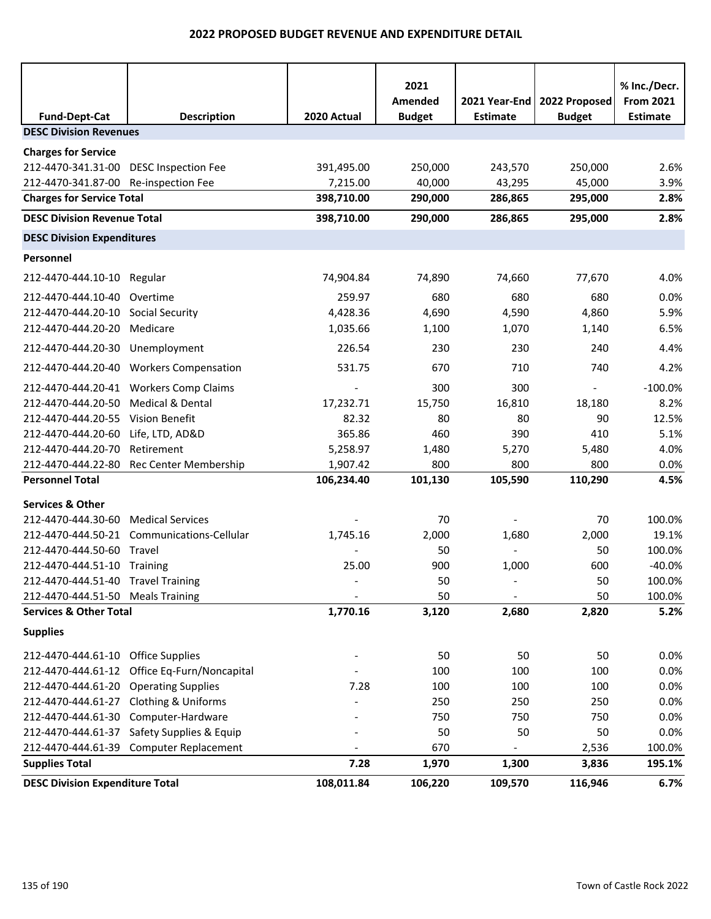# 2022 PROPOSED BUDGET REVENUE AND EXPENDITURE DETAIL

| Fund-Dept-Cat | Description | 2020 Actual | 2021 Amended Budget | 2021 Year-End Estimate | 2022 Proposed Budget | % Inc./Decr. From 2021 Estimate |
|---|---|---|---|---|---|---|
| **DESC Division Revenues** | | | | | | |
| **Charges for Service** | | | | | | |
| 212-4470-341.31-00 | DESC Inspection Fee | 391,495.00 | 250,000 | 243,570 | 250,000 | 2.6% |
| 212-4470-341.87-00 | Re-inspection Fee | 7,215.00 | 40,000 | 43,295 | 45,000 | 3.9% |
| **Charges for Service Total** | | **398,710.00** | **290,000** | **286,865** | **295,000** | **2.8%** |
| **DESC Division Revenue Total** | | **398,710.00** | **290,000** | **286,865** | **295,000** | **2.8%** |
| **DESC Division Expenditures** | | | | | | |
| **Personnel** | | | | | | |
| 212-4470-444.10-10 | Regular | 74,904.84 | 74,890 | 74,660 | 77,670 | 4.0% |
| 212-4470-444.10-40 | Overtime | 259.97 | 680 | 680 | 680 | 0.0% |
| 212-4470-444.20-10 | Social Security | 4,428.36 | 4,690 | 4,590 | 4,860 | 5.9% |
| 212-4470-444.20-20 | Medicare | 1,035.66 | 1,100 | 1,070 | 1,140 | 6.5% |
| 212-4470-444.20-30 | Unemployment | 226.54 | 230 | 230 | 240 | 4.4% |
| 212-4470-444.20-40 | Workers Compensation | 531.75 | 670 | 710 | 740 | 4.2% |
| 212-4470-444.20-41 | Workers Comp Claims | - | 300 | 300 | - | -100.0% |
| 212-4470-444.20-50 | Medical & Dental | 17,232.71 | 15,750 | 16,810 | 18,180 | 8.2% |
| 212-4470-444.20-55 | Vision Benefit | 82.32 | 80 | 80 | 90 | 12.5% |
| 212-4470-444.20-60 | Life, LTD, AD&D | 365.86 | 460 | 390 | 410 | 5.1% |
| 212-4470-444.20-70 | Retirement | 5,258.97 | 1,480 | 5,270 | 5,480 | 4.0% |
| 212-4470-444.22-80 | Rec Center Membership | 1,907.42 | 800 | 800 | 800 | 0.0% |
| **Personnel Total** | | **106,234.40** | **101,130** | **105,590** | **110,290** | **4.5%** |
| **Services & Other** | | | | | | |
| 212-4470-444.30-60 | Medical Services | - | 70 | - | 70 | 100.0% |
| 212-4470-444.50-21 | Communications-Cellular | 1,745.16 | 2,000 | 1,680 | 2,000 | 19.1% |
| 212-4470-444.50-60 | Travel | - | 50 | - | 50 | 100.0% |
| 212-4470-444.51-10 | Training | 25.00 | 900 | 1,000 | 600 | -40.0% |
| 212-4470-444.51-40 | Travel Training | - | 50 | - | 50 | 100.0% |
| 212-4470-444.51-50 | Meals Training | - | 50 | - | 50 | 100.0% |
| **Services & Other Total** | | **1,770.16** | **3,120** | **2,680** | **2,820** | **5.2%** |
| **Supplies** | | | | | | |
| 212-4470-444.61-10 | Office Supplies | - | 50 | 50 | 50 | 0.0% |
| 212-4470-444.61-12 | Office Eq-Furn/Noncapital | - | 100 | 100 | 100 | 0.0% |
| 212-4470-444.61-20 | Operating Supplies | 7.28 | 100 | 100 | 100 | 0.0% |
| 212-4470-444.61-27 | Clothing & Uniforms | - | 250 | 250 | 250 | 0.0% |
| 212-4470-444.61-30 | Computer-Hardware | - | 750 | 750 | 750 | 0.0% |
| 212-4470-444.61-37 | Safety Supplies & Equip | - | 50 | 50 | 50 | 0.0% |
| 212-4470-444.61-39 | Computer Replacement | - | 670 | - | 2,536 | 100.0% |
| **Supplies Total** | | **7.28** | **1,970** | **1,300** | **3,836** | **195.1%** |
| **DESC Division Expenditure Total** | | **108,011.84** | **106,220** | **109,570** | **116,946** | **6.7%** |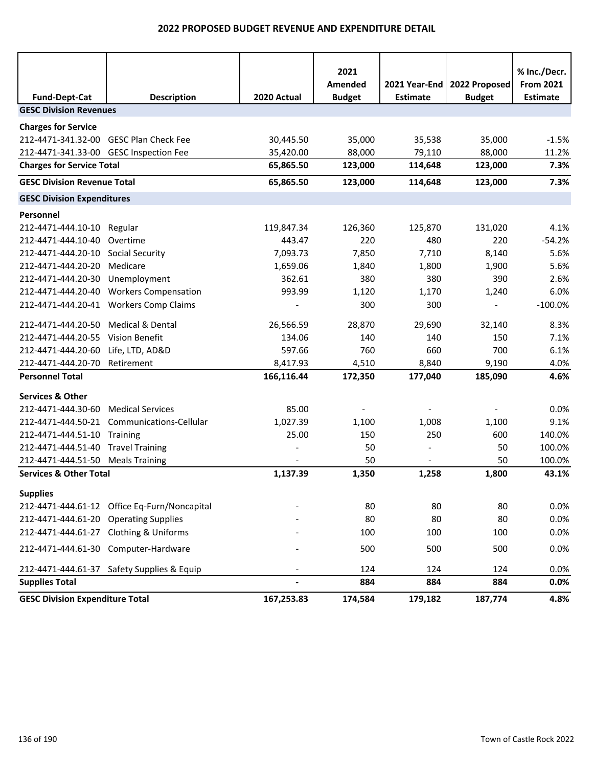# 2022 PROPOSED BUDGET REVENUE AND EXPENDITURE DETAIL

| Fund-Dept-Cat | Description | 2020 Actual | 2021 Amended Budget | 2021 Year-End Estimate | 2022 Proposed Budget | % Inc./Decr. From 2021 Estimate |
|---|---|---|---|---|---|---|
| **GESC Division Revenues** | | | | | | |
| **Charges for Service** | | | | | | |
| 212-4471-341.32-00 | GESC Plan Check Fee | 30,445.50 | 35,000 | 35,538 | 35,000 | -1.5% |
| 212-4471-341.33-00 | GESC Inspection Fee | 35,420.00 | 88,000 | 79,110 | 88,000 | 11.2% |
| **Charges for Service Total** | | **65,865.50** | **123,000** | **114,648** | **123,000** | **7.3%** |
| **GESC Division Revenue Total** | | **65,865.50** | **123,000** | **114,648** | **123,000** | **7.3%** |
| **GESC Division Expenditures** | | | | | | |
| **Personnel** | | | | | | |
| 212-4471-444.10-10 | Regular | 119,847.34 | 126,360 | 125,870 | 131,020 | 4.1% |
| 212-4471-444.10-40 | Overtime | 443.47 | 220 | 480 | 220 | -54.2% |
| 212-4471-444.20-10 | Social Security | 7,093.73 | 7,850 | 7,710 | 8,140 | 5.6% |
| 212-4471-444.20-20 | Medicare | 1,659.06 | 1,840 | 1,800 | 1,900 | 5.6% |
| 212-4471-444.20-30 | Unemployment | 362.61 | 380 | 380 | 390 | 2.6% |
| 212-4471-444.20-40 | Workers Compensation | 993.99 | 1,120 | 1,170 | 1,240 | 6.0% |
| 212-4471-444.20-41 | Workers Comp Claims | - | 300 | 300 | - | -100.0% |
| 212-4471-444.20-50 | Medical & Dental | 26,566.59 | 28,870 | 29,690 | 32,140 | 8.3% |
| 212-4471-444.20-55 | Vision Benefit | 134.06 | 140 | 140 | 150 | 7.1% |
| 212-4471-444.20-60 | Life, LTD, AD&D | 597.66 | 760 | 660 | 700 | 6.1% |
| 212-4471-444.20-70 | Retirement | 8,417.93 | 4,510 | 8,840 | 9,190 | 4.0% |
| **Personnel Total** | | **166,116.44** | **172,350** | **177,040** | **185,090** | **4.6%** |
| **Services & Other** | | | | | | |
| 212-4471-444.30-60 | Medical Services | 85.00 | - | - | - | 0.0% |
| 212-4471-444.50-21 | Communications-Cellular | 1,027.39 | 1,100 | 1,008 | 1,100 | 9.1% |
| 212-4471-444.51-10 | Training | 25.00 | 150 | 250 | 600 | 140.0% |
| 212-4471-444.51-40 | Travel Training | - | 50 | - | 50 | 100.0% |
| 212-4471-444.51-50 | Meals Training | - | 50 | - | 50 | 100.0% |
| **Services & Other Total** | | **1,137.39** | **1,350** | **1,258** | **1,800** | **43.1%** |
| **Supplies** | | | | | | |
| 212-4471-444.61-12 | Office Eq-Furn/Noncapital | - | 80 | 80 | 80 | 0.0% |
| 212-4471-444.61-20 | Operating Supplies | - | 80 | 80 | 80 | 0.0% |
| 212-4471-444.61-27 | Clothing & Uniforms | - | 100 | 100 | 100 | 0.0% |
| 212-4471-444.61-30 | Computer-Hardware | - | 500 | 500 | 500 | 0.0% |
| 212-4471-444.61-37 | Safety Supplies & Equip | - | 124 | 124 | 124 | 0.0% |
| **Supplies Total** | | **-** | **884** | **884** | **884** | **0.0%** |
| **GESC Division Expenditure Total** | | **167,253.83** | **174,584** | **179,182** | **187,774** | **4.8%** |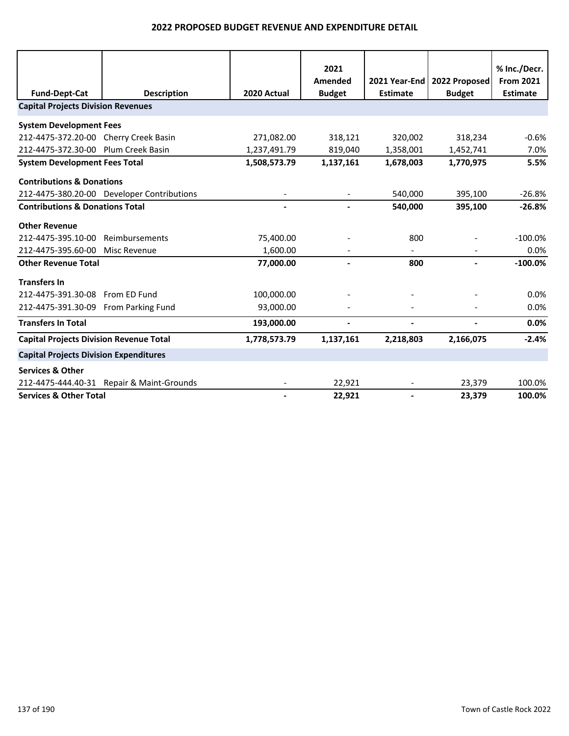# 2022 PROPOSED BUDGET REVENUE AND EXPENDITURE DETAIL

| Fund-Dept-Cat | Description | 2020 Actual | 2021 Amended Budget | 2021 Year-End Estimate | 2022 Proposed Budget | % Inc./Decr. From 2021 Estimate |
|---|---|---|---|---|---|---|
| **Capital Projects Division Revenues** | | | | | | |
| **System Development Fees** | | | | | | |
| 212-4475-372.20-00 | Cherry Creek Basin | 271,082.00 | 318,121 | 320,002 | 318,234 | -0.6% |
| 212-4475-372.30-00 | Plum Creek Basin | 1,237,491.79 | 819,040 | 1,358,001 | 1,452,741 | 7.0% |
| **System Development Fees Total** | | **1,508,573.79** | **1,137,161** | **1,678,003** | **1,770,975** | **5.5%** |
| **Contributions & Donations** | | | | | | |
| 212-4475-380.20-00 | Developer Contributions | - | - | 540,000 | 395,100 | -26.8% |
| **Contributions & Donations Total** | | **-** | **-** | **540,000** | **395,100** | **-26.8%** |
| **Other Revenue** | | | | | | |
| 212-4475-395.10-00 | Reimbursements | 75,400.00 | - | 800 | - | -100.0% |
| 212-4475-395.60-00 | Misc Revenue | 1,600.00 | - | - | - | 0.0% |
| **Other Revenue Total** | | **77,000.00** | **-** | **800** | **-** | **-100.0%** |
| **Transfers In** | | | | | | |
| 212-4475-391.30-08 | From ED Fund | 100,000.00 | - | - | - | 0.0% |
| 212-4475-391.30-09 | From Parking Fund | 93,000.00 | - | - | - | 0.0% |
| **Transfers In Total** | | **193,000.00** | **-** | **-** | **-** | **0.0%** |
| **Capital Projects Division Revenue Total** | | **1,778,573.79** | **1,137,161** | **2,218,803** | **2,166,075** | **-2.4%** |
| **Capital Projects Division Expenditures** | | | | | | |
| **Services & Other** | | | | | | |
| 212-4475-444.40-31 | Repair & Maint-Grounds | - | 22,921 | - | 23,379 | 100.0% |
| **Services & Other Total** | | **-** | **22,921** | **-** | **23,379** | **100.0%** |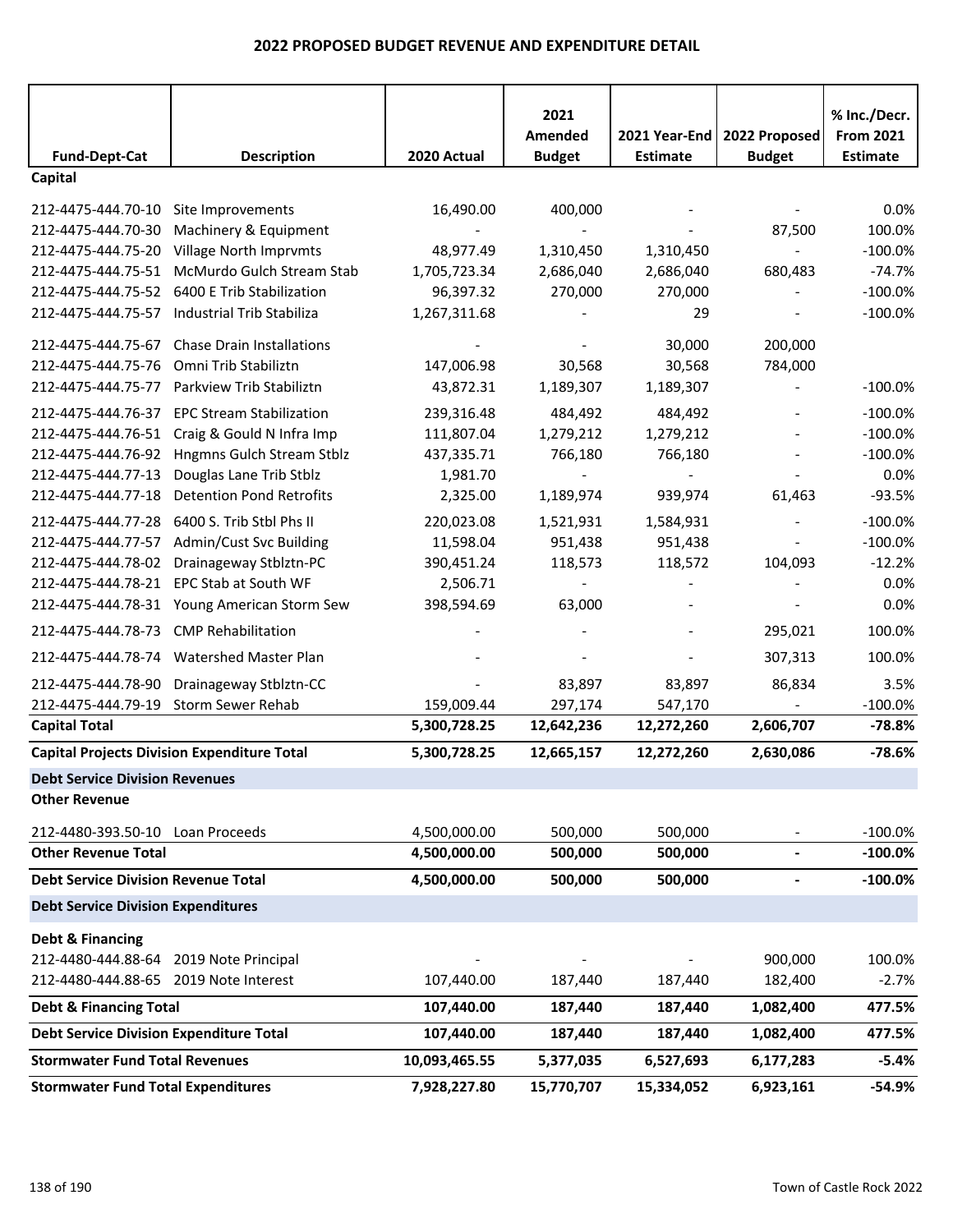# 2022 PROPOSED BUDGET REVENUE AND EXPENDITURE DETAIL

| Fund-Dept-Cat | Description | 2020 Actual | 2021 Amended Budget | 2021 Year-End Estimate | 2022 Proposed Budget | % Inc./Decr. From 2021 Estimate |
|---|---|---|---|---|---|---|
| **Capital** | | | | | | |
| 212-4475-444.70-10 | Site Improvements | 16,490.00 | 400,000 | - | - | 0.0% |
| 212-4475-444.70-30 | Machinery & Equipment | - | - | - | 87,500 | 100.0% |
| 212-4475-444.75-20 | Village North Imprvmts | 48,977.49 | 1,310,450 | 1,310,450 | - | -100.0% |
| 212-4475-444.75-51 | McMurdo Gulch Stream Stab | 1,705,723.34 | 2,686,040 | 2,686,040 | 680,483 | -74.7% |
| 212-4475-444.75-52 | 6400 E Trib Stabilization | 96,397.32 | 270,000 | 270,000 | - | -100.0% |
| 212-4475-444.75-57 | Industrial Trib Stabiliza | 1,267,311.68 | - | 29 | - | -100.0% |
| 212-4475-444.75-67 | Chase Drain Installations | - | - | 30,000 | 200,000 | |
| 212-4475-444.75-76 | Omni Trib Stabiliztn | 147,006.98 | 30,568 | 30,568 | 784,000 | |
| 212-4475-444.75-77 | Parkview Trib Stabiliztn | 43,872.31 | 1,189,307 | 1,189,307 | - | -100.0% |
| 212-4475-444.76-37 | EPC Stream Stabilization | 239,316.48 | 484,492 | 484,492 | - | -100.0% |
| 212-4475-444.76-51 | Craig & Gould N Infra Imp | 111,807.04 | 1,279,212 | 1,279,212 | - | -100.0% |
| 212-4475-444.76-92 | Hngmns Gulch Stream Stblz | 437,335.71 | 766,180 | 766,180 | - | -100.0% |
| 212-4475-444.77-13 | Douglas Lane Trib Stblz | 1,981.70 | - | - | - | 0.0% |
| 212-4475-444.77-18 | Detention Pond Retrofits | 2,325.00 | 1,189,974 | 939,974 | 61,463 | -93.5% |
| 212-4475-444.77-28 | 6400 S. Trib Stbl Phs II | 220,023.08 | 1,521,931 | 1,584,931 | - | -100.0% |
| 212-4475-444.77-57 | Admin/Cust Svc Building | 11,598.04 | 951,438 | 951,438 | - | -100.0% |
| 212-4475-444.78-02 | Drainageway Stblztn-PC | 390,451.24 | 118,573 | 118,572 | 104,093 | -12.2% |
| 212-4475-444.78-21 | EPC Stab at South WF | 2,506.71 | - | - | - | 0.0% |
| 212-4475-444.78-31 | Young American Storm Sew | 398,594.69 | 63,000 | - | - | 0.0% |
| 212-4475-444.78-73 | CMP Rehabilitation | - | - | - | 295,021 | 100.0% |
| 212-4475-444.78-74 | Watershed Master Plan | - | - | - | 307,313 | 100.0% |
| 212-4475-444.78-90 | Drainageway Stblztn-CC | - | 83,897 | 83,897 | 86,834 | 3.5% |
| 212-4475-444.79-19 | Storm Sewer Rehab | 159,009.44 | 297,174 | 547,170 | - | -100.0% |
| **Capital Total** | | **5,300,728.25** | **12,642,236** | **12,272,260** | **2,606,707** | **-78.8%** |
| **Capital Projects Division Expenditure Total** | | **5,300,728.25** | **12,665,157** | **12,272,260** | **2,630,086** | **-78.6%** |
| **Debt Service Division Revenues** | | | | | | |
| **Other Revenue** | | | | | | |
| 212-4480-393.50-10 | Loan Proceeds | 4,500,000.00 | 500,000 | 500,000 | - | -100.0% |
| **Other Revenue Total** | | **4,500,000.00** | **500,000** | **500,000** | **-** | **-100.0%** |
| **Debt Service Division Revenue Total** | | **4,500,000.00** | **500,000** | **500,000** | **-** | **-100.0%** |
| **Debt Service Division Expenditures** | | | | | | |
| **Debt & Financing** | | | | | | |
| 212-4480-444.88-64 | 2019 Note Principal | - | - | - | 900,000 | 100.0% |
| 212-4480-444.88-65 | 2019 Note Interest | 107,440.00 | 187,440 | 187,440 | 182,400 | -2.7% |
| **Debt & Financing Total** | | **107,440.00** | **187,440** | **187,440** | **1,082,400** | **477.5%** |
| **Debt Service Division Expenditure Total** | | **107,440.00** | **187,440** | **187,440** | **1,082,400** | **477.5%** |
| **Stormwater Fund Total Revenues** | | **10,093,465.55** | **5,377,035** | **6,527,693** | **6,177,283** | **-5.4%** |
| **Stormwater Fund Total Expenditures** | | **7,928,227.80** | **15,770,707** | **15,334,052** | **6,923,161** | **-54.9%** |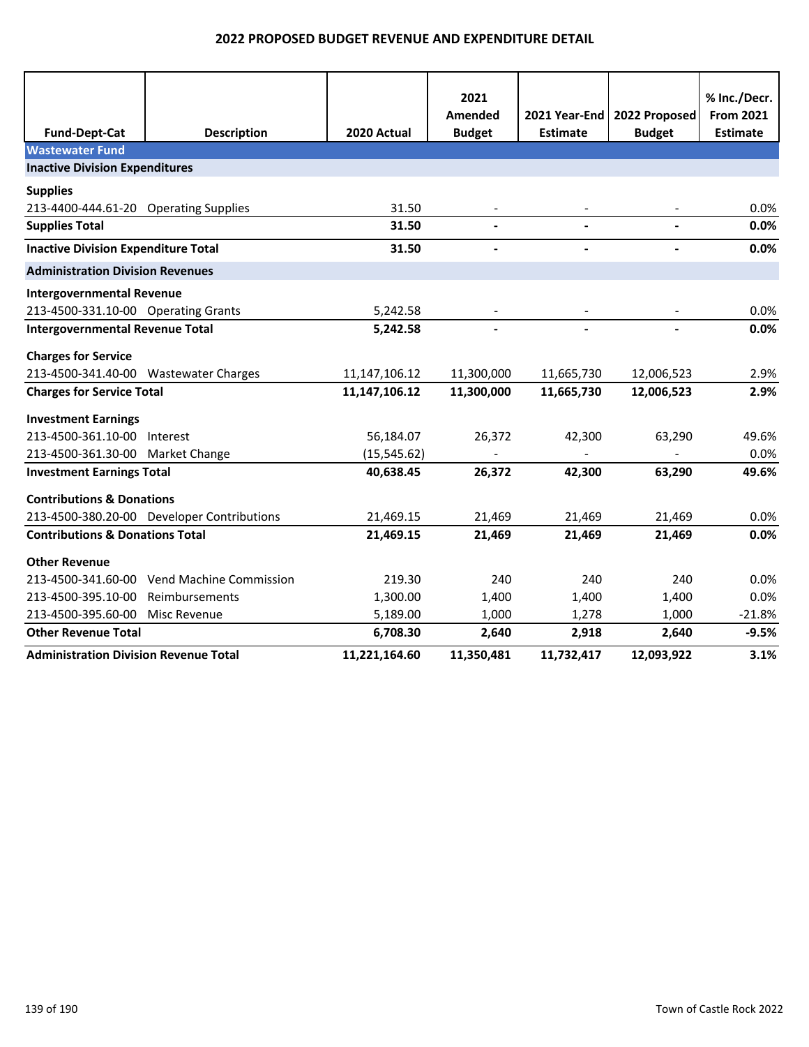# 2022 PROPOSED BUDGET REVENUE AND EXPENDITURE DETAIL

| Fund-Dept-Cat | Description | 2020 Actual | 2021 Amended Budget | 2021 Year-End Estimate | 2022 Proposed Budget | % Inc./Decr. From 2021 Estimate |
|---|---|---|---|---|---|---|
| **Wastewater Fund** | | | | | | |
| **Inactive Division Expenditures** | | | | | | |
| **Supplies** | | | | | | |
| 213-4400-444.61-20 | Operating Supplies | 31.50 | - | - | - | 0.0% |
| **Supplies Total** | | **31.50** | **-** | **-** | **-** | **0.0%** |
| **Inactive Division Expenditure Total** | | **31.50** | **-** | **-** | **-** | **0.0%** |
| **Administration Division Revenues** | | | | | | |
| **Intergovernmental Revenue** | | | | | | |
| 213-4500-331.10-00 | Operating Grants | 5,242.58 | - | - | - | 0.0% |
| **Intergovernmental Revenue Total** | | **5,242.58** | **-** | **-** | **-** | **0.0%** |
| **Charges for Service** | | | | | | |
| 213-4500-341.40-00 | Wastewater Charges | 11,147,106.12 | 11,300,000 | 11,665,730 | 12,006,523 | 2.9% |
| **Charges for Service Total** | | **11,147,106.12** | **11,300,000** | **11,665,730** | **12,006,523** | **2.9%** |
| **Investment Earnings** | | | | | | |
| 213-4500-361.10-00 | Interest | 56,184.07 | 26,372 | 42,300 | 63,290 | 49.6% |
| 213-4500-361.30-00 | Market Change | (15,545.62) | - | - | - | 0.0% |
| **Investment Earnings Total** | | **40,638.45** | **26,372** | **42,300** | **63,290** | **49.6%** |
| **Contributions & Donations** | | | | | | |
| 213-4500-380.20-00 | Developer Contributions | 21,469.15 | 21,469 | 21,469 | 21,469 | 0.0% |
| **Contributions & Donations Total** | | **21,469.15** | **21,469** | **21,469** | **21,469** | **0.0%** |
| **Other Revenue** | | | | | | |
| 213-4500-341.60-00 | Vend Machine Commission | 219.30 | 240 | 240 | 240 | 0.0% |
| 213-4500-395.10-00 | Reimbursements | 1,300.00 | 1,400 | 1,400 | 1,400 | 0.0% |
| 213-4500-395.60-00 | Misc Revenue | 5,189.00 | 1,000 | 1,278 | 1,000 | -21.8% |
| **Other Revenue Total** | | **6,708.30** | **2,640** | **2,918** | **2,640** | **-9.5%** |
| **Administration Division Revenue Total** | | **11,221,164.60** | **11,350,481** | **11,732,417** | **12,093,922** | **3.1%** |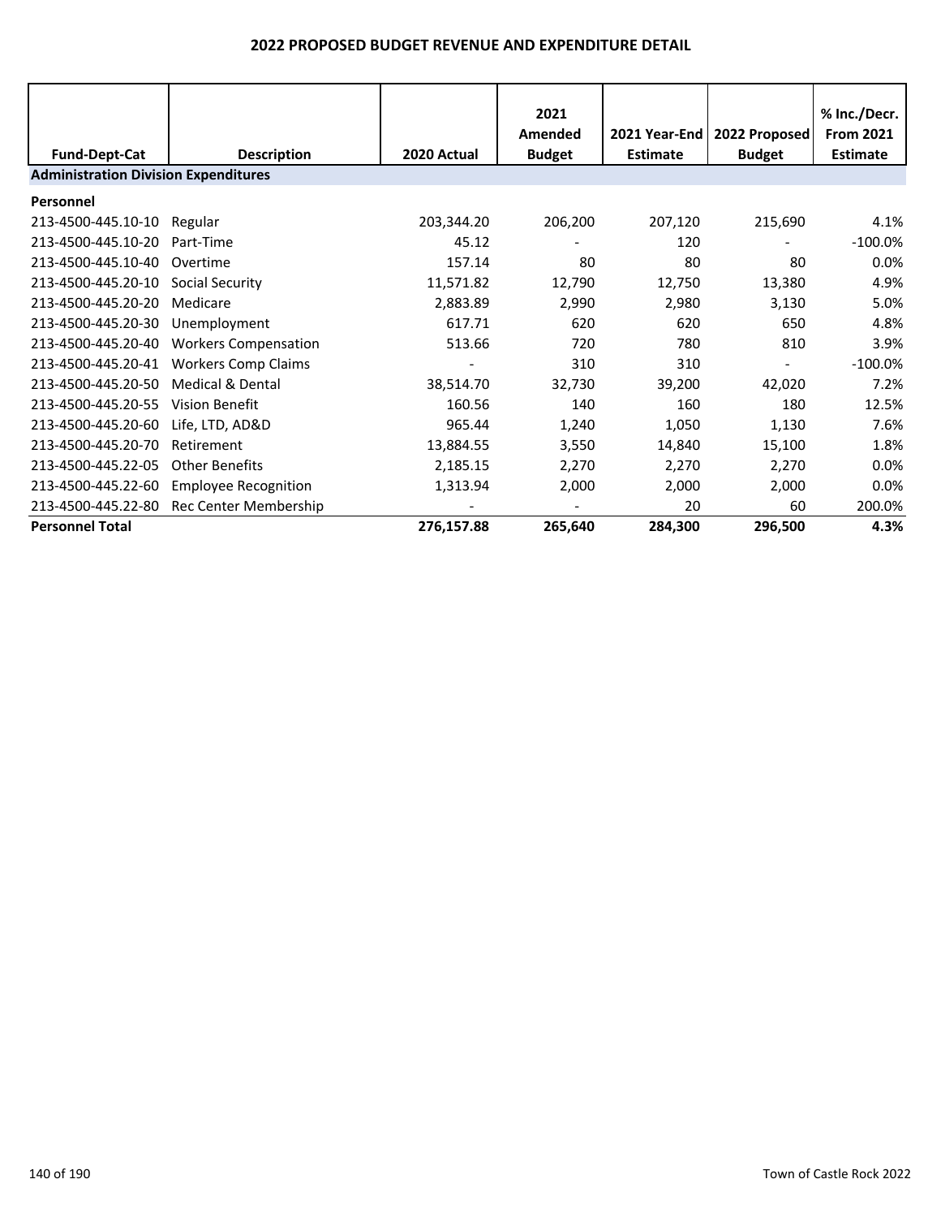## 2022 PROPOSED BUDGET REVENUE AND EXPENDITURE DETAIL

| Fund-Dept-Cat | Description | 2020 Actual | 2021 Amended Budget | 2021 Year-End Estimate | 2022 Proposed Budget | % Inc./Decr. From 2021 Estimate |
|---|---|---|---|---|---|---|
| **Administration Division Expenditures** | | | | | | |
| **Personnel** | | | | | | |
| 213-4500-445.10-10 | Regular | 203,344.20 | 206,200 | 207,120 | 215,690 | 4.1% |
| 213-4500-445.10-20 | Part-Time | 45.12 | - | 120 | - | -100.0% |
| 213-4500-445.10-40 | Overtime | 157.14 | 80 | 80 | 80 | 0.0% |
| 213-4500-445.20-10 | Social Security | 11,571.82 | 12,790 | 12,750 | 13,380 | 4.9% |
| 213-4500-445.20-20 | Medicare | 2,883.89 | 2,990 | 2,980 | 3,130 | 5.0% |
| 213-4500-445.20-30 | Unemployment | 617.71 | 620 | 620 | 650 | 4.8% |
| 213-4500-445.20-40 | Workers Compensation | 513.66 | 720 | 780 | 810 | 3.9% |
| 213-4500-445.20-41 | Workers Comp Claims | - | 310 | 310 | - | -100.0% |
| 213-4500-445.20-50 | Medical & Dental | 38,514.70 | 32,730 | 39,200 | 42,020 | 7.2% |
| 213-4500-445.20-55 | Vision Benefit | 160.56 | 140 | 160 | 180 | 12.5% |
| 213-4500-445.20-60 | Life, LTD, AD&D | 965.44 | 1,240 | 1,050 | 1,130 | 7.6% |
| 213-4500-445.20-70 | Retirement | 13,884.55 | 3,550 | 14,840 | 15,100 | 1.8% |
| 213-4500-445.22-05 | Other Benefits | 2,185.15 | 2,270 | 2,270 | 2,270 | 0.0% |
| 213-4500-445.22-60 | Employee Recognition | 1,313.94 | 2,000 | 2,000 | 2,000 | 0.0% |
| 213-4500-445.22-80 | Rec Center Membership | - | - | 20 | 60 | 200.0% |
| **Personnel Total** | | **276,157.88** | **265,640** | **284,300** | **296,500** | **4.3%** |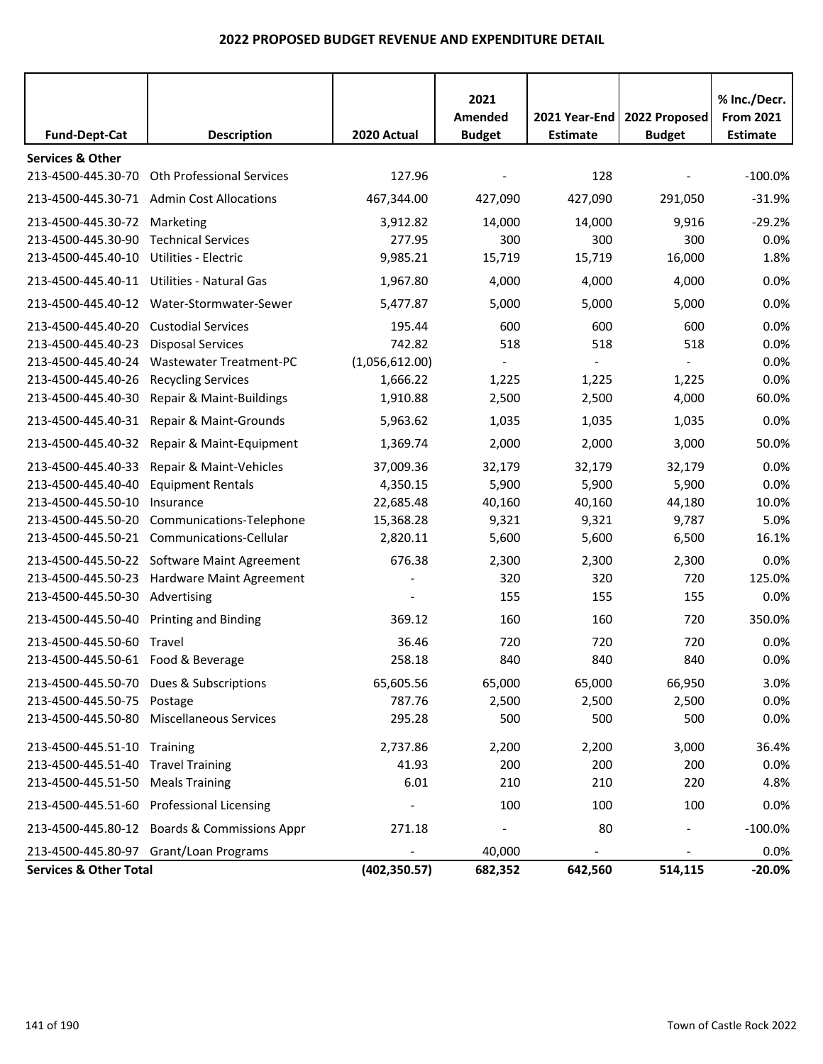# 2022 PROPOSED BUDGET REVENUE AND EXPENDITURE DETAIL

| Fund-Dept-Cat | Description | 2020 Actual | 2021 Amended Budget | 2021 Year-End Estimate | 2022 Proposed Budget | % Inc./Decr. From 2021 Estimate |
|---|---|---|---|---|---|---|
| **Services & Other** | | | | | | |
| 213-4500-445.30-70 | Oth Professional Services | 127.96 | - | 128 | - | -100.0% |
| 213-4500-445.30-71 | Admin Cost Allocations | 467,344.00 | 427,090 | 427,090 | 291,050 | -31.9% |
| 213-4500-445.30-72 | Marketing | 3,912.82 | 14,000 | 14,000 | 9,916 | -29.2% |
| 213-4500-445.30-90 | Technical Services | 277.95 | 300 | 300 | 300 | 0.0% |
| 213-4500-445.40-10 | Utilities - Electric | 9,985.21 | 15,719 | 15,719 | 16,000 | 1.8% |
| 213-4500-445.40-11 | Utilities - Natural Gas | 1,967.80 | 4,000 | 4,000 | 4,000 | 0.0% |
| 213-4500-445.40-12 | Water-Stormwater-Sewer | 5,477.87 | 5,000 | 5,000 | 5,000 | 0.0% |
| 213-4500-445.40-20 | Custodial Services | 195.44 | 600 | 600 | 600 | 0.0% |
| 213-4500-445.40-23 | Disposal Services | 742.82 | 518 | 518 | 518 | 0.0% |
| 213-4500-445.40-24 | Wastewater Treatment-PC | (1,056,612.00) | - | - | - | 0.0% |
| 213-4500-445.40-26 | Recycling Services | 1,666.22 | 1,225 | 1,225 | 1,225 | 0.0% |
| 213-4500-445.40-30 | Repair & Maint-Buildings | 1,910.88 | 2,500 | 2,500 | 4,000 | 60.0% |
| 213-4500-445.40-31 | Repair & Maint-Grounds | 5,963.62 | 1,035 | 1,035 | 1,035 | 0.0% |
| 213-4500-445.40-32 | Repair & Maint-Equipment | 1,369.74 | 2,000 | 2,000 | 3,000 | 50.0% |
| 213-4500-445.40-33 | Repair & Maint-Vehicles | 37,009.36 | 32,179 | 32,179 | 32,179 | 0.0% |
| 213-4500-445.40-40 | Equipment Rentals | 4,350.15 | 5,900 | 5,900 | 5,900 | 0.0% |
| 213-4500-445.50-10 | Insurance | 22,685.48 | 40,160 | 40,160 | 44,180 | 10.0% |
| 213-4500-445.50-20 | Communications-Telephone | 15,368.28 | 9,321 | 9,321 | 9,787 | 5.0% |
| 213-4500-445.50-21 | Communications-Cellular | 2,820.11 | 5,600 | 5,600 | 6,500 | 16.1% |
| 213-4500-445.50-22 | Software Maint Agreement | 676.38 | 2,300 | 2,300 | 2,300 | 0.0% |
| 213-4500-445.50-23 | Hardware Maint Agreement | - | 320 | 320 | 720 | 125.0% |
| 213-4500-445.50-30 | Advertising | - | 155 | 155 | 155 | 0.0% |
| 213-4500-445.50-40 | Printing and Binding | 369.12 | 160 | 160 | 720 | 350.0% |
| 213-4500-445.50-60 | Travel | 36.46 | 720 | 720 | 720 | 0.0% |
| 213-4500-445.50-61 | Food & Beverage | 258.18 | 840 | 840 | 840 | 0.0% |
| 213-4500-445.50-70 | Dues & Subscriptions | 65,605.56 | 65,000 | 65,000 | 66,950 | 3.0% |
| 213-4500-445.50-75 | Postage | 787.76 | 2,500 | 2,500 | 2,500 | 0.0% |
| 213-4500-445.50-80 | Miscellaneous Services | 295.28 | 500 | 500 | 500 | 0.0% |
| 213-4500-445.51-10 | Training | 2,737.86 | 2,200 | 2,200 | 3,000 | 36.4% |
| 213-4500-445.51-40 | Travel Training | 41.93 | 200 | 200 | 200 | 0.0% |
| 213-4500-445.51-50 | Meals Training | 6.01 | 210 | 210 | 220 | 4.8% |
| 213-4500-445.51-60 | Professional Licensing | - | 100 | 100 | 100 | 0.0% |
| 213-4500-445.80-12 | Boards & Commissions Appr | 271.18 | - | 80 | - | -100.0% |
| 213-4500-445.80-97 | Grant/Loan Programs | - | 40,000 | - | - | 0.0% |
| **Services & Other Total** | | **(402,350.57)** | **682,352** | **642,560** | **514,115** | **-20.0%** |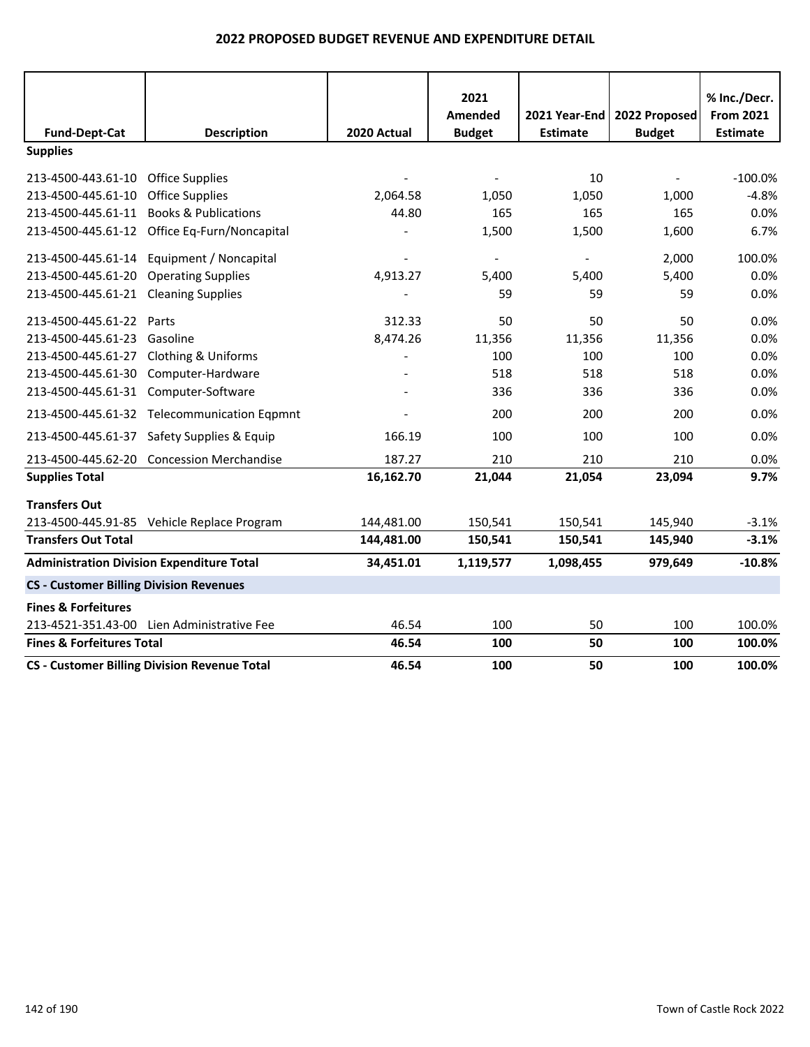# 2022 PROPOSED BUDGET REVENUE AND EXPENDITURE DETAIL

| Fund-Dept-Cat | Description | 2020 Actual | 2021 Amended Budget | 2021 Year-End Estimate | 2022 Proposed Budget | % Inc./Decr. From 2021 Estimate |
|---|---|---|---|---|---|---|
| **Supplies** | | | | | | |
| 213-4500-443.61-10 | Office Supplies | - | - | 10 | - | -100.0% |
| 213-4500-445.61-10 | Office Supplies | 2,064.58 | 1,050 | 1,050 | 1,000 | -4.8% |
| 213-4500-445.61-11 | Books & Publications | 44.80 | 165 | 165 | 165 | 0.0% |
| 213-4500-445.61-12 | Office Eq-Furn/Noncapital | - | 1,500 | 1,500 | 1,600 | 6.7% |
| 213-4500-445.61-14 | Equipment / Noncapital | - | - | - | 2,000 | 100.0% |
| 213-4500-445.61-20 | Operating Supplies | 4,913.27 | 5,400 | 5,400 | 5,400 | 0.0% |
| 213-4500-445.61-21 | Cleaning Supplies | - | 59 | 59 | 59 | 0.0% |
| 213-4500-445.61-22 | Parts | 312.33 | 50 | 50 | 50 | 0.0% |
| 213-4500-445.61-23 | Gasoline | 8,474.26 | 11,356 | 11,356 | 11,356 | 0.0% |
| 213-4500-445.61-27 | Clothing & Uniforms | - | 100 | 100 | 100 | 0.0% |
| 213-4500-445.61-30 | Computer-Hardware | - | 518 | 518 | 518 | 0.0% |
| 213-4500-445.61-31 | Computer-Software | - | 336 | 336 | 336 | 0.0% |
| 213-4500-445.61-32 | Telecommunication Eqpmnt | - | 200 | 200 | 200 | 0.0% |
| 213-4500-445.61-37 | Safety Supplies & Equip | 166.19 | 100 | 100 | 100 | 0.0% |
| 213-4500-445.62-20 | Concession Merchandise | 187.27 | 210 | 210 | 210 | 0.0% |
| **Supplies Total** | | **16,162.70** | **21,044** | **21,054** | **23,094** | **9.7%** |
| **Transfers Out** | | | | | | |
| 213-4500-445.91-85 | Vehicle Replace Program | 144,481.00 | 150,541 | 150,541 | 145,940 | -3.1% |
| **Transfers Out Total** | | **144,481.00** | **150,541** | **150,541** | **145,940** | **-3.1%** |
| **Administration Division Expenditure Total** | | **34,451.01** | **1,119,577** | **1,098,455** | **979,649** | **-10.8%** |
| **CS - Customer Billing Division Revenues** | | | | | | |
| **Fines & Forfeitures** | | | | | | |
| 213-4521-351.43-00 | Lien Administrative Fee | 46.54 | 100 | 50 | 100 | 100.0% |
| **Fines & Forfeitures Total** | | **46.54** | **100** | **50** | **100** | **100.0%** |
| **CS - Customer Billing Division Revenue Total** | | **46.54** | **100** | **50** | **100** | **100.0%** |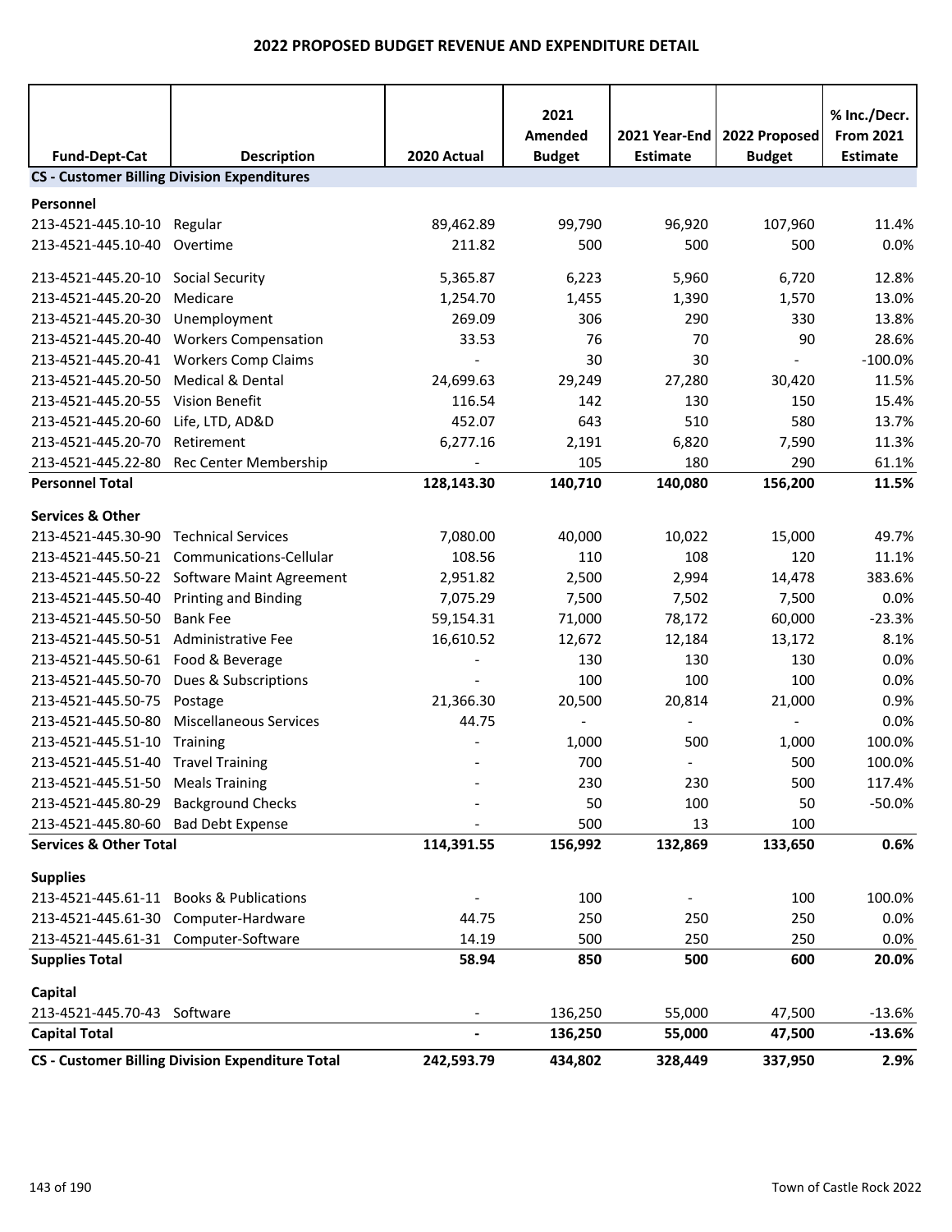# 2022 PROPOSED BUDGET REVENUE AND EXPENDITURE DETAIL

| Fund-Dept-Cat | Description | 2020 Actual | 2021 Amended Budget | 2021 Year-End Estimate | 2022 Proposed Budget | % Inc./Decr. From 2021 Estimate |
|---|---|---|---|---|---|---|
| **CS - Customer Billing Division Expenditures** | | | | | | |
| **Personnel** | | | | | | |
| 213-4521-445.10-10 | Regular | 89,462.89 | 99,790 | 96,920 | 107,960 | 11.4% |
| 213-4521-445.10-40 | Overtime | 211.82 | 500 | 500 | 500 | 0.0% |
| 213-4521-445.20-10 | Social Security | 5,365.87 | 6,223 | 5,960 | 6,720 | 12.8% |
| 213-4521-445.20-20 | Medicare | 1,254.70 | 1,455 | 1,390 | 1,570 | 13.0% |
| 213-4521-445.20-30 | Unemployment | 269.09 | 306 | 290 | 330 | 13.8% |
| 213-4521-445.20-40 | Workers Compensation | 33.53 | 76 | 70 | 90 | 28.6% |
| 213-4521-445.20-41 | Workers Comp Claims | - | 30 | 30 | - | -100.0% |
| 213-4521-445.20-50 | Medical & Dental | 24,699.63 | 29,249 | 27,280 | 30,420 | 11.5% |
| 213-4521-445.20-55 | Vision Benefit | 116.54 | 142 | 130 | 150 | 15.4% |
| 213-4521-445.20-60 | Life, LTD, AD&D | 452.07 | 643 | 510 | 580 | 13.7% |
| 213-4521-445.20-70 | Retirement | 6,277.16 | 2,191 | 6,820 | 7,590 | 11.3% |
| 213-4521-445.22-80 | Rec Center Membership | - | 105 | 180 | 290 | 61.1% |
| **Personnel Total** | | **128,143.30** | **140,710** | **140,080** | **156,200** | **11.5%** |
| **Services & Other** | | | | | | |
| 213-4521-445.30-90 | Technical Services | 7,080.00 | 40,000 | 10,022 | 15,000 | 49.7% |
| 213-4521-445.50-21 | Communications-Cellular | 108.56 | 110 | 108 | 120 | 11.1% |
| 213-4521-445.50-22 | Software Maint Agreement | 2,951.82 | 2,500 | 2,994 | 14,478 | 383.6% |
| 213-4521-445.50-40 | Printing and Binding | 7,075.29 | 7,500 | 7,502 | 7,500 | 0.0% |
| 213-4521-445.50-50 | Bank Fee | 59,154.31 | 71,000 | 78,172 | 60,000 | -23.3% |
| 213-4521-445.50-51 | Administrative Fee | 16,610.52 | 12,672 | 12,184 | 13,172 | 8.1% |
| 213-4521-445.50-61 | Food & Beverage | - | 130 | 130 | 130 | 0.0% |
| 213-4521-445.50-70 | Dues & Subscriptions | - | 100 | 100 | 100 | 0.0% |
| 213-4521-445.50-75 | Postage | 21,366.30 | 20,500 | 20,814 | 21,000 | 0.9% |
| 213-4521-445.50-80 | Miscellaneous Services | 44.75 | - | - | - | 0.0% |
| 213-4521-445.51-10 | Training | - | 1,000 | 500 | 1,000 | 100.0% |
| 213-4521-445.51-40 | Travel Training | - | 700 | - | 500 | 100.0% |
| 213-4521-445.51-50 | Meals Training | - | 230 | 230 | 500 | 117.4% |
| 213-4521-445.80-29 | Background Checks | - | 50 | 100 | 50 | -50.0% |
| 213-4521-445.80-60 | Bad Debt Expense | - | 500 | 13 | 100 | |
| **Services & Other Total** | | **114,391.55** | **156,992** | **132,869** | **133,650** | **0.6%** |
| **Supplies** | | | | | | |
| 213-4521-445.61-11 | Books & Publications | - | 100 | - | 100 | 100.0% |
| 213-4521-445.61-30 | Computer-Hardware | 44.75 | 250 | 250 | 250 | 0.0% |
| 213-4521-445.61-31 | Computer-Software | 14.19 | 500 | 250 | 250 | 0.0% |
| **Supplies Total** | | **58.94** | **850** | **500** | **600** | **20.0%** |
| **Capital** | | | | | | |
| 213-4521-445.70-43 | Software | - | 136,250 | 55,000 | 47,500 | -13.6% |
| **Capital Total** | | **-** | **136,250** | **55,000** | **47,500** | **-13.6%** |
| **CS - Customer Billing Division Expenditure Total** | | **242,593.79** | **434,802** | **328,449** | **337,950** | **2.9%** |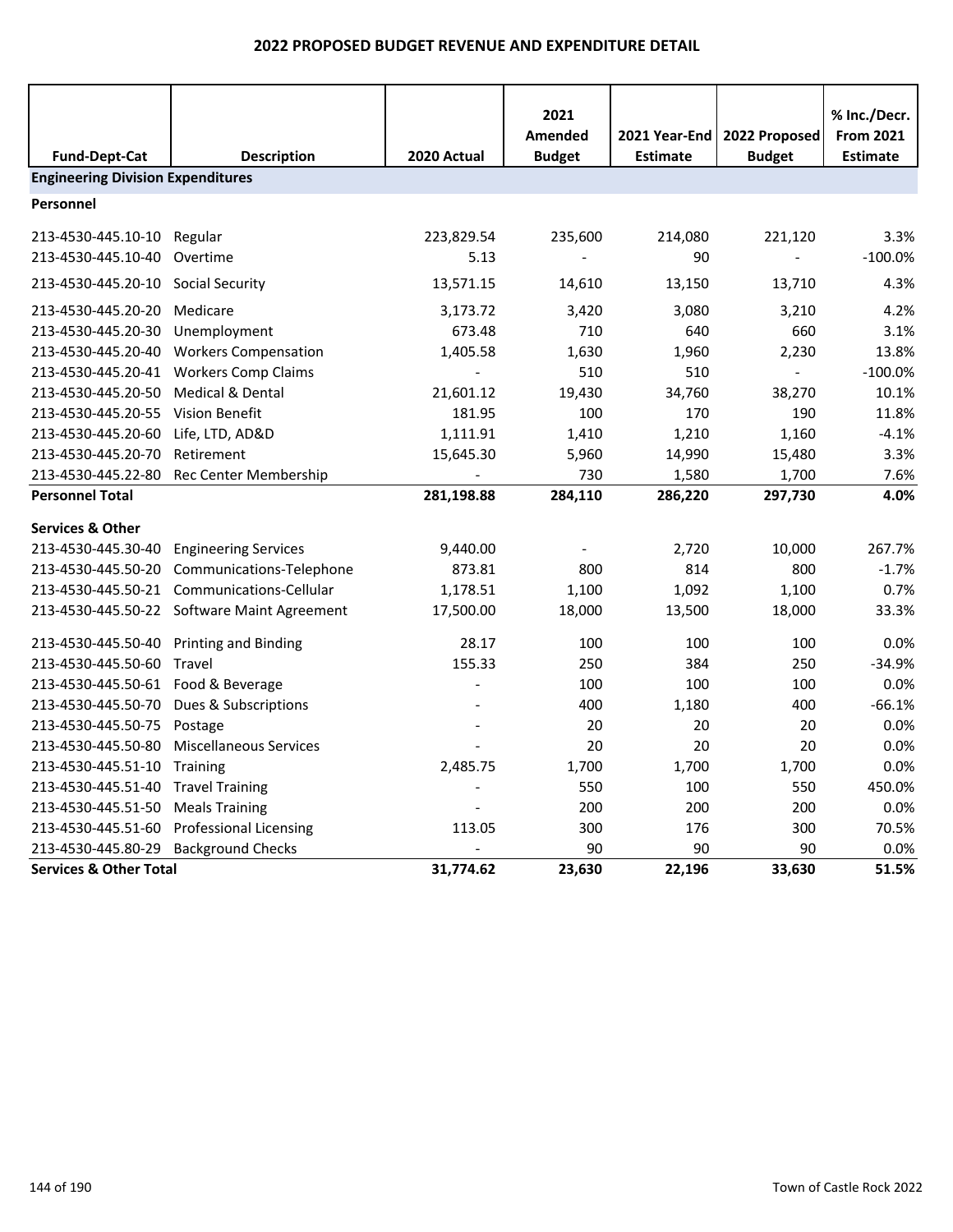# 2022 PROPOSED BUDGET REVENUE AND EXPENDITURE DETAIL

| Fund-Dept-Cat | Description | 2020 Actual | 2021 Amended Budget | 2021 Year-End Estimate | 2022 Proposed Budget | % Inc./Decr. From 2021 Estimate |
|---|---|---|---|---|---|---|
| **Engineering Division Expenditures** | | | | | | |
| **Personnel** | | | | | | |
| 213-4530-445.10-10 | Regular | 223,829.54 | 235,600 | 214,080 | 221,120 | 3.3% |
| 213-4530-445.10-40 | Overtime | 5.13 | - | 90 | - | -100.0% |
| 213-4530-445.20-10 | Social Security | 13,571.15 | 14,610 | 13,150 | 13,710 | 4.3% |
| 213-4530-445.20-20 | Medicare | 3,173.72 | 3,420 | 3,080 | 3,210 | 4.2% |
| 213-4530-445.20-30 | Unemployment | 673.48 | 710 | 640 | 660 | 3.1% |
| 213-4530-445.20-40 | Workers Compensation | 1,405.58 | 1,630 | 1,960 | 2,230 | 13.8% |
| 213-4530-445.20-41 | Workers Comp Claims | - | 510 | 510 | - | -100.0% |
| 213-4530-445.20-50 | Medical & Dental | 21,601.12 | 19,430 | 34,760 | 38,270 | 10.1% |
| 213-4530-445.20-55 | Vision Benefit | 181.95 | 100 | 170 | 190 | 11.8% |
| 213-4530-445.20-60 | Life, LTD, AD&D | 1,111.91 | 1,410 | 1,210 | 1,160 | -4.1% |
| 213-4530-445.20-70 | Retirement | 15,645.30 | 5,960 | 14,990 | 15,480 | 3.3% |
| 213-4530-445.22-80 | Rec Center Membership | - | 730 | 1,580 | 1,700 | 7.6% |
| **Personnel Total** | | **281,198.88** | **284,110** | **286,220** | **297,730** | **4.0%** |
| **Services & Other** | | | | | | |
| 213-4530-445.30-40 | Engineering Services | 9,440.00 | - | 2,720 | 10,000 | 267.7% |
| 213-4530-445.50-20 | Communications-Telephone | 873.81 | 800 | 814 | 800 | -1.7% |
| 213-4530-445.50-21 | Communications-Cellular | 1,178.51 | 1,100 | 1,092 | 1,100 | 0.7% |
| 213-4530-445.50-22 | Software Maint Agreement | 17,500.00 | 18,000 | 13,500 | 18,000 | 33.3% |
| 213-4530-445.50-40 | Printing and Binding | 28.17 | 100 | 100 | 100 | 0.0% |
| 213-4530-445.50-60 | Travel | 155.33 | 250 | 384 | 250 | -34.9% |
| 213-4530-445.50-61 | Food & Beverage | - | 100 | 100 | 100 | 0.0% |
| 213-4530-445.50-70 | Dues & Subscriptions | - | 400 | 1,180 | 400 | -66.1% |
| 213-4530-445.50-75 | Postage | - | 20 | 20 | 20 | 0.0% |
| 213-4530-445.50-80 | Miscellaneous Services | - | 20 | 20 | 20 | 0.0% |
| 213-4530-445.51-10 | Training | 2,485.75 | 1,700 | 1,700 | 1,700 | 0.0% |
| 213-4530-445.51-40 | Travel Training | - | 550 | 100 | 550 | 450.0% |
| 213-4530-445.51-50 | Meals Training | - | 200 | 200 | 200 | 0.0% |
| 213-4530-445.51-60 | Professional Licensing | 113.05 | 300 | 176 | 300 | 70.5% |
| 213-4530-445.80-29 | Background Checks | - | 90 | 90 | 90 | 0.0% |
| **Services & Other Total** | | **31,774.62** | **23,630** | **22,196** | **33,630** | **51.5%** |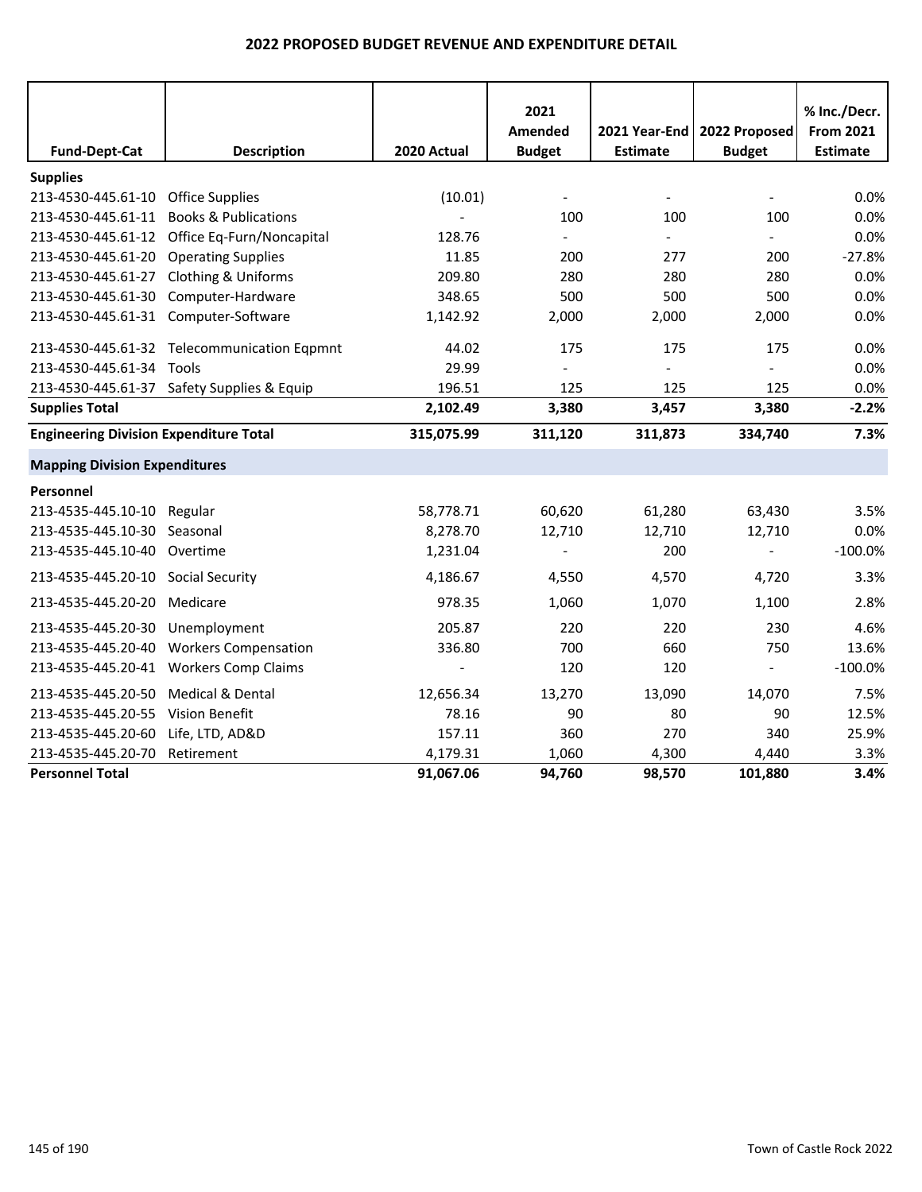# 2022 PROPOSED BUDGET REVENUE AND EXPENDITURE DETAIL

| Fund-Dept-Cat | Description | 2020 Actual | 2021 Amended Budget | 2021 Year-End Estimate | 2022 Proposed Budget | % Inc./Decr. From 2021 Estimate |
|---|---|---|---|---|---|---|
| **Supplies** | | | | | | |
| 213-4530-445.61-10 | Office Supplies | (10.01) | - | - | - | 0.0% |
| 213-4530-445.61-11 | Books & Publications | - | 100 | 100 | 100 | 0.0% |
| 213-4530-445.61-12 | Office Eq-Furn/Noncapital | 128.76 | - | - | - | 0.0% |
| 213-4530-445.61-20 | Operating Supplies | 11.85 | 200 | 277 | 200 | -27.8% |
| 213-4530-445.61-27 | Clothing & Uniforms | 209.80 | 280 | 280 | 280 | 0.0% |
| 213-4530-445.61-30 | Computer-Hardware | 348.65 | 500 | 500 | 500 | 0.0% |
| 213-4530-445.61-31 | Computer-Software | 1,142.92 | 2,000 | 2,000 | 2,000 | 0.0% |
| 213-4530-445.61-32 | Telecommunication Eqpmnt | 44.02 | 175 | 175 | 175 | 0.0% |
| 213-4530-445.61-34 | Tools | 29.99 | - | - | - | 0.0% |
| 213-4530-445.61-37 | Safety Supplies & Equip | 196.51 | 125 | 125 | 125 | 0.0% |
| **Supplies Total** | | **2,102.49** | **3,380** | **3,457** | **3,380** | **-2.2%** |
| **Engineering Division Expenditure Total** | | **315,075.99** | **311,120** | **311,873** | **334,740** | **7.3%** |
| **Mapping Division Expenditures** | | | | | | |
| **Personnel** | | | | | | |
| 213-4535-445.10-10 | Regular | 58,778.71 | 60,620 | 61,280 | 63,430 | 3.5% |
| 213-4535-445.10-30 | Seasonal | 8,278.70 | 12,710 | 12,710 | 12,710 | 0.0% |
| 213-4535-445.10-40 | Overtime | 1,231.04 | - | 200 | - | -100.0% |
| 213-4535-445.20-10 | Social Security | 4,186.67 | 4,550 | 4,570 | 4,720 | 3.3% |
| 213-4535-445.20-20 | Medicare | 978.35 | 1,060 | 1,070 | 1,100 | 2.8% |
| 213-4535-445.20-30 | Unemployment | 205.87 | 220 | 220 | 230 | 4.6% |
| 213-4535-445.20-40 | Workers Compensation | 336.80 | 700 | 660 | 750 | 13.6% |
| 213-4535-445.20-41 | Workers Comp Claims | - | 120 | 120 | - | -100.0% |
| 213-4535-445.20-50 | Medical & Dental | 12,656.34 | 13,270 | 13,090 | 14,070 | 7.5% |
| 213-4535-445.20-55 | Vision Benefit | 78.16 | 90 | 80 | 90 | 12.5% |
| 213-4535-445.20-60 | Life, LTD, AD&D | 157.11 | 360 | 270 | 340 | 25.9% |
| 213-4535-445.20-70 | Retirement | 4,179.31 | 1,060 | 4,300 | 4,440 | 3.3% |
| **Personnel Total** | | **91,067.06** | **94,760** | **98,570** | **101,880** | **3.4%** |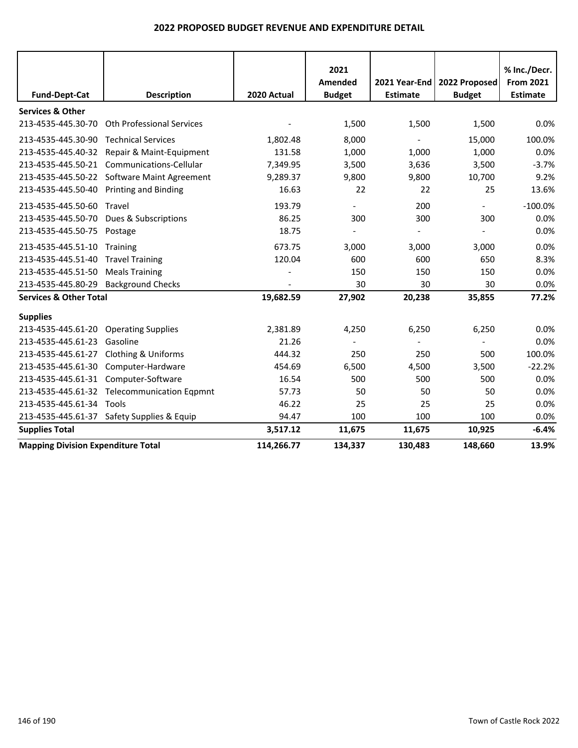## 2022 PROPOSED BUDGET REVENUE AND EXPENDITURE DETAIL

| Fund-Dept-Cat | Description | 2020 Actual | 2021 Amended Budget | 2021 Year-End Estimate | 2022 Proposed Budget | % Inc./Decr. From 2021 Estimate |
|---|---|---|---|---|---|---|
| **Services & Other** | | | | | | |
| 213-4535-445.30-70 | Oth Professional Services | - | 1,500 | 1,500 | 1,500 | 0.0% |
| 213-4535-445.30-90 | Technical Services | 1,802.48 | 8,000 | - | 15,000 | 100.0% |
| 213-4535-445.40-32 | Repair & Maint-Equipment | 131.58 | 1,000 | 1,000 | 1,000 | 0.0% |
| 213-4535-445.50-21 | Communications-Cellular | 7,349.95 | 3,500 | 3,636 | 3,500 | -3.7% |
| 213-4535-445.50-22 | Software Maint Agreement | 9,289.37 | 9,800 | 9,800 | 10,700 | 9.2% |
| 213-4535-445.50-40 | Printing and Binding | 16.63 | 22 | 22 | 25 | 13.6% |
| 213-4535-445.50-60 | Travel | 193.79 | - | 200 | - | -100.0% |
| 213-4535-445.50-70 | Dues & Subscriptions | 86.25 | 300 | 300 | 300 | 0.0% |
| 213-4535-445.50-75 | Postage | 18.75 | - | - | - | 0.0% |
| 213-4535-445.51-10 | Training | 673.75 | 3,000 | 3,000 | 3,000 | 0.0% |
| 213-4535-445.51-40 | Travel Training | 120.04 | 600 | 600 | 650 | 8.3% |
| 213-4535-445.51-50 | Meals Training | - | 150 | 150 | 150 | 0.0% |
| 213-4535-445.80-29 | Background Checks | - | 30 | 30 | 30 | 0.0% |
| **Services & Other Total** | | **19,682.59** | **27,902** | **20,238** | **35,855** | **77.2%** |
| **Supplies** | | | | | | |
| 213-4535-445.61-20 | Operating Supplies | 2,381.89 | 4,250 | 6,250 | 6,250 | 0.0% |
| 213-4535-445.61-23 | Gasoline | 21.26 | - | - | - | 0.0% |
| 213-4535-445.61-27 | Clothing & Uniforms | 444.32 | 250 | 250 | 500 | 100.0% |
| 213-4535-445.61-30 | Computer-Hardware | 454.69 | 6,500 | 4,500 | 3,500 | -22.2% |
| 213-4535-445.61-31 | Computer-Software | 16.54 | 500 | 500 | 500 | 0.0% |
| 213-4535-445.61-32 | Telecommunication Eqpmnt | 57.73 | 50 | 50 | 50 | 0.0% |
| 213-4535-445.61-34 | Tools | 46.22 | 25 | 25 | 25 | 0.0% |
| 213-4535-445.61-37 | Safety Supplies & Equip | 94.47 | 100 | 100 | 100 | 0.0% |
| **Supplies Total** | | **3,517.12** | **11,675** | **11,675** | **10,925** | **-6.4%** |
| **Mapping Division Expenditure Total** | | **114,266.77** | **134,337** | **130,483** | **148,660** | **13.9%** |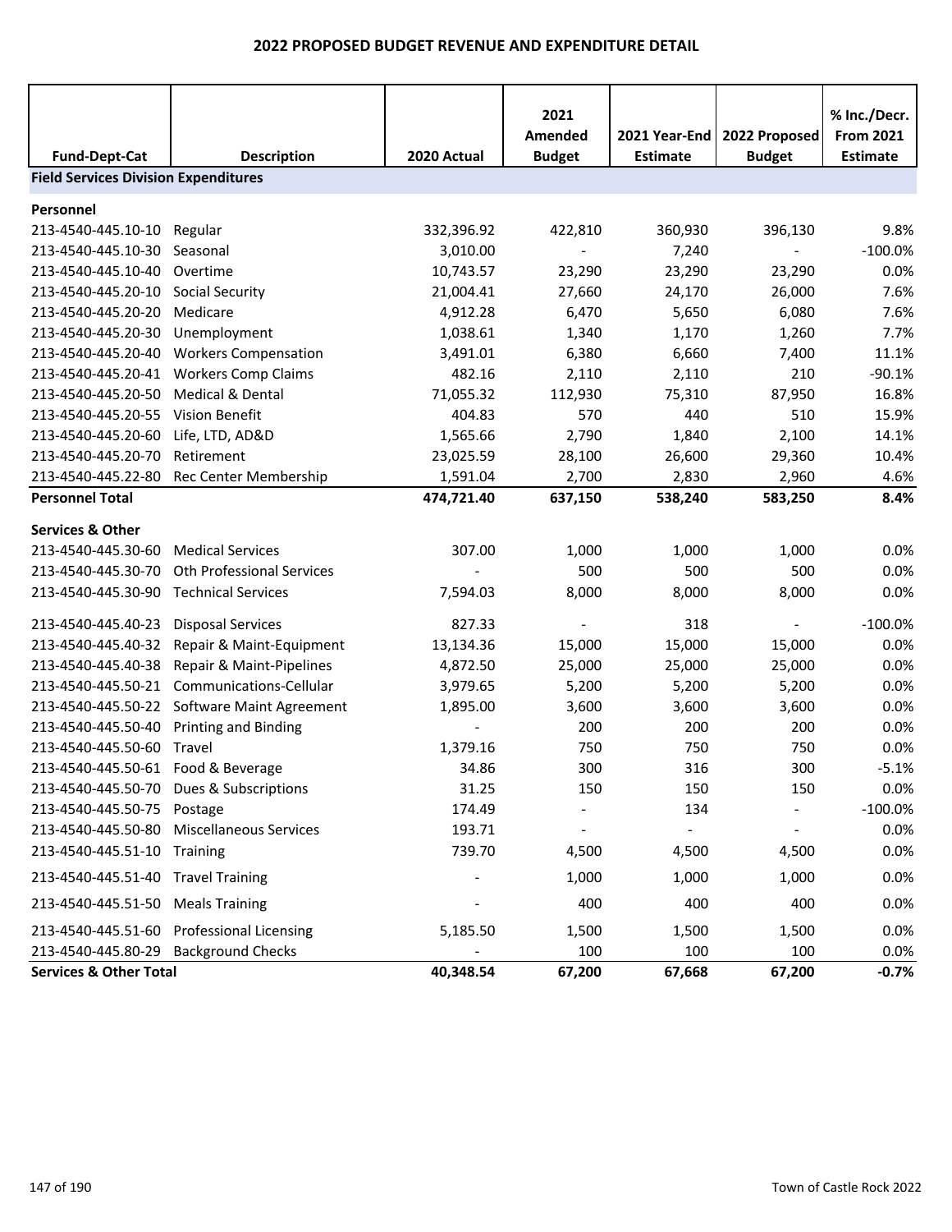## 2022 PROPOSED BUDGET REVENUE AND EXPENDITURE DETAIL

| Fund-Dept-Cat | Description | 2020 Actual | 2021 Amended Budget | 2021 Year-End Estimate | 2022 Proposed Budget | % Inc./Decr. From 2021 Estimate |
|---|---|---|---|---|---|---|
| **Field Services Division Expenditures** | | | | | | |
| **Personnel** | | | | | | |
| 213-4540-445.10-10 | Regular | 332,396.92 | 422,810 | 360,930 | 396,130 | 9.8% |
| 213-4540-445.10-30 | Seasonal | 3,010.00 | - | 7,240 | - | -100.0% |
| 213-4540-445.10-40 | Overtime | 10,743.57 | 23,290 | 23,290 | 23,290 | 0.0% |
| 213-4540-445.20-10 | Social Security | 21,004.41 | 27,660 | 24,170 | 26,000 | 7.6% |
| 213-4540-445.20-20 | Medicare | 4,912.28 | 6,470 | 5,650 | 6,080 | 7.6% |
| 213-4540-445.20-30 | Unemployment | 1,038.61 | 1,340 | 1,170 | 1,260 | 7.7% |
| 213-4540-445.20-40 | Workers Compensation | 3,491.01 | 6,380 | 6,660 | 7,400 | 11.1% |
| 213-4540-445.20-41 | Workers Comp Claims | 482.16 | 2,110 | 2,110 | 210 | -90.1% |
| 213-4540-445.20-50 | Medical & Dental | 71,055.32 | 112,930 | 75,310 | 87,950 | 16.8% |
| 213-4540-445.20-55 | Vision Benefit | 404.83 | 570 | 440 | 510 | 15.9% |
| 213-4540-445.20-60 | Life, LTD, AD&D | 1,565.66 | 2,790 | 1,840 | 2,100 | 14.1% |
| 213-4540-445.20-70 | Retirement | 23,025.59 | 28,100 | 26,600 | 29,360 | 10.4% |
| 213-4540-445.22-80 | Rec Center Membership | 1,591.04 | 2,700 | 2,830 | 2,960 | 4.6% |
| **Personnel Total** | | **474,721.40** | **637,150** | **538,240** | **583,250** | **8.4%** |
| **Services & Other** | | | | | | |
| 213-4540-445.30-60 | Medical Services | 307.00 | 1,000 | 1,000 | 1,000 | 0.0% |
| 213-4540-445.30-70 | Oth Professional Services | - | 500 | 500 | 500 | 0.0% |
| 213-4540-445.30-90 | Technical Services | 7,594.03 | 8,000 | 8,000 | 8,000 | 0.0% |
| 213-4540-445.40-23 | Disposal Services | 827.33 | - | 318 | - | -100.0% |
| 213-4540-445.40-32 | Repair & Maint-Equipment | 13,134.36 | 15,000 | 15,000 | 15,000 | 0.0% |
| 213-4540-445.40-38 | Repair & Maint-Pipelines | 4,872.50 | 25,000 | 25,000 | 25,000 | 0.0% |
| 213-4540-445.50-21 | Communications-Cellular | 3,979.65 | 5,200 | 5,200 | 5,200 | 0.0% |
| 213-4540-445.50-22 | Software Maint Agreement | 1,895.00 | 3,600 | 3,600 | 3,600 | 0.0% |
| 213-4540-445.50-40 | Printing and Binding | - | 200 | 200 | 200 | 0.0% |
| 213-4540-445.50-60 | Travel | 1,379.16 | 750 | 750 | 750 | 0.0% |
| 213-4540-445.50-61 | Food & Beverage | 34.86 | 300 | 316 | 300 | -5.1% |
| 213-4540-445.50-70 | Dues & Subscriptions | 31.25 | 150 | 150 | 150 | 0.0% |
| 213-4540-445.50-75 | Postage | 174.49 | - | 134 | - | -100.0% |
| 213-4540-445.50-80 | Miscellaneous Services | 193.71 | - | - | - | 0.0% |
| 213-4540-445.51-10 | Training | 739.70 | 4,500 | 4,500 | 4,500 | 0.0% |
| 213-4540-445.51-40 | Travel Training | - | 1,000 | 1,000 | 1,000 | 0.0% |
| 213-4540-445.51-50 | Meals Training | - | 400 | 400 | 400 | 0.0% |
| 213-4540-445.51-60 | Professional Licensing | 5,185.50 | 1,500 | 1,500 | 1,500 | 0.0% |
| 213-4540-445.80-29 | Background Checks | - | 100 | 100 | 100 | 0.0% |
| **Services & Other Total** | | **40,348.54** | **67,200** | **67,668** | **67,200** | **-0.7%** |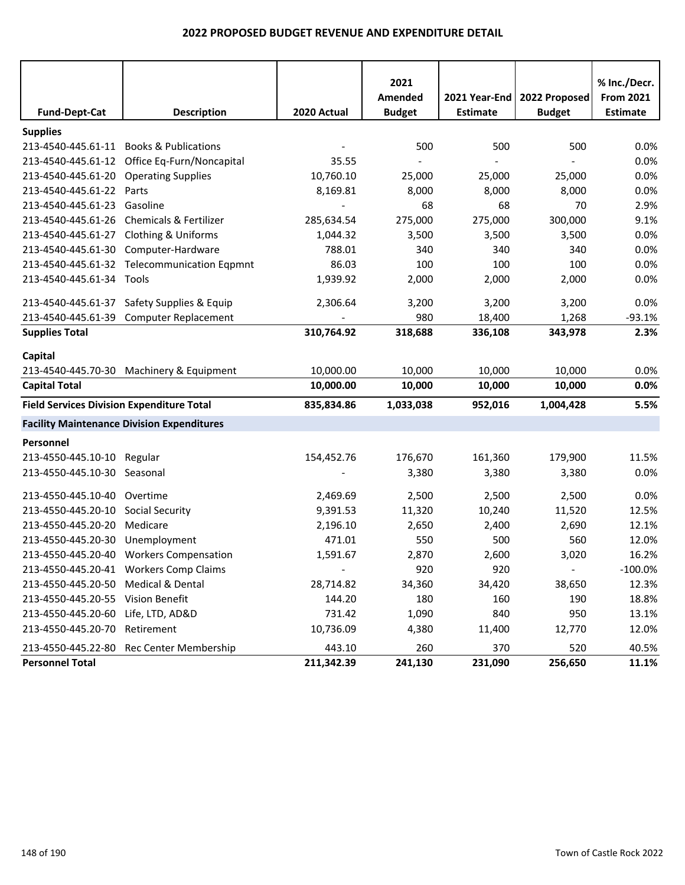## 2022 PROPOSED BUDGET REVENUE AND EXPENDITURE DETAIL

| Fund-Dept-Cat | Description | 2020 Actual | 2021 Amended Budget | 2021 Year-End Estimate | 2022 Proposed Budget | % Inc./Decr. From 2021 Estimate |
|---|---|---|---|---|---|---|
| **Supplies** | | | | | | |
| 213-4540-445.61-11 | Books & Publications | - | 500 | 500 | 500 | 0.0% |
| 213-4540-445.61-12 | Office Eq-Furn/Noncapital | 35.55 | - | - | - | 0.0% |
| 213-4540-445.61-20 | Operating Supplies | 10,760.10 | 25,000 | 25,000 | 25,000 | 0.0% |
| 213-4540-445.61-22 | Parts | 8,169.81 | 8,000 | 8,000 | 8,000 | 0.0% |
| 213-4540-445.61-23 | Gasoline | - | 68 | 68 | 70 | 2.9% |
| 213-4540-445.61-26 | Chemicals & Fertilizer | 285,634.54 | 275,000 | 275,000 | 300,000 | 9.1% |
| 213-4540-445.61-27 | Clothing & Uniforms | 1,044.32 | 3,500 | 3,500 | 3,500 | 0.0% |
| 213-4540-445.61-30 | Computer-Hardware | 788.01 | 340 | 340 | 340 | 0.0% |
| 213-4540-445.61-32 | Telecommunication Eqpmnt | 86.03 | 100 | 100 | 100 | 0.0% |
| 213-4540-445.61-34 | Tools | 1,939.92 | 2,000 | 2,000 | 2,000 | 0.0% |
| 213-4540-445.61-37 | Safety Supplies & Equip | 2,306.64 | 3,200 | 3,200 | 3,200 | 0.0% |
| 213-4540-445.61-39 | Computer Replacement | - | 980 | 18,400 | 1,268 | -93.1% |
| **Supplies Total** | | **310,764.92** | **318,688** | **336,108** | **343,978** | **2.3%** |
| **Capital** | | | | | | |
| 213-4540-445.70-30 | Machinery & Equipment | 10,000.00 | 10,000 | 10,000 | 10,000 | 0.0% |
| **Capital Total** | | **10,000.00** | **10,000** | **10,000** | **10,000** | **0.0%** |
| **Field Services Division Expenditure Total** | | **835,834.86** | **1,033,038** | **952,016** | **1,004,428** | **5.5%** |
| **Facility Maintenance Division Expenditures** | | | | | | |
| **Personnel** | | | | | | |
| 213-4550-445.10-10 | Regular | 154,452.76 | 176,670 | 161,360 | 179,900 | 11.5% |
| 213-4550-445.10-30 | Seasonal | - | 3,380 | 3,380 | 3,380 | 0.0% |
| 213-4550-445.10-40 | Overtime | 2,469.69 | 2,500 | 2,500 | 2,500 | 0.0% |
| 213-4550-445.20-10 | Social Security | 9,391.53 | 11,320 | 10,240 | 11,520 | 12.5% |
| 213-4550-445.20-20 | Medicare | 2,196.10 | 2,650 | 2,400 | 2,690 | 12.1% |
| 213-4550-445.20-30 | Unemployment | 471.01 | 550 | 500 | 560 | 12.0% |
| 213-4550-445.20-40 | Workers Compensation | 1,591.67 | 2,870 | 2,600 | 3,020 | 16.2% |
| 213-4550-445.20-41 | Workers Comp Claims | - | 920 | 920 | - | -100.0% |
| 213-4550-445.20-50 | Medical & Dental | 28,714.82 | 34,360 | 34,420 | 38,650 | 12.3% |
| 213-4550-445.20-55 | Vision Benefit | 144.20 | 180 | 160 | 190 | 18.8% |
| 213-4550-445.20-60 | Life, LTD, AD&D | 731.42 | 1,090 | 840 | 950 | 13.1% |
| 213-4550-445.20-70 | Retirement | 10,736.09 | 4,380 | 11,400 | 12,770 | 12.0% |
| 213-4550-445.22-80 | Rec Center Membership | 443.10 | 260 | 370 | 520 | 40.5% |
| **Personnel Total** | | **211,342.39** | **241,130** | **231,090** | **256,650** | **11.1%** |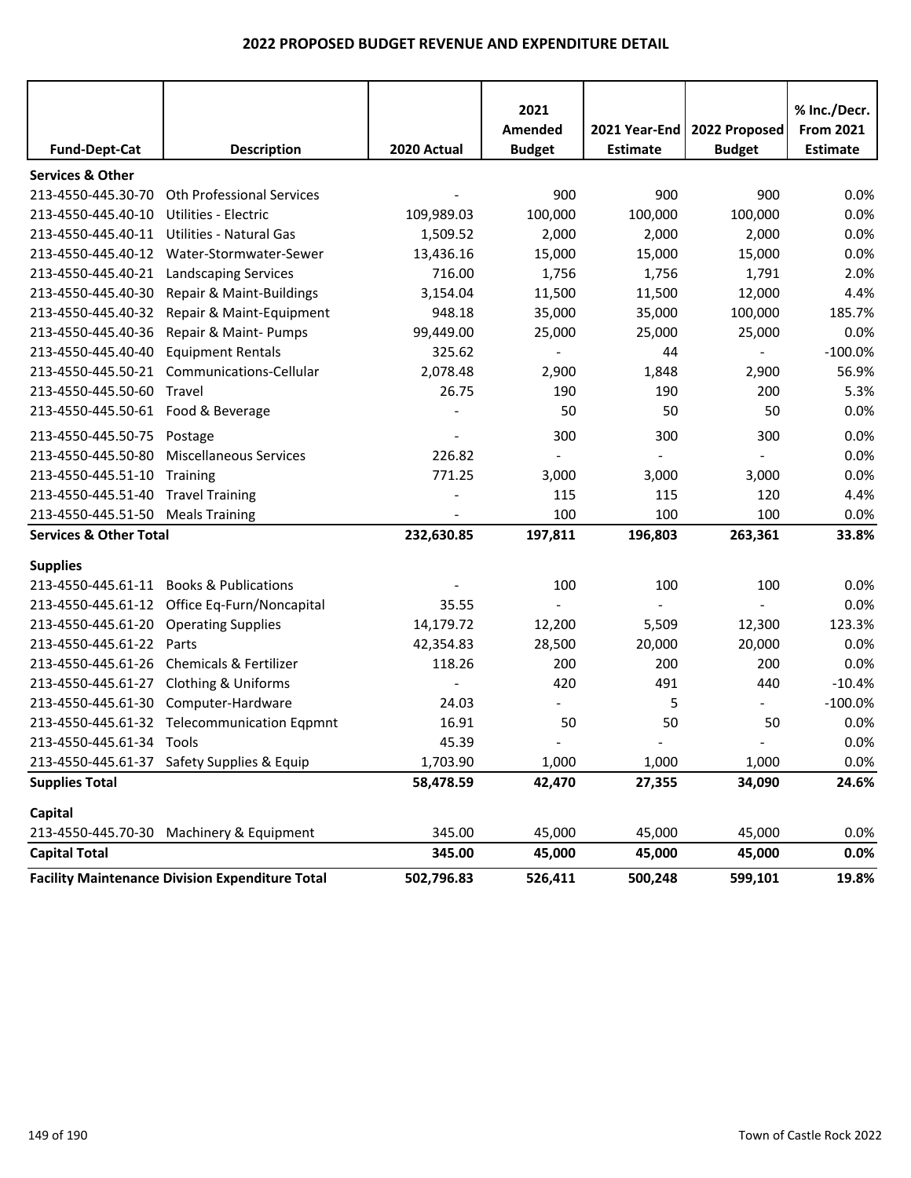# 2022 PROPOSED BUDGET REVENUE AND EXPENDITURE DETAIL

| Fund-Dept-Cat | Description | 2020 Actual | 2021 Amended Budget | 2021 Year-End Estimate | 2022 Proposed Budget | % Inc./Decr. From 2021 Estimate |
|---|---|---|---|---|---|---|
| **Services & Other** | | | | | | |
| 213-4550-445.30-70 | Oth Professional Services | - | 900 | 900 | 900 | 0.0% |
| 213-4550-445.40-10 | Utilities - Electric | 109,989.03 | 100,000 | 100,000 | 100,000 | 0.0% |
| 213-4550-445.40-11 | Utilities - Natural Gas | 1,509.52 | 2,000 | 2,000 | 2,000 | 0.0% |
| 213-4550-445.40-12 | Water-Stormwater-Sewer | 13,436.16 | 15,000 | 15,000 | 15,000 | 0.0% |
| 213-4550-445.40-21 | Landscaping Services | 716.00 | 1,756 | 1,756 | 1,791 | 2.0% |
| 213-4550-445.40-30 | Repair & Maint-Buildings | 3,154.04 | 11,500 | 11,500 | 12,000 | 4.4% |
| 213-4550-445.40-32 | Repair & Maint-Equipment | 948.18 | 35,000 | 35,000 | 100,000 | 185.7% |
| 213-4550-445.40-36 | Repair & Maint- Pumps | 99,449.00 | 25,000 | 25,000 | 25,000 | 0.0% |
| 213-4550-445.40-40 | Equipment Rentals | 325.62 | - | 44 | - | -100.0% |
| 213-4550-445.50-21 | Communications-Cellular | 2,078.48 | 2,900 | 1,848 | 2,900 | 56.9% |
| 213-4550-445.50-60 | Travel | 26.75 | 190 | 190 | 200 | 5.3% |
| 213-4550-445.50-61 | Food & Beverage | - | 50 | 50 | 50 | 0.0% |
| 213-4550-445.50-75 | Postage | - | 300 | 300 | 300 | 0.0% |
| 213-4550-445.50-80 | Miscellaneous Services | 226.82 | - | - | - | 0.0% |
| 213-4550-445.51-10 | Training | 771.25 | 3,000 | 3,000 | 3,000 | 0.0% |
| 213-4550-445.51-40 | Travel Training | - | 115 | 115 | 120 | 4.4% |
| 213-4550-445.51-50 | Meals Training | - | 100 | 100 | 100 | 0.0% |
| **Services & Other Total** | | **232,630.85** | **197,811** | **196,803** | **263,361** | **33.8%** |
| **Supplies** | | | | | | |
| 213-4550-445.61-11 | Books & Publications | - | 100 | 100 | 100 | 0.0% |
| 213-4550-445.61-12 | Office Eq-Furn/Noncapital | 35.55 | - | - | - | 0.0% |
| 213-4550-445.61-20 | Operating Supplies | 14,179.72 | 12,200 | 5,509 | 12,300 | 123.3% |
| 213-4550-445.61-22 | Parts | 42,354.83 | 28,500 | 20,000 | 20,000 | 0.0% |
| 213-4550-445.61-26 | Chemicals & Fertilizer | 118.26 | 200 | 200 | 200 | 0.0% |
| 213-4550-445.61-27 | Clothing & Uniforms | - | 420 | 491 | 440 | -10.4% |
| 213-4550-445.61-30 | Computer-Hardware | 24.03 | - | 5 | - | -100.0% |
| 213-4550-445.61-32 | Telecommunication Eqpmnt | 16.91 | 50 | 50 | 50 | 0.0% |
| 213-4550-445.61-34 | Tools | 45.39 | - | - | - | 0.0% |
| 213-4550-445.61-37 | Safety Supplies & Equip | 1,703.90 | 1,000 | 1,000 | 1,000 | 0.0% |
| **Supplies Total** | | **58,478.59** | **42,470** | **27,355** | **34,090** | **24.6%** |
| **Capital** | | | | | | |
| 213-4550-445.70-30 | Machinery & Equipment | 345.00 | 45,000 | 45,000 | 45,000 | 0.0% |
| **Capital Total** | | **345.00** | **45,000** | **45,000** | **45,000** | **0.0%** |
| **Facility Maintenance Division Expenditure Total** | | **502,796.83** | **526,411** | **500,248** | **599,101** | **19.8%** |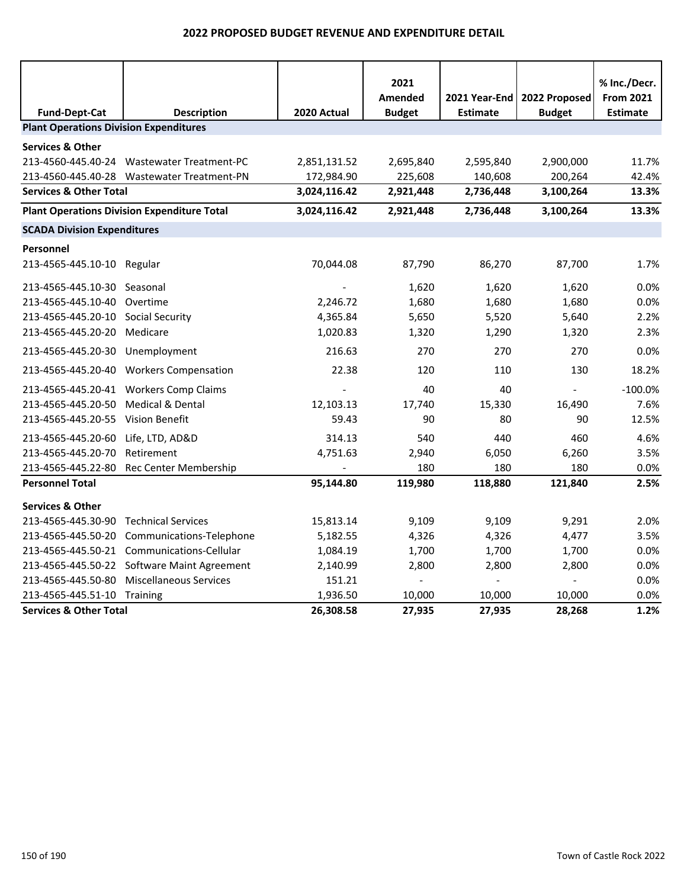# 2022 PROPOSED BUDGET REVENUE AND EXPENDITURE DETAIL

| Fund-Dept-Cat | Description | 2020 Actual | 2021 Amended Budget | 2021 Year-End Estimate | 2022 Proposed Budget | % Inc./Decr. From 2021 Estimate |
|---|---|---|---|---|---|---|
| **Plant Operations Division Expenditures** | | | | | | |
| **Services & Other** | | | | | | |
| 213-4560-445.40-24 | Wastewater Treatment-PC | 2,851,131.52 | 2,695,840 | 2,595,840 | 2,900,000 | 11.7% |
| 213-4560-445.40-28 | Wastewater Treatment-PN | 172,984.90 | 225,608 | 140,608 | 200,264 | 42.4% |
| **Services & Other Total** | | **3,024,116.42** | **2,921,448** | **2,736,448** | **3,100,264** | **13.3%** |
| **Plant Operations Division Expenditure Total** | | **3,024,116.42** | **2,921,448** | **2,736,448** | **3,100,264** | **13.3%** |
| **SCADA Division Expenditures** | | | | | | |
| **Personnel** | | | | | | |
| 213-4565-445.10-10 | Regular | 70,044.08 | 87,790 | 86,270 | 87,700 | 1.7% |
| 213-4565-445.10-30 | Seasonal | - | 1,620 | 1,620 | 1,620 | 0.0% |
| 213-4565-445.10-40 | Overtime | 2,246.72 | 1,680 | 1,680 | 1,680 | 0.0% |
| 213-4565-445.20-10 | Social Security | 4,365.84 | 5,650 | 5,520 | 5,640 | 2.2% |
| 213-4565-445.20-20 | Medicare | 1,020.83 | 1,320 | 1,290 | 1,320 | 2.3% |
| 213-4565-445.20-30 | Unemployment | 216.63 | 270 | 270 | 270 | 0.0% |
| 213-4565-445.20-40 | Workers Compensation | 22.38 | 120 | 110 | 130 | 18.2% |
| 213-4565-445.20-41 | Workers Comp Claims | - | 40 | 40 | - | -100.0% |
| 213-4565-445.20-50 | Medical & Dental | 12,103.13 | 17,740 | 15,330 | 16,490 | 7.6% |
| 213-4565-445.20-55 | Vision Benefit | 59.43 | 90 | 80 | 90 | 12.5% |
| 213-4565-445.20-60 | Life, LTD, AD&D | 314.13 | 540 | 440 | 460 | 4.6% |
| 213-4565-445.20-70 | Retirement | 4,751.63 | 2,940 | 6,050 | 6,260 | 3.5% |
| 213-4565-445.22-80 | Rec Center Membership | - | 180 | 180 | 180 | 0.0% |
| **Personnel Total** | | **95,144.80** | **119,980** | **118,880** | **121,840** | **2.5%** |
| **Services & Other** | | | | | | |
| 213-4565-445.30-90 | Technical Services | 15,813.14 | 9,109 | 9,109 | 9,291 | 2.0% |
| 213-4565-445.50-20 | Communications-Telephone | 5,182.55 | 4,326 | 4,326 | 4,477 | 3.5% |
| 213-4565-445.50-21 | Communications-Cellular | 1,084.19 | 1,700 | 1,700 | 1,700 | 0.0% |
| 213-4565-445.50-22 | Software Maint Agreement | 2,140.99 | 2,800 | 2,800 | 2,800 | 0.0% |
| 213-4565-445.50-80 | Miscellaneous Services | 151.21 | - | - | - | 0.0% |
| 213-4565-445.51-10 | Training | 1,936.50 | 10,000 | 10,000 | 10,000 | 0.0% |
| **Services & Other Total** | | **26,308.58** | **27,935** | **27,935** | **28,268** | **1.2%** |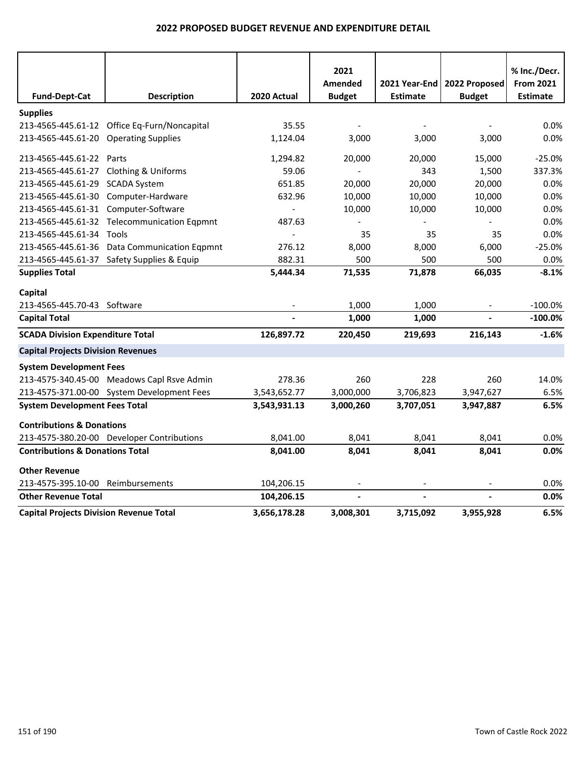## 2022 PROPOSED BUDGET REVENUE AND EXPENDITURE DETAIL

| Fund-Dept-Cat | Description | 2020 Actual | 2021 Amended Budget | 2021 Year-End Estimate | 2022 Proposed Budget | % Inc./Decr. From 2021 Estimate |
|---|---|---|---|---|---|---|
| **Supplies** | | | | | | |
| 213-4565-445.61-12 | Office Eq-Furn/Noncapital | 35.55 | - | - | - | 0.0% |
| 213-4565-445.61-20 | Operating Supplies | 1,124.04 | 3,000 | 3,000 | 3,000 | 0.0% |
| 213-4565-445.61-22 | Parts | 1,294.82 | 20,000 | 20,000 | 15,000 | -25.0% |
| 213-4565-445.61-27 | Clothing & Uniforms | 59.06 | - | 343 | 1,500 | 337.3% |
| 213-4565-445.61-29 | SCADA System | 651.85 | 20,000 | 20,000 | 20,000 | 0.0% |
| 213-4565-445.61-30 | Computer-Hardware | 632.96 | 10,000 | 10,000 | 10,000 | 0.0% |
| 213-4565-445.61-31 | Computer-Software | - | 10,000 | 10,000 | 10,000 | 0.0% |
| 213-4565-445.61-32 | Telecommunication Eqpmnt | 487.63 | - | - | - | 0.0% |
| 213-4565-445.61-34 | Tools | - | 35 | 35 | 35 | 0.0% |
| 213-4565-445.61-36 | Data Communication Eqpmnt | 276.12 | 8,000 | 8,000 | 6,000 | -25.0% |
| 213-4565-445.61-37 | Safety Supplies & Equip | 882.31 | 500 | 500 | 500 | 0.0% |
| **Supplies Total** | | **5,444.34** | **71,535** | **71,878** | **66,035** | **-8.1%** |
| **Capital** | | | | | | |
| 213-4565-445.70-43 | Software | - | 1,000 | 1,000 | - | -100.0% |
| **Capital Total** | | **-** | **1,000** | **1,000** | **-** | **-100.0%** |
| **SCADA Division Expenditure Total** | | **126,897.72** | **220,450** | **219,693** | **216,143** | **-1.6%** |
| **Capital Projects Division Revenues** | | | | | | |
| **System Development Fees** | | | | | | |
| 213-4575-340.45-00 | Meadows Capl Rsve Admin | 278.36 | 260 | 228 | 260 | 14.0% |
| 213-4575-371.00-00 | System Development Fees | 3,543,652.77 | 3,000,000 | 3,706,823 | 3,947,627 | 6.5% |
| **System Development Fees Total** | | **3,543,931.13** | **3,000,260** | **3,707,051** | **3,947,887** | **6.5%** |
| **Contributions & Donations** | | | | | | |
| 213-4575-380.20-00 | Developer Contributions | 8,041.00 | 8,041 | 8,041 | 8,041 | 0.0% |
| **Contributions & Donations Total** | | **8,041.00** | **8,041** | **8,041** | **8,041** | **0.0%** |
| **Other Revenue** | | | | | | |
| 213-4575-395.10-00 | Reimbursements | 104,206.15 | - | - | - | 0.0% |
| **Other Revenue Total** | | **104,206.15** | **-** | **-** | **-** | **0.0%** |
| **Capital Projects Division Revenue Total** | | **3,656,178.28** | **3,008,301** | **3,715,092** | **3,955,928** | **6.5%** |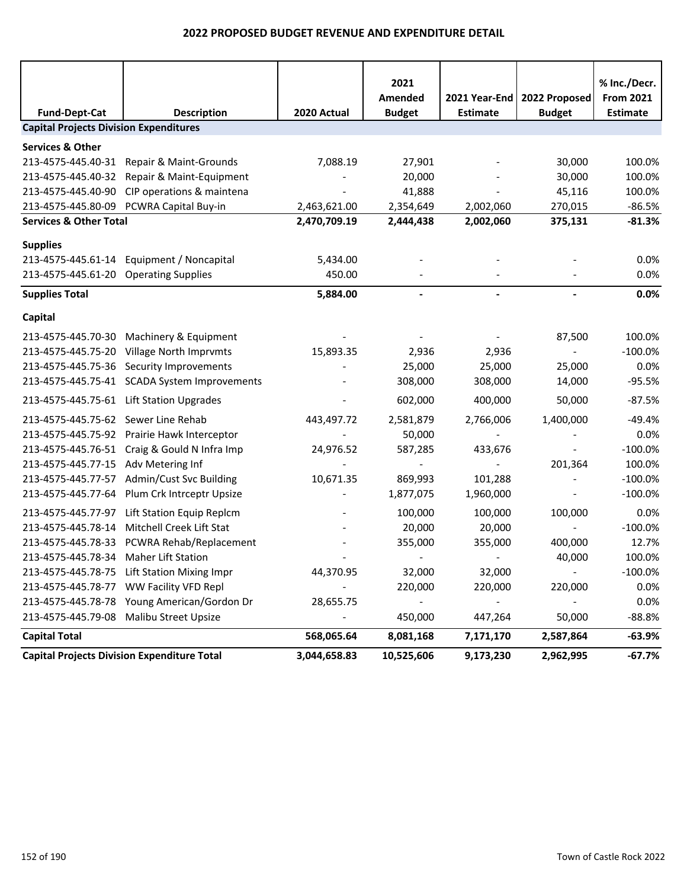# 2022 PROPOSED BUDGET REVENUE AND EXPENDITURE DETAIL

| Fund-Dept-Cat | Description | 2020 Actual | 2021 Amended Budget | 2021 Year-End Estimate | 2022 Proposed Budget | % Inc./Decr. From 2021 Estimate |
|---|---|---|---|---|---|---|
| **Capital Projects Division Expenditures** | | | | | | |
| **Services & Other** | | | | | | |
| 213-4575-445.40-31 | Repair & Maint-Grounds | 7,088.19 | 27,901 | - | 30,000 | 100.0% |
| 213-4575-445.40-32 | Repair & Maint-Equipment | - | 20,000 | - | 30,000 | 100.0% |
| 213-4575-445.40-90 | CIP operations & maintena | - | 41,888 | - | 45,116 | 100.0% |
| 213-4575-445.80-09 | PCWRA Capital Buy-in | 2,463,621.00 | 2,354,649 | 2,002,060 | 270,015 | -86.5% |
| **Services & Other Total** | | **2,470,709.19** | **2,444,438** | **2,002,060** | **375,131** | **-81.3%** |
| **Supplies** | | | | | | |
| 213-4575-445.61-14 | Equipment / Noncapital | 5,434.00 | - | - | - | 0.0% |
| 213-4575-445.61-20 | Operating Supplies | 450.00 | - | - | - | 0.0% |
| **Supplies Total** | | **5,884.00** | **-** | **-** | **-** | **0.0%** |
| **Capital** | | | | | | |
| 213-4575-445.70-30 | Machinery & Equipment | - | - | - | 87,500 | 100.0% |
| 213-4575-445.75-20 | Village North Imprvmts | 15,893.35 | 2,936 | 2,936 | - | -100.0% |
| 213-4575-445.75-36 | Security Improvements | - | 25,000 | 25,000 | 25,000 | 0.0% |
| 213-4575-445.75-41 | SCADA System Improvements | - | 308,000 | 308,000 | 14,000 | -95.5% |
| 213-4575-445.75-61 | Lift Station Upgrades | - | 602,000 | 400,000 | 50,000 | -87.5% |
| 213-4575-445.75-62 | Sewer Line Rehab | 443,497.72 | 2,581,879 | 2,766,006 | 1,400,000 | -49.4% |
| 213-4575-445.75-92 | Prairie Hawk Interceptor | - | 50,000 | - | - | 0.0% |
| 213-4575-445.76-51 | Craig & Gould N Infra Imp | 24,976.52 | 587,285 | 433,676 | - | -100.0% |
| 213-4575-445.77-15 | Adv Metering Inf | - | - | - | 201,364 | 100.0% |
| 213-4575-445.77-57 | Admin/Cust Svc Building | 10,671.35 | 869,993 | 101,288 | - | -100.0% |
| 213-4575-445.77-64 | Plum Crk Intrceptr Upsize | - | 1,877,075 | 1,960,000 | - | -100.0% |
| 213-4575-445.77-97 | Lift Station Equip Replcm | - | 100,000 | 100,000 | 100,000 | 0.0% |
| 213-4575-445.78-14 | Mitchell Creek Lift Stat | - | 20,000 | 20,000 | - | -100.0% |
| 213-4575-445.78-33 | PCWRA Rehab/Replacement | - | 355,000 | 355,000 | 400,000 | 12.7% |
| 213-4575-445.78-34 | Maher Lift Station | - | - | - | 40,000 | 100.0% |
| 213-4575-445.78-75 | Lift Station Mixing Impr | 44,370.95 | 32,000 | 32,000 | - | -100.0% |
| 213-4575-445.78-77 | WW Facility VFD Repl | - | 220,000 | 220,000 | 220,000 | 0.0% |
| 213-4575-445.78-78 | Young American/Gordon Dr | 28,655.75 | - | - | - | 0.0% |
| 213-4575-445.79-08 | Malibu Street Upsize | - | 450,000 | 447,264 | 50,000 | -88.8% |
| **Capital Total** | | **568,065.64** | **8,081,168** | **7,171,170** | **2,587,864** | **-63.9%** |
| **Capital Projects Division Expenditure Total** | | **3,044,658.83** | **10,525,606** | **9,173,230** | **2,962,995** | **-67.7%** |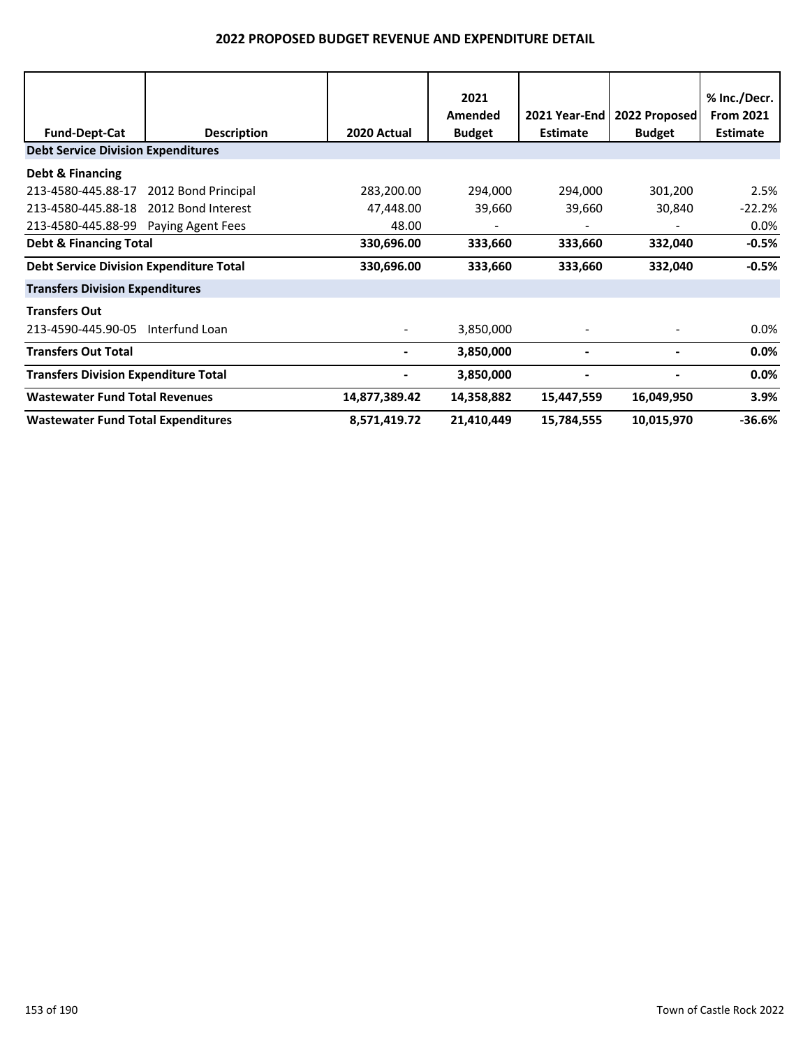# 2022 PROPOSED BUDGET REVENUE AND EXPENDITURE DETAIL

| Fund-Dept-Cat | Description | 2020 Actual | 2021 Amended Budget | 2021 Year-End Estimate | 2022 Proposed Budget | % Inc./Decr. From 2021 Estimate |
|---|---|---|---|---|---|---|
| **Debt Service Division Expenditures** | | | | | | |
| **Debt & Financing** | | | | | | |
| 213-4580-445.88-17 | 2012 Bond Principal | 283,200.00 | 294,000 | 294,000 | 301,200 | 2.5% |
| 213-4580-445.88-18 | 2012 Bond Interest | 47,448.00 | 39,660 | 39,660 | 30,840 | -22.2% |
| 213-4580-445.88-99 | Paying Agent Fees | 48.00 | - | - | - | 0.0% |
| **Debt & Financing Total** | | **330,696.00** | **333,660** | **333,660** | **332,040** | **-0.5%** |
| **Debt Service Division Expenditure Total** | | **330,696.00** | **333,660** | **333,660** | **332,040** | **-0.5%** |
| **Transfers Division Expenditures** | | | | | | |
| **Transfers Out** | | | | | | |
| 213-4590-445.90-05 | Interfund Loan | - | 3,850,000 | - | - | 0.0% |
| **Transfers Out Total** | | **-** | **3,850,000** | **-** | **-** | **0.0%** |
| **Transfers Division Expenditure Total** | | **-** | **3,850,000** | **-** | **-** | **0.0%** |
| **Wastewater Fund Total Revenues** | | **14,877,389.42** | **14,358,882** | **15,447,559** | **16,049,950** | **3.9%** |
| **Wastewater Fund Total Expenditures** | | **8,571,419.72** | **21,410,449** | **15,784,555** | **10,015,970** | **-36.6%** |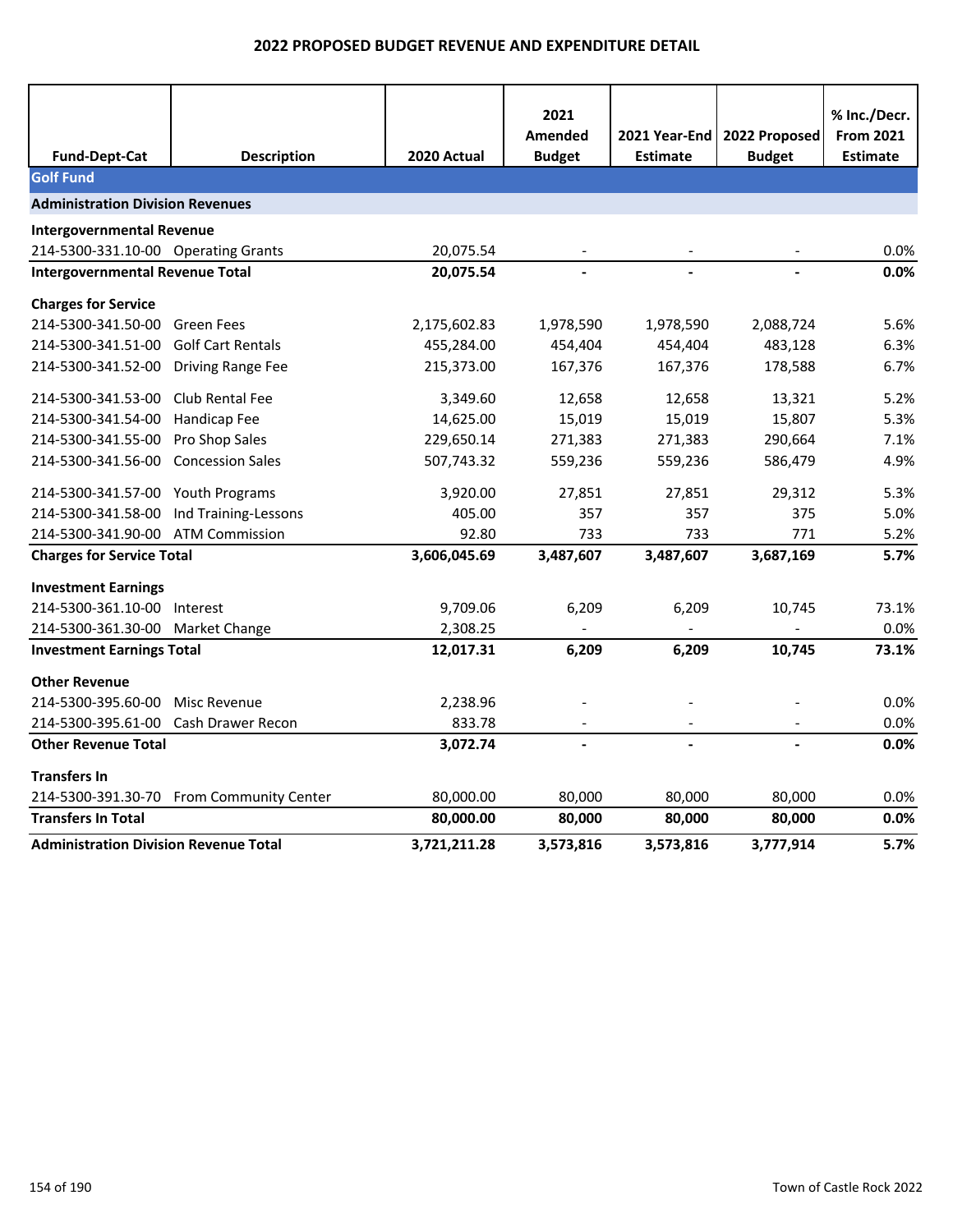# 2022 PROPOSED BUDGET REVENUE AND EXPENDITURE DETAIL

| Fund-Dept-Cat | Description | 2020 Actual | 2021 Amended Budget | 2021 Year-End Estimate | 2022 Proposed Budget | % Inc./Decr. From 2021 Estimate |
|---|---|---|---|---|---|---|
| **Golf Fund** | | | | | | |
| **Administration Division Revenues** | | | | | | |
| **Intergovernmental Revenue** | | | | | | |
| 214-5300-331.10-00 | Operating Grants | 20,075.54 | - | - | - | 0.0% |
| **Intergovernmental Revenue Total** | | **20,075.54** | **-** | **-** | **-** | **0.0%** |
| **Charges for Service** | | | | | | |
| 214-5300-341.50-00 | Green Fees | 2,175,602.83 | 1,978,590 | 1,978,590 | 2,088,724 | 5.6% |
| 214-5300-341.51-00 | Golf Cart Rentals | 455,284.00 | 454,404 | 454,404 | 483,128 | 6.3% |
| 214-5300-341.52-00 | Driving Range Fee | 215,373.00 | 167,376 | 167,376 | 178,588 | 6.7% |
| 214-5300-341.53-00 | Club Rental Fee | 3,349.60 | 12,658 | 12,658 | 13,321 | 5.2% |
| 214-5300-341.54-00 | Handicap Fee | 14,625.00 | 15,019 | 15,019 | 15,807 | 5.3% |
| 214-5300-341.55-00 | Pro Shop Sales | 229,650.14 | 271,383 | 271,383 | 290,664 | 7.1% |
| 214-5300-341.56-00 | Concession Sales | 507,743.32 | 559,236 | 559,236 | 586,479 | 4.9% |
| 214-5300-341.57-00 | Youth Programs | 3,920.00 | 27,851 | 27,851 | 29,312 | 5.3% |
| 214-5300-341.58-00 | Ind Training-Lessons | 405.00 | 357 | 357 | 375 | 5.0% |
| 214-5300-341.90-00 | ATM Commission | 92.80 | 733 | 733 | 771 | 5.2% |
| **Charges for Service Total** | | **3,606,045.69** | **3,487,607** | **3,487,607** | **3,687,169** | **5.7%** |
| **Investment Earnings** | | | | | | |
| 214-5300-361.10-00 | Interest | 9,709.06 | 6,209 | 6,209 | 10,745 | 73.1% |
| 214-5300-361.30-00 | Market Change | 2,308.25 | - | - | - | 0.0% |
| **Investment Earnings Total** | | **12,017.31** | **6,209** | **6,209** | **10,745** | **73.1%** |
| **Other Revenue** | | | | | | |
| 214-5300-395.60-00 | Misc Revenue | 2,238.96 | - | - | - | 0.0% |
| 214-5300-395.61-00 | Cash Drawer Recon | 833.78 | - | - | - | 0.0% |
| **Other Revenue Total** | | **3,072.74** | **-** | **-** | **-** | **0.0%** |
| **Transfers In** | | | | | | |
| 214-5300-391.30-70 | From Community Center | 80,000.00 | 80,000 | 80,000 | 80,000 | 0.0% |
| **Transfers In Total** | | **80,000.00** | **80,000** | **80,000** | **80,000** | **0.0%** |
| **Administration Division Revenue Total** | | **3,721,211.28** | **3,573,816** | **3,573,816** | **3,777,914** | **5.7%** |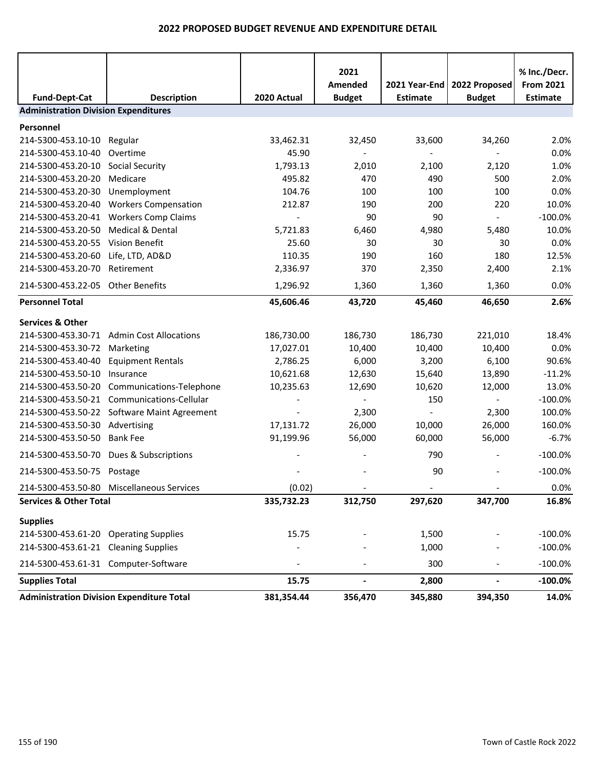# 2022 PROPOSED BUDGET REVENUE AND EXPENDITURE DETAIL

| Fund-Dept-Cat | Description | 2020 Actual | 2021 Amended Budget | 2021 Year-End Estimate | 2022 Proposed Budget | % Inc./Decr. From 2021 Estimate |
|---|---|---|---|---|---|---|
| **Administration Division Expenditures** | | | | | | |
| **Personnel** | | | | | | |
| 214-5300-453.10-10 | Regular | 33,462.31 | 32,450 | 33,600 | 34,260 | 2.0% |
| 214-5300-453.10-40 | Overtime | 45.90 | - | - | - | 0.0% |
| 214-5300-453.20-10 | Social Security | 1,793.13 | 2,010 | 2,100 | 2,120 | 1.0% |
| 214-5300-453.20-20 | Medicare | 495.82 | 470 | 490 | 500 | 2.0% |
| 214-5300-453.20-30 | Unemployment | 104.76 | 100 | 100 | 100 | 0.0% |
| 214-5300-453.20-40 | Workers Compensation | 212.87 | 190 | 200 | 220 | 10.0% |
| 214-5300-453.20-41 | Workers Comp Claims | - | 90 | 90 | - | -100.0% |
| 214-5300-453.20-50 | Medical & Dental | 5,721.83 | 6,460 | 4,980 | 5,480 | 10.0% |
| 214-5300-453.20-55 | Vision Benefit | 25.60 | 30 | 30 | 30 | 0.0% |
| 214-5300-453.20-60 | Life, LTD, AD&D | 110.35 | 190 | 160 | 180 | 12.5% |
| 214-5300-453.20-70 | Retirement | 2,336.97 | 370 | 2,350 | 2,400 | 2.1% |
| 214-5300-453.22-05 | Other Benefits | 1,296.92 | 1,360 | 1,360 | 1,360 | 0.0% |
| **Personnel Total** | | **45,606.46** | **43,720** | **45,460** | **46,650** | **2.6%** |
| **Services & Other** | | | | | | |
| 214-5300-453.30-71 | Admin Cost Allocations | 186,730.00 | 186,730 | 186,730 | 221,010 | 18.4% |
| 214-5300-453.30-72 | Marketing | 17,027.01 | 10,400 | 10,400 | 10,400 | 0.0% |
| 214-5300-453.40-40 | Equipment Rentals | 2,786.25 | 6,000 | 3,200 | 6,100 | 90.6% |
| 214-5300-453.50-10 | Insurance | 10,621.68 | 12,630 | 15,640 | 13,890 | -11.2% |
| 214-5300-453.50-20 | Communications-Telephone | 10,235.63 | 12,690 | 10,620 | 12,000 | 13.0% |
| 214-5300-453.50-21 | Communications-Cellular | - | - | 150 | - | -100.0% |
| 214-5300-453.50-22 | Software Maint Agreement | - | 2,300 | - | 2,300 | 100.0% |
| 214-5300-453.50-30 | Advertising | 17,131.72 | 26,000 | 10,000 | 26,000 | 160.0% |
| 214-5300-453.50-50 | Bank Fee | 91,199.96 | 56,000 | 60,000 | 56,000 | -6.7% |
| 214-5300-453.50-70 | Dues & Subscriptions | - | - | 790 | - | -100.0% |
| 214-5300-453.50-75 | Postage | - | - | 90 | - | -100.0% |
| 214-5300-453.50-80 | Miscellaneous Services | (0.02) | - | - | - | 0.0% |
| **Services & Other Total** | | **335,732.23** | **312,750** | **297,620** | **347,700** | **16.8%** |
| **Supplies** | | | | | | |
| 214-5300-453.61-20 | Operating Supplies | 15.75 | - | 1,500 | - | -100.0% |
| 214-5300-453.61-21 | Cleaning Supplies | - | - | 1,000 | - | -100.0% |
| 214-5300-453.61-31 | Computer-Software | - | - | 300 | - | -100.0% |
| **Supplies Total** | | **15.75** | **-** | **2,800** | **-** | **-100.0%** |
| **Administration Division Expenditure Total** | | **381,354.44** | **356,470** | **345,880** | **394,350** | **14.0%** |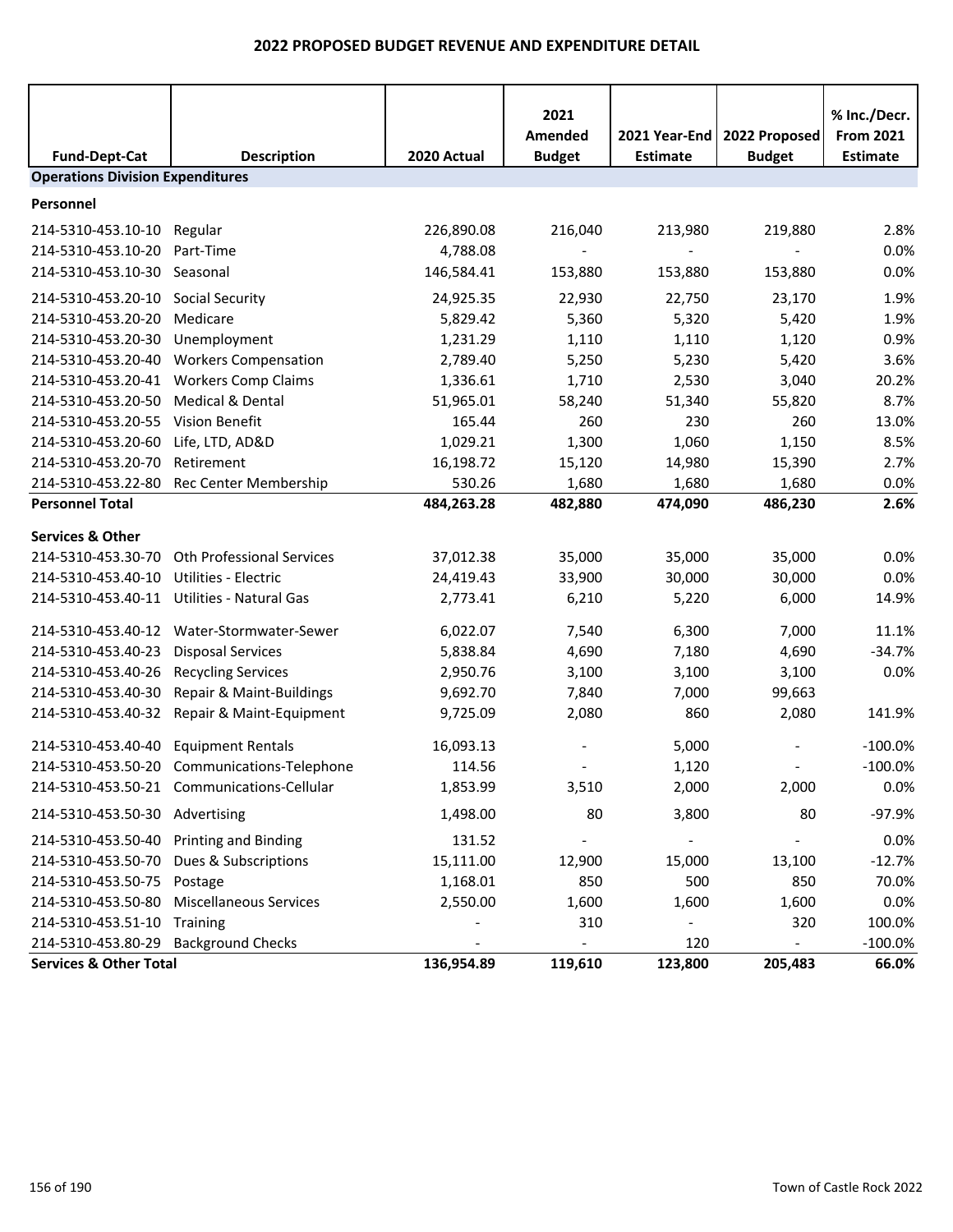# 2022 PROPOSED BUDGET REVENUE AND EXPENDITURE DETAIL

| Fund-Dept-Cat | Description | 2020 Actual | 2021 Amended Budget | 2021 Year-End Estimate | 2022 Proposed Budget | % Inc./Decr. From 2021 Estimate |
|---|---|---|---|---|---|---|
| **Operations Division Expenditures** | | | | | | |
| **Personnel** | | | | | | |
| 214-5310-453.10-10 | Regular | 226,890.08 | 216,040 | 213,980 | 219,880 | 2.8% |
| 214-5310-453.10-20 | Part-Time | 4,788.08 | - | - | - | 0.0% |
| 214-5310-453.10-30 | Seasonal | 146,584.41 | 153,880 | 153,880 | 153,880 | 0.0% |
| 214-5310-453.20-10 | Social Security | 24,925.35 | 22,930 | 22,750 | 23,170 | 1.9% |
| 214-5310-453.20-20 | Medicare | 5,829.42 | 5,360 | 5,320 | 5,420 | 1.9% |
| 214-5310-453.20-30 | Unemployment | 1,231.29 | 1,110 | 1,110 | 1,120 | 0.9% |
| 214-5310-453.20-40 | Workers Compensation | 2,789.40 | 5,250 | 5,230 | 5,420 | 3.6% |
| 214-5310-453.20-41 | Workers Comp Claims | 1,336.61 | 1,710 | 2,530 | 3,040 | 20.2% |
| 214-5310-453.20-50 | Medical & Dental | 51,965.01 | 58,240 | 51,340 | 55,820 | 8.7% |
| 214-5310-453.20-55 | Vision Benefit | 165.44 | 260 | 230 | 260 | 13.0% |
| 214-5310-453.20-60 | Life, LTD, AD&D | 1,029.21 | 1,300 | 1,060 | 1,150 | 8.5% |
| 214-5310-453.20-70 | Retirement | 16,198.72 | 15,120 | 14,980 | 15,390 | 2.7% |
| 214-5310-453.22-80 | Rec Center Membership | 530.26 | 1,680 | 1,680 | 1,680 | 0.0% |
| **Personnel Total** | | **484,263.28** | **482,880** | **474,090** | **486,230** | **2.6%** |
| **Services & Other** | | | | | | |
| 214-5310-453.30-70 | Oth Professional Services | 37,012.38 | 35,000 | 35,000 | 35,000 | 0.0% |
| 214-5310-453.40-10 | Utilities - Electric | 24,419.43 | 33,900 | 30,000 | 30,000 | 0.0% |
| 214-5310-453.40-11 | Utilities - Natural Gas | 2,773.41 | 6,210 | 5,220 | 6,000 | 14.9% |
| 214-5310-453.40-12 | Water-Stormwater-Sewer | 6,022.07 | 7,540 | 6,300 | 7,000 | 11.1% |
| 214-5310-453.40-23 | Disposal Services | 5,838.84 | 4,690 | 7,180 | 4,690 | -34.7% |
| 214-5310-453.40-26 | Recycling Services | 2,950.76 | 3,100 | 3,100 | 3,100 | 0.0% |
| 214-5310-453.40-30 | Repair & Maint-Buildings | 9,692.70 | 7,840 | 7,000 | 99,663 | |
| 214-5310-453.40-32 | Repair & Maint-Equipment | 9,725.09 | 2,080 | 860 | 2,080 | 141.9% |
| 214-5310-453.40-40 | Equipment Rentals | 16,093.13 | - | 5,000 | - | -100.0% |
| 214-5310-453.50-20 | Communications-Telephone | 114.56 | - | 1,120 | - | -100.0% |
| 214-5310-453.50-21 | Communications-Cellular | 1,853.99 | 3,510 | 2,000 | 2,000 | 0.0% |
| 214-5310-453.50-30 | Advertising | 1,498.00 | 80 | 3,800 | 80 | -97.9% |
| 214-5310-453.50-40 | Printing and Binding | 131.52 | - | - | - | 0.0% |
| 214-5310-453.50-70 | Dues & Subscriptions | 15,111.00 | 12,900 | 15,000 | 13,100 | -12.7% |
| 214-5310-453.50-75 | Postage | 1,168.01 | 850 | 500 | 850 | 70.0% |
| 214-5310-453.50-80 | Miscellaneous Services | 2,550.00 | 1,600 | 1,600 | 1,600 | 0.0% |
| 214-5310-453.51-10 | Training | - | 310 | - | 320 | 100.0% |
| 214-5310-453.80-29 | Background Checks | - | - | 120 | - | -100.0% |
| **Services & Other Total** | | **136,954.89** | **119,610** | **123,800** | **205,483** | **66.0%** |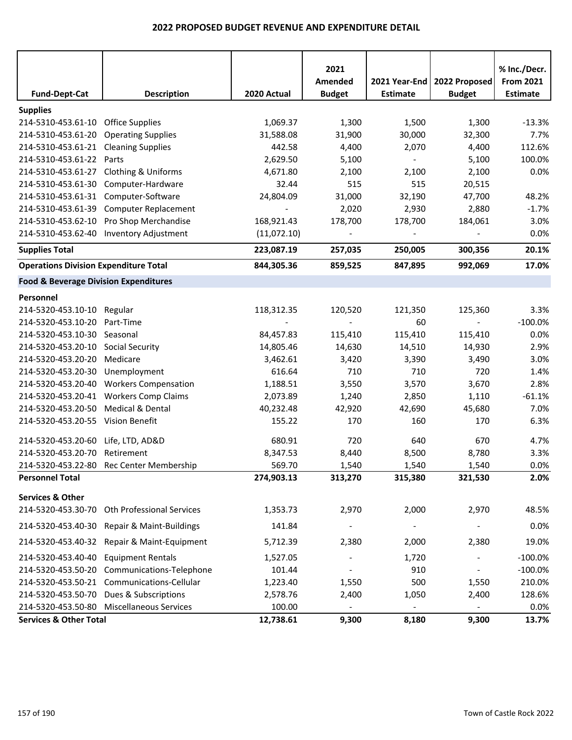# 2022 PROPOSED BUDGET REVENUE AND EXPENDITURE DETAIL

| Fund-Dept-Cat | Description | 2020 Actual | 2021 Amended Budget | 2021 Year-End Estimate | 2022 Proposed Budget | % Inc./Decr. From 2021 Estimate |
|---|---|---|---|---|---|---|
| **Supplies** | | | | | | |
| 214-5310-453.61-10 | Office Supplies | 1,069.37 | 1,300 | 1,500 | 1,300 | -13.3% |
| 214-5310-453.61-20 | Operating Supplies | 31,588.08 | 31,900 | 30,000 | 32,300 | 7.7% |
| 214-5310-453.61-21 | Cleaning Supplies | 442.58 | 4,400 | 2,070 | 4,400 | 112.6% |
| 214-5310-453.61-22 | Parts | 2,629.50 | 5,100 | - | 5,100 | 100.0% |
| 214-5310-453.61-27 | Clothing & Uniforms | 4,671.80 | 2,100 | 2,100 | 2,100 | 0.0% |
| 214-5310-453.61-30 | Computer-Hardware | 32.44 | 515 | 515 | 20,515 | |
| 214-5310-453.61-31 | Computer-Software | 24,804.09 | 31,000 | 32,190 | 47,700 | 48.2% |
| 214-5310-453.61-39 | Computer Replacement | - | 2,020 | 2,930 | 2,880 | -1.7% |
| 214-5310-453.62-10 | Pro Shop Merchandise | 168,921.43 | 178,700 | 178,700 | 184,061 | 3.0% |
| 214-5310-453.62-40 | Inventory Adjustment | (11,072.10) | - | - | - | 0.0% |
| **Supplies Total** | | **223,087.19** | **257,035** | **250,005** | **300,356** | **20.1%** |
| **Operations Division Expenditure Total** | | **844,305.36** | **859,525** | **847,895** | **992,069** | **17.0%** |
| **Food & Beverage Division Expenditures** | | | | | | |
| **Personnel** | | | | | | |
| 214-5320-453.10-10 | Regular | 118,312.35 | 120,520 | 121,350 | 125,360 | 3.3% |
| 214-5320-453.10-20 | Part-Time | - | - | 60 | - | -100.0% |
| 214-5320-453.10-30 | Seasonal | 84,457.83 | 115,410 | 115,410 | 115,410 | 0.0% |
| 214-5320-453.20-10 | Social Security | 14,805.46 | 14,630 | 14,510 | 14,930 | 2.9% |
| 214-5320-453.20-20 | Medicare | 3,462.61 | 3,420 | 3,390 | 3,490 | 3.0% |
| 214-5320-453.20-30 | Unemployment | 616.64 | 710 | 710 | 720 | 1.4% |
| 214-5320-453.20-40 | Workers Compensation | 1,188.51 | 3,550 | 3,570 | 3,670 | 2.8% |
| 214-5320-453.20-41 | Workers Comp Claims | 2,073.89 | 1,240 | 2,850 | 1,110 | -61.1% |
| 214-5320-453.20-50 | Medical & Dental | 40,232.48 | 42,920 | 42,690 | 45,680 | 7.0% |
| 214-5320-453.20-55 | Vision Benefit | 155.22 | 170 | 160 | 170 | 6.3% |
| 214-5320-453.20-60 | Life, LTD, AD&D | 680.91 | 720 | 640 | 670 | 4.7% |
| 214-5320-453.20-70 | Retirement | 8,347.53 | 8,440 | 8,500 | 8,780 | 3.3% |
| 214-5320-453.22-80 | Rec Center Membership | 569.70 | 1,540 | 1,540 | 1,540 | 0.0% |
| **Personnel Total** | | **274,903.13** | **313,270** | **315,380** | **321,530** | **2.0%** |
| **Services & Other** | | | | | | |
| 214-5320-453.30-70 | Oth Professional Services | 1,353.73 | 2,970 | 2,000 | 2,970 | 48.5% |
| 214-5320-453.40-30 | Repair & Maint-Buildings | 141.84 | - | - | - | 0.0% |
| 214-5320-453.40-32 | Repair & Maint-Equipment | 5,712.39 | 2,380 | 2,000 | 2,380 | 19.0% |
| 214-5320-453.40-40 | Equipment Rentals | 1,527.05 | - | 1,720 | - | -100.0% |
| 214-5320-453.50-20 | Communications-Telephone | 101.44 | - | 910 | - | -100.0% |
| 214-5320-453.50-21 | Communications-Cellular | 1,223.40 | 1,550 | 500 | 1,550 | 210.0% |
| 214-5320-453.50-70 | Dues & Subscriptions | 2,578.76 | 2,400 | 1,050 | 2,400 | 128.6% |
| 214-5320-453.50-80 | Miscellaneous Services | 100.00 | - | - | - | 0.0% |
| **Services & Other Total** | | **12,738.61** | **9,300** | **8,180** | **9,300** | **13.7%** |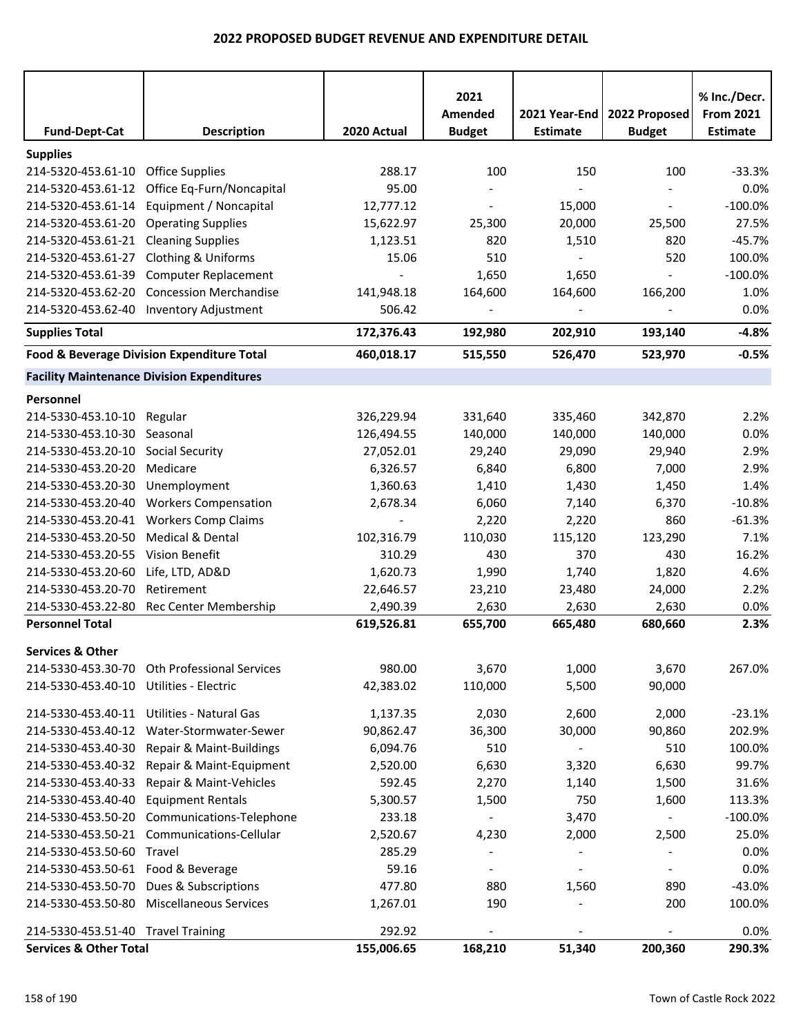# 2022 PROPOSED BUDGET REVENUE AND EXPENDITURE DETAIL

| Fund-Dept-Cat | Description | 2020 Actual | 2021 Amended Budget | 2021 Year-End Estimate | 2022 Proposed Budget | % Inc./Decr. From 2021 Estimate |
|---|---|---|---|---|---|---|
| **Supplies** | | | | | | |
| 214-5320-453.61-10 | Office Supplies | 288.17 | 100 | 150 | 100 | -33.3% |
| 214-5320-453.61-12 | Office Eq-Furn/Noncapital | 95.00 | - | - | - | 0.0% |
| 214-5320-453.61-14 | Equipment / Noncapital | 12,777.12 | - | 15,000 | - | -100.0% |
| 214-5320-453.61-20 | Operating Supplies | 15,622.97 | 25,300 | 20,000 | 25,500 | 27.5% |
| 214-5320-453.61-21 | Cleaning Supplies | 1,123.51 | 820 | 1,510 | 820 | -45.7% |
| 214-5320-453.61-27 | Clothing & Uniforms | 15.06 | 510 | - | 520 | 100.0% |
| 214-5320-453.61-39 | Computer Replacement | - | 1,650 | 1,650 | - | -100.0% |
| 214-5320-453.62-20 | Concession Merchandise | 141,948.18 | 164,600 | 164,600 | 166,200 | 1.0% |
| 214-5320-453.62-40 | Inventory Adjustment | 506.42 | - | - | - | 0.0% |
| **Supplies Total** | | **172,376.43** | **192,980** | **202,910** | **193,140** | **-4.8%** |
| **Food & Beverage Division Expenditure Total** | | **460,018.17** | **515,550** | **526,470** | **523,970** | **-0.5%** |
| **Facility Maintenance Division Expenditures** | | | | | | |
| **Personnel** | | | | | | |
| 214-5330-453.10-10 | Regular | 326,229.94 | 331,640 | 335,460 | 342,870 | 2.2% |
| 214-5330-453.10-30 | Seasonal | 126,494.55 | 140,000 | 140,000 | 140,000 | 0.0% |
| 214-5330-453.20-10 | Social Security | 27,052.01 | 29,240 | 29,090 | 29,940 | 2.9% |
| 214-5330-453.20-20 | Medicare | 6,326.57 | 6,840 | 6,800 | 7,000 | 2.9% |
| 214-5330-453.20-30 | Unemployment | 1,360.63 | 1,410 | 1,430 | 1,450 | 1.4% |
| 214-5330-453.20-40 | Workers Compensation | 2,678.34 | 6,060 | 7,140 | 6,370 | -10.8% |
| 214-5330-453.20-41 | Workers Comp Claims | - | 2,220 | 2,220 | 860 | -61.3% |
| 214-5330-453.20-50 | Medical & Dental | 102,316.79 | 110,030 | 115,120 | 123,290 | 7.1% |
| 214-5330-453.20-55 | Vision Benefit | 310.29 | 430 | 370 | 430 | 16.2% |
| 214-5330-453.20-60 | Life, LTD, AD&D | 1,620.73 | 1,990 | 1,740 | 1,820 | 4.6% |
| 214-5330-453.20-70 | Retirement | 22,646.57 | 23,210 | 23,480 | 24,000 | 2.2% |
| 214-5330-453.22-80 | Rec Center Membership | 2,490.39 | 2,630 | 2,630 | 2,630 | 0.0% |
| **Personnel Total** | | **619,526.81** | **655,700** | **665,480** | **680,660** | **2.3%** |
| **Services & Other** | | | | | | |
| 214-5330-453.30-70 | Oth Professional Services | 980.00 | 3,670 | 1,000 | 3,670 | 267.0% |
| 214-5330-453.40-10 | Utilities - Electric | 42,383.02 | 110,000 | 5,500 | 90,000 | |
| 214-5330-453.40-11 | Utilities - Natural Gas | 1,137.35 | 2,030 | 2,600 | 2,000 | -23.1% |
| 214-5330-453.40-12 | Water-Stormwater-Sewer | 90,862.47 | 36,300 | 30,000 | 90,860 | 202.9% |
| 214-5330-453.40-30 | Repair & Maint-Buildings | 6,094.76 | 510 | - | 510 | 100.0% |
| 214-5330-453.40-32 | Repair & Maint-Equipment | 2,520.00 | 6,630 | 3,320 | 6,630 | 99.7% |
| 214-5330-453.40-33 | Repair & Maint-Vehicles | 592.45 | 2,270 | 1,140 | 1,500 | 31.6% |
| 214-5330-453.40-40 | Equipment Rentals | 5,300.57 | 1,500 | 750 | 1,600 | 113.3% |
| 214-5330-453.50-20 | Communications-Telephone | 233.18 | - | 3,470 | - | -100.0% |
| 214-5330-453.50-21 | Communications-Cellular | 2,520.67 | 4,230 | 2,000 | 2,500 | 25.0% |
| 214-5330-453.50-60 | Travel | 285.29 | - | - | - | 0.0% |
| 214-5330-453.50-61 | Food & Beverage | 59.16 | - | - | - | 0.0% |
| 214-5330-453.50-70 | Dues & Subscriptions | 477.80 | 880 | 1,560 | 890 | -43.0% |
| 214-5330-453.50-80 | Miscellaneous Services | 1,267.01 | 190 | - | 200 | 100.0% |
| 214-5330-453.51-40 | Travel Training | 292.92 | - | - | - | 0.0% |
| **Services & Other Total** | | **155,006.65** | **168,210** | **51,340** | **200,360** | **290.3%** |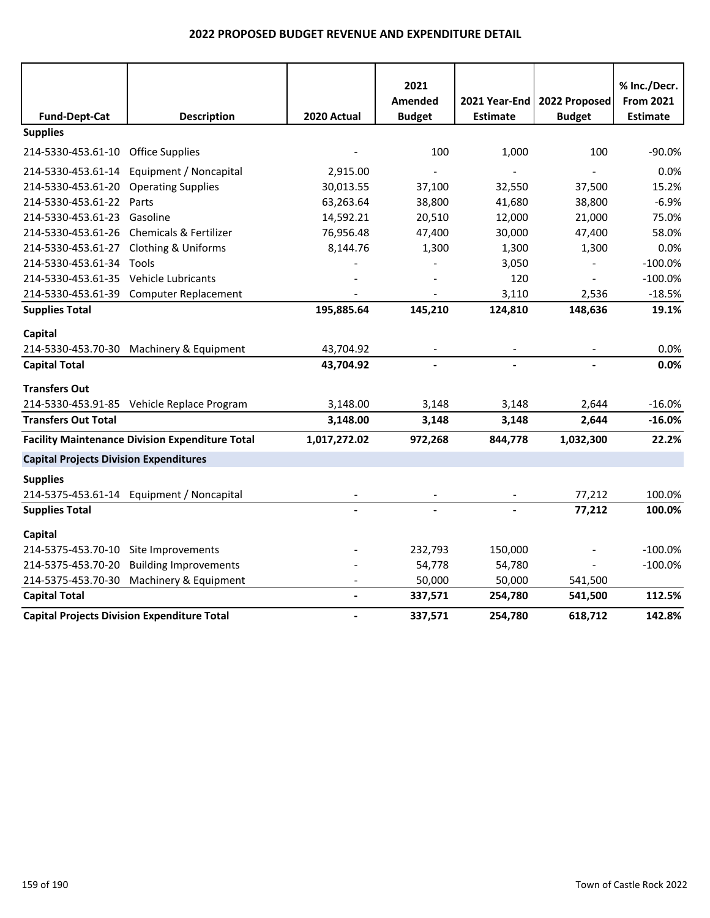# 2022 PROPOSED BUDGET REVENUE AND EXPENDITURE DETAIL

| Fund-Dept-Cat | Description | 2020 Actual | 2021 Amended Budget | 2021 Year-End Estimate | 2022 Proposed Budget | % Inc./Decr. From 2021 Estimate |
|---|---|---|---|---|---|---|
| **Supplies** | | | | | | |
| 214-5330-453.61-10 | Office Supplies | - | 100 | 1,000 | 100 | -90.0% |
| 214-5330-453.61-14 | Equipment / Noncapital | 2,915.00 | - | - | - | 0.0% |
| 214-5330-453.61-20 | Operating Supplies | 30,013.55 | 37,100 | 32,550 | 37,500 | 15.2% |
| 214-5330-453.61-22 | Parts | 63,263.64 | 38,800 | 41,680 | 38,800 | -6.9% |
| 214-5330-453.61-23 | Gasoline | 14,592.21 | 20,510 | 12,000 | 21,000 | 75.0% |
| 214-5330-453.61-26 | Chemicals & Fertilizer | 76,956.48 | 47,400 | 30,000 | 47,400 | 58.0% |
| 214-5330-453.61-27 | Clothing & Uniforms | 8,144.76 | 1,300 | 1,300 | 1,300 | 0.0% |
| 214-5330-453.61-34 | Tools | - | - | 3,050 | - | -100.0% |
| 214-5330-453.61-35 | Vehicle Lubricants | - | - | 120 | - | -100.0% |
| 214-5330-453.61-39 | Computer Replacement | - | - | 3,110 | 2,536 | -18.5% |
| **Supplies Total** | | **195,885.64** | **145,210** | **124,810** | **148,636** | **19.1%** |
| **Capital** | | | | | | |
| 214-5330-453.70-30 | Machinery & Equipment | 43,704.92 | - | - | - | 0.0% |
| **Capital Total** | | **43,704.92** | **-** | **-** | **-** | **0.0%** |
| **Transfers Out** | | | | | | |
| 214-5330-453.91-85 | Vehicle Replace Program | 3,148.00 | 3,148 | 3,148 | 2,644 | -16.0% |
| **Transfers Out Total** | | **3,148.00** | **3,148** | **3,148** | **2,644** | **-16.0%** |
| **Facility Maintenance Division Expenditure Total** | | **1,017,272.02** | **972,268** | **844,778** | **1,032,300** | **22.2%** |
| **Capital Projects Division Expenditures** | | | | | | |
| **Supplies** | | | | | | |
| 214-5375-453.61-14 | Equipment / Noncapital | - | - | - | 77,212 | 100.0% |
| **Supplies Total** | | **-** | **-** | **-** | **77,212** | **100.0%** |
| **Capital** | | | | | | |
| 214-5375-453.70-10 | Site Improvements | - | 232,793 | 150,000 | - | -100.0% |
| 214-5375-453.70-20 | Building Improvements | - | 54,778 | 54,780 | - | -100.0% |
| 214-5375-453.70-30 | Machinery & Equipment | - | 50,000 | 50,000 | 541,500 | |
| **Capital Total** | | **-** | **337,571** | **254,780** | **541,500** | **112.5%** |
| **Capital Projects Division Expenditure Total** | | **-** | **337,571** | **254,780** | **618,712** | **142.8%** |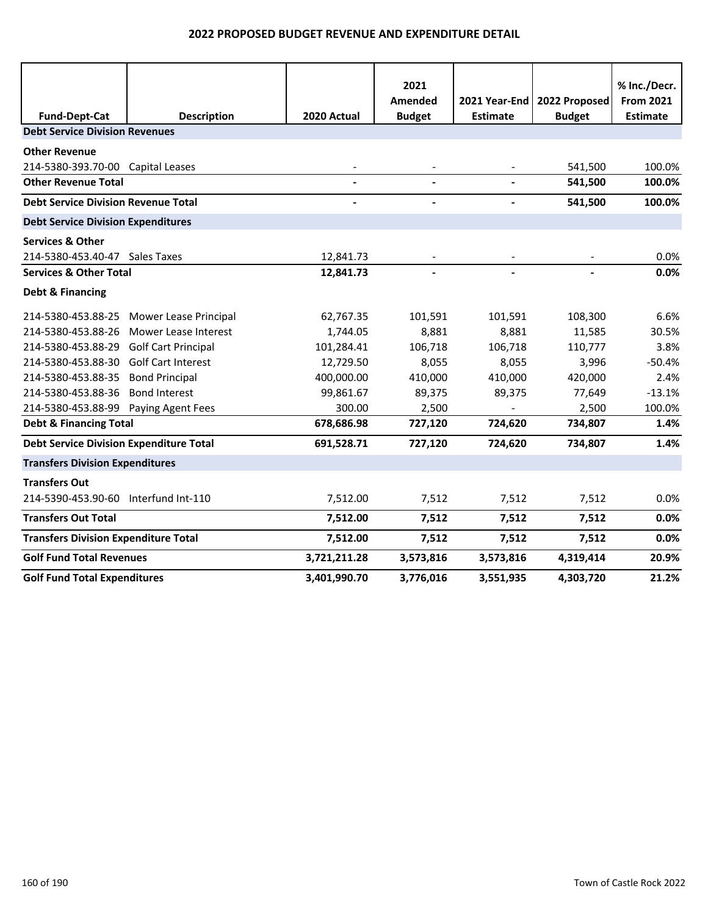## 2022 PROPOSED BUDGET REVENUE AND EXPENDITURE DETAIL

| Fund-Dept-Cat | Description | 2020 Actual | 2021 Amended Budget | 2021 Year-End Estimate | 2022 Proposed Budget | % Inc./Decr. From 2021 Estimate |
|---|---|---|---|---|---|---|
| **Debt Service Division Revenues** | | | | | | |
| **Other Revenue** | | | | | | |
| 214-5380-393.70-00 | Capital Leases | - | - | - | 541,500 | 100.0% |
| **Other Revenue Total** | | **-** | **-** | **-** | **541,500** | **100.0%** |
| **Debt Service Division Revenue Total** | | **-** | **-** | **-** | **541,500** | **100.0%** |
| **Debt Service Division Expenditures** | | | | | | |
| **Services & Other** | | | | | | |
| 214-5380-453.40-47 | Sales Taxes | 12,841.73 | - | - | - | 0.0% |
| **Services & Other Total** | | **12,841.73** | **-** | **-** | **-** | **0.0%** |
| **Debt & Financing** | | | | | | |
| 214-5380-453.88-25 | Mower Lease Principal | 62,767.35 | 101,591 | 101,591 | 108,300 | 6.6% |
| 214-5380-453.88-26 | Mower Lease Interest | 1,744.05 | 8,881 | 8,881 | 11,585 | 30.5% |
| 214-5380-453.88-29 | Golf Cart Principal | 101,284.41 | 106,718 | 106,718 | 110,777 | 3.8% |
| 214-5380-453.88-30 | Golf Cart Interest | 12,729.50 | 8,055 | 8,055 | 3,996 | -50.4% |
| 214-5380-453.88-35 | Bond Principal | 400,000.00 | 410,000 | 410,000 | 420,000 | 2.4% |
| 214-5380-453.88-36 | Bond Interest | 99,861.67 | 89,375 | 89,375 | 77,649 | -13.1% |
| 214-5380-453.88-99 | Paying Agent Fees | 300.00 | 2,500 | - | 2,500 | 100.0% |
| **Debt & Financing Total** | | **678,686.98** | **727,120** | **724,620** | **734,807** | **1.4%** |
| **Debt Service Division Expenditure Total** | | **691,528.71** | **727,120** | **724,620** | **734,807** | **1.4%** |
| **Transfers Division Expenditures** | | | | | | |
| **Transfers Out** | | | | | | |
| 214-5390-453.90-60 | Interfund Int-110 | 7,512.00 | 7,512 | 7,512 | 7,512 | 0.0% |
| **Transfers Out Total** | | **7,512.00** | **7,512** | **7,512** | **7,512** | **0.0%** |
| **Transfers Division Expenditure Total** | | **7,512.00** | **7,512** | **7,512** | **7,512** | **0.0%** |
| **Golf Fund Total Revenues** | | **3,721,211.28** | **3,573,816** | **3,573,816** | **4,319,414** | **20.9%** |
| **Golf Fund Total Expenditures** | | **3,401,990.70** | **3,776,016** | **3,551,935** | **4,303,720** | **21.2%** |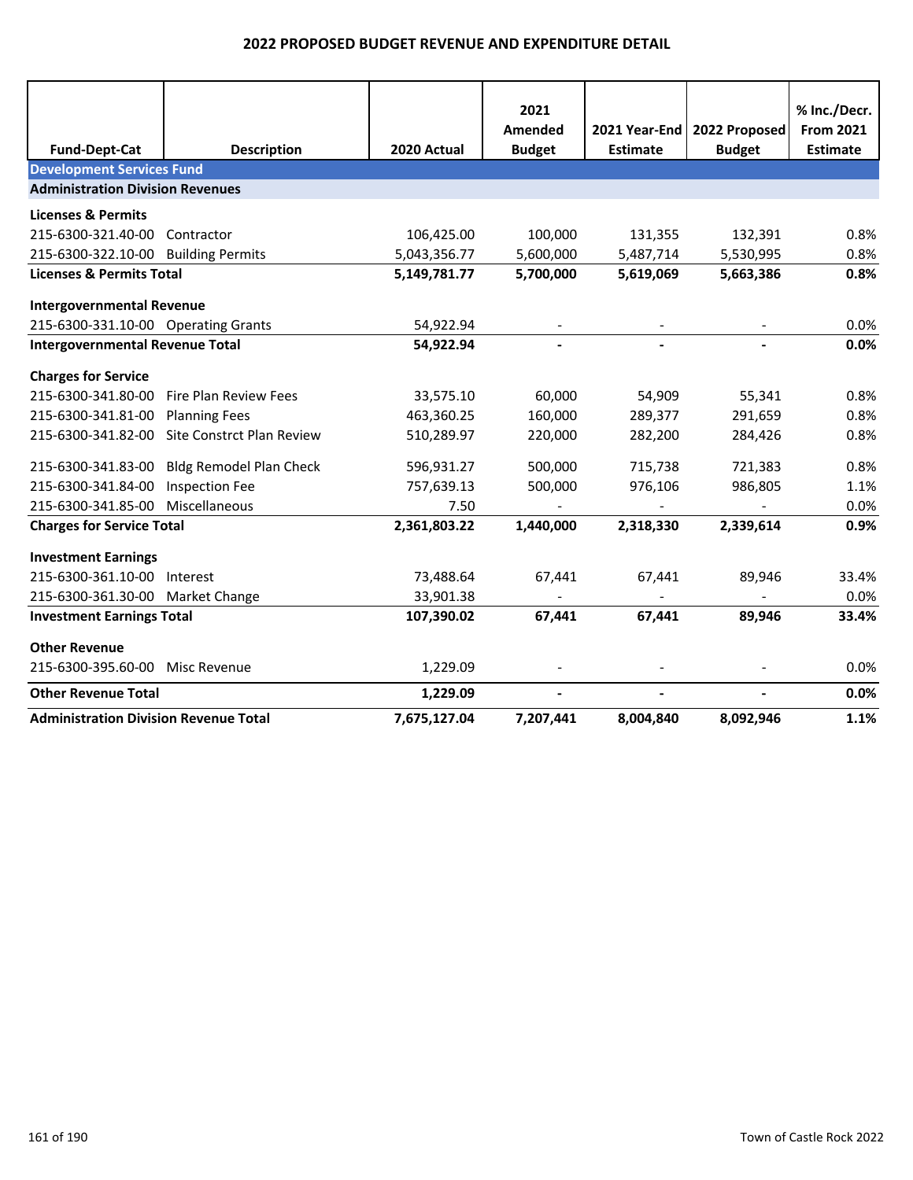# 2022 PROPOSED BUDGET REVENUE AND EXPENDITURE DETAIL

| Fund-Dept-Cat | Description | 2020 Actual | 2021 Amended Budget | 2021 Year-End Estimate | 2022 Proposed Budget | % Inc./Decr. From 2021 Estimate |
|---|---|---|---|---|---|---|
| **Development Services Fund** | | | | | | |
| **Administration Division Revenues** | | | | | | |
| **Licenses & Permits** | | | | | | |
| 215-6300-321.40-00 | Contractor | 106,425.00 | 100,000 | 131,355 | 132,391 | 0.8% |
| 215-6300-322.10-00 | Building Permits | 5,043,356.77 | 5,600,000 | 5,487,714 | 5,530,995 | 0.8% |
| **Licenses & Permits Total** | | **5,149,781.77** | **5,700,000** | **5,619,069** | **5,663,386** | **0.8%** |
| **Intergovernmental Revenue** | | | | | | |
| 215-6300-331.10-00 | Operating Grants | 54,922.94 | - | - | - | 0.0% |
| **Intergovernmental Revenue Total** | | **54,922.94** | **-** | **-** | **-** | **0.0%** |
| **Charges for Service** | | | | | | |
| 215-6300-341.80-00 | Fire Plan Review Fees | 33,575.10 | 60,000 | 54,909 | 55,341 | 0.8% |
| 215-6300-341.81-00 | Planning Fees | 463,360.25 | 160,000 | 289,377 | 291,659 | 0.8% |
| 215-6300-341.82-00 | Site Constrct Plan Review | 510,289.97 | 220,000 | 282,200 | 284,426 | 0.8% |
| 215-6300-341.83-00 | Bldg Remodel Plan Check | 596,931.27 | 500,000 | 715,738 | 721,383 | 0.8% |
| 215-6300-341.84-00 | Inspection Fee | 757,639.13 | 500,000 | 976,106 | 986,805 | 1.1% |
| 215-6300-341.85-00 | Miscellaneous | 7.50 | - | - | - | 0.0% |
| **Charges for Service Total** | | **2,361,803.22** | **1,440,000** | **2,318,330** | **2,339,614** | **0.9%** |
| **Investment Earnings** | | | | | | |
| 215-6300-361.10-00 | Interest | 73,488.64 | 67,441 | 67,441 | 89,946 | 33.4% |
| 215-6300-361.30-00 | Market Change | 33,901.38 | - | - | - | 0.0% |
| **Investment Earnings Total** | | **107,390.02** | **67,441** | **67,441** | **89,946** | **33.4%** |
| **Other Revenue** | | | | | | |
| 215-6300-395.60-00 | Misc Revenue | 1,229.09 | - | - | - | 0.0% |
| **Other Revenue Total** | | **1,229.09** | **-** | **-** | **-** | **0.0%** |
| **Administration Division Revenue Total** | | **7,675,127.04** | **7,207,441** | **8,004,840** | **8,092,946** | **1.1%** |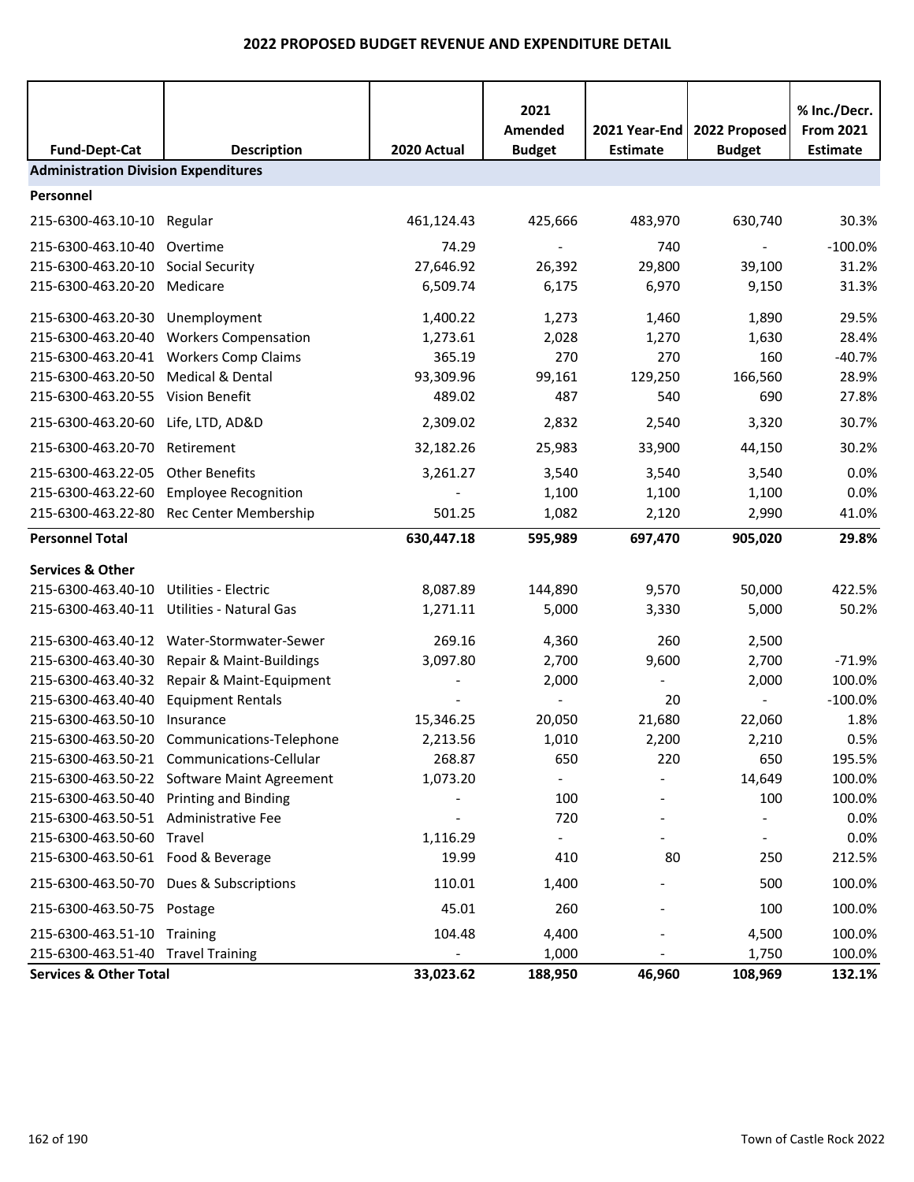## 2022 PROPOSED BUDGET REVENUE AND EXPENDITURE DETAIL

| Fund-Dept-Cat | Description | 2020 Actual | 2021 Amended Budget | 2021 Year-End Estimate | 2022 Proposed Budget | % Inc./Decr. From 2021 Estimate |
|---|---|---|---|---|---|---|
| **Administration Division Expenditures** | | | | | | |
| **Personnel** | | | | | | |
| 215-6300-463.10-10 | Regular | 461,124.43 | 425,666 | 483,970 | 630,740 | 30.3% |
| 215-6300-463.10-40 | Overtime | 74.29 | - | 740 | - | -100.0% |
| 215-6300-463.20-10 | Social Security | 27,646.92 | 26,392 | 29,800 | 39,100 | 31.2% |
| 215-6300-463.20-20 | Medicare | 6,509.74 | 6,175 | 6,970 | 9,150 | 31.3% |
| 215-6300-463.20-30 | Unemployment | 1,400.22 | 1,273 | 1,460 | 1,890 | 29.5% |
| 215-6300-463.20-40 | Workers Compensation | 1,273.61 | 2,028 | 1,270 | 1,630 | 28.4% |
| 215-6300-463.20-41 | Workers Comp Claims | 365.19 | 270 | 270 | 160 | -40.7% |
| 215-6300-463.20-50 | Medical & Dental | 93,309.96 | 99,161 | 129,250 | 166,560 | 28.9% |
| 215-6300-463.20-55 | Vision Benefit | 489.02 | 487 | 540 | 690 | 27.8% |
| 215-6300-463.20-60 | Life, LTD, AD&D | 2,309.02 | 2,832 | 2,540 | 3,320 | 30.7% |
| 215-6300-463.20-70 | Retirement | 32,182.26 | 25,983 | 33,900 | 44,150 | 30.2% |
| 215-6300-463.22-05 | Other Benefits | 3,261.27 | 3,540 | 3,540 | 3,540 | 0.0% |
| 215-6300-463.22-60 | Employee Recognition | - | 1,100 | 1,100 | 1,100 | 0.0% |
| 215-6300-463.22-80 | Rec Center Membership | 501.25 | 1,082 | 2,120 | 2,990 | 41.0% |
| **Personnel Total** | | **630,447.18** | **595,989** | **697,470** | **905,020** | **29.8%** |
| **Services & Other** | | | | | | |
| 215-6300-463.40-10 | Utilities - Electric | 8,087.89 | 144,890 | 9,570 | 50,000 | 422.5% |
| 215-6300-463.40-11 | Utilities - Natural Gas | 1,271.11 | 5,000 | 3,330 | 5,000 | 50.2% |
| 215-6300-463.40-12 | Water-Stormwater-Sewer | 269.16 | 4,360 | 260 | 2,500 | |
| 215-6300-463.40-30 | Repair & Maint-Buildings | 3,097.80 | 2,700 | 9,600 | 2,700 | -71.9% |
| 215-6300-463.40-32 | Repair & Maint-Equipment | - | 2,000 | - | 2,000 | 100.0% |
| 215-6300-463.40-40 | Equipment Rentals | - | - | 20 | - | -100.0% |
| 215-6300-463.50-10 | Insurance | 15,346.25 | 20,050 | 21,680 | 22,060 | 1.8% |
| 215-6300-463.50-20 | Communications-Telephone | 2,213.56 | 1,010 | 2,200 | 2,210 | 0.5% |
| 215-6300-463.50-21 | Communications-Cellular | 268.87 | 650 | 220 | 650 | 195.5% |
| 215-6300-463.50-22 | Software Maint Agreement | 1,073.20 | - | - | 14,649 | 100.0% |
| 215-6300-463.50-40 | Printing and Binding | - | 100 | - | 100 | 100.0% |
| 215-6300-463.50-51 | Administrative Fee | - | 720 | - | - | 0.0% |
| 215-6300-463.50-60 | Travel | 1,116.29 | - | - | - | 0.0% |
| 215-6300-463.50-61 | Food & Beverage | 19.99 | 410 | 80 | 250 | 212.5% |
| 215-6300-463.50-70 | Dues & Subscriptions | 110.01 | 1,400 | - | 500 | 100.0% |
| 215-6300-463.50-75 | Postage | 45.01 | 260 | - | 100 | 100.0% |
| 215-6300-463.51-10 | Training | 104.48 | 4,400 | - | 4,500 | 100.0% |
| 215-6300-463.51-40 | Travel Training | - | 1,000 | - | 1,750 | 100.0% |
| **Services & Other Total** | | **33,023.62** | **188,950** | **46,960** | **108,969** | **132.1%** |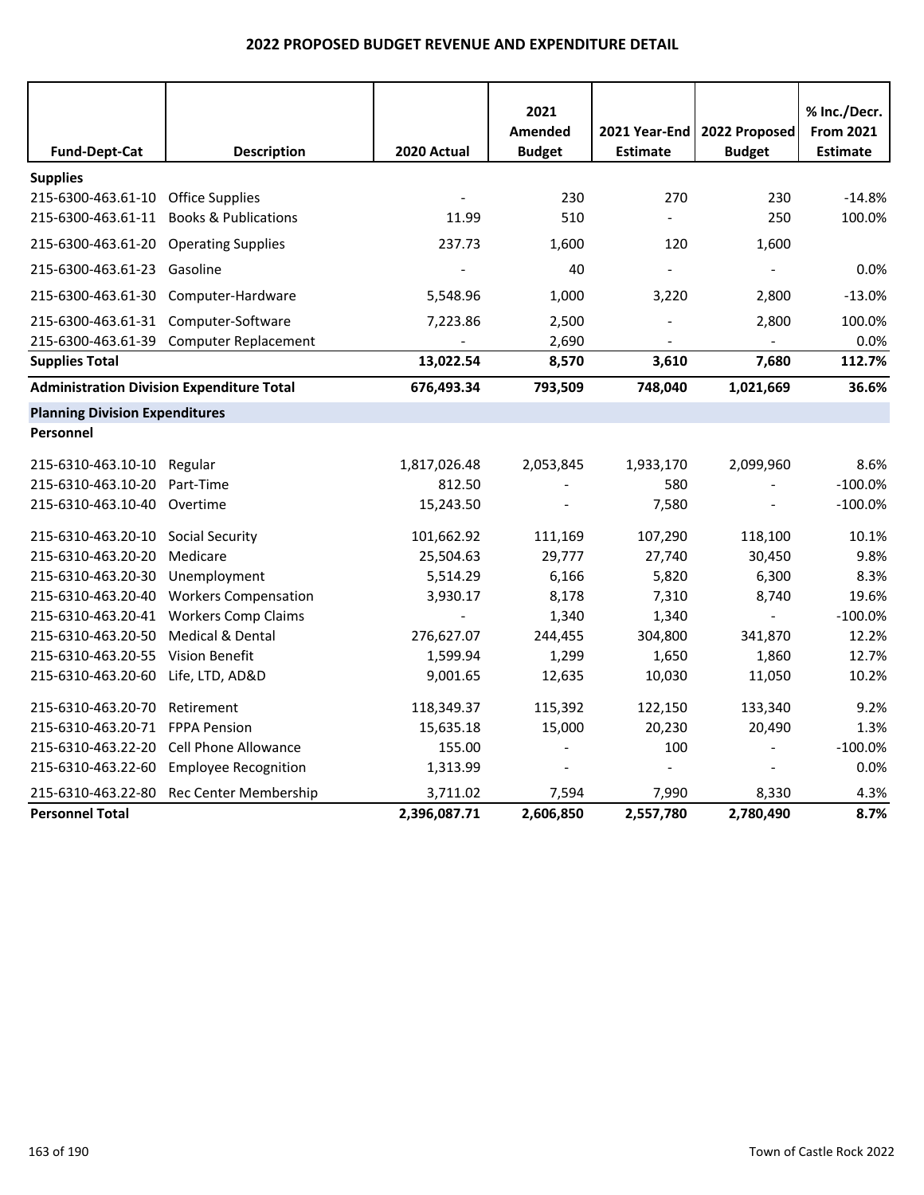# 2022 PROPOSED BUDGET REVENUE AND EXPENDITURE DETAIL

| Fund-Dept-Cat | Description | 2020 Actual | 2021 Amended Budget | 2021 Year-End Estimate | 2022 Proposed Budget | % Inc./Decr. From 2021 Estimate |
|---|---|---|---|---|---|---|
| **Supplies** | | | | | | |
| 215-6300-463.61-10 | Office Supplies | - | 230 | 270 | 230 | -14.8% |
| 215-6300-463.61-11 | Books & Publications | 11.99 | 510 | - | 250 | 100.0% |
| 215-6300-463.61-20 | Operating Supplies | 237.73 | 1,600 | 120 | 1,600 | |
| 215-6300-463.61-23 | Gasoline | - | 40 | - | - | 0.0% |
| 215-6300-463.61-30 | Computer-Hardware | 5,548.96 | 1,000 | 3,220 | 2,800 | -13.0% |
| 215-6300-463.61-31 | Computer-Software | 7,223.86 | 2,500 | - | 2,800 | 100.0% |
| 215-6300-463.61-39 | Computer Replacement | - | 2,690 | - | - | 0.0% |
| **Supplies Total** | | **13,022.54** | **8,570** | **3,610** | **7,680** | **112.7%** |
| **Administration Division Expenditure Total** | | **676,493.34** | **793,509** | **748,040** | **1,021,669** | **36.6%** |
| **Planning Division Expenditures** | | | | | | |
| **Personnel** | | | | | | |
| 215-6310-463.10-10 | Regular | 1,817,026.48 | 2,053,845 | 1,933,170 | 2,099,960 | 8.6% |
| 215-6310-463.10-20 | Part-Time | 812.50 | - | 580 | - | -100.0% |
| 215-6310-463.10-40 | Overtime | 15,243.50 | - | 7,580 | - | -100.0% |
| 215-6310-463.20-10 | Social Security | 101,662.92 | 111,169 | 107,290 | 118,100 | 10.1% |
| 215-6310-463.20-20 | Medicare | 25,504.63 | 29,777 | 27,740 | 30,450 | 9.8% |
| 215-6310-463.20-30 | Unemployment | 5,514.29 | 6,166 | 5,820 | 6,300 | 8.3% |
| 215-6310-463.20-40 | Workers Compensation | 3,930.17 | 8,178 | 7,310 | 8,740 | 19.6% |
| 215-6310-463.20-41 | Workers Comp Claims | - | 1,340 | 1,340 | - | -100.0% |
| 215-6310-463.20-50 | Medical & Dental | 276,627.07 | 244,455 | 304,800 | 341,870 | 12.2% |
| 215-6310-463.20-55 | Vision Benefit | 1,599.94 | 1,299 | 1,650 | 1,860 | 12.7% |
| 215-6310-463.20-60 | Life, LTD, AD&D | 9,001.65 | 12,635 | 10,030 | 11,050 | 10.2% |
| 215-6310-463.20-70 | Retirement | 118,349.37 | 115,392 | 122,150 | 133,340 | 9.2% |
| 215-6310-463.20-71 | FPPA Pension | 15,635.18 | 15,000 | 20,230 | 20,490 | 1.3% |
| 215-6310-463.22-20 | Cell Phone Allowance | 155.00 | - | 100 | - | -100.0% |
| 215-6310-463.22-60 | Employee Recognition | 1,313.99 | - | - | - | 0.0% |
| 215-6310-463.22-80 | Rec Center Membership | 3,711.02 | 7,594 | 7,990 | 8,330 | 4.3% |
| **Personnel Total** | | **2,396,087.71** | **2,606,850** | **2,557,780** | **2,780,490** | **8.7%** |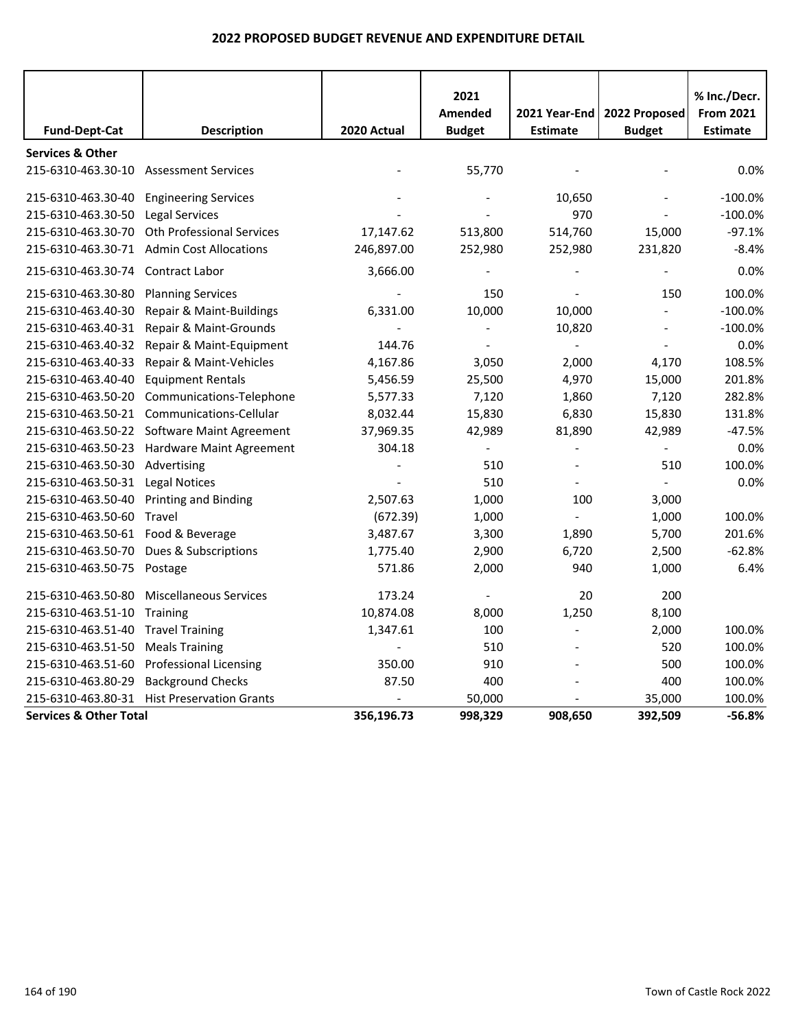## 2022 PROPOSED BUDGET REVENUE AND EXPENDITURE DETAIL

| Fund-Dept-Cat | Description | 2020 Actual | 2021 Amended Budget | 2021 Year-End Estimate | 2022 Proposed Budget | % Inc./Decr. From 2021 Estimate |
|---|---|---|---|---|---|---|
| **Services & Other** | | | | | | |
| 215-6310-463.30-10 | Assessment Services | - | 55,770 | - | - | 0.0% |
| 215-6310-463.30-40 | Engineering Services | - | - | 10,650 | - | -100.0% |
| 215-6310-463.30-50 | Legal Services | - | - | 970 | - | -100.0% |
| 215-6310-463.30-70 | Oth Professional Services | 17,147.62 | 513,800 | 514,760 | 15,000 | -97.1% |
| 215-6310-463.30-71 | Admin Cost Allocations | 246,897.00 | 252,980 | 252,980 | 231,820 | -8.4% |
| 215-6310-463.30-74 | Contract Labor | 3,666.00 | - | - | - | 0.0% |
| 215-6310-463.30-80 | Planning Services | - | 150 | - | 150 | 100.0% |
| 215-6310-463.40-30 | Repair & Maint-Buildings | 6,331.00 | 10,000 | 10,000 | - | -100.0% |
| 215-6310-463.40-31 | Repair & Maint-Grounds | - | - | 10,820 | - | -100.0% |
| 215-6310-463.40-32 | Repair & Maint-Equipment | 144.76 | - | - | - | 0.0% |
| 215-6310-463.40-33 | Repair & Maint-Vehicles | 4,167.86 | 3,050 | 2,000 | 4,170 | 108.5% |
| 215-6310-463.40-40 | Equipment Rentals | 5,456.59 | 25,500 | 4,970 | 15,000 | 201.8% |
| 215-6310-463.50-20 | Communications-Telephone | 5,577.33 | 7,120 | 1,860 | 7,120 | 282.8% |
| 215-6310-463.50-21 | Communications-Cellular | 8,032.44 | 15,830 | 6,830 | 15,830 | 131.8% |
| 215-6310-463.50-22 | Software Maint Agreement | 37,969.35 | 42,989 | 81,890 | 42,989 | -47.5% |
| 215-6310-463.50-23 | Hardware Maint Agreement | 304.18 | - | - | - | 0.0% |
| 215-6310-463.50-30 | Advertising | - | 510 | - | 510 | 100.0% |
| 215-6310-463.50-31 | Legal Notices | - | 510 | - | - | 0.0% |
| 215-6310-463.50-40 | Printing and Binding | 2,507.63 | 1,000 | 100 | 3,000 | |
| 215-6310-463.50-60 | Travel | (672.39) | 1,000 | - | 1,000 | 100.0% |
| 215-6310-463.50-61 | Food & Beverage | 3,487.67 | 3,300 | 1,890 | 5,700 | 201.6% |
| 215-6310-463.50-70 | Dues & Subscriptions | 1,775.40 | 2,900 | 6,720 | 2,500 | -62.8% |
| 215-6310-463.50-75 | Postage | 571.86 | 2,000 | 940 | 1,000 | 6.4% |
| 215-6310-463.50-80 | Miscellaneous Services | 173.24 | - | 20 | 200 | |
| 215-6310-463.51-10 | Training | 10,874.08 | 8,000 | 1,250 | 8,100 | |
| 215-6310-463.51-40 | Travel Training | 1,347.61 | 100 | - | 2,000 | 100.0% |
| 215-6310-463.51-50 | Meals Training | - | 510 | - | 520 | 100.0% |
| 215-6310-463.51-60 | Professional Licensing | 350.00 | 910 | - | 500 | 100.0% |
| 215-6310-463.80-29 | Background Checks | 87.50 | 400 | - | 400 | 100.0% |
| 215-6310-463.80-31 | Hist Preservation Grants | - | 50,000 | - | 35,000 | 100.0% |
| **Services & Other Total** | | **356,196.73** | **998,329** | **908,650** | **392,509** | **-56.8%** |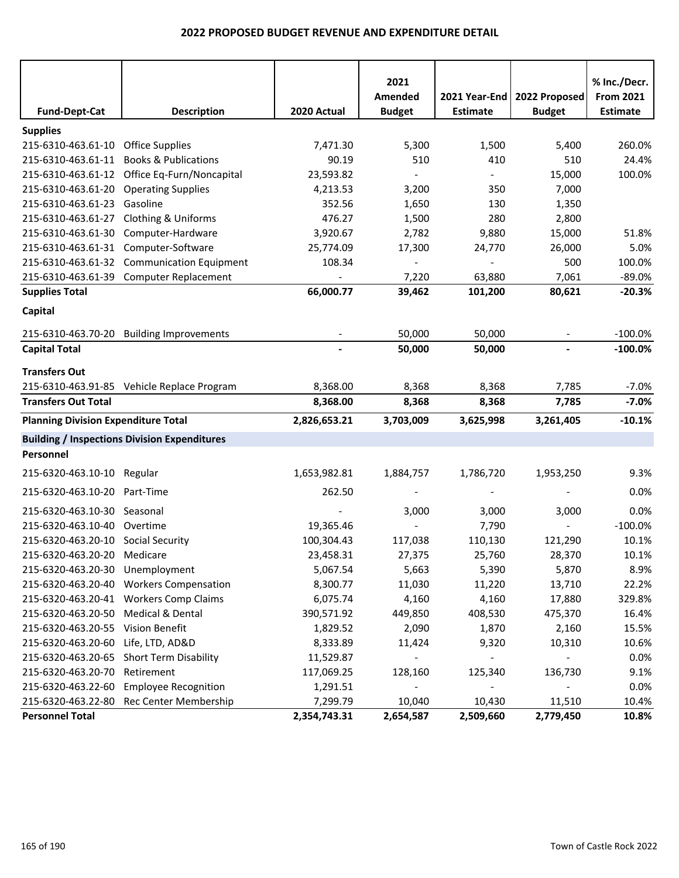## 2022 PROPOSED BUDGET REVENUE AND EXPENDITURE DETAIL

| Fund-Dept-Cat | Description | 2020 Actual | 2021 Amended Budget | 2021 Year-End Estimate | 2022 Proposed Budget | % Inc./Decr. From 2021 Estimate |
|---|---|---|---|---|---|---|
| **Supplies** | | | | | | |
| 215-6310-463.61-10 | Office Supplies | 7,471.30 | 5,300 | 1,500 | 5,400 | 260.0% |
| 215-6310-463.61-11 | Books & Publications | 90.19 | 510 | 410 | 510 | 24.4% |
| 215-6310-463.61-12 | Office Eq-Furn/Noncapital | 23,593.82 | - | - | 15,000 | 100.0% |
| 215-6310-463.61-20 | Operating Supplies | 4,213.53 | 3,200 | 350 | 7,000 | |
| 215-6310-463.61-23 | Gasoline | 352.56 | 1,650 | 130 | 1,350 | |
| 215-6310-463.61-27 | Clothing & Uniforms | 476.27 | 1,500 | 280 | 2,800 | |
| 215-6310-463.61-30 | Computer-Hardware | 3,920.67 | 2,782 | 9,880 | 15,000 | 51.8% |
| 215-6310-463.61-31 | Computer-Software | 25,774.09 | 17,300 | 24,770 | 26,000 | 5.0% |
| 215-6310-463.61-32 | Communication Equipment | 108.34 | - | - | 500 | 100.0% |
| 215-6310-463.61-39 | Computer Replacement | - | 7,220 | 63,880 | 7,061 | -89.0% |
| **Supplies Total** | | **66,000.77** | **39,462** | **101,200** | **80,621** | **-20.3%** |
| **Capital** | | | | | | |
| 215-6310-463.70-20 | Building Improvements | - | 50,000 | 50,000 | - | -100.0% |
| **Capital Total** | | **-** | **50,000** | **50,000** | **-** | **-100.0%** |
| **Transfers Out** | | | | | | |
| 215-6310-463.91-85 | Vehicle Replace Program | 8,368.00 | 8,368 | 8,368 | 7,785 | -7.0% |
| **Transfers Out Total** | | **8,368.00** | **8,368** | **8,368** | **7,785** | **-7.0%** |
| **Planning Division Expenditure Total** | | **2,826,653.21** | **3,703,009** | **3,625,998** | **3,261,405** | **-10.1%** |
| **Building / Inspections Division Expenditures** | | | | | | |
| **Personnel** | | | | | | |
| 215-6320-463.10-10 | Regular | 1,653,982.81 | 1,884,757 | 1,786,720 | 1,953,250 | 9.3% |
| 215-6320-463.10-20 | Part-Time | 262.50 | - | - | - | 0.0% |
| 215-6320-463.10-30 | Seasonal | - | 3,000 | 3,000 | 3,000 | 0.0% |
| 215-6320-463.10-40 | Overtime | 19,365.46 | - | 7,790 | - | -100.0% |
| 215-6320-463.20-10 | Social Security | 100,304.43 | 117,038 | 110,130 | 121,290 | 10.1% |
| 215-6320-463.20-20 | Medicare | 23,458.31 | 27,375 | 25,760 | 28,370 | 10.1% |
| 215-6320-463.20-30 | Unemployment | 5,067.54 | 5,663 | 5,390 | 5,870 | 8.9% |
| 215-6320-463.20-40 | Workers Compensation | 8,300.77 | 11,030 | 11,220 | 13,710 | 22.2% |
| 215-6320-463.20-41 | Workers Comp Claims | 6,075.74 | 4,160 | 4,160 | 17,880 | 329.8% |
| 215-6320-463.20-50 | Medical & Dental | 390,571.92 | 449,850 | 408,530 | 475,370 | 16.4% |
| 215-6320-463.20-55 | Vision Benefit | 1,829.52 | 2,090 | 1,870 | 2,160 | 15.5% |
| 215-6320-463.20-60 | Life, LTD, AD&D | 8,333.89 | 11,424 | 9,320 | 10,310 | 10.6% |
| 215-6320-463.20-65 | Short Term Disability | 11,529.87 | - | - | - | 0.0% |
| 215-6320-463.20-70 | Retirement | 117,069.25 | 128,160 | 125,340 | 136,730 | 9.1% |
| 215-6320-463.22-60 | Employee Recognition | 1,291.51 | - | - | - | 0.0% |
| 215-6320-463.22-80 | Rec Center Membership | 7,299.79 | 10,040 | 10,430 | 11,510 | 10.4% |
| **Personnel Total** | | **2,354,743.31** | **2,654,587** | **2,509,660** | **2,779,450** | **10.8%** |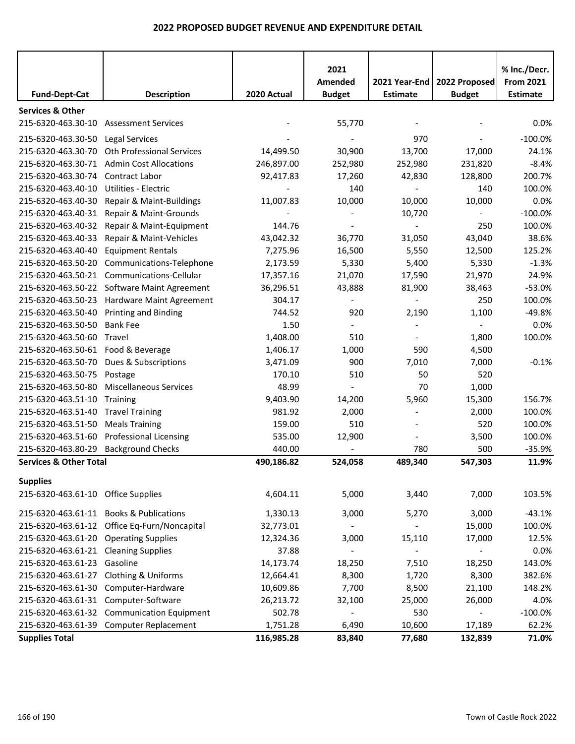# 2022 PROPOSED BUDGET REVENUE AND EXPENDITURE DETAIL

| Fund-Dept-Cat | Description | 2020 Actual | 2021 Amended Budget | 2021 Year-End Estimate | 2022 Proposed Budget | % Inc./Decr. From 2021 Estimate |
|---|---|---|---|---|---|---|
| **Services & Other** | | | | | | |
| 215-6320-463.30-10 | Assessment Services | - | 55,770 | - | - | 0.0% |
| 215-6320-463.30-50 | Legal Services | - | - | 970 | - | -100.0% |
| 215-6320-463.30-70 | Oth Professional Services | 14,499.50 | 30,900 | 13,700 | 17,000 | 24.1% |
| 215-6320-463.30-71 | Admin Cost Allocations | 246,897.00 | 252,980 | 252,980 | 231,820 | -8.4% |
| 215-6320-463.30-74 | Contract Labor | 92,417.83 | 17,260 | 42,830 | 128,800 | 200.7% |
| 215-6320-463.40-10 | Utilities - Electric | - | 140 | - | 140 | 100.0% |
| 215-6320-463.40-30 | Repair & Maint-Buildings | 11,007.83 | 10,000 | 10,000 | 10,000 | 0.0% |
| 215-6320-463.40-31 | Repair & Maint-Grounds | - | - | 10,720 | - | -100.0% |
| 215-6320-463.40-32 | Repair & Maint-Equipment | 144.76 | - | - | 250 | 100.0% |
| 215-6320-463.40-33 | Repair & Maint-Vehicles | 43,042.32 | 36,770 | 31,050 | 43,040 | 38.6% |
| 215-6320-463.40-40 | Equipment Rentals | 7,275.96 | 16,500 | 5,550 | 12,500 | 125.2% |
| 215-6320-463.50-20 | Communications-Telephone | 2,173.59 | 5,330 | 5,400 | 5,330 | -1.3% |
| 215-6320-463.50-21 | Communications-Cellular | 17,357.16 | 21,070 | 17,590 | 21,970 | 24.9% |
| 215-6320-463.50-22 | Software Maint Agreement | 36,296.51 | 43,888 | 81,900 | 38,463 | -53.0% |
| 215-6320-463.50-23 | Hardware Maint Agreement | 304.17 | - | - | 250 | 100.0% |
| 215-6320-463.50-40 | Printing and Binding | 744.52 | 920 | 2,190 | 1,100 | -49.8% |
| 215-6320-463.50-50 | Bank Fee | 1.50 | - | - | - | 0.0% |
| 215-6320-463.50-60 | Travel | 1,408.00 | 510 | - | 1,800 | 100.0% |
| 215-6320-463.50-61 | Food & Beverage | 1,406.17 | 1,000 | 590 | 4,500 | |
| 215-6320-463.50-70 | Dues & Subscriptions | 3,471.09 | 900 | 7,010 | 7,000 | -0.1% |
| 215-6320-463.50-75 | Postage | 170.10 | 510 | 50 | 520 | |
| 215-6320-463.50-80 | Miscellaneous Services | 48.99 | - | 70 | 1,000 | |
| 215-6320-463.51-10 | Training | 9,403.90 | 14,200 | 5,960 | 15,300 | 156.7% |
| 215-6320-463.51-40 | Travel Training | 981.92 | 2,000 | - | 2,000 | 100.0% |
| 215-6320-463.51-50 | Meals Training | 159.00 | 510 | - | 520 | 100.0% |
| 215-6320-463.51-60 | Professional Licensing | 535.00 | 12,900 | - | 3,500 | 100.0% |
| 215-6320-463.80-29 | Background Checks | 440.00 | - | 780 | 500 | -35.9% |
| **Services & Other Total** | | **490,186.82** | **524,058** | **489,340** | **547,303** | **11.9%** |
| **Supplies** | | | | | | |
| 215-6320-463.61-10 | Office Supplies | 4,604.11 | 5,000 | 3,440 | 7,000 | 103.5% |
| 215-6320-463.61-11 | Books & Publications | 1,330.13 | 3,000 | 5,270 | 3,000 | -43.1% |
| 215-6320-463.61-12 | Office Eq-Furn/Noncapital | 32,773.01 | - | - | 15,000 | 100.0% |
| 215-6320-463.61-20 | Operating Supplies | 12,324.36 | 3,000 | 15,110 | 17,000 | 12.5% |
| 215-6320-463.61-21 | Cleaning Supplies | 37.88 | - | - | - | 0.0% |
| 215-6320-463.61-23 | Gasoline | 14,173.74 | 18,250 | 7,510 | 18,250 | 143.0% |
| 215-6320-463.61-27 | Clothing & Uniforms | 12,664.41 | 8,300 | 1,720 | 8,300 | 382.6% |
| 215-6320-463.61-30 | Computer-Hardware | 10,609.86 | 7,700 | 8,500 | 21,100 | 148.2% |
| 215-6320-463.61-31 | Computer-Software | 26,213.72 | 32,100 | 25,000 | 26,000 | 4.0% |
| 215-6320-463.61-32 | Communication Equipment | 502.78 | - | 530 | - | -100.0% |
| 215-6320-463.61-39 | Computer Replacement | 1,751.28 | 6,490 | 10,600 | 17,189 | 62.2% |
| **Supplies Total** | | **116,985.28** | **83,840** | **77,680** | **132,839** | **71.0%** |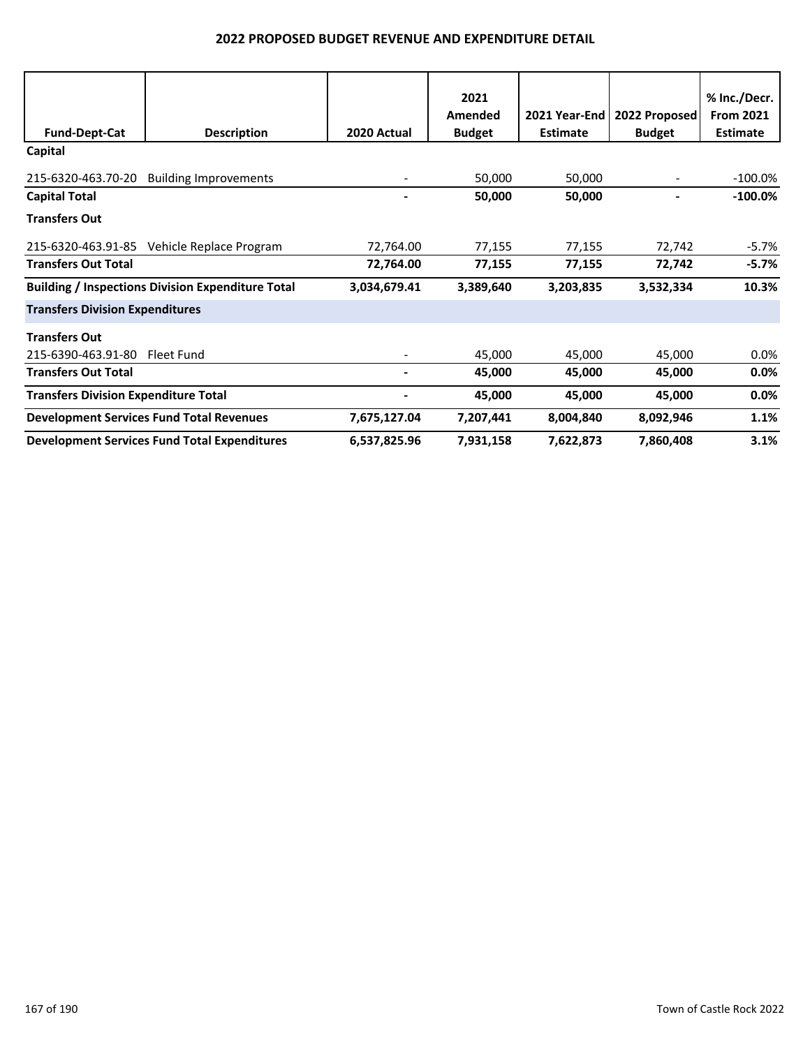## 2022 PROPOSED BUDGET REVENUE AND EXPENDITURE DETAIL

| Fund-Dept-Cat | Description | 2020 Actual | 2021 Amended Budget | 2021 Year-End Estimate | 2022 Proposed Budget | % Inc./Decr. From 2021 Estimate |
|---|---|---|---|---|---|---|
| **Capital** | | | | | | |
| 215-6320-463.70-20 | Building Improvements | - | 50,000 | 50,000 | - | -100.0% |
| **Capital Total** | | **-** | **50,000** | **50,000** | **-** | **-100.0%** |
| **Transfers Out** | | | | | | |
| 215-6320-463.91-85 | Vehicle Replace Program | 72,764.00 | 77,155 | 77,155 | 72,742 | -5.7% |
| **Transfers Out Total** | | **72,764.00** | **77,155** | **77,155** | **72,742** | **-5.7%** |
| **Building / Inspections Division Expenditure Total** | | **3,034,679.41** | **3,389,640** | **3,203,835** | **3,532,334** | **10.3%** |
| **Transfers Division Expenditures** | | | | | | |
| **Transfers Out** | | | | | | |
| 215-6390-463.91-80 | Fleet Fund | - | 45,000 | 45,000 | 45,000 | 0.0% |
| **Transfers Out Total** | | **-** | **45,000** | **45,000** | **45,000** | **0.0%** |
| **Transfers Division Expenditure Total** | | **-** | **45,000** | **45,000** | **45,000** | **0.0%** |
| **Development Services Fund Total Revenues** | | **7,675,127.04** | **7,207,441** | **8,004,840** | **8,092,946** | **1.1%** |
| **Development Services Fund Total Expenditures** | | **6,537,825.96** | **7,931,158** | **7,622,873** | **7,860,408** | **3.1%** |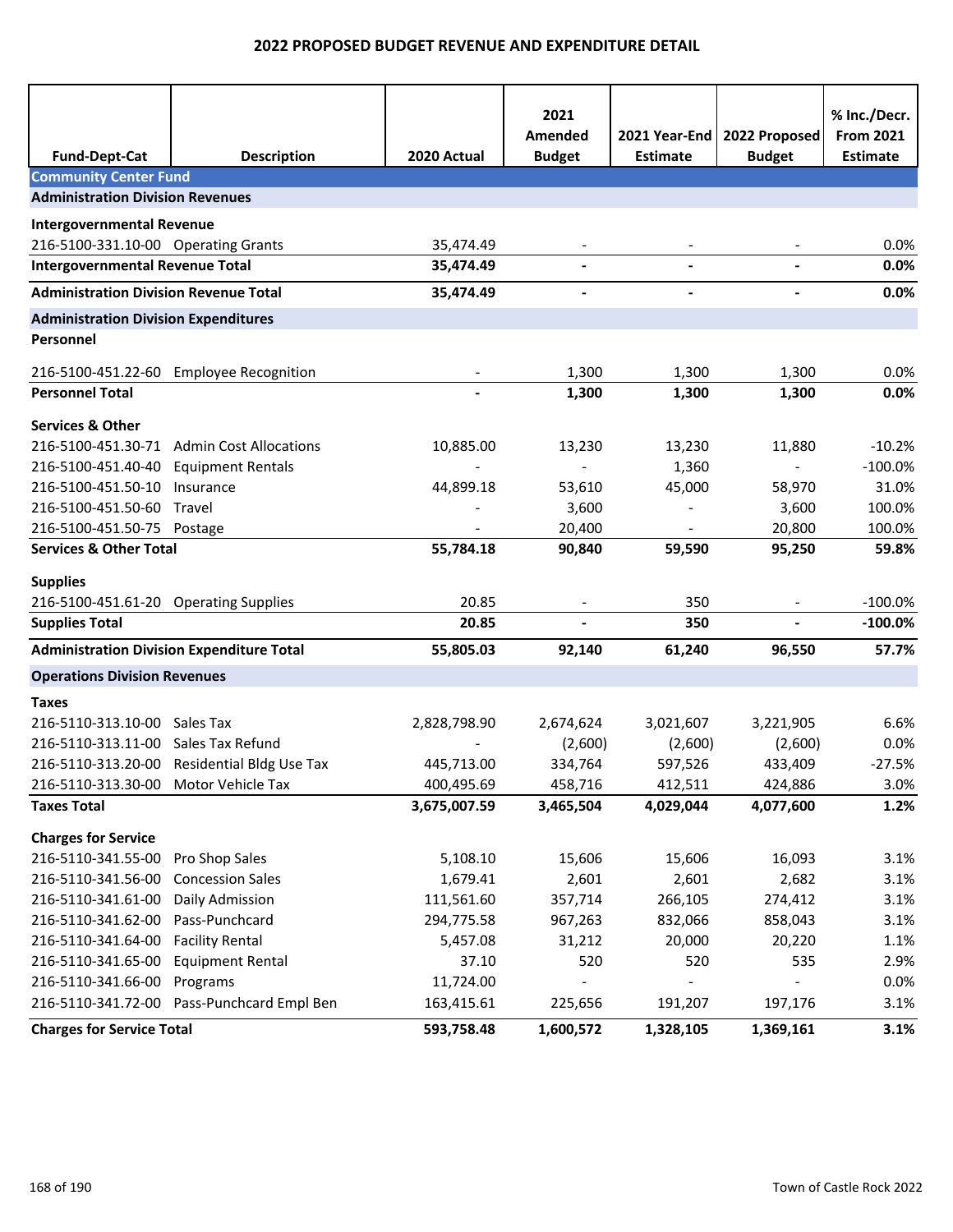# 2022 PROPOSED BUDGET REVENUE AND EXPENDITURE DETAIL

| Fund-Dept-Cat | Description | 2020 Actual | 2021 Amended Budget | 2021 Year-End Estimate | 2022 Proposed Budget | % Inc./Decr. From 2021 Estimate |
|---|---|---|---|---|---|---|
| **Community Center Fund** | | | | | | |
| **Administration Division Revenues** | | | | | | |
| **Intergovernmental Revenue** | | | | | | |
| 216-5100-331.10-00 | Operating Grants | 35,474.49 | - | - | - | 0.0% |
| **Intergovernmental Revenue Total** | | **35,474.49** | **-** | **-** | **-** | **0.0%** |
| **Administration Division Revenue Total** | | **35,474.49** | **-** | **-** | **-** | **0.0%** |
| **Administration Division Expenditures** | | | | | | |
| **Personnel** | | | | | | |
| 216-5100-451.22-60 | Employee Recognition | - | 1,300 | 1,300 | 1,300 | 0.0% |
| **Personnel Total** | | **-** | **1,300** | **1,300** | **1,300** | **0.0%** |
| **Services & Other** | | | | | | |
| 216-5100-451.30-71 | Admin Cost Allocations | 10,885.00 | 13,230 | 13,230 | 11,880 | -10.2% |
| 216-5100-451.40-40 | Equipment Rentals | - | - | 1,360 | - | -100.0% |
| 216-5100-451.50-10 | Insurance | 44,899.18 | 53,610 | 45,000 | 58,970 | 31.0% |
| 216-5100-451.50-60 | Travel | - | 3,600 | - | 3,600 | 100.0% |
| 216-5100-451.50-75 | Postage | - | 20,400 | - | 20,800 | 100.0% |
| **Services & Other Total** | | **55,784.18** | **90,840** | **59,590** | **95,250** | **59.8%** |
| **Supplies** | | | | | | |
| 216-5100-451.61-20 | Operating Supplies | 20.85 | - | 350 | - | -100.0% |
| **Supplies Total** | | **20.85** | **-** | **350** | **-** | **-100.0%** |
| **Administration Division Expenditure Total** | | **55,805.03** | **92,140** | **61,240** | **96,550** | **57.7%** |
| **Operations Division Revenues** | | | | | | |
| **Taxes** | | | | | | |
| 216-5110-313.10-00 | Sales Tax | 2,828,798.90 | 2,674,624 | 3,021,607 | 3,221,905 | 6.6% |
| 216-5110-313.11-00 | Sales Tax Refund | - | (2,600) | (2,600) | (2,600) | 0.0% |
| 216-5110-313.20-00 | Residential Bldg Use Tax | 445,713.00 | 334,764 | 597,526 | 433,409 | -27.5% |
| 216-5110-313.30-00 | Motor Vehicle Tax | 400,495.69 | 458,716 | 412,511 | 424,886 | 3.0% |
| **Taxes Total** | | **3,675,007.59** | **3,465,504** | **4,029,044** | **4,077,600** | **1.2%** |
| **Charges for Service** | | | | | | |
| 216-5110-341.55-00 | Pro Shop Sales | 5,108.10 | 15,606 | 15,606 | 16,093 | 3.1% |
| 216-5110-341.56-00 | Concession Sales | 1,679.41 | 2,601 | 2,601 | 2,682 | 3.1% |
| 216-5110-341.61-00 | Daily Admission | 111,561.60 | 357,714 | 266,105 | 274,412 | 3.1% |
| 216-5110-341.62-00 | Pass-Punchcard | 294,775.58 | 967,263 | 832,066 | 858,043 | 3.1% |
| 216-5110-341.64-00 | Facility Rental | 5,457.08 | 31,212 | 20,000 | 20,220 | 1.1% |
| 216-5110-341.65-00 | Equipment Rental | 37.10 | 520 | 520 | 535 | 2.9% |
| 216-5110-341.66-00 | Programs | 11,724.00 | - | - | - | 0.0% |
| 216-5110-341.72-00 | Pass-Punchcard Empl Ben | 163,415.61 | 225,656 | 191,207 | 197,176 | 3.1% |
| **Charges for Service Total** | | **593,758.48** | **1,600,572** | **1,328,105** | **1,369,161** | **3.1%** |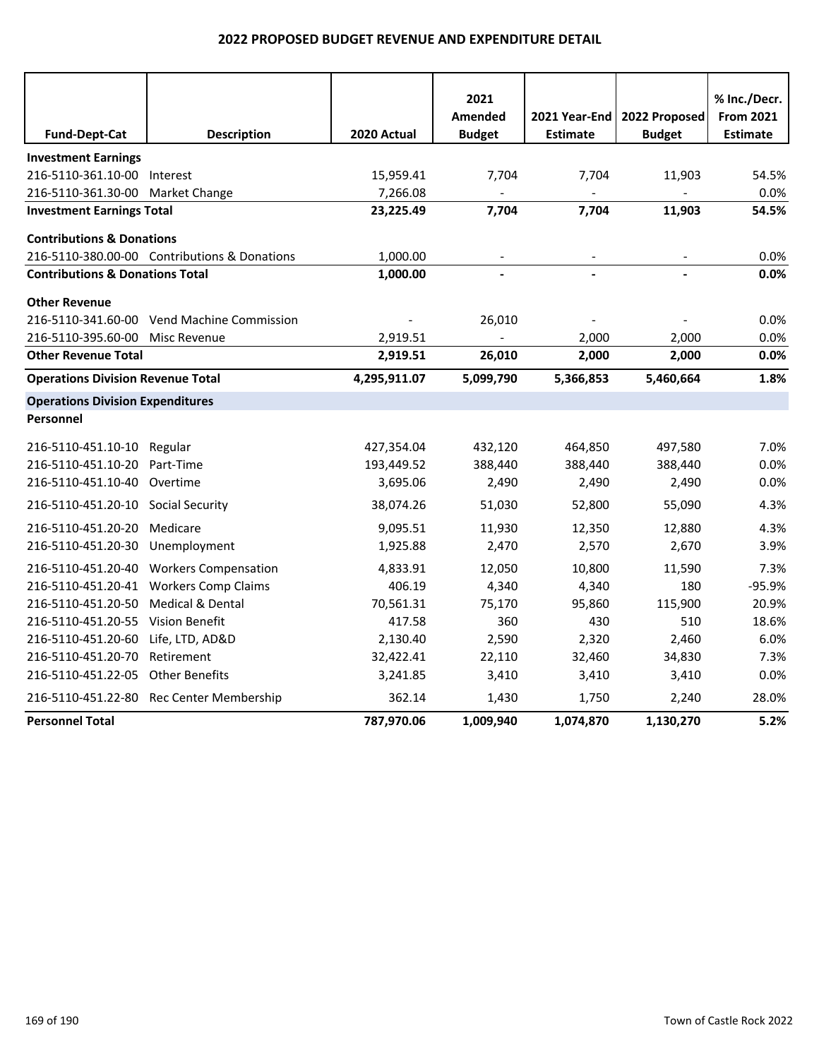# 2022 PROPOSED BUDGET REVENUE AND EXPENDITURE DETAIL

| Fund-Dept-Cat | Description | 2020 Actual | 2021 Amended Budget | 2021 Year-End Estimate | 2022 Proposed Budget | % Inc./Decr. From 2021 Estimate |
|---|---|---|---|---|---|---|
| **Investment Earnings** | | | | | | |
| 216-5110-361.10-00 | Interest | 15,959.41 | 7,704 | 7,704 | 11,903 | 54.5% |
| 216-5110-361.30-00 | Market Change | 7,266.08 | - | - | - | 0.0% |
| **Investment Earnings Total** | | **23,225.49** | **7,704** | **7,704** | **11,903** | **54.5%** |
| **Contributions & Donations** | | | | | | |
| 216-5110-380.00-00 | Contributions & Donations | 1,000.00 | - | - | - | 0.0% |
| **Contributions & Donations Total** | | **1,000.00** | **-** | **-** | **-** | **0.0%** |
| **Other Revenue** | | | | | | |
| 216-5110-341.60-00 | Vend Machine Commission | - | 26,010 | - | - | 0.0% |
| 216-5110-395.60-00 | Misc Revenue | 2,919.51 | - | 2,000 | 2,000 | 0.0% |
| **Other Revenue Total** | | **2,919.51** | **26,010** | **2,000** | **2,000** | **0.0%** |
| **Operations Division Revenue Total** | | **4,295,911.07** | **5,099,790** | **5,366,853** | **5,460,664** | **1.8%** |
| **Operations Division Expenditures** | | | | | | |
| **Personnel** | | | | | | |
| 216-5110-451.10-10 | Regular | 427,354.04 | 432,120 | 464,850 | 497,580 | 7.0% |
| 216-5110-451.10-20 | Part-Time | 193,449.52 | 388,440 | 388,440 | 388,440 | 0.0% |
| 216-5110-451.10-40 | Overtime | 3,695.06 | 2,490 | 2,490 | 2,490 | 0.0% |
| 216-5110-451.20-10 | Social Security | 38,074.26 | 51,030 | 52,800 | 55,090 | 4.3% |
| 216-5110-451.20-20 | Medicare | 9,095.51 | 11,930 | 12,350 | 12,880 | 4.3% |
| 216-5110-451.20-30 | Unemployment | 1,925.88 | 2,470 | 2,570 | 2,670 | 3.9% |
| 216-5110-451.20-40 | Workers Compensation | 4,833.91 | 12,050 | 10,800 | 11,590 | 7.3% |
| 216-5110-451.20-41 | Workers Comp Claims | 406.19 | 4,340 | 4,340 | 180 | -95.9% |
| 216-5110-451.20-50 | Medical & Dental | 70,561.31 | 75,170 | 95,860 | 115,900 | 20.9% |
| 216-5110-451.20-55 | Vision Benefit | 417.58 | 360 | 430 | 510 | 18.6% |
| 216-5110-451.20-60 | Life, LTD, AD&D | 2,130.40 | 2,590 | 2,320 | 2,460 | 6.0% |
| 216-5110-451.20-70 | Retirement | 32,422.41 | 22,110 | 32,460 | 34,830 | 7.3% |
| 216-5110-451.22-05 | Other Benefits | 3,241.85 | 3,410 | 3,410 | 3,410 | 0.0% |
| 216-5110-451.22-80 | Rec Center Membership | 362.14 | 1,430 | 1,750 | 2,240 | 28.0% |
| **Personnel Total** | | **787,970.06** | **1,009,940** | **1,074,870** | **1,130,270** | **5.2%** |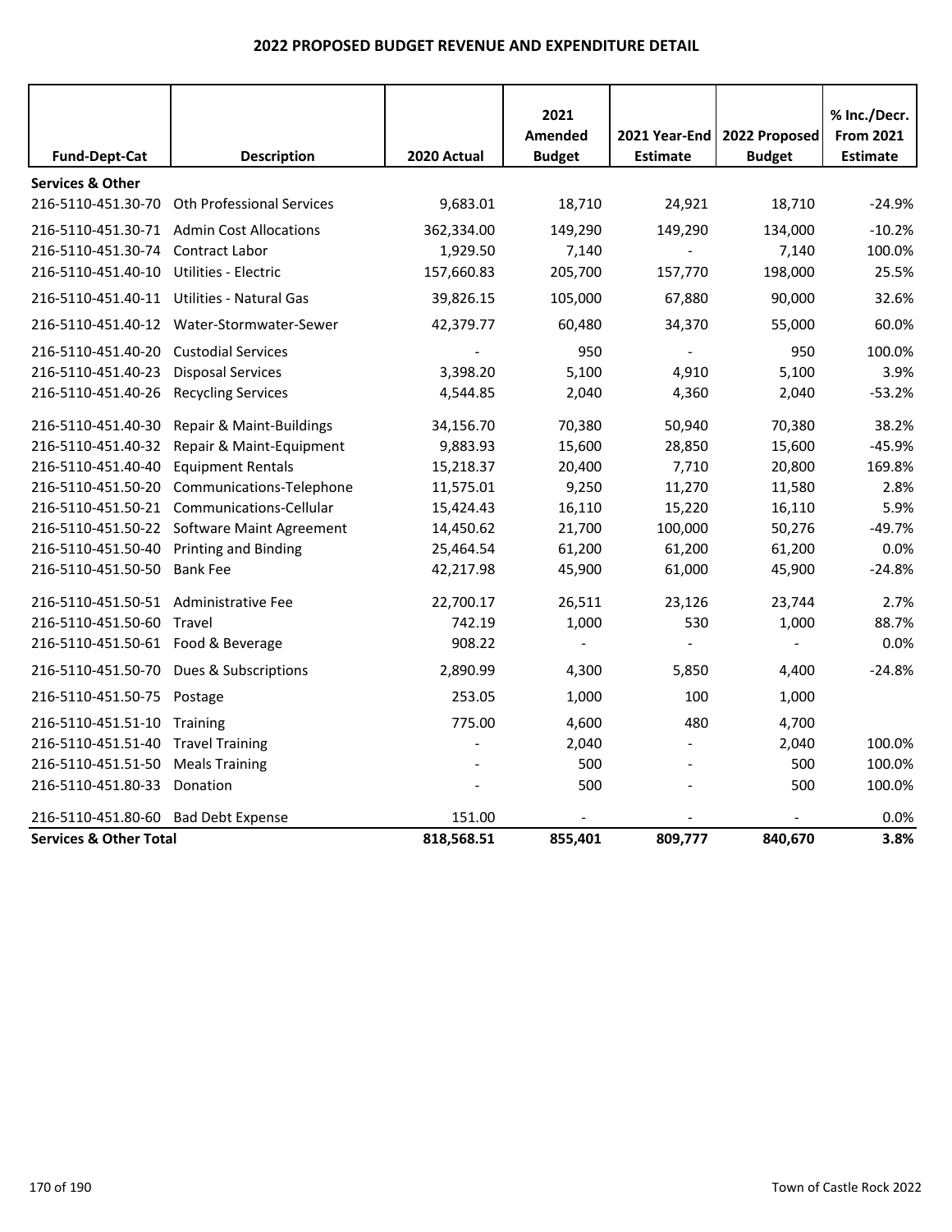# 2022 PROPOSED BUDGET REVENUE AND EXPENDITURE DETAIL

| Fund-Dept-Cat | Description | 2020 Actual | 2021 Amended Budget | 2021 Year-End Estimate | 2022 Proposed Budget | % Inc./Decr. From 2021 Estimate |
|---|---|---|---|---|---|---|
| **Services & Other** | | | | | | |
| 216-5110-451.30-70 | Oth Professional Services | 9,683.01 | 18,710 | 24,921 | 18,710 | -24.9% |
| 216-5110-451.30-71 | Admin Cost Allocations | 362,334.00 | 149,290 | 149,290 | 134,000 | -10.2% |
| 216-5110-451.30-74 | Contract Labor | 1,929.50 | 7,140 | - | 7,140 | 100.0% |
| 216-5110-451.40-10 | Utilities - Electric | 157,660.83 | 205,700 | 157,770 | 198,000 | 25.5% |
| 216-5110-451.40-11 | Utilities - Natural Gas | 39,826.15 | 105,000 | 67,880 | 90,000 | 32.6% |
| 216-5110-451.40-12 | Water-Stormwater-Sewer | 42,379.77 | 60,480 | 34,370 | 55,000 | 60.0% |
| 216-5110-451.40-20 | Custodial Services | - | 950 | - | 950 | 100.0% |
| 216-5110-451.40-23 | Disposal Services | 3,398.20 | 5,100 | 4,910 | 5,100 | 3.9% |
| 216-5110-451.40-26 | Recycling Services | 4,544.85 | 2,040 | 4,360 | 2,040 | -53.2% |
| 216-5110-451.40-30 | Repair & Maint-Buildings | 34,156.70 | 70,380 | 50,940 | 70,380 | 38.2% |
| 216-5110-451.40-32 | Repair & Maint-Equipment | 9,883.93 | 15,600 | 28,850 | 15,600 | -45.9% |
| 216-5110-451.40-40 | Equipment Rentals | 15,218.37 | 20,400 | 7,710 | 20,800 | 169.8% |
| 216-5110-451.50-20 | Communications-Telephone | 11,575.01 | 9,250 | 11,270 | 11,580 | 2.8% |
| 216-5110-451.50-21 | Communications-Cellular | 15,424.43 | 16,110 | 15,220 | 16,110 | 5.9% |
| 216-5110-451.50-22 | Software Maint Agreement | 14,450.62 | 21,700 | 100,000 | 50,276 | -49.7% |
| 216-5110-451.50-40 | Printing and Binding | 25,464.54 | 61,200 | 61,200 | 61,200 | 0.0% |
| 216-5110-451.50-50 | Bank Fee | 42,217.98 | 45,900 | 61,000 | 45,900 | -24.8% |
| 216-5110-451.50-51 | Administrative Fee | 22,700.17 | 26,511 | 23,126 | 23,744 | 2.7% |
| 216-5110-451.50-60 | Travel | 742.19 | 1,000 | 530 | 1,000 | 88.7% |
| 216-5110-451.50-61 | Food & Beverage | 908.22 | - | - | - | 0.0% |
| 216-5110-451.50-70 | Dues & Subscriptions | 2,890.99 | 4,300 | 5,850 | 4,400 | -24.8% |
| 216-5110-451.50-75 | Postage | 253.05 | 1,000 | 100 | 1,000 | |
| 216-5110-451.51-10 | Training | 775.00 | 4,600 | 480 | 4,700 | |
| 216-5110-451.51-40 | Travel Training | - | 2,040 | - | 2,040 | 100.0% |
| 216-5110-451.51-50 | Meals Training | - | 500 | - | 500 | 100.0% |
| 216-5110-451.80-33 | Donation | - | 500 | - | 500 | 100.0% |
| 216-5110-451.80-60 | Bad Debt Expense | 151.00 | - | - | - | 0.0% |
| **Services & Other Total** | | **818,568.51** | **855,401** | **809,777** | **840,670** | **3.8%** |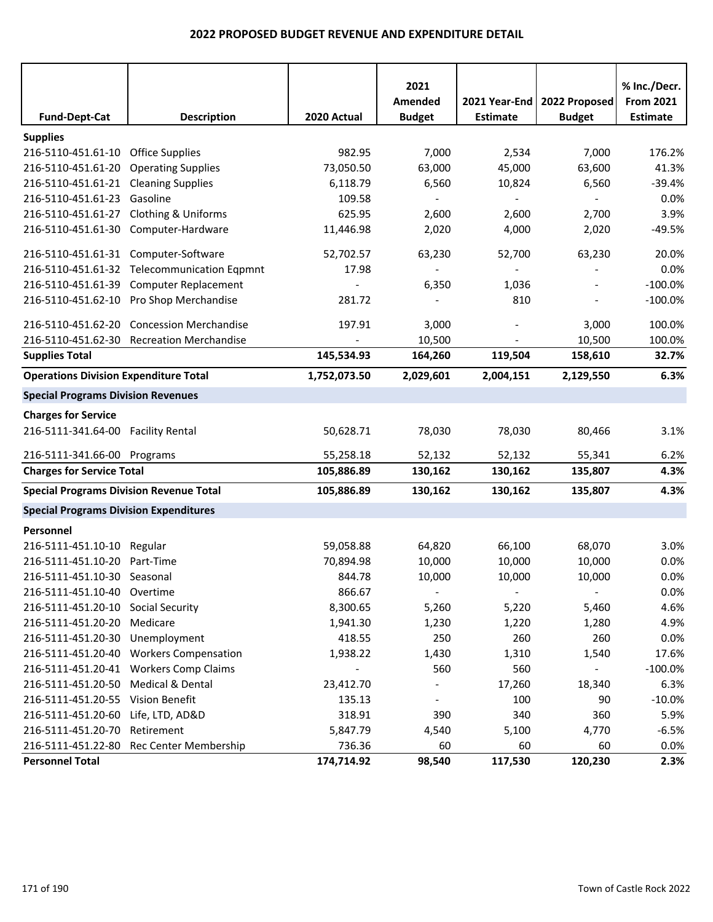## 2022 PROPOSED BUDGET REVENUE AND EXPENDITURE DETAIL

| Fund-Dept-Cat | Description | 2020 Actual | 2021 Amended Budget | 2021 Year-End Estimate | 2022 Proposed Budget | % Inc./Decr. From 2021 Estimate |
|---|---|---|---|---|---|---|
| **Supplies** | | | | | | |
| 216-5110-451.61-10 | Office Supplies | 982.95 | 7,000 | 2,534 | 7,000 | 176.2% |
| 216-5110-451.61-20 | Operating Supplies | 73,050.50 | 63,000 | 45,000 | 63,600 | 41.3% |
| 216-5110-451.61-21 | Cleaning Supplies | 6,118.79 | 6,560 | 10,824 | 6,560 | -39.4% |
| 216-5110-451.61-23 | Gasoline | 109.58 | - | - | - | 0.0% |
| 216-5110-451.61-27 | Clothing & Uniforms | 625.95 | 2,600 | 2,600 | 2,700 | 3.9% |
| 216-5110-451.61-30 | Computer-Hardware | 11,446.98 | 2,020 | 4,000 | 2,020 | -49.5% |
| 216-5110-451.61-31 | Computer-Software | 52,702.57 | 63,230 | 52,700 | 63,230 | 20.0% |
| 216-5110-451.61-32 | Telecommunication Eqpmnt | 17.98 | - | - | - | 0.0% |
| 216-5110-451.61-39 | Computer Replacement | - | 6,350 | 1,036 | - | -100.0% |
| 216-5110-451.62-10 | Pro Shop Merchandise | 281.72 | - | 810 | - | -100.0% |
| 216-5110-451.62-20 | Concession Merchandise | 197.91 | 3,000 | - | 3,000 | 100.0% |
| 216-5110-451.62-30 | Recreation Merchandise | - | 10,500 | - | 10,500 | 100.0% |
| **Supplies Total** | | **145,534.93** | **164,260** | **119,504** | **158,610** | **32.7%** |
| **Operations Division Expenditure Total** | | **1,752,073.50** | **2,029,601** | **2,004,151** | **2,129,550** | **6.3%** |
| **Special Programs Division Revenues** | | | | | | |
| **Charges for Service** | | | | | | |
| 216-5111-341.64-00 | Facility Rental | 50,628.71 | 78,030 | 78,030 | 80,466 | 3.1% |
| 216-5111-341.66-00 | Programs | 55,258.18 | 52,132 | 52,132 | 55,341 | 6.2% |
| **Charges for Service Total** | | **105,886.89** | **130,162** | **130,162** | **135,807** | **4.3%** |
| **Special Programs Division Revenue Total** | | **105,886.89** | **130,162** | **130,162** | **135,807** | **4.3%** |
| **Special Programs Division Expenditures** | | | | | | |
| **Personnel** | | | | | | |
| 216-5111-451.10-10 | Regular | 59,058.88 | 64,820 | 66,100 | 68,070 | 3.0% |
| 216-5111-451.10-20 | Part-Time | 70,894.98 | 10,000 | 10,000 | 10,000 | 0.0% |
| 216-5111-451.10-30 | Seasonal | 844.78 | 10,000 | 10,000 | 10,000 | 0.0% |
| 216-5111-451.10-40 | Overtime | 866.67 | - | - | - | 0.0% |
| 216-5111-451.20-10 | Social Security | 8,300.65 | 5,260 | 5,220 | 5,460 | 4.6% |
| 216-5111-451.20-20 | Medicare | 1,941.30 | 1,230 | 1,220 | 1,280 | 4.9% |
| 216-5111-451.20-30 | Unemployment | 418.55 | 250 | 260 | 260 | 0.0% |
| 216-5111-451.20-40 | Workers Compensation | 1,938.22 | 1,430 | 1,310 | 1,540 | 17.6% |
| 216-5111-451.20-41 | Workers Comp Claims | - | 560 | 560 | - | -100.0% |
| 216-5111-451.20-50 | Medical & Dental | 23,412.70 | - | 17,260 | 18,340 | 6.3% |
| 216-5111-451.20-55 | Vision Benefit | 135.13 | - | 100 | 90 | -10.0% |
| 216-5111-451.20-60 | Life, LTD, AD&D | 318.91 | 390 | 340 | 360 | 5.9% |
| 216-5111-451.20-70 | Retirement | 5,847.79 | 4,540 | 5,100 | 4,770 | -6.5% |
| 216-5111-451.22-80 | Rec Center Membership | 736.36 | 60 | 60 | 60 | 0.0% |
| **Personnel Total** | | **174,714.92** | **98,540** | **117,530** | **120,230** | **2.3%** |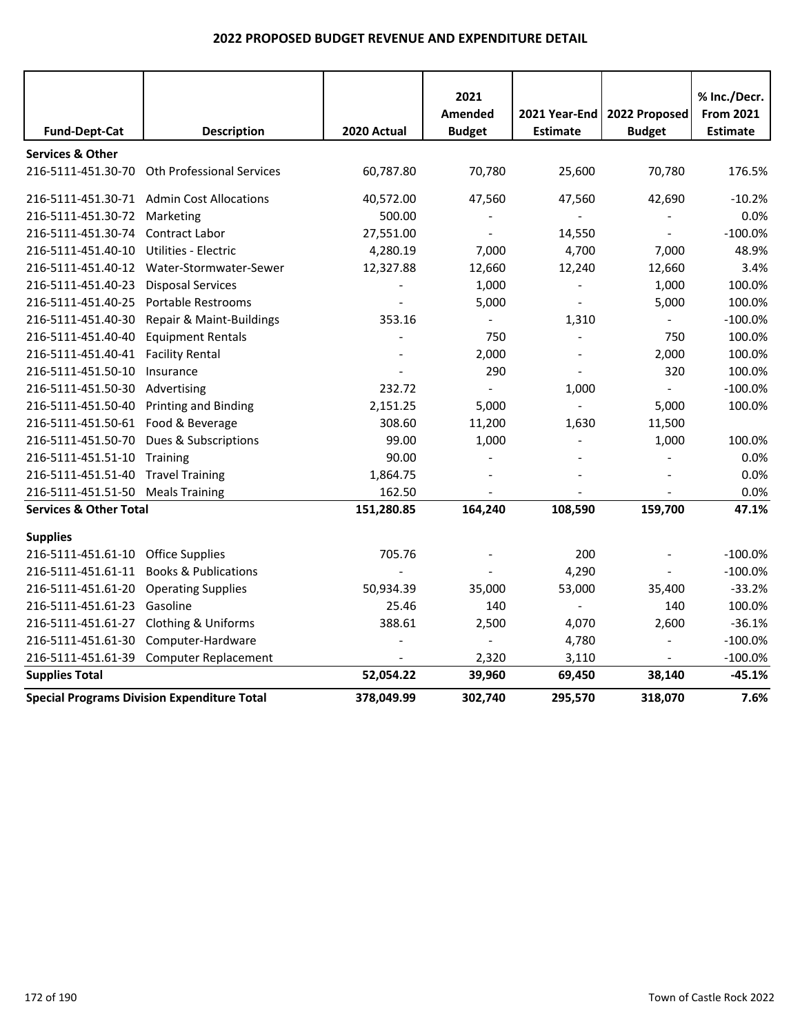# 2022 PROPOSED BUDGET REVENUE AND EXPENDITURE DETAIL

| Fund-Dept-Cat | Description | 2020 Actual | 2021 Amended Budget | 2021 Year-End Estimate | 2022 Proposed Budget | % Inc./Decr. From 2021 Estimate |
|---|---|---|---|---|---|---|
| **Services & Other** | | | | | | |
| 216-5111-451.30-70 | Oth Professional Services | 60,787.80 | 70,780 | 25,600 | 70,780 | 176.5% |
| 216-5111-451.30-71 | Admin Cost Allocations | 40,572.00 | 47,560 | 47,560 | 42,690 | -10.2% |
| 216-5111-451.30-72 | Marketing | 500.00 | - | - | - | 0.0% |
| 216-5111-451.30-74 | Contract Labor | 27,551.00 | - | 14,550 | - | -100.0% |
| 216-5111-451.40-10 | Utilities - Electric | 4,280.19 | 7,000 | 4,700 | 7,000 | 48.9% |
| 216-5111-451.40-12 | Water-Stormwater-Sewer | 12,327.88 | 12,660 | 12,240 | 12,660 | 3.4% |
| 216-5111-451.40-23 | Disposal Services | - | 1,000 | - | 1,000 | 100.0% |
| 216-5111-451.40-25 | Portable Restrooms | - | 5,000 | - | 5,000 | 100.0% |
| 216-5111-451.40-30 | Repair & Maint-Buildings | 353.16 | - | 1,310 | - | -100.0% |
| 216-5111-451.40-40 | Equipment Rentals | - | 750 | - | 750 | 100.0% |
| 216-5111-451.40-41 | Facility Rental | - | 2,000 | - | 2,000 | 100.0% |
| 216-5111-451.50-10 | Insurance | - | 290 | - | 320 | 100.0% |
| 216-5111-451.50-30 | Advertising | 232.72 | - | 1,000 | - | -100.0% |
| 216-5111-451.50-40 | Printing and Binding | 2,151.25 | 5,000 | - | 5,000 | 100.0% |
| 216-5111-451.50-61 | Food & Beverage | 308.60 | 11,200 | 1,630 | 11,500 | |
| 216-5111-451.50-70 | Dues & Subscriptions | 99.00 | 1,000 | - | 1,000 | 100.0% |
| 216-5111-451.51-10 | Training | 90.00 | - | - | - | 0.0% |
| 216-5111-451.51-40 | Travel Training | 1,864.75 | - | - | - | 0.0% |
| 216-5111-451.51-50 | Meals Training | 162.50 | - | - | - | 0.0% |
| **Services & Other Total** | | **151,280.85** | **164,240** | **108,590** | **159,700** | **47.1%** |
| **Supplies** | | | | | | |
| 216-5111-451.61-10 | Office Supplies | 705.76 | - | 200 | - | -100.0% |
| 216-5111-451.61-11 | Books & Publications | - | - | 4,290 | - | -100.0% |
| 216-5111-451.61-20 | Operating Supplies | 50,934.39 | 35,000 | 53,000 | 35,400 | -33.2% |
| 216-5111-451.61-23 | Gasoline | 25.46 | 140 | - | 140 | 100.0% |
| 216-5111-451.61-27 | Clothing & Uniforms | 388.61 | 2,500 | 4,070 | 2,600 | -36.1% |
| 216-5111-451.61-30 | Computer-Hardware | - | - | 4,780 | - | -100.0% |
| 216-5111-451.61-39 | Computer Replacement | - | 2,320 | 3,110 | - | -100.0% |
| **Supplies Total** | | **52,054.22** | **39,960** | **69,450** | **38,140** | **-45.1%** |
| **Special Programs Division Expenditure Total** | | **378,049.99** | **302,740** | **295,570** | **318,070** | **7.6%** |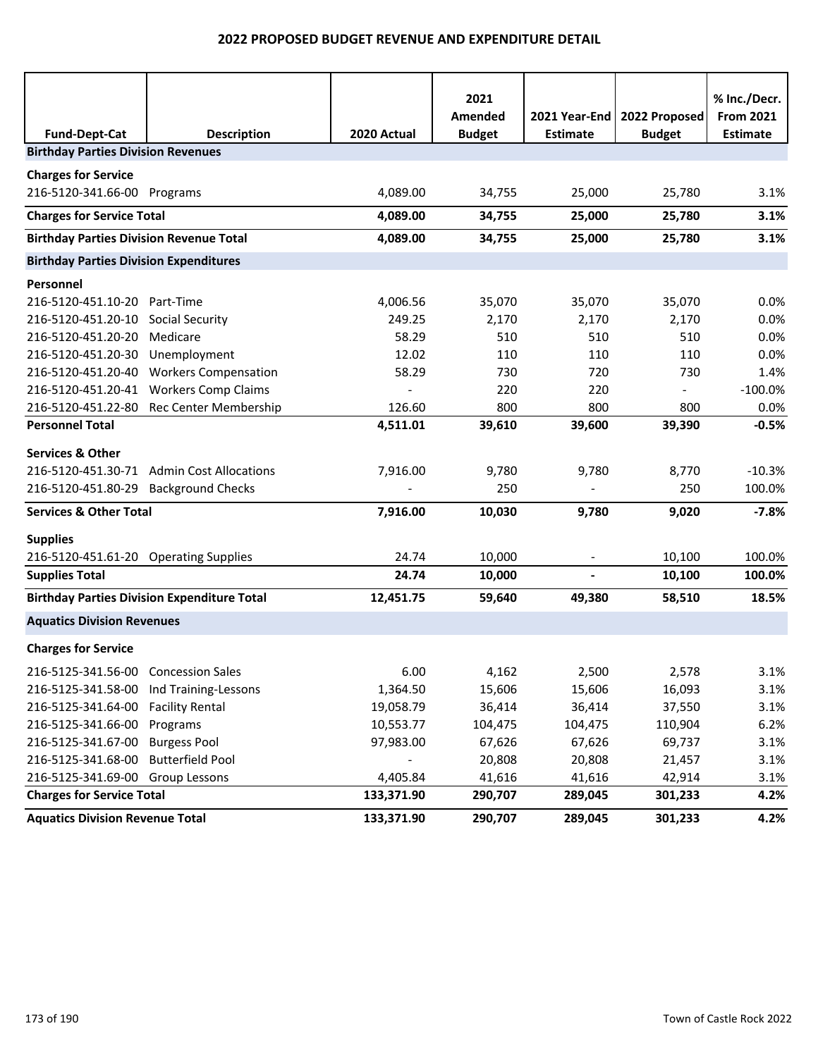# 2022 PROPOSED BUDGET REVENUE AND EXPENDITURE DETAIL

| Fund-Dept-Cat | Description | 2020 Actual | 2021 Amended Budget | 2021 Year-End Estimate | 2022 Proposed Budget | % Inc./Decr. From 2021 Estimate |
|---|---|---|---|---|---|---|
| **Birthday Parties Division Revenues** | | | | | | |
| **Charges for Service** | | | | | | |
| 216-5120-341.66-00 | Programs | 4,089.00 | 34,755 | 25,000 | 25,780 | 3.1% |
| **Charges for Service Total** | | **4,089.00** | **34,755** | **25,000** | **25,780** | **3.1%** |
| **Birthday Parties Division Revenue Total** | | **4,089.00** | **34,755** | **25,000** | **25,780** | **3.1%** |
| **Birthday Parties Division Expenditures** | | | | | | |
| **Personnel** | | | | | | |
| 216-5120-451.10-20 | Part-Time | 4,006.56 | 35,070 | 35,070 | 35,070 | 0.0% |
| 216-5120-451.20-10 | Social Security | 249.25 | 2,170 | 2,170 | 2,170 | 0.0% |
| 216-5120-451.20-20 | Medicare | 58.29 | 510 | 510 | 510 | 0.0% |
| 216-5120-451.20-30 | Unemployment | 12.02 | 110 | 110 | 110 | 0.0% |
| 216-5120-451.20-40 | Workers Compensation | 58.29 | 730 | 720 | 730 | 1.4% |
| 216-5120-451.20-41 | Workers Comp Claims | - | 220 | 220 | - | -100.0% |
| 216-5120-451.22-80 | Rec Center Membership | 126.60 | 800 | 800 | 800 | 0.0% |
| **Personnel Total** | | **4,511.01** | **39,610** | **39,600** | **39,390** | **-0.5%** |
| **Services & Other** | | | | | | |
| 216-5120-451.30-71 | Admin Cost Allocations | 7,916.00 | 9,780 | 9,780 | 8,770 | -10.3% |
| 216-5120-451.80-29 | Background Checks | - | 250 | - | 250 | 100.0% |
| **Services & Other Total** | | **7,916.00** | **10,030** | **9,780** | **9,020** | **-7.8%** |
| **Supplies** | | | | | | |
| 216-5120-451.61-20 | Operating Supplies | 24.74 | 10,000 | - | 10,100 | 100.0% |
| **Supplies Total** | | **24.74** | **10,000** | **-** | **10,100** | **100.0%** |
| **Birthday Parties Division Expenditure Total** | | **12,451.75** | **59,640** | **49,380** | **58,510** | **18.5%** |
| **Aquatics Division Revenues** | | | | | | |
| **Charges for Service** | | | | | | |
| 216-5125-341.56-00 | Concession Sales | 6.00 | 4,162 | 2,500 | 2,578 | 3.1% |
| 216-5125-341.58-00 | Ind Training-Lessons | 1,364.50 | 15,606 | 15,606 | 16,093 | 3.1% |
| 216-5125-341.64-00 | Facility Rental | 19,058.79 | 36,414 | 36,414 | 37,550 | 3.1% |
| 216-5125-341.66-00 | Programs | 10,553.77 | 104,475 | 104,475 | 110,904 | 6.2% |
| 216-5125-341.67-00 | Burgess Pool | 97,983.00 | 67,626 | 67,626 | 69,737 | 3.1% |
| 216-5125-341.68-00 | Butterfield Pool | - | 20,808 | 20,808 | 21,457 | 3.1% |
| 216-5125-341.69-00 | Group Lessons | 4,405.84 | 41,616 | 41,616 | 42,914 | 3.1% |
| **Charges for Service Total** | | **133,371.90** | **290,707** | **289,045** | **301,233** | **4.2%** |
| **Aquatics Division Revenue Total** | | **133,371.90** | **290,707** | **289,045** | **301,233** | **4.2%** |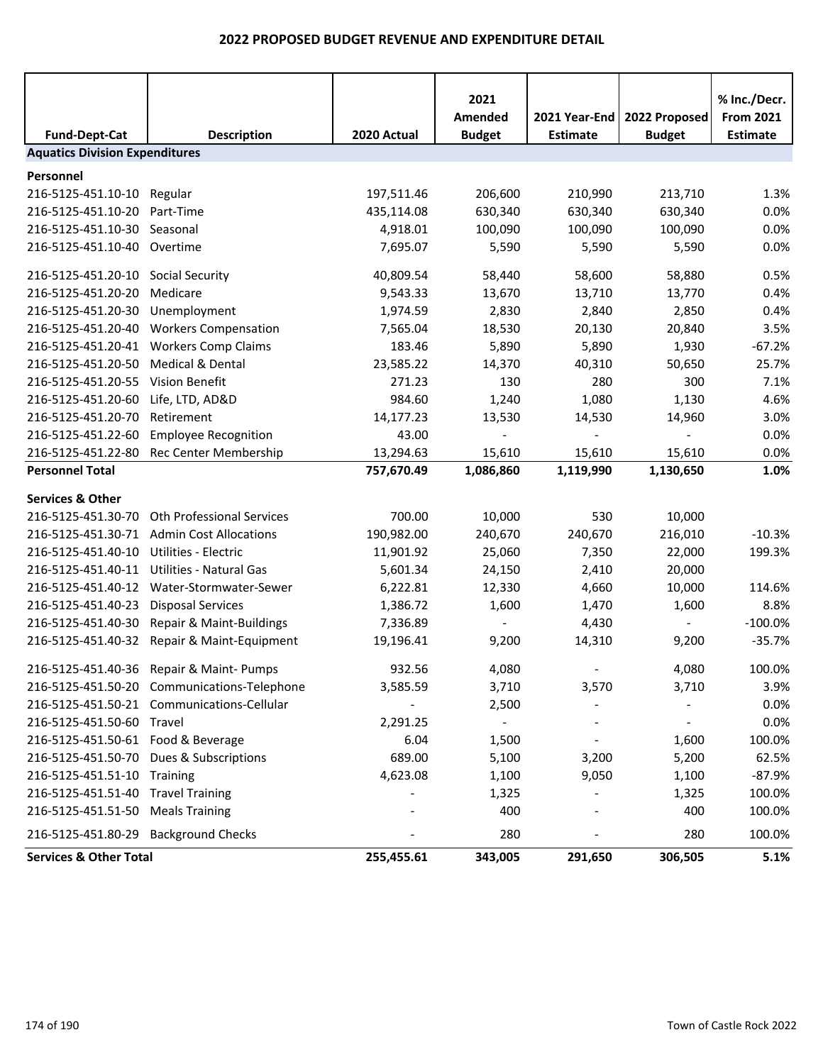## 2022 PROPOSED BUDGET REVENUE AND EXPENDITURE DETAIL

| Fund-Dept-Cat | Description | 2020 Actual | 2021 Amended Budget | 2021 Year-End Estimate | 2022 Proposed Budget | % Inc./Decr. From 2021 Estimate |
|---|---|---|---|---|---|---|
| **Aquatics Division Expenditures** | | | | | | |
| **Personnel** | | | | | | |
| 216-5125-451.10-10 | Regular | 197,511.46 | 206,600 | 210,990 | 213,710 | 1.3% |
| 216-5125-451.10-20 | Part-Time | 435,114.08 | 630,340 | 630,340 | 630,340 | 0.0% |
| 216-5125-451.10-30 | Seasonal | 4,918.01 | 100,090 | 100,090 | 100,090 | 0.0% |
| 216-5125-451.10-40 | Overtime | 7,695.07 | 5,590 | 5,590 | 5,590 | 0.0% |
| 216-5125-451.20-10 | Social Security | 40,809.54 | 58,440 | 58,600 | 58,880 | 0.5% |
| 216-5125-451.20-20 | Medicare | 9,543.33 | 13,670 | 13,710 | 13,770 | 0.4% |
| 216-5125-451.20-30 | Unemployment | 1,974.59 | 2,830 | 2,840 | 2,850 | 0.4% |
| 216-5125-451.20-40 | Workers Compensation | 7,565.04 | 18,530 | 20,130 | 20,840 | 3.5% |
| 216-5125-451.20-41 | Workers Comp Claims | 183.46 | 5,890 | 5,890 | 1,930 | -67.2% |
| 216-5125-451.20-50 | Medical & Dental | 23,585.22 | 14,370 | 40,310 | 50,650 | 25.7% |
| 216-5125-451.20-55 | Vision Benefit | 271.23 | 130 | 280 | 300 | 7.1% |
| 216-5125-451.20-60 | Life, LTD, AD&D | 984.60 | 1,240 | 1,080 | 1,130 | 4.6% |
| 216-5125-451.20-70 | Retirement | 14,177.23 | 13,530 | 14,530 | 14,960 | 3.0% |
| 216-5125-451.22-60 | Employee Recognition | 43.00 | - | - | - | 0.0% |
| 216-5125-451.22-80 | Rec Center Membership | 13,294.63 | 15,610 | 15,610 | 15,610 | 0.0% |
| **Personnel Total** | | **757,670.49** | **1,086,860** | **1,119,990** | **1,130,650** | **1.0%** |
| **Services & Other** | | | | | | |
| 216-5125-451.30-70 | Oth Professional Services | 700.00 | 10,000 | 530 | 10,000 | |
| 216-5125-451.30-71 | Admin Cost Allocations | 190,982.00 | 240,670 | 240,670 | 216,010 | -10.3% |
| 216-5125-451.40-10 | Utilities - Electric | 11,901.92 | 25,060 | 7,350 | 22,000 | 199.3% |
| 216-5125-451.40-11 | Utilities - Natural Gas | 5,601.34 | 24,150 | 2,410 | 20,000 | |
| 216-5125-451.40-12 | Water-Stormwater-Sewer | 6,222.81 | 12,330 | 4,660 | 10,000 | 114.6% |
| 216-5125-451.40-23 | Disposal Services | 1,386.72 | 1,600 | 1,470 | 1,600 | 8.8% |
| 216-5125-451.40-30 | Repair & Maint-Buildings | 7,336.89 | - | 4,430 | - | -100.0% |
| 216-5125-451.40-32 | Repair & Maint-Equipment | 19,196.41 | 9,200 | 14,310 | 9,200 | -35.7% |
| 216-5125-451.40-36 | Repair & Maint- Pumps | 932.56 | 4,080 | - | 4,080 | 100.0% |
| 216-5125-451.50-20 | Communications-Telephone | 3,585.59 | 3,710 | 3,570 | 3,710 | 3.9% |
| 216-5125-451.50-21 | Communications-Cellular | - | 2,500 | - | - | 0.0% |
| 216-5125-451.50-60 | Travel | 2,291.25 | - | - | - | 0.0% |
| 216-5125-451.50-61 | Food & Beverage | 6.04 | 1,500 | - | 1,600 | 100.0% |
| 216-5125-451.50-70 | Dues & Subscriptions | 689.00 | 5,100 | 3,200 | 5,200 | 62.5% |
| 216-5125-451.51-10 | Training | 4,623.08 | 1,100 | 9,050 | 1,100 | -87.9% |
| 216-5125-451.51-40 | Travel Training | - | 1,325 | - | 1,325 | 100.0% |
| 216-5125-451.51-50 | Meals Training | - | 400 | - | 400 | 100.0% |
| 216-5125-451.80-29 | Background Checks | - | 280 | - | 280 | 100.0% |
| **Services & Other Total** | | **255,455.61** | **343,005** | **291,650** | **306,505** | **5.1%** |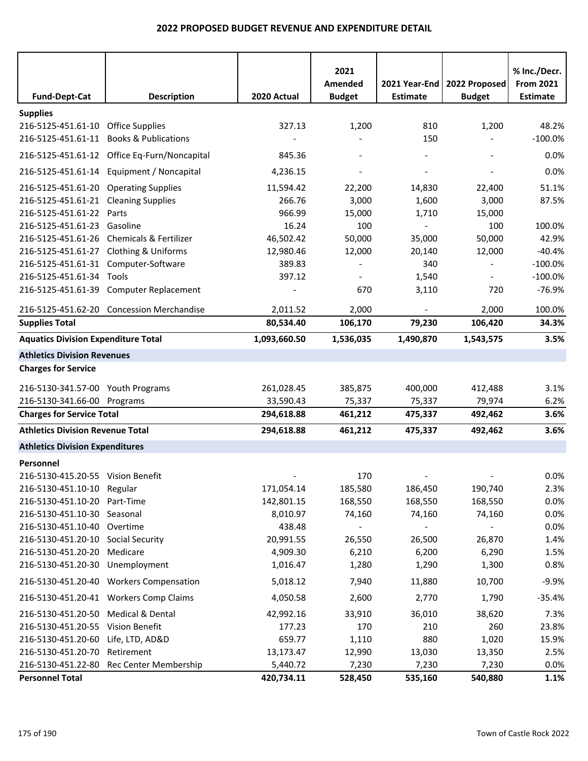# 2022 PROPOSED BUDGET REVENUE AND EXPENDITURE DETAIL

| Fund-Dept-Cat | Description | 2020 Actual | 2021 Amended Budget | 2021 Year-End Estimate | 2022 Proposed Budget | % Inc./Decr. From 2021 Estimate |
|---|---|---|---|---|---|---|
| **Supplies** | | | | | | |
| 216-5125-451.61-10 | Office Supplies | 327.13 | 1,200 | 810 | 1,200 | 48.2% |
| 216-5125-451.61-11 | Books & Publications | - | - | 150 | - | -100.0% |
| 216-5125-451.61-12 | Office Eq-Furn/Noncapital | 845.36 | - | - | - | 0.0% |
| 216-5125-451.61-14 | Equipment / Noncapital | 4,236.15 | - | - | - | 0.0% |
| 216-5125-451.61-20 | Operating Supplies | 11,594.42 | 22,200 | 14,830 | 22,400 | 51.1% |
| 216-5125-451.61-21 | Cleaning Supplies | 266.76 | 3,000 | 1,600 | 3,000 | 87.5% |
| 216-5125-451.61-22 | Parts | 966.99 | 15,000 | 1,710 | 15,000 | |
| 216-5125-451.61-23 | Gasoline | 16.24 | 100 | - | 100 | 100.0% |
| 216-5125-451.61-26 | Chemicals & Fertilizer | 46,502.42 | 50,000 | 35,000 | 50,000 | 42.9% |
| 216-5125-451.61-27 | Clothing & Uniforms | 12,980.46 | 12,000 | 20,140 | 12,000 | -40.4% |
| 216-5125-451.61-31 | Computer-Software | 389.83 | - | 340 | - | -100.0% |
| 216-5125-451.61-34 | Tools | 397.12 | - | 1,540 | - | -100.0% |
| 216-5125-451.61-39 | Computer Replacement | - | 670 | 3,110 | 720 | -76.9% |
| 216-5125-451.62-20 | Concession Merchandise | 2,011.52 | 2,000 | - | 2,000 | 100.0% |
| **Supplies Total** | | **80,534.40** | **106,170** | **79,230** | **106,420** | **34.3%** |
| **Aquatics Division Expenditure Total** | | **1,093,660.50** | **1,536,035** | **1,490,870** | **1,543,575** | **3.5%** |
| **Athletics Division Revenues** | | | | | | |
| **Charges for Service** | | | | | | |
| 216-5130-341.57-00 | Youth Programs | 261,028.45 | 385,875 | 400,000 | 412,488 | 3.1% |
| 216-5130-341.66-00 | Programs | 33,590.43 | 75,337 | 75,337 | 79,974 | 6.2% |
| **Charges for Service Total** | | **294,618.88** | **461,212** | **475,337** | **492,462** | **3.6%** |
| **Athletics Division Revenue Total** | | **294,618.88** | **461,212** | **475,337** | **492,462** | **3.6%** |
| **Athletics Division Expenditures** | | | | | | |
| **Personnel** | | | | | | |
| 216-5130-415.20-55 | Vision Benefit | - | 170 | - | - | 0.0% |
| 216-5130-451.10-10 | Regular | 171,054.14 | 185,580 | 186,450 | 190,740 | 2.3% |
| 216-5130-451.10-20 | Part-Time | 142,801.15 | 168,550 | 168,550 | 168,550 | 0.0% |
| 216-5130-451.10-30 | Seasonal | 8,010.97 | 74,160 | 74,160 | 74,160 | 0.0% |
| 216-5130-451.10-40 | Overtime | 438.48 | - | - | - | 0.0% |
| 216-5130-451.20-10 | Social Security | 20,991.55 | 26,550 | 26,500 | 26,870 | 1.4% |
| 216-5130-451.20-20 | Medicare | 4,909.30 | 6,210 | 6,200 | 6,290 | 1.5% |
| 216-5130-451.20-30 | Unemployment | 1,016.47 | 1,280 | 1,290 | 1,300 | 0.8% |
| 216-5130-451.20-40 | Workers Compensation | 5,018.12 | 7,940 | 11,880 | 10,700 | -9.9% |
| 216-5130-451.20-41 | Workers Comp Claims | 4,050.58 | 2,600 | 2,770 | 1,790 | -35.4% |
| 216-5130-451.20-50 | Medical & Dental | 42,992.16 | 33,910 | 36,010 | 38,620 | 7.3% |
| 216-5130-451.20-55 | Vision Benefit | 177.23 | 170 | 210 | 260 | 23.8% |
| 216-5130-451.20-60 | Life, LTD, AD&D | 659.77 | 1,110 | 880 | 1,020 | 15.9% |
| 216-5130-451.20-70 | Retirement | 13,173.47 | 12,990 | 13,030 | 13,350 | 2.5% |
| 216-5130-451.22-80 | Rec Center Membership | 5,440.72 | 7,230 | 7,230 | 7,230 | 0.0% |
| **Personnel Total** | | **420,734.11** | **528,450** | **535,160** | **540,880** | **1.1%** |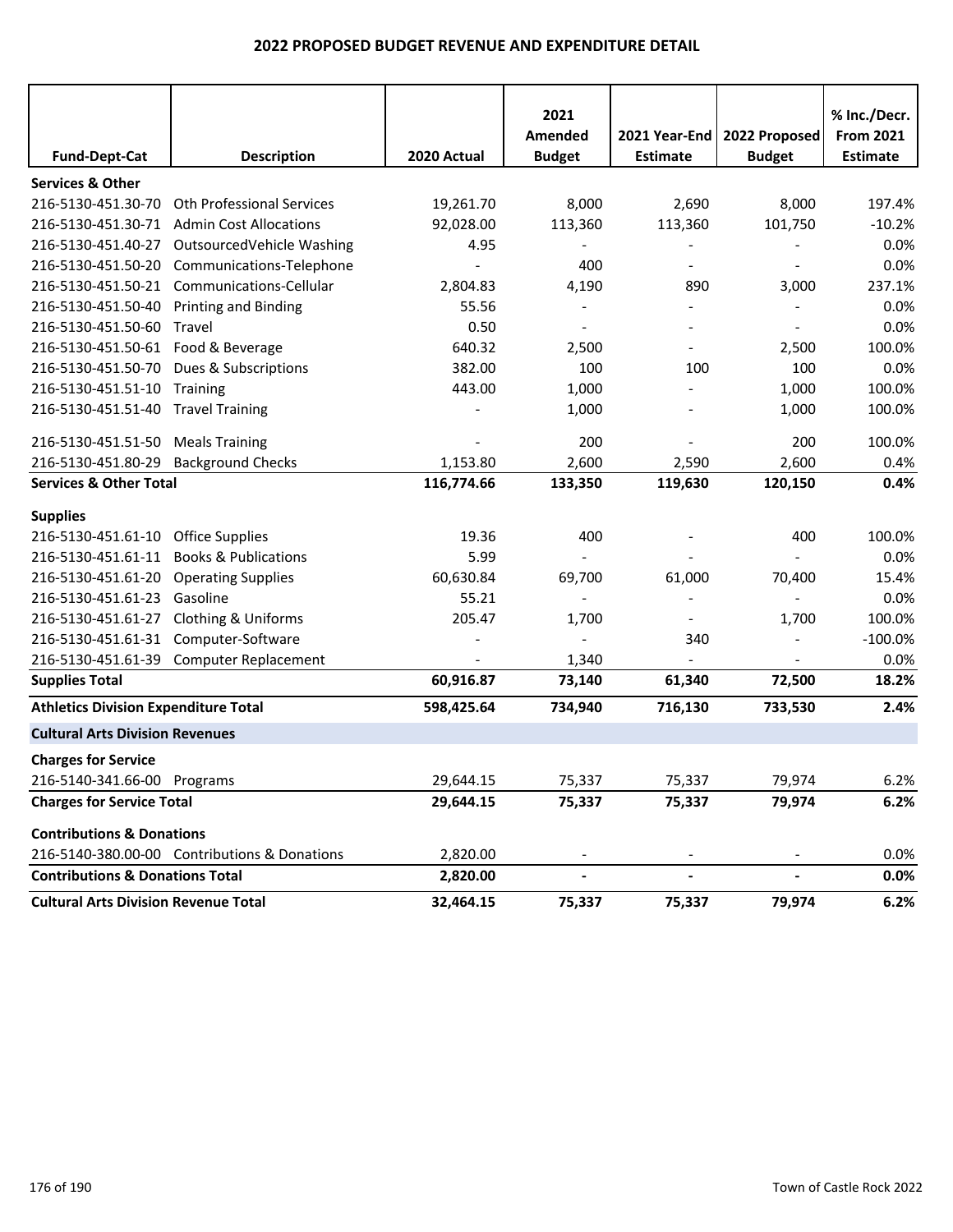## 2022 PROPOSED BUDGET REVENUE AND EXPENDITURE DETAIL

| Fund-Dept-Cat | Description | 2020 Actual | 2021 Amended Budget | 2021 Year-End Estimate | 2022 Proposed Budget | % Inc./Decr. From 2021 Estimate |
|---|---|---|---|---|---|---|
| **Services & Other** | | | | | | |
| 216-5130-451.30-70 | Oth Professional Services | 19,261.70 | 8,000 | 2,690 | 8,000 | 197.4% |
| 216-5130-451.30-71 | Admin Cost Allocations | 92,028.00 | 113,360 | 113,360 | 101,750 | -10.2% |
| 216-5130-451.40-27 | OutsourcedVehicle Washing | 4.95 | - | - | - | 0.0% |
| 216-5130-451.50-20 | Communications-Telephone | - | 400 | - | - | 0.0% |
| 216-5130-451.50-21 | Communications-Cellular | 2,804.83 | 4,190 | 890 | 3,000 | 237.1% |
| 216-5130-451.50-40 | Printing and Binding | 55.56 | - | - | - | 0.0% |
| 216-5130-451.50-60 | Travel | 0.50 | - | - | - | 0.0% |
| 216-5130-451.50-61 | Food & Beverage | 640.32 | 2,500 | - | 2,500 | 100.0% |
| 216-5130-451.50-70 | Dues & Subscriptions | 382.00 | 100 | 100 | 100 | 0.0% |
| 216-5130-451.51-10 | Training | 443.00 | 1,000 | - | 1,000 | 100.0% |
| 216-5130-451.51-40 | Travel Training | - | 1,000 | - | 1,000 | 100.0% |
| 216-5130-451.51-50 | Meals Training | - | 200 | - | 200 | 100.0% |
| 216-5130-451.80-29 | Background Checks | 1,153.80 | 2,600 | 2,590 | 2,600 | 0.4% |
| **Services & Other Total** | | **116,774.66** | **133,350** | **119,630** | **120,150** | **0.4%** |
| **Supplies** | | | | | | |
| 216-5130-451.61-10 | Office Supplies | 19.36 | 400 | - | 400 | 100.0% |
| 216-5130-451.61-11 | Books & Publications | 5.99 | - | - | - | 0.0% |
| 216-5130-451.61-20 | Operating Supplies | 60,630.84 | 69,700 | 61,000 | 70,400 | 15.4% |
| 216-5130-451.61-23 | Gasoline | 55.21 | - | - | - | 0.0% |
| 216-5130-451.61-27 | Clothing & Uniforms | 205.47 | 1,700 | - | 1,700 | 100.0% |
| 216-5130-451.61-31 | Computer-Software | - | - | 340 | - | -100.0% |
| 216-5130-451.61-39 | Computer Replacement | - | 1,340 | - | - | 0.0% |
| **Supplies Total** | | **60,916.87** | **73,140** | **61,340** | **72,500** | **18.2%** |
| **Athletics Division Expenditure Total** | | **598,425.64** | **734,940** | **716,130** | **733,530** | **2.4%** |
| **Cultural Arts Division Revenues** | | | | | | |
| **Charges for Service** | | | | | | |
| 216-5140-341.66-00 | Programs | 29,644.15 | 75,337 | 75,337 | 79,974 | 6.2% |
| **Charges for Service Total** | | **29,644.15** | **75,337** | **75,337** | **79,974** | **6.2%** |
| **Contributions & Donations** | | | | | | |
| 216-5140-380.00-00 | Contributions & Donations | 2,820.00 | - | - | - | 0.0% |
| **Contributions & Donations Total** | | **2,820.00** | **-** | **-** | **-** | **0.0%** |
| **Cultural Arts Division Revenue Total** | | **32,464.15** | **75,337** | **75,337** | **79,974** | **6.2%** |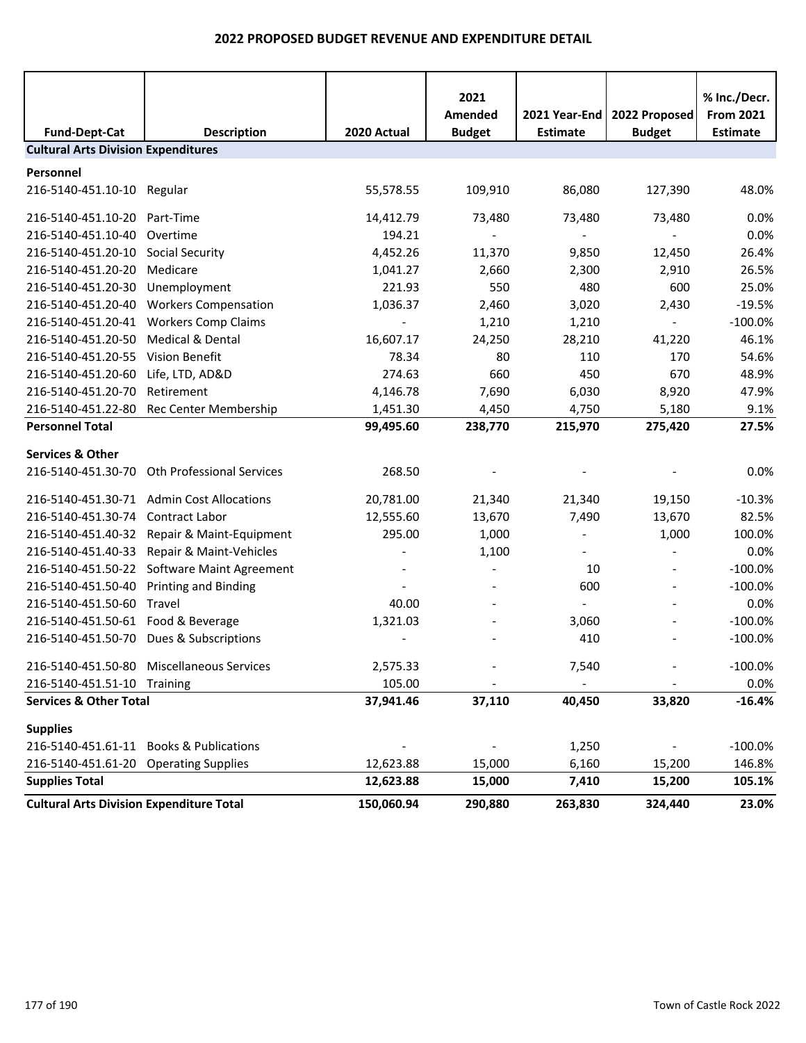# 2022 PROPOSED BUDGET REVENUE AND EXPENDITURE DETAIL

| Fund-Dept-Cat | Description | 2020 Actual | 2021 Amended Budget | 2021 Year-End Estimate | 2022 Proposed Budget | % Inc./Decr. From 2021 Estimate |
|---|---|---|---|---|---|---|
| **Cultural Arts Division Expenditures** | | | | | | |
| **Personnel** | | | | | | |
| 216-5140-451.10-10 | Regular | 55,578.55 | 109,910 | 86,080 | 127,390 | 48.0% |
| 216-5140-451.10-20 | Part-Time | 14,412.79 | 73,480 | 73,480 | 73,480 | 0.0% |
| 216-5140-451.10-40 | Overtime | 194.21 | - | - | - | 0.0% |
| 216-5140-451.20-10 | Social Security | 4,452.26 | 11,370 | 9,850 | 12,450 | 26.4% |
| 216-5140-451.20-20 | Medicare | 1,041.27 | 2,660 | 2,300 | 2,910 | 26.5% |
| 216-5140-451.20-30 | Unemployment | 221.93 | 550 | 480 | 600 | 25.0% |
| 216-5140-451.20-40 | Workers Compensation | 1,036.37 | 2,460 | 3,020 | 2,430 | -19.5% |
| 216-5140-451.20-41 | Workers Comp Claims | - | 1,210 | 1,210 | - | -100.0% |
| 216-5140-451.20-50 | Medical & Dental | 16,607.17 | 24,250 | 28,210 | 41,220 | 46.1% |
| 216-5140-451.20-55 | Vision Benefit | 78.34 | 80 | 110 | 170 | 54.6% |
| 216-5140-451.20-60 | Life, LTD, AD&D | 274.63 | 660 | 450 | 670 | 48.9% |
| 216-5140-451.20-70 | Retirement | 4,146.78 | 7,690 | 6,030 | 8,920 | 47.9% |
| 216-5140-451.22-80 | Rec Center Membership | 1,451.30 | 4,450 | 4,750 | 5,180 | 9.1% |
| **Personnel Total** | | **99,495.60** | **238,770** | **215,970** | **275,420** | **27.5%** |
| **Services & Other** | | | | | | |
| 216-5140-451.30-70 | Oth Professional Services | 268.50 | - | - | - | 0.0% |
| 216-5140-451.30-71 | Admin Cost Allocations | 20,781.00 | 21,340 | 21,340 | 19,150 | -10.3% |
| 216-5140-451.30-74 | Contract Labor | 12,555.60 | 13,670 | 7,490 | 13,670 | 82.5% |
| 216-5140-451.40-32 | Repair & Maint-Equipment | 295.00 | 1,000 | - | 1,000 | 100.0% |
| 216-5140-451.40-33 | Repair & Maint-Vehicles | - | 1,100 | - | - | 0.0% |
| 216-5140-451.50-22 | Software Maint Agreement | - | - | 10 | - | -100.0% |
| 216-5140-451.50-40 | Printing and Binding | - | - | 600 | - | -100.0% |
| 216-5140-451.50-60 | Travel | 40.00 | - | - | - | 0.0% |
| 216-5140-451.50-61 | Food & Beverage | 1,321.03 | - | 3,060 | - | -100.0% |
| 216-5140-451.50-70 | Dues & Subscriptions | - | - | 410 | - | -100.0% |
| 216-5140-451.50-80 | Miscellaneous Services | 2,575.33 | - | 7,540 | - | -100.0% |
| 216-5140-451.51-10 | Training | 105.00 | - | - | - | 0.0% |
| **Services & Other Total** | | **37,941.46** | **37,110** | **40,450** | **33,820** | **-16.4%** |
| **Supplies** | | | | | | |
| 216-5140-451.61-11 | Books & Publications | - | - | 1,250 | - | -100.0% |
| 216-5140-451.61-20 | Operating Supplies | 12,623.88 | 15,000 | 6,160 | 15,200 | 146.8% |
| **Supplies Total** | | **12,623.88** | **15,000** | **7,410** | **15,200** | **105.1%** |
| **Cultural Arts Division Expenditure Total** | | **150,060.94** | **290,880** | **263,830** | **324,440** | **23.0%** |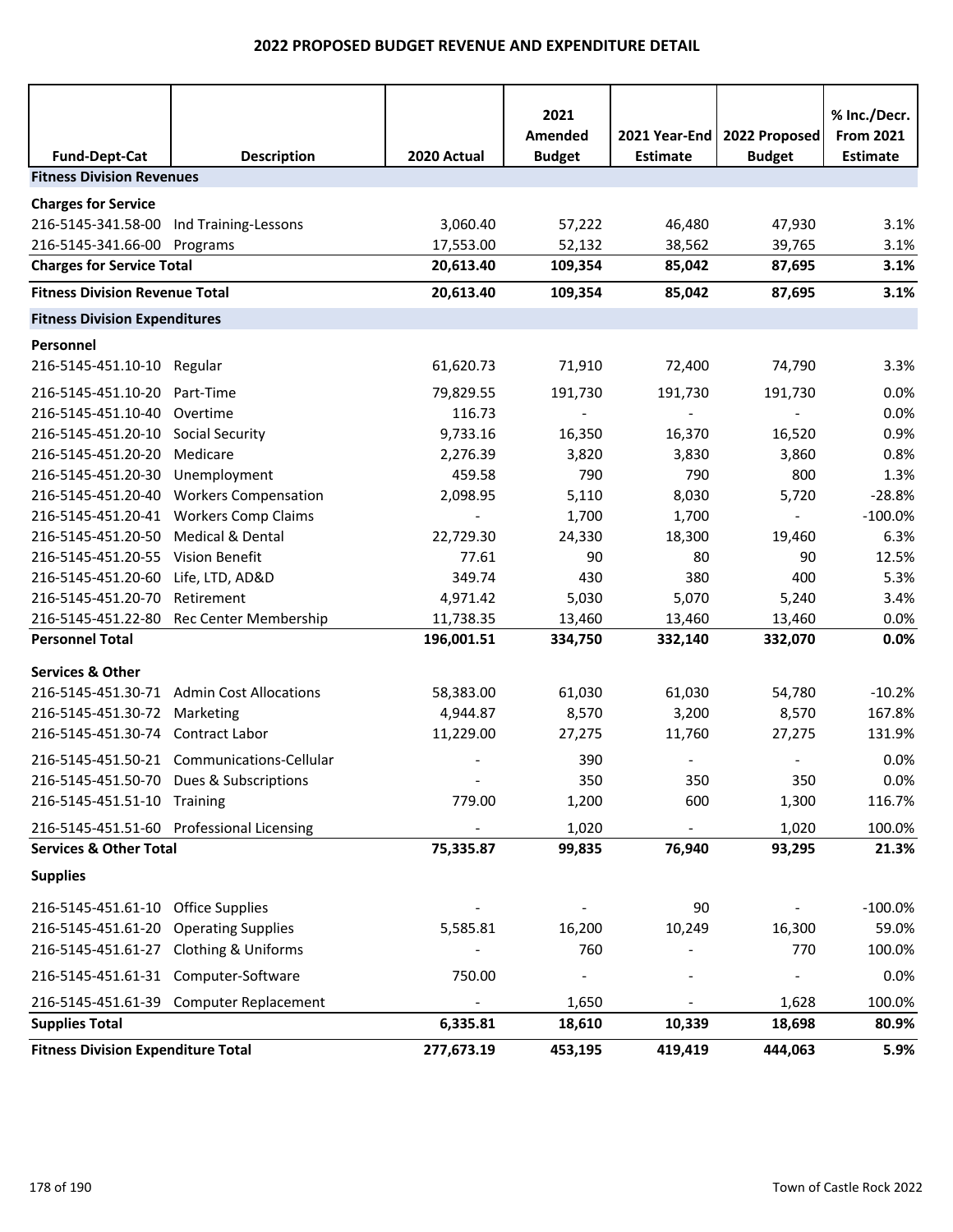# 2022 PROPOSED BUDGET REVENUE AND EXPENDITURE DETAIL

| Fund-Dept-Cat | Description | 2020 Actual | 2021 Amended Budget | 2021 Year-End Estimate | 2022 Proposed Budget | % Inc./Decr. From 2021 Estimate |
|---|---|---|---|---|---|---|
| **Fitness Division Revenues** | | | | | | |
| **Charges for Service** | | | | | | |
| 216-5145-341.58-00 | Ind Training-Lessons | 3,060.40 | 57,222 | 46,480 | 47,930 | 3.1% |
| 216-5145-341.66-00 | Programs | 17,553.00 | 52,132 | 38,562 | 39,765 | 3.1% |
| **Charges for Service Total** | | **20,613.40** | **109,354** | **85,042** | **87,695** | **3.1%** |
| **Fitness Division Revenue Total** | | **20,613.40** | **109,354** | **85,042** | **87,695** | **3.1%** |
| **Fitness Division Expenditures** | | | | | | |
| **Personnel** | | | | | | |
| 216-5145-451.10-10 | Regular | 61,620.73 | 71,910 | 72,400 | 74,790 | 3.3% |
| 216-5145-451.10-20 | Part-Time | 79,829.55 | 191,730 | 191,730 | 191,730 | 0.0% |
| 216-5145-451.10-40 | Overtime | 116.73 | - | - | - | 0.0% |
| 216-5145-451.20-10 | Social Security | 9,733.16 | 16,350 | 16,370 | 16,520 | 0.9% |
| 216-5145-451.20-20 | Medicare | 2,276.39 | 3,820 | 3,830 | 3,860 | 0.8% |
| 216-5145-451.20-30 | Unemployment | 459.58 | 790 | 790 | 800 | 1.3% |
| 216-5145-451.20-40 | Workers Compensation | 2,098.95 | 5,110 | 8,030 | 5,720 | -28.8% |
| 216-5145-451.20-41 | Workers Comp Claims | - | 1,700 | 1,700 | - | -100.0% |
| 216-5145-451.20-50 | Medical & Dental | 22,729.30 | 24,330 | 18,300 | 19,460 | 6.3% |
| 216-5145-451.20-55 | Vision Benefit | 77.61 | 90 | 80 | 90 | 12.5% |
| 216-5145-451.20-60 | Life, LTD, AD&D | 349.74 | 430 | 380 | 400 | 5.3% |
| 216-5145-451.20-70 | Retirement | 4,971.42 | 5,030 | 5,070 | 5,240 | 3.4% |
| 216-5145-451.22-80 | Rec Center Membership | 11,738.35 | 13,460 | 13,460 | 13,460 | 0.0% |
| **Personnel Total** | | **196,001.51** | **334,750** | **332,140** | **332,070** | **0.0%** |
| **Services & Other** | | | | | | |
| 216-5145-451.30-71 | Admin Cost Allocations | 58,383.00 | 61,030 | 61,030 | 54,780 | -10.2% |
| 216-5145-451.30-72 | Marketing | 4,944.87 | 8,570 | 3,200 | 8,570 | 167.8% |
| 216-5145-451.30-74 | Contract Labor | 11,229.00 | 27,275 | 11,760 | 27,275 | 131.9% |
| 216-5145-451.50-21 | Communications-Cellular | - | 390 | - | - | 0.0% |
| 216-5145-451.50-70 | Dues & Subscriptions | - | 350 | 350 | 350 | 0.0% |
| 216-5145-451.51-10 | Training | 779.00 | 1,200 | 600 | 1,300 | 116.7% |
| 216-5145-451.51-60 | Professional Licensing | - | 1,020 | - | 1,020 | 100.0% |
| **Services & Other Total** | | **75,335.87** | **99,835** | **76,940** | **93,295** | **21.3%** |
| **Supplies** | | | | | | |
| 216-5145-451.61-10 | Office Supplies | - | - | 90 | - | -100.0% |
| 216-5145-451.61-20 | Operating Supplies | 5,585.81 | 16,200 | 10,249 | 16,300 | 59.0% |
| 216-5145-451.61-27 | Clothing & Uniforms | - | 760 | - | 770 | 100.0% |
| 216-5145-451.61-31 | Computer-Software | 750.00 | - | - | - | 0.0% |
| 216-5145-451.61-39 | Computer Replacement | - | 1,650 | - | 1,628 | 100.0% |
| **Supplies Total** | | **6,335.81** | **18,610** | **10,339** | **18,698** | **80.9%** |
| **Fitness Division Expenditure Total** | | **277,673.19** | **453,195** | **419,419** | **444,063** | **5.9%** |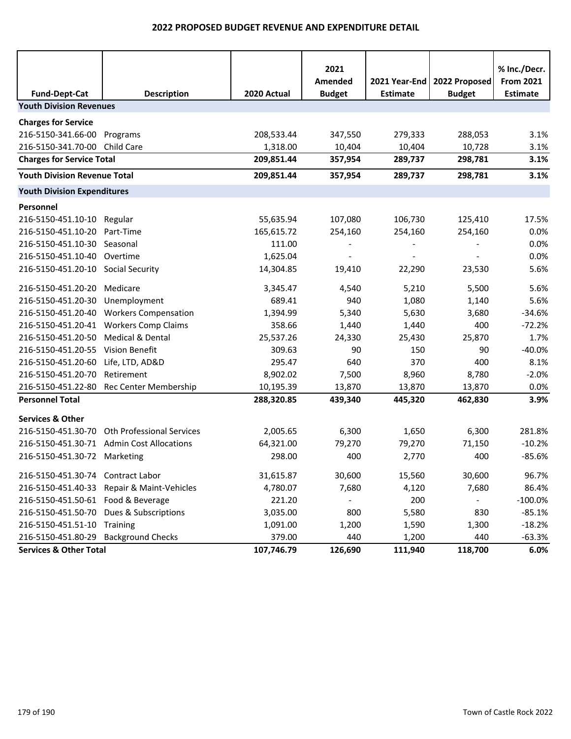## 2022 PROPOSED BUDGET REVENUE AND EXPENDITURE DETAIL

| Fund-Dept-Cat | Description | 2020 Actual | 2021 Amended Budget | 2021 Year-End Estimate | 2022 Proposed Budget | % Inc./Decr. From 2021 Estimate |
|---|---|---|---|---|---|---|
| **Youth Division Revenues** | | | | | | |
| **Charges for Service** | | | | | | |
| 216-5150-341.66-00 | Programs | 208,533.44 | 347,550 | 279,333 | 288,053 | 3.1% |
| 216-5150-341.70-00 | Child Care | 1,318.00 | 10,404 | 10,404 | 10,728 | 3.1% |
| **Charges for Service Total** | | **209,851.44** | **357,954** | **289,737** | **298,781** | **3.1%** |
| **Youth Division Revenue Total** | | **209,851.44** | **357,954** | **289,737** | **298,781** | **3.1%** |
| **Youth Division Expenditures** | | | | | | |
| **Personnel** | | | | | | |
| 216-5150-451.10-10 | Regular | 55,635.94 | 107,080 | 106,730 | 125,410 | 17.5% |
| 216-5150-451.10-20 | Part-Time | 165,615.72 | 254,160 | 254,160 | 254,160 | 0.0% |
| 216-5150-451.10-30 | Seasonal | 111.00 | - | - | - | 0.0% |
| 216-5150-451.10-40 | Overtime | 1,625.04 | - | - | - | 0.0% |
| 216-5150-451.20-10 | Social Security | 14,304.85 | 19,410 | 22,290 | 23,530 | 5.6% |
| 216-5150-451.20-20 | Medicare | 3,345.47 | 4,540 | 5,210 | 5,500 | 5.6% |
| 216-5150-451.20-30 | Unemployment | 689.41 | 940 | 1,080 | 1,140 | 5.6% |
| 216-5150-451.20-40 | Workers Compensation | 1,394.99 | 5,340 | 5,630 | 3,680 | -34.6% |
| 216-5150-451.20-41 | Workers Comp Claims | 358.66 | 1,440 | 1,440 | 400 | -72.2% |
| 216-5150-451.20-50 | Medical & Dental | 25,537.26 | 24,330 | 25,430 | 25,870 | 1.7% |
| 216-5150-451.20-55 | Vision Benefit | 309.63 | 90 | 150 | 90 | -40.0% |
| 216-5150-451.20-60 | Life, LTD, AD&D | 295.47 | 640 | 370 | 400 | 8.1% |
| 216-5150-451.20-70 | Retirement | 8,902.02 | 7,500 | 8,960 | 8,780 | -2.0% |
| 216-5150-451.22-80 | Rec Center Membership | 10,195.39 | 13,870 | 13,870 | 13,870 | 0.0% |
| **Personnel Total** | | **288,320.85** | **439,340** | **445,320** | **462,830** | **3.9%** |
| **Services & Other** | | | | | | |
| 216-5150-451.30-70 | Oth Professional Services | 2,005.65 | 6,300 | 1,650 | 6,300 | 281.8% |
| 216-5150-451.30-71 | Admin Cost Allocations | 64,321.00 | 79,270 | 79,270 | 71,150 | -10.2% |
| 216-5150-451.30-72 | Marketing | 298.00 | 400 | 2,770 | 400 | -85.6% |
| 216-5150-451.30-74 | Contract Labor | 31,615.87 | 30,600 | 15,560 | 30,600 | 96.7% |
| 216-5150-451.40-33 | Repair & Maint-Vehicles | 4,780.07 | 7,680 | 4,120 | 7,680 | 86.4% |
| 216-5150-451.50-61 | Food & Beverage | 221.20 | - | 200 | - | -100.0% |
| 216-5150-451.50-70 | Dues & Subscriptions | 3,035.00 | 800 | 5,580 | 830 | -85.1% |
| 216-5150-451.51-10 | Training | 1,091.00 | 1,200 | 1,590 | 1,300 | -18.2% |
| 216-5150-451.80-29 | Background Checks | 379.00 | 440 | 1,200 | 440 | -63.3% |
| **Services & Other Total** | | **107,746.79** | **126,690** | **111,940** | **118,700** | **6.0%** |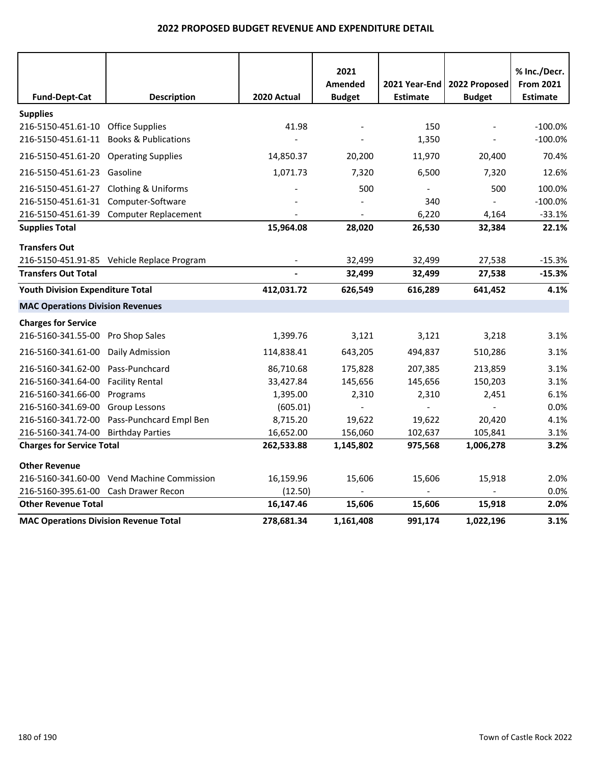## 2022 PROPOSED BUDGET REVENUE AND EXPENDITURE DETAIL

| Fund-Dept-Cat | Description | 2020 Actual | 2021 Amended Budget | 2021 Year-End Estimate | 2022 Proposed Budget | % Inc./Decr. From 2021 Estimate |
|---|---|---|---|---|---|---|
| **Supplies** | | | | | | |
| 216-5150-451.61-10 | Office Supplies | 41.98 | - | 150 | - | -100.0% |
| 216-5150-451.61-11 | Books & Publications | - | - | 1,350 | - | -100.0% |
| 216-5150-451.61-20 | Operating Supplies | 14,850.37 | 20,200 | 11,970 | 20,400 | 70.4% |
| 216-5150-451.61-23 | Gasoline | 1,071.73 | 7,320 | 6,500 | 7,320 | 12.6% |
| 216-5150-451.61-27 | Clothing & Uniforms | - | 500 | - | 500 | 100.0% |
| 216-5150-451.61-31 | Computer-Software | - | - | 340 | - | -100.0% |
| 216-5150-451.61-39 | Computer Replacement | - | - | 6,220 | 4,164 | -33.1% |
| **Supplies Total** | | **15,964.08** | **28,020** | **26,530** | **32,384** | **22.1%** |
| **Transfers Out** | | | | | | |
| 216-5150-451.91-85 | Vehicle Replace Program | - | 32,499 | 32,499 | 27,538 | -15.3% |
| **Transfers Out Total** | | **-** | **32,499** | **32,499** | **27,538** | **-15.3%** |
| **Youth Division Expenditure Total** | | **412,031.72** | **626,549** | **616,289** | **641,452** | **4.1%** |
| **MAC Operations Division Revenues** | | | | | | |
| **Charges for Service** | | | | | | |
| 216-5160-341.55-00 | Pro Shop Sales | 1,399.76 | 3,121 | 3,121 | 3,218 | 3.1% |
| 216-5160-341.61-00 | Daily Admission | 114,838.41 | 643,205 | 494,837 | 510,286 | 3.1% |
| 216-5160-341.62-00 | Pass-Punchcard | 86,710.68 | 175,828 | 207,385 | 213,859 | 3.1% |
| 216-5160-341.64-00 | Facility Rental | 33,427.84 | 145,656 | 145,656 | 150,203 | 3.1% |
| 216-5160-341.66-00 | Programs | 1,395.00 | 2,310 | 2,310 | 2,451 | 6.1% |
| 216-5160-341.69-00 | Group Lessons | (605.01) | - | - | - | 0.0% |
| 216-5160-341.72-00 | Pass-Punchcard Empl Ben | 8,715.20 | 19,622 | 19,622 | 20,420 | 4.1% |
| 216-5160-341.74-00 | Birthday Parties | 16,652.00 | 156,060 | 102,637 | 105,841 | 3.1% |
| **Charges for Service Total** | | **262,533.88** | **1,145,802** | **975,568** | **1,006,278** | **3.2%** |
| **Other Revenue** | | | | | | |
| 216-5160-341.60-00 | Vend Machine Commission | 16,159.96 | 15,606 | 15,606 | 15,918 | 2.0% |
| 216-5160-395.61-00 | Cash Drawer Recon | (12.50) | - | - | - | 0.0% |
| **Other Revenue Total** | | **16,147.46** | **15,606** | **15,606** | **15,918** | **2.0%** |
| **MAC Operations Division Revenue Total** | | **278,681.34** | **1,161,408** | **991,174** | **1,022,196** | **3.1%** |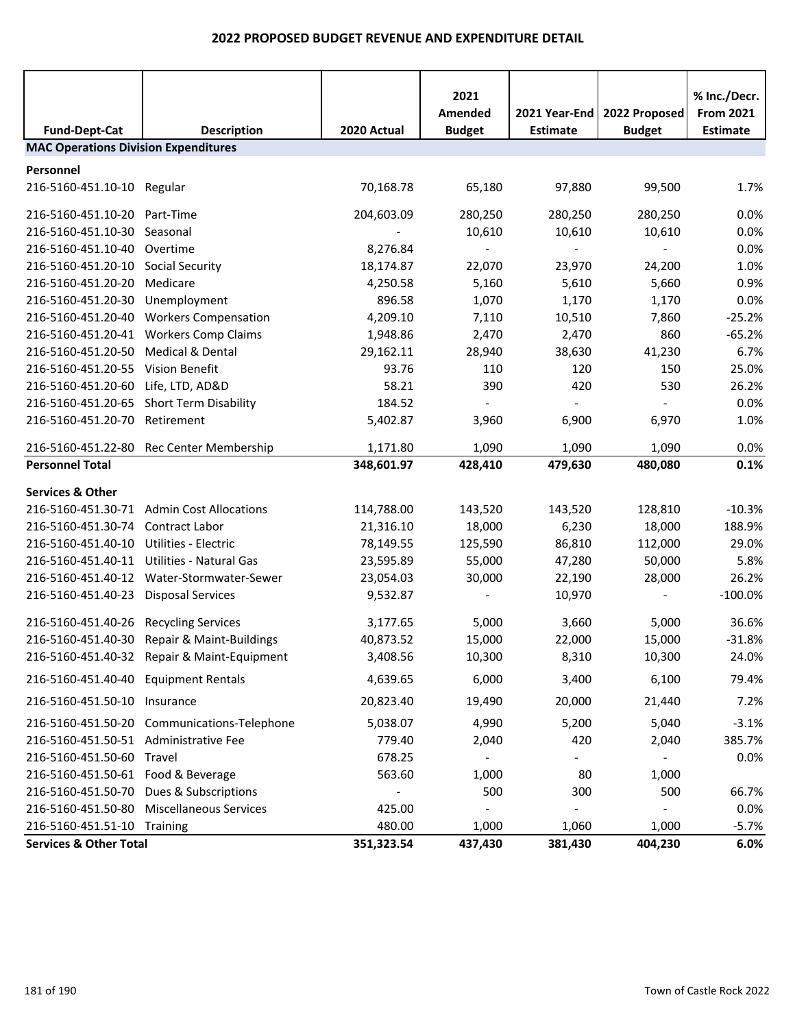# 2022 PROPOSED BUDGET REVENUE AND EXPENDITURE DETAIL

| Fund-Dept-Cat | Description | 2020 Actual | 2021 Amended Budget | 2021 Year-End Estimate | 2022 Proposed Budget | % Inc./Decr. From 2021 Estimate |
|---|---|---|---|---|---|---|
| **MAC Operations Division Expenditures** | | | | | | |
| **Personnel** | | | | | | |
| 216-5160-451.10-10 | Regular | 70,168.78 | 65,180 | 97,880 | 99,500 | 1.7% |
| 216-5160-451.10-20 | Part-Time | 204,603.09 | 280,250 | 280,250 | 280,250 | 0.0% |
| 216-5160-451.10-30 | Seasonal | - | 10,610 | 10,610 | 10,610 | 0.0% |
| 216-5160-451.10-40 | Overtime | 8,276.84 | - | - | - | 0.0% |
| 216-5160-451.20-10 | Social Security | 18,174.87 | 22,070 | 23,970 | 24,200 | 1.0% |
| 216-5160-451.20-20 | Medicare | 4,250.58 | 5,160 | 5,610 | 5,660 | 0.9% |
| 216-5160-451.20-30 | Unemployment | 896.58 | 1,070 | 1,170 | 1,170 | 0.0% |
| 216-5160-451.20-40 | Workers Compensation | 4,209.10 | 7,110 | 10,510 | 7,860 | -25.2% |
| 216-5160-451.20-41 | Workers Comp Claims | 1,948.86 | 2,470 | 2,470 | 860 | -65.2% |
| 216-5160-451.20-50 | Medical & Dental | 29,162.11 | 28,940 | 38,630 | 41,230 | 6.7% |
| 216-5160-451.20-55 | Vision Benefit | 93.76 | 110 | 120 | 150 | 25.0% |
| 216-5160-451.20-60 | Life, LTD, AD&D | 58.21 | 390 | 420 | 530 | 26.2% |
| 216-5160-451.20-65 | Short Term Disability | 184.52 | - | - | - | 0.0% |
| 216-5160-451.20-70 | Retirement | 5,402.87 | 3,960 | 6,900 | 6,970 | 1.0% |
| 216-5160-451.22-80 | Rec Center Membership | 1,171.80 | 1,090 | 1,090 | 1,090 | 0.0% |
| **Personnel Total** | | **348,601.97** | **428,410** | **479,630** | **480,080** | **0.1%** |
| **Services & Other** | | | | | | |
| 216-5160-451.30-71 | Admin Cost Allocations | 114,788.00 | 143,520 | 143,520 | 128,810 | -10.3% |
| 216-5160-451.30-74 | Contract Labor | 21,316.10 | 18,000 | 6,230 | 18,000 | 188.9% |
| 216-5160-451.40-10 | Utilities - Electric | 78,149.55 | 125,590 | 86,810 | 112,000 | 29.0% |
| 216-5160-451.40-11 | Utilities - Natural Gas | 23,595.89 | 55,000 | 47,280 | 50,000 | 5.8% |
| 216-5160-451.40-12 | Water-Stormwater-Sewer | 23,054.03 | 30,000 | 22,190 | 28,000 | 26.2% |
| 216-5160-451.40-23 | Disposal Services | 9,532.87 | - | 10,970 | - | -100.0% |
| 216-5160-451.40-26 | Recycling Services | 3,177.65 | 5,000 | 3,660 | 5,000 | 36.6% |
| 216-5160-451.40-30 | Repair & Maint-Buildings | 40,873.52 | 15,000 | 22,000 | 15,000 | -31.8% |
| 216-5160-451.40-32 | Repair & Maint-Equipment | 3,408.56 | 10,300 | 8,310 | 10,300 | 24.0% |
| 216-5160-451.40-40 | Equipment Rentals | 4,639.65 | 6,000 | 3,400 | 6,100 | 79.4% |
| 216-5160-451.50-10 | Insurance | 20,823.40 | 19,490 | 20,000 | 21,440 | 7.2% |
| 216-5160-451.50-20 | Communications-Telephone | 5,038.07 | 4,990 | 5,200 | 5,040 | -3.1% |
| 216-5160-451.50-51 | Administrative Fee | 779.40 | 2,040 | 420 | 2,040 | 385.7% |
| 216-5160-451.50-60 | Travel | 678.25 | - | - | - | 0.0% |
| 216-5160-451.50-61 | Food & Beverage | 563.60 | 1,000 | 80 | 1,000 | |
| 216-5160-451.50-70 | Dues & Subscriptions | - | 500 | 300 | 500 | 66.7% |
| 216-5160-451.50-80 | Miscellaneous Services | 425.00 | - | - | - | 0.0% |
| 216-5160-451.51-10 | Training | 480.00 | 1,000 | 1,060 | 1,000 | -5.7% |
| **Services & Other Total** | | **351,323.54** | **437,430** | **381,430** | **404,230** | **6.0%** |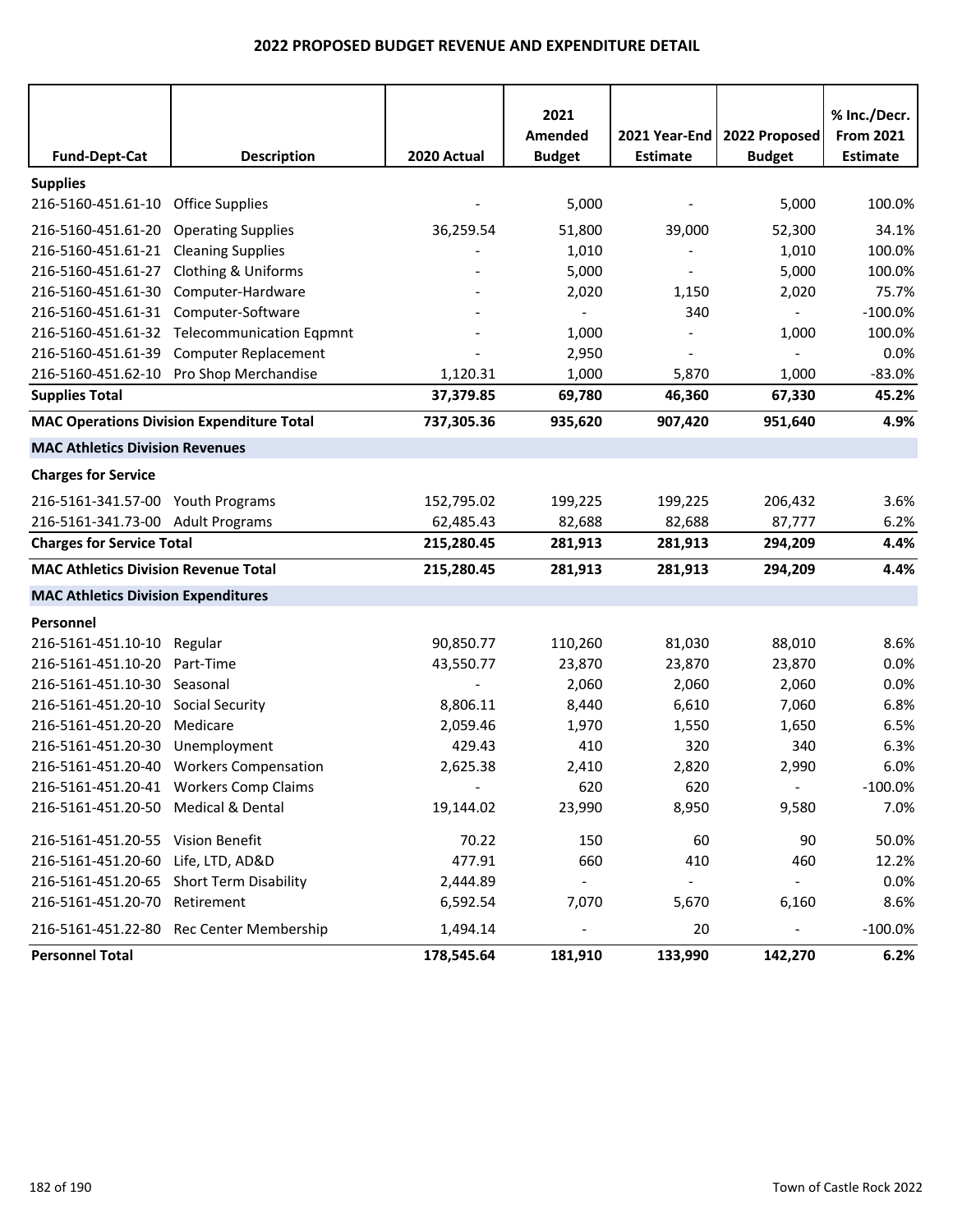# 2022 PROPOSED BUDGET REVENUE AND EXPENDITURE DETAIL

| Fund-Dept-Cat | Description | 2020 Actual | 2021 Amended Budget | 2021 Year-End Estimate | 2022 Proposed Budget | % Inc./Decr. From 2021 Estimate |
|---|---|---|---|---|---|---|
| **Supplies** | | | | | | |
| 216-5160-451.61-10 | Office Supplies | - | 5,000 | - | 5,000 | 100.0% |
| 216-5160-451.61-20 | Operating Supplies | 36,259.54 | 51,800 | 39,000 | 52,300 | 34.1% |
| 216-5160-451.61-21 | Cleaning Supplies | - | 1,010 | - | 1,010 | 100.0% |
| 216-5160-451.61-27 | Clothing & Uniforms | - | 5,000 | - | 5,000 | 100.0% |
| 216-5160-451.61-30 | Computer-Hardware | - | 2,020 | 1,150 | 2,020 | 75.7% |
| 216-5160-451.61-31 | Computer-Software | - | - | 340 | - | -100.0% |
| 216-5160-451.61-32 | Telecommunication Eqpmnt | - | 1,000 | - | 1,000 | 100.0% |
| 216-5160-451.61-39 | Computer Replacement | - | 2,950 | - | - | 0.0% |
| 216-5160-451.62-10 | Pro Shop Merchandise | 1,120.31 | 1,000 | 5,870 | 1,000 | -83.0% |
| **Supplies Total** | | **37,379.85** | **69,780** | **46,360** | **67,330** | **45.2%** |
| **MAC Operations Division Expenditure Total** | | **737,305.36** | **935,620** | **907,420** | **951,640** | **4.9%** |
| **MAC Athletics Division Revenues** | | | | | | |
| **Charges for Service** | | | | | | |
| 216-5161-341.57-00 | Youth Programs | 152,795.02 | 199,225 | 199,225 | 206,432 | 3.6% |
| 216-5161-341.73-00 | Adult Programs | 62,485.43 | 82,688 | 82,688 | 87,777 | 6.2% |
| **Charges for Service Total** | | **215,280.45** | **281,913** | **281,913** | **294,209** | **4.4%** |
| **MAC Athletics Division Revenue Total** | | **215,280.45** | **281,913** | **281,913** | **294,209** | **4.4%** |
| **MAC Athletics Division Expenditures** | | | | | | |
| **Personnel** | | | | | | |
| 216-5161-451.10-10 | Regular | 90,850.77 | 110,260 | 81,030 | 88,010 | 8.6% |
| 216-5161-451.10-20 | Part-Time | 43,550.77 | 23,870 | 23,870 | 23,870 | 0.0% |
| 216-5161-451.10-30 | Seasonal | - | 2,060 | 2,060 | 2,060 | 0.0% |
| 216-5161-451.20-10 | Social Security | 8,806.11 | 8,440 | 6,610 | 7,060 | 6.8% |
| 216-5161-451.20-20 | Medicare | 2,059.46 | 1,970 | 1,550 | 1,650 | 6.5% |
| 216-5161-451.20-30 | Unemployment | 429.43 | 410 | 320 | 340 | 6.3% |
| 216-5161-451.20-40 | Workers Compensation | 2,625.38 | 2,410 | 2,820 | 2,990 | 6.0% |
| 216-5161-451.20-41 | Workers Comp Claims | - | 620 | 620 | - | -100.0% |
| 216-5161-451.20-50 | Medical & Dental | 19,144.02 | 23,990 | 8,950 | 9,580 | 7.0% |
| 216-5161-451.20-55 | Vision Benefit | 70.22 | 150 | 60 | 90 | 50.0% |
| 216-5161-451.20-60 | Life, LTD, AD&D | 477.91 | 660 | 410 | 460 | 12.2% |
| 216-5161-451.20-65 | Short Term Disability | 2,444.89 | - | - | - | 0.0% |
| 216-5161-451.20-70 | Retirement | 6,592.54 | 7,070 | 5,670 | 6,160 | 8.6% |
| 216-5161-451.22-80 | Rec Center Membership | 1,494.14 | - | 20 | - | -100.0% |
| **Personnel Total** | | **178,545.64** | **181,910** | **133,990** | **142,270** | **6.2%** |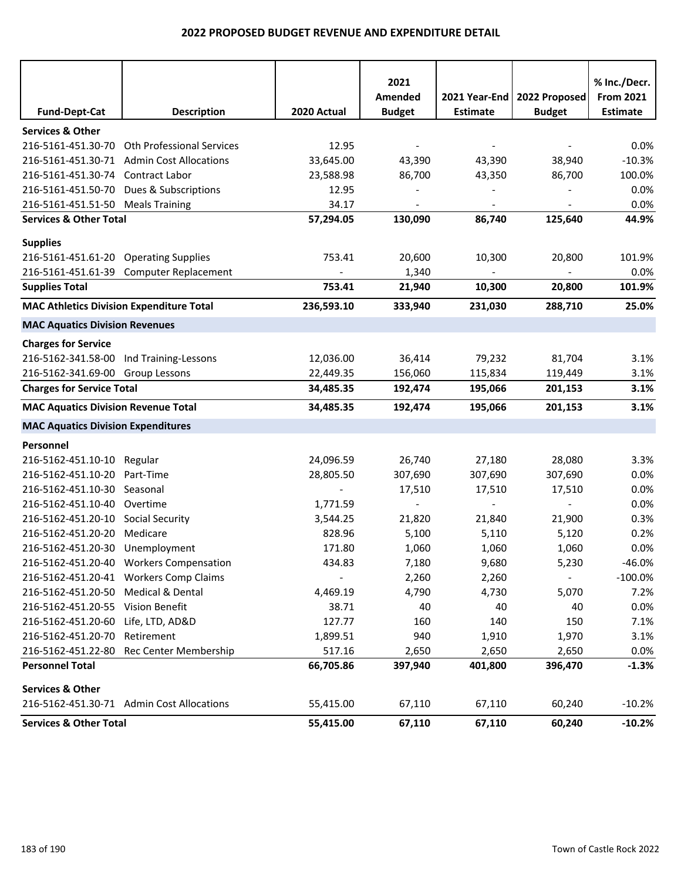# 2022 PROPOSED BUDGET REVENUE AND EXPENDITURE DETAIL

| Fund-Dept-Cat | Description | 2020 Actual | 2021 Amended Budget | 2021 Year-End Estimate | 2022 Proposed Budget | % Inc./Decr. From 2021 Estimate |
|---|---|---|---|---|---|---|
| **Services & Other** | | | | | | |
| 216-5161-451.30-70 | Oth Professional Services | 12.95 | - | - | - | 0.0% |
| 216-5161-451.30-71 | Admin Cost Allocations | 33,645.00 | 43,390 | 43,390 | 38,940 | -10.3% |
| 216-5161-451.30-74 | Contract Labor | 23,588.98 | 86,700 | 43,350 | 86,700 | 100.0% |
| 216-5161-451.50-70 | Dues & Subscriptions | 12.95 | - | - | - | 0.0% |
| 216-5161-451.51-50 | Meals Training | 34.17 | - | - | - | 0.0% |
| **Services & Other Total** | | **57,294.05** | **130,090** | **86,740** | **125,640** | **44.9%** |
| **Supplies** | | | | | | |
| 216-5161-451.61-20 | Operating Supplies | 753.41 | 20,600 | 10,300 | 20,800 | 101.9% |
| 216-5161-451.61-39 | Computer Replacement | - | 1,340 | - | - | 0.0% |
| **Supplies Total** | | **753.41** | **21,940** | **10,300** | **20,800** | **101.9%** |
| **MAC Athletics Division Expenditure Total** | | **236,593.10** | **333,940** | **231,030** | **288,710** | **25.0%** |
| **MAC Aquatics Division Revenues** | | | | | | |
| **Charges for Service** | | | | | | |
| 216-5162-341.58-00 | Ind Training-Lessons | 12,036.00 | 36,414 | 79,232 | 81,704 | 3.1% |
| 216-5162-341.69-00 | Group Lessons | 22,449.35 | 156,060 | 115,834 | 119,449 | 3.1% |
| **Charges for Service Total** | | **34,485.35** | **192,474** | **195,066** | **201,153** | **3.1%** |
| **MAC Aquatics Division Revenue Total** | | **34,485.35** | **192,474** | **195,066** | **201,153** | **3.1%** |
| **MAC Aquatics Division Expenditures** | | | | | | |
| **Personnel** | | | | | | |
| 216-5162-451.10-10 | Regular | 24,096.59 | 26,740 | 27,180 | 28,080 | 3.3% |
| 216-5162-451.10-20 | Part-Time | 28,805.50 | 307,690 | 307,690 | 307,690 | 0.0% |
| 216-5162-451.10-30 | Seasonal | - | 17,510 | 17,510 | 17,510 | 0.0% |
| 216-5162-451.10-40 | Overtime | 1,771.59 | - | - | - | 0.0% |
| 216-5162-451.20-10 | Social Security | 3,544.25 | 21,820 | 21,840 | 21,900 | 0.3% |
| 216-5162-451.20-20 | Medicare | 828.96 | 5,100 | 5,110 | 5,120 | 0.2% |
| 216-5162-451.20-30 | Unemployment | 171.80 | 1,060 | 1,060 | 1,060 | 0.0% |
| 216-5162-451.20-40 | Workers Compensation | 434.83 | 7,180 | 9,680 | 5,230 | -46.0% |
| 216-5162-451.20-41 | Workers Comp Claims | - | 2,260 | 2,260 | - | -100.0% |
| 216-5162-451.20-50 | Medical & Dental | 4,469.19 | 4,790 | 4,730 | 5,070 | 7.2% |
| 216-5162-451.20-55 | Vision Benefit | 38.71 | 40 | 40 | 40 | 0.0% |
| 216-5162-451.20-60 | Life, LTD, AD&D | 127.77 | 160 | 140 | 150 | 7.1% |
| 216-5162-451.20-70 | Retirement | 1,899.51 | 940 | 1,910 | 1,970 | 3.1% |
| 216-5162-451.22-80 | Rec Center Membership | 517.16 | 2,650 | 2,650 | 2,650 | 0.0% |
| **Personnel Total** | | **66,705.86** | **397,940** | **401,800** | **396,470** | **-1.3%** |
| **Services & Other** | | | | | | |
| 216-5162-451.30-71 | Admin Cost Allocations | 55,415.00 | 67,110 | 67,110 | 60,240 | -10.2% |
| **Services & Other Total** | | **55,415.00** | **67,110** | **67,110** | **60,240** | **-10.2%** |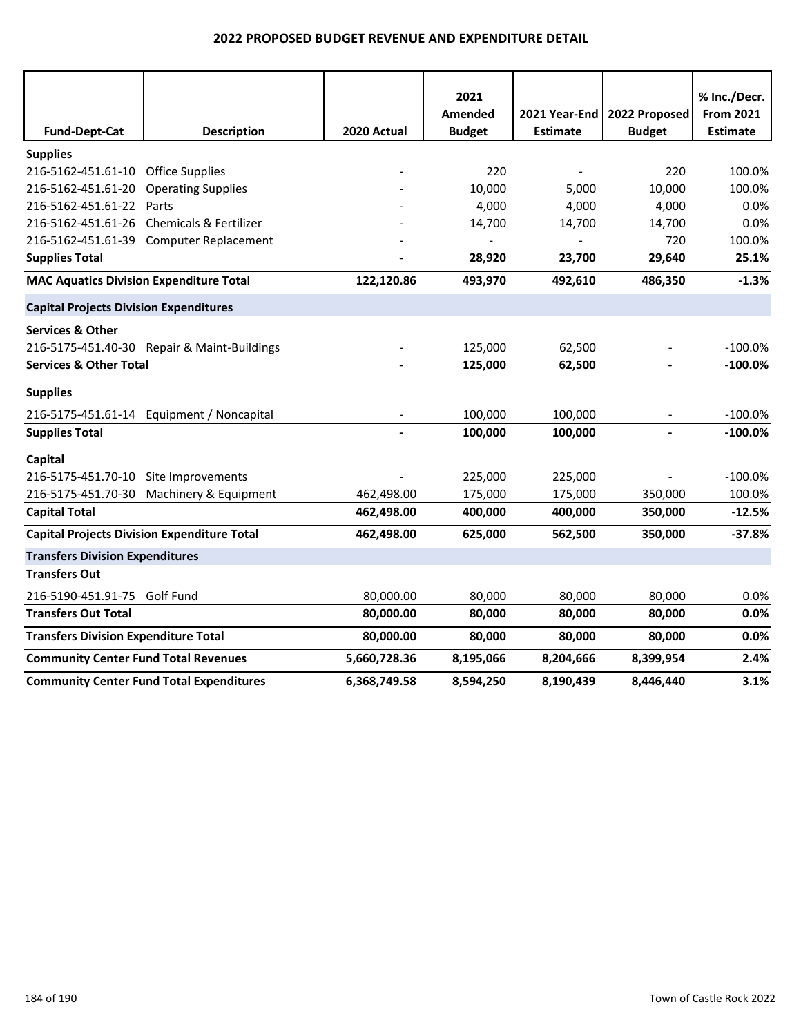# 2022 PROPOSED BUDGET REVENUE AND EXPENDITURE DETAIL

| Fund-Dept-Cat | Description | 2020 Actual | 2021 Amended Budget | 2021 Year-End Estimate | 2022 Proposed Budget | % Inc./Decr. From 2021 Estimate |
|---|---|---|---|---|---|---|
| **Supplies** | | | | | | |
| 216-5162-451.61-10 | Office Supplies | - | 220 | - | 220 | 100.0% |
| 216-5162-451.61-20 | Operating Supplies | - | 10,000 | 5,000 | 10,000 | 100.0% |
| 216-5162-451.61-22 | Parts | - | 4,000 | 4,000 | 4,000 | 0.0% |
| 216-5162-451.61-26 | Chemicals & Fertilizer | - | 14,700 | 14,700 | 14,700 | 0.0% |
| 216-5162-451.61-39 | Computer Replacement | - | - | - | 720 | 100.0% |
| **Supplies Total** | | **-** | **28,920** | **23,700** | **29,640** | **25.1%** |
| **MAC Aquatics Division Expenditure Total** | | **122,120.86** | **493,970** | **492,610** | **486,350** | **-1.3%** |
| **Capital Projects Division Expenditures** | | | | | | |
| **Services & Other** | | | | | | |
| 216-5175-451.40-30 | Repair & Maint-Buildings | - | 125,000 | 62,500 | - | -100.0% |
| **Services & Other Total** | | **-** | **125,000** | **62,500** | **-** | **-100.0%** |
| **Supplies** | | | | | | |
| 216-5175-451.61-14 | Equipment / Noncapital | - | 100,000 | 100,000 | - | -100.0% |
| **Supplies Total** | | **-** | **100,000** | **100,000** | **-** | **-100.0%** |
| **Capital** | | | | | | |
| 216-5175-451.70-10 | Site Improvements | - | 225,000 | 225,000 | - | -100.0% |
| 216-5175-451.70-30 | Machinery & Equipment | 462,498.00 | 175,000 | 175,000 | 350,000 | 100.0% |
| **Capital Total** | | **462,498.00** | **400,000** | **400,000** | **350,000** | **-12.5%** |
| **Capital Projects Division Expenditure Total** | | **462,498.00** | **625,000** | **562,500** | **350,000** | **-37.8%** |
| **Transfers Division Expenditures** | | | | | | |
| **Transfers Out** | | | | | | |
| 216-5190-451.91-75 | Golf Fund | 80,000.00 | 80,000 | 80,000 | 80,000 | 0.0% |
| **Transfers Out Total** | | **80,000.00** | **80,000** | **80,000** | **80,000** | **0.0%** |
| **Transfers Division Expenditure Total** | | **80,000.00** | **80,000** | **80,000** | **80,000** | **0.0%** |
| **Community Center Fund Total Revenues** | | **5,660,728.36** | **8,195,066** | **8,204,666** | **8,399,954** | **2.4%** |
| **Community Center Fund Total Expenditures** | | **6,368,749.58** | **8,594,250** | **8,190,439** | **8,446,440** | **3.1%** |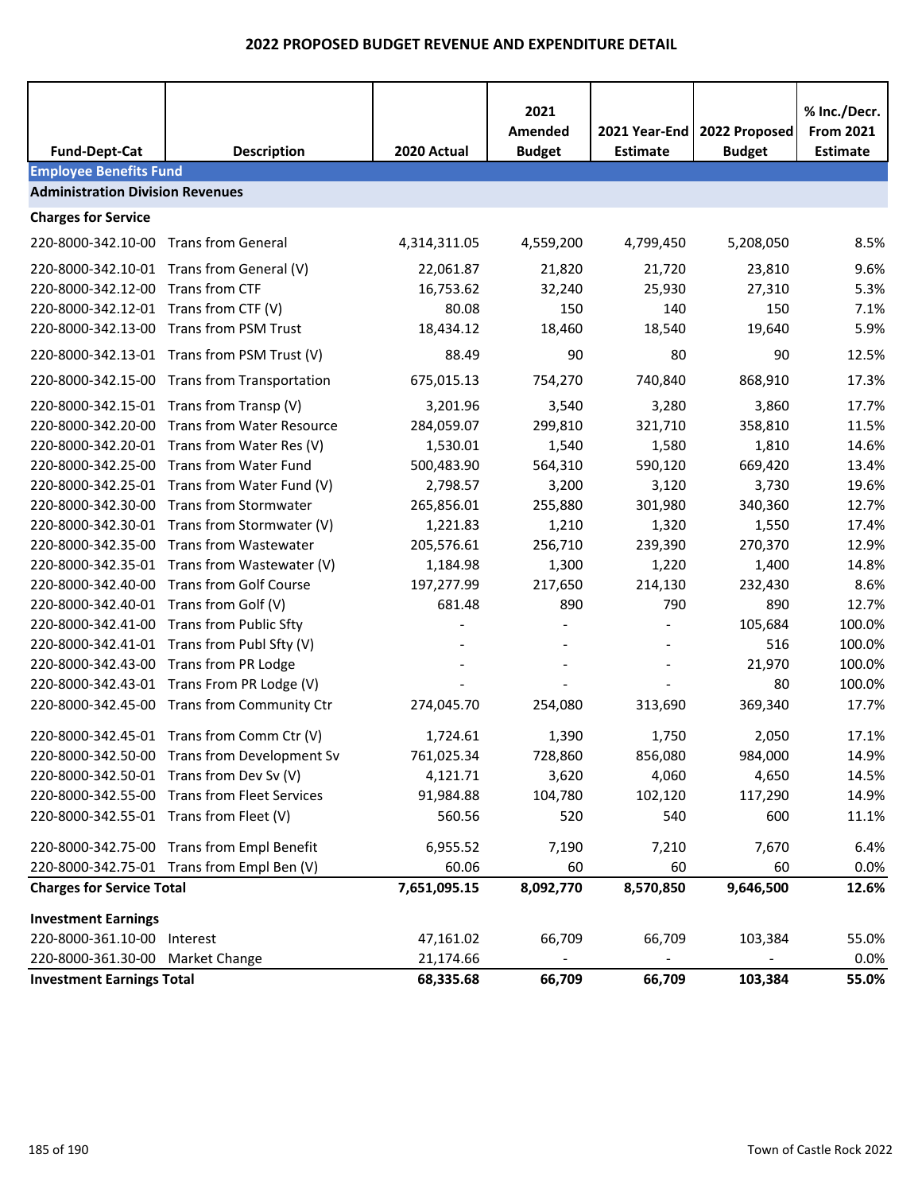# 2022 PROPOSED BUDGET REVENUE AND EXPENDITURE DETAIL

| Fund-Dept-Cat | Description | 2020 Actual | 2021 Amended Budget | 2021 Year-End Estimate | 2022 Proposed Budget | % Inc./Decr. From 2021 Estimate |
|---|---|---|---|---|---|---|
| **Employee Benefits Fund** | | | | | | |
| **Administration Division Revenues** | | | | | | |
| **Charges for Service** | | | | | | |
| 220-8000-342.10-00 | Trans from General | 4,314,311.05 | 4,559,200 | 4,799,450 | 5,208,050 | 8.5% |
| 220-8000-342.10-01 | Trans from General (V) | 22,061.87 | 21,820 | 21,720 | 23,810 | 9.6% |
| 220-8000-342.12-00 | Trans from CTF | 16,753.62 | 32,240 | 25,930 | 27,310 | 5.3% |
| 220-8000-342.12-01 | Trans from CTF (V) | 80.08 | 150 | 140 | 150 | 7.1% |
| 220-8000-342.13-00 | Trans from PSM Trust | 18,434.12 | 18,460 | 18,540 | 19,640 | 5.9% |
| 220-8000-342.13-01 | Trans from PSM Trust (V) | 88.49 | 90 | 80 | 90 | 12.5% |
| 220-8000-342.15-00 | Trans from Transportation | 675,015.13 | 754,270 | 740,840 | 868,910 | 17.3% |
| 220-8000-342.15-01 | Trans from Transp (V) | 3,201.96 | 3,540 | 3,280 | 3,860 | 17.7% |
| 220-8000-342.20-00 | Trans from Water Resource | 284,059.07 | 299,810 | 321,710 | 358,810 | 11.5% |
| 220-8000-342.20-01 | Trans from Water Res (V) | 1,530.01 | 1,540 | 1,580 | 1,810 | 14.6% |
| 220-8000-342.25-00 | Trans from Water Fund | 500,483.90 | 564,310 | 590,120 | 669,420 | 13.4% |
| 220-8000-342.25-01 | Trans from Water Fund (V) | 2,798.57 | 3,200 | 3,120 | 3,730 | 19.6% |
| 220-8000-342.30-00 | Trans from Stormwater | 265,856.01 | 255,880 | 301,980 | 340,360 | 12.7% |
| 220-8000-342.30-01 | Trans from Stormwater (V) | 1,221.83 | 1,210 | 1,320 | 1,550 | 17.4% |
| 220-8000-342.35-00 | Trans from Wastewater | 205,576.61 | 256,710 | 239,390 | 270,370 | 12.9% |
| 220-8000-342.35-01 | Trans from Wastewater (V) | 1,184.98 | 1,300 | 1,220 | 1,400 | 14.8% |
| 220-8000-342.40-00 | Trans from Golf Course | 197,277.99 | 217,650 | 214,130 | 232,430 | 8.6% |
| 220-8000-342.40-01 | Trans from Golf (V) | 681.48 | 890 | 790 | 890 | 12.7% |
| 220-8000-342.41-00 | Trans from Public Sfty | - | - | - | 105,684 | 100.0% |
| 220-8000-342.41-01 | Trans from Publ Sfty (V) | - | - | - | 516 | 100.0% |
| 220-8000-342.43-00 | Trans from PR Lodge | - | - | - | 21,970 | 100.0% |
| 220-8000-342.43-01 | Trans From PR Lodge (V) | - | - | - | 80 | 100.0% |
| 220-8000-342.45-00 | Trans from Community Ctr | 274,045.70 | 254,080 | 313,690 | 369,340 | 17.7% |
| 220-8000-342.45-01 | Trans from Comm Ctr (V) | 1,724.61 | 1,390 | 1,750 | 2,050 | 17.1% |
| 220-8000-342.50-00 | Trans from Development Sv | 761,025.34 | 728,860 | 856,080 | 984,000 | 14.9% |
| 220-8000-342.50-01 | Trans from Dev Sv (V) | 4,121.71 | 3,620 | 4,060 | 4,650 | 14.5% |
| 220-8000-342.55-00 | Trans from Fleet Services | 91,984.88 | 104,780 | 102,120 | 117,290 | 14.9% |
| 220-8000-342.55-01 | Trans from Fleet (V) | 560.56 | 520 | 540 | 600 | 11.1% |
| 220-8000-342.75-00 | Trans from Empl Benefit | 6,955.52 | 7,190 | 7,210 | 7,670 | 6.4% |
| 220-8000-342.75-01 | Trans from Empl Ben (V) | 60.06 | 60 | 60 | 60 | 0.0% |
| **Charges for Service Total** | | **7,651,095.15** | **8,092,770** | **8,570,850** | **9,646,500** | **12.6%** |
| **Investment Earnings** | | | | | | |
| 220-8000-361.10-00 | Interest | 47,161.02 | 66,709 | 66,709 | 103,384 | 55.0% |
| 220-8000-361.30-00 | Market Change | 21,174.66 | - | - | - | 0.0% |
| **Investment Earnings Total** | | **68,335.68** | **66,709** | **66,709** | **103,384** | **55.0%** |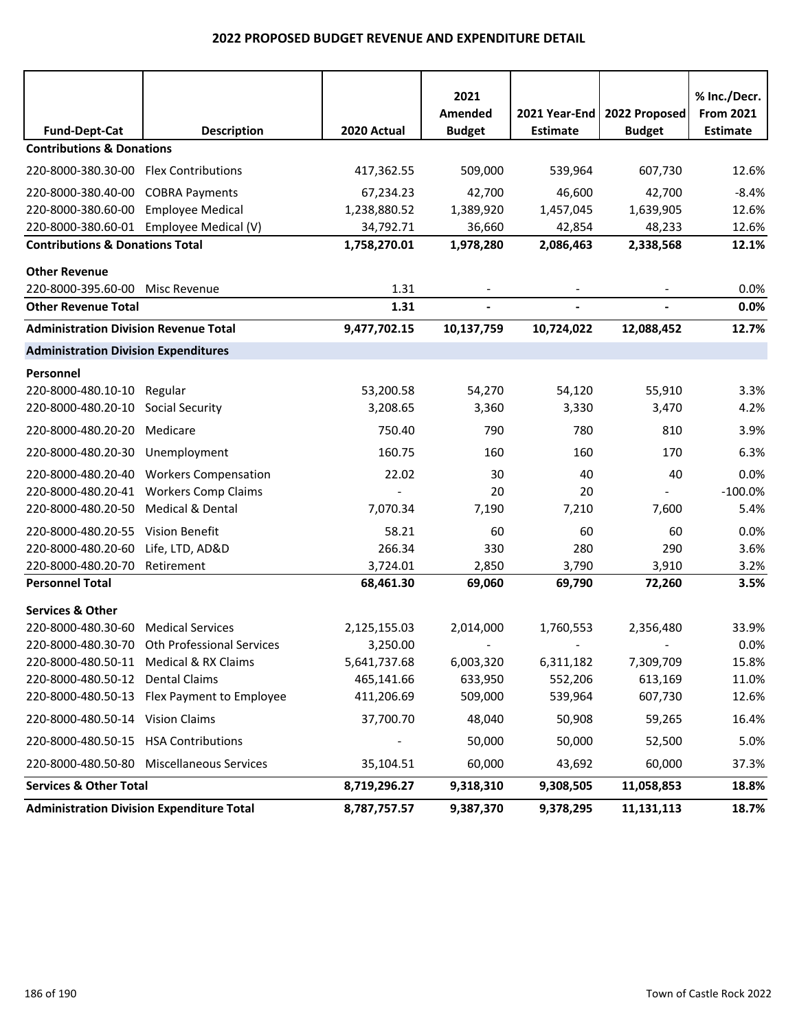# 2022 PROPOSED BUDGET REVENUE AND EXPENDITURE DETAIL

| Fund-Dept-Cat | Description | 2020 Actual | 2021 Amended Budget | 2021 Year-End Estimate | 2022 Proposed Budget | % Inc./Decr. From 2021 Estimate |
|---|---|---|---|---|---|---|
| **Contributions & Donations** | | | | | | |
| 220-8000-380.30-00 | Flex Contributions | 417,362.55 | 509,000 | 539,964 | 607,730 | 12.6% |
| 220-8000-380.40-00 | COBRA Payments | 67,234.23 | 42,700 | 46,600 | 42,700 | -8.4% |
| 220-8000-380.60-00 | Employee Medical | 1,238,880.52 | 1,389,920 | 1,457,045 | 1,639,905 | 12.6% |
| 220-8000-380.60-01 | Employee Medical (V) | 34,792.71 | 36,660 | 42,854 | 48,233 | 12.6% |
| **Contributions & Donations Total** | | **1,758,270.01** | **1,978,280** | **2,086,463** | **2,338,568** | **12.1%** |
| **Other Revenue** | | | | | | |
| 220-8000-395.60-00 | Misc Revenue | 1.31 | - | - | - | 0.0% |
| **Other Revenue Total** | | **1.31** | **-** | **-** | **-** | **0.0%** |
| **Administration Division Revenue Total** | | **9,477,702.15** | **10,137,759** | **10,724,022** | **12,088,452** | **12.7%** |
| **Administration Division Expenditures** | | | | | | |
| **Personnel** | | | | | | |
| 220-8000-480.10-10 | Regular | 53,200.58 | 54,270 | 54,120 | 55,910 | 3.3% |
| 220-8000-480.20-10 | Social Security | 3,208.65 | 3,360 | 3,330 | 3,470 | 4.2% |
| 220-8000-480.20-20 | Medicare | 750.40 | 790 | 780 | 810 | 3.9% |
| 220-8000-480.20-30 | Unemployment | 160.75 | 160 | 160 | 170 | 6.3% |
| 220-8000-480.20-40 | Workers Compensation | 22.02 | 30 | 40 | 40 | 0.0% |
| 220-8000-480.20-41 | Workers Comp Claims | - | 20 | 20 | - | -100.0% |
| 220-8000-480.20-50 | Medical & Dental | 7,070.34 | 7,190 | 7,210 | 7,600 | 5.4% |
| 220-8000-480.20-55 | Vision Benefit | 58.21 | 60 | 60 | 60 | 0.0% |
| 220-8000-480.20-60 | Life, LTD, AD&D | 266.34 | 330 | 280 | 290 | 3.6% |
| 220-8000-480.20-70 | Retirement | 3,724.01 | 2,850 | 3,790 | 3,910 | 3.2% |
| **Personnel Total** | | **68,461.30** | **69,060** | **69,790** | **72,260** | **3.5%** |
| **Services & Other** | | | | | | |
| 220-8000-480.30-60 | Medical Services | 2,125,155.03 | 2,014,000 | 1,760,553 | 2,356,480 | 33.9% |
| 220-8000-480.30-70 | Oth Professional Services | 3,250.00 | - | - | - | 0.0% |
| 220-8000-480.50-11 | Medical & RX Claims | 5,641,737.68 | 6,003,320 | 6,311,182 | 7,309,709 | 15.8% |
| 220-8000-480.50-12 | Dental Claims | 465,141.66 | 633,950 | 552,206 | 613,169 | 11.0% |
| 220-8000-480.50-13 | Flex Payment to Employee | 411,206.69 | 509,000 | 539,964 | 607,730 | 12.6% |
| 220-8000-480.50-14 | Vision Claims | 37,700.70 | 48,040 | 50,908 | 59,265 | 16.4% |
| 220-8000-480.50-15 | HSA Contributions | - | 50,000 | 50,000 | 52,500 | 5.0% |
| 220-8000-480.50-80 | Miscellaneous Services | 35,104.51 | 60,000 | 43,692 | 60,000 | 37.3% |
| **Services & Other Total** | | **8,719,296.27** | **9,318,310** | **9,308,505** | **11,058,853** | **18.8%** |
| **Administration Division Expenditure Total** | | **8,787,757.57** | **9,387,370** | **9,378,295** | **11,131,113** | **18.7%** |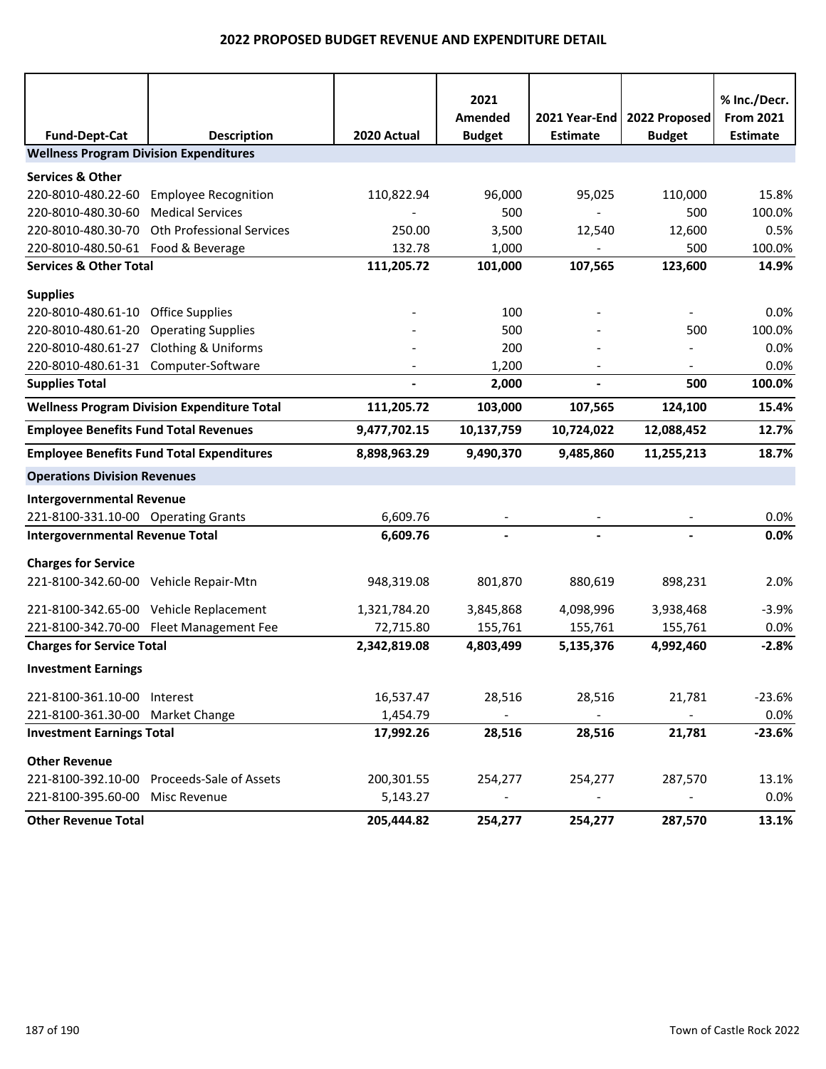## 2022 PROPOSED BUDGET REVENUE AND EXPENDITURE DETAIL

| Fund-Dept-Cat | Description | 2020 Actual | 2021 Amended Budget | 2021 Year-End Estimate | 2022 Proposed Budget | % Inc./Decr. From 2021 Estimate |
|---|---|---|---|---|---|---|
| **Wellness Program Division Expenditures** | | | | | | |
| **Services & Other** | | | | | | |
| 220-8010-480.22-60 | Employee Recognition | 110,822.94 | 96,000 | 95,025 | 110,000 | 15.8% |
| 220-8010-480.30-60 | Medical Services | - | 500 | - | 500 | 100.0% |
| 220-8010-480.30-70 | Oth Professional Services | 250.00 | 3,500 | 12,540 | 12,600 | 0.5% |
| 220-8010-480.50-61 | Food & Beverage | 132.78 | 1,000 | - | 500 | 100.0% |
| **Services & Other Total** | | **111,205.72** | **101,000** | **107,565** | **123,600** | **14.9%** |
| **Supplies** | | | | | | |
| 220-8010-480.61-10 | Office Supplies | - | 100 | - | - | 0.0% |
| 220-8010-480.61-20 | Operating Supplies | - | 500 | - | 500 | 100.0% |
| 220-8010-480.61-27 | Clothing & Uniforms | - | 200 | - | - | 0.0% |
| 220-8010-480.61-31 | Computer-Software | - | 1,200 | - | - | 0.0% |
| **Supplies Total** | | **-** | **2,000** | **-** | **500** | **100.0%** |
| **Wellness Program Division Expenditure Total** | | **111,205.72** | **103,000** | **107,565** | **124,100** | **15.4%** |
| **Employee Benefits Fund Total Revenues** | | **9,477,702.15** | **10,137,759** | **10,724,022** | **12,088,452** | **12.7%** |
| **Employee Benefits Fund Total Expenditures** | | **8,898,963.29** | **9,490,370** | **9,485,860** | **11,255,213** | **18.7%** |
| **Operations Division Revenues** | | | | | | |
| **Intergovernmental Revenue** | | | | | | |
| 221-8100-331.10-00 | Operating Grants | 6,609.76 | - | - | - | 0.0% |
| **Intergovernmental Revenue Total** | | **6,609.76** | **-** | **-** | **-** | **0.0%** |
| **Charges for Service** | | | | | | |
| 221-8100-342.60-00 | Vehicle Repair-Mtn | 948,319.08 | 801,870 | 880,619 | 898,231 | 2.0% |
| 221-8100-342.65-00 | Vehicle Replacement | 1,321,784.20 | 3,845,868 | 4,098,996 | 3,938,468 | -3.9% |
| 221-8100-342.70-00 | Fleet Management Fee | 72,715.80 | 155,761 | 155,761 | 155,761 | 0.0% |
| **Charges for Service Total** | | **2,342,819.08** | **4,803,499** | **5,135,376** | **4,992,460** | **-2.8%** |
| **Investment Earnings** | | | | | | |
| 221-8100-361.10-00 | Interest | 16,537.47 | 28,516 | 28,516 | 21,781 | -23.6% |
| 221-8100-361.30-00 | Market Change | 1,454.79 | - | - | - | 0.0% |
| **Investment Earnings Total** | | **17,992.26** | **28,516** | **28,516** | **21,781** | **-23.6%** |
| **Other Revenue** | | | | | | |
| 221-8100-392.10-00 | Proceeds-Sale of Assets | 200,301.55 | 254,277 | 254,277 | 287,570 | 13.1% |
| 221-8100-395.60-00 | Misc Revenue | 5,143.27 | - | - | - | 0.0% |
| **Other Revenue Total** | | **205,444.82** | **254,277** | **254,277** | **287,570** | **13.1%** |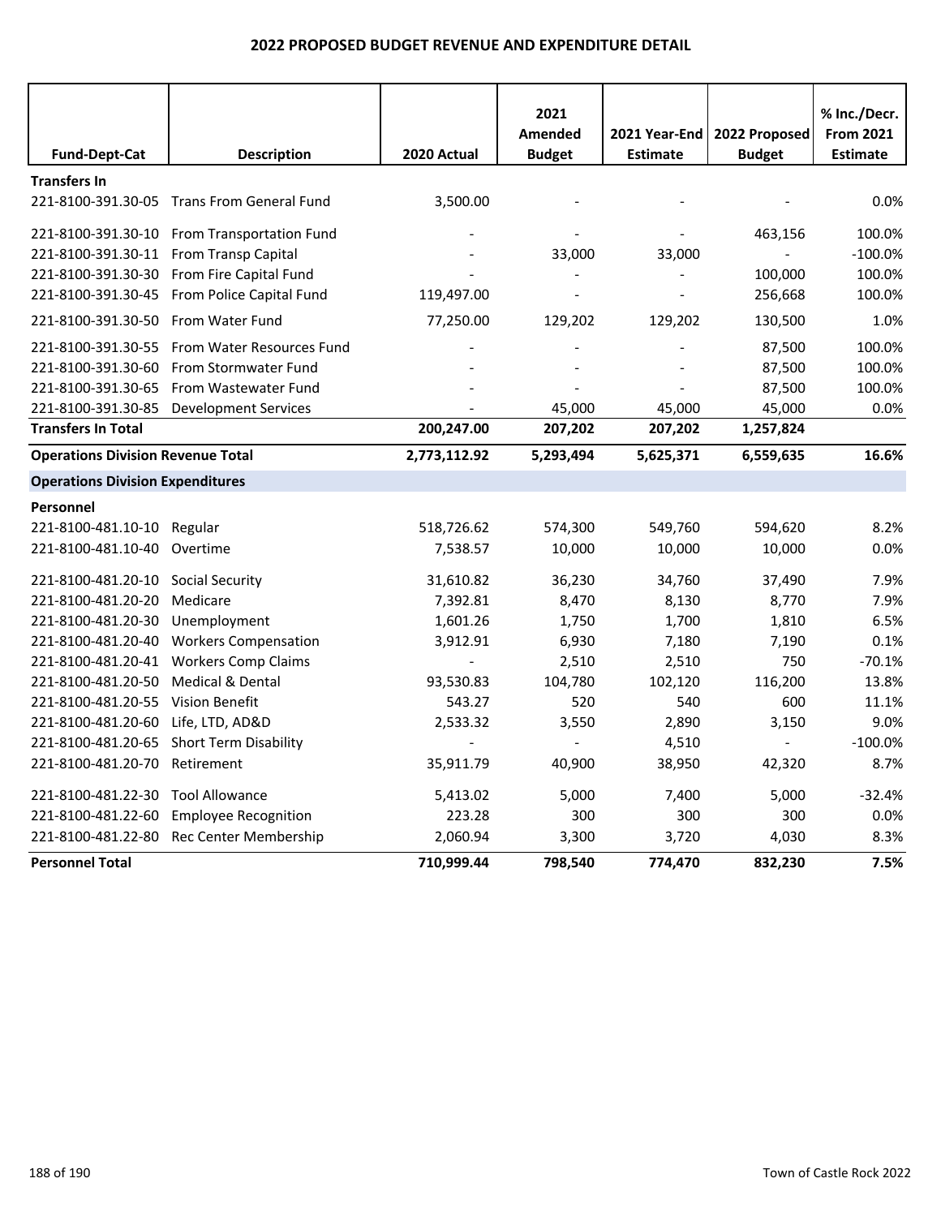# 2022 PROPOSED BUDGET REVENUE AND EXPENDITURE DETAIL

| Fund-Dept-Cat | Description | 2020 Actual | 2021 Amended Budget | 2021 Year-End Estimate | 2022 Proposed Budget | % Inc./Decr. From 2021 Estimate |
|---|---|---|---|---|---|---|
| **Transfers In** | | | | | | |
| 221-8100-391.30-05 | Trans From General Fund | 3,500.00 | - | - | - | 0.0% |
| 221-8100-391.30-10 | From Transportation Fund | - | - | - | 463,156 | 100.0% |
| 221-8100-391.30-11 | From Transp Capital | - | 33,000 | 33,000 | - | -100.0% |
| 221-8100-391.30-30 | From Fire Capital Fund | - | - | - | 100,000 | 100.0% |
| 221-8100-391.30-45 | From Police Capital Fund | 119,497.00 | - | - | 256,668 | 100.0% |
| 221-8100-391.30-50 | From Water Fund | 77,250.00 | 129,202 | 129,202 | 130,500 | 1.0% |
| 221-8100-391.30-55 | From Water Resources Fund | - | - | - | 87,500 | 100.0% |
| 221-8100-391.30-60 | From Stormwater Fund | - | - | - | 87,500 | 100.0% |
| 221-8100-391.30-65 | From Wastewater Fund | - | - | - | 87,500 | 100.0% |
| 221-8100-391.30-85 | Development Services | - | 45,000 | 45,000 | 45,000 | 0.0% |
| **Transfers In Total** | | **200,247.00** | **207,202** | **207,202** | **1,257,824** | |
| **Operations Division Revenue Total** | | **2,773,112.92** | **5,293,494** | **5,625,371** | **6,559,635** | **16.6%** |
| **Operations Division Expenditures** | | | | | | |
| **Personnel** | | | | | | |
| 221-8100-481.10-10 | Regular | 518,726.62 | 574,300 | 549,760 | 594,620 | 8.2% |
| 221-8100-481.10-40 | Overtime | 7,538.57 | 10,000 | 10,000 | 10,000 | 0.0% |
| 221-8100-481.20-10 | Social Security | 31,610.82 | 36,230 | 34,760 | 37,490 | 7.9% |
| 221-8100-481.20-20 | Medicare | 7,392.81 | 8,470 | 8,130 | 8,770 | 7.9% |
| 221-8100-481.20-30 | Unemployment | 1,601.26 | 1,750 | 1,700 | 1,810 | 6.5% |
| 221-8100-481.20-40 | Workers Compensation | 3,912.91 | 6,930 | 7,180 | 7,190 | 0.1% |
| 221-8100-481.20-41 | Workers Comp Claims | - | 2,510 | 2,510 | 750 | -70.1% |
| 221-8100-481.20-50 | Medical & Dental | 93,530.83 | 104,780 | 102,120 | 116,200 | 13.8% |
| 221-8100-481.20-55 | Vision Benefit | 543.27 | 520 | 540 | 600 | 11.1% |
| 221-8100-481.20-60 | Life, LTD, AD&D | 2,533.32 | 3,550 | 2,890 | 3,150 | 9.0% |
| 221-8100-481.20-65 | Short Term Disability | - | - | 4,510 | - | -100.0% |
| 221-8100-481.20-70 | Retirement | 35,911.79 | 40,900 | 38,950 | 42,320 | 8.7% |
| 221-8100-481.22-30 | Tool Allowance | 5,413.02 | 5,000 | 7,400 | 5,000 | -32.4% |
| 221-8100-481.22-60 | Employee Recognition | 223.28 | 300 | 300 | 300 | 0.0% |
| 221-8100-481.22-80 | Rec Center Membership | 2,060.94 | 3,300 | 3,720 | 4,030 | 8.3% |
| **Personnel Total** | | **710,999.44** | **798,540** | **774,470** | **832,230** | **7.5%** |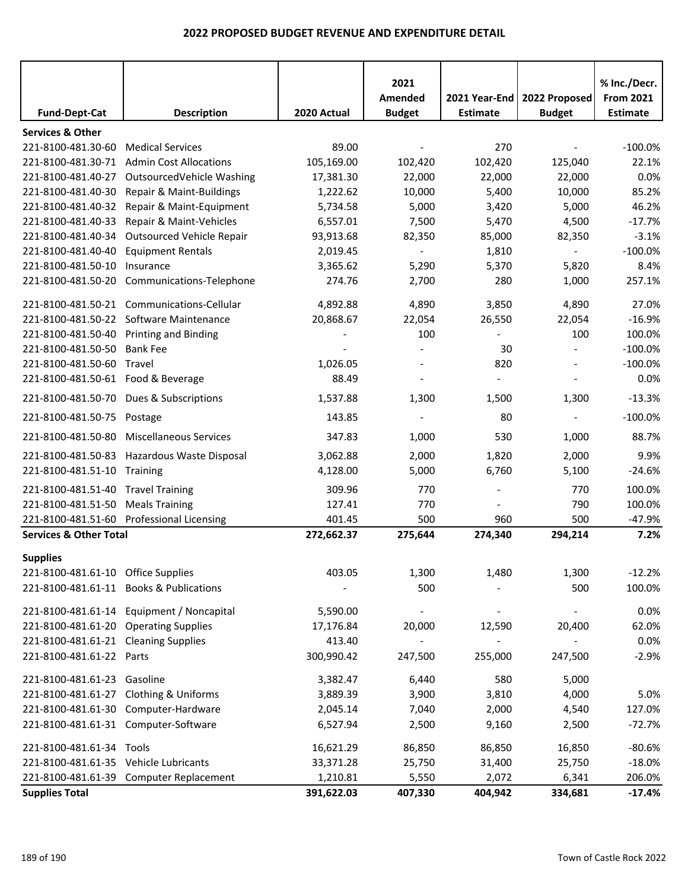# 2022 PROPOSED BUDGET REVENUE AND EXPENDITURE DETAIL

| Fund-Dept-Cat | Description | 2020 Actual | 2021 Amended Budget | 2021 Year-End Estimate | 2022 Proposed Budget | % Inc./Decr. From 2021 Estimate |
|---|---|---|---|---|---|---|
| **Services & Other** | | | | | | |
| 221-8100-481.30-60 | Medical Services | 89.00 | - | 270 | - | -100.0% |
| 221-8100-481.30-71 | Admin Cost Allocations | 105,169.00 | 102,420 | 102,420 | 125,040 | 22.1% |
| 221-8100-481.40-27 | OutsourcedVehicle Washing | 17,381.30 | 22,000 | 22,000 | 22,000 | 0.0% |
| 221-8100-481.40-30 | Repair & Maint-Buildings | 1,222.62 | 10,000 | 5,400 | 10,000 | 85.2% |
| 221-8100-481.40-32 | Repair & Maint-Equipment | 5,734.58 | 5,000 | 3,420 | 5,000 | 46.2% |
| 221-8100-481.40-33 | Repair & Maint-Vehicles | 6,557.01 | 7,500 | 5,470 | 4,500 | -17.7% |
| 221-8100-481.40-34 | Outsourced Vehicle Repair | 93,913.68 | 82,350 | 85,000 | 82,350 | -3.1% |
| 221-8100-481.40-40 | Equipment Rentals | 2,019.45 | - | 1,810 | - | -100.0% |
| 221-8100-481.50-10 | Insurance | 3,365.62 | 5,290 | 5,370 | 5,820 | 8.4% |
| 221-8100-481.50-20 | Communications-Telephone | 274.76 | 2,700 | 280 | 1,000 | 257.1% |
| 221-8100-481.50-21 | Communications-Cellular | 4,892.88 | 4,890 | 3,850 | 4,890 | 27.0% |
| 221-8100-481.50-22 | Software Maintenance | 20,868.67 | 22,054 | 26,550 | 22,054 | -16.9% |
| 221-8100-481.50-40 | Printing and Binding | - | 100 | - | 100 | 100.0% |
| 221-8100-481.50-50 | Bank Fee | - | - | 30 | - | -100.0% |
| 221-8100-481.50-60 | Travel | 1,026.05 | - | 820 | - | -100.0% |
| 221-8100-481.50-61 | Food & Beverage | 88.49 | - | - | - | 0.0% |
| 221-8100-481.50-70 | Dues & Subscriptions | 1,537.88 | 1,300 | 1,500 | 1,300 | -13.3% |
| 221-8100-481.50-75 | Postage | 143.85 | - | 80 | - | -100.0% |
| 221-8100-481.50-80 | Miscellaneous Services | 347.83 | 1,000 | 530 | 1,000 | 88.7% |
| 221-8100-481.50-83 | Hazardous Waste Disposal | 3,062.88 | 2,000 | 1,820 | 2,000 | 9.9% |
| 221-8100-481.51-10 | Training | 4,128.00 | 5,000 | 6,760 | 5,100 | -24.6% |
| 221-8100-481.51-40 | Travel Training | 309.96 | 770 | - | 770 | 100.0% |
| 221-8100-481.51-50 | Meals Training | 127.41 | 770 | - | 790 | 100.0% |
| 221-8100-481.51-60 | Professional Licensing | 401.45 | 500 | 960 | 500 | -47.9% |
| **Services & Other Total** | | **272,662.37** | **275,644** | **274,340** | **294,214** | **7.2%** |
| **Supplies** | | | | | | |
| 221-8100-481.61-10 | Office Supplies | 403.05 | 1,300 | 1,480 | 1,300 | -12.2% |
| 221-8100-481.61-11 | Books & Publications | - | 500 | - | 500 | 100.0% |
| 221-8100-481.61-14 | Equipment / Noncapital | 5,590.00 | - | - | - | 0.0% |
| 221-8100-481.61-20 | Operating Supplies | 17,176.84 | 20,000 | 12,590 | 20,400 | 62.0% |
| 221-8100-481.61-21 | Cleaning Supplies | 413.40 | - | - | - | 0.0% |
| 221-8100-481.61-22 | Parts | 300,990.42 | 247,500 | 255,000 | 247,500 | -2.9% |
| 221-8100-481.61-23 | Gasoline | 3,382.47 | 6,440 | 580 | 5,000 | |
| 221-8100-481.61-27 | Clothing & Uniforms | 3,889.39 | 3,900 | 3,810 | 4,000 | 5.0% |
| 221-8100-481.61-30 | Computer-Hardware | 2,045.14 | 7,040 | 2,000 | 4,540 | 127.0% |
| 221-8100-481.61-31 | Computer-Software | 6,527.94 | 2,500 | 9,160 | 2,500 | -72.7% |
| 221-8100-481.61-34 | Tools | 16,621.29 | 86,850 | 86,850 | 16,850 | -80.6% |
| 221-8100-481.61-35 | Vehicle Lubricants | 33,371.28 | 25,750 | 31,400 | 25,750 | -18.0% |
| 221-8100-481.61-39 | Computer Replacement | 1,210.81 | 5,550 | 2,072 | 6,341 | 206.0% |
| **Supplies Total** | | **391,622.03** | **407,330** | **404,942** | **334,681** | **-17.4%** |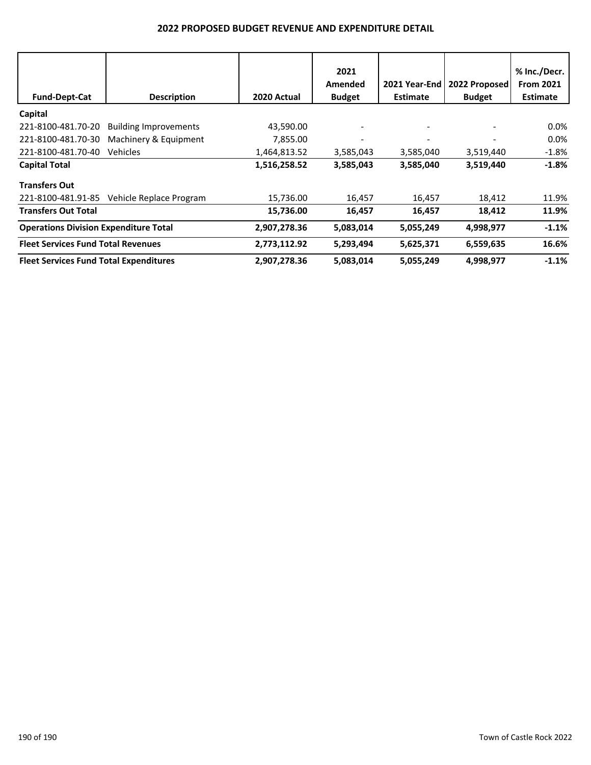# 2022 PROPOSED BUDGET REVENUE AND EXPENDITURE DETAIL

| Fund-Dept-Cat | Description | 2020 Actual | 2021 Amended Budget | 2021 Year-End Estimate | 2022 Proposed Budget | % Inc./Decr. From 2021 Estimate |
|---|---|---|---|---|---|---|
| **Capital** | | | | | | |
| 221-8100-481.70-20 | Building Improvements | 43,590.00 | - | - | - | 0.0% |
| 221-8100-481.70-30 | Machinery & Equipment | 7,855.00 | - | - | - | 0.0% |
| 221-8100-481.70-40 | Vehicles | 1,464,813.52 | 3,585,043 | 3,585,040 | 3,519,440 | -1.8% |
| **Capital Total** | | **1,516,258.52** | **3,585,043** | **3,585,040** | **3,519,440** | **-1.8%** |
| **Transfers Out** | | | | | | |
| 221-8100-481.91-85 | Vehicle Replace Program | 15,736.00 | 16,457 | 16,457 | 18,412 | 11.9% |
| **Transfers Out Total** | | **15,736.00** | **16,457** | **16,457** | **18,412** | **11.9%** |
| **Operations Division Expenditure Total** | | **2,907,278.36** | **5,083,014** | **5,055,249** | **4,998,977** | **-1.1%** |
| **Fleet Services Fund Total Revenues** | | **2,773,112.92** | **5,293,494** | **5,625,371** | **6,559,635** | **16.6%** |
| **Fleet Services Fund Total Expenditures** | | **2,907,278.36** | **5,083,014** | **5,055,249** | **4,998,977** | **-1.1%** |